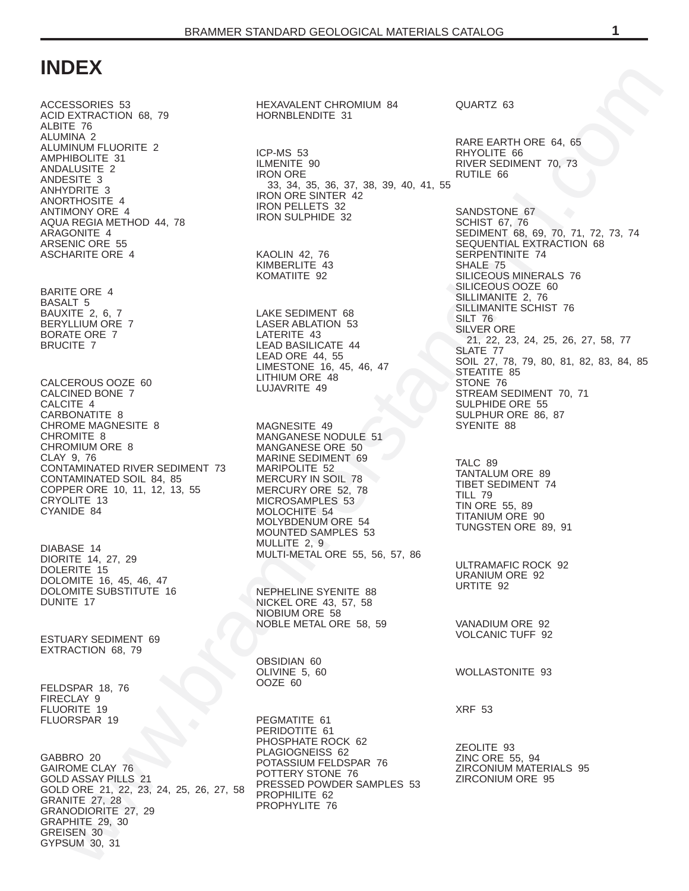# INDEX

ACCESSORIES 53
ACID EXTRACTION 68, 79
ALBITE 76
ALUMINA 2
ALUMINUM FLUORITE 2
AMPHIBOLITE 31
ANDALUSITE 2
ANDESITE 3
ANHYDRITE 3
ANORTHOSITE 4
ANTIMONY ORE 4
AQUA REGIA METHOD 44, 78
ARAGONITE 4
ARSENIC ORE 55
ASCHARITE ORE 4

BARITE ORE 4
BASALT 5
BAUXITE 2, 6, 7
BERYLLIUM ORE 7
BORATE ORE 7
BRUCITE 7

CALCEROUS OOZE 60
CALCINED BONE 7
CALCITE 4
CARBONATITE 8
CHROME MAGNESITE 8
CHROMITE 8
CHROMIUM ORE 8
CLAY 9, 76
CONTAMINATED RIVER SEDIMENT 73
CONTAMINATED SOIL 84, 85
COPPER ORE 10, 11, 12, 13, 55
CRYOLITE 13
CYANIDE 84

DIABASE 14
DIORITE 14, 27, 29
DOLERITE 15
DOLOMITE 16, 45, 46, 47
DOLOMITE SUBSTITUTE 16
DUNITE 17

ESTUARY SEDIMENT 69
EXTRACTION 68, 79

FELDSPAR 18, 76
FIRECLAY 9
FLUORITE 19
FLUORSPAR 19

GABBRO 20
GAIROME CLAY 76
GOLD ASSAY PILLS 21
GOLD ORE 21, 22, 23, 24, 25, 26, 27, 58
GRANITE 27, 28
GRANODIORITE 27, 29
GRAPHITE 29, 30
GREISEN 30
GYPSUM 30, 31

HEXAVALENT CHROMIUM 84
HORNBLENDITE 31

ICP-MS 53
ILMENITE 90
IRON ORE
33, 34, 35, 36, 37, 38, 39, 40, 41, 55
IRON ORE SINTER 42
IRON PELLETS 32
IRON SULPHIDE 32

KAOLIN 42, 76
KIMBERLITE 43
KOMATIITE 92

LAKE SEDIMENT 68
LASER ABLATION 53
LATERITE 43
LEAD BASILICATE 44
LEAD ORE 44, 55
LIMESTONE 16, 45, 46, 47
LITHIUM ORE 48
LUJAVRITE 49

MAGNESITE 49
MANGANESE NODULE 51
MANGANESE ORE 50
MARINE SEDIMENT 69
MARIPOLITE 52
MERCURY IN SOIL 78
MERCURY ORE 52, 78
MICROSAMPLES 53
MOLOCHITE 54
MOLYBDENUM ORE 54
MOUNTED SAMPLES 53
MULLITE 2, 9
MULTI-METAL ORE 55, 56, 57, 86

NEPHELINE SYENITE 88
NICKEL ORE 43, 57, 58
NIOBIUM ORE 58
NOBLE METAL ORE 58, 59

OBSIDIAN 60
OLIVINE 5, 60
OOZE 60

PEGMATITE 61
PERIDOTITE 61
PHOSPHATE ROCK 62
PLAGIOGNEISS 62
POTASSIUM FELDSPAR 76
POTTERY STONE 76
PRESSED POWDER SAMPLES 53
PROPHILITE 62
PROPHYLITE 76

QUARTZ 63

RARE EARTH ORE 64, 65
RHYOLITE 66
RIVER SEDIMENT 70, 73
RUTILE 66

SANDSTONE 67
SCHIST 67, 76
SEDIMENT 68, 69, 70, 71, 72, 73, 74
SEQUENTIAL EXTRACTION 68
SERPENTINITE 74
SHALE 75
SILICEOUS MINERALS 76
SILICEOUS OOZE 60
SILLIMANITE 2, 76
SILLIMANITE SCHIST 76
SILT 76
SILVER ORE
21, 22, 23, 24, 25, 26, 27, 58, 77
SLATE 77
SOIL 27, 78, 79, 80, 81, 82, 83, 84, 85
STEATITE 85
STONE 76
STREAM SEDIMENT 70, 71
SULPHIDE ORE 55
SULPHUR ORE 86, 87
SYENITE 88

TALC 89
TANTALUM ORE 89
TIBET SEDIMENT 74
TILL 79
TIN ORE 55, 89
TITANIUM ORE 90
TUNGSTEN ORE 89, 91

ULTRAMAFIC ROCK 92
URANIUM ORE 92
URTITE 92

VANADIUM ORE 92
VOLCANIC TUFF 92

WOLLASTONITE 93

XRF 53

ZEOLITE 93
ZINC ORE 55, 94
ZIRCONIUM MATERIALS 95
ZIRCONIUM ORE 95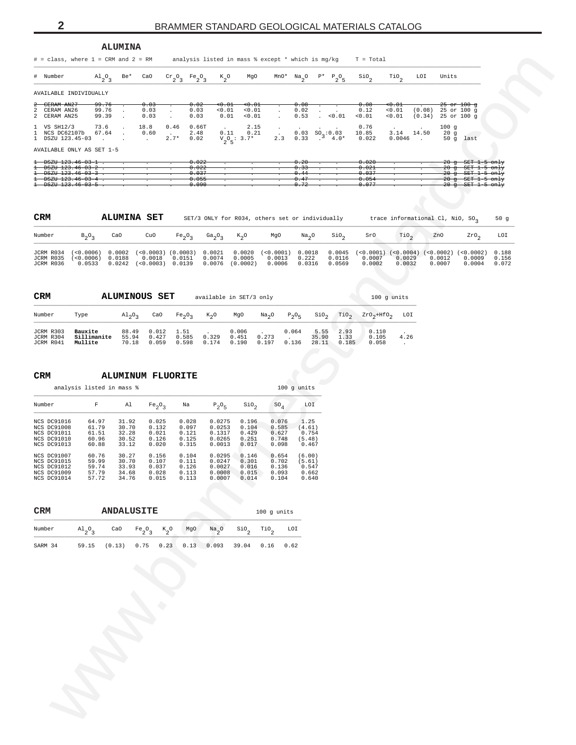## ALUMINA

# = class, where 1 = CRM and 2 = RM     analysis listed in mass % except * which is mg/kg     T = Total

| # | Number | $Al_2O_3$ | Be* | CaO | $Cr_2O_3$ | $Fe_2O_3$ | $K_2O$ | MgO | MnO* | $Na_2O$ | P* | $P_2O_5$ | $SiO_2$ | $TiO_2$ | LOI | Units |
|---|---|---|---|---|---|---|---|---|---|---|---|---|---|---|---|---|
| AVAILABLE INDIVIDUALLY | | | | | | | | | | | | | | | | |
| ~~2~~ | ~~CERAM AN27~~ | ~~99.76~~ | ~~.~~ | ~~0.03~~ | ~~.~~ | ~~0.02~~ | ~~<0.01~~ | ~~<0.01~~ | ~~.~~ | ~~0.08~~ | ~~.~~ | ~~.~~ | ~~0.08~~ | ~~<0.01~~ | ~~.~~ | ~~25 or 100 g~~ |
| 2 | CERAM AN26 | 99.76 | . | 0.03 | . | 0.03 | <0.01 | <0.01 | . | 0.02 | . | . | 0.12 | <0.01 | (0.08) | 25 or 100 g |
| 2 | CERAM AN25 | 99.39 | . | 0.03 | . | 0.03 | 0.01 | <0.01 | . | 0.53 | . | <0.01 | <0.01 | <0.01 | (0.34) | 25 or 100 g |
| 1 | VS SH12/3 | 73.6 | . | 18.8 | 0.46 | 0.66T | . | 2.15 | . | . | . | . | 0.76 | . | . | 100 g |
| 1 | NCS DC62107b | 67.64 | . | 0.60 | . | 2.48 | 0.11 | 0.21 | . | 0.03 | $SO_3$:0.03 | | 10.85 | 3.14 | 14.50 | 20 g |
| 1 | DSZU 123.45-03 | . | . | . | 2.7* | 0.02 | $V_2O_5$: 3.7* | | 2.3 | 0.33 | . | 4.0* | 0.022 | 0.0046 | . | 50 g last |
| AVAILABLE ONLY AS SET 1-5 | | | | | | | | | | | | | | | | |
| ~~1~~ | ~~DSZU 123.46-03-1~~ | ~~.~~ | ~~.~~ | ~~.~~ | ~~.~~ | ~~0.022~~ | ~~.~~ | ~~.~~ | ~~.~~ | ~~0.20~~ | ~~.~~ | ~~.~~ | ~~0.020~~ | ~~.~~ | ~~.~~ | ~~20 g SET 1-5 only~~ |
| ~~1~~ | ~~DSZU 123.46-03-2~~ | ~~.~~ | ~~.~~ | ~~.~~ | ~~.~~ | ~~0.022~~ | ~~.~~ | ~~.~~ | ~~.~~ | ~~0.33~~ | ~~.~~ | ~~.~~ | ~~0.021~~ | ~~.~~ | ~~.~~ | ~~20 g SET 1-5 only~~ |
| ~~1~~ | ~~DSZU 123.46-03-3~~ | ~~.~~ | ~~.~~ | ~~.~~ | ~~.~~ | ~~0.037~~ | ~~.~~ | ~~.~~ | ~~.~~ | ~~0.44~~ | ~~.~~ | ~~.~~ | ~~0.037~~ | ~~.~~ | ~~.~~ | ~~20 g SET 1-5 only~~ |
| ~~1~~ | ~~DSZU 123.46-03-4~~ | ~~.~~ | ~~.~~ | ~~.~~ | ~~.~~ | ~~0.055~~ | ~~.~~ | ~~.~~ | ~~.~~ | ~~0.47~~ | ~~.~~ | ~~.~~ | ~~0.054~~ | ~~.~~ | ~~.~~ | ~~20 g SET 1-5 only~~ |
| ~~1~~ | ~~DSZU 123.46-03-5~~ | ~~.~~ | ~~.~~ | ~~.~~ | ~~.~~ | ~~0.090~~ | ~~.~~ | ~~.~~ | ~~.~~ | ~~0.72~~ | ~~.~~ | ~~.~~ | ~~0.077~~ | ~~.~~ | ~~.~~ | ~~20 g SET 1-5 only~~ |

## CRM ALUMINA SET

SET/3 ONLY for R034, others set or individually     trace informational Cl, NiO, $SO_3$     50 g

| Number | $B_2O_3$ | CaO | CuO | $Fe_2O_3$ | $Ga_2O_3$ | $K_2O$ | MgO | $Na_2O$ | $SiO_2$ | SrO | $TiO_2$ | ZnO | $ZrO_2$ | LOI |
|---|---|---|---|---|---|---|---|---|---|---|---|---|---|---|
| JCRM R034 | (<0.0006) | 0.0002 | (<0.0003) | (0.0003) | 0.0021 | 0.0020 | (<0.0001) | 0.0018 | 0.0045 | (<0.0001) | (<0.0004) | (<0.0002) | (<0.0002) | 0.188 |
| JCRM R035 | (<0.0006) | 0.0188 | 0.0018 | 0.0151 | 0.0074 | 0.0005 | 0.0013 | 0.222 | 0.0116 | 0.0007 | 0.0029 | 0.0012 | 0.0009 | 0.156 |
| JCRM R036 | 0.0533 | 0.0242 | (<0.0003) | 0.0139 | 0.0076 | (0.0002) | 0.0006 | 0.0316 | 0.0569 | 0.0002 | 0.0032 | 0.0007 | 0.0004 | 0.072 |

## CRM ALUMINOUS SET

available in SET/3 only     100 g units

| Number | Type | $Al_2O_3$ | CaO | $Fe_2O_3$ | $K_2O$ | MgO | $Na_2O$ | $P_2O_5$ | $SiO_2$ | $TiO_2$ | $ZrO_2+HfO_2$ | LOI |
|---|---|---|---|---|---|---|---|---|---|---|---|---|
| JCRM R303 | **Bauxite** | 88.49 | 0.012 | 1.51 | . | 0.006 | . | 0.064 | 5.55 | 2.93 | 0.110 | . |
| JCRM R304 | **Sillimanite** | 55.94 | 0.427 | 0.585 | 0.329 | 0.451 | 0.273 | . | 35.90 | 1.33 | 0.105 | 4.26 |
| JCRM R041 | **Mullite** | 70.18 | 0.059 | 0.598 | 0.174 | 0.190 | 0.197 | 0.136 | 28.11 | 0.185 | 0.058 | . |

## CRM ALUMINUM FLUORITE

analysis listed in mass %     100 g units

| Number | F | Al | $Fe_2O_3$ | Na | $P_2O_5$ | $SiO_2$ | $SO_4$ | LOI |
|---|---|---|---|---|---|---|---|---|
| NCS DC91016 | 64.97 | 31.92 | 0.025 | 0.028 | 0.0275 | 0.196 | 0.076 | 1.25 |
| NCS DC91008 | 61.79 | 30.70 | 0.132 | 0.097 | 0.0253 | 0.104 | 0.585 | (4.61) |
| NCS DC91011 | 61.51 | 32.28 | 0.021 | 0.121 | 0.1317 | 0.429 | 0.627 | 0.754 |
| NCS DC91010 | 60.96 | 30.52 | 0.126 | 0.125 | 0.0265 | 0.251 | 0.748 | (5.48) |
| NCS DC91013 | 60.88 | 33.12 | 0.020 | 0.315 | 0.0013 | 0.017 | 0.098 | 0.467 |
| NCS DC91007 | 60.76 | 30.27 | 0.156 | 0.104 | 0.0295 | 0.146 | 0.654 | (6.00) |
| NCS DC91015 | 59.99 | 30.70 | 0.107 | 0.111 | 0.0247 | 0.301 | 0.702 | (5.61) |
| NCS DC91012 | 59.74 | 33.93 | 0.037 | 0.126 | 0.0027 | 0.016 | 0.136 | 0.547 |
| NCS DC91009 | 57.79 | 34.68 | 0.028 | 0.113 | 0.0008 | 0.015 | 0.093 | 0.662 |
| NCS DC91014 | 57.72 | 34.76 | 0.015 | 0.113 | 0.0007 | 0.014 | 0.104 | 0.640 |

## CRM ANDALUSITE

100 g units

| Number | $Al_2O_3$ | CaO | $Fe_2O_3$ | $K_2O$ | MgO | $Na_2O$ | $SiO_2$ | $TiO_2$ | LOI |
|---|---|---|---|---|---|---|---|---|---|
| SARM 34 | 59.15 | (0.13) | 0.75 | 0.23 | 0.13 | 0.093 | 39.04 | 0.16 | 0.62 |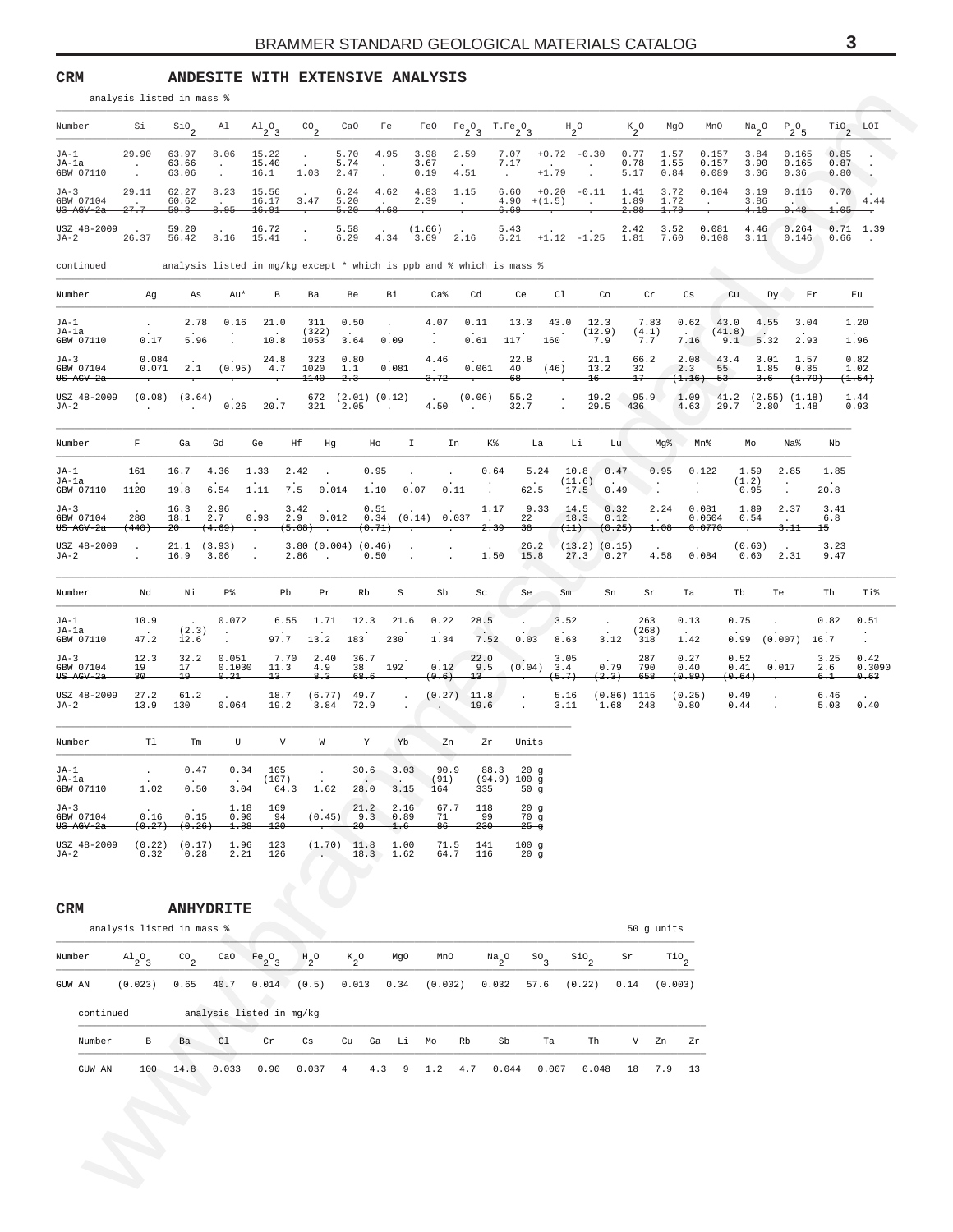## CRM ANDESITE WITH EXTENSIVE ANALYSIS

analysis listed in mass %

| Number | Si | $SiO_2$ | Al | $Al_2O_3$ | $CO_2$ | CaO | Fe | FeO | $Fe_2O_3$ | $T.Fe_2O_3$ | $H_2O$ | | $K_2O$ | MgO | MnO | $Na_2O$ | $P_2O_5$ | $TiO_2$ | LOI |
|---|---|---|---|---|---|---|---|---|---|---|---|---|---|---|---|---|---|---|---|
| JA-1 | 29.90 | 63.97 | 8.06 | 15.22 | . | 5.70 | 4.95 | 3.98 | 2.59 | 7.07 | +0.72 | -0.30 | 0.77 | 1.57 | 0.157 | 3.84 | 0.165 | 0.85 | . |
| JA-1a | . | 63.66 | . | 15.40 | . | 5.74 | . | 3.67 | . | 7.17 | . | . | 0.78 | 1.55 | 0.157 | 3.90 | 0.165 | 0.87 | . |
| GBW 07110 | . | 63.06 | . | 16.1 | 1.03 | 2.47 | . | 0.19 | 4.51 | . | +1.79 | . | 5.17 | 0.84 | 0.089 | 3.06 | 0.36 | 0.80 | . |
| JA-3 | 29.11 | 62.27 | 8.23 | 15.56 | . | 6.24 | 4.62 | 4.83 | 1.15 | 6.60 | +0.20 | -0.11 | 1.41 | 3.72 | 0.104 | 3.19 | 0.116 | 0.70 | . |
| GBW 07104 | . | 60.62 | . | 16.17 | 3.47 | 5.20 | . | 2.39 | . | 4.90 | +(1.5) | . | 1.89 | 1.72 | . | 3.86 | . | . | 4.44 |
| ~~US AGV-2a~~ | ~~27.7~~ | ~~59.3~~ | ~~8.95~~ | ~~16.91~~ | . | ~~5.20~~ | ~~4.68~~ | . | . | ~~6.69~~ | . | . | ~~2.88~~ | ~~1.79~~ | . | ~~4.19~~ | ~~0.48~~ | ~~1.05~~ | . |
| USZ 48-2009 | . | 59.20 | . | 16.72 | . | 5.58 | . | (1.66) | . | 5.43 | . | . | 2.42 | 3.52 | 0.081 | 4.46 | 0.264 | 0.71 | 1.39 |
| JA-2 | 26.37 | 56.42 | 8.16 | 15.41 | . | 6.29 | 4.34 | 3.69 | 2.16 | 6.21 | +1.12 | -1.25 | 1.81 | 7.60 | 0.108 | 3.11 | 0.146 | 0.66 | . |

continued analysis listed in mg/kg except * which is ppb and % which is mass %

| Number | Ag | As | Au* | B | Ba | Be | Bi | Ca% | Cd | Ce | Cl | Co | Cr | Cs | Cu | Dy | Er | Eu |
|---|---|---|---|---|---|---|---|---|---|---|---|---|---|---|---|---|---|---|
| JA-1 | . | 2.78 | 0.16 | 21.0 | 311 | 0.50 | . | 4.07 | 0.11 | 13.3 | 43.0 | 12.3 | 7.83 | 0.62 | 43.0 | 4.55 | 3.04 | 1.20 |
| JA-1a | . | . | . | . | (322) | . | . | . | . | . | . | (12.9) | (4.1) | . | (41.8) | . | . | . |
| GBW 07110 | 0.17 | 5.96 | . | 10.8 | 1053 | 3.64 | 0.09 | . | 0.61 | 117 | 160 | 7.9 | 7.7 | 7.16 | 9.1 | 5.32 | 2.93 | 1.96 |
| JA-3 | 0.084 | . | . | 24.8 | 323 | 0.80 | . | 4.46 | . | 22.8 | . | 21.1 | 66.2 | 2.08 | 43.4 | 3.01 | 1.57 | 0.82 |
| GBW 07104 | 0.071 | 2.1 | (0.95) | 4.7 | 1020 | 1.1 | 0.081 | . | 0.061 | 40 | (46) | 13.2 | 32 | 2.3 | 55 | 1.85 | 0.85 | 1.02 |
| ~~US AGV-2a~~ | . | . | . | . | ~~1140~~ | ~~2.3~~ | . | ~~3.72~~ | . | ~~68~~ | . | ~~16~~ | ~~17~~ | ~~(1.16)~~ | ~~53~~ | ~~3.6~~ | ~~(1.79)~~ | ~~(1.54)~~ |
| USZ 48-2009 | (0.08) | (3.64) | . | . | 672 | (2.01) | (0.12) | . | (0.06) | 55.2 | . | 19.2 | 95.9 | 1.09 | 41.2 | (2.55) | (1.18) | 1.44 |
| JA-2 | . | . | 0.26 | 20.7 | 321 | 2.05 | . | 4.50 | . | 32.7 | . | 29.5 | 436 | 4.63 | 29.7 | 2.80 | 1.48 | 0.93 |

| Number | F | Ga | Gd | Ge | Hf | Hg | Ho | I | In | K% | La | Li | Lu | Mg% | Mn% | Mo | Na% | Nb |
|---|---|---|---|---|---|---|---|---|---|---|---|---|---|---|---|---|---|---|
| JA-1 | 161 | 16.7 | 4.36 | 1.33 | 2.42 | . | 0.95 | . | . | 0.64 | 5.24 | 10.8 | 0.47 | 0.95 | 0.122 | 1.59 | 2.85 | 1.85 |
| JA-1a | . | . | . | . | . | . | . | . | . | . | . | (11.6) | . | . | . | (1.2) | . | . |
| GBW 07110 | 1120 | 19.8 | 6.54 | 1.11 | 7.5 | 0.014 | 1.10 | 0.07 | 0.11 | . | 62.5 | 17.5 | 0.49 | . | . | 0.95 | . | 20.8 |
| JA-3 | . | 16.3 | 2.96 | . | 3.42 | . | 0.51 | . | . | 1.17 | 9.33 | 14.5 | 0.32 | 2.24 | 0.081 | 1.89 | 2.37 | 3.41 |
| GBW 07104 | 280 | 18.1 | 2.7 | 0.93 | 2.9 | 0.012 | 0.34 | (0.14) | 0.037 | . | 22 | 18.3 | 0.12 | . | 0.0604 | 0.54 | . | 6.8 |
| ~~US AGV-2a~~ | ~~(440)~~ | ~~20~~ | ~~(4.69)~~ | . | ~~(5.08)~~ | . | ~~(0.71)~~ | . | . | ~~2.39~~ | ~~38~~ | ~~(11)~~ | ~~(0.25)~~ | ~~1.08~~ | ~~0.0770~~ | . | ~~3.11~~ | ~~15~~ |
| USZ 48-2009 | . | 21.1 | (3.93) | . | 3.80 | (0.004) | (0.46) | . | . | . | 26.2 | (13.2) | (0.15) | . | . | (0.60) | . | 3.23 |
| JA-2 | . | 16.9 | 3.06 | . | 2.86 | . | 0.50 | . | . | 1.50 | 15.8 | 27.3 | 0.27 | 4.58 | 0.084 | 0.60 | 2.31 | 9.47 |

| Number | Nd | Ni | P% | Pb | Pr | Rb | S | Sb | Sc | Se | Sm | Sn | Sr | Ta | Tb | Te | Th | Ti% |
|---|---|---|---|---|---|---|---|---|---|---|---|---|---|---|---|---|---|---|
| JA-1 | 10.9 | . | 0.072 | 6.55 | 1.71 | 12.3 | 21.6 | 0.22 | 28.5 | . | 3.52 | . | 263 | 0.13 | 0.75 | . | 0.82 | 0.51 |
| JA-1a | . | (2.3) | . | . | . | . | . | . | . | . | . | . | (268) | . | . | . | . | . |
| GBW 07110 | 47.2 | 12.6 | . | 97.7 | 13.2 | 183 | 230 | 1.34 | 7.52 | 0.03 | 8.63 | 3.12 | 318 | 1.42 | 0.99 | (0.007) | 16.7 | . |
| JA-3 | 12.3 | 32.2 | 0.051 | 7.70 | 2.40 | 36.7 | . | . | 22.0 | . | 3.05 | . | 287 | 0.27 | 0.52 | . | 3.25 | 0.42 |
| GBW 07104 | 19 | 17 | 0.1030 | 11.3 | 4.9 | 38 | 192 | 0.12 | 9.5 | (0.04) | 3.4 | 0.79 | 790 | 0.40 | 0.41 | 0.017 | 2.6 | 0.3090 |
| ~~US AGV-2a~~ | ~~30~~ | ~~19~~ | ~~0.21~~ | ~~13~~ | ~~8.3~~ | ~~68.6~~ | . | ~~(0.6)~~ | ~~13~~ | . | ~~(5.7)~~ | ~~(2.3)~~ | ~~658~~ | ~~(0.89)~~ | ~~(0.64)~~ | . | ~~6.1~~ | ~~0.63~~ |
| USZ 48-2009 | 27.2 | 61.2 | . | 18.7 | (6.77) | 49.7 | . | (0.27) | 11.8 | . | 5.16 | (0.86) | 1116 | (0.25) | 0.49 | . | 6.46 | . |
| JA-2 | 13.9 | 130 | 0.064 | 19.2 | 3.84 | 72.9 | . | . | 19.6 | . | 3.11 | 1.68 | 248 | 0.80 | 0.44 | . | 5.03 | 0.40 |

| Number | Tl | Tm | U | V | W | Y | Yb | Zn | Zr | Units |
|---|---|---|---|---|---|---|---|---|---|---|
| JA-1 | . | 0.47 | 0.34 | 105 | . | 30.6 | 3.03 | 90.9 | 88.3 | 20 g |
| JA-1a | . | . | . | (107) | . | . | . | (91) | (94.9) | 100 g |
| GBW 07110 | 1.02 | 0.50 | 3.04 | 64.3 | 1.62 | 28.0 | 3.15 | 164 | 335 | 50 g |
| JA-3 | . | . | 1.18 | 169 | . | 21.2 | 2.16 | 67.7 | 118 | 20 g |
| GBW 07104 | 0.16 | 0.15 | 0.90 | 94 | (0.45) | 9.3 | 0.89 | 71 | 99 | 70 g |
| ~~US AGV-2a~~ | ~~(0.27)~~ | ~~(0.26)~~ | ~~1.88~~ | ~~120~~ | . | ~~20~~ | ~~1.6~~ | ~~86~~ | ~~230~~ | ~~25 g~~ |
| USZ 48-2009 | (0.22) | (0.17) | 1.96 | 123 | (1.70) | 11.8 | 1.00 | 71.5 | 141 | 100 g |
| JA-2 | 0.32 | 0.28 | 2.21 | 126 | . | 18.3 | 1.62 | 64.7 | 116 | 20 g |

## CRM ANHYDRITE

analysis listed in mass % — 50 g units

| Number | $Al_2O_3$ | $CO_2$ | CaO | $Fe_2O_3$ | $H_2O$ | $K_2O$ | MgO | MnO | $Na_2O$ | $SO_3$ | $SiO_2$ | Sr | $TiO_2$ |
|---|---|---|---|---|---|---|---|---|---|---|---|---|---|
| GUW AN | (0.023) | 0.65 | 40.7 | 0.014 | (0.5) | 0.013 | 0.34 | (0.002) | 0.032 | 57.6 | (0.22) | 0.14 | (0.003) |

continued analysis listed in mg/kg

| Number | B | Ba | Cl | Cr | Cs | Cu | Ga | Li | Mo | Rb | Sb | Ta | Th | V | Zn | Zr |
|---|---|---|---|---|---|---|---|---|---|---|---|---|---|---|---|---|
| GUW AN | 100 | 14.8 | 0.033 | 0.90 | 0.037 | 4 | 4.3 | 9 | 1.2 | 4.7 | 0.044 | 0.007 | 0.048 | 18 | 7.9 | 13 |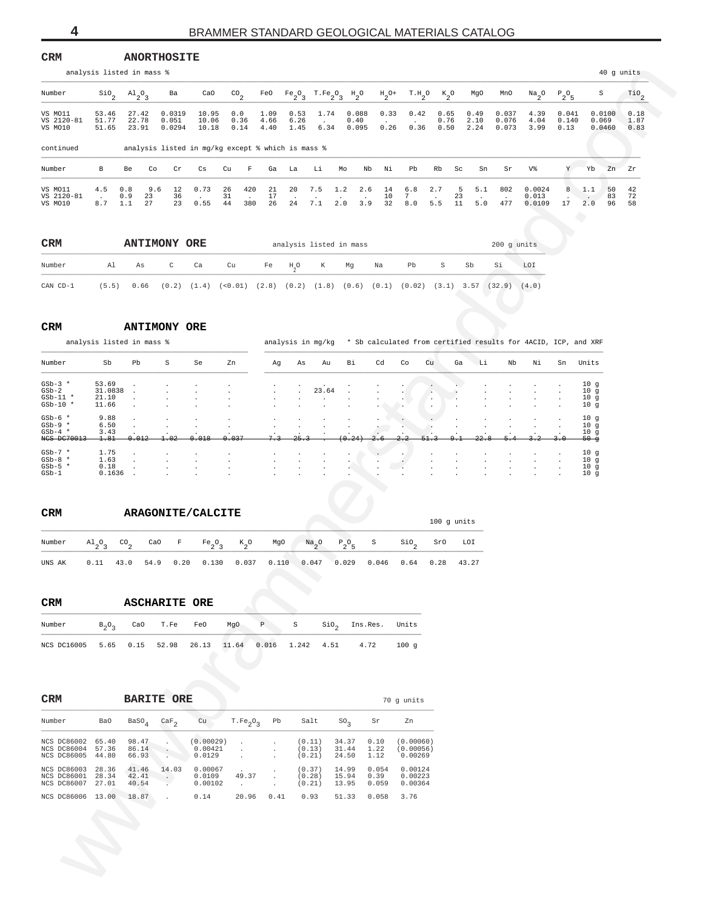## CRM ANORTHOSITE

analysis listed in mass % — 40 g units

| Number | $SiO_2$ | $Al_2O_3$ | Ba | CaO | $CO_2$ | FeO | $Fe_2O_3$ | $T.Fe_2O_3$ | $H_2O$ | $H_2O+$ | $T.H_2O$ | $K_2O$ | MgO | MnO | $Na_2O$ | $P_2O_5$ | S | $TiO_2$ |
|---|---|---|---|---|---|---|---|---|---|---|---|---|---|---|---|---|---|---|
| VS MO11 | 53.46 | 27.42 | 0.0319 | 10.95 | 0.0 | 1.09 | 0.53 | 1.74 | 0.088 | 0.33 | 0.42 | 0.65 | 0.49 | 0.037 | 4.39 | 0.041 | 0.0100 | 0.18 |
| VS 2120-81 | 51.77 | 22.78 | 0.051 | 10.06 | 0.36 | 4.66 | 6.26 | . | 0.40 | . | . | 0.76 | 2.10 | 0.076 | 4.04 | 0.140 | 0.069 | 1.87 |
| VS MO10 | 51.65 | 23.91 | 0.0294 | 10.18 | 0.14 | 4.40 | 1.45 | 6.34 | 0.095 | 0.26 | 0.36 | 0.50 | 2.24 | 0.073 | 3.99 | 0.13 | 0.0460 | 0.83 |

continued — analysis listed in mg/kg except % which is mass %

| Number | B | Be | Co | Cr | Cs | Cu | F | Ga | La | Li | Mo | Nb | Ni | Pb | Rb | Sc | Sn | Sr | V% | Y | Yb | Zn | Zr |
|---|---|---|---|---|---|---|---|---|---|---|---|---|---|---|---|---|---|---|---|---|---|---|---|
| VS MO11 | 4.5 | 0.8 | 9.6 | 12 | 0.73 | 26 | 420 | 21 | 20 | 7.5 | 1.2 | 2.6 | 14 | 6.8 | 2.7 | 5 | 5.1 | 802 | 0.0024 | 8 | 1.1 | 50 | 42 |
| VS 2120-81 | . | 0.9 | 23 | 36 | . | 31 | . | 17 | . | . | . | . | 10 | 7 | . | 23 | . | . | 0.013 | . | . | 83 | 72 |
| VS MO10 | 8.7 | 1.1 | 27 | 23 | 0.55 | 44 | 380 | 26 | 24 | 7.1 | 2.0 | 3.9 | 32 | 8.0 | 5.5 | 11 | 5.0 | 477 | 0.0109 | 17 | 2.0 | 96 | 58 |

## CRM ANTIMONY ORE

analysis listed in mass — 200 g units

| Number | Al | As | C | Ca | Cu | Fe | $H_2O$ | K | Mg | Na | Pb | S | Sb | Si | LOI |
|---|---|---|---|---|---|---|---|---|---|---|---|---|---|---|---|
| CAN CD-1 | (5.5) | 0.66 | (0.2) | (1.4) | (<0.01) | (2.8) | (0.2) | (1.8) | (0.6) | (0.1) | (0.02) | (3.1) | 3.57 | (32.9) | (4.0) |

## CRM ANTIMONY ORE

analysis listed in mass % — analysis in mg/kg — * Sb calculated from certified results for 4ACID, ICP, and XRF

| Number | Sb | Pb | S | Se | Zn | Ag | As | Au | Bi | Cd | Co | Cu | Ga | Li | Nb | Ni | Sn | Units |
|---|---|---|---|---|---|---|---|---|---|---|---|---|---|---|---|---|---|---|
| GSb-3 * | 53.69 | . | . | . | . | . | . | . | . | . | . | . | . | . | . | . | . | 10 g |
| GSb-2 | 31.0838 | . | . | . | . | . | . | 23.64 | . | . | . | . | . | . | . | . | . | 10 g |
| GSb-11 * | 21.10 | . | . | . | . | . | . | . | . | . | . | . | . | . | . | . | . | 10 g |
| GSb-10 * | 11.66 | . | . | . | . | . | . | . | . | . | . | . | . | . | . | . | . | 10 g |
| GSb-6 * | 9.88 | . | . | . | . | . | . | . | . | . | . | . | . | . | . | . | . | 10 g |
| GSb-9 * | 6.50 | . | . | . | . | . | . | . | . | . | . | . | . | . | . | . | . | 10 g |
| GSb-4 * | 3.43 | . | . | . | . | . | . | . | . | . | . | . | . | . | . | . | . | 10 g |
| ~~NCS DC70013~~ | ~~1.81~~ | ~~0.012~~ | ~~1.02~~ | ~~0.018~~ | ~~0.037~~ | ~~7.3~~ | ~~25.3~~ | ~~.~~ | ~~(0.24)~~ | ~~2.6~~ | ~~2.2~~ | ~~51.3~~ | ~~9.1~~ | ~~22.8~~ | ~~5.4~~ | ~~3.2~~ | ~~3.0~~ | ~~50 g~~ |
| GSb-7 * | 1.75 | . | . | . | . | . | . | . | . | . | . | . | . | . | . | . | . | 10 g |
| GSb-8 * | 1.63 | . | . | . | . | . | . | . | . | . | . | . | . | . | . | . | . | 10 g |
| GSb-5 * | 0.18 | . | . | . | . | . | . | . | . | . | . | . | . | . | . | . | . | 10 g |
| GSb-1 | 0.1636 | . | . | . | . | . | . | . | . | . | . | . | . | . | . | . | . | 10 g |

## CRM ARAGONITE/CALCITE

100 g units

| Number | $Al_2O_3$ | $CO_2$ | CaO | F | $Fe_2O_3$ | $K_2O$ | MgO | $Na_2O$ | $P_2O_5$ | S | $SiO_2$ | SrO | LOI |
|---|---|---|---|---|---|---|---|---|---|---|---|---|---|
| UNS AK | 0.11 | 43.0 | 54.9 | 0.20 | 0.130 | 0.037 | 0.110 | 0.047 | 0.029 | 0.046 | 0.64 | 0.28 | 43.27 |

## CRM ASCHARITE ORE

| Number | $B_2O_3$ | CaO | T.Fe | FeO | MgO | P | S | $SiO_2$ | Ins.Res. | Units |
|---|---|---|---|---|---|---|---|---|---|---|
| NCS DC16005 | 5.65 | 0.15 | 52.98 | 26.13 | 11.64 | 0.016 | 1.242 | 4.51 | 4.72 | 100 g |

## CRM BARITE ORE

70 g units

| Number | BaO | $BaSO_4$ | $CaF_2$ | Cu | $T.Fe_2O_3$ | Pb | Salt | $SO_3$ | Sr | Zn |
|---|---|---|---|---|---|---|---|---|---|---|
| NCS DC86002 | 65.40 | 98.47 | . | (0.00029) | . | . | (0.11) | 34.37 | 0.10 | (0.00060) |
| NCS DC86004 | 57.36 | 86.14 | . | 0.00421 | . | . | (0.13) | 31.44 | 1.22 | (0.00056) |
| NCS DC86005 | 44.80 | 66.93 | . | 0.0129 | . | . | (0.21) | 24.50 | 1.12 | 0.00269 |
| NCS DC86003 | 28.36 | 41.46 | 14.03 | 0.00067 | . | . | (0.37) | 14.99 | 0.054 | 0.00124 |
| NCS DC86001 | 28.34 | 42.41 | . | 0.0109 | 49.37 | . | (0.28) | 15.94 | 0.39 | 0.00223 |
| NCS DC86007 | 27.01 | 40.54 | . | 0.00102 | . | . | (0.21) | 13.95 | 0.059 | 0.00364 |
| NCS DC86006 | 13.00 | 18.87 | . | 0.14 | 20.96 | 0.41 | 0.93 | 51.33 | 0.058 | 3.76 |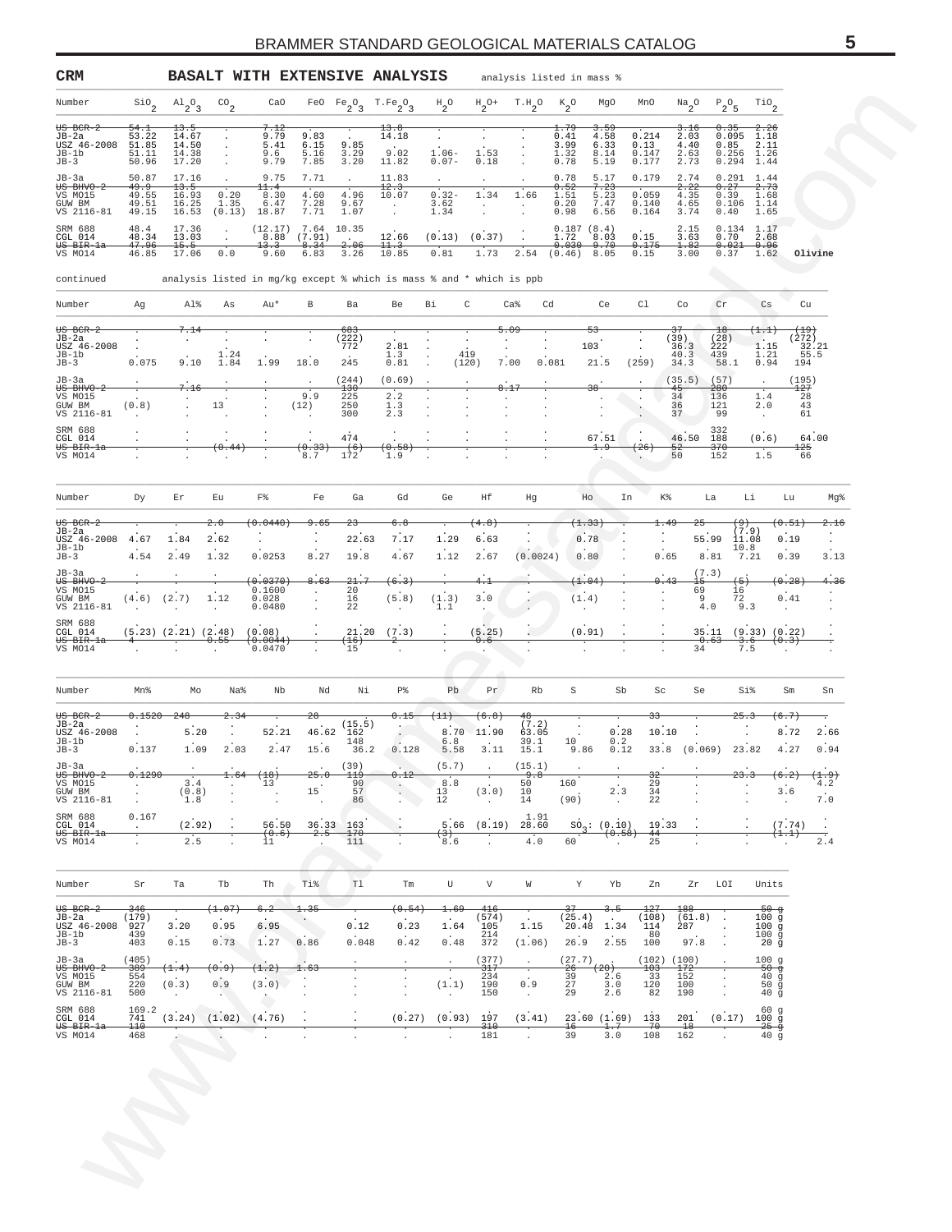**CRM** **BASALT WITH EXTENSIVE ANALYSIS** analysis listed in mass %

| Number | $SiO_2$ | $Al_2O_3$ | $CO_2$ | CaO | FeO | $Fe_2O_3$ | $T.Fe_2O_3$ | $H_2O$ | $H_2O+$ | $T.H_2O$ | $K_2O$ | MgO | MnO | $Na_2O$ | $P_2O_5$ | $TiO_2$ | |
|---|---|---|---|---|---|---|---|---|---|---|---|---|---|---|---|---|---|
| ~~US BCR-2~~ | ~~54.1~~ | ~~13.5~~ | . | ~~7.12~~ | . | . | ~~13.8~~ | . | . | . | ~~1.79~~ | ~~3.59~~ | . | ~~3.16~~ | ~~0.35~~ | ~~2.26~~ | |
| JB-2a | 53.22 | 14.67 | . | 9.79 | 9.83 | . | 14.18 | . | . | . | 0.41 | 4.58 | 0.214 | 2.03 | 0.095 | 1.18 | |
| USZ 46-2008 | 51.85 | 14.50 | . | 5.41 | 6.15 | 9.85 | . | . | . | . | 3.99 | 6.33 | 0.13 | 4.40 | 0.85 | 2.11 | |
| JB-1b | 51.11 | 14.38 | . | 9.6 | 5.16 | 3.29 | 9.02 | 1.06- | 1.53 | . | 1.32 | 8.14 | 0.147 | 2.63 | 0.256 | 1.26 | |
| JB-3 | 50.96 | 17.20 | . | 9.79 | 7.85 | 3.20 | 11.82 | 0.07- | 0.18 | . | 0.78 | 5.19 | 0.177 | 2.73 | 0.294 | 1.44 | |
| JB-3a | 50.87 | 17.16 | . | 9.75 | 7.71 | . | 11.83 | . | . | . | 0.78 | 5.17 | 0.179 | 2.74 | 0.291 | 1.44 | |
| ~~US BHVO-2~~ | ~~49.9~~ | ~~13.5~~ | . | ~~11.4~~ | . | . | ~~12.3~~ | . | . | . | ~~0.52~~ | ~~7.23~~ | . | ~~2.22~~ | ~~0.27~~ | ~~2.73~~ | |
| VS MO15 | 49.55 | 16.93 | 0.20 | 8.30 | 4.60 | 4.96 | 10.07 | 0.32- | 1.34 | 1.66 | 1.51 | 5.23 | 0.059 | 4.35 | 0.39 | 1.68 | |
| GUW BM | 49.51 | 16.25 | 1.35 | 6.47 | 7.28 | 9.67 | . | 3.62 | . | . | 0.20 | 7.47 | 0.140 | 4.65 | 0.106 | 1.14 | |
| VS 2116-81 | 49.15 | 16.53 | (0.13) | 18.87 | 7.71 | 1.07 | . | 1.34 | . | . | 0.98 | 6.56 | 0.164 | 3.74 | 0.40 | 1.65 | |
| SRM 688 | 48.4 | 17.36 | . | (12.17) | 7.64 | 10.35 | . | . | . | . | 0.187 | (8.4) | . | 2.15 | 0.134 | 1.17 | |
| CGL 014 | 48.34 | 13.03 | . | 8.88 | (7.91) | . | 12.66 | (0.13) | (0.37) | . | 1.72 | 8.03 | 0.15 | 3.63 | 0.70 | 2.68 | |
| ~~US BIR-1a~~ | ~~47.96~~ | ~~15.5~~ | . | ~~13.3~~ | ~~8.34~~ | ~~2.06~~ | ~~11.3~~ | . | . | . | ~~0.030~~ | ~~9.70~~ | ~~0.175~~ | ~~1.82~~ | ~~0.021~~ | ~~0.96~~ | |
| VS MO14 | 46.85 | 17.06 | 0.0 | 9.60 | 6.83 | 3.26 | 10.85 | 0.81 | 1.73 | 2.54 | (0.46) | 8.05 | 0.15 | 3.00 | 0.37 | 1.62 | **Olivine** |

continued analysis listed in mg/kg except % which is mass % and * which is ppb

| Number | Ag | Al% | As | Au* | B | Ba | Be | Bi | C | Ca% | Cd | Ce | Cl | Co | Cr | Cs | Cu |
|---|---|---|---|---|---|---|---|---|---|---|---|---|---|---|---|---|---|
| ~~US BCR-2~~ | . | ~~7.14~~ | . | . | . | ~~683~~ | . | . | . | ~~5.09~~ | . | ~~53~~ | . | ~~37~~ | ~~18~~ | ~~(1.1)~~ | ~~(19)~~ |
| JB-2a | . | . | . | . | . | (222) | . | . | . | . | . | . | . | (39) | (28) | . | (272) |
| USZ 46-2008 | . | . | . | . | . | 772 | 2.81 | . | . | . | . | 103 | . | 36.3 | 222 | 1.15 | 32.21 |
| JB-1b | . | . | 1.24 | . | . | . | 1.3 | . | 419 | . | . | . | . | 40.3 | 439 | 1.21 | 55.5 |
| JB-3 | 0.075 | 9.10 | 1.84 | 1.99 | 18.0 | 245 | 0.81 | . | (120) | 7.00 | 0.081 | 21.5 | (259) | 34.3 | 58.1 | 0.94 | 194 |
| JB-3a | . | . | . | . | . | (244) | (0.69) | . | . | . | . | . | . | (35.5) | (57) | . | (195) |
| ~~US BHVO-2~~ | . | ~~7.16~~ | . | . | . | ~~130~~ | . | . | . | ~~8.17~~ | . | ~~38~~ | . | ~~45~~ | ~~280~~ | . | ~~127~~ |
| VS MO15 | . | . | . | . | 9.9 | 225 | 2.2 | . | . | . | . | . | . | 34 | 136 | 1.4 | 28 |
| GUW BM | (0.8) | . | 13 | . | (12) | 250 | 1.3 | . | . | . | . | . | . | 36 | 121 | 2.0 | 43 |
| VS 2116-81 | . | . | . | . | . | 300 | 2.3 | . | . | . | . | . | . | 37 | 99 | . | 61 |
| SRM 688 | . | . | . | . | . | . | . | . | . | . | . | . | . | . | 332 | . | . |
| CGL 014 | . | . | . | . | . | 474 | . | . | . | . | . | 67.51 | . | 46.50 | 188 | (0.6) | 64.00 |
| ~~US BIR-1a~~ | . | . | ~~(0.44)~~ | . | ~~(0.33)~~ | ~~(6)~~ | ~~(0.58)~~ | . | . | . | . | ~~1.9~~ | ~~(26)~~ | ~~52~~ | ~~370~~ | . | ~~125~~ |
| VS MO14 | . | . | . | . | 8.7 | 172 | 1.9 | . | . | . | . | . | . | 50 | 152 | 1.5 | 66 |

| Number | Dy | Er | Eu | F% | Fe | Ga | Gd | Ge | Hf | Hg | Ho | In | K% | La | Li | Lu | Mg% |
|---|---|---|---|---|---|---|---|---|---|---|---|---|---|---|---|---|---|
| ~~US BCR-2~~ | . | . | ~~2.0~~ | ~~(0.0440)~~ | ~~9.65~~ | ~~23~~ | ~~6.8~~ | . | ~~(4.8)~~ | . | ~~(1.33)~~ | . | ~~1.49~~ | ~~25~~ | ~~(9)~~ | ~~(0.51)~~ | ~~2.16~~ |
| JB-2a | . | . | . | . | . | . | . | . | . | . | . | . | . | . | (7.9) | . | . |
| USZ 46-2008 | 4.67 | 1.84 | 2.62 | . | . | 22.63 | 7.17 | 1.29 | 6.63 | . | 0.78 | . | . | 55.99 | 11.08 | 0.19 | . |
| JB-1b | . | . | . | . | . | . | . | . | . | . | . | . | . | . | 10.8 | . | . |
| JB-3 | 4.54 | 2.49 | 1.32 | 0.0253 | 8.27 | 19.8 | 4.67 | 1.12 | 2.67 | (0.0024) | 0.80 | . | 0.65 | 8.81 | 7.21 | 0.39 | 3.13 |
| JB-3a | . | . | . | . | . | . | . | . | . | . | . | . | . | (7.3) | . | . | . |
| ~~US BHVO-2~~ | . | . | . | ~~(0.0370)~~ | ~~8.63~~ | ~~21.7~~ | ~~(6.3)~~ | . | ~~4.1~~ | . | ~~(1.04)~~ | . | ~~0.43~~ | ~~15~~ | ~~(5)~~ | ~~(0.28)~~ | ~~4.36~~ |
| VS MO15 | . | . | . | 0.1600 | . | 20 | . | . | . | . | . | . | . | 69 | 16 | . | . |
| GUW BM | (4.6) | (2.7) | 1.12 | 0.028 | . | 16 | (5.8) | (1.3) | 3.0 | . | (1.4) | . | . | 9 | 72 | 0.41 | . |
| VS 2116-81 | . | . | . | 0.0480 | . | 22 | . | 1.1 | . | . | . | . | . | 4.0 | 9.3 | . | . |
| SRM 688 | . | . | . | . | . | . | . | . | . | . | . | . | . | . | . | . | . |
| CGL 014 | (5.23) | (2.21) | (2.48) | (0.08) | . | 21.20 | (7.3) | . | (5.25) | . | (0.91) | . | . | 35.11 | (9.33) | (0.22) | . |
| ~~US BIR-1a~~ | ~~4~~ | . | ~~0.55~~ | ~~(0.0044)~~ | . | ~~(16)~~ | ~~2~~ | . | ~~0.6~~ | . | . | . | . | ~~0.63~~ | ~~3.6~~ | ~~(0.3)~~ | . |
| VS MO14 | . | . | . | 0.0470 | . | 15 | . | . | . | . | . | . | . | 34 | 7.5 | . | . |

| Number | Mn% | Mo | Na% | Nb | Nd | Ni | P% | Pb | Pr | Rb | S | Sb | Sc | Se | Si% | Sm | Sn |
|---|---|---|---|---|---|---|---|---|---|---|---|---|---|---|---|---|---|
| ~~US BCR-2~~ | ~~0.1520~~ | ~~248~~ | ~~2.34~~ | . | ~~28~~ | . | ~~0.15~~ | ~~(11)~~ | ~~(6.8)~~ | ~~48~~ | . | . | ~~33~~ | . | ~~25.3~~ | ~~(6.7)~~ | . |
| JB-2a | . | . | . | . | . | (15.5) | . | . | . | (7.2) | . | . | . | . | . | . | . |
| USZ 46-2008 | . | 5.20 | . | 52.21 | 46.62 | 162 | . | 8.70 | 11.90 | 63.05 | . | 0.28 | 10.10 | . | . | 8.72 | 2.66 |
| JB-1b | . | . | . | . | . | 148 | . | 6.8 | . | 39.1 | 10 | 0.2 | . | . | . | . | . |
| JB-3 | 0.137 | 1.09 | 2.03 | 2.47 | 15.6 | 36.2 | 0.128 | 5.58 | 3.11 | 15.1 | 9.86 | 0.12 | 33.8 | (0.069) | 23.82 | 4.27 | 0.94 |
| JB-3a | . | . | . | . | . | (39) | . | (5.7) | . | (15.1) | . | . | . | . | . | . | . |
| ~~US BHVO-2~~ | ~~0.1290~~ | . | ~~1.64~~ | ~~(18)~~ | ~~25.0~~ | ~~119~~ | ~~0.12~~ | . | . | ~~9.8~~ | . | . | ~~32~~ | . | ~~23.3~~ | ~~(6.2)~~ | ~~(1.9)~~ |
| VS MO15 | . | 3.4 | . | 13 | . | 90 | . | 8.8 | . | 50 | 160 | . | 29 | . | . | . | 4.2 |
| GUW BM | . | (0.8) | . | . | 15 | 57 | . | 13 | (3.0) | 10 | . | 2.3 | 34 | . | . | 3.6 | . |
| VS 2116-81 | . | 1.8 | . | . | . | 86 | . | 12 | . | 14 | (90) | . | 22 | . | . | . | 7.0 |
| SRM 688 | 0.167 | . | . | . | . | . | . | . | . | 1.91 | . | . | . | . | . | . | . |
| CGL 014 | . | (2.92) | . | 56.50 | 36.33 | 163 | . | 5.66 | (8.19) | 28.60 | $SO_3$: (0.10) | . | 19.33 | . | . | (7.74) | . |
| ~~US BIR-1a~~ | . | . | . | ~~(0.6)~~ | ~~2.5~~ | ~~170~~ | . | ~~(3)~~ | . | . | . | ~~(0.58)~~ | ~~44~~ | . | . | ~~(1.1)~~ | . |
| VS MO14 | . | 2.5 | . | 11 | . | 111 | . | 8.6 | . | 4.0 | 60 | . | 25 | . | . | . | 2.4 |

| Number | Sr | Ta | Tb | Th | Ti% | Tl | Tm | U | V | W | Y | Yb | Zn | Zr | LOI | Units |
|---|---|---|---|---|---|---|---|---|---|---|---|---|---|---|---|---|
| ~~US BCR-2~~ | ~~346~~ | . | ~~(1.07)~~ | ~~6.2~~ | ~~1.35~~ | . | ~~(0.54)~~ | ~~1.69~~ | ~~416~~ | . | ~~37~~ | ~~3.5~~ | ~~127~~ | ~~188~~ | . | ~~50 g~~ |
| JB-2a | (179) | . | . | . | . | . | . | . | (574) | . | (25.4) | . | (108) | (61.8) | . | 100 g |
| USZ 46-2008 | 927 | 3.20 | 0.95 | 6.95 | . | 0.12 | 0.23 | 1.64 | 105 | 1.15 | 20.48 | 1.34 | 114 | 287 | . | 100 g |
| JB-1b | 439 | . | . | . | . | . | . | . | 214 | . | . | . | 80 | . | . | 100 g |
| JB-3 | 403 | 0.15 | 0.73 | 1.27 | 0.86 | 0.048 | 0.42 | 0.48 | 372 | (1.06) | 26.9 | 2.55 | 100 | 97.8 | . | 20 g |
| JB-3a | (405) | . | . | . | . | . | . | . | (377) | . | (27.7) | . | (102) | (100) | . | 100 g |
| ~~US BHVO-2~~ | ~~389~~ | ~~(1.4)~~ | ~~(0.9)~~ | ~~(1.2)~~ | ~~1.63~~ | . | . | . | ~~317~~ | . | ~~26~~ | ~~(20)~~ | ~~103~~ | ~~172~~ | . | ~~50 g~~ |
| VS MO15 | 554 | . | . | . | . | . | . | . | 234 | . | 39 | 2.6 | 33 | 152 | . | 40 g |
| GUW BM | 220 | (0.3) | 0.9 | (3.0) | . | . | . | (1.1) | 190 | 0.9 | 27 | 3.0 | 120 | 100 | . | 50 g |
| VS 2116-81 | 500 | . | . | . | . | . | . | . | 150 | . | 29 | 2.6 | 82 | 190 | . | 40 g |
| SRM 688 | 169.2 | . | . | . | . | . | . | . | . | . | . | . | . | . | . | 60 g |
| CGL 014 | 741 | (3.24) | (1.02) | (4.76) | . | . | (0.27) | (0.93) | 197 | (3.41) | 23.60 | (1.69) | 133 | 201 | (0.17) | 100 g |
| ~~US BIR-1a~~ | ~~110~~ | . | . | . | . | . | . | . | ~~310~~ | . | ~~16~~ | ~~1.7~~ | ~~70~~ | ~~18~~ | . | ~~25 g~~ |
| VS MO14 | 468 | . | . | . | . | . | . | . | 181 | . | 39 | 3.0 | 108 | 162 | . | 40 g |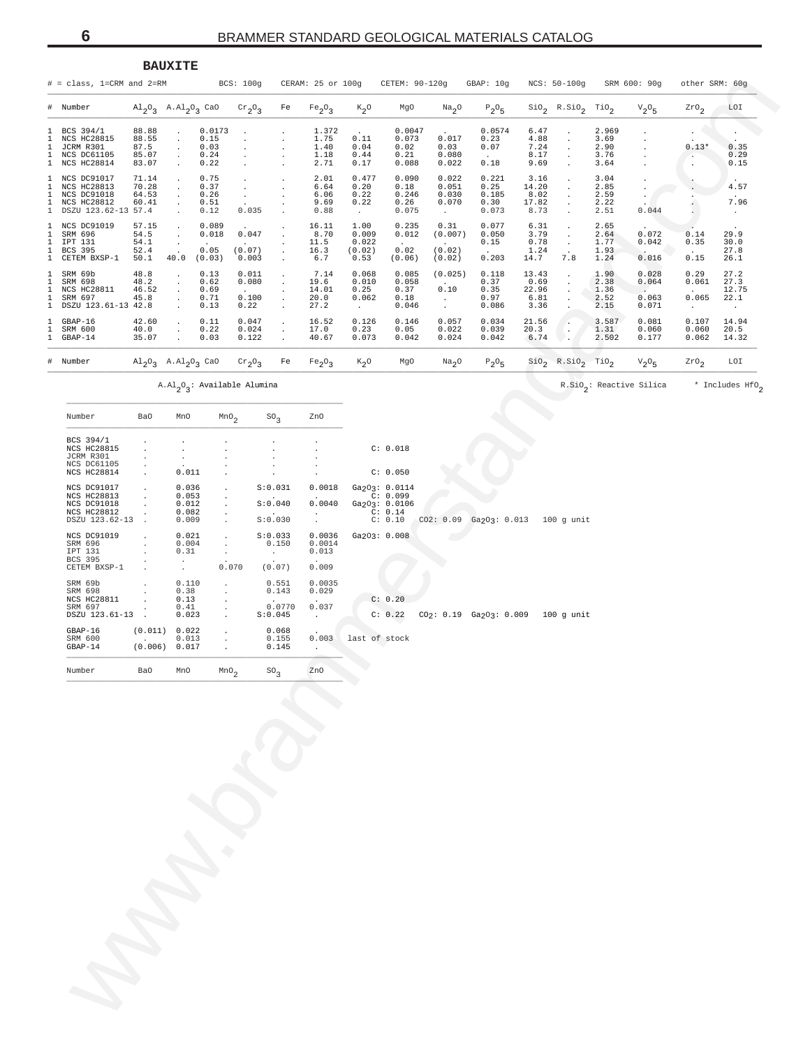## BAUXITE

\# = class, 1=CRM and 2=RM &nbsp;&nbsp; BCS: 100g &nbsp;&nbsp; CERAM: 25 or 100g &nbsp;&nbsp; CETEM: 90-120g &nbsp;&nbsp; GBAP: 10g &nbsp;&nbsp; NCS: 50-100g &nbsp;&nbsp; SRM 600: 90g &nbsp;&nbsp; other SRM: 60g

| # | Number | $Al_2O_3$ | $A.Al_2O_3$ | CaO | $Cr_2O_3$ | Fe | $Fe_2O_3$ | $K_2O$ | MgO | $Na_2O$ | $P_2O_5$ | $SiO_2$ | $R.SiO_2$ | $TiO_2$ | $V_2O_5$ | $ZrO_2$ | LOI |
|---|---|---|---|---|---|---|---|---|---|---|---|---|---|---|---|---|---|
| 1 | BCS 394/1 | 88.88 | . | 0.0173 | . | . | 1.372 | . | 0.0047 | . | 0.0574 | 6.47 | . | 2.969 | . | . | . |
| 1 | NCS HC28815 | 88.55 | . | 0.15 | . | . | 1.75 | 0.11 | 0.073 | 0.017 | 0.23 | 4.88 | . | 3.69 | . | . | . |
| 1 | JCRM R301 | 87.5 | . | 0.03 | . | . | 1.40 | 0.04 | 0.02 | 0.03 | 0.07 | 7.24 | . | 2.90 | . | 0.13* | 0.35 |
| 1 | NCS DC61105 | 85.07 | . | 0.24 | . | . | 1.18 | 0.44 | 0.21 | 0.080 | . | 8.17 | . | 3.76 | . | . | 0.29 |
| 1 | NCS HC28814 | 83.07 | . | 0.22 | . | . | 2.71 | 0.17 | 0.088 | 0.022 | 0.18 | 9.69 | . | 3.64 | . | . | 0.15 |
| 1 | NCS DC91017 | 71.14 | . | 0.75 | . | . | 2.01 | 0.477 | 0.090 | 0.022 | 0.221 | 3.16 | . | 3.04 | . | . | . |
| 1 | NCS HC28813 | 70.28 | . | 0.37 | . | . | 6.64 | 0.20 | 0.18 | 0.051 | 0.25 | 14.20 | . | 2.85 | . | . | 4.57 |
| 1 | NCS DC91018 | 64.53 | . | 0.26 | . | . | 6.06 | 0.22 | 0.246 | 0.030 | 0.185 | 8.02 | . | 2.59 | . | . | . |
| 1 | NCS HC28812 | 60.41 | . | 0.51 | . | . | 9.69 | 0.22 | 0.26 | 0.070 | 0.30 | 17.82 | . | 2.22 | . | . | 7.96 |
| 1 | DSZU 123.62-13 | 57.4 | . | 0.12 | 0.035 | . | 0.88 | . | 0.075 | . | 0.073 | 8.73 | . | 2.51 | 0.044 | . | . |
| 1 | NCS DC91019 | 57.15 | . | 0.089 | . | . | 16.11 | 1.00 | 0.235 | 0.31 | 0.077 | 6.31 | . | 2.65 | . | . | . |
| 1 | SRM 696 | 54.5 | . | 0.018 | 0.047 | . | 8.70 | 0.009 | 0.012 | (0.007) | 0.050 | 3.79 | . | 2.64 | 0.072 | 0.14 | 29.9 |
| 1 | IPT 131 | 54.1 | . | . | . | . | 11.5 | 0.022 | . | . | 0.15 | 0.78 | . | 1.77 | 0.042 | 0.35 | 30.0 |
| 1 | BCS 395 | 52.4 | . | 0.05 | (0.07) | . | 16.3 | (0.02) | 0.02 | (0.02) | . | 1.24 | . | 1.93 | . | . | 27.8 |
| 1 | CETEM BXSP-1 | 50.1 | 40.0 | (0.03) | 0.003 | . | 6.7 | 0.53 | (0.06) | (0.02) | 0.203 | 14.7 | 7.8 | 1.24 | 0.016 | 0.15 | 26.1 |
| 1 | SRM 69b | 48.8 | . | 0.13 | 0.011 | . | 7.14 | 0.068 | 0.085 | (0.025) | 0.118 | 13.43 | . | 1.90 | 0.028 | 0.29 | 27.2 |
| 1 | SRM 698 | 48.2 | . | 0.62 | 0.080 | . | 19.6 | 0.010 | 0.058 | . | 0.37 | 0.69 | . | 2.38 | 0.064 | 0.061 | 27.3 |
| 1 | NCS HC28811 | 46.52 | . | 0.69 | . | . | 14.01 | 0.25 | 0.37 | 0.10 | 0.35 | 22.96 | . | 1.36 | . | . | 12.75 |
| 1 | SRM 697 | 45.8 | . | 0.71 | 0.100 | . | 20.0 | 0.062 | 0.18 | . | 0.97 | 6.81 | . | 2.52 | 0.063 | 0.065 | 22.1 |
| 1 | DSZU 123.61-13 | 42.8 | . | 0.13 | 0.22 | . | 27.2 | . | 0.046 | . | 0.086 | 3.36 | . | 2.15 | 0.071 | . | . |
| 1 | GBAP-16 | 42.60 | . | 0.11 | 0.047 | . | 16.52 | 0.126 | 0.146 | 0.057 | 0.034 | 21.56 | . | 3.587 | 0.081 | 0.107 | 14.94 |
| 1 | SRM 600 | 40.0 | . | 0.22 | 0.024 | . | 17.0 | 0.23 | 0.05 | 0.022 | 0.039 | 20.3 | . | 1.31 | 0.060 | 0.060 | 20.5 |
| 1 | GBAP-14 | 35.07 | . | 0.03 | 0.122 | . | 40.67 | 0.073 | 0.042 | 0.024 | 0.042 | 6.74 | . | 2.502 | 0.177 | 0.062 | 14.32 |

$A.Al_2O_3$: Available Alumina &nbsp;&nbsp; $R.SiO_2$: Reactive Silica &nbsp;&nbsp; * Includes $HfO_2$

| Number | BaO | MnO | $MnO_2$ | $SO_3$ | ZnO | |
|---|---|---|---|---|---|---|
| BCS 394/1 | . | . | . | . | . | |
| NCS HC28815 | . | . | . | . | . | C: 0.018 |
| JCRM R301 | . | . | . | . | . | |
| NCS DC61105 | . | . | . | . | . | |
| NCS HC28814 | . | 0.011 | . | . | . | C: 0.050 |
| NCS DC91017 | . | 0.036 | . | S:0.031 | 0.0018 | $Ga_2O_3$: 0.0114 |
| NCS HC28813 | . | 0.053 | . | . | . | C: 0.099 |
| NCS DC91018 | . | 0.012 | . | S:0.040 | 0.0040 | $Ga_2O_3$: 0.0106 |
| NCS HC28812 | . | 0.082 | . | . | . | C: 0.14 |
| DSZU 123.62-13 | . | 0.009 | . | S:0.030 | . | C: 0.10 $CO_2$: 0.09 $Ga_2O_3$: 0.013 100 g unit |
| NCS DC91019 | . | 0.021 | . | S:0.033 | 0.0036 | $Ga_2O_3$: 0.008 |
| SRM 696 | . | 0.004 | . | 0.150 | 0.0014 | |
| IPT 131 | . | 0.31 | . | . | 0.013 | |
| BCS 395 | . | . | . | . | . | |
| CETEM BXSP-1 | . | . | 0.070 | (0.07) | 0.009 | |
| SRM 69b | . | 0.110 | . | 0.551 | 0.0035 | |
| SRM 698 | . | 0.38 | . | 0.143 | 0.029 | |
| NCS HC28811 | . | 0.13 | . | . | . | C: 0.20 |
| SRM 697 | . | 0.41 | . | 0.0770 | 0.037 | |
| DSZU 123.61-13 | . | 0.023 | . | S:0.045 | . | C: 0.22 $CO_2$: 0.19 $Ga_2O_3$: 0.009 100 g unit |
| GBAP-16 | (0.011) | 0.022 | . | 0.068 | . | |
| SRM 600 | . | 0.013 | . | 0.155 | 0.003 | last of stock |
| GBAP-14 | (0.006) | 0.017 | . | 0.145 | . | |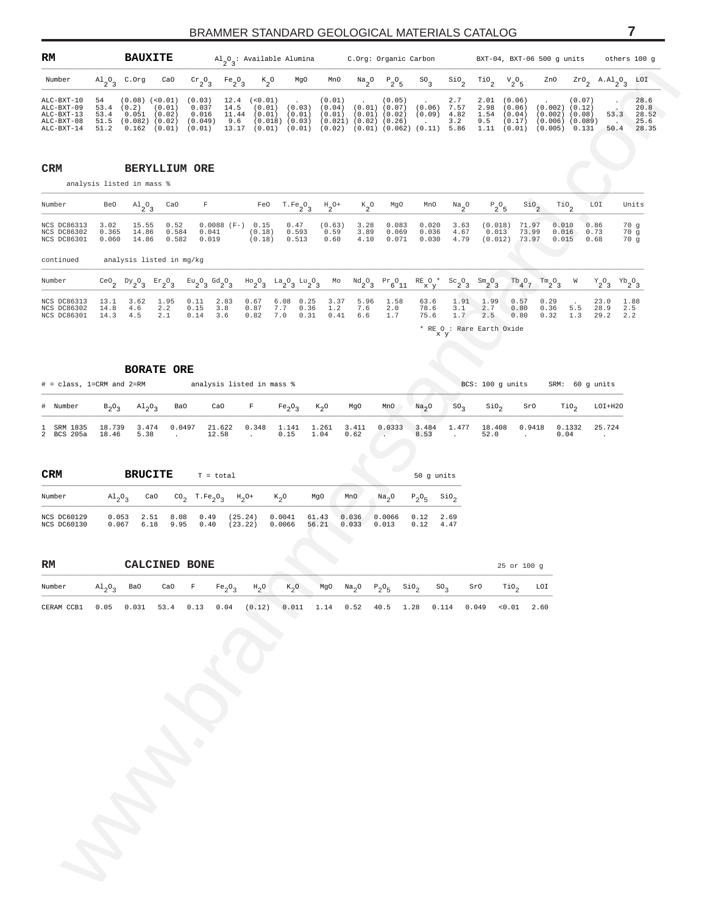## RM BAUXITE

$Al_2O_3$: Available Alumina — C.Org: Organic Carbon — BXT-04, BXT-06 500 g units — others 100 g

| Number | $Al_2O_3$ | C.Org | CaO | $Cr_2O_3$ | $Fe_2O_3$ | $K_2O$ | MgO | MnO | $Na_2O$ | $P_2O_5$ | $SO_3$ | $SiO_2$ | $TiO_2$ | $V_2O_5$ | ZnO | $ZrO_2$ | $A.Al_2O_3$ | LOI |
|---|---|---|---|---|---|---|---|---|---|---|---|---|---|---|---|---|---|---|
| ALC-BXT-10 | 54 | (0.08) | (<0.01) | (0.03) | 12.4 | (<0.01) | . | (0.01) | . | (0.05) | . | 2.7 | 2.01 | (0.06) | . | (0.07) | . | 28.6 |
| ALC-BXT-09 | 53.4 | (0.2) | (0.01) | 0.037 | 14.5 | (0.01) | (0.03) | (0.04) | (0.01) | (0.07) | (0.06) | 7.57 | 2.98 | (0.06) | (0.002) | (0.12) | . | 20.8 |
| ALC-BXT-13 | 53.4 | 0.051 | (0.02) | 0.016 | 11.44 | (0.01) | (0.01) | (0.01) | (0.01) | (0.02) | (0.09) | 4.82 | 1.54 | (0.04) | (0.002) | (0.08) | 53.3 | 28.52 |
| ALC-BXT-08 | 51.5 | (0.082) | (0.02) | (0.049) | 9.6 | (0.018) | (0.03) | (0.021) | (0.02) | (0.26) | . | 3.2 | 9.5 | (0.17) | (0.006) | (0.089) | . | 25.6 |
| ALC-BXT-14 | 51.2 | 0.162 | (0.01) | (0.01) | 13.17 | (0.01) | (0.01) | (0.02) | (0.01) | (0.062) | (0.11) | 5.86 | 1.11 | (0.01) | (0.005) | 0.131 | 50.4 | 28.35 |

## CRM BERYLLIUM ORE

analysis listed in mass %

| Number | BeO | $Al_2O_3$ | CaO | F | FeO | $T.Fe_2O_3$ | $H_2O+$ | $K_2O$ | MgO | MnO | $Na_2O$ | $P_2O_5$ | $SiO_2$ | $TiO_2$ | LOI | Units |
|---|---|---|---|---|---|---|---|---|---|---|---|---|---|---|---|---|
| NCS DC86313 | 3.02 | 15.55 | 0.52 | 0.0088 (F-) | 0.15 | 0.47 | (0.63) | 3.28 | 0.083 | 0.020 | 3.63 | (0.018) | 71.97 | 0.010 | 0.86 | 70 g |
| NCS DC86302 | 0.365 | 14.86 | 0.584 | 0.041 | (0.18) | 0.593 | 0.59 | 3.89 | 0.069 | 0.036 | 4.67 | 0.013 | 73.99 | 0.016 | 0.73 | 70 g |
| NCS DC86301 | 0.060 | 14.86 | 0.582 | 0.019 | (0.18) | 0.513 | 0.60 | 4.10 | 0.071 | 0.030 | 4.79 | (0.012) | 73.97 | 0.015 | 0.68 | 70 g |

continued — analysis listed in mg/kg

| Number | $CeO_2$ | $Dy_2O_3$ | $Er_2O_3$ | $Eu_2O_3$ | $Gd_2O_3$ | $Ho_2O_3$ | $La_2O_3$ | $Lu_2O_3$ | Mo | $Nd_2O_3$ | $Pr_6O_{11}$ | $RE_xO_y$ * | $Sc_2O_3$ | $Sm_2O_3$ | $Tb_4O_7$ | $Tm_2O_3$ | W | $Y_2O_3$ | $Yb_2O_3$ |
|---|---|---|---|---|---|---|---|---|---|---|---|---|---|---|---|---|---|---|---|
| NCS DC86313 | 13.1 | 3.62 | 1.95 | 0.11 | 2.83 | 0.67 | 6.08 | 0.25 | 3.37 | 5.96 | 1.58 | 63.6 | 1.91 | 1.99 | 0.57 | 0.29 | . | 23.0 | 1.88 |
| NCS DC86302 | 14.8 | 4.6 | 2.2 | 0.15 | 3.8 | 0.87 | 7.7 | 0.36 | 1.2 | 7.6 | 2.0 | 78.6 | 3.1 | 2.7 | 0.80 | 0.36 | 5.5 | 28.9 | 2.5 |
| NCS DC86301 | 14.3 | 4.5 | 2.1 | 0.14 | 3.6 | 0.82 | 7.0 | 0.31 | 0.41 | 6.6 | 1.7 | 75.6 | 1.7 | 2.5 | 0.80 | 0.32 | 1.3 | 29.2 | 2.2 |

\* $RE_xO_y$ : Rare Earth Oxide

## BORATE ORE

\# = class, 1=CRM and 2=RM — analysis listed in mass % — BCS: 100 g units — SRM: 60 g units

| # | Number | $B_2O_3$ | $Al_2O_3$ | BaO | CaO | F | $Fe_2O_3$ | $K_2O$ | MgO | MnO | $Na_2O$ | $SO_3$ | $SiO_2$ | SrO | $TiO_2$ | LOI+H2O |
|---|---|---|---|---|---|---|---|---|---|---|---|---|---|---|---|---|
| 1 | SRM 1835 | 18.739 | 3.474 | 0.0497 | 21.622 | 0.348 | 1.141 | 1.261 | 3.411 | 0.0333 | 3.484 | 1.477 | 18.408 | 0.9418 | 0.1332 | 25.724 |
| 2 | BCS 205a | 18.46 | 5.38 | . | 12.58 | . | 0.15 | 1.04 | 0.62 | . | 8.53 | . | 52.0 | . | 0.04 | . |

## CRM BRUCITE

T = total — 50 g units

| Number | $Al_2O_3$ | CaO | $CO_2$ | $T.Fe_2O_3$ | $H_2O+$ | $K_2O$ | MgO | MnO | $Na_2O$ | $P_2O_5$ | $SiO_2$ |
|---|---|---|---|---|---|---|---|---|---|---|---|
| NCS DC60129 | 0.053 | 2.51 | 8.08 | 0.49 | (25.24) | 0.0041 | 61.43 | 0.036 | 0.0066 | 0.12 | 2.69 |
| NCS DC60130 | 0.067 | 6.18 | 9.95 | 0.40 | (23.22) | 0.0066 | 56.21 | 0.033 | 0.013 | 0.12 | 4.47 |

## RM CALCINED BONE

25 or 100 g

| Number | $Al_2O_3$ | BaO | CaO | F | $Fe_2O_3$ | $H_2O$ | $K_2O$ | MgO | $Na_2O$ | $P_2O_5$ | $SiO_2$ | $SO_3$ | SrO | $TiO_2$ | LOI |
|---|---|---|---|---|---|---|---|---|---|---|---|---|---|---|---|
| CERAM CCB1 | 0.05 | 0.031 | 53.4 | 0.13 | 0.04 | (0.12) | 0.011 | 1.14 | 0.52 | 40.5 | 1.28 | 0.114 | 0.049 | <0.01 | 2.60 |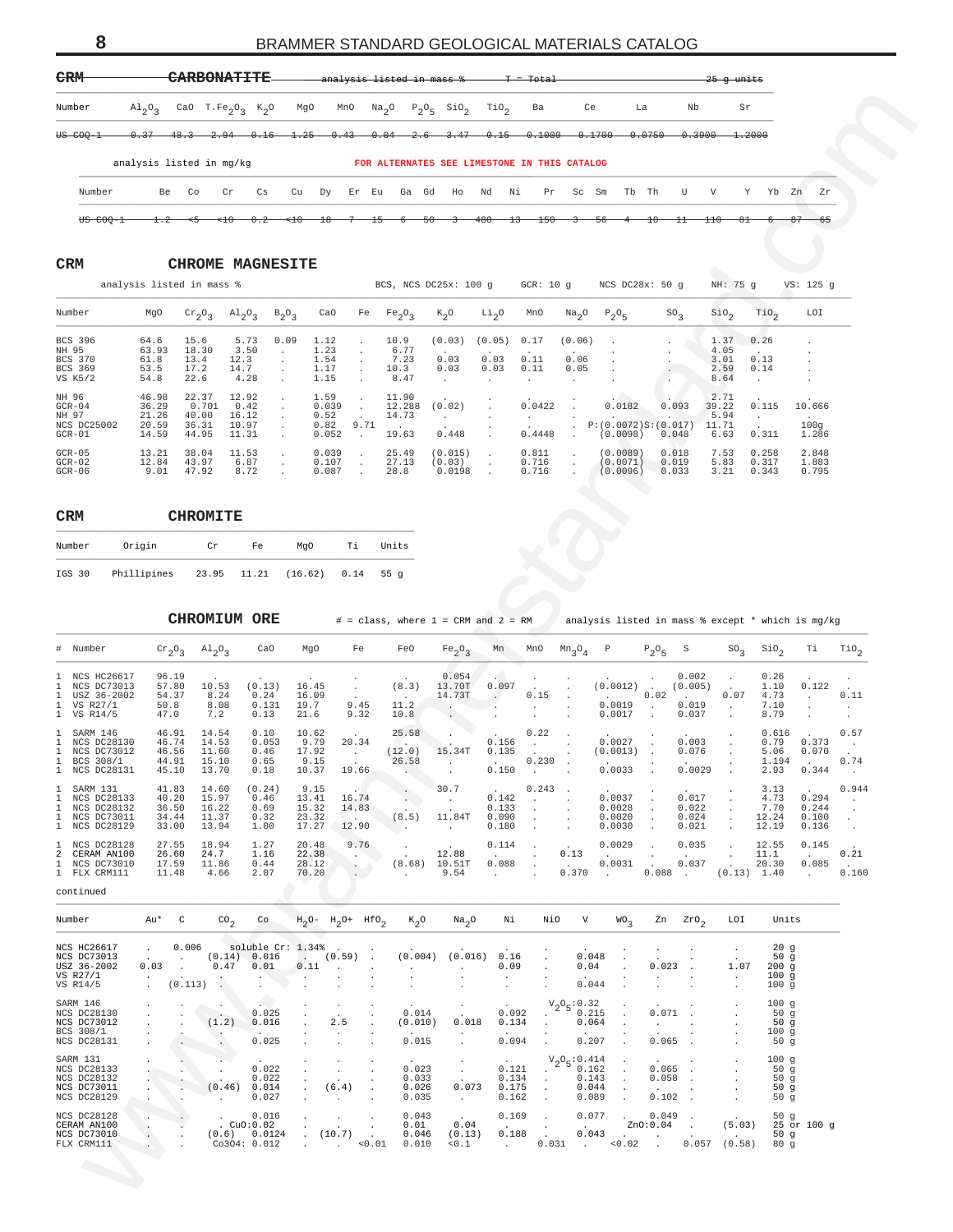## ~~CRM CARBONATITE~~

~~analysis listed in mass %  T = Total  25 g units~~

| Number | $Al_2O_3$ | CaO | $T.Fe_2O_3$ | $K_2O$ | MgO | MnO | $Na_2O$ | $P_2O_5$ | $SiO_2$ | $TiO_2$ | Ba | Ce | La | Nb | Sr |
|---|---|---|---|---|---|---|---|---|---|---|---|---|---|---|---|
| ~~US COQ-1~~ | ~~0.37~~ | ~~48.3~~ | ~~2.94~~ | ~~0.16~~ | ~~1.25~~ | ~~0.43~~ | ~~0.04~~ | ~~2.6~~ | ~~3.47~~ | ~~0.15~~ | ~~0.1000~~ | ~~0.1700~~ | ~~0.0750~~ | ~~0.3900~~ | ~~1.2000~~ |

analysis listed in mg/kg

**FOR ALTERNATES SEE LIMESTONE IN THIS CATALOG**

| Number | Be | Co | Cr | Cs | Cu | Dy | Er | Eu | Ga | Gd | Ho | Nd | Ni | Pr | Sc | Sm | Tb | Th | U | V | Y | Yb | Zn | Zr |
|---|---|---|---|---|---|---|---|---|---|---|---|---|---|---|---|---|---|---|---|---|---|---|---|---|
| ~~US COQ-1~~ | ~~1.2~~ | ~~<5~~ | ~~<10~~ | ~~0.2~~ | ~~<10~~ | ~~18~~ | ~~7~~ | ~~15~~ | ~~6~~ | ~~50~~ | ~~3~~ | ~~480~~ | ~~13~~ | ~~150~~ | ~~3~~ | ~~56~~ | ~~4~~ | ~~10~~ | ~~11~~ | ~~110~~ | ~~81~~ | ~~6~~ | ~~87~~ | ~~65~~ |

## CRM CHROME MAGNESITE

analysis listed in mass %  BCS, NCS DC25x: 100 g  GCR: 10 g  NCS DC28x: 50 g  NH: 75 g  VS: 125 g

| Number | MgO | $Cr_2O_3$ | $Al_2O_3$ | $B_2O_3$ | CaO | Fe | $Fe_2O_3$ | $K_2O$ | $Li_2O$ | MnO | $Na_2O$ | $P_2O_5$ | $SO_3$ | $SiO_2$ | $TiO_2$ | LOI |
|---|---|---|---|---|---|---|---|---|---|---|---|---|---|---|---|---|
| BCS 396 | 64.6 | 15.6 | 5.73 | 0.09 | 1.12 | . | 10.9 | (0.03) | (0.05) | 0.17 | (0.06) | . | . | 1.37 | 0.26 | . |
| NH 95 | 63.93 | 18.30 | 3.50 | . | 1.23 | . | 6.77 | . | . | . | . | . | . | 4.05 | . | . |
| BCS 370 | 61.8 | 13.4 | 12.3 | . | 1.54 | . | 7.23 | 0.03 | 0.03 | 0.11 | 0.06 | . | . | 3.01 | 0.13 | . |
| BCS 369 | 53.5 | 17.2 | 14.7 | . | 1.17 | . | 10.3 | 0.03 | 0.03 | 0.11 | 0.05 | . | . | 2.59 | 0.14 | . |
| VS K5/2 | 54.8 | 22.6 | 4.28 | . | 1.15 | . | 8.47 | . | . | . | . | . | . | 8.64 | . | . |
| NH 96 | 46.98 | 22.37 | 12.92 | . | 1.59 | . | 11.90 | . | . | . | . | . | . | 2.71 | . | . |
| GCR-04 | 36.29 | 0.701 | 0.42 | . | 0.039 | . | 12.288 | (0.02) | . | 0.0422 | . | 0.0182 | 0.093 | 39.22 | 0.115 | 10.666 |
| NH 97 | 21.26 | 40.00 | 16.12 | . | 0.52 | . | 14.73 | . | . | . | . | . | . | 5.94 | . | . |
| NCS DC25002 | 20.59 | 36.31 | 10.97 | . | 0.82 | 9.71 | . | . | . | . | . | P:(0.0072) | S:(0.017) | 11.71 | . | 100g |
| GCR-01 | 14.59 | 44.95 | 11.31 | . | 0.052 | . | 19.63 | 0.448 | . | 0.4448 | . | (0.0098) | 0.048 | 6.63 | 0.311 | 1.286 |
| GCR-05 | 13.21 | 38.04 | 11.53 | . | 0.039 | . | 25.49 | (0.015) | . | 0.811 | . | (0.0089) | 0.018 | 7.53 | 0.258 | 2.848 |
| GCR-02 | 12.84 | 43.97 | 6.87 | . | 0.107 | . | 27.13 | (0.03) | . | 0.716 | . | (0.0071) | 0.019 | 5.83 | 0.317 | 1.883 |
| GCR-06 | 9.01 | 47.92 | 8.72 | . | 0.087 | . | 28.8 | 0.0198 | . | 0.716 | . | (0.0096) | 0.033 | 3.21 | 0.343 | 0.795 |

## CRM CHROMITE

| Number | Origin | Cr | Fe | MgO | Ti | Units |
|---|---|---|---|---|---|---|
| IGS 30 | Phillipines | 23.95 | 11.21 | (16.62) | 0.14 | 55 g |

## CHROMIUM ORE

# = class, where 1 = CRM and 2 = RM  analysis listed in mass % except * which is mg/kg

| # | Number | $Cr_2O_3$ | $Al_2O_3$ | CaO | MgO | Fe | FeO | $Fe_2O_3$ | Mn | MnO | $Mn_3O_4$ | P | $P_2O_5$ | S | $SO_3$ | $SiO_2$ | Ti | $TiO_2$ |
|---|---|---|---|---|---|---|---|---|---|---|---|---|---|---|---|---|---|---|
| 1 | NCS HC26617 | 96.19 | . | . | . | . | . | 0.054 | . | . | . | . | . | 0.002 | . | 0.26 | . | . |
| 1 | NCS DC73013 | 57.80 | 10.53 | (0.13) | 16.45 | . | (8.3) | 13.70T | 0.097 | . | . | (0.0012) | . | (0.005) | . | 1.10 | 0.122 | . |
| 1 | USZ 36-2002 | 54.37 | 8.24 | 0.24 | 16.09 | . | . | 14.73T | . | 0.15 | . | . | 0.02 | . | 0.07 | 4.73 | . | 0.11 |
| 1 | VS R27/1 | 50.8 | 8.08 | 0.131 | 19.7 | 9.45 | 11.2 | . | . | . | . | 0.0019 | . | 0.019 | . | 7.10 | . | . |
| 1 | VS R14/5 | 47.0 | 7.2 | 0.13 | 21.6 | 9.32 | 10.8 | . | . | . | . | 0.0017 | . | 0.037 | . | 8.79 | . | . |
| 1 | SARM 146 | 46.91 | 14.54 | 0.10 | 10.62 | . | 25.58 | . | . | 0.22 | . | . | . | . | . | 0.616 | . | 0.57 |
| 1 | NCS DC28130 | 46.74 | 14.53 | 0.053 | 9.79 | 20.34 | . | . | 0.156 | . | . | 0.0027 | . | 0.003 | . | 0.79 | 0.373 | . |
| 1 | NCS DC73012 | 46.56 | 11.60 | 0.46 | 17.92 | . | (12.0) | 15.34T | 0.135 | . | . | (0.0013) | . | 0.076 | . | 5.06 | 0.070 | . |
| 1 | BCS 308/1 | 44.91 | 15.10 | 0.65 | 9.15 | . | 26.58 | . | . | 0.230 | . | . | . | . | . | 1.194 | . | 0.74 |
| 1 | NCS DC28131 | 45.10 | 13.70 | 0.18 | 10.37 | 19.66 | . | . | 0.150 | . | . | 0.0033 | . | 0.0029 | . | 2.93 | 0.344 | . |
| 1 | SARM 131 | 41.83 | 14.60 | (0.24) | 9.15 | . | . | 30.7 | . | 0.243 | . | . | . | . | . | 3.13 | . | 0.944 |
| 1 | NCS DC28133 | 40.20 | 15.97 | 0.46 | 13.41 | 16.74 | . | . | 0.142 | . | . | 0.0037 | . | 0.017 | . | 4.73 | 0.294 | . |
| 1 | NCS DC28132 | 36.50 | 16.22 | 0.69 | 15.32 | 14.83 | . | . | 0.133 | . | . | 0.0028 | . | 0.022 | . | 7.70 | 0.244 | . |
| 1 | NCS DC73011 | 34.44 | 11.37 | 0.32 | 23.32 | . | (8.5) | 11.84T | 0.090 | . | . | 0.0020 | . | 0.024 | . | 12.24 | 0.100 | . |
| 1 | NCS DC28129 | 33.00 | 13.94 | 1.00 | 17.27 | 12.90 | . | . | 0.180 | . | . | 0.0030 | . | 0.021 | . | 12.19 | 0.136 | . |
| 1 | NCS DC28128 | 27.55 | 18.94 | 1.27 | 20.48 | 9.76 | . | . | 0.114 | . | . | 0.0029 | . | 0.035 | . | 12.55 | 0.145 | . |
| 2 | CERAM AN100 | 26.60 | 24.7 | 1.16 | 22.38 | . | . | 12.88 | . | . | 0.13 | . | . | . | . | 11.1 | . | 0.21 |
| 1 | NCS DC73010 | 17.59 | 11.86 | 0.44 | 28.12 | . | (8.68) | 10.51T | 0.088 | . | . | 0.0031 | . | 0.037 | . | 20.30 | 0.085 | . |
| 1 | FLX CRM111 | 11.48 | 4.66 | 2.07 | 70.20 | . | . | 9.54 | . | . | 0.370 | . | 0.088 | . | (0.13) | 1.40 | . | 0.160 |

continued

| Number | Au* | C | $CO_2$ | Co | $H_2O-$ | $H_2O+$ | $HfO_2$ | $K_2O$ | $Na_2O$ | Ni | NiO | V | $WO_3$ | Zn | $ZrO_2$ | LOI | Units |
|---|---|---|---|---|---|---|---|---|---|---|---|---|---|---|---|---|---|
| NCS HC26617 | . | 0.006 | soluble Cr: 1.34% | | . | . | . | . | . | . | . | . | . | . | . | . | 20 g |
| NCS DC73013 | . | . | (0.14) | 0.016 | . | (0.59) | . | (0.004) | (0.016) | 0.16 | . | 0.048 | . | . | . | . | 50 g |
| USZ 36-2002 | 0.03 | . | 0.47 | 0.01 | 0.11 | . | . | . | . | 0.09 | . | 0.04 | . | 0.023 | . | 1.07 | 200 g |
| VS R27/1 | . | . | . | . | . | . | . | . | . | . | . | . | . | . | . | . | 100 g |
| VS R14/5 | . | (0.113) | . | . | . | . | . | . | . | . | . | 0.044 | . | . | . | . | 100 g |
| SARM 146 | . | . | . | . | . | . | . | . | . | . | $V_2O_5$:0.32 | | . | . | . | . | 100 g |
| NCS DC28130 | . | . | . | 0.025 | . | . | . | 0.014 | . | 0.092 | . | 0.215 | . | 0.071 | . | . | 50 g |
| NCS DC73012 | . | . | (1.2) | 0.016 | . | 2.5 | . | (0.010) | 0.018 | 0.134 | . | 0.064 | . | . | . | . | 50 g |
| BCS 308/1 | . | . | . | . | . | . | . | . | . | . | . | . | . | . | . | . | 100 g |
| NCS DC28131 | . | . | . | 0.025 | . | . | . | 0.015 | . | 0.094 | . | 0.207 | . | 0.065 | . | . | 50 g |
| SARM 131 | . | . | . | . | . | . | . | . | . | . | $V_2O_5$:0.414 | | . | . | . | . | 100 g |
| NCS DC28133 | . | . | . | 0.022 | . | . | . | 0.023 | . | 0.121 | . | 0.162 | . | 0.065 | . | . | 50 g |
| NCS DC28132 | . | . | . | 0.022 | . | . | . | 0.033 | . | 0.134 | . | 0.143 | . | 0.058 | . | . | 50 g |
| NCS DC73011 | . | . | (0.46) | 0.014 | . | (6.4) | . | 0.026 | 0.073 | 0.175 | . | 0.044 | . | . | . | . | 50 g |
| NCS DC28129 | . | . | . | 0.027 | . | . | . | 0.035 | . | 0.162 | . | 0.089 | . | 0.102 | . | . | 50 g |
| NCS DC28128 | . | . | . | 0.016 | . | . | . | 0.043 | . | 0.169 | . | 0.077 | . | 0.049 | . | . | 50 g |
| CERAM AN100 | . | . | . | CuO:0.02 | . | . | . | 0.01 | 0.04 | . | . | . | ZnO:0.04 | | . | (5.03) | 25 or 100 g |
| NCS DC73010 | . | . | (0.6) | 0.0124 | . | (10.7) | . | 0.046 | (0.13) | 0.188 | . | 0.043 | . | . | . | . | 50 g |
| FLX CRM111 | . | . | $Co_3O_4$: 0.012 | | . | . | <0.01 | 0.010 | <0.1 | . | 0.031 | . | <0.02 | . | 0.057 | (0.58) | 80 g |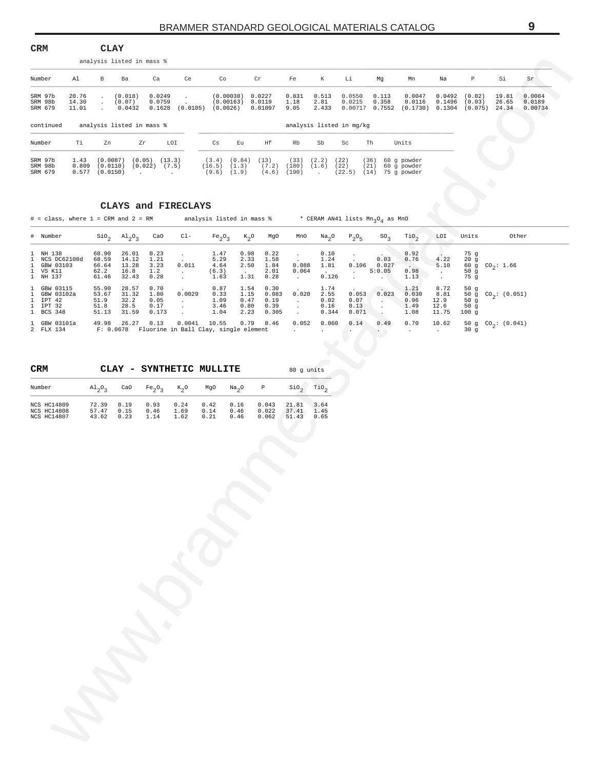## CRM CLAY

analysis listed in mass %

| Number | Al | B | Ba | Ca | Ce | Co | Cr | Fe | K | Li | Mg | Mn | Na | P | Si | Sr |
|---|---|---|---|---|---|---|---|---|---|---|---|---|---|---|---|---|
| SRM 97b | 20.76 | . | (0.018) | 0.0249 | . | (0.00038) | 0.0227 | 0.831 | 0.513 | 0.0550 | 0.113 | 0.0047 | 0.0492 | (0.02) | 19.81 | 0.0084 |
| SRM 98b | 14.30 | . | (0.07) | 0.0759 | . | (0.00163) | 0.0119 | 1.18 | 2.81 | 0.0215 | 0.358 | 0.0116 | 0.1496 | (0.03) | 26.65 | 0.0189 |
| SRM 679 | 11.01 | . | 0.0432 | 0.1628 | (0.0105) | (0.0026) | 0.01097 | 9.05 | 2.433 | 0.00717 | 0.7552 | (0.1730) | 0.1304 | (0.075) | 24.34 | 0.00734 |

continued — analysis listed in mass % / analysis listed in mg/kg

| Number | Ti | Zn | Zr | LOI | Cs | Eu | Hf | Rb | Sb | Sc | Th | Units |
|---|---|---|---|---|---|---|---|---|---|---|---|---|
| SRM 97b | 1.43 | (0.0087) | (0.05) | (13.3) | (3.4) | (0.84) | (13) | (33) | (2.2) | (22) | (36) | 60 g powder |
| SRM 98b | 0.809 | (0.0110) | (0.022) | (7.5) | (16.5) | (1.3) | (7.2) | (180) | (1.6) | (22) | (21) | 60 g powder |
| SRM 679 | 0.577 | (0.0150) | . | . | (9.6) | (1.9) | (4.6) | (190) | . | (22.5) | (14) | 75 g powder |

## CLAYS and FIRECLAYS

# = class, where 1 = CRM and 2 = RM — analysis listed in mass % — * CERAM AN41 lists $Mn_3O_4$ as MnO

| # | Number | $SiO_2$ | $Al_2O_3$ | CaO | Cl- | $Fe_2O_3$ | $K_2O$ | MgO | MnO | $Na_2O$ | $P_2O_5$ | $SO_3$ | $TiO_2$ | LOI | Units | Other |
|---|---|---|---|---|---|---|---|---|---|---|---|---|---|---|---|---|
| 1 | NH 138 | 68.90 | 26.01 | 0.23 | . | 1.47 | 0.98 | 0.22 | . | 0.10 | . | . | 0.92 | . | 75 g | |
| 1 | NCS DC62108d | 68.59 | 14.12 | 1.21 | . | 5.29 | 2.33 | 1.58 | . | 1.24 | . | 0.03 | 0.76 | 4.22 | 20 g | |
| 1 | GBW 03103 | 66.64 | 13.28 | 3.23 | 0.011 | 4.64 | 2.50 | 1.84 | 0.088 | 1.81 | 0.106 | 0.027 | . | 5.10 | 60 g | $CO_2$: 1.66 |
| 1 | VS K11 | 62.2 | 16.8 | 1.2 | . | (6.3) | . | 2.01 | 0.064 | . | . | S:0.05 | 0.98 | . | 50 g | |
| 1 | NH 137 | 61.46 | 32.43 | 0.28 | . | 1.63 | 1.31 | 0.28 | . | 0.126 | . | . | 1.13 | . | 75 g | |
| 1 | GBW 03115 | 55.90 | 28.57 | 0.70 | . | 0.87 | 1.54 | 0.30 | . | 1.74 | . | . | 1.21 | 8.72 | 50 g | |
| 1 | GBW 03102a | 53.67 | 31.32 | 1.80 | 0.0029 | 0.33 | 1.15 | 0.083 | 0.020 | 2.55 | 0.053 | 0.023 | 0.030 | 8.81 | 50 g | $CO_2$: (0.051) |
| 1 | IPT 42 | 51.9 | 32.2 | 0.05 | . | 1.09 | 0.47 | 0.19 | . | 0.02 | 0.07 | . | 0.96 | 12.9 | 50 g | |
| 1 | IPT 32 | 51.8 | 28.5 | 0.17 | . | 3.46 | 0.80 | 0.39 | . | 0.16 | 0.13 | . | 1.49 | 12.6 | 50 g | |
| 1 | BCS 348 | 51.13 | 31.59 | 0.173 | . | 1.04 | 2.23 | 0.305 | . | 0.344 | 0.071 | . | 1.08 | 11.75 | 100 g | |
| 1 | GBW 03101a | 49.98 | 26.27 | 0.13 | 0.0041 | 10.55 | 0.79 | 0.46 | 0.052 | 0.060 | 0.14 | 0.49 | 0.70 | 10.62 | 50 g | $CO_2$: (0.041) |
| 2 | FLX 134 | F: 0.0678 | Fluorine in Ball Clay, single element | | | | | | . | . | . | . | . | . | 30 g | |

## CRM CLAY - SYNTHETIC MULLITE

80 g units

| Number | $Al_2O_3$ | CaO | $Fe_2O_3$ | $K_2O$ | MgO | $Na_2O$ | P | $SiO_2$ | $TiO_2$ |
|---|---|---|---|---|---|---|---|---|---|
| NCS HC14809 | 72.39 | 0.19 | 0.93 | 0.24 | 0.42 | 0.16 | 0.043 | 21.81 | 3.64 |
| NCS HC14808 | 57.47 | 0.15 | 0.46 | 1.69 | 0.14 | 0.46 | 0.022 | 37.41 | 1.45 |
| NCS HC14807 | 43.62 | 0.23 | 1.14 | 1.62 | 0.21 | 0.46 | 0.062 | 51.43 | 0.65 |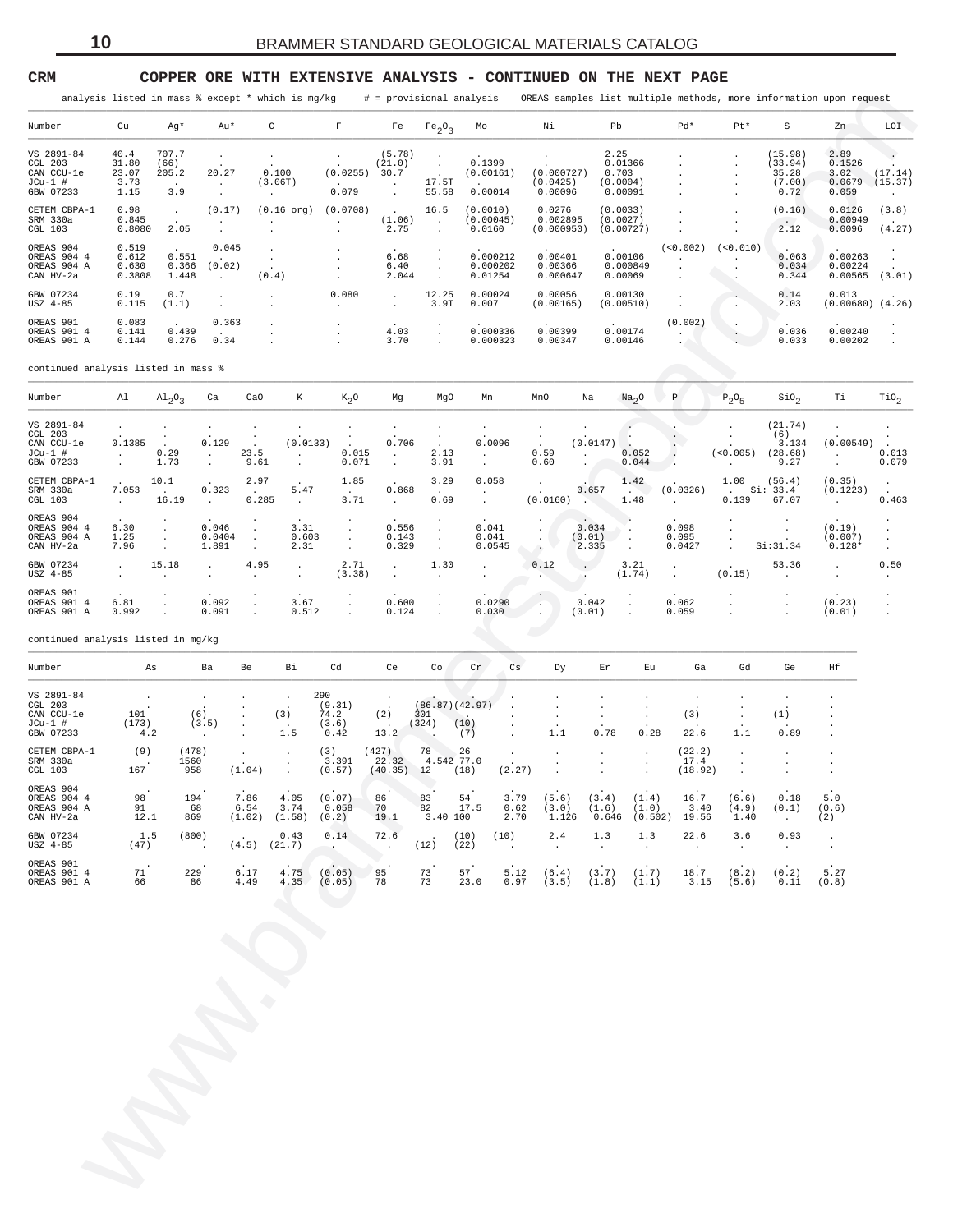**CRM** **COPPER ORE WITH EXTENSIVE ANALYSIS - CONTINUED ON THE NEXT PAGE**

analysis listed in mass % except * which is mg/kg # = provisional analysis OREAS samples list multiple methods, more information upon request

| Number | Cu | Ag* | Au* | C | F | Fe | $Fe_2O_3$ | Mo | Ni | Pb | Pd* | Pt* | S | Zn | LOI |
|---|---|---|---|---|---|---|---|---|---|---|---|---|---|---|---|
| VS 2891-84 | 40.4 | 707.7 | . | . | . | (5.78) | . | . | . | 2.25 | . | . | (15.98) | 2.89 | . |
| CGL 203 | 31.80 | (66) | . | . | . | (21.0) | . | 0.1399 | . | 0.01366 | . | . | (33.94) | 0.1526 | . |
| CAN CCU-1e | 23.07 | 205.2 | 20.27 | 0.100 | (0.0255) | 30.7 | . | (0.00161) | (0.000727) | 0.703 | . | . | 35.28 | 3.02 | (17.14) |
| JCu-1 # | 3.73 | . | . | (3.06T) | . | . | 17.5T | . | (0.0425) | (0.0004) | . | . | (7.00) | 0.0679 | (15.37) |
| GBW 07233 | 1.15 | 3.9 | . | . | 0.079 | . | 55.58 | 0.00014 | 0.00096 | 0.00091 | . | . | 0.72 | 0.059 | . |
| CETEM CBPA-1 | 0.98 | . | (0.17) | (0.16 org) | (0.0708) | . | 16.5 | (0.0010) | 0.0276 | (0.0033) | . | . | (0.16) | 0.0126 | (3.8) |
| SRM 330a | 0.845 | . | . | . | . | (1.06) | . | (0.00045) | 0.002895 | (0.0027) | . | . | . | 0.00949 | . |
| CGL 103 | 0.8080 | 2.05 | . | . | . | 2.75 | . | 0.0160 | (0.000950) | (0.00727) | . | . | 2.12 | 0.0096 | (4.27) |
| OREAS 904 | 0.519 | . | 0.045 | . | . | . | . | . | . | . | (<0.002) | (<0.010) | . | . | . |
| OREAS 904 4 | 0.612 | 0.551 | . | . | . | 6.68 | . | 0.000212 | 0.00401 | 0.00106 | . | . | 0.063 | 0.00263 | . |
| OREAS 904 A | 0.630 | 0.366 | (0.02) | . | . | 6.40 | . | 0.000202 | 0.00366 | 0.000849 | . | . | 0.034 | 0.00224 | . |
| CAN HV-2a | 0.3808 | 1.448 | . | (0.4) | . | 2.044 | . | 0.01254 | 0.000647 | 0.00069 | . | . | 0.344 | 0.00565 | (3.01) |
| GBW 07234 | 0.19 | 0.7 | . | . | 0.080 | . | 12.25 | 0.00024 | 0.00056 | 0.00130 | . | . | 0.14 | 0.013 | . |
| USZ 4-85 | 0.115 | (1.1) | . | . | . | . | 3.9T | 0.007 | (0.00165) | (0.00510) | . | . | 2.03 | (0.00680) | (4.26) |
| OREAS 901 | 0.083 | . | 0.363 | . | . | . | . | . | . | . | (0.002) | . | . | . | . |
| OREAS 901 4 | 0.141 | 0.439 | . | . | . | 4.03 | . | 0.000336 | 0.00399 | 0.00174 | . | . | 0.036 | 0.00240 | . |
| OREAS 901 A | 0.144 | 0.276 | 0.34 | . | . | 3.70 | . | 0.000323 | 0.00347 | 0.00146 | . | . | 0.033 | 0.00202 | . |

continued analysis listed in mass %

| Number | Al | $Al_2O_3$ | Ca | CaO | K | $K_2O$ | Mg | MgO | Mn | MnO | Na | $Na_2O$ | P | $P_2O_5$ | $SiO_2$ | Ti | $TiO_2$ |
|---|---|---|---|---|---|---|---|---|---|---|---|---|---|---|---|---|---|
| VS 2891-84 | . | . | . | . | . | . | . | . | . | . | . | . | . | . | (21.74) | . | . |
| CGL 203 | . | . | . | . | . | . | . | . | . | . | . | . | . | . | (6) | . | . |
| CAN CCU-1e | 0.1385 | . | 0.129 | . | (0.0133) | . | 0.706 | . | 0.0096 | . | (0.0147) | . | . | . | 3.134 | (0.00549) | . |
| JCu-1 # | . | 0.29 | . | 23.5 | . | 0.015 | . | 2.13 | . | 0.59 | . | 0.052 | . | (<0.005) | (28.68) | . | 0.013 |
| GBW 07233 | . | 1.73 | . | 9.61 | . | 0.071 | . | 3.91 | . | 0.60 | . | 0.044 | . | . | 9.27 | . | 0.079 |
| CETEM CBPA-1 | . | 10.1 | . | 2.97 | . | 1.85 | . | 3.29 | 0.058 | . | . | 1.42 | . | 1.00 | (56.4) | (0.35) | . |
| SRM 330a | 7.053 | . | 0.323 | . | 5.47 | . | 0.868 | . | . | . | 0.657 | . | (0.0326) | . | Si: 33.4 | (0.1223) | . |
| CGL 103 | . | 16.19 | . | 0.285 | . | 3.71 | . | 0.69 | . | (0.0160) | . | 1.48 | . | 0.139 | 67.07 | . | 0.463 |
| OREAS 904 | . | . | . | . | . | . | . | . | . | . | . | . | . | . | . | . | . |
| OREAS 904 4 | 6.30 | . | 0.046 | . | 3.31 | . | 0.556 | . | 0.041 | . | 0.034 | . | 0.098 | . | . | (0.19) | . |
| OREAS 904 A | 1.25 | . | 0.0404 | . | 0.603 | . | 0.143 | . | 0.041 | . | (0.01) | . | 0.095 | . | . | (0.007) | . |
| CAN HV-2a | 7.96 | . | 1.891 | . | 2.31 | . | 0.329 | . | 0.0545 | . | 2.335 | . | 0.0427 | . | Si:31.34 | 0.128* | . |
| GBW 07234 | . | 15.18 | . | 4.95 | . | 2.71 | . | 1.30 | . | 0.12 | . | 3.21 | . | . | 53.36 | . | 0.50 |
| USZ 4-85 | . | . | . | . | . | (3.38) | . | . | . | . | . | (1.74) | . | (0.15) | . | . | . |
| OREAS 901 | . | . | . | . | . | . | . | . | . | . | . | . | . | . | . | . | . |
| OREAS 901 4 | 6.81 | . | 0.092 | . | 3.67 | . | 0.600 | . | 0.0290 | . | 0.042 | . | 0.062 | . | . | (0.23) | . |
| OREAS 901 A | 0.992 | . | 0.091 | . | 0.512 | . | 0.124 | . | 0.030 | . | (0.01) | . | 0.059 | . | . | (0.01) | . |

continued analysis listed in mg/kg

| Number | As | Ba | Be | Bi | Cd | Ce | Co | Cr | Cs | Dy | Er | Eu | Ga | Gd | Ge | Hf |
|---|---|---|---|---|---|---|---|---|---|---|---|---|---|---|---|---|
| VS 2891-84 | . | . | . | . | 290 | . | . | . | . | . | . | . | . | . | . | . |
| CGL 203 | . | . | . | . | (9.31) | . | (86.87) | (42.97) | . | . | . | . | . | . | . | . |
| CAN CCU-1e | 101 | (6) | . | (3) | 74.2 | (2) | 301 | . | . | . | . | . | (3) | . | (1) | . |
| JCu-1 # | (173) | (3.5) | . | . | (3.6) | . | (324) | (10) | . | . | . | . | . | . | . | . |
| GBW 07233 | 4.2 | . | . | 1.5 | 0.42 | 13.2 | . | (7) | . | 1.1 | 0.78 | 0.28 | 22.6 | 1.1 | 0.89 | . |
| CETEM CBPA-1 | (9) | (478) | . | . | (3) | (427) | 78 | 26 | . | . | . | . | (22.2) | . | . | . |
| SRM 330a | . | 1560 | . | . | 3.391 | 22.32 | 4.542 | 77.0 | . | . | . | . | 17.4 | . | . | . |
| CGL 103 | 167 | 958 | (1.04) | . | (0.57) | (40.35) | 12 | (18) | (2.27) | . | . | . | (18.92) | . | . | . |
| OREAS 904 | . | . | . | . | . | . | . | . | . | . | . | . | . | . | . | . |
| OREAS 904 4 | 98 | 194 | 7.86 | 4.05 | (0.07) | 86 | 83 | 54 | 3.79 | (5.6) | (3.4) | (1.4) | 16.7 | (6.6) | 0.18 | 5.0 |
| OREAS 904 A | 91 | 68 | 6.54 | 3.74 | 0.058 | 70 | 82 | 17.5 | 0.62 | (3.0) | (1.6) | (1.0) | 3.40 | (4.9) | (0.1) | (0.6) |
| CAN HV-2a | 12.1 | 869 | (1.02) | (1.58) | (0.2) | 19.1 | 3.40 | 100 | 2.70 | 1.126 | 0.646 | (0.502) | 19.56 | 1.40 | . | (2) |
| GBW 07234 | 1.5 | (800) | . | 0.43 | 0.14 | 72.6 | . | (10) | (10) | 2.4 | 1.3 | 1.3 | 22.6 | 3.6 | 0.93 | . |
| USZ 4-85 | (47) | . | (4.5) | (21.7) | . | . | (12) | (22) | . | . | . | . | . | . | . | . |
| OREAS 901 | . | . | . | . | . | . | . | . | . | . | . | . | . | . | . | . |
| OREAS 901 4 | 71 | 229 | 6.17 | 4.75 | (0.05) | 95 | 73 | 57 | 5.12 | (6.4) | (3.7) | (1.7) | 18.7 | (8.2) | (0.2) | 5.27 |
| OREAS 901 A | 66 | 86 | 4.49 | 4.35 | (0.05) | 78 | 73 | 23.0 | 0.97 | (3.5) | (1.8) | (1.1) | 3.15 | (5.6) | 0.11 | (0.8) |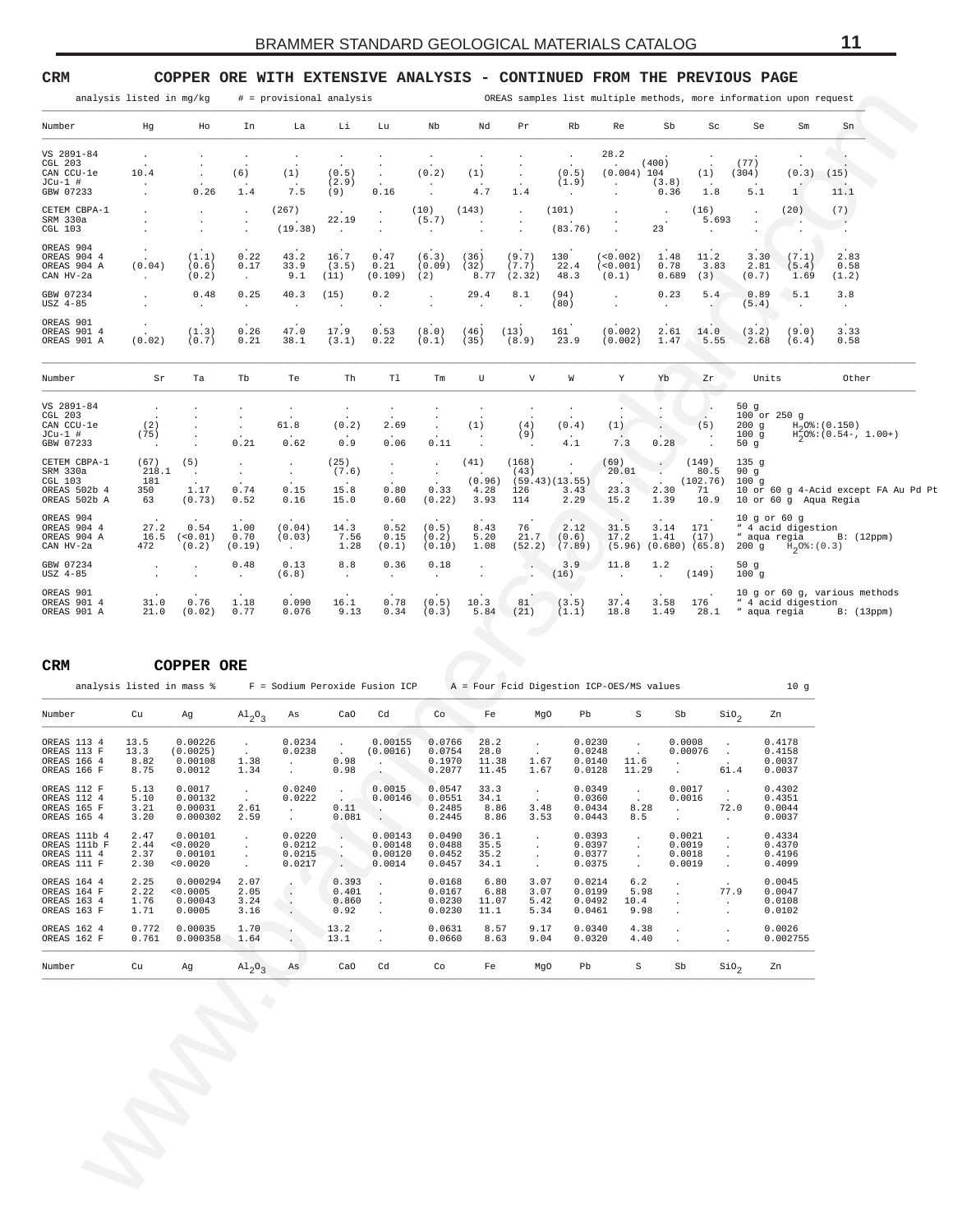## CRM — COPPER ORE WITH EXTENSIVE ANALYSIS - CONTINUED FROM THE PREVIOUS PAGE

analysis listed in mg/kg  # = provisional analysis  OREAS samples list multiple methods, more information upon request

| Number | Hg | Ho | In | La | Li | Lu | Nb | Nd | Pr | Rb | Re | Sb | Sc | Se | Sm | Sn |
|---|---|---|---|---|---|---|---|---|---|---|---|---|---|---|---|---|
| VS 2891-84 | . | . | . | . | . | . | . | . | . | . | 28.2 | . | . | . | . | . |
| CGL 203 | . | . | . | . | . | . | . | . | . | . | . | (400) | . | (77) | . | . |
| CAN CCU-1e | 10.4 | . | (6) | (1) | (0.5) | . | (0.2) | (1) | . | (0.5) | (0.004) | 104 | (1) | (304) | (0.3) | (15) |
| JCu-1 # | . | . | . | . | (2.9) | . | . | . | . | (1.9) | . | (3.8) | . | . | . | . |
| GBW 07233 | . | 0.26 | 1.4 | 7.5 | (9) | 0.16 | . | 4.7 | 1.4 | . | . | 0.36 | 1.8 | 5.1 | 1 | 11.1 |
| CETEM CBPA-1 | . | . | . | (267) | . | . | (10) | (143) | . | (101) | . | . | (16) | . | (20) | (7) |
| SRM 330a | . | . | . | . | 22.19 | . | (5.7) | . | . | . | . | . | 5.693 | . | . | . |
| CGL 103 | . | . | . | (19.38) | . | . | . | . | . | (83.76) | . | 23 | . | . | . | . |
| OREAS 904 | . | . | . | . | . | . | . | . | . | . | . | . | . | . | . | . |
| OREAS 904 4 | . | (1.1) | 0.22 | 43.2 | 16.7 | 0.47 | (6.3) | (36) | (9.7) | 130 | (<0.002) | 1.48 | 11.2 | 3.30 | (7.1) | 2.83 |
| OREAS 904 A | (0.04) | (0.6) | 0.17 | 33.9 | (3.5) | 0.21 | (0.09) | (32) | (7.7) | 22.4 | (<0.001) | 0.78 | 3.83 | 2.81 | (5.4) | 0.58 |
| CAN HV-2a | . | (0.2) | . | 9.1 | (11) | (0.109) | (2) | 8.77 | (2.32) | 48.3 | (0.1) | 0.689 | (3) | (0.7) | 1.69 | (1.2) |
| GBW 07234 | . | 0.48 | 0.25 | 40.3 | (15) | 0.2 | . | 29.4 | 8.1 | (94) | . | 0.23 | 5.4 | 0.89 | 5.1 | 3.8 |
| USZ 4-85 | . | . | . | . | . | . | . | . | . | (80) | . | . | . | (5.4) | . | . |
| OREAS 901 | . | . | . | . | . | . | . | . | . | . | . | . | . | . | . | . |
| OREAS 901 4 | . | (1.3) | 0.26 | 47.0 | 17.9 | 0.53 | (8.0) | (46) | (13) | 161 | (0.002) | 2.61 | 14.0 | (3.2) | (9.0) | 3.33 |
| OREAS 901 A | (0.02) | (0.7) | 0.21 | 38.1 | (3.1) | 0.22 | (0.1) | (35) | (8.9) | 23.9 | (0.002) | 1.47 | 5.55 | 2.68 | (6.4) | 0.58 |

| Number | Sr | Ta | Tb | Te | Th | Tl | Tm | U | V | W | Y | Yb | Zr | Units | Other |
|---|---|---|---|---|---|---|---|---|---|---|---|---|---|---|---|
| VS 2891-84 | . | . | . | . | . | . | . | . | . | . | . | . | . | 50 g | |
| CGL 203 | . | . | . | . | . | . | . | . | . | . | . | . | . | 100 or 250 g | |
| CAN CCU-1e | (2) | . | . | 61.8 | (0.2) | 2.69 | . | (1) | (4) | (0.4) | (1) | . | (5) | 200 g | $H_2O$%:(0.150) |
| JCu-1 # | (75) | . | . | . | . | . | . | . | (9) | . | . | . | . | 100 g | $H_2O$%:(0.54-, 1.00+) |
| GBW 07233 | . | . | 0.21 | 0.62 | 0.9 | 0.06 | 0.11 | . | . | 4.1 | 7.3 | 0.28 | . | 50 g | |
| CETEM CBPA-1 | (67) | (5) | . | . | (25) | . | . | (41) | (168) | . | (69) | . | (149) | 135 g | |
| SRM 330a | 218.1 | . | . | . | (7.6) | . | . | . | (43) | . | 20.01 | . | 80.5 | 90 g | |
| CGL 103 | 181 | . | . | . | . | . | . | (0.96) | (59.43) | (13.55) | . | . | (102.76) | 100 g | |
| OREAS 502b 4 | 350 | 1.17 | 0.74 | 0.15 | 15.8 | 0.80 | 0.33 | 4.28 | 126 | 3.43 | 23.3 | 2.30 | 71 | 10 or 60 g | 4-Acid except FA Au Pd Pt |
| OREAS 502b A | 63 | (0.73) | 0.52 | 0.16 | 15.0 | 0.60 | (0.22) | 3.93 | 114 | 2.29 | 15.2 | 1.39 | 10.9 | 10 or 60 g | Aqua Regia |
| OREAS 904 | . | . | . | . | . | . | . | . | . | . | . | . | . | 10 g or 60 g | |
| OREAS 904 4 | 27.2 | 0.54 | 1.00 | (0.04) | 14.3 | 0.52 | (0.5) | 8.43 | 76 | 2.12 | 31.5 | 3.14 | 171 | " 4 acid digestion | |
| OREAS 904 A | 16.5 | (<0.01) | 0.70 | (0.03) | 7.56 | 0.15 | (0.2) | 5.20 | 21.7 | (0.6) | 17.2 | 1.41 | (17) | " aqua regia | B: (12ppm) |
| CAN HV-2a | 472 | (0.2) | (0.19) | . | 1.28 | (0.1) | (0.10) | 1.08 | (52.2) | (7.89) | (5.96) | (0.680) | (65.8) | 200 g | $H_2O$%:(0.3) |
| GBW 07234 | . | . | 0.48 | 0.13 | 8.8 | 0.36 | 0.18 | . | . | 3.9 | 11.8 | 1.2 | . | 50 g | |
| USZ 4-85 | . | . | . | (6.8) | . | . | . | . | . | (16) | . | . | (149) | 100 g | |
| OREAS 901 | . | . | . | . | . | . | . | . | . | . | . | . | . | 10 g or 60 g, various methods | |
| OREAS 901 4 | 31.0 | 0.76 | 1.18 | 0.090 | 16.1 | 0.78 | (0.5) | 10.3 | 81 | (3.5) | 37.4 | 3.58 | 176 | " 4 acid digestion | |
| OREAS 901 A | 21.0 | (0.02) | 0.77 | 0.076 | 9.13 | 0.34 | (0.3) | 5.84 | (21) | (1.1) | 18.8 | 1.49 | 28.1 | " aqua regia | B: (13ppm) |

## CRM — COPPER ORE

analysis listed in mass %  F = Sodium Peroxide Fusion ICP  A = Four Fcid Digestion ICP-OES/MS values  10 g

| Number | Cu | Ag | $Al_2O_3$ | As | CaO | Cd | Co | Fe | MgO | Pb | S | Sb | $SiO_2$ | Zn |
|---|---|---|---|---|---|---|---|---|---|---|---|---|---|---|
| OREAS 113 4 | 13.5 | 0.00226 | . | 0.0234 | . | 0.00155 | 0.0766 | 28.2 | . | 0.0230 | . | 0.0008 | . | 0.4178 |
| OREAS 113 F | 13.3 | (0.0025) | . | 0.0238 | . | (0.0016) | 0.0754 | 28.0 | . | 0.0248 | . | 0.00076 | . | 0.4158 |
| OREAS 166 4 | 8.82 | 0.00108 | 1.38 | . | 0.98 | . | 0.1970 | 11.38 | 1.67 | 0.0140 | 11.6 | . | . | 0.0037 |
| OREAS 166 F | 8.75 | 0.0012 | 1.34 | . | 0.98 | . | 0.2077 | 11.45 | 1.67 | 0.0128 | 11.29 | . | 61.4 | 0.0037 |
| OREAS 112 F | 5.13 | 0.0017 | . | 0.0240 | . | 0.0015 | 0.0547 | 33.3 | . | 0.0349 | . | 0.0017 | . | 0.4302 |
| OREAS 112 4 | 5.10 | 0.00132 | . | 0.0222 | . | 0.00146 | 0.0551 | 34.1 | . | 0.0360 | . | 0.0016 | . | 0.4351 |
| OREAS 165 F | 3.21 | 0.00031 | 2.61 | . | 0.11 | . | 0.2485 | 8.86 | 3.48 | 0.0434 | 8.28 | . | 72.0 | 0.0044 |
| OREAS 165 4 | 3.20 | 0.000302 | 2.59 | . | 0.081 | . | 0.2445 | 8.86 | 3.53 | 0.0443 | 8.5 | . | . | 0.0037 |
| OREAS 111b 4 | 2.47 | 0.00101 | . | 0.0220 | . | 0.00143 | 0.0490 | 36.1 | . | 0.0393 | . | 0.0021 | . | 0.4334 |
| OREAS 111b F | 2.44 | <0.0020 | . | 0.0212 | . | 0.00148 | 0.0488 | 35.5 | . | 0.0397 | . | 0.0019 | . | 0.4370 |
| OREAS 111 4 | 2.37 | 0.00101 | . | 0.0215 | . | 0.00120 | 0.0452 | 35.2 | . | 0.0377 | . | 0.0018 | . | 0.4196 |
| OREAS 111 F | 2.30 | <0.0020 | . | 0.0217 | . | 0.0014 | 0.0457 | 34.1 | . | 0.0375 | . | 0.0019 | . | 0.4099 |
| OREAS 164 4 | 2.25 | 0.000294 | 2.07 | . | 0.393 | . | 0.0168 | 6.80 | 3.07 | 0.0214 | 6.2 | . | . | 0.0045 |
| OREAS 164 F | 2.22 | <0.0005 | 2.05 | . | 0.401 | . | 0.0167 | 6.88 | 3.07 | 0.0199 | 5.98 | . | 77.9 | 0.0047 |
| OREAS 163 4 | 1.76 | 0.00043 | 3.24 | . | 0.860 | . | 0.0230 | 11.07 | 5.42 | 0.0492 | 10.4 | . | . | 0.0108 |
| OREAS 163 F | 1.71 | 0.0005 | 3.16 | . | 0.92 | . | 0.0230 | 11.1 | 5.34 | 0.0461 | 9.98 | . | . | 0.0102 |
| OREAS 162 4 | 0.772 | 0.00035 | 1.70 | . | 13.2 | . | 0.0631 | 8.57 | 9.17 | 0.0340 | 4.38 | . | . | 0.0026 |
| OREAS 162 F | 0.761 | 0.000358 | 1.64 | . | 13.1 | . | 0.0660 | 8.63 | 9.04 | 0.0320 | 4.40 | . | . | 0.002755 |
| Number | Cu | Ag | $Al_2O_3$ | As | CaO | Cd | Co | Fe | MgO | Pb | S | Sb | $SiO_2$ | Zn |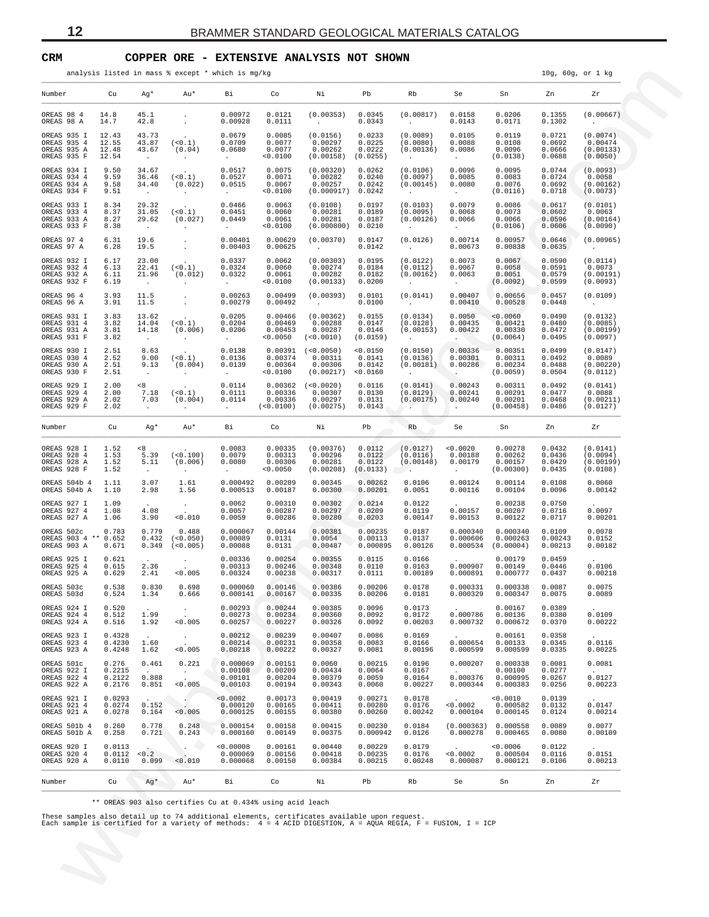## CRM COPPER ORE - EXTENSIVE ANALYSIS NOT SHOWN

analysis listed in mass % except * which is mg/kg

10g, 60g, or 1 kg

| Number | Cu | Ag* | Au* | Bi | Co | Ni | Pb | Rb | Se | Sn | Zn | Zr |
|---|---|---|---|---|---|---|---|---|---|---|---|---|
| OREAS 98 4 | 14.8 | 45.1 | . | 0.00972 | 0.0121 | (0.00353) | 0.0345 | (0.00817) | 0.0158 | 0.0206 | 0.1355 | (0.00667) |
| OREAS 98 A | 14.7 | 42.8 | . | 0.00928 | 0.0111 | . | 0.0343 | . | 0.0143 | 0.0171 | 0.1302 | . |
| OREAS 935 I | 12.43 | 43.73 | . | 0.0679 | 0.0085 | (0.0156) | 0.0233 | (0.0089) | 0.0105 | 0.0119 | 0.0721 | (0.0074) |
| OREAS 935 4 | 12.55 | 43.87 | (<0.1) | 0.0709 | 0.0077 | 0.00297 | 0.0225 | (0.0080) | 0.0088 | 0.0108 | 0.0692 | 0.00474 |
| OREAS 935 A | 12.48 | 43.67 | (0.04) | 0.0680 | 0.0077 | 0.00262 | 0.0222 | (0.00136) | 0.0086 | 0.0096 | 0.0666 | (0.00133) |
| OREAS 935 F | 12.54 | . | . | . | <0.0100 | (0.00158) | (0.0255) | . | . | (0.0138) | 0.0688 | (0.0050) |
| OREAS 934 I | 9.50 | 34.67 | . | 0.0517 | 0.0075 | (0.00320) | 0.0262 | (0.0106) | 0.0096 | 0.0095 | 0.0744 | (0.0093) |
| OREAS 934 4 | 9.59 | 36.46 | (<0.1) | 0.0527 | 0.0071 | 0.00282 | 0.0240 | (0.0097) | 0.0085 | 0.0083 | 0.0724 | 0.0058 |
| OREAS 934 A | 9.58 | 34.40 | (0.022) | 0.0515 | 0.0067 | 0.00257 | 0.0242 | (0.00145) | 0.0080 | 0.0076 | 0.0692 | (0.00162) |
| OREAS 934 F | 9.51 | . | . | . | <0.0100 | (0.000917) | 0.0242 | . | . | (0.0116) | 0.0718 | (0.0073) |
| OREAS 933 I | 8.34 | 29.32 | . | 0.0466 | 0.0063 | (0.0108) | 0.0197 | (0.0103) | 0.0079 | 0.0086 | 0.0617 | (0.0101) |
| OREAS 933 4 | 8.37 | 31.05 | (<0.1) | 0.0451 | 0.0060 | 0.00281 | 0.0189 | (0.0095) | 0.0068 | 0.0073 | 0.0602 | 0.0063 |
| OREAS 933 A | 8.27 | 29.62 | (0.027) | 0.0449 | 0.0061 | 0.00281 | 0.0187 | (0.00126) | 0.0066 | 0.0066 | 0.0596 | (0.00164) |
| OREAS 933 F | 8.38 | . | . | . | <0.0100 | (0.000800) | 0.0210 | . | . | (0.0106) | 0.0606 | (0.0090) |
| OREAS 97 4 | 6.31 | 19.6 | . | 0.00401 | 0.00629 | (0.00370) | 0.0147 | (0.0126) | 0.00714 | 0.00957 | 0.0646 | (0.00965) |
| OREAS 97 A | 6.28 | 19.5 | . | 0.00403 | 0.00625 | . | 0.0142 | . | 0.00673 | 0.00838 | 0.0635 | . |
| OREAS 932 I | 6.17 | 23.00 | . | 0.0337 | 0.0062 | (0.00303) | 0.0195 | (0.0122) | 0.0073 | 0.0067 | 0.0590 | (0.0114) |
| OREAS 932 4 | 6.13 | 22.41 | (<0.1) | 0.0324 | 0.0060 | 0.00274 | 0.0184 | (0.0112) | 0.0067 | 0.0058 | 0.0591 | 0.0073 |
| OREAS 932 A | 6.11 | 21.96 | (0.012) | 0.0322 | 0.0061 | 0.00282 | 0.0182 | (0.00162) | 0.0063 | 0.0051 | 0.0579 | (0.00191) |
| OREAS 932 F | 6.19 | . | . | . | <0.0100 | (0.00133) | 0.0200 | . | . | (0.0092) | 0.0599 | (0.0093) |
| OREAS 96 4 | 3.93 | 11.5 | . | 0.00263 | 0.00499 | (0.00393) | 0.0101 | (0.0141) | 0.00407 | 0.00656 | 0.0457 | (0.0109) |
| OREAS 96 A | 3.91 | 11.5 | . | 0.00279 | 0.00492 | . | 0.0100 | . | 0.00410 | 0.00528 | 0.0448 | . |
| OREAS 931 I | 3.83 | 13.62 | . | 0.0205 | 0.00466 | (0.00362) | 0.0155 | (0.0134) | 0.0050 | <0.0060 | 0.0490 | (0.0132) |
| OREAS 931 4 | 3.82 | 14.04 | (<0.1) | 0.0204 | 0.00469 | 0.00288 | 0.0147 | (0.0128) | 0.00435 | 0.00421 | 0.0480 | (0.0085) |
| OREAS 931 A | 3.81 | 14.18 | (0.006) | 0.0206 | 0.00453 | 0.00287 | 0.0146 | (0.00153) | 0.00422 | 0.00330 | 0.0472 | (0.00199) |
| OREAS 931 F | 3.82 | . | . | . | <0.0050 | (<0.0010) | (0.0159) | . | . | (0.0064) | 0.0495 | (0.0097) |
| OREAS 930 I | 2.51 | 8.63 | . | 0.0138 | 0.00391 | (<0.0050) | <0.0150 | (0.0150) | 0.00336 | 0.00351 | 0.0499 | (0.0147) |
| OREAS 930 4 | 2.52 | 9.00 | (<0.1) | 0.0136 | 0.00374 | 0.00311 | 0.0141 | (0.0136) | 0.00301 | 0.00311 | 0.0492 | 0.0089 |
| OREAS 930 A | 2.51 | 9.13 | (0.004) | 0.0139 | 0.00364 | 0.00306 | 0.0142 | (0.00181) | 0.00286 | 0.00234 | 0.0488 | (0.00220) |
| OREAS 930 F | 2.51 | . | . | . | <0.0100 | (0.00217) | <0.0160 | . | . | (0.0059) | 0.0504 | (0.0112) |
| OREAS 929 I | 2.00 | <8 | . | 0.0114 | 0.00362 | (<0.0020) | 0.0116 | (0.0141) | 0.00243 | 0.00311 | 0.0492 | (0.0141) |
| OREAS 929 4 | 2.00 | 7.18 | (<0.1) | 0.0111 | 0.00336 | 0.00307 | 0.0130 | (0.0129) | 0.00241 | 0.00291 | 0.0477 | 0.0088 |
| OREAS 929 A | 2.02 | 7.03 | (0.004) | 0.0114 | 0.00336 | 0.00297 | 0.0131 | (0.00175) | 0.00240 | 0.00201 | 0.0468 | (0.00211) |
| OREAS 929 F | 2.02 | . | . | . | (<0.0100) | (0.00275) | 0.0143 | . | . | (0.00458) | 0.0486 | (0.0127) |
| OREAS 928 I | 1.52 | <8 | . | 0.0083 | 0.00335 | (0.00376) | 0.0112 | (0.0127) | <0.0020 | 0.00278 | 0.0432 | (0.0141) |
| OREAS 928 4 | 1.53 | 5.39 | (<0.100) | 0.0079 | 0.00313 | 0.00296 | 0.0122 | (0.0116) | 0.00188 | 0.00262 | 0.0436 | (0.0094) |
| OREAS 928 A | 1.52 | 5.11 | (0.006) | 0.0080 | 0.00306 | 0.00281 | 0.0122 | (0.00148) | 0.00179 | 0.00157 | 0.0429 | (0.00199) |
| OREAS 928 F | 1.52 | . | . | . | <0.0050 | (0.00208) | (0.0133) | . | . | (0.00300) | 0.0435 | (0.0108) |
| OREAS 504b 4 | 1.11 | 3.07 | 1.61 | 0.000492 | 0.00209 | 0.00345 | 0.00262 | 0.0106 | 0.00124 | 0.00114 | 0.0108 | 0.0060 |
| OREAS 504b A | 1.10 | 2.98 | 1.56 | 0.000513 | 0.00187 | 0.00300 | 0.00201 | 0.0051 | 0.00116 | 0.00104 | 0.0096 | 0.00142 |
| OREAS 927 I | 1.09 | . | . | 0.0062 | 0.00310 | 0.00302 | 0.0214 | 0.0122 | . | 0.00238 | 0.0750 | . |
| OREAS 927 4 | 1.08 | 4.08 | . | 0.0057 | 0.00287 | 0.00297 | 0.0209 | 0.0119 | 0.00157 | 0.00207 | 0.0716 | 0.0097 |
| OREAS 927 A | 1.06 | 3.90 | <0.010 | 0.0059 | 0.00286 | 0.00280 | 0.0203 | 0.00147 | 0.00153 | 0.00122 | 0.0717 | 0.00201 |
| OREAS 502c | 0.783 | 0.779 | 0.488 | 0.000067 | 0.00144 | 0.00381 | 0.00235 | 0.0187 | 0.000340 | 0.000340 | 0.0109 | 0.0078 |
| OREAS 903 4 ** | 0.652 | 0.432 | (<0.050) | 0.00089 | 0.0131 | 0.0054 | 0.00113 | 0.0137 | 0.000606 | 0.000263 | 0.00243 | 0.0152 |
| OREAS 903 A | 0.671 | 0.349 | (<0.005) | 0.00088 | 0.0131 | 0.00487 | 0.000895 | 0.00126 | 0.000534 | (0.00004) | 0.00213 | 0.00182 |
| OREAS 925 I | 0.621 | . | . | 0.00336 | 0.00254 | 0.00355 | 0.0115 | 0.0166 | . | 0.00179 | 0.0459 | . |
| OREAS 925 4 | 0.615 | 2.36 | . | 0.00313 | 0.00246 | 0.00348 | 0.0110 | 0.0163 | 0.000907 | 0.00149 | 0.0446 | 0.0106 |
| OREAS 925 A | 0.629 | 2.41 | <0.005 | 0.00324 | 0.00238 | 0.00317 | 0.0111 | 0.00189 | 0.000891 | 0.000777 | 0.0437 | 0.00218 |
| OREAS 503c | 0.538 | 0.830 | 0.698 | 0.000060 | 0.00146 | 0.00386 | 0.00206 | 0.0178 | 0.000331 | 0.000338 | 0.0087 | 0.0075 |
| OREAS 503d | 0.524 | 1.34 | 0.666 | 0.000141 | 0.00167 | 0.00335 | 0.00206 | 0.0181 | 0.000329 | 0.000347 | 0.0075 | 0.0089 |
| OREAS 924 I | 0.520 | . | . | 0.00293 | 0.00244 | 0.00385 | 0.0096 | 0.0173 | . | 0.00167 | 0.0389 | . |
| OREAS 924 4 | 0.512 | 1.99 | . | 0.00273 | 0.00234 | 0.00360 | 0.0092 | 0.0172 | 0.000786 | 0.00136 | 0.0380 | 0.0109 |
| OREAS 924 A | 0.516 | 1.92 | <0.005 | 0.00257 | 0.00227 | 0.00326 | 0.0092 | 0.00203 | 0.000732 | 0.000672 | 0.0370 | 0.00222 |
| OREAS 923 I | 0.4328 | . | . | 0.00212 | 0.00239 | 0.00407 | 0.0086 | 0.0169 | . | 0.00161 | 0.0358 | . |
| OREAS 923 4 | 0.4230 | 1.60 | . | 0.00214 | 0.00231 | 0.00358 | 0.0083 | 0.0166 | 0.000654 | 0.00133 | 0.0345 | 0.0116 |
| OREAS 923 A | 0.4248 | 1.62 | <0.005 | 0.00218 | 0.00222 | 0.00327 | 0.0081 | 0.00196 | 0.000599 | 0.000599 | 0.0335 | 0.00225 |
| OREAS 501c | 0.276 | 0.461 | 0.221 | 0.000069 | 0.00151 | 0.0060 | 0.00215 | 0.0196 | 0.000207 | 0.000338 | 0.0081 | 0.0081 |
| OREAS 922 I | 0.2215 | . | . | 0.00108 | 0.00209 | 0.00434 | 0.0064 | 0.0167 | . | 0.00100 | 0.0277 | . |
| OREAS 922 4 | 0.2122 | 0.888 | . | 0.00101 | 0.00204 | 0.00379 | 0.0059 | 0.0164 | 0.000376 | 0.000995 | 0.0267 | 0.0127 |
| OREAS 922 A | 0.2176 | 0.851 | <0.005 | 0.00103 | 0.00194 | 0.00343 | 0.0060 | 0.00227 | 0.000344 | 0.000383 | 0.0256 | 0.00223 |
| OREAS 921 I | 0.0293 | . | . | <0.0002 | 0.00173 | 0.00419 | 0.00271 | 0.0178 | . | <0.0010 | 0.0139 | . |
| OREAS 921 4 | 0.0274 | 0.152 | . | 0.000120 | 0.00165 | 0.00411 | 0.00280 | 0.0176 | <0.0002 | 0.000582 | 0.0132 | 0.0147 |
| OREAS 921 A | 0.0278 | 0.164 | <0.005 | 0.000125 | 0.00155 | 0.00380 | 0.00260 | 0.00242 | 0.000104 | 0.000145 | 0.0124 | 0.00214 |
| OREAS 501b 4 | 0.260 | 0.778 | 0.248 | 0.000154 | 0.00158 | 0.00415 | 0.00230 | 0.0184 | (0.000363) | 0.000558 | 0.0089 | 0.0077 |
| OREAS 501b A | 0.258 | 0.721 | 0.243 | 0.000160 | 0.00149 | 0.00375 | 0.000942 | 0.0126 | 0.000278 | 0.000465 | 0.0080 | 0.00109 |
| OREAS 920 I | 0.0113 | . | . | <0.00008 | 0.00161 | 0.00440 | 0.00229 | 0.0179 | . | <0.0006 | 0.0122 | . |
| OREAS 920 4 | 0.0112 | <0.2 | . | 0.000069 | 0.00156 | 0.00418 | 0.00235 | 0.0176 | <0.0002 | 0.000504 | 0.0116 | 0.0151 |
| OREAS 920 A | 0.0110 | 0.099 | <0.010 | 0.000068 | 0.00150 | 0.00384 | 0.00215 | 0.00248 | 0.000087 | 0.000121 | 0.0106 | 0.00213 |

** OREAS 903 also certifies Cu at 0.434% using acid leach

These samples also detail up to 74 additional elements, certificates available upon request.
Each sample is certified for a variety of methods: 4 = 4 ACID DIGESTION, A = AQUA REGIA, F = FUSION, I = ICP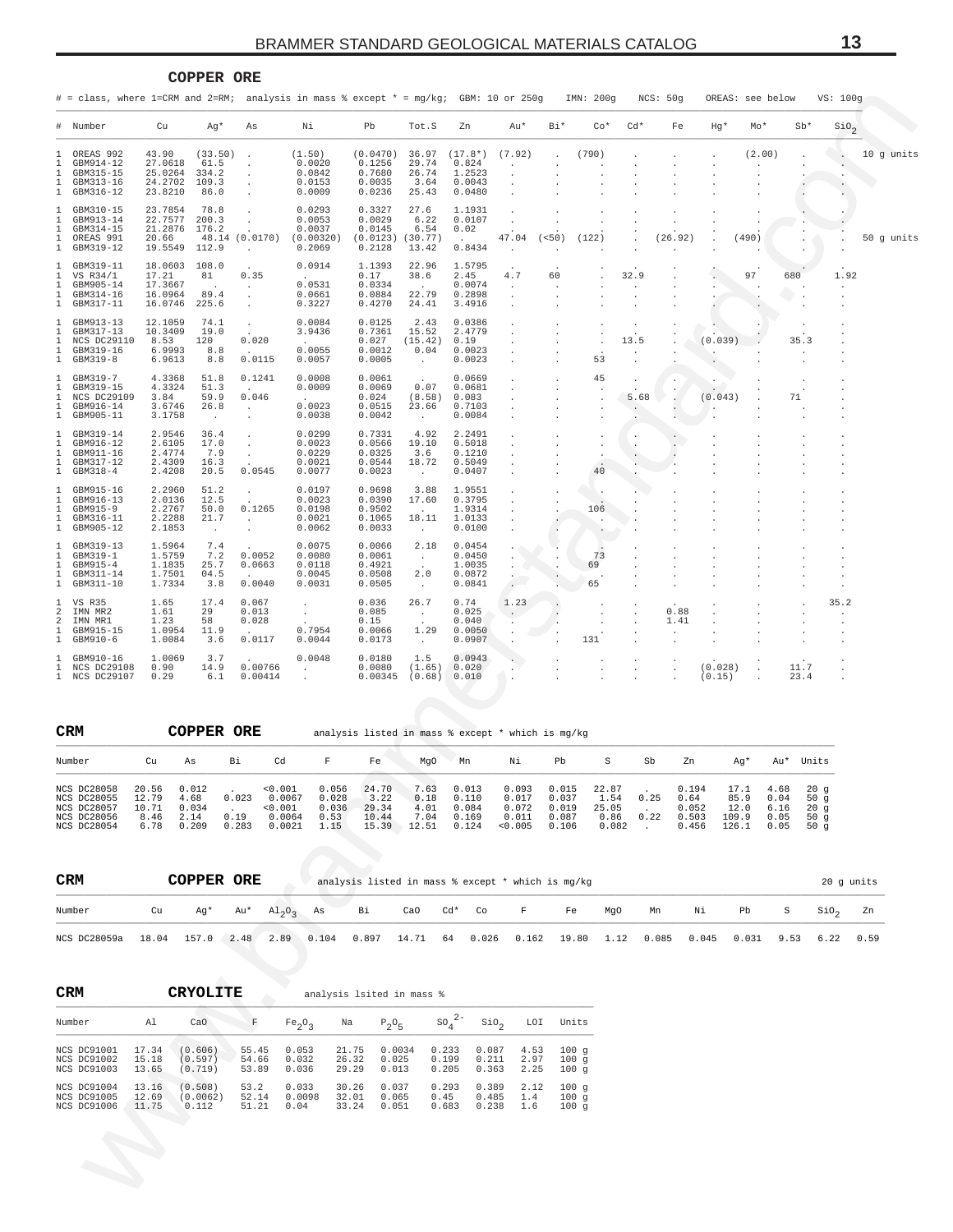## COPPER ORE

# = class, where 1=CRM and 2=RM; analysis in mass % except * = mg/kg; GBM: 10 or 250g IMN: 200g NCS: 50g OREAS: see below VS: 100g

| # | Number | Cu | Ag* | As | Ni | Pb | Tot.S | Zn | Au* | Bi* | Co* | Cd* | Fe | Hg* | Mo* | Sb* | $SiO_2$ | |
|---|---|---|---|---|---|---|---|---|---|---|---|---|---|---|---|---|---|---|
| 1 | OREAS 992 | 43.90 | (33.50) | . | (1.50) | (0.0470) | 36.97 | (17.8*) | (7.92) | . | (790) | . | . | . | (2.00) | . | . | 10 g units |
| 1 | GBM914-12 | 27.0618 | 61.5 | . | 0.0020 | 0.1256 | 29.74 | 0.824 | . | . | . | . | . | . | . | . | . | |
| 1 | GBM315-15 | 25.0264 | 334.2 | . | 0.0842 | 0.7680 | 26.74 | 1.2523 | . | . | . | . | . | . | . | . | . | |
| 1 | GBM313-16 | 24.2702 | 109.3 | . | 0.0153 | 0.0035 | 3.64 | 0.0043 | . | . | . | . | . | . | . | . | . | |
| 1 | GBM316-12 | 23.8210 | 86.0 | . | 0.0009 | 0.0236 | 25.43 | 0.0480 | . | . | . | . | . | . | . | . | . | |
| 1 | GBM310-15 | 23.7854 | 78.8 | . | 0.0293 | 0.3327 | 27.6 | 1.1931 | . | . | . | . | . | . | . | . | . | |
| 1 | GBM913-14 | 22.7577 | 200.3 | . | 0.0053 | 0.0029 | 6.22 | 0.0107 | . | . | . | . | . | . | . | . | . | |
| 1 | GBM314-15 | 21.2876 | 176.2 | . | 0.0037 | 0.0145 | 6.54 | 0.02 | . | . | . | . | . | . | . | . | . | |
| 1 | OREAS 991 | 20.66 | 48.14 | (0.0170) | (0.00320) | (0.0123) | (30.77) | . | 47.04 | (<50) | (122) | . | (26.92) | . | (490) | . | . | 50 g units |
| 1 | GBM319-12 | 19.5549 | 112.9 | . | 0.2069 | 0.2128 | 13.42 | 0.8434 | . | . | . | . | . | . | . | . | . | |
| 1 | GBM319-11 | 18.0603 | 108.0 | . | 0.0914 | 1.1393 | 22.96 | 1.5795 | . | . | . | . | . | . | . | . | . | |
| 1 | VS R34/1 | 17.21 | 81 | 0.35 | . | 0.17 | 38.6 | 2.45 | 4.7 | 60 | . | 32.9 | . | . | 97 | 680 | 1.92 | |
| 1 | GBM905-14 | 17.3667 | . | . | 0.0531 | 0.0334 | . | 0.0074 | . | . | . | . | . | . | . | . | . | |
| 1 | GBM314-16 | 16.0964 | 89.4 | . | 0.0661 | 0.0884 | 22.79 | 0.2898 | . | . | . | . | . | . | . | . | . | |
| 1 | GBM317-11 | 16.0746 | 225.6 | . | 0.3227 | 0.4270 | 24.41 | 3.4916 | . | . | . | . | . | . | . | . | . | |
| 1 | GBM913-13 | 12.1059 | 74.1 | . | 0.0084 | 0.0125 | 2.43 | 0.0386 | . | . | . | . | . | . | . | . | . | |
| 1 | GBM317-13 | 10.3409 | 19.0 | . | 3.9436 | 0.7361 | 15.52 | 2.4779 | . | . | . | . | . | . | . | . | . | |
| 1 | NCS DC29110 | 8.53 | 120 | 0.020 | . | 0.027 | (15.42) | 0.19 | . | . | . | 13.5 | . | (0.039) | . | 35.3 | . | |
| 1 | GBM319-16 | 6.9993 | 8.8 | . | 0.0055 | 0.0012 | 0.04 | 0.0023 | . | . | . | . | . | . | . | . | . | |
| 1 | GBM319-8 | 6.9613 | 8.8 | 0.0115 | 0.0057 | 0.0005 | . | 0.0023 | . | . | 53 | . | . | . | . | . | . | |
| 1 | GBM319-7 | 4.3368 | 51.8 | 0.1241 | 0.0008 | 0.0061 | . | 0.0669 | . | . | 45 | . | . | . | . | . | . | |
| 1 | GBM319-15 | 4.3324 | 51.3 | . | 0.0009 | 0.0069 | 0.07 | 0.0681 | . | . | . | . | . | . | . | . | . | |
| 1 | NCS DC29109 | 3.84 | 59.9 | 0.046 | . | 0.024 | (8.58) | 0.083 | . | . | . | 5.68 | . | (0.043) | . | 71 | . | |
| 1 | GBM916-14 | 3.6746 | 26.8 | . | 0.0023 | 0.0515 | 23.66 | 0.7103 | . | . | . | . | . | . | . | . | . | |
| 1 | GBM905-11 | 3.1758 | . | . | 0.0038 | 0.0042 | . | 0.0084 | . | . | . | . | . | . | . | . | . | |
| 1 | GBM319-14 | 2.9546 | 36.4 | . | 0.0299 | 0.7331 | 4.92 | 2.2491 | . | . | . | . | . | . | . | . | . | |
| 1 | GBM916-12 | 2.6105 | 17.0 | . | 0.0023 | 0.0566 | 19.10 | 0.5018 | . | . | . | . | . | . | . | . | . | |
| 1 | GBM911-16 | 2.4774 | 7.9 | . | 0.0229 | 0.0325 | 3.6 | 0.1210 | . | . | . | . | . | . | . | . | . | |
| 1 | GBM317-12 | 2.4309 | 16.3 | . | 0.0021 | 0.0544 | 18.72 | 0.5049 | . | . | . | . | . | . | . | . | . | |
| 1 | GBM318-4 | 2.4208 | 20.5 | 0.0545 | 0.0077 | 0.0023 | . | 0.0407 | . | . | 40 | . | . | . | . | . | . | |
| 1 | GBM915-16 | 2.2960 | 51.2 | . | 0.0197 | 0.9698 | 3.88 | 1.9551 | . | . | . | . | . | . | . | . | . | |
| 1 | GBM916-13 | 2.0136 | 12.5 | . | 0.0023 | 0.0390 | 17.60 | 0.3795 | . | . | . | . | . | . | . | . | . | |
| 1 | GBM915-9 | 2.2767 | 50.0 | 0.1265 | 0.0198 | 0.9502 | . | 1.9314 | . | . | 106 | . | . | . | . | . | . | |
| 1 | GBM316-11 | 2.2288 | 21.7 | . | 0.0021 | 0.1065 | 18.11 | 1.0133 | . | . | . | . | . | . | . | . | . | |
| 1 | GBM905-12 | 2.1853 | . | . | 0.0062 | 0.0033 | . | 0.0100 | . | . | . | . | . | . | . | . | . | |
| 1 | GBM319-13 | 1.5964 | 7.4 | . | 0.0075 | 0.0066 | 2.18 | 0.0454 | . | . | . | . | . | . | . | . | . | |
| 1 | GBM319-1 | 1.5759 | 7.2 | 0.0052 | 0.0080 | 0.0061 | . | 0.0450 | . | . | 73 | . | . | . | . | . | . | |
| 1 | GBM915-4 | 1.1835 | 25.7 | 0.0663 | 0.0118 | 0.4921 | . | 1.0035 | . | . | 69 | . | . | . | . | . | . | |
| 1 | GBM311-14 | 1.7501 | 04.5 | . | 0.0045 | 0.0508 | 2.0 | 0.0872 | . | . | . | . | . | . | . | . | . | |
| 1 | GBM311-10 | 1.7334 | 3.8 | 0.0040 | 0.0031 | 0.0505 | . | 0.0841 | . | . | 65 | . | . | . | . | . | . | |
| 1 | VS R35 | 1.65 | 17.4 | 0.067 | . | 0.036 | 26.7 | 0.74 | 1.23 | . | . | . | . | . | . | . | 35.2 | |
| 2 | IMN MR2 | 1.61 | 29 | 0.013 | . | 0.085 | . | 0.025 | . | . | . | . | 0.88 | . | . | . | . | |
| 2 | IMN MR1 | 1.23 | 58 | 0.028 | . | 0.15 | . | 0.040 | . | . | . | . | 1.41 | . | . | . | . | |
| 1 | GBM915-15 | 1.0954 | 11.9 | . | 0.7954 | 0.0066 | 1.29 | 0.0050 | . | . | . | . | . | . | . | . | . | |
| 1 | GBM910-6 | 1.0084 | 3.6 | 0.0117 | 0.0044 | 0.0173 | . | 0.0907 | . | . | 131 | . | . | . | . | . | . | |
| 1 | GBM910-16 | 1.0069 | 3.7 | . | 0.0048 | 0.0180 | 1.5 | 0.0943 | . | . | . | . | . | . | . | . | . | |
| 1 | NCS DC29108 | 0.90 | 14.9 | 0.00766 | . | 0.0080 | (1.65) | 0.020 | . | . | . | . | . | (0.028) | . | 11.7 | . | |
| 1 | NCS DC29107 | 0.29 | 6.1 | 0.00414 | . | 0.00345 | (0.68) | 0.010 | . | . | . | . | . | (0.15) | . | 23.4 | . | |

## CRM COPPER ORE

analysis listed in mass % except * which is mg/kg

| Number | Cu | As | Bi | Cd | F | Fe | MgO | Mn | Ni | Pb | S | Sb | Zn | Ag* | Au* | Units |
|---|---|---|---|---|---|---|---|---|---|---|---|---|---|---|---|---|
| NCS DC28058 | 20.56 | 0.012 | . | <0.001 | 0.056 | 24.70 | 7.63 | 0.013 | 0.093 | 0.015 | 22.87 | . | 0.194 | 17.1 | 4.68 | 20 g |
| NCS DC28055 | 12.79 | 4.68 | 0.023 | 0.0067 | 0.028 | 3.22 | 0.18 | 0.110 | 0.017 | 0.037 | 1.54 | 0.25 | 0.64 | 85.9 | 0.04 | 50 g |
| NCS DC28057 | 10.71 | 0.034 | . | <0.001 | 0.036 | 29.34 | 4.01 | 0.084 | 0.072 | 0.019 | 25.05 | . | 0.052 | 12.0 | 6.16 | 20 g |
| NCS DC28056 | 8.46 | 2.14 | 0.19 | 0.0064 | 0.53 | 10.44 | 7.04 | 0.169 | 0.011 | 0.087 | 0.86 | 0.22 | 0.503 | 109.9 | 0.05 | 50 g |
| NCS DC28054 | 6.78 | 0.209 | 0.283 | 0.0021 | 1.15 | 15.39 | 12.51 | 0.124 | <0.005 | 0.106 | 0.082 | . | 0.456 | 126.1 | 0.05 | 50 g |

## CRM COPPER ORE

analysis listed in mass % except * which is mg/kg — 20 g units

| Number | Cu | Ag* | Au* | $Al_2O_3$ | As | Bi | CaO | Cd* | Co | F | Fe | MgO | Mn | Ni | Pb | S | $SiO_2$ | Zn |
|---|---|---|---|---|---|---|---|---|---|---|---|---|---|---|---|---|---|---|
| NCS DC28059a | 18.04 | 157.0 | 2.48 | 2.89 | 0.104 | 0.897 | 14.71 | 64 | 0.026 | 0.162 | 19.80 | 1.12 | 0.085 | 0.045 | 0.031 | 9.53 | 6.22 | 0.59 |

## CRM CRYOLITE

analysis lsited in mass %

| Number | Al | CaO | F | $Fe_2O_3$ | Na | $P_2O_5$ | $SO_4^{2-}$ | $SiO_2$ | LOI | Units |
|---|---|---|---|---|---|---|---|---|---|---|
| NCS DC91001 | 17.34 | (0.606) | 55.45 | 0.053 | 21.75 | 0.0034 | 0.233 | 0.087 | 4.53 | 100 g |
| NCS DC91002 | 15.18 | (0.597) | 54.66 | 0.032 | 26.32 | 0.025 | 0.199 | 0.211 | 2.97 | 100 g |
| NCS DC91003 | 13.65 | (0.719) | 53.89 | 0.036 | 29.29 | 0.013 | 0.205 | 0.363 | 2.25 | 100 g |
| NCS DC91004 | 13.16 | (0.508) | 53.2 | 0.033 | 30.26 | 0.037 | 0.293 | 0.389 | 2.12 | 100 g |
| NCS DC91005 | 12.69 | (0.0062) | 52.14 | 0.0098 | 32.01 | 0.065 | 0.45 | 0.485 | 1.4 | 100 g |
| NCS DC91006 | 11.75 | 0.112 | 51.21 | 0.04 | 33.24 | 0.051 | 0.683 | 0.238 | 1.6 | 100 g |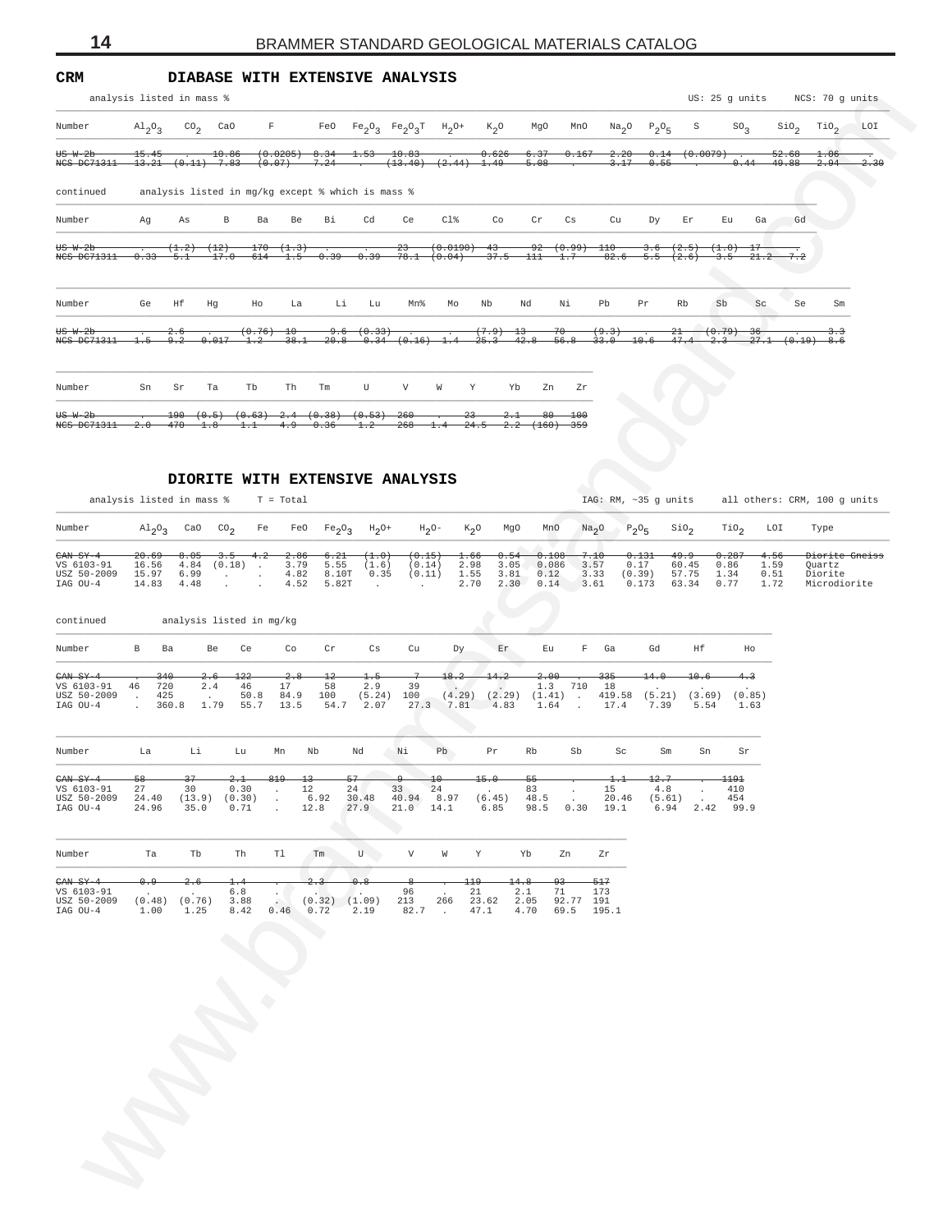**CRM**

## DIABASE WITH EXTENSIVE ANALYSIS

analysis listed in mass %    US: 25 g units    NCS: 70 g units

| Number | $Al_2O_3$ | $CO_2$ | CaO | F | FeO | $Fe_2O_3$ | $Fe_2O_3T$ | $H_2O+$ | $K_2O$ | MgO | MnO | $Na_2O$ | $P_2O_5$ | S | $SO_3$ | $SiO_2$ | $TiO_2$ | LOI |
|---|---|---|---|---|---|---|---|---|---|---|---|---|---|---|---|---|---|---|
| ~~US W-2b~~ | ~~15.45~~ | ~~.~~ | ~~10.86~~ | ~~(0.0205)~~ | ~~8.34~~ | ~~1.53~~ | ~~10.83~~ | ~~.~~ | ~~0.626~~ | ~~6.37~~ | ~~0.167~~ | ~~2.20~~ | ~~0.14~~ | ~~(0.0079)~~ | ~~.~~ | ~~52.68~~ | ~~1.06~~ | ~~.~~ |
| ~~NCS DC71311~~ | ~~13.21~~ | ~~(0.11)~~ | ~~7.83~~ | ~~(0.07)~~ | ~~7.24~~ | ~~.~~ | ~~(13.40)~~ | ~~(2.44)~~ | ~~1.49~~ | ~~5.08~~ | ~~.~~ | ~~3.17~~ | ~~0.55~~ | ~~.~~ | ~~0.44~~ | ~~49.88~~ | ~~2.94~~ | ~~2.30~~ |

continued    analysis listed in mg/kg except % which is mass %

| Number | Ag | As | B | Ba | Be | Bi | Cd | Ce | Cl% | Co | Cr | Cs | Cu | Dy | Er | Eu | Ga | Gd |
|---|---|---|---|---|---|---|---|---|---|---|---|---|---|---|---|---|---|---|
| ~~US W-2b~~ | ~~.~~ | ~~(1.2)~~ | ~~(12)~~ | ~~170~~ | ~~(1.3)~~ | ~~.~~ | ~~.~~ | ~~23~~ | ~~(0.0190)~~ | ~~43~~ | ~~92~~ | ~~(0.99)~~ | ~~110~~ | ~~3.6~~ | ~~(2.5)~~ | ~~(1.0)~~ | ~~17~~ | ~~.~~ |
| ~~NCS DC71311~~ | ~~0.33~~ | ~~5.1~~ | ~~17.0~~ | ~~614~~ | ~~1.5~~ | ~~0.39~~ | ~~0.39~~ | ~~78.1~~ | ~~(0.04)~~ | ~~37.5~~ | ~~111~~ | ~~1.7~~ | ~~82.6~~ | ~~5.5~~ | ~~(2.6)~~ | ~~3.5~~ | ~~21.2~~ | ~~7.2~~ |

| Number | Ge | Hf | Hg | Ho | La | Li | Lu | Mn% | Mo | Nb | Nd | Ni | Pb | Pr | Rb | Sb | Sc | Se | Sm |
|---|---|---|---|---|---|---|---|---|---|---|---|---|---|---|---|---|---|---|---|
| ~~US W-2b~~ | ~~.~~ | ~~2.6~~ | ~~.~~ | ~~(0.76)~~ | ~~10~~ | ~~9.6~~ | ~~(0.33)~~ | ~~.~~ | ~~.~~ | ~~(7.9)~~ | ~~13~~ | ~~70~~ | ~~(9.3)~~ | ~~.~~ | ~~21~~ | ~~(0.79)~~ | ~~36~~ | ~~.~~ | ~~3.3~~ |
| ~~NCS DC71311~~ | ~~1.5~~ | ~~9.2~~ | ~~0.017~~ | ~~1.2~~ | ~~38.1~~ | ~~20.8~~ | ~~0.34~~ | ~~(0.16)~~ | ~~1.4~~ | ~~25.3~~ | ~~42.8~~ | ~~56.8~~ | ~~33.0~~ | ~~10.6~~ | ~~47.4~~ | ~~2.3~~ | ~~27.1~~ | ~~(0.19)~~ | ~~8.6~~ |

| Number | Sn | Sr | Ta | Tb | Th | Tm | U | V | W | Y | Yb | Zn | Zr |
|---|---|---|---|---|---|---|---|---|---|---|---|---|---|
| ~~US W-2b~~ | ~~.~~ | ~~190~~ | ~~(0.5)~~ | ~~(0.63)~~ | ~~2.4~~ | ~~(0.38)~~ | ~~(0.53)~~ | ~~260~~ | ~~.~~ | ~~23~~ | ~~2.1~~ | ~~80~~ | ~~100~~ |
| ~~NCS DC71311~~ | ~~2.0~~ | ~~470~~ | ~~1.8~~ | ~~1.1~~ | ~~4.9~~ | ~~0.36~~ | ~~1.2~~ | ~~268~~ | ~~1.4~~ | ~~24.5~~ | ~~2.2~~ | ~~(160)~~ | ~~359~~ |

## DIORITE WITH EXTENSIVE ANALYSIS

analysis listed in mass %    T = Total    IAG: RM, ~35 g units    all others: CRM, 100 g units

| Number | $Al_2O_3$ | CaO | $CO_2$ | Fe | FeO | $Fe_2O_3$ | $H_2O+$ | $H_2O-$ | $K_2O$ | MgO | MnO | $Na_2O$ | $P_2O_5$ | $SiO_2$ | $TiO_2$ | LOI | Type |
|---|---|---|---|---|---|---|---|---|---|---|---|---|---|---|---|---|---|
| ~~CAN SY-4~~ | ~~20.69~~ | ~~8.05~~ | ~~3.5~~ | ~~4.2~~ | ~~2.86~~ | ~~6.21~~ | ~~(1.0)~~ | ~~(0.15)~~ | ~~1.66~~ | ~~0.54~~ | ~~0.108~~ | ~~7.10~~ | ~~0.131~~ | ~~49.9~~ | ~~0.287~~ | ~~4.56~~ | ~~Diorite Gneiss~~ |
| VS 6103-91 | 16.56 | 4.84 | (0.18) | . | 3.79 | 5.55 | (1.6) | (0.14) | 2.98 | 3.05 | 0.086 | 3.57 | 0.17 | 60.45 | 0.86 | 1.59 | Quartz |
| USZ 50-2009 | 15.97 | 6.99 | . | . | 4.82 | 8.10T | 0.35 | (0.11) | 1.55 | 3.81 | 0.12 | 3.33 | (0.39) | 57.75 | 1.34 | 0.51 | Diorite |
| IAG OU-4 | 14.83 | 4.48 | . | . | 4.52 | 5.82T | . | . | 2.70 | 2.30 | 0.14 | 3.61 | 0.173 | 63.34 | 0.77 | 1.72 | Microdiorite |

continued    analysis listed in mg/kg

| Number | B | Ba | Be | Ce | Co | Cr | Cs | Cu | Dy | Er | Eu | F | Ga | Gd | Hf | Ho |
|---|---|---|---|---|---|---|---|---|---|---|---|---|---|---|---|---|
| ~~CAN SY-4~~ | ~~.~~ | ~~340~~ | ~~2.6~~ | ~~122~~ | ~~2.8~~ | ~~12~~ | ~~1.5~~ | ~~7~~ | ~~18.2~~ | ~~14.2~~ | ~~2.00~~ | ~~.~~ | ~~335~~ | ~~14.0~~ | ~~10.6~~ | ~~4.3~~ |
| VS 6103-91 | 46 | 720 | 2.4 | 46 | 17 | 58 | 2.9 | 39 | . | . | 1.3 | 710 | 18 | . | . | . |
| USZ 50-2009 | . | 425 | . | 50.8 | 84.9 | 100 | (5.24) | 100 | (4.29) | (2.29) | (1.41) | . | 419.58 | (5.21) | (3.69) | (0.85) |
| IAG OU-4 | . | 360.8 | 1.79 | 55.7 | 13.5 | 54.7 | 2.07 | 27.3 | 7.81 | 4.83 | 1.64 | . | 17.4 | 7.39 | 5.54 | 1.63 |

| Number | La | Li | Lu | Mn | Nb | Nd | Ni | Pb | Pr | Rb | Sb | Sc | Sm | Sn | Sr |
|---|---|---|---|---|---|---|---|---|---|---|---|---|---|---|---|
| ~~CAN SY-4~~ | ~~58~~ | ~~37~~ | ~~2.1~~ | ~~819~~ | ~~13~~ | ~~57~~ | ~~9~~ | ~~10~~ | ~~15.0~~ | ~~55~~ | ~~.~~ | ~~1.1~~ | ~~12.7~~ | ~~.~~ | ~~1191~~ |
| VS 6103-91 | 27 | 30 | 0.30 | . | 12 | 24 | 33 | 24 | . | 83 | . | 15 | 4.8 | . | 410 |
| USZ 50-2009 | 24.40 | (13.9) | (0.30) | . | 6.92 | 30.48 | 40.94 | 8.97 | (6.45) | 48.5 | . | 20.46 | (5.61) | . | 454 |
| IAG OU-4 | 24.96 | 35.0 | 0.71 | . | 12.8 | 27.9 | 21.0 | 14.1 | 6.85 | 98.5 | 0.30 | 19.1 | 6.94 | 2.42 | 99.9 |

| Number | Ta | Tb | Th | Tl | Tm | U | V | W | Y | Yb | Zn | Zr |
|---|---|---|---|---|---|---|---|---|---|---|---|---|
| ~~CAN SY-4~~ | ~~0.9~~ | ~~2.6~~ | ~~1.4~~ | ~~.~~ | ~~2.3~~ | ~~0.8~~ | ~~8~~ | ~~.~~ | ~~119~~ | ~~14.8~~ | ~~93~~ | ~~517~~ |
| VS 6103-91 | . | . | 6.8 | . | 12 | . | 96 | . | 21 | 2.1 | 71 | 173 |
| USZ 50-2009 | (0.48) | (0.76) | 3.88 | . | (0.32) | (1.09) | 213 | 266 | 23.62 | 2.05 | 92.77 | 191 |
| IAG OU-4 | 1.00 | 1.25 | 8.42 | 0.46 | 0.72 | 2.19 | 82.7 | . | 47.1 | 4.70 | 69.5 | 195.1 |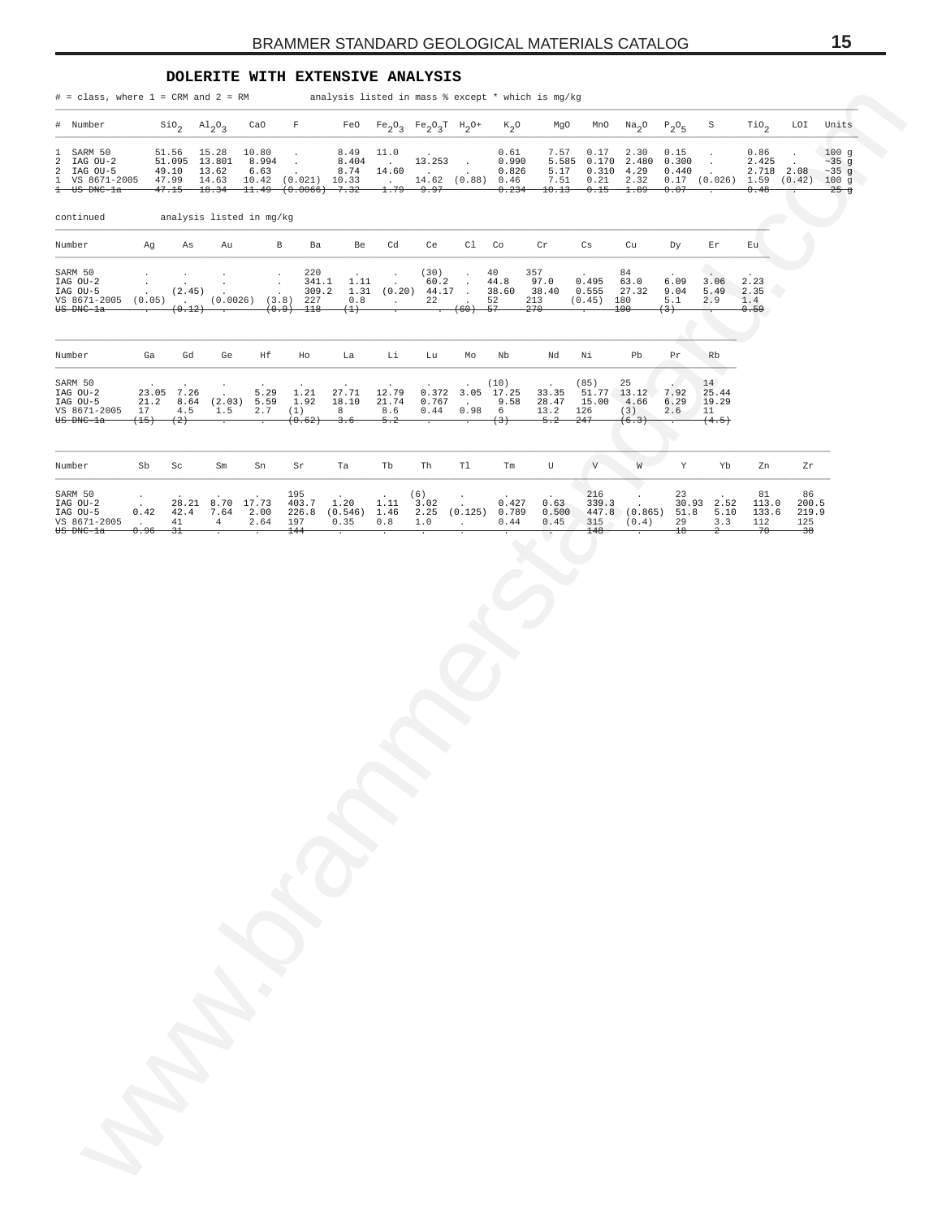## DOLERITE WITH EXTENSIVE ANALYSIS

# = class, where 1 = CRM and 2 = RM analysis listed in mass % except * which is mg/kg

| # | Number | $SiO_2$ | $Al_2O_3$ | CaO | F | FeO | $Fe_2O_3$ | $Fe_2O_3T$ | $H_2O+$ | $K_2O$ | MgO | MnO | $Na_2O$ | $P_2O_5$ | S | $TiO_2$ | LOI | Units |
|---|---|---|---|---|---|---|---|---|---|---|---|---|---|---|---|---|---|---|
| 1 | SARM 50 | 51.56 | 15.28 | 10.80 | . | 8.49 | 11.0 | . | . | 0.61 | 7.57 | 0.17 | 2.30 | 0.15 | . | 0.86 | . | 100 g |
| 2 | IAG OU-2 | 51.095 | 13.801 | 8.994 | . | 8.404 | . | 13.253 | . | 0.990 | 5.585 | 0.170 | 2.480 | 0.300 | . | 2.425 | . | ~35 g |
| 2 | IAG OU-5 | 49.10 | 13.62 | 6.63 | . | 8.74 | 14.60 | . | . | 0.826 | 5.17 | 0.310 | 4.29 | 0.440 | . | 2.718 | 2.08 | ~35 g |
| 1 | VS 8671-2005 | 47.99 | 14.63 | 10.42 | (0.021) | 10.33 | . | 14.62 | (0.88) | 0.46 | 7.51 | 0.21 | 2.32 | 0.17 | (0.026) | 1.59 | (0.42) | 100 g |
| ~~1~~ | ~~US DNC-1a~~ | ~~47.15~~ | ~~18.34~~ | ~~11.49~~ | ~~(0.0066)~~ | ~~7.32~~ | ~~1.79~~ | ~~9.97~~ | | ~~0.234~~ | ~~10.13~~ | ~~0.15~~ | ~~1.89~~ | ~~0.07~~ | . | ~~0.48~~ | . | ~~25 g~~ |

continued analysis listed in mg/kg

| Number | Ag | As | Au | B | Ba | Be | Cd | Ce | Cl | Co | Cr | Cs | Cu | Dy | Er | Eu |
|---|---|---|---|---|---|---|---|---|---|---|---|---|---|---|---|---|
| SARM 50 | . | . | . | . | 220 | . | . | (30) | . | 40 | 357 | . | 84 | . | . | . |
| IAG OU-2 | . | . | . | . | 341.1 | 1.11 | . | 60.2 | . | 44.8 | 97.0 | 0.495 | 63.0 | 6.09 | 3.06 | 2.23 |
| IAG OU-5 | . | (2.45) | . | . | 309.2 | 1.31 | (0.20) | 44.17 | . | 38.60 | 38.40 | 0.555 | 27.32 | 9.04 | 5.49 | 2.35 |
| VS 8671-2005 | (0.05) | . | (0.0026) | (3.8) | 227 | 0.8 | . | 22 | . | 52 | 213 | (0.45) | 180 | 5.1 | 2.9 | 1.4 |
| ~~US DNC-1a~~ | . | ~~(0.12)~~ | . | ~~(0.9)~~ | ~~118~~ | ~~(1)~~ | . | . | ~~(60)~~ | ~~57~~ | ~~270~~ | . | ~~100~~ | ~~(3)~~ | . | ~~0.59~~ |

| Number | Ga | Gd | Ge | Hf | Ho | La | Li | Lu | Mo | Nb | Nd | Ni | Pb | Pr | Rb |
|---|---|---|---|---|---|---|---|---|---|---|---|---|---|---|---|
| SARM 50 | . | . | . | . | . | . | . | . | . | (10) | . | (85) | 25 | . | 14 |
| IAG OU-2 | 23.05 | 7.26 | . | 5.29 | 1.21 | 27.71 | 12.79 | 0.372 | 3.05 | 17.25 | 33.35 | 51.77 | 13.12 | 7.92 | 25.44 |
| IAG OU-5 | 21.2 | 8.64 | (2.03) | 5.59 | 1.92 | 18.10 | 21.74 | 0.767 | . | 9.58 | 28.47 | 15.00 | 4.66 | 6.29 | 19.29 |
| VS 8671-2005 | 17 | 4.5 | 1.5 | 2.7 | (1) | 8 | 8.6 | 0.44 | 0.98 | 6 | 13.2 | 126 | (3) | 2.6 | 11 |
| ~~US DNC-1a~~ | ~~(15)~~ | ~~(2)~~ | . | . | ~~(0.62)~~ | ~~3.6~~ | ~~5.2~~ | . | . | ~~(3)~~ | ~~5.2~~ | ~~247~~ | ~~(6.3)~~ | . | ~~(4.5)~~ |

| Number | Sb | Sc | Sm | Sn | Sr | Ta | Tb | Th | Tl | Tm | U | V | W | Y | Yb | Zn | Zr |
|---|---|---|---|---|---|---|---|---|---|---|---|---|---|---|---|---|---|
| SARM 50 | . | . | . | . | 195 | . | . | (6) | . | . | . | 216 | . | 23 | . | 81 | 86 |
| IAG OU-2 | . | 28.21 | 8.70 | 17.73 | 403.7 | 1.20 | 1.11 | 3.02 | . | 0.427 | 0.63 | 339.3 | . | 30.93 | 2.52 | 113.0 | 200.5 |
| IAG OU-5 | 0.42 | 42.4 | 7.64 | 2.00 | 226.8 | (0.546) | 1.46 | 2.25 | (0.125) | 0.789 | 0.500 | 447.8 | (0.865) | 51.8 | 5.10 | 133.6 | 219.9 |
| VS 8671-2005 | . | 41 | 4 | 2.64 | 197 | 0.35 | 0.8 | 1.0 | . | 0.44 | 0.45 | 315 | (0.4) | 29 | 3.3 | 112 | 125 |
| ~~US DNC-1a~~ | ~~0.96~~ | ~~31~~ | . | . | ~~144~~ | . | . | . | . | . | . | ~~148~~ | . | ~~18~~ | ~~2~~ | ~~70~~ | ~~38~~ |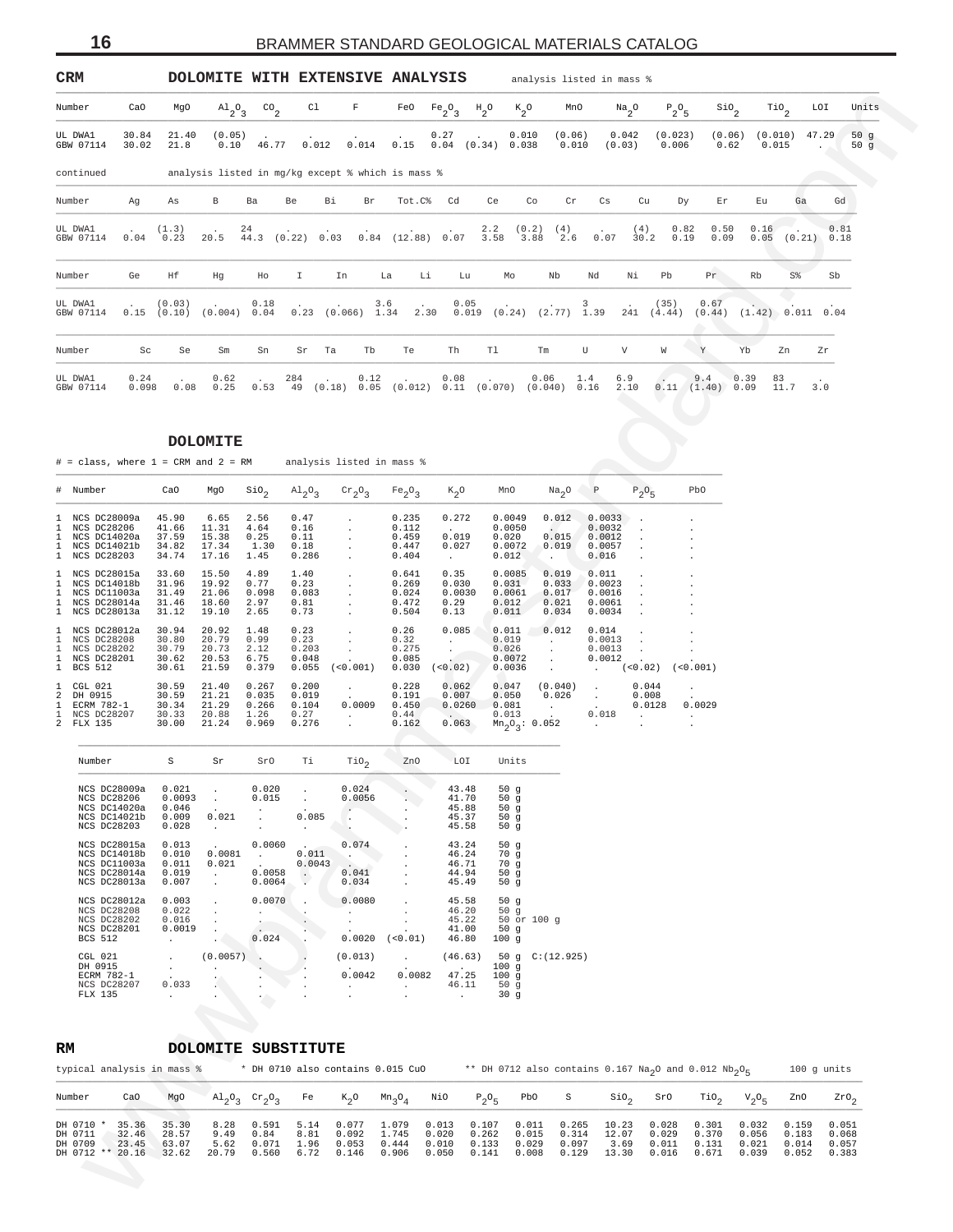## CRM DOLOMITE WITH EXTENSIVE ANALYSIS

analysis listed in mass %

| Number | CaO | MgO | $Al_2O_3$ | $CO_2$ | Cl | F | FeO | $Fe_2O_3$ | $H_2O$ | $K_2O$ | MnO | $Na_2O$ | $P_2O_5$ | $SiO_2$ | $TiO_2$ | LOI | Units |
|---|---|---|---|---|---|---|---|---|---|---|---|---|---|---|---|---|---|
| UL DWA1 | 30.84 | 21.40 | (0.05) | . | . | . | . | 0.27 | . | 0.010 | (0.06) | 0.042 | (0.023) | (0.06) | (0.010) | 47.29 | 50 g |
| GBW 07114 | 30.02 | 21.8 | 0.10 | 46.77 | 0.012 | 0.014 | 0.15 | 0.04 | (0.34) | 0.038 | 0.010 | (0.03) | 0.006 | 0.62 | 0.015 | . | 50 g |

continued — analysis listed in mg/kg except % which is mass %

| Number | Ag | As | B | Ba | Be | Bi | Br | Tot.C% | Cd | Ce | Co | Cr | Cs | Cu | Dy | Er | Eu | Ga | Gd |
|---|---|---|---|---|---|---|---|---|---|---|---|---|---|---|---|---|---|---|---|
| UL DWA1 | . | (1.3) | . | 24 | . | . | . | . | . | 2.2 | (0.2) | (4) | . | (4) | 0.82 | 0.50 | 0.16 | . | 0.81 |
| GBW 07114 | 0.04 | 0.23 | 20.5 | 44.3 | (0.22) | 0.03 | 0.84 | (12.88) | 0.07 | 3.58 | 3.88 | 2.6 | 0.07 | 30.2 | 0.19 | 0.09 | 0.05 | (0.21) | 0.18 |

| Number | Ge | Hf | Hg | Ho | I | In | La | Li | Lu | Mo | Nb | Nd | Ni | Pb | Pr | Rb | S% | Sb |
|---|---|---|---|---|---|---|---|---|---|---|---|---|---|---|---|---|---|---|
| UL DWA1 | . | (0.03) | . | 0.18 | . | . | 3.6 | . | 0.05 | . | . | 3 | . | (35) | 0.67 | . | . | . |
| GBW 07114 | 0.15 | (0.10) | (0.004) | 0.04 | 0.23 | (0.066) | 1.34 | 2.30 | 0.019 | (0.24) | (2.77) | 1.39 | 241 | (4.44) | (0.44) | (1.42) | 0.011 | 0.04 |

| Number | Sc | Se | Sm | Sn | Sr | Ta | Tb | Te | Th | Tl | Tm | U | V | W | Y | Yb | Zn | Zr |
|---|---|---|---|---|---|---|---|---|---|---|---|---|---|---|---|---|---|---|
| UL DWA1 | 0.24 | . | 0.62 | . | 284 | . | 0.12 | . | 0.08 | . | 0.06 | 1.4 | 6.9 | . | 9.4 | 0.39 | 83 | . |
| GBW 07114 | 0.098 | 0.08 | 0.25 | 0.53 | 49 | (0.18) | 0.05 | (0.012) | 0.11 | (0.070) | (0.040) | 0.16 | 2.10 | 0.11 | (1.40) | 0.09 | 11.7 | 3.0 |

## DOLOMITE

# = class, where 1 = CRM and 2 = RM — analysis listed in mass %

| # | Number | CaO | MgO | $SiO_2$ | $Al_2O_3$ | $Cr_2O_3$ | $Fe_2O_3$ | $K_2O$ | MnO | $Na_2O$ | P | $P_2O_5$ | PbO |
|---|---|---|---|---|---|---|---|---|---|---|---|---|---|
| 1 | NCS DC28009a | 45.90 | 6.65 | 2.56 | 0.47 | . | 0.235 | 0.272 | 0.0049 | 0.012 | 0.0033 | . | . |
| 1 | NCS DC28206 | 41.66 | 11.31 | 4.64 | 0.16 | . | 0.112 | . | 0.0050 | . | 0.0032 | . | . |
| 1 | NCS DC14020a | 37.59 | 15.38 | 0.25 | 0.11 | . | 0.459 | 0.019 | 0.020 | 0.015 | 0.0012 | . | . |
| 1 | NCS DC14021b | 34.82 | 17.34 | 1.30 | 0.18 | . | 0.447 | 0.027 | 0.0072 | 0.019 | 0.0057 | . | . |
| 1 | NCS DC28203 | 34.74 | 17.16 | 1.45 | 0.286 | . | 0.404 | . | 0.012 | . | 0.016 | . | . |
| 1 | NCS DC28015a | 33.60 | 15.50 | 4.89 | 1.40 | . | 0.641 | 0.35 | 0.0085 | 0.019 | 0.011 | . | . |
| 1 | NCS DC14018b | 31.96 | 19.92 | 0.77 | 0.23 | . | 0.269 | 0.030 | 0.031 | 0.033 | 0.0023 | . | . |
| 1 | NCS DC11003a | 31.49 | 21.06 | 0.098 | 0.083 | . | 0.024 | 0.0030 | 0.0061 | 0.017 | 0.0016 | . | . |
| 1 | NCS DC28014a | 31.46 | 18.60 | 2.97 | 0.81 | . | 0.472 | 0.29 | 0.012 | 0.021 | 0.0061 | . | . |
| 1 | NCS DC28013a | 31.12 | 19.10 | 2.65 | 0.73 | . | 0.504 | 0.13 | 0.011 | 0.034 | 0.0034 | . | . |
| 1 | NCS DC28012a | 30.94 | 20.92 | 1.48 | 0.23 | . | 0.26 | 0.085 | 0.011 | 0.012 | 0.014 | . | . |
| 1 | NCS DC28208 | 30.80 | 20.79 | 0.99 | 0.23 | . | 0.32 | . | 0.019 | . | 0.0013 | . | . |
| 1 | NCS DC28202 | 30.79 | 20.73 | 2.12 | 0.203 | . | 0.275 | . | 0.026 | . | 0.0013 | . | . |
| 1 | NCS DC28201 | 30.62 | 20.53 | 6.75 | 0.048 | . | 0.085 | . | 0.0072 | . | 0.0012 | . | . |
| 1 | BCS 512 | 30.61 | 21.59 | 0.379 | 0.055 | (<0.001) | 0.030 | (<0.02) | 0.0036 | . | . | (<0.02) | (<0.001) |
| 1 | CGL 021 | 30.59 | 21.40 | 0.267 | 0.200 | . | 0.228 | 0.062 | 0.047 | (0.040) | . | 0.044 | . |
| 2 | DH 0915 | 30.59 | 21.21 | 0.035 | 0.019 | . | 0.191 | 0.007 | 0.050 | 0.026 | . | 0.008 | . |
| 1 | ECRM 782-1 | 30.34 | 21.29 | 0.266 | 0.104 | 0.0009 | 0.450 | 0.0260 | 0.081 | . | . | 0.0128 | 0.0029 |
| 1 | NCS DC28207 | 30.33 | 20.88 | 1.26 | 0.27 | . | 0.44 | . | 0.013 | . | 0.018 | . | . |
| 2 | FLX 135 | 30.00 | 21.24 | 0.969 | 0.276 | . | 0.162 | 0.063 | $Mn_2O_3$: 0.052 | | . | . | . |

| Number | S | Sr | SrO | Ti | $TiO_2$ | ZnO | LOI | Units |
|---|---|---|---|---|---|---|---|---|
| NCS DC28009a | 0.021 | . | 0.020 | . | 0.024 | . | 43.48 | 50 g |
| NCS DC28206 | 0.0093 | . | 0.015 | . | 0.0056 | . | 41.70 | 50 g |
| NCS DC14020a | 0.046 | . | . | . | . | . | 45.88 | 50 g |
| NCS DC14021b | 0.009 | 0.021 | . | 0.085 | . | . | 45.37 | 50 g |
| NCS DC28203 | 0.028 | . | . | . | . | . | 45.58 | 50 g |
| NCS DC28015a | 0.013 | . | 0.0060 | . | 0.074 | . | 43.24 | 50 g |
| NCS DC14018b | 0.010 | 0.0081 | . | 0.011 | . | . | 46.24 | 70 g |
| NCS DC11003a | 0.011 | 0.021 | . | 0.0043 | . | . | 46.71 | 70 g |
| NCS DC28014a | 0.019 | . | 0.0058 | . | 0.041 | . | 44.94 | 50 g |
| NCS DC28013a | 0.007 | . | 0.0064 | . | 0.034 | . | 45.49 | 50 g |
| NCS DC28012a | 0.003 | . | 0.0070 | . | 0.0080 | . | 45.58 | 50 g |
| NCS DC28208 | 0.022 | . | . | . | . | . | 46.20 | 50 g |
| NCS DC28202 | 0.016 | . | . | . | . | . | 45.22 | 50 or 100 g |
| NCS DC28201 | 0.0019 | . | . | . | . | . | 41.00 | 50 g |
| BCS 512 | . | . | 0.024 | . | 0.0020 | (<0.01) | 46.80 | 100 g |
| CGL 021 | . | (0.0057) | . | . | (0.013) | . | (46.63) | 50 g C:(12.925) |
| DH 0915 | . | . | . | . | . | . | . | 100 g |
| ECRM 782-1 | . | . | . | . | 0.0042 | 0.0082 | 47.25 | 100 g |
| NCS DC28207 | 0.033 | . | . | . | . | . | 46.11 | 50 g |
| FLX 135 | . | . | . | . | . | . | . | 30 g |

## RM DOLOMITE SUBSTITUTE

typical analysis in mass % — * DH 0710 also contains 0.015 CuO — ** DH 0712 also contains 0.167 $Na_2O$ and 0.012 $Nb_2O_5$ — 100 g units

| Number | CaO | MgO | $Al_2O_3$ | $Cr_2O_3$ | Fe | $K_2O$ | $Mn_3O_4$ | NiO | $P_2O_5$ | PbO | S | $SiO_2$ | SrO | $TiO_2$ | $V_2O_5$ | ZnO | $ZrO_2$ |
|---|---|---|---|---|---|---|---|---|---|---|---|---|---|---|---|---|---|
| DH 0710 * | 35.36 | 35.30 | 8.28 | 0.591 | 5.14 | 0.077 | 1.079 | 0.013 | 0.107 | 0.011 | 0.265 | 10.23 | 0.028 | 0.301 | 0.032 | 0.159 | 0.051 |
| DH 0711 | 32.46 | 28.57 | 9.49 | 0.84 | 8.81 | 0.092 | 1.745 | 0.020 | 0.262 | 0.015 | 0.314 | 12.07 | 0.029 | 0.370 | 0.056 | 0.183 | 0.068 |
| DH 0709 | 23.45 | 63.07 | 5.62 | 0.071 | 1.96 | 0.053 | 0.444 | 0.010 | 0.133 | 0.029 | 0.097 | 3.69 | 0.011 | 0.131 | 0.021 | 0.014 | 0.057 |
| DH 0712 ** | 20.16 | 32.62 | 20.79 | 0.560 | 6.72 | 0.146 | 0.906 | 0.050 | 0.141 | 0.008 | 0.129 | 13.30 | 0.016 | 0.671 | 0.039 | 0.052 | 0.383 |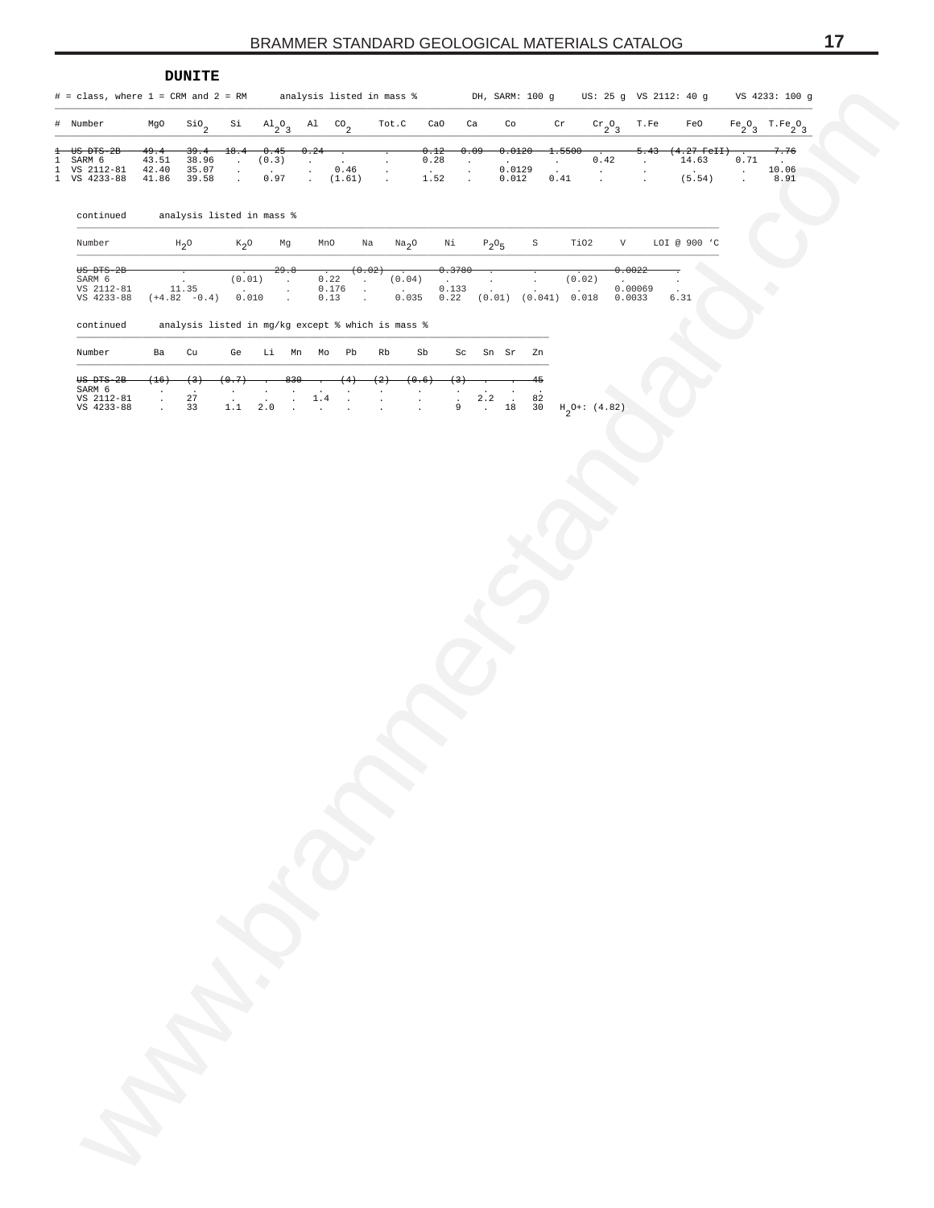## DUNITE

# = class, where 1 = CRM and 2 = RM analysis listed in mass % DH, SARM: 100 g US: 25 g VS 2112: 40 g VS 4233: 100 g

| # | Number | MgO | $SiO_2$ | Si | $Al_2O_3$ | Al | $CO_2$ | Tot.C | CaO | Ca | Co | Cr | $Cr_2O_3$ | T.Fe | FeO | $Fe_2O_3$ | $T.Fe_2O_3$ |
|---|---|---|---|---|---|---|---|---|---|---|---|---|---|---|---|---|---|
| ~~1~~ | ~~US DTS-2B~~ | ~~49.4~~ | ~~39.4~~ | ~~18.4~~ | ~~0.45~~ | ~~0.24~~ | ~~.~~ | ~~.~~ | ~~0.12~~ | ~~0.09~~ | ~~0.0120~~ | ~~1.5500~~ | ~~.~~ | ~~5.43~~ | ~~(4.27 FeII)~~ | ~~.~~ | ~~7.76~~ |
| 1 | SARM 6 | 43.51 | 38.96 | . | (0.3) | . | . | . | 0.28 | . | . | . | 0.42 | . | 14.63 | 0.71 | . |
| 1 | VS 2112-81 | 42.40 | 35.07 | . | . | . | 0.46 | . | . | . | 0.0129 | . | . | . | . | . | 10.06 |
| 1 | VS 4233-88 | 41.86 | 39.58 | . | 0.97 | . | (1.61) | . | 1.52 | . | 0.012 | 0.41 | . | . | (5.54) | . | 8.91 |

continued analysis listed in mass %

| Number | $H_2O$ | $K_2O$ | Mg | MnO | Na | $Na_2O$ | Ni | $P_2O_5$ | S | TiO2 | V | LOI @ 900 ’C |
|---|---|---|---|---|---|---|---|---|---|---|---|---|
| ~~US DTS-2B~~ | ~~.~~ | ~~.~~ | ~~29.8~~ | ~~.~~ | ~~(0.02)~~ | ~~.~~ | ~~0.3780~~ | ~~.~~ | ~~.~~ | ~~.~~ | ~~0.0022~~ | ~~.~~ |
| SARM 6 | . | (0.01) | . | 0.22 | . | (0.04) | . | . | . | (0.02) | . | . |
| VS 2112-81 | 11.35 | . | . | 0.176 | . | . | 0.133 | . | . | . | 0.00069 | . |
| VS 4233-88 | (+4.82 -0.4) | 0.010 | . | 0.13 | . | 0.035 | 0.22 | (0.01) | (0.041) | 0.018 | 0.0033 | 6.31 |

continued analysis listed in mg/kg except % which is mass %

| Number | Ba | Cu | Ge | Li | Mn | Mo | Pb | Rb | Sb | Sc | Sn | Sr | Zn |
|---|---|---|---|---|---|---|---|---|---|---|---|---|---|
| ~~US DTS-2B~~ | ~~(16)~~ | ~~(3)~~ | ~~(0.7)~~ | ~~.~~ | ~~830~~ | ~~.~~ | ~~(4)~~ | ~~(2)~~ | ~~(0.6)~~ | ~~(3)~~ | ~~.~~ | ~~.~~ | ~~45~~ |
| SARM 6 | . | . | . | . | . | . | . | . | . | . | . | . | . |
| VS 2112-81 | . | 27 | . | . | . | 1.4 | . | . | . | . | 2.2 | . | 82 |
| VS 4233-88 | . | 33 | 1.1 | 2.0 | . | . | . | . | . | 9 | . | 18 | 30 |

$H_2O$+: (4.82)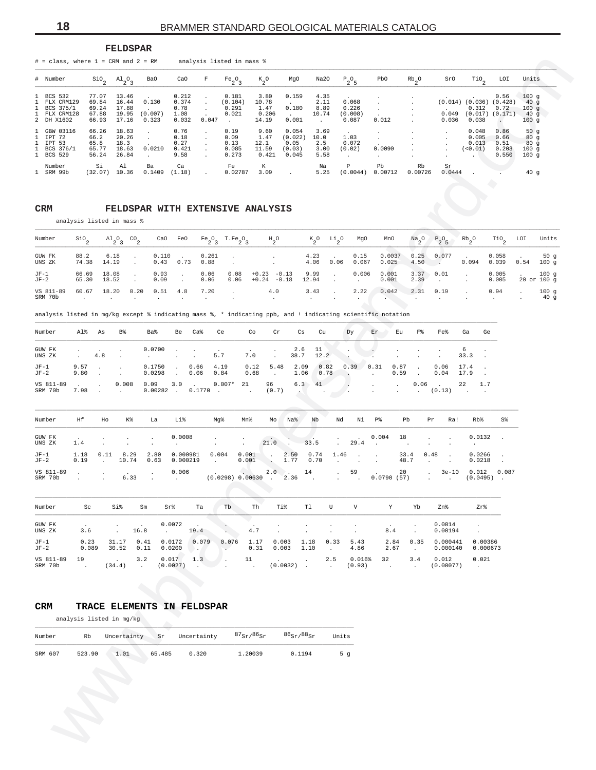## FELDSPAR

# = class, where 1 = CRM and 2 = RM     analysis listed in mass %

| # | Number | $SiO_2$ | $Al_2O_3$ | BaO | CaO | F | $Fe_2O_3$ | $K_2O$ | MgO | Na2O | $P_2O_5$ | PbO | $Rb_2O$ | SrO | $TiO_2$ | LOI | Units |
|---|---|---|---|---|---|---|---|---|---|---|---|---|---|---|---|---|---|
| 1 | BCS 532 | 77.07 | 13.46 | . | 0.212 | . | 0.181 | 3.80 | 0.159 | 4.35 | . | . | . | . | . | 0.56 | 100 g |
| 1 | FLX CRM129 | 69.84 | 16.44 | 0.130 | 0.374 | . | (0.104) | 10.78 | . | 2.11 | 0.068 | . | . | (0.014) | (0.036) | (0.428) | 40 g |
| 1 | BCS 375/1 | 69.24 | 17.88 | . | 0.78 | . | 0.291 | 1.47 | 0.180 | 8.89 | 0.226 | . | . | . | 0.312 | 0.72 | 100 g |
| 1 | FLX CRM128 | 67.88 | 19.95 | (0.007) | 1.08 | . | 0.021 | 0.206 | . | 10.74 | (0.008) | . | . | 0.049 | (0.017) | (0.171) | 40 g |
| 2 | DH X1602 | 66.93 | 17.16 | 0.323 | 0.032 | 0.047 | . | 14.19 | 0.001 | . | 0.087 | 0.012 | . | 0.036 | 0.038 | . | 100 g |
| 1 | GBW 03116 | 66.26 | 18.63 | . | 0.76 | . | 0.19 | 9.60 | 0.054 | 3.69 | . | . | . | . | 0.048 | 0.86 | 50 g |
| 1 | IPT 72 | 66.2 | 20.26 | . | 0.18 | . | 0.09 | 1.47 | (0.022) | 10.0 | 1.03 | . | . | . | 0.005 | 0.66 | 80 g |
| 1 | IPT 53 | 65.8 | 18.3 | . | 0.27 | . | 0.13 | 12.1 | 0.05 | 2.5 | 0.072 | . | . | . | 0.013 | 0.51 | 80 g |
| 1 | BCS 376/1 | 65.77 | 18.63 | 0.0210 | 0.421 | . | 0.085 | 11.59 | (0.03) | 3.00 | (0.02) | 0.0090 | . | . | (<0.01) | 0.203 | 100 g |
| 1 | BCS 529 | 56.24 | 26.84 | . | 9.58 | . | 0.273 | 0.421 | 0.045 | 5.58 | . | . | . | . | . | 0.550 | 100 g |
| | **Number** | **Si** | **Al** | **Ba** | **Ca** | | **Fe** | **K** | | **Na** | **P** | **Pb** | **Rb** | **Sr** | | | |
| 1 | SRM 99b | (32.07) | 10.36 | 0.1409 | (1.18) | . | 0.02787 | 3.09 | . | 5.25 | (0.0044) | 0.00712 | 0.00726 | 0.0444 | . | . | 40 g |

## CRM FELDSPAR WITH EXTENSIVE ANALYSIS

analysis listed in mass %

| Number | $SiO_2$ | $Al_2O_3$ | $CO_2$ | CaO | FeO | $Fe_2O_3$ | $T.Fe_2O_3$ | $H_2O$ | | $K_2O$ | $Li_2O$ | MgO | MnO | $Na_2O$ | $P_2O_5$ | $Rb_2O$ | $TiO_2$ | LOI | Units |
|---|---|---|---|---|---|---|---|---|---|---|---|---|---|---|---|---|---|---|---|
| GUW FK | 88.2 | 6.18 | . | 0.110 | . | 0.261 | . | . | | 4.23 | . | 0.15 | 0.0037 | 0.25 | 0.077 | . | 0.058 | . | 50 g |
| UNS ZK | 74.38 | 14.19 | . | 0.43 | 0.73 | 0.88 | . | . | | 4.06 | 0.06 | 0.067 | 0.025 | 4.50 | . | 0.094 | 0.039 | 0.54 | 100 g |
| JF-1 | 66.69 | 18.08 | . | 0.93 | . | 0.06 | 0.08 | +0.23 | -0.13 | 9.99 | . | 0.006 | 0.001 | 3.37 | 0.01 | . | 0.005 | . | 100 g |
| JF-2 | 65.30 | 18.52 | . | 0.09 | . | 0.06 | 0.06 | +0.24 | -0.18 | 12.94 | . | . | 0.001 | 2.39 | . | . | 0.005 | 20 or 100 g | |
| VS 811-89 | 60.67 | 18.20 | 0.20 | 0.51 | 4.8 | 7.20 | . | 4.0 | | 3.43 | . | 2.22 | 0.042 | 2.31 | 0.19 | . | 0.94 | . | 100 g |
| SRM 70b | . | . | . | . | . | . | . | . | | . | . | . | . | . | . | . | . | . | 40 g |

analysis listed in mg/kg except % indicating mass %, * indicating ppb, and ! indicating scientific notation

| Number | Al% | As | B% | Ba% | Be | Ca% | Ce | Co | Cr | Cs | Cu | Dy | Er | Eu | F% | Fe% | Ga | Ge |
|---|---|---|---|---|---|---|---|---|---|---|---|---|---|---|---|---|---|---|
| GUW FK | . | . | . | 0.0700 | . | . | . | . | . | 2.6 | 11 | . | . | . | . | . | 6 | . |
| UNS ZK | . | 4.8 | . | . | . | . | 5.7 | 7.0 | . | 38.7 | 12.2 | . | . | . | . | . | 33.3 | . |
| JF-1 | 9.57 | . | . | 0.1750 | . | 0.66 | 4.19 | 0.12 | 5.48 | 2.09 | 0.82 | 0.39 | 0.31 | 0.87 | . | 0.06 | 17.4 | . |
| JF-2 | 9.80 | . | . | 0.0298 | . | 0.06 | 0.84 | 0.68 | . | 1.06 | 0.78 | . | . | 0.59 | . | 0.04 | 17.9 | . |
| VS 811-89 | . | . | 0.008 | 0.09 | 3.0 | . | 0.007* | 21 | 96 | 6.3 | 41 | . | . | . | 0.06 | . | 22 | 1.7 |
| SRM 70b | 7.98 | . | . | 0.00282 | . | 0.1770 | . | . | (0.7) | . | . | . | . | . | . | (0.13) | . | . |

| Number | Hf | Ho | K% | La | Li% | Mg% | Mn% | Mo | Na% | Nb | Nd | Ni | P% | Pb | Pr | Ra! | Rb% | S% |
|---|---|---|---|---|---|---|---|---|---|---|---|---|---|---|---|---|---|---|
| GUW FK | . | . | . | . | 0.0008 | . | . | . | . | . | . | . | 0.004 | 18 | . | . | 0.0132 | . |
| UNS ZK | 1.4 | . | . | . | . | . | . | 21.0 | . | 33.5 | . | 29.4 | . | . | . | . | . | |
| JF-1 | 1.18 | 0.11 | 8.29 | 2.80 | 0.000981 | 0.004 | 0.001 | . | 2.50 | 0.74 | 1.46 | . | . | 33.4 | 0.48 | . | 0.0266 | . |
| JF-2 | 0.19 | . | 10.74 | 0.63 | 0.000219 | . | 0.001 | . | 1.77 | 0.70 | . | . | . | 48.7 | . | . | 0.0218 | . |
| VS 811-89 | . | . | . | . | 0.006 | . | . | 2.0 | . | 14 | . | 59 | . | 20 | . | 3e-10 | 0.012 | 0.087 |
| SRM 70b | . | . | 6.33 | . | . | (0.0298) | 0.00630 | . | 2.36 | . | . | . | 0.0790 | (57) | . | . | (0.0495) | . |

| Number | Sc | Si% | Sm | Sr% | Ta | Tb | Th | Ti% | Tl | U | V | Y | Yb | Zn% | Zr% |
|---|---|---|---|---|---|---|---|---|---|---|---|---|---|---|---|
| GUW FK | . | . | . | 0.0072 | . | . | . | . | . | . | . | . | . | 0.0014 | . |
| UNS ZK | 3.6 | . | 16.8 | . | 19.4 | . | 4.7 | . | . | . | . | 8.4 | . | 0.00194 | . |
| JF-1 | 0.23 | 31.17 | 0.41 | 0.0172 | 0.079 | 0.076 | 1.17 | 0.003 | 1.18 | 0.33 | 5.43 | 2.84 | 0.35 | 0.000441 | 0.00386 |
| JF-2 | 0.089 | 30.52 | 0.11 | 0.0200 | . | . | 0.31 | 0.003 | 1.10 | . | 4.86 | 2.67 | . | 0.000140 | 0.000673 |
| VS 811-89 | 19 | . | 3.2 | 0.017 | 1.3 | . | 11 | . | . | 2.5 | 0.016% | 32 | 3.4 | 0.012 | 0.021 |
| SRM 70b | . | (34.4) | . | (0.0027) | . | . | . | (0.0032) | . | . | (0.93) | . | . | (0.00077) | . |

## CRM TRACE ELEMENTS IN FELDSPAR

analysis listed in mg/kg

| Number | Rb | Uncertainty | Sr | Uncertainty | $^{87}Sr/^{86}Sr$ | $^{86}Sr/^{88}Sr$ | Units |
|---|---|---|---|---|---|---|---|
| SRM 607 | 523.90 | 1.01 | 65.485 | 0.320 | 1.20039 | 0.1194 | 5 g |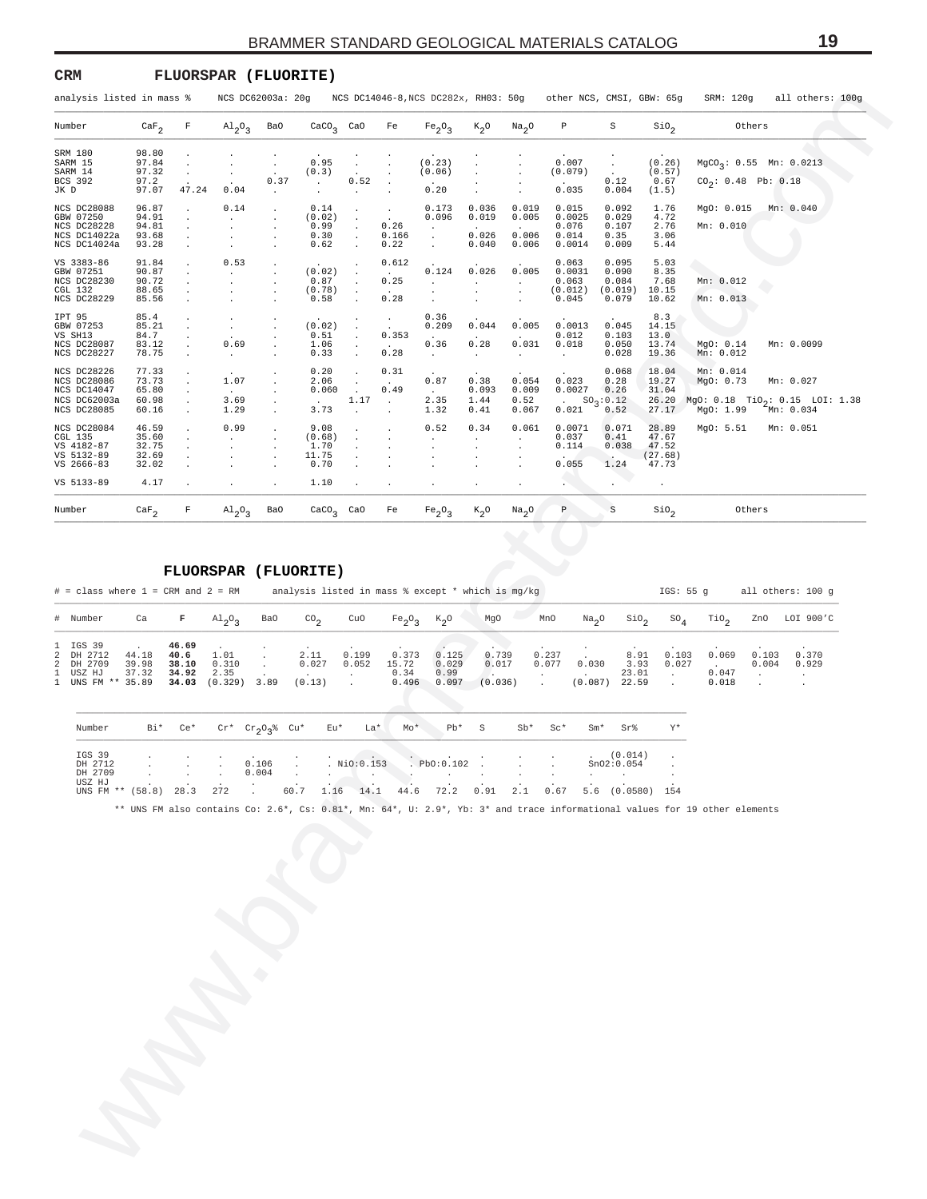## CRM FLUORSPAR (FLUORITE)

analysis listed in mass % NCS DC62003a: 20g NCS DC14046-8,NCS DC282xx, RH03: 50g other NCS, CMSI, GBW: 65g SRM: 120g all others: 100g

| Number | $CaF_2$ | F | $Al_2O_3$ | BaO | $CaCO_3$ | CaO | Fe | $Fe_2O_3$ | $K_2O$ | $Na_2O$ | P | S | $SiO_2$ | Others |
|---|---|---|---|---|---|---|---|---|---|---|---|---|---|---|
| SRM 180 | 98.80 | . | . | . | . | . | . | . | . | . | . | . | . | |
| SARM 15 | 97.84 | . | . | . | 0.95 | . | . | (0.23) | . | . | 0.007 | . | (0.26) | $MgCO_3$: 0.55 Mn: 0.0213 |
| SARM 14 | 97.32 | . | . | . | (0.3) | . | . | (0.06) | . | . | (0.079) | . | (0.57) | |
| BCS 392 | 97.2 | . | . | 0.37 | . | 0.52 | . | . | . | . | . | 0.12 | 0.67 | $CO_2$: 0.48 Pb: 0.18 |
| JK D | 97.07 | 47.24 | 0.04 | . | . | . | . | 0.20 | . | . | 0.035 | 0.004 | (1.5) | |
| NCS DC28088 | 96.87 | . | 0.14 | . | 0.14 | . | . | 0.173 | 0.036 | 0.019 | 0.015 | 0.092 | 1.76 | MgO: 0.015 Mn: 0.040 |
| GBW 07250 | 94.91 | . | . | . | (0.02) | . | . | 0.096 | 0.019 | 0.005 | 0.0025 | 0.029 | 4.72 | |
| NCS DC28228 | 94.81 | . | . | . | 0.99 | . | 0.26 | . | . | . | 0.076 | 0.107 | 2.76 | Mn: 0.010 |
| NCS DC14022a | 93.68 | . | . | . | 0.30 | . | 0.166 | . | 0.026 | 0.006 | 0.014 | 0.35 | 3.06 | |
| NCS DC14024a | 93.28 | . | . | . | 0.62 | . | 0.22 | . | 0.040 | 0.006 | 0.0014 | 0.009 | 5.44 | |
| VS 3383-86 | 91.84 | . | 0.53 | . | . | . | 0.612 | . | . | . | 0.063 | 0.095 | 5.03 | |
| GBW 07251 | 90.87 | . | . | . | (0.02) | . | . | 0.124 | 0.026 | 0.005 | 0.0031 | 0.090 | 8.35 | |
| NCS DC28230 | 90.72 | . | . | . | 0.87 | . | 0.25 | . | . | . | 0.063 | 0.084 | 7.68 | Mn: 0.012 |
| CGL 132 | 88.65 | . | . | . | (0.78) | . | . | . | . | . | (0.012) | (0.019) | 10.15 | |
| NCS DC28229 | 85.56 | . | . | . | 0.58 | . | 0.28 | . | . | . | 0.045 | 0.079 | 10.62 | Mn: 0.013 |
| IPT 95 | 85.4 | . | . | . | . | . | . | 0.36 | . | . | . | . | 8.3 | |
| GBW 07253 | 85.21 | . | . | . | (0.02) | . | . | 0.209 | 0.044 | 0.005 | 0.0013 | 0.045 | 14.15 | |
| VS SH13 | 84.7 | . | . | . | 0.51 | . | 0.353 | . | . | . | 0.012 | 0.103 | 13.0 | |
| NCS DC28087 | 83.12 | . | 0.69 | . | 1.06 | . | . | 0.36 | 0.28 | 0.031 | 0.018 | 0.050 | 13.74 | MgO: 0.14 Mn: 0.0099 |
| NCS DC28227 | 78.75 | . | . | . | 0.33 | . | 0.28 | . | . | . | . | 0.028 | 19.36 | Mn: 0.012 |
| NCS DC28226 | 77.33 | . | . | . | 0.20 | . | 0.31 | . | . | . | . | 0.068 | 18.04 | Mn: 0.014 |
| NCS DC28086 | 73.73 | . | 1.07 | . | 2.06 | . | . | 0.87 | 0.38 | 0.054 | 0.023 | 0.28 | 19.27 | MgO: 0.73 Mn: 0.027 |
| NCS DC14047 | 65.80 | . | . | . | 0.060 | . | 0.49 | . | 0.093 | 0.009 | 0.0027 | 0.26 | 31.04 | |
| NCS DC62003a | 60.98 | . | 3.69 | . | . | 1.17 | . | 2.35 | 1.44 | 0.52 | . | $SO_3$:0.12 | 26.20 | MgO: 0.18 $TiO_2$: 0.15 LOI: 1.38 |
| NCS DC28085 | 60.16 | . | 1.29 | . | 3.73 | . | . | 1.32 | 0.41 | 0.067 | 0.021 | 0.52 | 27.17 | MgO: 1.99 Mn: 0.034 |
| NCS DC28084 | 46.59 | . | 0.99 | . | 9.08 | . | . | 0.52 | 0.34 | 0.061 | 0.0071 | 0.071 | 28.89 | MgO: 5.51 Mn: 0.051 |
| CGL 135 | 35.60 | . | . | . | (0.68) | . | . | . | . | . | 0.037 | 0.41 | 47.67 | |
| VS 4182-87 | 32.75 | . | . | . | 1.70 | . | . | . | . | . | 0.114 | 0.038 | 47.52 | |
| VS 5132-89 | 32.69 | . | . | . | 11.75 | . | . | . | . | . | . | . | (27.68) | |
| VS 2666-83 | 32.02 | . | . | . | 0.70 | . | . | . | . | . | 0.055 | 1.24 | 47.73 | |
| VS 5133-89 | 4.17 | . | . | . | 1.10 | . | . | . | . | . | . | . | . | |
| Number | $CaF_2$ | F | $Al_2O_3$ | BaO | $CaCO_3$ | CaO | Fe | $Fe_2O_3$ | $K_2O$ | $Na_2O$ | P | S | $SiO_2$ | Others |

## FLUORSPAR (FLUORITE)

# = class where 1 = CRM and 2 = RM analysis listed in mass % except * which is mg/kg IGS: 55 g all others: 100 g

| # | Number | Ca | F | $Al_2O_3$ | BaO | $CO_2$ | CuO | $Fe_2O_3$ | $K_2O$ | MgO | MnO | $Na_2O$ | $SiO_2$ | $SO_4$ | $TiO_2$ | ZnO | LOI 900'C |
|---|---|---|---|---|---|---|---|---|---|---|---|---|---|---|---|---|---|
| 1 | IGS 39 | . | **46.69** | . | . | . | . | . | . | . | . | . | . | . | . | . | . |
| 2 | DH 2712 | 44.18 | **40.6** | 1.01 | . | 2.11 | 0.199 | 0.373 | 0.125 | 0.739 | 0.237 | . | 8.91 | 0.103 | 0.069 | 0.103 | 0.370 |
| 2 | DH 2709 | 39.98 | **38.10** | 0.310 | . | 0.027 | 0.052 | 15.72 | 0.029 | 0.017 | 0.077 | 0.030 | 3.93 | 0.027 | . | 0.004 | 0.929 |
| 1 | USZ HJ | 37.32 | **34.92** | 2.35 | . | . | . | 0.34 | 0.99 | . | . | . | 23.01 | . | 0.047 | . | . |
| 1 | UNS FM ** | 35.89 | **34.03** | (0.329) | 3.89 | (0.13) | . | 0.496 | 0.097 | (0.036) | . | (0.087) | 22.59 | . | 0.018 | . | . |

| Number | Bi* | Ce* | Cr* | $Cr_2O_3$% | Cu* | Eu* | La* | Mo* | Pb* | S | Sb* | Sc* | Sm* | Sr% | Y* |
|---|---|---|---|---|---|---|---|---|---|---|---|---|---|---|---|
| IGS 39 | . | . | . | . | . | . | . | . | . | . | . | . | . | (0.014) | . |
| DH 2712 | . | . | . | 0.106 | . | . | NiO:0.153 | . | PbO:0.102 | . | . | . | SnO2:0.054 | | . |
| DH 2709 | . | . | . | 0.004 | . | . | . | . | . | . | . | . | . | . | . |
| USZ HJ | . | . | . | . | . | . | . | . | . | . | . | . | . | . | . |
| UNS FM ** | (58.8) | 28.3 | 272 | . | 60.7 | 1.16 | 14.1 | 44.6 | 72.2 | 0.91 | 2.1 | 0.67 | 5.6 | (0.0580) | 154 |

** UNS FM also contains Co: 2.6*, Cs: 0.81*, Mn: 64*, U: 2.9*, Yb: 3* and trace informational values for 19 other elements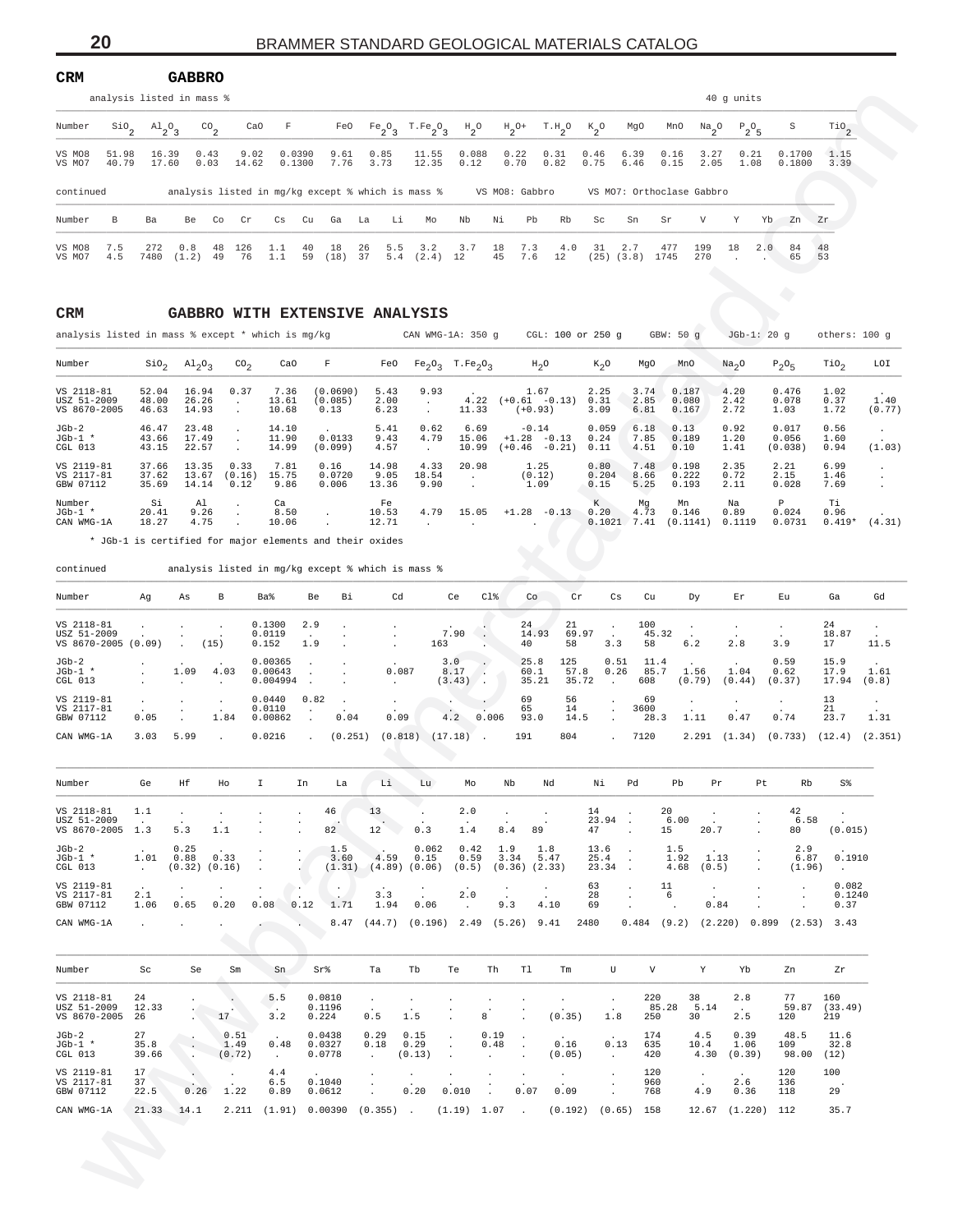**CRM** **GABBRO**

analysis listed in mass % — 40 g units

| Number | $SiO_2$ | $Al_2O_3$ | $CO_2$ | CaO | F | FeO | $Fe_2O_3$ | $T.Fe_2O_3$ | $H_2O$ | $H_2O+$ | $T.H_2O$ | $K_2O$ | MgO | MnO | $Na_2O$ | $P_2O_5$ | S | $TiO_2$ |
|---|---|---|---|---|---|---|---|---|---|---|---|---|---|---|---|---|---|---|
| VS MO8 | 51.98 | 16.39 | 0.43 | 9.02 | 0.0390 | 9.61 | 0.85 | 11.55 | 0.088 | 0.22 | 0.31 | 0.46 | 6.39 | 0.16 | 3.27 | 0.21 | 0.1700 | 1.15 |
| VS MO7 | 40.79 | 17.60 | 0.03 | 14.62 | 0.1300 | 7.76 | 3.73 | 12.35 | 0.12 | 0.70 | 0.82 | 0.75 | 6.46 | 0.15 | 2.05 | 1.08 | 0.1800 | 3.39 |

continued — analysis listed in mg/kg except % which is mass % — VS MO8: Gabbro — VS MO7: Orthoclase Gabbro

| Number | B | Ba | Be | Co | Cr | Cs | Cu | Ga | La | Li | Mo | Nb | Ni | Pb | Rb | Sc | Sn | Sr | V | Y | Yb | Zn | Zr |
|---|---|---|---|---|---|---|---|---|---|---|---|---|---|---|---|---|---|---|---|---|---|---|---|
| VS MO8 | 7.5 | 272 | 0.8 | 48 | 126 | 1.1 | 40 | 18 | 26 | 5.5 | 3.2 | 3.7 | 18 | 7.3 | 4.0 | 31 | 2.7 | 477 | 199 | 18 | 2.0 | 84 | 48 |
| VS MO7 | 4.5 | 7480 | (1.2) | 49 | 76 | 1.1 | 59 | (18) | 37 | 5.4 | (2.4) | 12 | 45 | 7.6 | 12 | (25) | (3.8) | 1745 | 270 | . | . | 65 | 53 |

**CRM** **GABBRO WITH EXTENSIVE ANALYSIS**

analysis listed in mass % except * which is mg/kg — CAN WMG-1A: 350 g — CGL: 100 or 250 g — GBW: 50 g — JGb-1: 20 g — others: 100 g

| Number | $SiO_2$ | $Al_2O_3$ | $CO_2$ | CaO | F | FeO | $Fe_2O_3$ | $T.Fe_2O_3$ | $H_2O$ | | $K_2O$ | MgO | MnO | $Na_2O$ | $P_2O_5$ | $TiO_2$ | LOI |
|---|---|---|---|---|---|---|---|---|---|---|---|---|---|---|---|---|---|
| VS 2118-81 | 52.04 | 16.94 | 0.37 | 7.36 | (0.0690) | 5.43 | 9.93 | . | 1.67 | | 2.25 | 3.74 | 0.187 | 4.20 | 0.476 | 1.02 | . |
| USZ 51-2009 | 48.00 | 26.26 | . | 13.61 | (0.085) | 2.00 | . | 4.22 | (+0.61 | -0.13) | 0.31 | 2.85 | 0.080 | 2.42 | 0.078 | 0.37 | 1.40 |
| VS 8670-2005 | 46.63 | 14.93 | . | 10.68 | 0.13 | 6.23 | . | 11.33 | (+0.93) | | 3.09 | 6.81 | 0.167 | 2.72 | 1.03 | 1.72 | (0.77) |
| JGb-2 | 46.47 | 23.48 | . | 14.10 | . | 5.41 | 0.62 | 6.69 | -0.14 | | 0.059 | 6.18 | 0.13 | 0.92 | 0.017 | 0.56 | . |
| JGb-1 * | 43.66 | 17.49 | . | 11.90 | 0.0133 | 9.43 | 4.79 | 15.06 | +1.28 | -0.13 | 0.24 | 7.85 | 0.189 | 1.20 | 0.056 | 1.60 | . |
| CGL 013 | 43.15 | 22.57 | . | 14.99 | (0.099) | 4.57 | . | 10.99 | (+0.46 | -0.21) | 0.11 | 4.51 | 0.10 | 1.41 | (0.038) | 0.94 | (1.03) |
| VS 2119-81 | 37.66 | 13.35 | 0.33 | 7.81 | 0.16 | 14.98 | 4.33 | 20.98 | 1.25 | | 0.80 | 7.48 | 0.198 | 2.35 | 2.21 | 6.99 | . |
| VS 2117-81 | 37.62 | 13.67 | (0.16) | 15.75 | 0.0720 | 9.05 | 18.54 | . | (0.12) | | 0.204 | 8.66 | 0.222 | 0.72 | 2.15 | 1.46 | . |
| GBW 07112 | 35.69 | 14.14 | 0.12 | 9.86 | 0.006 | 13.36 | 9.90 | . | 1.09 | | 0.15 | 5.25 | 0.193 | 2.11 | 0.028 | 7.69 | . |
| Number | Si | Al | . | Ca | | Fe | | | | | K | Mg | Mn | Na | P | Ti | |
| JGb-1 * | 20.41 | 9.26 | . | 8.50 | . | 10.53 | 4.79 | 15.05 | +1.28 | -0.13 | 0.20 | 4.73 | 0.146 | 0.89 | 0.024 | 0.96 | . |
| CAN WMG-1A | 18.27 | 4.75 | . | 10.06 | . | 12.71 | . | . | . | | 0.1021 | 7.41 | (0.1141) | 0.1119 | 0.0731 | 0.419* | (4.31) |

\* JGb-1 is certified for major elements and their oxides

continued — analysis listed in mg/kg except % which is mass %

| Number | Ag | As | B | Ba% | Be | Bi | Cd | Ce | Cl% | Co | Cr | Cs | Cu | Dy | Er | Eu | Ga | Gd |
|---|---|---|---|---|---|---|---|---|---|---|---|---|---|---|---|---|---|---|
| VS 2118-81 | . | . | . | 0.1300 | 2.9 | . | . | . | . | 24 | 21 | . | 100 | . | . | . | 24 | . |
| USZ 51-2009 | . | . | . | 0.0119 | . | . | . | 7.90 | . | 14.93 | 69.97 | . | 45.32 | . | . | . | 18.87 | . |
| VS 8670-2005 | (0.09) | . | (15) | 0.152 | 1.9 | . | . | 163 | . | 40 | 58 | 3.3 | 58 | 6.2 | 2.8 | 3.9 | 17 | 11.5 |
| JGb-2 | . | . | . | 0.00365 | . | . | . | 3.0 | . | 25.8 | 125 | 0.51 | 11.4 | . | . | 0.59 | 15.9 | . |
| JGb-1 * | . | 1.09 | 4.03 | 0.00643 | . | . | 0.087 | 8.17 | . | 60.1 | 57.8 | 0.26 | 85.7 | 1.56 | 1.04 | 0.62 | 17.9 | 1.61 |
| CGL 013 | . | . | . | 0.004994 | . | . | . | (3.43) | . | 35.21 | 35.72 | . | 608 | (0.79) | (0.44) | (0.37) | 17.94 | (0.8) |
| VS 2119-81 | . | . | . | 0.0440 | 0.82 | . | . | . | . | 69 | 56 | . | 69 | . | . | . | 13 | . |
| VS 2117-81 | . | . | . | 0.0110 | . | . | . | . | . | 65 | 14 | . | 3600 | . | . | . | 21 | . |
| GBW 07112 | 0.05 | . | 1.84 | 0.00862 | . | 0.04 | 0.09 | 4.2 | 0.006 | 93.0 | 14.5 | . | 28.3 | 1.11 | 0.47 | 0.74 | 23.7 | 1.31 |
| CAN WMG-1A | 3.03 | 5.99 | . | 0.0216 | . | (0.251) | (0.818) | (17.18) | . | 191 | 804 | . | 7120 | 2.291 | (1.34) | (0.733) | (12.4) | (2.351) |

| Number | Ge | Hf | Ho | I | In | La | Li | Lu | Mo | Nb | Nd | Ni | Pd | Pb | Pr | Pt | Rb | S% |
|---|---|---|---|---|---|---|---|---|---|---|---|---|---|---|---|---|---|---|
| VS 2118-81 | 1.1 | . | . | . | . | 46 | 13 | . | 2.0 | . | . | 14 | . | 20 | . | . | 42 | . |
| USZ 51-2009 | . | . | . | . | . | . | . | . | . | . | . | 23.94 | . | 6.00 | . | . | 6.58 | . |
| VS 8670-2005 | 1.3 | 5.3 | 1.1 | . | . | 82 | 12 | 0.3 | 1.4 | 8.4 | 89 | 47 | . | 15 | 20.7 | . | 80 | (0.015) |
| JGb-2 | . | 0.25 | . | . | . | 1.5 | . | 0.062 | 0.42 | 1.9 | 1.8 | 13.6 | . | 1.5 | . | . | 2.9 | . |
| JGb-1 * | 1.01 | 0.88 | 0.33 | . | . | 3.60 | 4.59 | 0.15 | 0.59 | 3.34 | 5.47 | 25.4 | . | 1.92 | 1.13 | . | 6.87 | 0.1910 |
| CGL 013 | . | (0.32) | (0.16) | . | . | (1.31) | (4.89) | (0.06) | (0.5) | (0.36) | (2.33) | 23.34 | . | 4.68 | (0.5) | . | (1.96) | . |
| VS 2119-81 | . | . | . | . | . | . | . | . | . | . | . | 63 | . | 11 | . | . | . | 0.082 |
| VS 2117-81 | 2.1 | . | . | . | . | . | 3.3 | . | 2.0 | . | . | 28 | . | 6 | . | . | . | 0.1240 |
| GBW 07112 | 1.06 | 0.65 | 0.20 | 0.08 | 0.12 | 1.71 | 1.94 | 0.06 | . | 9.3 | 4.10 | 69 | . | . | 0.84 | . | . | 0.37 |
| CAN WMG-1A | . | . | . | . | . | 8.47 | (44.7) | (0.196) | 2.49 | (5.26) | 9.41 | 2480 | 0.484 | (9.2) | (2.220) | 0.899 | (2.53) | 3.43 |

| Number | Sc | Se | Sm | Sn | Sr% | Ta | Tb | Te | Th | Tl | Tm | U | V | Y | Yb | Zn | Zr |
|---|---|---|---|---|---|---|---|---|---|---|---|---|---|---|---|---|---|
| VS 2118-81 | 24 | . | . | 5.5 | 0.0810 | . | . | . | . | . | . | . | 220 | 38 | 2.8 | 77 | 160 |
| USZ 51-2009 | 12.33 | . | . | . | 0.1196 | . | . | . | . | . | . | . | 85.28 | 5.14 | . | 59.87 | (33.49) |
| VS 8670-2005 | 26 | . | 17 | 3.2 | 0.224 | 0.5 | 1.5 | . | 8 | . | (0.35) | 1.8 | 250 | 30 | 2.5 | 120 | 219 |
| JGb-2 | 27 | . | 0.51 | . | 0.0438 | 0.29 | 0.15 | . | 0.19 | . | . | . | 174 | 4.5 | 0.39 | 48.5 | 11.6 |
| JGb-1 * | 35.8 | . | 1.49 | 0.48 | 0.0327 | 0.18 | 0.29 | . | 0.48 | . | 0.16 | 0.13 | 635 | 10.4 | 1.06 | 109 | 32.8 |
| CGL 013 | 39.66 | . | (0.72) | . | 0.0778 | . | (0.13) | . | . | . | (0.05) | . | 420 | 4.30 | (0.39) | 98.00 | (12) |
| VS 2119-81 | 17 | . | . | 4.4 | . | . | . | . | . | . | . | . | 120 | . | . | 120 | 100 |
| VS 2117-81 | 37 | . | . | 6.5 | 0.1040 | . | . | . | . | . | . | . | 960 | . | 2.6 | 136 | . |
| GBW 07112 | 22.5 | 0.26 | 1.22 | 0.89 | 0.0612 | . | 0.20 | 0.010 | . | 0.07 | 0.09 | . | 768 | 4.9 | 0.36 | 118 | 29 |
| CAN WMG-1A | 21.33 | 14.1 | 2.211 | (1.91) | 0.00390 | (0.355) | . | (1.19) | 1.07 | . | (0.192) | (0.65) | 158 | 12.67 | (1.220) | 112 | 35.7 |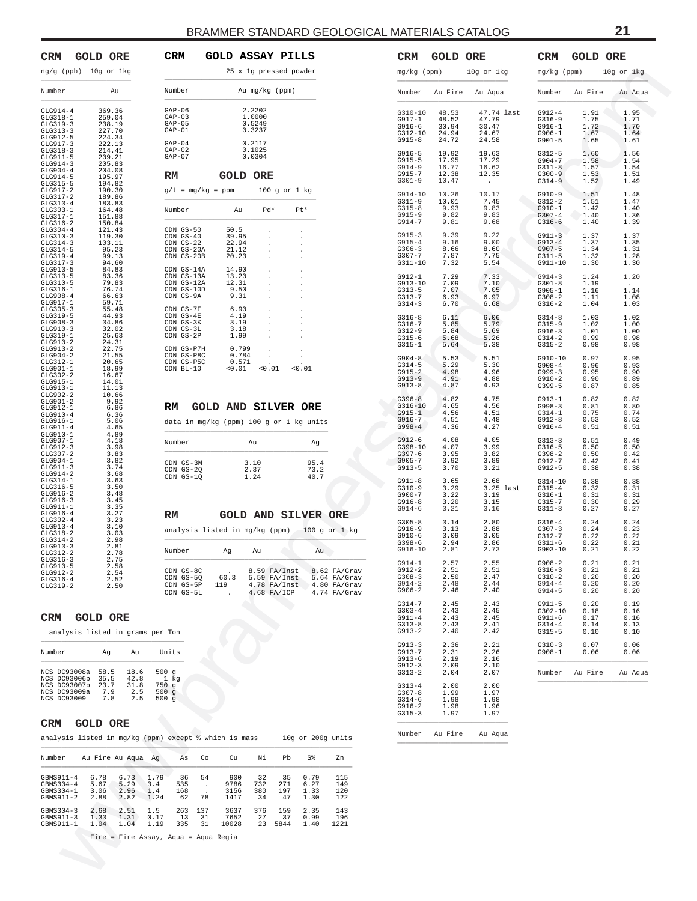## CRM GOLD ORE

ng/g (ppb) 10g or 1kg

| Number | Au |
|---|---|
| GLG914-4 | 369.36 |
| GLG318-1 | 259.04 |
| GLG319-3 | 238.19 |
| GLG313-3 | 227.70 |
| GLG912-5 | 224.34 |
| GLG917-3 | 222.13 |
| GLG318-3 | 214.41 |
| GLG911-5 | 209.21 |
| GLG914-3 | 205.83 |
| GLG904-4 | 204.08 |
| GLG914-5 | 195.97 |
| GLG315-5 | 194.82 |
| GLG917-2 | 190.30 |
| GLG317-2 | 189.86 |
| GLG313-4 | 183.83 |
| GLG303-1 | 164.48 |
| GLG317-1 | 151.88 |
| GLG316-2 | 150.84 |
| GLG304-4 | 121.43 |
| GLG310-3 | 119.30 |
| GLG314-3 | 103.11 |
| GLG314-5 | 95.23 |
| GLG319-4 | 99.13 |
| GLG317-3 | 94.60 |
| GLG913-5 | 84.83 |
| GLG313-5 | 83.36 |
| GLG310-5 | 79.83 |
| GLG316-1 | 76.74 |
| GLG908-4 | 66.63 |
| GLG917-1 | 59.71 |
| GLG305-3 | 55.48 |
| GLG319-5 | 44.93 |
| GLG908-3 | 34.86 |
| GLG910-3 | 32.02 |
| GLG319-1 | 25.63 |
| GLG910-2 | 24.31 |
| GLG913-2 | 22.75 |
| GLG904-2 | 21.55 |
| GLG312-1 | 20.65 |
| GLG901-1 | 18.99 |
| GLG302-2 | 16.67 |
| GLG915-1 | 14.01 |
| GLG913-1 | 11.13 |
| GLG902-2 | 10.66 |
| GLG901-2 | 9.92 |
| GLG912-1 | 6.86 |
| GLG910-4 | 6.36 |
| GLG916-1 | 5.06 |
| GLG911-4 | 4.65 |
| GLG910-1 | 4.89 |
| GLG907-1 | 4.18 |
| GLG912-3 | 3.98 |
| GLG307-2 | 3.83 |
| GLG904-1 | 3.82 |
| GLG911-3 | 3.74 |
| GLG914-2 | 3.68 |
| GLG314-1 | 3.63 |
| GLG316-5 | 3.50 |
| GLG916-2 | 3.48 |
| GLG916-3 | 3.45 |
| GLG911-1 | 3.35 |
| GLG916-4 | 3.27 |
| GLG302-4 | 3.23 |
| GLG913-4 | 3.10 |
| GLG318-2 | 3.03 |
| GLG314-2 | 2.98 |
| GLG913-3 | 2.81 |
| GLG312-2 | 2.78 |
| GLG316-3 | 2.75 |
| GLG910-5 | 2.58 |
| GLG912-2 | 2.54 |
| GLG316-4 | 2.52 |
| GLG319-2 | 2.50 |

## CRM GOLD ASSAY PILLS

25 x 1g pressed powder

| Number | Au mg/kg (ppm) |
|---|---|
| GAP-06 | 2.2202 |
| GAP-03 | 1.0000 |
| GAP-05 | 0.5249 |
| GAP-01 | 0.3237 |
| GAP-04 | 0.2117 |
| GAP-02 | 0.1025 |
| GAP-07 | 0.0304 |

## RM GOLD ORE

g/t = mg/kg = ppm 100 g or 1 kg

| Number | Au | Pd* | Pt* |
|---|---|---|---|
| CDN GS-50 | 50.5 | . | . |
| CDN GS-40 | 39.95 | . | . |
| CDN GS-22 | 22.94 | . | . |
| CDN GS-20A | 21.12 | . | . |
| CDN GS-20B | 20.23 | . | . |
| CDN GS-14A | 14.90 | . | . |
| CDN GS-13A | 13.20 | . | . |
| CDN GS-12A | 12.31 | . | . |
| CDN GS-10D | 9.50 | . | . |
| CDN GS-9A | 9.31 | . | . |
| CDN GS-7F | 6.90 | . | . |
| CDN GS-4E | 4.19 | . | . |
| CDN GS-3K | 3.19 | . | . |
| CDN GS-3L | 3.18 | . | . |
| CDN GS-2P | 1.99 | . | . |
| CDN GS-P7H | 0.799 | . | . |
| CDN GS-P8C | 0.784 | . | . |
| CDN GS-P5C | 0.571 | . | . |
| CDN BL-10 | <0.01 | <0.01 | <0.01 |

## RM GOLD AND SILVER ORE

data in mg/kg (ppm) 100 g or 1 kg units

| Number | Au | Ag |
|---|---|---|
| CDN GS-3M | 3.10 | 95.4 |
| CDN GS-2Q | 2.37 | 73.2 |
| CDN GS-1Q | 1.24 | 40.7 |

## RM GOLD AND SILVER ORE

analysis listed in mg/kg (ppm) 100 g or 1 kg

| Number | Ag | Au | Au |
|---|---|---|---|
| CDN GS-8C | . | 8.59 FA/Inst | 8.62 FA/Grav |
| CDN GS-5Q | 60.3 | 5.59 FA/Inst | 5.64 FA/Grav |
| CDN GS-5P | 119 | 4.78 FA/Inst | 4.80 FA/Grav |
| CDN GS-5L | . | 4.68 FA/ICP | 4.74 FA/Grav |

## CRM GOLD ORE

analysis listed in grams per Ton

| Number | Ag | Au | Units |
|---|---|---|---|
| NCS DC93008a | 58.5 | 18.6 | 500 g |
| NCS DC93006b | 35.5 | 42.8 | 1 kg |
| NCS DC93007b | 23.7 | 31.8 | 750 g |
| NCS DC93009a | 7.9 | 2.5 | 500 g |
| NCS DC93009 | 7.8 | 2.5 | 500 g |

## CRM GOLD ORE

analysis listed in mg/kg (ppm) except % which is mass 10g or 200g units

| Number | Au Fire | Au Aqua | Ag | As | Co | Cu | Ni | Pb | S% | Zn |
|---|---|---|---|---|---|---|---|---|---|---|
| GBMS911-4 | 6.78 | 6.73 | 1.79 | 36 | 54 | 900 | 32 | 35 | 0.79 | 115 |
| GBMS304-4 | 5.67 | 5.29 | 3.4 | 535 | . | 9786 | 732 | 271 | 6.27 | 149 |
| GBMS304-1 | 3.06 | 2.96 | 1.4 | 168 | . | 3156 | 380 | 197 | 1.33 | 120 |
| GBMS911-2 | 2.88 | 2.82 | 1.24 | 62 | 78 | 1417 | 34 | 47 | 1.30 | 122 |
| GBMS304-3 | 2.68 | 2.51 | 1.5 | 263 | 137 | 3637 | 376 | 159 | 2.35 | 143 |
| GBMS911-3 | 1.33 | 1.31 | 0.17 | 13 | 31 | 7652 | 27 | 37 | 0.99 | 196 |
| GBMS911-1 | 1.04 | 1.04 | 1.19 | 335 | 31 | 10028 | 23 | 5844 | 1.40 | 1221 |

Fire = Fire Assay, Aqua = Aqua Regia

## CRM GOLD ORE

mg/kg (ppm) 10g or 1kg

| Number | Au Fire | Au Aqua |
|---|---|---|
| G310-10 | 48.53 | 47.74 last |
| G917-1 | 48.52 | 47.79 |
| G916-6 | 30.94 | 30.47 |
| G312-10 | 24.94 | 24.67 |
| G915-8 | 24.72 | 24.58 |
| G916-5 | 19.92 | 19.63 |
| G915-5 | 17.95 | 17.29 |
| G914-9 | 16.77 | 16.62 |
| G915-7 | 12.38 | 12.35 |
| G301-9 | 10.47 | . |
| G914-10 | 10.26 | 10.17 |
| G311-9 | 10.01 | 7.45 |
| G315-8 | 9.93 | 9.83 |
| G915-9 | 9.82 | 9.83 |
| G914-7 | 9.81 | 9.68 |
| G915-3 | 9.39 | 9.22 |
| G915-4 | 9.16 | 9.00 |
| G306-3 | 8.66 | 8.60 |
| G307-7 | 7.87 | 7.75 |
| G311-10 | 7.32 | 5.54 |
| G912-1 | 7.29 | 7.33 |
| G913-10 | 7.09 | 7.10 |
| G313-5 | 7.07 | 7.05 |
| G313-7 | 6.93 | 6.97 |
| G314-3 | 6.70 | 6.68 |
| G316-8 | 6.11 | 6.06 |
| G316-7 | 5.85 | 5.79 |
| G312-9 | 5.84 | 5.69 |
| G315-6 | 5.68 | 5.26 |
| G315-1 | 5.64 | 5.38 |
| G904-8 | 5.53 | 5.51 |
| G314-5 | 5.29 | 5.30 |
| G915-2 | 4.98 | 4.96 |
| G913-9 | 4.91 | 4.88 |
| G913-8 | 4.87 | 4.93 |
| G396-8 | 4.82 | 4.75 |
| G316-10 | 4.65 | 4.56 |
| G915-1 | 4.56 | 4.51 |
| G916-7 | 4.51 | 4.48 |
| G998-4 | 4.36 | 4.27 |
| G912-6 | 4.08 | 4.05 |
| G398-10 | 4.07 | 3.99 |
| G397-6 | 3.95 | 3.82 |
| G905-7 | 3.92 | 3.89 |
| G913-5 | 3.70 | 3.21 |
| G911-8 | 3.65 | 2.68 |
| G310-9 | 3.29 | 3.25 last |
| G900-7 | 3.22 | 3.19 |
| G916-8 | 3.20 | 3.15 |
| G914-6 | 3.21 | 3.16 |
| G305-8 | 3.14 | 2.80 |
| G916-9 | 3.13 | 2.88 |
| G910-6 | 3.09 | 3.05 |
| G398-6 | 2.94 | 2.86 |
| G916-10 | 2.81 | 2.73 |
| G914-1 | 2.57 | 2.55 |
| G912-2 | 2.51 | 2.51 |
| G308-3 | 2.50 | 2.47 |
| G914-2 | 2.48 | 2.44 |
| G906-2 | 2.46 | 2.40 |
| G314-7 | 2.45 | 2.43 |
| G303-4 | 2.43 | 2.45 |
| G911-4 | 2.43 | 2.45 |
| G313-8 | 2.43 | 2.41 |
| G913-2 | 2.40 | 2.42 |
| G913-3 | 2.36 | 2.21 |
| G913-7 | 2.31 | 2.26 |
| G913-6 | 2.19 | 2.16 |
| G912-3 | 2.09 | 2.10 |
| G313-2 | 2.04 | 2.07 |
| G313-4 | 2.00 | 2.00 |
| G307-8 | 1.99 | 1.97 |
| G314-6 | 1.98 | 1.98 |
| G916-2 | 1.98 | 1.96 |
| G315-3 | 1.97 | 1.97 |

## CRM GOLD ORE

mg/kg (ppm) 10g or 1kg

| Number | Au Fire | Au Aqua |
|---|---|---|
| G912-4 | 1.91 | 1.95 |
| G316-9 | 1.75 | 1.71 |
| G916-1 | 1.72 | 1.70 |
| G906-1 | 1.67 | 1.64 |
| G901-5 | 1.65 | 1.61 |
| G312-5 | 1.60 | 1.56 |
| G904-7 | 1.58 | 1.54 |
| G311-8 | 1.57 | 1.54 |
| G300-9 | 1.53 | 1.51 |
| G314-9 | 1.52 | 1.49 |
| G910-9 | 1.51 | 1.48 |
| G312-2 | 1.51 | 1.47 |
| G910-1 | 1.42 | 1.40 |
| G307-4 | 1.40 | 1.36 |
| G316-6 | 1.40 | 1.39 |
| G911-3 | 1.37 | 1.37 |
| G913-4 | 1.37 | 1.35 |
| G907-5 | 1.34 | 1.31 |
| G311-5 | 1.32 | 1.28 |
| G911-10 | 1.30 | 1.30 |
| G914-3 | 1.24 | 1.20 |
| G301-8 | 1.19 | . |
| G905-1 | 1.16 | 1.14 |
| G308-2 | 1.11 | 1.08 |
| G316-2 | 1.04 | 1.03 |
| G314-8 | 1.03 | 1.02 |
| G315-9 | 1.02 | 1.00 |
| G916-3 | 1.01 | 1.00 |
| G314-2 | 0.99 | 0.98 |
| G315-2 | 0.98 | 0.98 |
| G910-10 | 0.97 | 0.95 |
| G908-4 | 0.96 | 0.93 |
| G999-3 | 0.95 | 0.90 |
| G910-2 | 0.90 | 0.89 |
| G399-5 | 0.87 | 0.85 |
| G913-1 | 0.82 | 0.82 |
| G998-3 | 0.81 | 0.80 |
| G314-1 | 0.75 | 0.74 |
| G912-8 | 0.53 | 0.52 |
| G916-4 | 0.51 | 0.51 |
| G313-3 | 0.51 | 0.49 |
| G316-5 | 0.50 | 0.50 |
| G398-2 | 0.50 | 0.42 |
| G912-7 | 0.42 | 0.41 |
| G912-5 | 0.38 | 0.38 |
| G314-10 | 0.38 | 0.38 |
| G315-4 | 0.32 | 0.31 |
| G316-1 | 0.31 | 0.31 |
| G315-7 | 0.30 | 0.29 |
| G311-3 | 0.27 | 0.27 |
| G316-4 | 0.24 | 0.24 |
| G307-3 | 0.24 | 0.23 |
| G312-7 | 0.22 | 0.22 |
| G311-6 | 0.22 | 0.21 |
| G903-10 | 0.21 | 0.22 |
| G908-2 | 0.21 | 0.21 |
| G316-3 | 0.21 | 0.21 |
| G310-2 | 0.20 | 0.20 |
| G914-4 | 0.20 | 0.20 |
| G914-5 | 0.20 | 0.20 |
| G911-5 | 0.20 | 0.19 |
| G302-10 | 0.18 | 0.16 |
| G911-6 | 0.17 | 0.16 |
| G314-4 | 0.14 | 0.13 |
| G315-5 | 0.10 | 0.10 |
| G310-3 | 0.07 | 0.06 |
| G908-1 | 0.06 | 0.06 |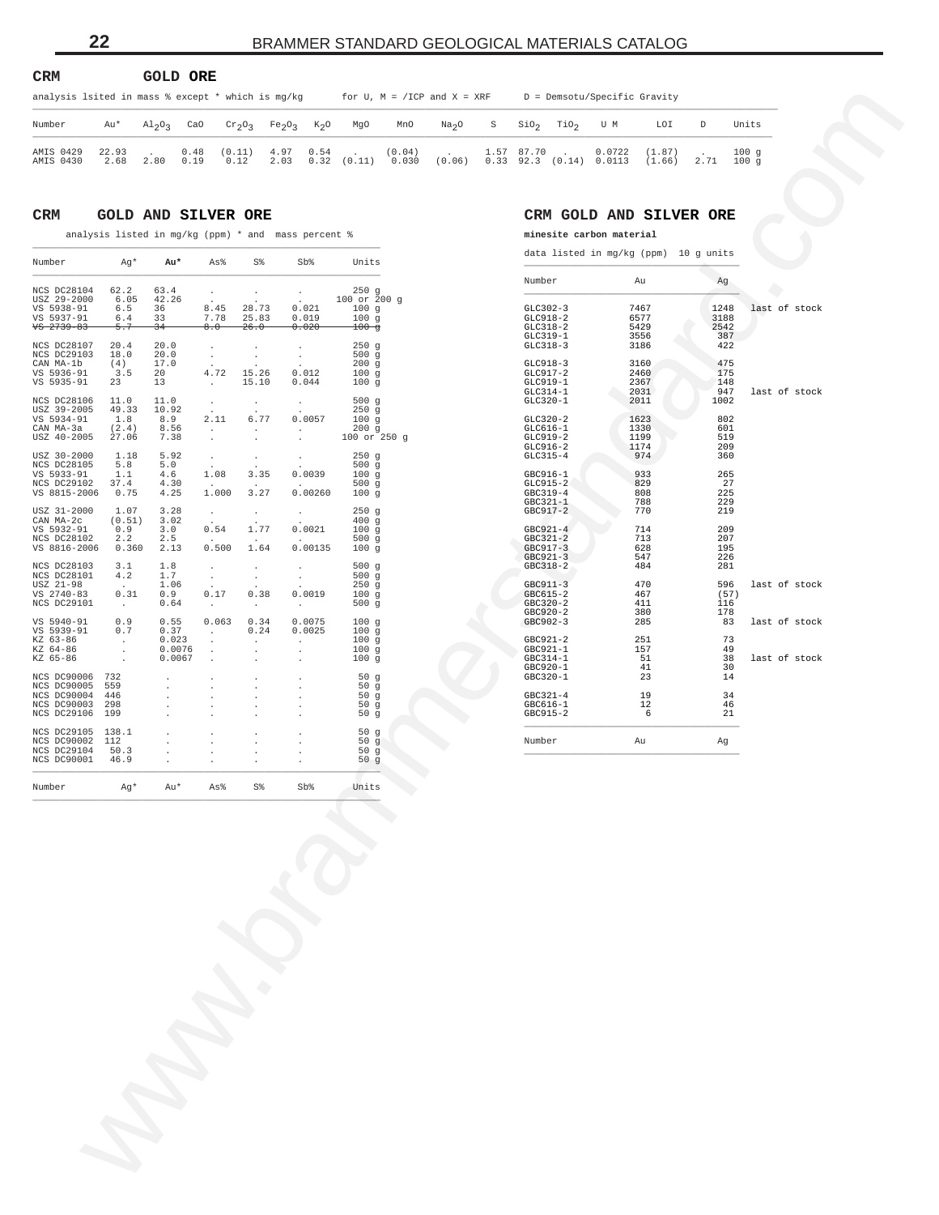## CRM GOLD ORE

analysis lsited in mass % except * which is mg/kg    for U, M = /ICP and X = XRF    D = Demsotu/Specific Gravity

| Number | Au* | $Al_2O_3$ | CaO | $Cr_2O_3$ | $Fe_2O_3$ | $K_2O$ | MgO | MnO | $Na_2O$ | S | $SiO_2$ | $TiO_2$ | U M | LOI | D | Units |
|---|---|---|---|---|---|---|---|---|---|---|---|---|---|---|---|---|
| AMIS 0429 | 22.93 | . | 0.48 | (0.11) | 4.97 | 0.54 | . | (0.04) | . | 1.57 | 87.70 | . | 0.0722 | (1.87) | . | 100 g |
| AMIS 0430 | 2.68 | 2.80 | 0.19 | 0.12 | 2.03 | 0.32 | (0.11) | 0.030 | (0.06) | 0.33 | 92.3 | (0.14) | 0.0113 | (1.66) | 2.71 | 100 g |

## CRM GOLD AND SILVER ORE

analysis listed in mg/kg (ppm) * and mass percent %

| Number | Ag* | Au* | As% | S% | Sb% | Units |
|---|---|---|---|---|---|---|
| NCS DC28104 | 62.2 | 63.4 | . | . | . | 250 g |
| USZ 29-2000 | 6.05 | 42.26 | . | . | . | 100 or 200 g |
| VS 5938-91 | 6.5 | 36 | 8.45 | 28.73 | 0.021 | 100 g |
| VS 5937-91 | 6.4 | 33 | 7.78 | 25.83 | 0.019 | 100 g |
| ~~VS 2739-83~~ | ~~5.7~~ | ~~34~~ | ~~8.0~~ | ~~26.0~~ | ~~0.020~~ | ~~100 g~~ |
| NCS DC28107 | 20.4 | 20.0 | . | . | . | 250 g |
| NCS DC29103 | 18.0 | 20.0 | . | . | . | 500 g |
| CAN MA-1b | (4) | 17.0 | . | . | . | 200 g |
| VS 5936-91 | 3.5 | 20 | 4.72 | 15.26 | 0.012 | 100 g |
| VS 5935-91 | 23 | 13 | . | 15.10 | 0.044 | 100 g |
| NCS DC28106 | 11.0 | 11.0 | . | . | . | 500 g |
| USZ 39-2005 | 49.33 | 10.92 | . | . | . | 250 g |
| VS 5934-91 | 1.8 | 8.9 | 2.11 | 6.77 | 0.0057 | 100 g |
| CAN MA-3a | (2.4) | 8.56 | . | . | . | 200 g |
| USZ 40-2005 | 27.06 | 7.38 | . | . | . | 100 or 250 g |
| USZ 30-2000 | 1.18 | 5.92 | . | . | . | 250 g |
| NCS DC28105 | 5.8 | 5.0 | . | . | . | 500 g |
| VS 5933-91 | 1.1 | 4.6 | 1.08 | 3.35 | 0.0039 | 100 g |
| NCS DC29102 | 37.4 | 4.30 | . | . | . | 500 g |
| VS 8815-2006 | 0.75 | 4.25 | 1.000 | 3.27 | 0.00260 | 100 g |
| USZ 31-2000 | 1.07 | 3.28 | . | . | . | 250 g |
| CAN MA-2c | (0.51) | 3.02 | . | . | . | 400 g |
| VS 5932-91 | 0.9 | 3.0 | 0.54 | 1.77 | 0.0021 | 100 g |
| NCS DC28102 | 2.2 | 2.5 | . | . | . | 500 g |
| VS 8816-2006 | 0.360 | 2.13 | 0.500 | 1.64 | 0.00135 | 100 g |
| NCS DC28103 | 3.1 | 1.8 | . | . | . | 500 g |
| NCS DC28101 | 4.2 | 1.7 | . | . | . | 500 g |
| USZ 21-98 | . | 1.06 | . | . | . | 250 g |
| VS 2740-83 | 0.31 | 0.9 | 0.17 | 0.38 | 0.0019 | 100 g |
| NCS DC29101 | . | 0.64 | . | . | . | 500 g |
| VS 5940-91 | 0.9 | 0.55 | 0.063 | 0.34 | 0.0075 | 100 g |
| VS 5939-91 | 0.7 | 0.37 | . | 0.24 | 0.0025 | 100 g |
| KZ 63-86 | . | 0.023 | . | . | . | 100 g |
| KZ 64-86 | . | 0.0076 | . | . | . | 100 g |
| KZ 65-86 | . | 0.0067 | . | . | . | 100 g |
| NCS DC90006 | 732 | . | . | . | . | 50 g |
| NCS DC90005 | 559 | . | . | . | . | 50 g |
| NCS DC90004 | 446 | . | . | . | . | 50 g |
| NCS DC90003 | 298 | . | . | . | . | 50 g |
| NCS DC29106 | 199 | . | . | . | . | 50 g |
| NCS DC29105 | 138.1 | . | . | . | . | 50 g |
| NCS DC90002 | 112 | . | . | . | . | 50 g |
| NCS DC29104 | 50.3 | . | . | . | . | 50 g |
| NCS DC90001 | 46.9 | . | . | . | . | 50 g |
| Number | Ag* | Au* | As% | S% | Sb% | Units |

## CRM GOLD AND SILVER ORE

**minesite carbon material**

data listed in mg/kg (ppm) 10 g units

| Number | Au | Ag | |
|---|---|---|---|
| GLC302-3 | 7467 | 1248 | last of stock |
| GLC918-2 | 6577 | 3188 | |
| GLC318-2 | 5429 | 2542 | |
| GLC319-1 | 3556 | 387 | |
| GLC318-3 | 3186 | 422 | |
| GLC918-3 | 3160 | 475 | |
| GLC917-2 | 2460 | 175 | |
| GLC919-1 | 2367 | 148 | |
| GLC314-1 | 2031 | 947 | last of stock |
| GLC320-1 | 2011 | 1002 | |
| GLC320-2 | 1623 | 802 | |
| GLC616-1 | 1330 | 601 | |
| GLC919-2 | 1199 | 519 | |
| GLC916-2 | 1174 | 209 | |
| GLC315-4 | 974 | 360 | |
| GBC916-1 | 933 | 265 | |
| GBC915-2 | 829 | 27 | |
| GBC319-4 | 808 | 225 | |
| GBC321-1 | 788 | 229 | |
| GBC917-2 | 770 | 219 | |
| GBC921-4 | 714 | 209 | |
| GBC321-2 | 713 | 207 | |
| GBC917-3 | 628 | 195 | |
| GBC921-3 | 547 | 226 | |
| GBC318-2 | 484 | 281 | |
| GBC911-3 | 470 | 596 | last of stock |
| GBC615-2 | 467 | (57) | |
| GBC320-2 | 411 | 116 | |
| GBC920-2 | 380 | 178 | |
| GBC902-3 | 285 | 83 | last of stock |
| GBC921-2 | 251 | 73 | |
| GBC921-1 | 157 | 49 | |
| GBC314-1 | 51 | 38 | last of stock |
| GBC920-1 | 41 | 30 | |
| GBC320-1 | 23 | 14 | |
| GBC321-4 | 19 | 34 | |
| GBC616-1 | 12 | 46 | |
| GBC915-2 | 6 | 21 | |
| Number | Au | Ag | |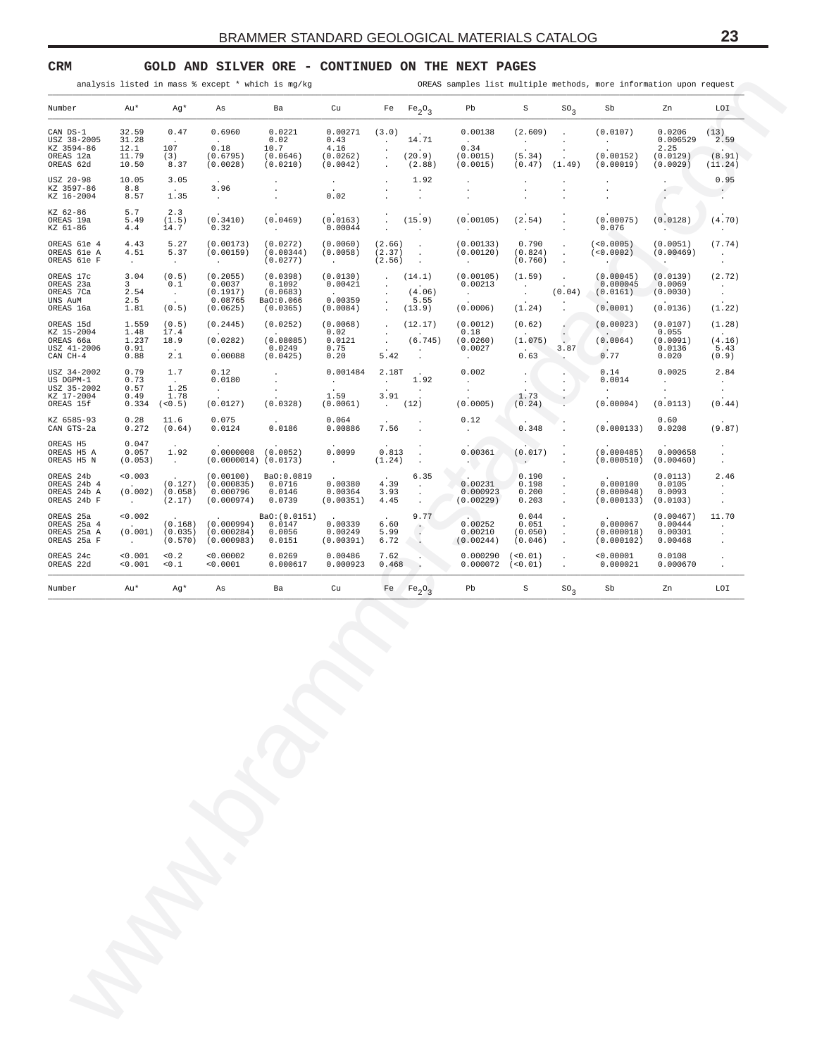**CRM** **GOLD AND SILVER ORE - CONTINUED ON THE NEXT PAGES**

analysis listed in mass % except * which is mg/kg

OREAS samples list multiple methods, more information upon request

| Number | Au* | Ag* | As | Ba | Cu | Fe | $Fe_2O_3$ | Pb | S | $SO_3$ | Sb | Zn | LOI |
|---|---|---|---|---|---|---|---|---|---|---|---|---|---|
| CAN DS-1 | 32.59 | 0.47 | 0.6960 | 0.0221 | 0.00271 | (3.0) | . | 0.00138 | (2.609) | . | (0.0107) | 0.0206 | (13) |
| USZ 38-2005 | 31.28 | . | . | 0.02 | 0.43 | . | 14.71 | . | . | . | . | 0.006529 | 2.59 |
| KZ 3594-86 | 12.1 | 107 | 0.18 | 10.7 | 4.16 | . | . | 0.34 | . | . | . | 2.25 | . |
| OREAS 12a | 11.79 | (3) | (0.6795) | (0.0646) | (0.0262) | . | (20.9) | (0.0015) | (5.34) | . | (0.00152) | (0.0129) | (8.91) |
| OREAS 62d | 10.50 | 8.37 | (0.0028) | (0.0210) | (0.0042) | . | (2.88) | (0.0015) | (0.47) | (1.49) | (0.00019) | (0.0029) | (11.24) |
| USZ 20-98 | 10.05 | 3.05 | . | . | . | . | 1.92 | . | . | . | . | . | 0.95 |
| KZ 3597-86 | 8.8 | . | 3.96 | . | . | . | . | . | . | . | . | . | . |
| KZ 16-2004 | 8.57 | 1.35 | . | . | 0.02 | . | . | . | . | . | . | . | . |
| KZ 62-86 | 5.7 | 2.3 | . | . | . | . | . | . | . | . | . | . | . |
| OREAS 19a | 5.49 | (1.5) | (0.3410) | (0.0469) | (0.0163) | . | (15.9) | (0.00105) | (2.54) | . | (0.00075) | (0.0128) | (4.70) |
| KZ 61-86 | 4.4 | 14.7 | 0.32 | . | 0.00044 | . | . | . | . | . | 0.076 | . | . |
| OREAS 61e 4 | 4.43 | 5.27 | (0.00173) | (0.0272) | (0.0060) | (2.66) | . | (0.00133) | 0.790 | . | (<0.0005) | (0.0051) | (7.74) |
| OREAS 61e A | 4.51 | 5.37 | (0.00159) | (0.00344) | (0.0058) | (2.37) | . | (0.00120) | (0.824) | . | (<0.0002) | (0.00469) | . |
| OREAS 61e F | . | . | . | (0.0277) | . | (2.56) | . | . | (0.760) | . | . | . | . |
| OREAS 17c | 3.04 | (0.5) | (0.2055) | (0.0398) | (0.0130) | . | (14.1) | (0.00105) | (1.59) | . | (0.00045) | (0.0139) | (2.72) |
| OREAS 23a | 3 | 0.1 | 0.0037 | 0.1092 | 0.00421 | . | . | 0.00213 | . | . | 0.000045 | 0.0069 | . |
| OREAS 7Ca | 2.54 | . | (0.1917) | (0.0683) | . | . | (4.06) | . | . | (0.04) | (0.0161) | (0.0030) | . |
| UNS AuM | 2.5 | . | 0.08765 | BaO:0.066 | 0.00359 | . | 5.55 | . | . | . | . | . | . |
| OREAS 16a | 1.81 | (0.5) | (0.0625) | (0.0365) | (0.0084) | . | (13.9) | (0.0006) | (1.24) | . | (0.0001) | (0.0136) | (1.22) |
| OREAS 15d | 1.559 | (0.5) | (0.2445) | (0.0252) | (0.0068) | . | (12.17) | (0.0012) | (0.62) | . | (0.00023) | (0.0107) | (1.28) |
| KZ 15-2004 | 1.48 | 17.4 | . | . | 0.02 | . | . | 0.18 | . | . | . | 0.055 | . |
| OREAS 66a | 1.237 | 18.9 | (0.0282) | (0.08085) | 0.0121 | . | (6.745) | (0.0260) | (1.075) | . | (0.0064) | (0.0091) | (4.16) |
| USZ 41-2006 | 0.91 | . | . | 0.0249 | 0.75 | . | . | 0.0027 | . | 3.87 | . | 0.0136 | 5.43 |
| CAN CH-4 | 0.88 | 2.1 | 0.00088 | (0.0425) | 0.20 | 5.42 | . | . | 0.63 | . | 0.77 | 0.020 | (0.9) |
| USZ 34-2002 | 0.79 | 1.7 | 0.12 | . | 0.001484 | 2.18T | . | 0.002 | . | . | 0.14 | 0.0025 | 2.84 |
| US DGPM-1 | 0.73 | . | 0.0180 | . | . | . | 1.92 | . | . | . | 0.0014 | . | . |
| USZ 35-2002 | 0.57 | 1.25 | . | . | . | . | . | . | . | . | . | . | . |
| KZ 17-2004 | 0.49 | 1.78 | . | . | 1.59 | 3.91 | . | . | 1.73 | . | . | . | . |
| OREAS 15f | 0.334 | (<0.5) | (0.0127) | (0.0328) | (0.0061) | . | (12) | (0.0005) | (0.24) | . | (0.00004) | (0.0113) | (0.44) |
| KZ 6585-93 | 0.28 | 11.6 | 0.075 | . | 0.064 | . | . | 0.12 | . | . | . | 0.60 | . |
| CAN GTS-2a | 0.272 | (0.64) | 0.0124 | 0.0186 | 0.00886 | 7.56 | . | . | 0.348 | . | (0.000133) | 0.0208 | (9.87) |
| OREAS H5 | 0.047 | . | . | . | . | . | . | . | . | . | . | . | . |
| OREAS H5 A | 0.057 | 1.92 | 0.0000008 | (0.0052) | 0.0099 | 0.813 | . | 0.00361 | (0.017) | . | (0.000485) | 0.000658 | . |
| OREAS H5 N | (0.053) | . | (0.0000014) | (0.0173) | . | (1.24) | . | . | . | . | (0.000510) | (0.00460) | . |
| OREAS 24b | <0.003 | . | (0.00100) | BaO:0.0819 | . | . | 6.35 | . | 0.190 | . | . | (0.0113) | 2.46 |
| OREAS 24b 4 | . | (0.127) | (0.000835) | 0.0716 | 0.00380 | 4.39 | . | 0.00231 | 0.198 | . | 0.000100 | 0.0105 | . |
| OREAS 24b A | (0.002) | (0.058) | 0.000796 | 0.0146 | 0.00364 | 3.93 | . | 0.000923 | 0.200 | . | (0.000048) | 0.0093 | . |
| OREAS 24b F | . | (2.17) | (0.000974) | 0.0739 | (0.00351) | 4.45 | . | (0.00229) | 0.203 | . | (0.000133) | (0.0103) | . |
| OREAS 25a | <0.002 | . | . | BaO:(0.0151) | . | . | 9.77 | . | 0.044 | . | . | (0.00467) | 11.70 |
| OREAS 25a 4 | . | (0.168) | (0.000994) | 0.0147 | 0.00339 | 6.60 | . | 0.00252 | 0.051 | . | 0.000067 | 0.00444 | . |
| OREAS 25a A | (0.001) | (0.035) | (0.000284) | 0.0056 | 0.00249 | 5.99 | . | 0.00210 | (0.050) | . | (0.000018) | 0.00301 | . |
| OREAS 25a F | . | (0.570) | (0.000983) | 0.0151 | (0.00391) | 6.72 | . | (0.00244) | (0.046) | . | (0.000102) | 0.00468 | . |
| OREAS 24c | <0.001 | <0.2 | <0.00002 | 0.0269 | 0.00486 | 7.62 | . | 0.000290 | (<0.01) | . | <0.00001 | 0.0108 | . |
| OREAS 22d | <0.001 | <0.1 | <0.0001 | 0.000617 | 0.000923 | 0.468 | . | 0.000072 | (<0.01) | . | 0.000021 | 0.000670 | . |
| Number | Au* | Ag* | As | Ba | Cu | Fe | $Fe_2O_3$ | Pb | S | $SO_3$ | Sb | Zn | LOI |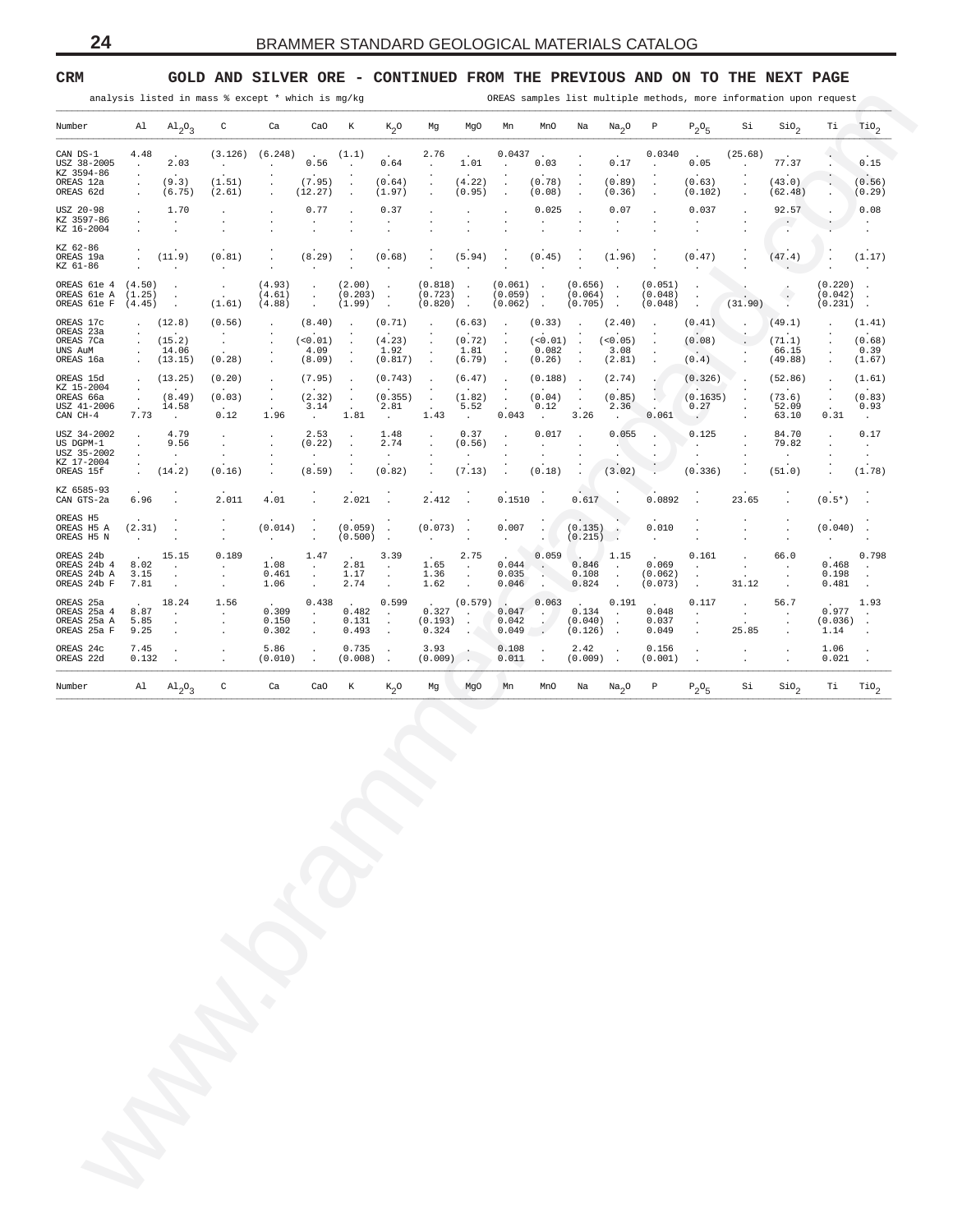## CRM GOLD AND SILVER ORE - CONTINUED FROM THE PREVIOUS AND ON TO THE NEXT PAGE

analysis listed in mass % except * which is mg/kg — OREAS samples list multiple methods, more information upon request

| Number | Al | $Al_2O_3$ | C | Ca | CaO | K | $K_2O$ | Mg | MgO | Mn | MnO | Na | $Na_2O$ | P | $P_2O_5$ | Si | $SiO_2$ | Ti | $TiO_2$ |
|---|---|---|---|---|---|---|---|---|---|---|---|---|---|---|---|---|---|---|---|
| CAN DS-1 | 4.48 | . | (3.126) | (6.248) | . | (1.1) | . | 2.76 | . | 0.0437 | . | . | . | 0.0340 | . | (25.68) | . | . | . |
| USZ 38-2005 | . | 2.03 | . | . | 0.56 | . | 0.64 | . | 1.01 | . | 0.03 | . | 0.17 | . | 0.05 | . | 77.37 | . | 0.15 |
| KZ 3594-86 | . | . | . | . | . | . | . | . | . | . | . | . | . | . | . | . | . | . | . |
| OREAS 12a | . | (9.3) | (1.51) | . | (7.95) | . | (0.64) | . | (4.22) | . | (0.78) | . | (0.89) | . | (0.63) | . | (43.0) | . | (0.56) |
| OREAS 62d | . | (6.75) | (2.61) | . | (12.27) | . | (1.97) | . | (0.95) | . | (0.08) | . | (0.36) | . | (0.102) | . | (62.48) | . | (0.29) |
| USZ 20-98 | . | 1.70 | . | . | 0.77 | . | 0.37 | . | . | . | 0.025 | . | 0.07 | . | 0.037 | . | 92.57 | . | 0.08 |
| KZ 3597-86 | . | . | . | . | . | . | . | . | . | . | . | . | . | . | . | . | . | . | . |
| KZ 16-2004 | . | . | . | . | . | . | . | . | . | . | . | . | . | . | . | . | . | . | . |
| KZ 62-86 | . | . | . | . | . | . | . | . | . | . | . | . | . | . | . | . | . | . | . |
| OREAS 19a | . | (11.9) | (0.81) | . | (8.29) | . | (0.68) | . | (5.94) | . | (0.45) | . | (1.96) | . | (0.47) | . | (47.4) | . | (1.17) |
| KZ 61-86 | . | . | . | . | . | . | . | . | . | . | . | . | . | . | . | . | . | . | . |
| OREAS 61e 4 | (4.50) | . | . | (4.93) | . | (2.00) | . | (0.818) | . | (0.061) | . | (0.656) | . | (0.051) | . | . | . | (0.220) | . |
| OREAS 61e A | (1.25) | . | . | (4.61) | . | (0.203) | . | (0.723) | . | (0.059) | . | (0.064) | . | (0.048) | . | . | . | (0.042) | . |
| OREAS 61e F | (4.45) | . | (1.61) | (4.88) | . | (1.99) | . | (0.820) | . | (0.062) | . | (0.705) | . | (0.048) | . | (31.90) | . | (0.231) | . |
| OREAS 17c | . | (12.8) | (0.56) | . | (8.40) | . | (0.71) | . | (6.63) | . | (0.33) | . | (2.40) | . | (0.41) | . | (49.1) | . | (1.41) |
| OREAS 23a | . | . | . | . | . | . | . | . | . | . | . | . | . | . | . | . | . | . | . |
| OREAS 7Ca | . | (15.2) | . | . | (<0.01) | . | (4.23) | . | (0.72) | . | (<0.01) | . | (<0.05) | . | (0.08) | . | (71.1) | . | (0.68) |
| UNS AuM | . | 14.06 | . | . | 4.09 | . | 1.92 | . | 1.81 | . | 0.082 | . | 3.08 | . | . | . | 66.15 | . | 0.39 |
| OREAS 16a | . | (13.15) | (0.28) | . | (8.09) | . | (0.817) | . | (6.79) | . | (0.26) | . | (2.81) | . | (0.4) | . | (49.88) | . | (1.67) |
| OREAS 15d | . | (13.25) | (0.20) | . | (7.95) | . | (0.743) | . | (6.47) | . | (0.188) | . | (2.74) | . | (0.326) | . | (52.86) | . | (1.61) |
| KZ 15-2004 | . | . | . | . | . | . | . | . | . | . | . | . | . | . | . | . | . | . | . |
| OREAS 66a | . | (8.49) | (0.03) | . | (2.32) | . | (0.355) | . | (1.82) | . | (0.04) | . | (0.85) | . | (0.1635) | . | (73.6) | . | (0.83) |
| USZ 41-2006 | . | 14.58 | . | . | 3.14 | . | 2.81 | . | 5.52 | . | 0.12 | . | 2.36 | . | 0.27 | . | 52.09 | . | 0.93 |
| CAN CH-4 | 7.73 | . | 0.12 | 1.96 | . | 1.81 | . | 1.43 | . | 0.043 | . | 3.26 | . | 0.061 | . | . | 63.10 | 0.31 | . |
| USZ 34-2002 | . | 4.79 | . | . | 2.53 | . | 1.48 | . | 0.37 | . | 0.017 | . | 0.055 | . | 0.125 | . | 84.70 | . | 0.17 |
| US DGPM-1 | . | 9.56 | . | . | (0.22) | . | 2.74 | . | (0.56) | . | . | . | . | . | . | . | 79.82 | . | . |
| USZ 35-2002 | . | . | . | . | . | . | . | . | . | . | . | . | . | . | . | . | . | . | . |
| KZ 17-2004 | . | . | . | . | . | . | . | . | . | . | . | . | . | . | . | . | . | . | . |
| OREAS 15f | . | (14.2) | (0.16) | . | (8.59) | . | (0.82) | . | (7.13) | . | (0.18) | . | (3.02) | . | (0.336) | . | (51.0) | . | (1.78) |
| KZ 6585-93 | . | . | . | . | . | . | . | . | . | . | . | . | . | . | . | . | . | . | . |
| CAN GTS-2a | 6.96 | . | 2.011 | 4.01 | . | 2.021 | . | 2.412 | . | 0.1510 | . | 0.617 | . | 0.0892 | . | 23.65 | . | (0.5*) | . |
| OREAS H5 | . | . | . | . | . | . | . | . | . | . | . | . | . | . | . | . | . | . | . |
| OREAS H5 A | (2.31) | . | . | (0.014) | . | (0.059) | . | (0.073) | . | 0.007 | . | (0.135) | . | 0.010 | . | . | . | (0.040) | . |
| OREAS H5 N | . | . | . | . | . | (0.500) | . | . | . | . | . | (0.215) | . | . | . | . | . | . | . |
| OREAS 24b | . | 15.15 | 0.189 | . | 1.47 | . | 3.39 | . | 2.75 | . | 0.059 | . | 1.15 | . | 0.161 | . | 66.0 | . | 0.798 |
| OREAS 24b 4 | 8.02 | . | . | 1.08 | . | 2.81 | . | 1.65 | . | 0.044 | . | 0.846 | . | 0.069 | . | . | . | 0.468 | . |
| OREAS 24b A | 3.15 | . | . | 0.461 | . | 1.17 | . | 1.36 | . | 0.035 | . | 0.108 | . | (0.062) | . | . | . | 0.198 | . |
| OREAS 24b F | 7.81 | . | . | 1.06 | . | 2.74 | . | 1.62 | . | 0.046 | . | 0.824 | . | (0.073) | . | 31.12 | . | 0.481 | . |
| OREAS 25a | . | 18.24 | 1.56 | . | 0.438 | . | 0.599 | . | (0.579) | . | 0.063 | . | 0.191 | . | 0.117 | . | 56.7 | . | 1.93 |
| OREAS 25a 4 | 8.87 | . | . | 0.309 | . | 0.482 | . | 0.327 | . | 0.047 | . | 0.134 | . | 0.048 | . | . | . | 0.977 | . |
| OREAS 25a A | 5.85 | . | . | 0.150 | . | 0.131 | . | (0.193) | . | 0.042 | . | (0.040) | . | 0.037 | . | . | . | (0.036) | . |
| OREAS 25a F | 9.25 | . | . | 0.302 | . | 0.493 | . | 0.324 | . | 0.049 | . | (0.126) | . | 0.049 | . | 25.85 | . | 1.14 | . |
| OREAS 24c | 7.45 | . | . | 5.86 | . | 0.735 | . | 3.93 | . | 0.108 | . | 2.42 | . | 0.156 | . | . | . | 1.06 | . |
| OREAS 22d | 0.132 | . | . | (0.010) | . | (0.008) | . | (0.009) | . | 0.011 | . | (0.009) | . | (0.001) | . | . | . | 0.021 | . |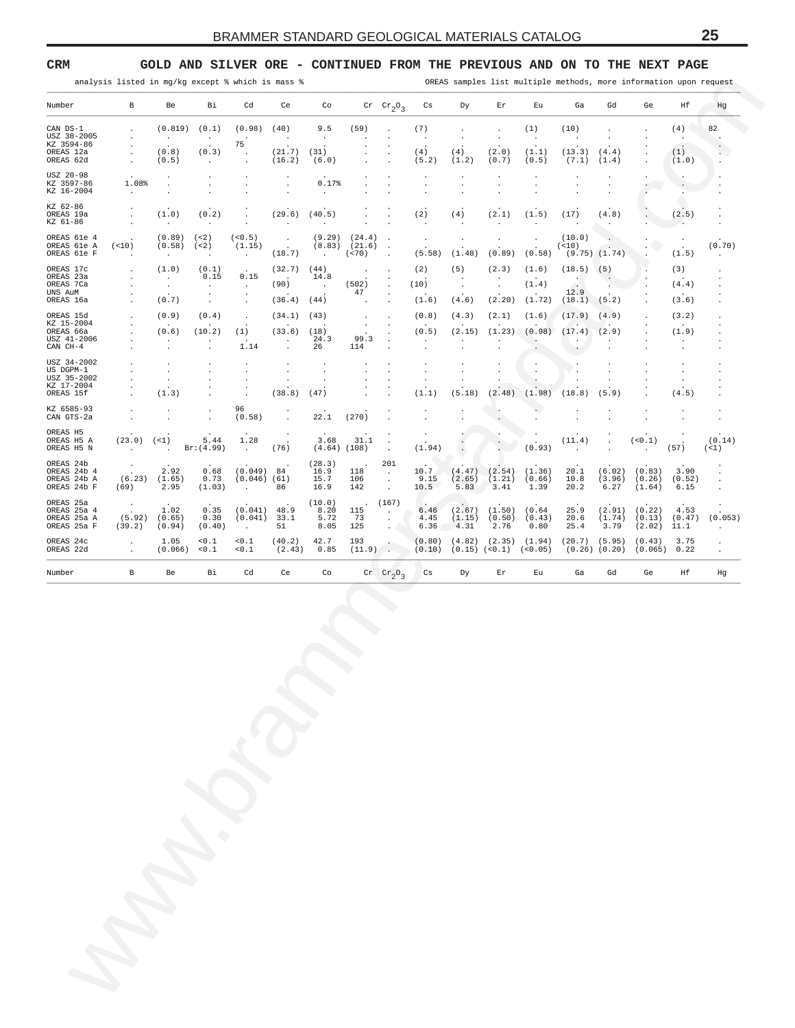**CRM** **GOLD AND SILVER ORE - CONTINUED FROM THE PREVIOUS AND ON TO THE NEXT PAGE**

analysis listed in mg/kg except % which is mass % — OREAS samples list multiple methods, more information upon request

| Number | B | Be | Bi | Cd | Ce | Co | Cr | $Cr_2O_3$ | Cs | Dy | Er | Eu | Ga | Gd | Ge | Hf | Hg |
|---|---|---|---|---|---|---|---|---|---|---|---|---|---|---|---|---|---|
| CAN DS-1 | . | (0.819) | (0.1) | (0.98) | (40) | 9.5 | (59) | . | (7) | . | . | (1) | (10) | . | . | (4) | 82 |
| USZ 38-2005 | . | . | . | . | . | . | . | . | . | . | . | . | . | . | . | . | . |
| KZ 3594-86 | . | . | . | 75 | . | . | . | . | . | . | . | . | . | . | . | . | . |
| OREAS 12a | . | (0.8) | (0.3) | . | (21.7) | (31) | . | . | (4) | (4) | (2.0) | (1.1) | (13.3) | (4.4) | . | (1) | . |
| OREAS 62d | . | (0.5) | . | . | (16.2) | (6.0) | . | . | (5.2) | (1.2) | (0.7) | (0.5) | (7.1) | (1.4) | . | (1.0) | . |
| USZ 20-98 | . | . | . | . | . | . | . | . | . | . | . | . | . | . | . | . | . |
| KZ 3597-86 | 1.08% | . | . | . | . | 0.17% | . | . | . | . | . | . | . | . | . | . | . |
| KZ 16-2004 | . | . | . | . | . | . | . | . | . | . | . | . | . | . | . | . | . |
| KZ 62-86 | . | . | . | . | . | . | . | . | . | . | . | . | . | . | . | . | . |
| OREAS 19a | . | (1.0) | (0.2) | . | (29.6) | (40.5) | . | . | (2) | (4) | (2.1) | (1.5) | (17) | (4.8) | . | (2.5) | . |
| KZ 61-86 | . | . | . | . | . | . | . | . | . | . | . | . | . | . | . | . | . |
| OREAS 61e 4 | . | (0.89) | (<2) | (<0.5) | . | (9.29) | (24.4) | . | . | . | . | . | (10.0) | . | . | . | . |
| OREAS 61e A | (<10) | (0.58) | (<2) | (1.15) | . | (8.83) | (21.6) | . | . | . | . | . | (<10) | . | . | . | (0.70) |
| OREAS 61e F | . | . | . | . | (18.7) | . | (<70) | . | (5.58) | (1.48) | (0.89) | (0.58) | (9.75) | (1.74) | . | (1.5) | . |
| OREAS 17c | . | (1.0) | (0.1) | . | (32.7) | (44) | . | . | (2) | (5) | (2.3) | (1.6) | (18.5) | (5) | . | (3) | . |
| OREAS 23a | . | . | 0.15 | 0.15 | . | 14.8 | . | . | . | . | . | . | . | . | . | . | . |
| OREAS 7Ca | . | . | . | . | (90) | . | (502) | . | (10) | . | . | (1.4) | . | . | . | (4.4) | . |
| UNS AuM | . | . | . | . | . | . | 47 | . | . | . | . | . | 12.9 | . | . | . | . |
| OREAS 16a | . | (0.7) | . | . | (36.4) | (44) | . | . | (1.6) | (4.6) | (2.20) | (1.72) | (18.1) | (5.2) | . | (3.6) | . |
| OREAS 15d | . | (0.9) | (0.4) | . | (34.1) | (43) | . | . | (0.8) | (4.3) | (2.1) | (1.6) | (17.9) | (4.9) | . | (3.2) | . |
| KZ 15-2004 | . | . | . | . | . | . | . | . | . | . | . | . | . | . | . | . | . |
| OREAS 66a | . | (0.6) | (10.2) | (1) | (33.6) | (18) | . | . | (0.5) | (2.15) | (1.23) | (0.98) | (17.4) | (2.9) | . | (1.9) | . |
| USZ 41-2006 | . | . | . | . | . | 24.3 | 99.3 | . | . | . | . | . | . | . | . | . | . |
| CAN CH-4 | . | . | . | 1.14 | . | 26 | 114 | . | . | . | . | . | . | . | . | . | . |
| USZ 34-2002 | . | . | . | . | . | . | . | . | . | . | . | . | . | . | . | . | . |
| US DGPM-1 | . | . | . | . | . | . | . | . | . | . | . | . | . | . | . | . | . |
| USZ 35-2002 | . | . | . | . | . | . | . | . | . | . | . | . | . | . | . | . | . |
| KZ 17-2004 | . | . | . | . | . | . | . | . | . | . | . | . | . | . | . | . | . |
| OREAS 15f | . | (1.3) | . | . | (38.8) | (47) | . | . | (1.1) | (5.18) | (2.48) | (1.98) | (18.8) | (5.9) | . | (4.5) | . |
| KZ 6585-93 | . | . | . | 96 | . | . | . | . | . | . | . | . | . | . | . | . | . |
| CAN GTS-2a | . | . | . | (0.58) | . | 22.1 | (270) | . | . | . | . | . | . | . | . | . | . |
| OREAS H5 | . | . | . | . | . | . | . | . | . | . | . | . | . | . | . | . | . |
| OREAS H5 A | (23.0) | (<1) | 5.44 | 1.28 | . | 3.68 | 31.1 | . | . | . | . | . | (11.4) | . | (<0.1) | . | (0.14) |
| OREAS H5 N | . | . | Br:(4.99) | . | (76) | (4.64) | (108) | . | (1.94) | . | . | (0.93) | . | . | . | (57) | (<1) |
| OREAS 24b | . | . | . | . | . | (28.3) | . | 201 | . | . | . | . | . | . | . | . | . |
| OREAS 24b 4 | . | 2.92 | 0.68 | (0.049) | 84 | 16.9 | 118 | . | 10.7 | (4.47) | (2.54) | (1.36) | 20.1 | (6.02) | (0.83) | 3.90 | . |
| OREAS 24b A | (6.23) | (1.65) | 0.73 | (0.046) | (61) | 15.7 | 106 | . | 9.15 | (2.65) | (1.21) | (0.66) | 10.8 | (3.96) | (0.26) | (0.52) | . |
| OREAS 24b F | (69) | 2.95 | (1.03) | . | 86 | 16.9 | 142 | . | 10.5 | 5.83 | 3.41 | 1.39 | 20.2 | 6.27 | (1.64) | 6.15 | . |
| OREAS 25a | . | . | . | . | . | (10.0) | . | (167) | . | . | . | . | . | . | . | . | . |
| OREAS 25a 4 | . | 1.02 | 0.35 | (0.041) | 48.9 | 8.20 | 115 | . | 6.46 | (2.67) | (1.50) | (0.64 | 25.9 | (2.91) | (0.22) | 4.53 | . |
| OREAS 25a A | (5.92) | (0.65) | 0.30 | (0.041) | 33.1 | 5.72 | 73 | . | 4.45 | (1.15) | (0.50) | (0.43) | 20.6 | (1.74) | (0.13) | (0.47) | (0.053) |
| OREAS 25a F | (39.2) | (0.94) | (0.40) | . | 51 | 8.05 | 125 | . | 6.36 | 4.31 | 2.76 | 0.80 | 25.4 | 3.79 | (2.02) | 11.1 | . |
| OREAS 24c | . | 1.05 | <0.1 | <0.1 | (40.2) | 42.7 | 193 | . | (0.80) | (4.82) | (2.35) | (1.94) | (20.7) | (5.95) | (0.43) | 3.75 | . |
| OREAS 22d | . | (0.066) | <0.1 | <0.1 | (2.43) | 0.85 | (11.9) | . | (0.10) | (0.15) | (<0.1) | (<0.05) | (0.26) | (0.20) | (0.065) | 0.22 | . |
| Number | B | Be | Bi | Cd | Ce | Co | Cr | $Cr_2O_3$ | Cs | Dy | Er | Eu | Ga | Gd | Ge | Hf | Hg |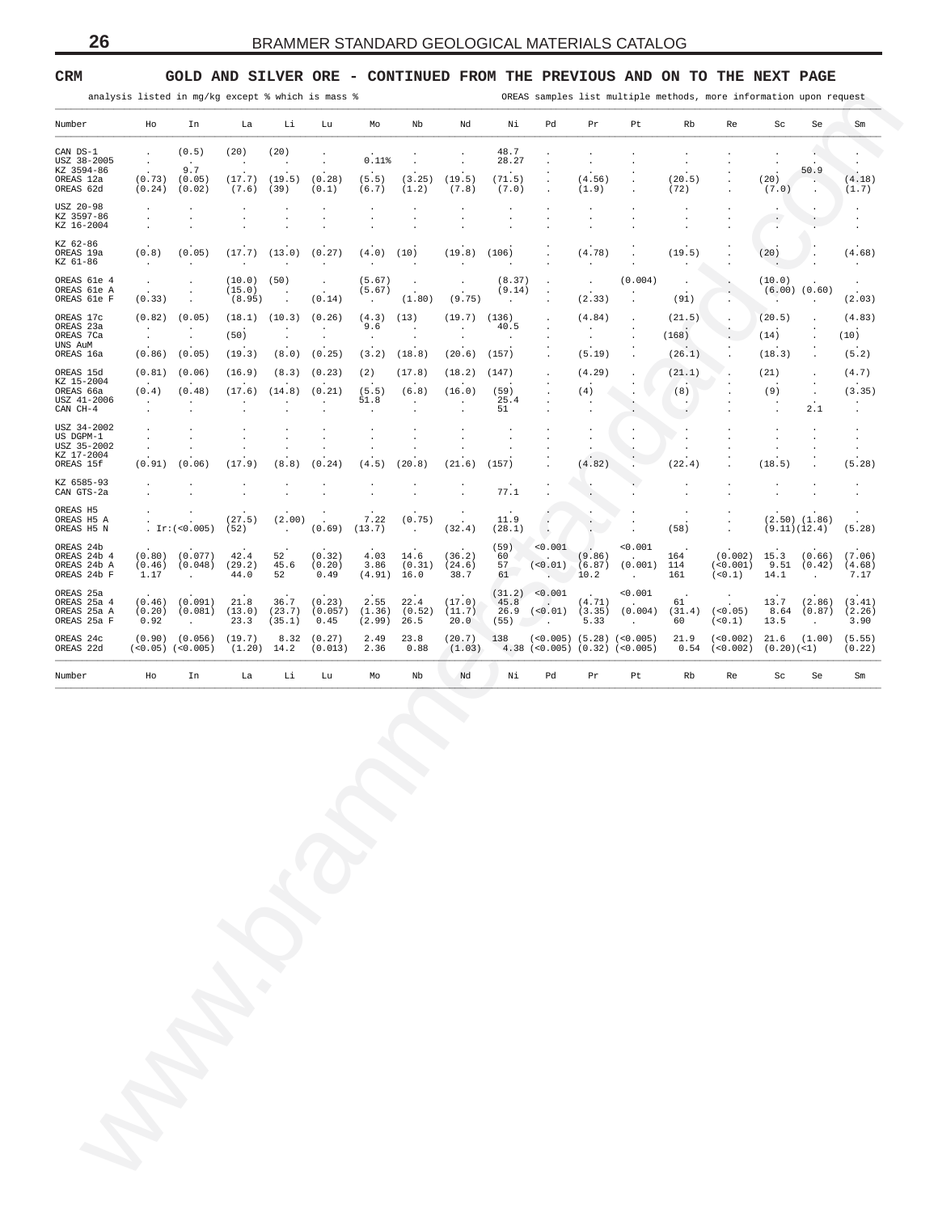## CRM GOLD AND SILVER ORE - CONTINUED FROM THE PREVIOUS AND ON TO THE NEXT PAGE

analysis listed in mg/kg except % which is mass %

OREAS samples list multiple methods, more information upon request

| Number | Ho | In | La | Li | Lu | Mo | Nb | Nd | Ni | Pd | Pr | Pt | Rb | Re | Sc | Se | Sm |
|---|---|---|---|---|---|---|---|---|---|---|---|---|---|---|---|---|---|
| CAN DS-1 | . | (0.5) | (20) | (20) | . | . | . | . | 48.7 | . | . | . | . | . | . | . | . |
| USZ 38-2005 | . | . | . | . | . | 0.11% | . | . | 28.27 | . | . | . | . | . | . | . | . |
| KZ 3594-86 | . | 9.7 | . | . | . | . | . | . | . | . | . | . | . | . | . | 50.9 | . |
| OREAS 12a | (0.73) | (0.05) | (17.7) | (19.5) | (0.28) | (5.5) | (3.25) | (19.5) | (71.5) | . | (4.56) | . | (20.5) | . | (20) | . | (4.18) |
| OREAS 62d | (0.24) | (0.02) | (7.6) | (39) | (0.1) | (6.7) | (1.2) | (7.8) | (7.0) | . | (1.9) | . | (72) | . | (7.0) | . | (1.7) |
| USZ 20-98 | . | . | . | . | . | . | . | . | . | . | . | . | . | . | . | . | . |
| KZ 3597-86 | . | . | . | . | . | . | . | . | . | . | . | . | . | . | . | . | . |
| KZ 16-2004 | . | . | . | . | . | . | . | . | . | . | . | . | . | . | . | . | . |
| KZ 62-86 | . | . | . | . | . | . | . | . | . | . | . | . | . | . | . | . | . |
| OREAS 19a | (0.8) | (0.05) | (17.7) | (13.0) | (0.27) | (4.0) | (10) | (19.8) | (106) | . | (4.78) | . | (19.5) | . | (20) | . | (4.68) |
| KZ 61-86 | . | . | . | . | . | . | . | . | . | . | . | . | . | . | . | . | . |
| OREAS 61e 4 | . | . | (10.0) | (50) | . | (5.67) | . | . | (8.37) | . | . | (0.004) | . | . | (10.0) | . | . |
| OREAS 61e A | . | . | (15.0) | . | . | (5.67) | . | . | (9.14) | . | . | . | . | . | (6.00) | (0.60) | . |
| OREAS 61e F | (0.33) | . | (8.95) | . | (0.14) | . | (1.80) | (9.75) | . | . | (2.33) | . | (91) | . | . | . | (2.03) |
| OREAS 17c | (0.82) | (0.05) | (18.1) | (10.3) | (0.26) | (4.3) | (13) | (19.7) | (136) | . | (4.84) | . | (21.5) | . | (20.5) | . | (4.83) |
| OREAS 23a | . | . | . | . | . | 9.6 | . | . | 40.5 | . | . | . | . | . | . | . | . |
| OREAS 7Ca | . | . | (50) | . | . | . | . | . | . | . | . | . | (168) | . | (14) | . | (10) |
| UNS AuM | . | . | . | . | . | . | . | . | . | . | . | . | . | . | . | . | . |
| OREAS 16a | (0.86) | (0.05) | (19.3) | (8.0) | (0.25) | (3.2) | (18.8) | (20.6) | (157) | . | (5.19) | . | (26.1) | . | (18.3) | . | (5.2) |
| OREAS 15d | (0.81) | (0.06) | (16.9) | (8.3) | (0.23) | (2) | (17.8) | (18.2) | (147) | . | (4.29) | . | (21.1) | . | (21) | . | (4.7) |
| KZ 15-2004 | . | . | . | . | . | . | . | . | . | . | . | . | . | . | . | . | . |
| OREAS 66a | (0.4) | (0.48) | (17.6) | (14.8) | (0.21) | (5.5) | (6.8) | (16.0) | (59) | . | (4) | . | (8) | . | (9) | . | (3.35) |
| USZ 41-2006 | . | . | . | . | . | 51.8 | . | . | 25.4 | . | . | . | . | . | . | . | . |
| CAN CH-4 | . | . | . | . | . | . | . | . | 51 | . | . | . | . | . | . | 2.1 | . |
| USZ 34-2002 | . | . | . | . | . | . | . | . | . | . | . | . | . | . | . | . | . |
| US DGPM-1 | . | . | . | . | . | . | . | . | . | . | . | . | . | . | . | . | . |
| USZ 35-2002 | . | . | . | . | . | . | . | . | . | . | . | . | . | . | . | . | . |
| KZ 17-2004 | . | . | . | . | . | . | . | . | . | . | . | . | . | . | . | . | . |
| OREAS 15f | (0.91) | (0.06) | (17.9) | (8.8) | (0.24) | (4.5) | (20.8) | (21.6) | (157) | . | (4.82) | . | (22.4) | . | (18.5) | . | (5.28) |
| KZ 6585-93 | . | . | . | . | . | . | . | . | . | . | . | . | . | . | . | . | . |
| CAN GTS-2a | . | . | . | . | . | . | . | . | 77.1 | . | . | . | . | . | . | . | . |
| OREAS H5 | . | . | . | . | . | . | . | . | . | . | . | . | . | . | . | . | . |
| OREAS H5 A | . | . | (27.5) | (2.00) | . | 7.22 | (0.75) | . | 11.9 | . | . | . | . | . | (2.50) | (1.86) | . |
| OREAS H5 N | . | Ir:(<0.005) | (52) | . | (0.69) | (13.7) | . | (32.4) | (28.1) | . | . | . | (58) | . | (9.11) | (12.4) | (5.28) |
| OREAS 24b | . | . | . | . | . | . | . | . | (59) | <0.001 | . | <0.001 | . | . | . | . | . |
| OREAS 24b 4 | (0.80) | (0.077) | 42.4 | 52 | (0.32) | 4.03 | 14.6 | (36.2) | 60 | . | (9.86) | . | 164 | (0.002) | 15.3 | (0.66) | (7.06) |
| OREAS 24b A | (0.46) | (0.048) | (29.2) | 45.6 | (0.20) | 3.86 | (0.31) | (24.6) | 57 | (<0.01) | (6.87) | (0.001) | 114 | (<0.001) | 9.51 | (0.42) | (4.68) |
| OREAS 24b F | 1.17 | . | 44.0 | 52 | 0.49 | (4.91) | 16.0 | 38.7 | 61 | . | 10.2 | . | 161 | (<0.1) | 14.1 | . | 7.17 |
| OREAS 25a | . | . | . | . | . | . | . | . | (31.2) | <0.001 | . | <0.001 | . | . | . | . | . |
| OREAS 25a 4 | (0.46) | (0.091) | 21.8 | 36.7 | (0.23) | 2.55 | 22.4 | (17.0) | 45.8 | . | (4.71) | . | 61 | . | 13.7 | (2.86) | (3.41) |
| OREAS 25a A | (0.20) | (0.081) | (13.0) | (23.7) | (0.057) | (1.36) | (0.52) | (11.7) | 26.9 | (<0.01) | (3.35) | (0.004) | (31.4) | (<0.05) | 8.64 | (0.87) | (2.26) |
| OREAS 25a F | 0.92 | . | 23.3 | (35.1) | 0.45 | (2.99) | 26.5 | 20.0 | (55) | . | 5.33 | . | 60 | (<0.1) | 13.5 | . | 3.90 |
| OREAS 24c | (0.90) | (0.056) | (19.7) | 8.32 | (0.27) | 2.49 | 23.8 | (20.7) | 138 | (<0.005) | (5.28) | (<0.005) | 21.9 | (<0.002) | 21.6 | (1.00) | (5.55) |
| OREAS 22d | (<0.05) | (<0.005) | (1.20) | 14.2 | (0.013) | 2.36 | 0.88 | (1.03) | 4.38 | (<0.005) | (0.32) | (<0.005) | 0.54 | (<0.002) | (0.20) | (<1) | (0.22) |
| Number | Ho | In | La | Li | Lu | Mo | Nb | Nd | Ni | Pd | Pr | Pt | Rb | Re | Sc | Se | Sm |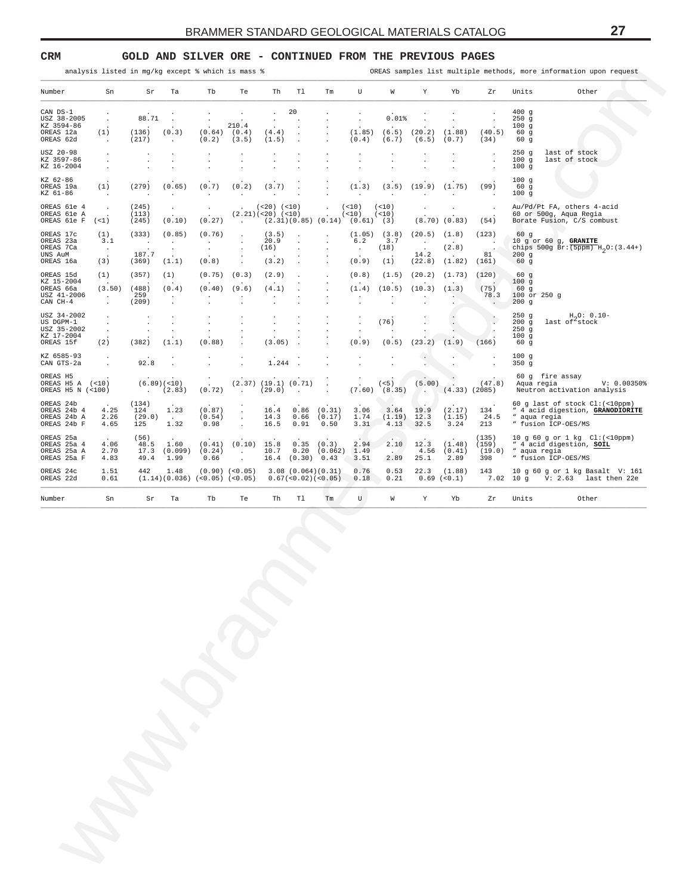## CRM GOLD AND SILVER ORE - CONTINUED FROM THE PREVIOUS PAGES

analysis listed in mg/kg except % which is mass % — OREAS samples list multiple methods, more information upon request

| Number | Sn | Sr | Ta | Tb | Te | Th | Tl | Tm | U | W | Y | Yb | Zr | Units | Other |
|---|---|---|---|---|---|---|---|---|---|---|---|---|---|---|---|
| CAN DS-1 | . | . | . | . | . | . | 20 | . | . | . | . | . | . | 400 g | |
| USZ 38-2005 | . | 88.71 | . | . | . | . | . | . | . | 0.01% | . | . | . | 250 g | |
| KZ 3594-86 | . | . | . | . | 210.4 | . | . | . | . | . | . | . | . | 100 g | |
| OREAS 12a | (1) | (136) | (0.3) | (0.64) | (0.4) | (4.4) | . | . | (1.85) | (6.5) | (20.2) | (1.88) | (40.5) | 60 g | |
| OREAS 62d | . | (217) | . | (0.2) | (3.5) | (1.5) | . | . | (0.4) | (6.7) | (6.5) | (0.7) | (34) | 60 g | |
| USZ 20-98 | . | . | . | . | . | . | . | . | . | . | . | . | . | 250 g | last of stock |
| KZ 3597-86 | . | . | . | . | . | . | . | . | . | . | . | . | . | 100 g | last of stock |
| KZ 16-2004 | . | . | . | . | . | . | . | . | . | . | . | . | . | 100 g | |
| KZ 62-86 | . | . | . | . | . | . | . | . | . | . | . | . | . | 100 g | |
| OREAS 19a | (1) | (279) | (0.65) | (0.7) | (0.2) | (3.7) | . | . | (1.3) | (3.5) | (19.9) | (1.75) | (99) | 60 g | |
| KZ 61-86 | . | . | . | . | . | . | . | . | . | . | . | . | . | 100 g | |
| OREAS 61e 4 | . | (245) | . | . | . | (<20) | (<10) | . | (<10) | (<10) | . | . | . | | Au/Pd/Pt FA, others 4-acid |
| OREAS 61e A | . | (113) | . | . | (2.21) | (<20) | (<10) | . | (<10) | (<10) | . | . | . | | 60 or 500g, Aqua Regia |
| OREAS 61e F | (<1) | (245) | (0.10) | (0.27) | . | (2.31) | (0.85) | (0.14) | (0.61) | (3) | (8.70) | (0.83) | (54) | | Borate Fusion, C/S combust |
| OREAS 17c | (1) | (333) | (0.85) | (0.76) | . | (3.5) | . | . | (1.05) | (3.8) | (20.5) | (1.8) | (123) | 60 g | |
| OREAS 23a | 3.1 | . | . | . | . | 20.9 | . | . | 6.2 | 3.7 | . | . | . | 10 g or 60 g, **GRANITE** | |
| OREAS 7Ca | . | . | . | . | . | (16) | . | . | . | (18) | . | (2.8) | . | chips 500g Br:(5ppm) $H_2O$:(3.44+) | |
| UNS AuM | . | 187.7 | . | . | . | . | . | . | . | . | 14.2 | . | 81 | 200 g | |
| OREAS 16a | (3) | (369) | (1.1) | (0.8) | . | (3.2) | . | . | (0.9) | (1) | (22.8) | (1.82) | (161) | 60 g | |
| OREAS 15d | (1) | (357) | (1) | (0.75) | (0.3) | (2.9) | . | . | (0.8) | (1.5) | (20.2) | (1.73) | (120) | 60 g | |
| KZ 15-2004 | . | . | . | . | . | . | . | . | . | . | . | . | . | 100 g | |
| OREAS 66a | (3.50) | (488) | (0.4) | (0.40) | (9.6) | (4.1) | . | . | (1.4) | (10.5) | (10.3) | (1.3) | (75) | 60 g | |
| USZ 41-2006 | . | 259 | . | . | . | . | . | . | . | . | . | . | 78.3 | 100 or 250 g | |
| CAN CH-4 | . | (209) | . | . | . | . | . | . | . | . | . | . | . | 200 g | |
| USZ 34-2002 | . | . | . | . | . | . | . | . | . | . | . | . | . | 250 g | $H_2O$: 0.10- |
| US DGPM-1 | . | . | . | . | . | . | . | . | . | (76) | . | . | . | 200 g | last of stock |
| USZ 35-2002 | . | . | . | . | . | . | . | . | . | . | . | . | . | 250 g | |
| KZ 17-2004 | . | . | . | . | . | . | . | . | . | . | . | . | . | 100 g | |
| OREAS 15f | (2) | (382) | (1.1) | (0.88) | . | (3.05) | . | . | (0.9) | (0.5) | (23.2) | (1.9) | (166) | 60 g | |
| KZ 6585-93 | . | . | . | . | . | . | . | . | . | . | . | . | . | 100 g | |
| CAN GTS-2a | . | 92.8 | . | . | . | 1.244 | . | . | . | . | . | . | . | 350 g | |
| OREAS H5 | . | . | . | . | . | . | . | . | . | . | . | . | . | 60 g fire assay | |
| OREAS H5 A | (<10) | (6.89) | (<10) | . | (2.37) | (19.1) | (0.71) | . | . | (<5) | (5.00) | . | (47.8) | Aqua regia | V: 0.00350% |
| OREAS H5 N | (<100) | . | (2.83) | (0.72) | . | (29.0) | . | . | (7.60) | (8.35) | . | (4.33) | (2085) | Neutron activation analysis | |
| OREAS 24b | . | (134) | . | . | . | . | . | . | . | . | . | . | . | 60 g last of stock Cl:(<10ppm) | |
| OREAS 24b 4 | 4.25 | 124 | 1.23 | (0.87) | . | 16.4 | 0.86 | (0.31) | 3.06 | 3.64 | 19.9 | (2.17) | 134 | " 4 acid digestion, **GRANODIORITE** | |
| OREAS 24b A | 2.26 | (29.0) | . | (0.54) | . | 14.3 | 0.66 | (0.17) | 1.74 | (1.19) | 12.3 | (1.15) | 24.5 | " aqua regia | |
| OREAS 24b F | 4.65 | 125 | 1.32 | 0.98 | . | 16.5 | 0.91 | 0.50 | 3.31 | 4.13 | 32.5 | 3.24 | 213 | " fusion ICP-OES/MS | |
| OREAS 25a | . | (56) | . | . | . | . | . | . | . | . | . | . | (135) | 10 g 60 g or 1 kg Cl:(<10ppm) | |
| OREAS 25a 4 | 4.06 | 48.5 | 1.60 | (0.41) | (0.10) | 15.8 | 0.35 | (0.3) | 2.94 | 2.10 | 12.3 | (1.48) | (159) | " 4 acid digestion, **SOIL** | |
| OREAS 25a A | 2.70 | 17.3 | (0.099) | (0.24) | . | 10.7 | 0.20 | (0.062) | 1.49 | . | 4.56 | (0.41) | (19.0) | " aqua regia | |
| OREAS 25a F | 4.83 | 49.4 | 1.99 | 0.66 | . | 16.4 | (0.30) | 0.43 | 3.51 | 2.89 | 25.1 | 2.89 | 398 | " fusion ICP-OES/MS | |
| OREAS 24c | 1.51 | 442 | 1.48 | (0.90) | (<0.05) | 3.08 | (0.064) | (0.31) | 0.76 | 0.53 | 22.3 | (1.88) | 143 | 10 g 60 g or 1 kg Basalt | V: 161 |
| OREAS 22d | 0.61 | (1.14) | (0.036) | (<0.05) | (<0.05) | 0.67 | (<0.02) | (<0.05) | 0.18 | 0.21 | 0.69 | (<0.1) | 7.02 | 10 g | V: 2.63 last then 22e |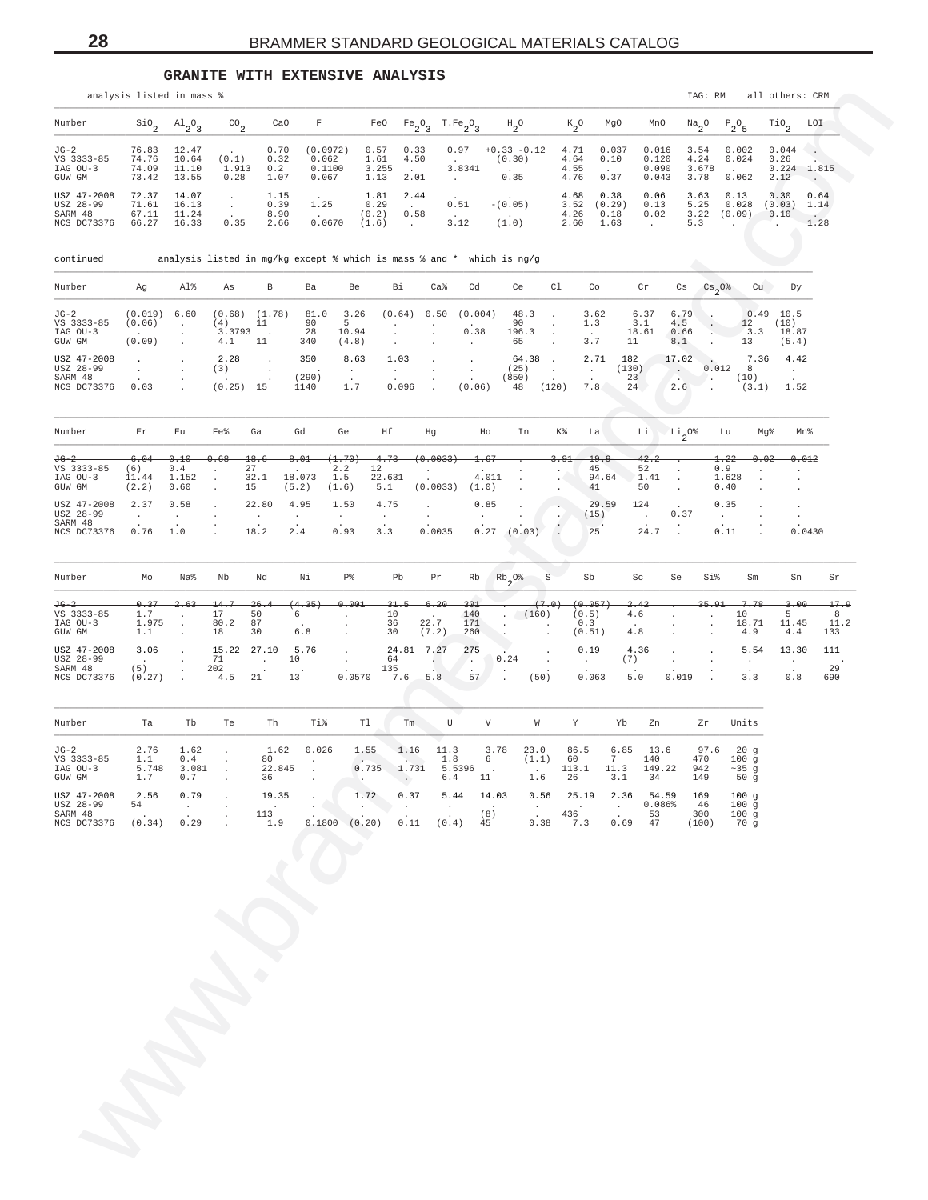## GRANITE WITH EXTENSIVE ANALYSIS

analysis listed in mass %

IAG: RM all others: CRM

| Number | $SiO_2$ | $Al_2O_3$ | $CO_2$ | CaO | F | FeO | $Fe_2O_3$ | $T.Fe_2O_3$ | $H_2O$ | $K_2O$ | MgO | MnO | $Na_2O$ | $P_2O_5$ | $TiO_2$ | LOI |
|---|---|---|---|---|---|---|---|---|---|---|---|---|---|---|---|---|
| ~~JG-2~~ | ~~76.83~~ | ~~12.47~~ | ~~.~~ | ~~0.70~~ | ~~(0.0972)~~ | ~~0.57~~ | ~~0.33~~ | ~~0.97~~ | ~~+0.33 -0.12~~ | ~~4.71~~ | ~~0.037~~ | ~~0.016~~ | ~~3.54~~ | ~~0.002~~ | ~~0.044~~ | ~~.~~ |
| VS 3333-85 | 74.76 | 10.64 | (0.1) | 0.32 | 0.062 | 1.61 | 4.50 | . | (0.30) | 4.64 | 0.10 | 0.120 | 4.24 | 0.024 | 0.26 | . |
| IAG OU-3 | 74.09 | 11.10 | 1.913 | 0.2 | 0.1100 | 3.255 | . | 3.8341 | . | 4.55 | . | 0.090 | 3.678 | . | 0.224 | 1.815 |
| GUW GM | 73.42 | 13.55 | 0.28 | 1.07 | 0.067 | 1.13 | 2.01 | . | 0.35 | 4.76 | 0.37 | 0.043 | 3.78 | 0.062 | 2.12 | . |
| USZ 47-2008 | 72.37 | 14.07 | . | 1.15 | . | 1.81 | 2.44 | . | . | 4.68 | 0.38 | 0.06 | 3.63 | 0.13 | 0.30 | 0.64 |
| USZ 28-99 | 71.61 | 16.13 | . | 0.39 | 1.25 | 0.29 | . | 0.51 | -(0.05) | 3.52 | (0.29) | 0.13 | 5.25 | 0.028 | (0.03) | 1.14 |
| SARM 48 | 67.11 | 11.24 | . | 8.90 | . | (0.2) | 0.58 | . | . | 4.26 | 0.18 | 0.02 | 3.22 | (0.09) | 0.10 | . |
| NCS DC73376 | 66.27 | 16.33 | 0.35 | 2.66 | 0.0670 | (1.6) | . | 3.12 | (1.0) | 2.60 | 1.63 | . | 5.3 | . | . | 1.28 |

continued analysis listed in mg/kg except % which is mass % and * which is ng/g

| Number | Ag | Al% | As | B | Ba | Be | Bi | Ca% | Cd | Ce | Cl | Co | Cr | Cs | $Cs_2O$% | Cu | Dy |
|---|---|---|---|---|---|---|---|---|---|---|---|---|---|---|---|---|---|
| ~~JG-2~~ | ~~(0.019)~~ | ~~6.60~~ | ~~(0.68)~~ | ~~(1.78)~~ | ~~81.0~~ | ~~3.26~~ | ~~(0.64)~~ | ~~0.50~~ | ~~(0.004)~~ | ~~48.3~~ | ~~.~~ | ~~3.62~~ | ~~6.37~~ | ~~6.79~~ | ~~.~~ | ~~0.49~~ | ~~10.5~~ |
| VS 3333-85 | (0.06) | . | (4) | 11 | 90 | 5 | . | . | . | 90 | . | 1.3 | 3.1 | 4.5 | . | 12 | (10) |
| IAG OU-3 | . | . | 3.3793 | . | 28 | 10.94 | . | . | 0.38 | 196.3 | . | . | 18.61 | 0.66 | . | 3.3 | 18.87 |
| GUW GM | (0.09) | . | 4.1 | 11 | 340 | (4.8) | . | . | . | 65 | . | 3.7 | 11 | 8.1 | . | 13 | (5.4) |
| USZ 47-2008 | . | . | 2.28 | . | 350 | 8.63 | 1.03 | . | . | 64.38 | . | 2.71 | 182 | 17.02 | . | 7.36 | 4.42 |
| USZ 28-99 | . | . | (3) | . | . | . | . | . | . | (25) | . | . | (130) | . | 0.012 | 8 | . |
| SARM 48 | . | . | . | . | (290) | . | . | . | . | (850) | . | . | 23 | . | . | (10) | . |
| NCS DC73376 | 0.03 | . | (0.25) | 15 | 1140 | 1.7 | 0.096 | . | (0.06) | 48 | (120) | 7.8 | 24 | 2.6 | . | (3.1) | 1.52 |

| Number | Er | Eu | Fe% | Ga | Gd | Ge | Hf | Hg | Ho | In | K% | La | Li | $Li_2O$% | Lu | Mg% | Mn% |
|---|---|---|---|---|---|---|---|---|---|---|---|---|---|---|---|---|---|
| ~~JG-2~~ | ~~6.04~~ | ~~0.10~~ | ~~0.68~~ | ~~18.6~~ | ~~8.01~~ | ~~(1.70)~~ | ~~4.73~~ | ~~(0.0033)~~ | ~~1.67~~ | ~~.~~ | ~~3.91~~ | ~~19.9~~ | ~~42.2~~ | ~~.~~ | ~~1.22~~ | ~~0.02~~ | ~~0.012~~ |
| VS 3333-85 | (6) | 0.4 | . | 27 | . | 2.2 | 12 | . | . | . | . | 45 | 52 | . | 0.9 | . | . |
| IAG OU-3 | 11.44 | 1.152 | . | 32.1 | 18.073 | 1.5 | 22.631 | . | 4.011 | . | . | 94.64 | 1.41 | . | 1.628 | . | . |
| GUW GM | (2.2) | 0.60 | . | 15 | (5.2) | (1.6) | 5.1 | (0.0033) | (1.0) | . | . | 41 | 50 | . | 0.40 | . | . |
| USZ 47-2008 | 2.37 | 0.58 | . | 22.80 | 4.95 | 1.50 | 4.75 | . | 0.85 | . | . | 29.59 | 124 | . | 0.35 | . | . |
| USZ 28-99 | . | . | . | . | . | . | . | . | . | . | . | (15) | . | 0.37 | . | . | . |
| SARM 48 | . | . | . | . | . | . | . | . | . | . | . | . | . | . | . | . | . |
| NCS DC73376 | 0.76 | 1.0 | . | 18.2 | 2.4 | 0.93 | 3.3 | 0.0035 | 0.27 | (0.03) | . | 25 | 24.7 | . | 0.11 | . | 0.0430 |

| Number | Mo | Na% | Nb | Nd | Ni | P% | Pb | Pr | Rb | $Rb_2O$% | S | Sb | Sc | Se | Si% | Sm | Sn | Sr |
|---|---|---|---|---|---|---|---|---|---|---|---|---|---|---|---|---|---|---|
| ~~JG-2~~ | ~~0.37~~ | ~~2.63~~ | ~~14.7~~ | ~~26.4~~ | ~~(4.35)~~ | ~~0.001~~ | ~~31.5~~ | ~~6.20~~ | ~~301~~ | ~~.~~ | ~~(7.0)~~ | ~~(0.057)~~ | ~~2.42~~ | ~~.~~ | ~~35.91~~ | ~~7.78~~ | ~~3.00~~ | ~~17.9~~ |
| VS 3333-85 | 1.7 | . | 17 | 50 | 6 | . | 10 | . | 140 | . | (160) | (0.5) | 4.6 | . | . | 10 | 5 | 8 |
| IAG OU-3 | 1.975 | . | 80.2 | 87 | . | . | 36 | 22.7 | 171 | . | . | 0.3 | . | . | . | 18.71 | 11.45 | 11.2 |
| GUW GM | 1.1 | . | 18 | 30 | 6.8 | . | 30 | (7.2) | 260 | . | . | (0.51) | 4.8 | . | . | 4.9 | 4.4 | 133 |
| USZ 47-2008 | 3.06 | . | 15.22 | 27.10 | 5.76 | . | 24.81 | 7.27 | 275 | . | . | 0.19 | 4.36 | . | . | 5.54 | 13.30 | 111 |
| USZ 28-99 | . | . | 71 | . | 10 | . | 64 | . | . | 0.24 | . | . | (7) | . | . | . | . | . |
| SARM 48 | (5) | . | 202 | . | . | . | 135 | . | . | . | . | . | . | . | . | . | . | 29 |
| NCS DC73376 | (0.27) | . | 4.5 | 21 | 13 | 0.0570 | 7.6 | 5.8 | 57 | . | (50) | 0.063 | 5.0 | 0.019 | . | 3.3 | 0.8 | 690 |

| Number | Ta | Tb | Te | Th | Ti% | Tl | Tm | U | V | W | Y | Yb | Zn | Zr | Units |
|---|---|---|---|---|---|---|---|---|---|---|---|---|---|---|---|
| ~~JG-2~~ | ~~2.76~~ | ~~1.62~~ | ~~.~~ | ~~1.62~~ | ~~0.026~~ | ~~1.55~~ | ~~1.16~~ | ~~11.3~~ | ~~3.78~~ | ~~23.0~~ | ~~86.5~~ | ~~6.85~~ | ~~13.6~~ | ~~97.6~~ | ~~20 g~~ |
| VS 3333-85 | 1.1 | 0.4 | . | 80 | . | . | . | 1.8 | 6 | (1.1) | 60 | 7 | 140 | 470 | 100 g |
| IAG OU-3 | 5.748 | 3.081 | . | 22.845 | . | 0.735 | 1.731 | 5.5396 | . | . | 113.1 | 11.3 | 149.22 | 942 | ~35 g |
| GUW GM | 1.7 | 0.7 | . | 36 | . | . | . | 6.4 | 11 | 1.6 | 26 | 3.1 | 34 | 149 | 50 g |
| USZ 47-2008 | 2.56 | 0.79 | . | 19.35 | . | 1.72 | 0.37 | 5.44 | 14.03 | 0.56 | 25.19 | 2.36 | 54.59 | 169 | 100 g |
| USZ 28-99 | 54 | . | . | . | . | . | . | . | . | . | . | . | 0.086% | 46 | 100 g |
| SARM 48 | . | . | . | 113 | . | . | . | . | (8) | . | 436 | . | 53 | 300 | 100 g |
| NCS DC73376 | (0.34) | 0.29 | . | 1.9 | 0.1800 | (0.20) | 0.11 | (0.4) | 45 | 0.38 | 7.3 | 0.69 | 47 | (100) | 70 g |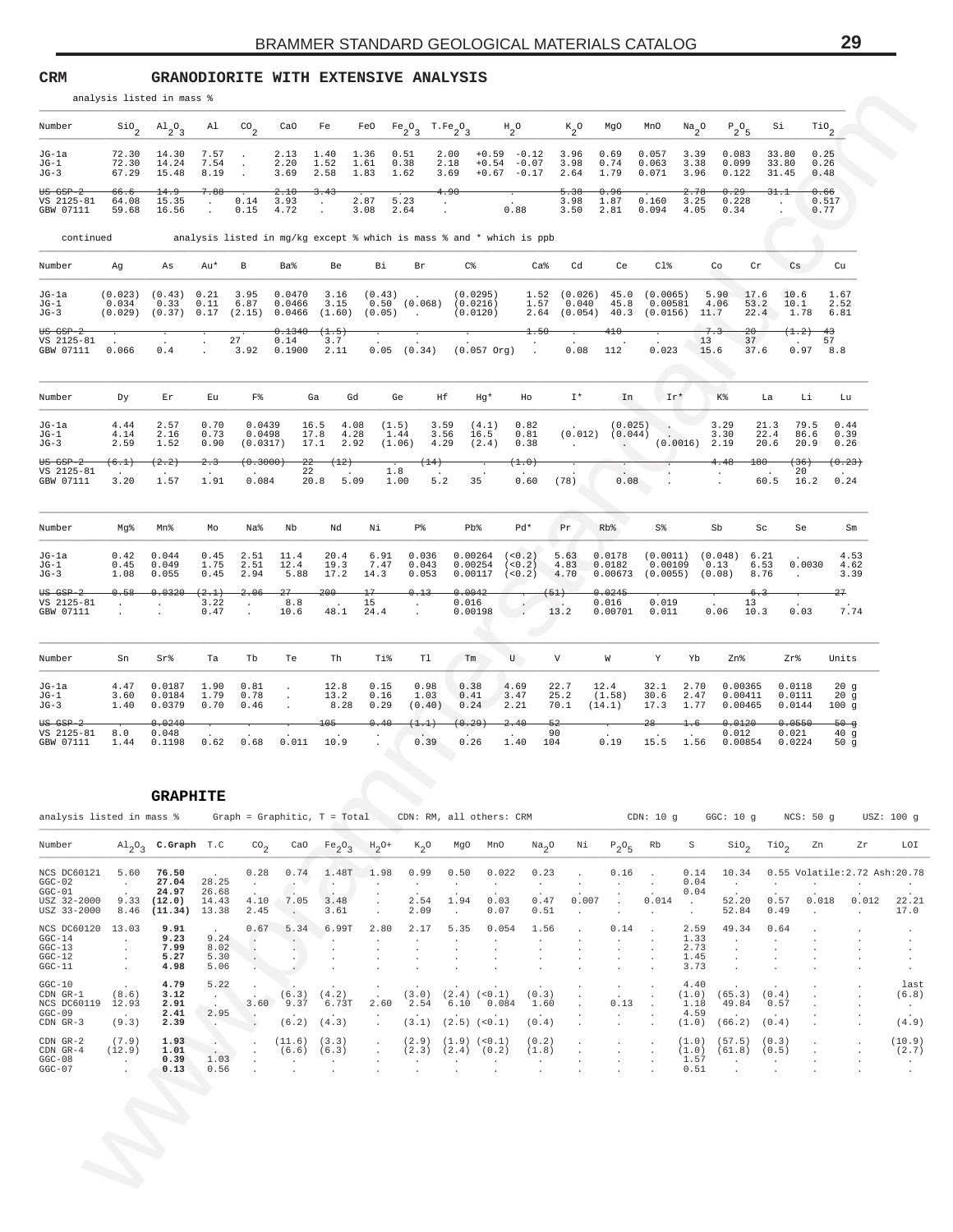## CRM GRANODIORITE WITH EXTENSIVE ANALYSIS

analysis listed in mass %

| Number | $SiO_2$ | $Al_2O_3$ | Al | $CO_2$ | CaO | Fe | FeO | $Fe_2O_3$ | $T.Fe_2O_3$ | $H_2O$ | | $K_2O$ | MgO | MnO | $Na_2O$ | $P_2O_5$ | Si | $TiO_2$ |
|---|---|---|---|---|---|---|---|---|---|---|---|---|---|---|---|---|---|---|
| JG-1a | 72.30 | 14.30 | 7.57 | . | 2.13 | 1.40 | 1.36 | 0.51 | 2.00 | +0.59 | -0.12 | 3.96 | 0.69 | 0.057 | 3.39 | 0.083 | 33.80 | 0.25 |
| JG-1 | 72.30 | 14.24 | 7.54 | . | 2.20 | 1.52 | 1.61 | 0.38 | 2.18 | +0.54 | -0.07 | 3.98 | 0.74 | 0.063 | 3.38 | 0.099 | 33.80 | 0.26 |
| JG-3 | 67.29 | 15.48 | 8.19 | . | 3.69 | 2.58 | 1.83 | 1.62 | 3.69 | +0.67 | -0.17 | 2.64 | 1.79 | 0.071 | 3.96 | 0.122 | 31.45 | 0.48 |
| ~~US GSP-2~~ | ~~66.6~~ | ~~14.9~~ | ~~7.88~~ | . | ~~2.10~~ | ~~3.43~~ | . | . | ~~4.90~~ | | . | ~~5.38~~ | ~~0.96~~ | . | ~~2.78~~ | ~~0.29~~ | ~~31.1~~ | ~~0.66~~ |
| VS 2125-81 | 64.08 | 15.35 | . | 0.14 | 3.93 | . | 2.87 | 5.23 | . | | . | 3.98 | 1.87 | 0.160 | 3.25 | 0.228 | . | 0.517 |
| GBW 07111 | 59.68 | 16.56 | . | 0.15 | 4.72 | . | 3.08 | 2.64 | . | | 0.88 | 3.50 | 2.81 | 0.094 | 4.05 | 0.34 | . | 0.77 |

continued — analysis listed in mg/kg except % which is mass % and * which is ppb

| Number | Ag | As | Au* | B | Ba% | Be | Bi | Br | C% | Ca% | Cd | Ce | Cl% | Co | Cr | Cs | Cu |
|---|---|---|---|---|---|---|---|---|---|---|---|---|---|---|---|---|---|
| JG-1a | (0.023) | (0.43) | 0.21 | 3.95 | 0.0470 | 3.16 | (0.43) | . | (0.0295) | 1.52 | (0.026) | 45.0 | (0.0065) | 5.90 | 17.6 | 10.6 | 1.67 |
| JG-1 | 0.034 | 0.33 | 0.11 | 6.87 | 0.0466 | 3.15 | 0.50 | (0.068) | (0.0216) | 1.57 | 0.040 | 45.8 | 0.00581 | 4.06 | 53.2 | 10.1 | 2.52 |
| JG-3 | (0.029) | (0.37) | 0.17 | (2.15) | 0.0466 | (1.60) | (0.05) | . | (0.0120) | 2.64 | (0.054) | 40.3 | (0.0156) | 11.7 | 22.4 | 1.78 | 6.81 |
| ~~US GSP-2~~ | . | . | . | . | ~~0.1340~~ | ~~(1.5)~~ | . | . | . | ~~1.50~~ | . | ~~410~~ | . | ~~7.3~~ | ~~20~~ | ~~(1.2)~~ | ~~43~~ |
| VS 2125-81 | . | . | . | 27 | 0.14 | 3.7 | . | . | . | . | . | . | . | 13 | 37 | . | 57 |
| GBW 07111 | 0.066 | 0.4 | . | 3.92 | 0.1900 | 2.11 | 0.05 | (0.34) | (0.057 Org) | . | 0.08 | 112 | 0.023 | 15.6 | 37.6 | 0.97 | 8.8 |

| Number | Dy | Er | Eu | F% | Ga | Gd | Ge | Hf | Hg* | Ho | I* | In | Ir* | K% | La | Li | Lu |
|---|---|---|---|---|---|---|---|---|---|---|---|---|---|---|---|---|---|
| JG-1a | 4.44 | 2.57 | 0.70 | 0.0439 | 16.5 | 4.08 | (1.5) | 3.59 | (4.1) | 0.82 | . | (0.025) | . | 3.29 | 21.3 | 79.5 | 0.44 |
| JG-1 | 4.14 | 2.16 | 0.73 | 0.0498 | 17.8 | 4.28 | 1.44 | 3.56 | 16.5 | 0.81 | (0.012) | (0.044) | . | 3.30 | 22.4 | 86.6 | 0.39 |
| JG-3 | 2.59 | 1.52 | 0.90 | (0.0317) | 17.1 | 2.92 | (1.06) | 4.29 | (2.4) | 0.38 | . | . | (0.0016) | 2.19 | 20.6 | 20.9 | 0.26 |
| ~~US GSP-2~~ | ~~(6.1)~~ | ~~(2.2)~~ | ~~2.3~~ | ~~(0.3000)~~ | ~~22~~ | ~~(12)~~ | . | ~~(14)~~ | . | ~~(1.0)~~ | . | . | . | ~~4.48~~ | ~~180~~ | ~~(36)~~ | ~~(0.23)~~ |
| VS 2125-81 | . | . | . | . | 22 | . | 1.8 | . | . | . | . | . | . | . | . | 20 | . |
| GBW 07111 | 3.20 | 1.57 | 1.91 | 0.084 | 20.8 | 5.09 | 1.00 | 5.2 | 35 | 0.60 | (78) | 0.08 | . | . | 60.5 | 16.2 | 0.24 |

| Number | Mg% | Mn% | Mo | Na% | Nb | Nd | Ni | P% | Pb% | Pd* | Pr | Rb% | S% | Sb | Sc | Se | Sm |
|---|---|---|---|---|---|---|---|---|---|---|---|---|---|---|---|---|---|
| JG-1a | 0.42 | 0.044 | 0.45 | 2.51 | 11.4 | 20.4 | 6.91 | 0.036 | 0.00264 | (<0.2) | 5.63 | 0.0178 | (0.0011) | (0.048) | 6.21 | . | 4.53 |
| JG-1 | 0.45 | 0.049 | 1.75 | 2.51 | 12.4 | 19.3 | 7.47 | 0.043 | 0.00254 | (<0.2) | 4.83 | 0.0182 | 0.00109 | 0.13 | 6.53 | 0.0030 | 4.62 |
| JG-3 | 1.08 | 0.055 | 0.45 | 2.94 | 5.88 | 17.2 | 14.3 | 0.053 | 0.00117 | (<0.2) | 4.70 | 0.00673 | (0.0055) | (0.08) | 8.76 | . | 3.39 |
| ~~US GSP-2~~ | ~~0.58~~ | ~~0.0320~~ | ~~(2.1)~~ | ~~2.06~~ | ~~27~~ | ~~200~~ | ~~17~~ | ~~0.13~~ | ~~0.0042~~ | . | ~~(51)~~ | ~~0.0245~~ | . | . | ~~6.3~~ | . | ~~27~~ |
| VS 2125-81 | . | . | 3.22 | . | 8.8 | . | 15 | . | 0.016 | . | . | 0.016 | 0.019 | . | 13 | . | . |
| GBW 07111 | . | . | 0.47 | . | 10.6 | 48.1 | 24.4 | . | 0.00198 | . | 13.2 | 0.00701 | 0.011 | 0.06 | 10.3 | 0.03 | 7.74 |

| Number | Sn | Sr% | Ta | Tb | Te | Th | Ti% | Tl | Tm | U | V | W | Y | Yb | Zn% | Zr% | Units |
|---|---|---|---|---|---|---|---|---|---|---|---|---|---|---|---|---|---|
| JG-1a | 4.47 | 0.0187 | 1.90 | 0.81 | . | 12.8 | 0.15 | 0.98 | 0.38 | 4.69 | 22.7 | 12.4 | 32.1 | 2.70 | 0.00365 | 0.0118 | 20 g |
| JG-1 | 3.60 | 0.0184 | 1.79 | 0.78 | . | 13.2 | 0.16 | 1.03 | 0.41 | 3.47 | 25.2 | (1.58) | 30.6 | 2.47 | 0.00411 | 0.0111 | 20 g |
| JG-3 | 1.40 | 0.0379 | 0.70 | 0.46 | . | 8.28 | 0.29 | (0.40) | 0.24 | 2.21 | 70.1 | (14.1) | 17.3 | 1.77 | 0.00465 | 0.0144 | 100 g |
| ~~US GSP-2~~ | . | ~~0.0240~~ | . | . | . | ~~105~~ | ~~0.40~~ | ~~(1.1)~~ | ~~(0.29)~~ | ~~2.40~~ | ~~52~~ | . | ~~28~~ | ~~1.6~~ | ~~0.0120~~ | ~~0.0550~~ | ~~50 g~~ |
| VS 2125-81 | 8.0 | 0.048 | . | . | . | . | . | . | . | . | 90 | . | . | . | 0.012 | 0.021 | 40 g |
| GBW 07111 | 1.44 | 0.1198 | 0.62 | 0.68 | 0.011 | 10.9 | . | 0.39 | 0.26 | 1.40 | 104 | 0.19 | 15.5 | 1.56 | 0.00854 | 0.0224 | 50 g |

## GRAPHITE

analysis listed in mass % — Graph = Graphitic, T = Total — CDN: RM, all others: CRM — CDN: 10 g — GGC: 10 g — NCS: 50 g — USZ: 100 g

| Number | $Al_2O_3$ | **C.Graph** | T.C | $CO_2$ | CaO | $Fe_2O_3$ | $H_2O+$ | $K_2O$ | MgO | MnO | $Na_2O$ | Ni | $P_2O_5$ | Rb | S | $SiO_2$ | $TiO_2$ | Zn | Zr | LOI |
|---|---|---|---|---|---|---|---|---|---|---|---|---|---|---|---|---|---|---|---|---|
| NCS DC60121 | 5.60 | **76.50** | . | 0.28 | 0.74 | 1.48T | 1.98 | 0.99 | 0.50 | 0.022 | 0.23 | . | 0.16 | . | 0.14 | 10.34 | 0.55 | Volatile:2.72 | Ash:20.78 | |
| GGC-02 | . | **27.04** | 28.25 | . | . | . | . | . | . | . | . | . | . | . | 0.04 | . | . | . | . | . |
| GGC-01 | . | **24.97** | 26.68 | . | . | . | . | . | . | . | . | . | . | . | 0.04 | . | . | . | . | . |
| USZ 32-2000 | 9.33 | **(12.0)** | 14.43 | 4.10 | 7.05 | 3.48 | . | 2.54 | 1.94 | 0.03 | 0.47 | 0.007 | . | 0.014 | . | 52.20 | 0.57 | 0.018 | 0.012 | 22.21 |
| USZ 33-2000 | 8.46 | **(11.34)** | 13.38 | 2.45 | . | 3.61 | . | 2.09 | . | 0.07 | 0.51 | . | . | . | . | 52.84 | 0.49 | . | . | 17.0 |
| NCS DC60120 | 13.03 | **9.91** | . | 0.67 | 5.34 | 6.99T | 2.80 | 2.17 | 5.35 | 0.054 | 1.56 | . | 0.14 | . | 2.59 | 49.34 | 0.64 | . | . | . |
| GGC-14 | . | **9.23** | 9.24 | . | . | . | . | . | . | . | . | . | . | . | 1.33 | . | . | . | . | . |
| GGC-13 | . | **7.99** | 8.02 | . | . | . | . | . | . | . | . | . | . | . | 2.73 | . | . | . | . | . |
| GGC-12 | . | **5.27** | 5.30 | . | . | . | . | . | . | . | . | . | . | . | 1.45 | . | . | . | . | . |
| GGC-11 | . | **4.98** | 5.06 | . | . | . | . | . | . | . | . | . | . | . | 3.73 | . | . | . | . | . |
| GGC-10 | . | **4.79** | 5.22 | . | . | . | . | . | . | . | . | . | . | . | 4.40 | . | . | . | . | last |
| CDN GR-1 | (8.6) | **3.12** | . | . | (6.3) | (4.2) | . | (3.0) | (2.4) | (<0.1) | (0.3) | . | . | . | (1.0) | (65.3) | (0.4) | . | . | (6.8) |
| NCS DC60119 | 12.93 | **2.91** | . | 3.60 | 9.37 | 6.73T | 2.60 | 2.54 | 6.10 | 0.084 | 1.60 | . | 0.13 | . | 1.18 | 49.84 | 0.57 | . | . | . |
| GGC-09 | . | **2.41** | 2.95 | . | . | . | . | . | . | . | . | . | . | . | 4.59 | . | . | . | . | . |
| CDN GR-3 | (9.3) | **2.39** | . | . | (6.2) | (4.3) | . | (3.1) | (2.5) | (<0.1) | (0.4) | . | . | . | (1.0) | (66.2) | (0.4) | . | . | (4.9) |
| CDN GR-2 | (7.9) | **1.93** | . | . | (11.6) | (3.3) | . | (2.9) | (1.9) | (<0.1) | (0.2) | . | . | . | (1.0) | (57.5) | (0.3) | . | . | (10.9) |
| CDN GR-4 | (12.9) | **1.01** | . | . | (6.6) | (6.3) | . | (2.3) | (2.4) | (0.2) | (1.8) | . | . | . | (1.0) | (61.8) | (0.5) | . | . | (2.7) |
| GGC-08 | . | **0.39** | 1.03 | . | . | . | . | . | . | . | . | . | . | . | 1.57 | . | . | . | . | . |
| GGC-07 | . | **0.13** | 0.56 | . | . | . | . | . | . | . | . | . | . | . | 0.51 | . | . | . | . | . |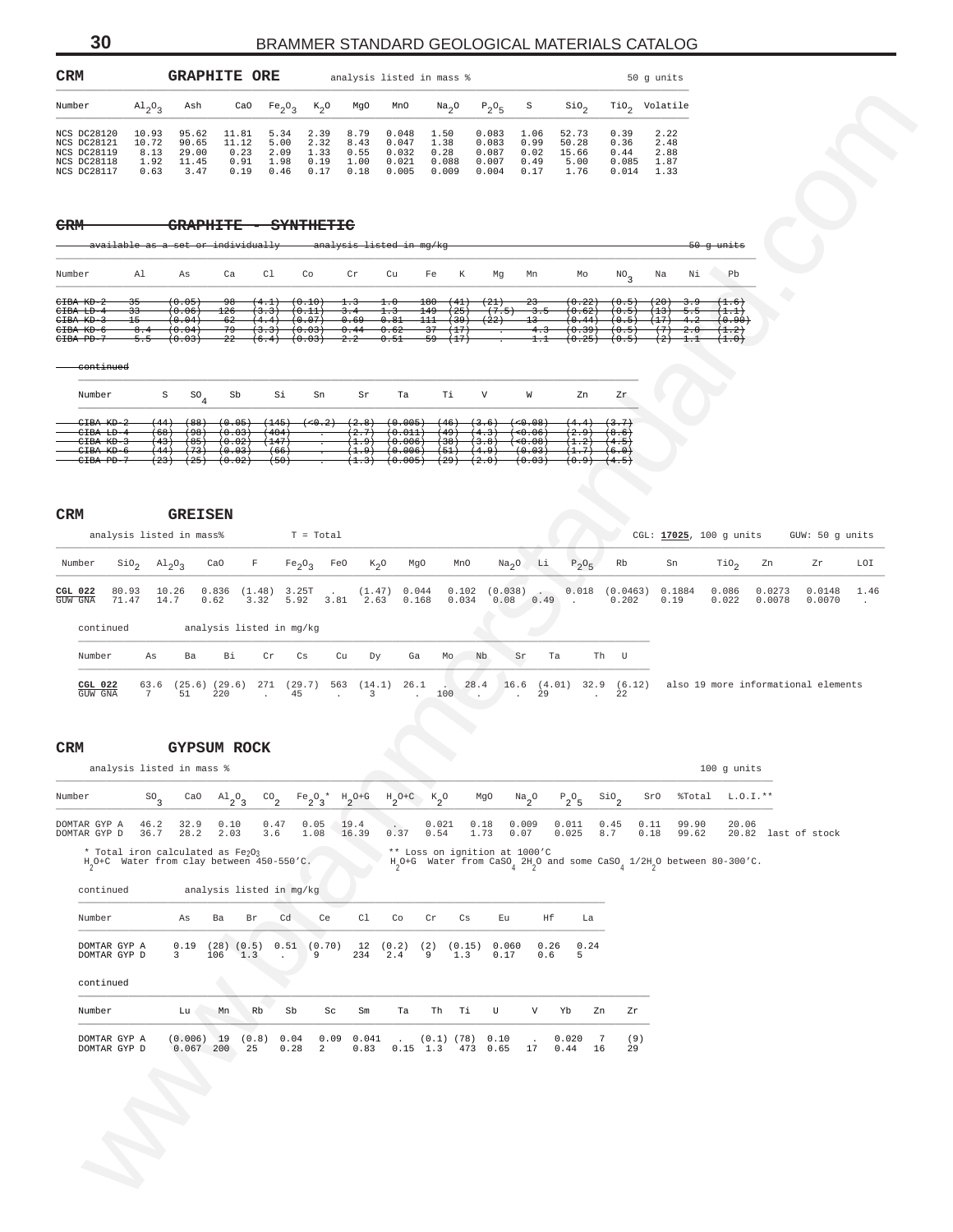## CRM GRAPHITE ORE

analysis listed in mass % — 50 g units

| Number | $Al_2O_3$ | Ash | CaO | $Fe_2O_3$ | $K_2O$ | MgO | MnO | $Na_2O$ | $P_2O_5$ | S | $SiO_2$ | $TiO_2$ | Volatile |
|---|---|---|---|---|---|---|---|---|---|---|---|---|---|
| NCS DC28120 | 10.93 | 95.62 | 11.81 | 5.34 | 2.39 | 8.79 | 0.048 | 1.50 | 0.083 | 1.06 | 52.73 | 0.39 | 2.22 |
| NCS DC28121 | 10.72 | 90.65 | 11.12 | 5.00 | 2.32 | 8.43 | 0.047 | 1.38 | 0.083 | 0.99 | 50.28 | 0.36 | 2.48 |
| NCS DC28119 | 8.13 | 29.00 | 0.23 | 2.09 | 1.33 | 0.55 | 0.032 | 0.28 | 0.087 | 0.02 | 15.66 | 0.44 | 2.88 |
| NCS DC28118 | 1.92 | 11.45 | 0.91 | 1.98 | 0.19 | 1.00 | 0.021 | 0.088 | 0.007 | 0.49 | 5.00 | 0.085 | 1.87 |
| NCS DC28117 | 0.63 | 3.47 | 0.19 | 0.46 | 0.17 | 0.18 | 0.005 | 0.009 | 0.004 | 0.17 | 1.76 | 0.014 | 1.33 |

## ~~CRM GRAPHITE - SYNTHETIC~~

~~available as a set or individually — analysis listed in mg/kg — 50 g units~~

| Number | Al | As | Ca | Cl | Co | Cr | Cu | Fe | K | Mg | Mn | Mo | $NO_3$ | Na | Ni | Pb |
|---|---|---|---|---|---|---|---|---|---|---|---|---|---|---|---|---|
| ~~CIBA KD-2~~ | ~~35~~ | ~~(0.05)~~ | ~~98~~ | ~~(4.1)~~ | ~~(0.10)~~ | ~~1.3~~ | ~~1.0~~ | ~~180~~ | ~~(41)~~ | ~~(21)~~ | ~~23~~ | ~~(0.22)~~ | ~~(0.5)~~ | ~~(20)~~ | ~~3.9~~ | ~~(1.6)~~ |
| ~~CIBA LD-4~~ | ~~33~~ | ~~(0.06)~~ | ~~126~~ | ~~(3.3)~~ | ~~(0.11)~~ | ~~3.4~~ | ~~1.3~~ | ~~149~~ | ~~(25)~~ | ~~(7.5)~~ | ~~3.5~~ | ~~(0.62)~~ | ~~(0.5)~~ | ~~(13)~~ | ~~5.5~~ | ~~(1.1)~~ |
| ~~CIBA KD-3~~ | ~~15~~ | ~~(0.04)~~ | ~~62~~ | ~~(4.4)~~ | ~~(0.07)~~ | ~~0.69~~ | ~~0.81~~ | ~~111~~ | ~~(39)~~ | ~~(22)~~ | ~~13~~ | ~~(0.44)~~ | ~~(0.5)~~ | ~~(17)~~ | ~~4.2~~ | ~~(0.90)~~ |
| ~~CIBA KD-6~~ | ~~8.4~~ | ~~(0.04)~~ | ~~79~~ | ~~(3.3)~~ | ~~(0.03)~~ | ~~0.44~~ | ~~0.62~~ | ~~37~~ | ~~(17)~~ | ~~.~~ | ~~4.3~~ | ~~(0.39)~~ | ~~(0.5)~~ | ~~(7)~~ | ~~2.0~~ | ~~(1.2)~~ |
| ~~CIBA PD-7~~ | ~~5.5~~ | ~~(0.03)~~ | ~~22~~ | ~~(6.4)~~ | ~~(0.03)~~ | ~~2.2~~ | ~~0.51~~ | ~~59~~ | ~~(17)~~ | ~~.~~ | ~~1.1~~ | ~~(0.25)~~ | ~~(0.5)~~ | ~~(2)~~ | ~~1.1~~ | ~~(1.0)~~ |

~~continued~~

| Number | S | $SO_4$ | Sb | Si | Sn | Sr | Ta | Ti | V | W | Zn | Zr |
|---|---|---|---|---|---|---|---|---|---|---|---|---|
| ~~CIBA KD-2~~ | ~~(44)~~ | ~~(88)~~ | ~~(0.05)~~ | ~~(145)~~ | ~~(<0.2)~~ | ~~(2.8)~~ | ~~(0.005)~~ | ~~(46)~~ | ~~(3.6)~~ | ~~(<0.08)~~ | ~~(4.4)~~ | ~~(3.7)~~ |
| ~~CIBA LD-4~~ | ~~(68)~~ | ~~(98)~~ | ~~(0.03)~~ | ~~(404)~~ | ~~.~~ | ~~(2.7)~~ | ~~(0.011)~~ | ~~(49)~~ | ~~(4.3)~~ | ~~(<0.06)~~ | ~~(2.9)~~ | ~~(8.6)~~ |
| ~~CIBA KD-3~~ | ~~(43)~~ | ~~(85)~~ | ~~(0.02)~~ | ~~(147)~~ | ~~.~~ | ~~(1.9)~~ | ~~(0.006)~~ | ~~(38)~~ | ~~(3.8)~~ | ~~(<0.08)~~ | ~~(1.2)~~ | ~~(4.5)~~ |
| ~~CIBA KD-6~~ | ~~(44)~~ | ~~(73)~~ | ~~(0.03)~~ | ~~(66)~~ | ~~.~~ | ~~(1.9)~~ | ~~(0.006)~~ | ~~(51)~~ | ~~(4.9)~~ | ~~(0.03)~~ | ~~(1.7)~~ | ~~(6.0)~~ |
| ~~CIBA PD-7~~ | ~~(23)~~ | ~~(25)~~ | ~~(0.02)~~ | ~~(50)~~ | ~~.~~ | ~~(1.3)~~ | ~~(0.005)~~ | ~~(29)~~ | ~~(2.0)~~ | ~~(0.03)~~ | ~~(0.9)~~ | ~~(4.5)~~ |

## CRM GREISEN

analysis listed in mass% — T = Total — CGL: **17025**, 100 g units — GUW: 50 g units

| Number | $SiO_2$ | $Al_2O_3$ | CaO | F | $Fe_2O_3$ | FeO | $K_2O$ | MgO | MnO | $Na_2O$ | Li | $P_2O_5$ | Rb | Sn | $TiO_2$ | Zn | Zr | LOI |
|---|---|---|---|---|---|---|---|---|---|---|---|---|---|---|---|---|---|---|
| **CGL 022** | 80.93 | 10.26 | 0.836 | (1.48) | 3.25T | . | (1.47) | 0.044 | 0.102 | (0.038) | . | 0.018 | (0.0463) | 0.1884 | 0.086 | 0.0273 | 0.0148 | 1.46 |
| GUW GNA | 71.47 | 14.7 | 0.62 | 3.32 | 5.92 | 3.81 | 2.63 | 0.168 | 0.034 | 0.08 | 0.49 | . | 0.202 | 0.19 | 0.022 | 0.0078 | 0.0070 | . |

continued — analysis listed in mg/kg

| Number | As | Ba | Bi | Cr | Cs | Cu | Dy | Ga | Mo | Nb | Sr | Ta | Th | U |
|---|---|---|---|---|---|---|---|---|---|---|---|---|---|---|
| **CGL 022** | 63.6 | (25.6) | (29.6) | 271 | (29.7) | 563 | (14.1) | 26.1 | . | 28.4 | 16.6 | (4.01) | 32.9 | (6.12) |
| GUW GNA | 7 | 51 | 220 | . | 45 | . | 3 | . | 100 | . | . | 29 | . | 22 |

also 19 more informational elements

## CRM GYPSUM ROCK

analysis listed in mass % — 100 g units

| Number | $SO_3$ | CaO | $Al_2O_3$ | $CO_2$ | $Fe_2O_3$* | $H_2O$+G | $H_2O$+C | $K_2O$ | MgO | $Na_2O$ | $P_2O_5$ | $SiO_2$ | SrO | %Total | L.O.I.** | |
|---|---|---|---|---|---|---|---|---|---|---|---|---|---|---|---|---|
| DOMTAR GYP A | 46.2 | 32.9 | 0.10 | 0.47 | 0.05 | 19.4 | . | 0.021 | 0.18 | 0.009 | 0.011 | 0.45 | 0.11 | 99.90 | 20.06 | |
| DOMTAR GYP D | 36.7 | 28.2 | 2.03 | 3.6 | 1.08 | 16.39 | 0.37 | 0.54 | 1.73 | 0.07 | 0.025 | 8.7 | 0.18 | 99.62 | 20.82 | last of stock |

\* Total iron calculated as $Fe_2O_3$
$H_2O$+C Water from clay between 450-550'C.
** Loss on ignition at 1000'C
$H_2O$+G Water from $CaSO_4\ 2H_2O$ and some $CaSO_4\ 1/2H_2O$ between 80-300'C.

continued — analysis listed in mg/kg

| Number | As | Ba | Br | Cd | Ce | Cl | Co | Cr | Cs | Eu | Hf | La |
|---|---|---|---|---|---|---|---|---|---|---|---|---|
| DOMTAR GYP A | 0.19 | (28) | (0.5) | 0.51 | (0.70) | 12 | (0.2) | (2) | (0.15) | 0.060 | 0.26 | 0.24 |
| DOMTAR GYP D | 3 | 106 | 1.3 | . | 9 | 234 | 2.4 | 9 | 1.3 | 0.17 | 0.6 | 5 |

continued

| Number | Lu | Mn | Rb | Sb | Sc | Sm | Ta | Th | Ti | U | V | Yb | Zn | Zr |
|---|---|---|---|---|---|---|---|---|---|---|---|---|---|---|
| DOMTAR GYP A | (0.006) | 19 | (0.8) | 0.04 | 0.09 | 0.041 | . | (0.1) | (78) | 0.10 | . | 0.020 | 7 | (9) |
| DOMTAR GYP D | 0.067 | 200 | 25 | 0.28 | 2 | 0.83 | 0.15 | 1.3 | 473 | 0.65 | 17 | 0.44 | 16 | 29 |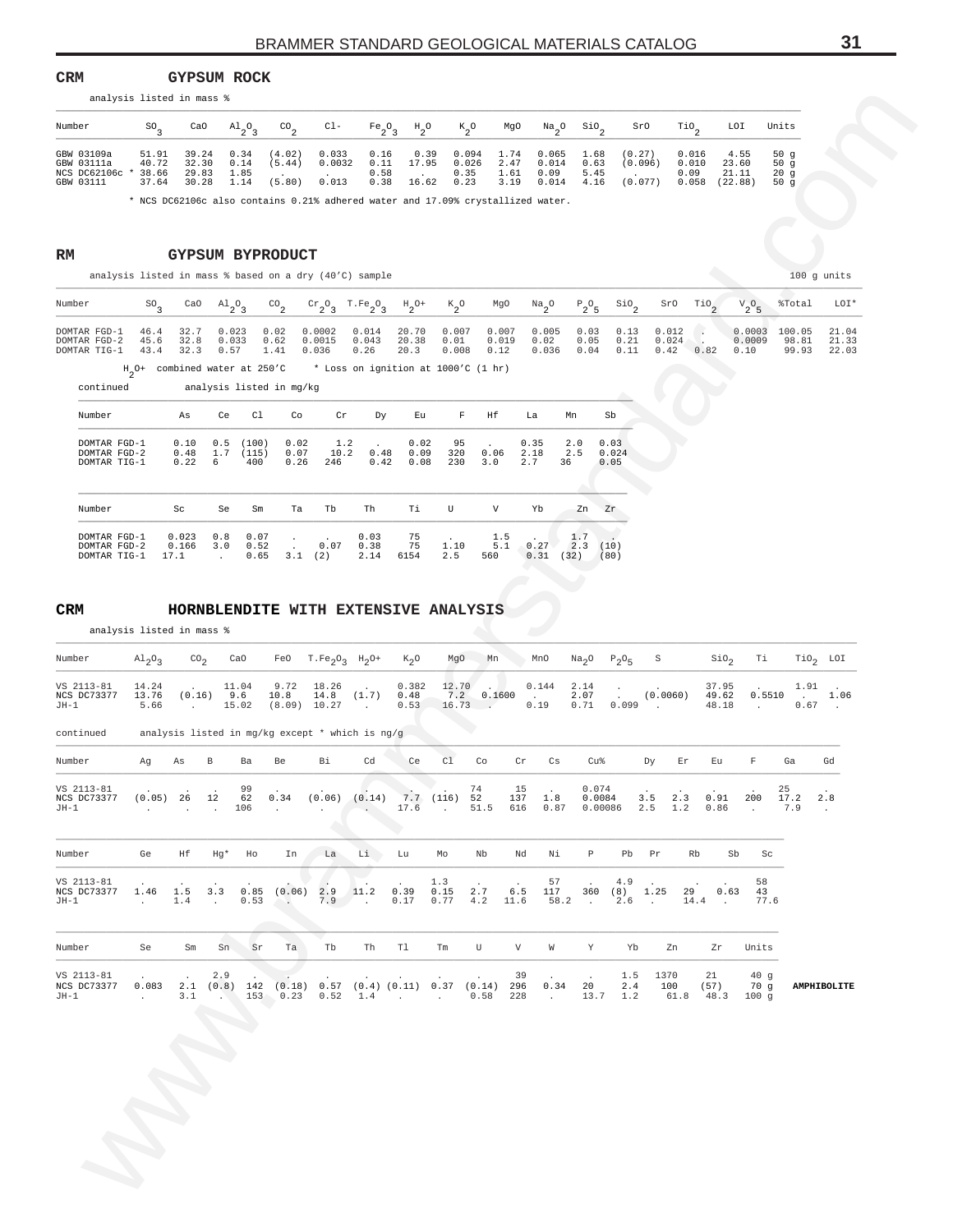## CRM GYPSUM ROCK

analysis listed in mass %

| Number | $SO_3$ | CaO | $Al_2O_3$ | $CO_2$ | Cl- | $Fe_2O_3$ | $H_2O$ | $K_2O$ | MgO | $Na_2O$ | $SiO_2$ | SrO | $TiO_2$ | LOI | Units |
|---|---|---|---|---|---|---|---|---|---|---|---|---|---|---|---|
| GBW 03109a | 51.91 | 39.24 | 0.34 | (4.02) | 0.033 | 0.16 | 0.39 | 0.094 | 1.74 | 0.065 | 1.68 | (0.27) | 0.016 | 4.55 | 50 g |
| GBW 03111a | 40.72 | 32.30 | 0.14 | (5.44) | 0.0032 | 0.11 | 17.95 | 0.026 | 2.47 | 0.014 | 0.63 | (0.096) | 0.010 | 23.60 | 50 g |
| NCS DC62106c * | 38.66 | 29.83 | 1.85 | . | . | 0.58 | . | 0.35 | 1.61 | 0.09 | 5.45 | . | 0.09 | 21.11 | 20 g |
| GBW 03111 | 37.64 | 30.28 | 1.14 | (5.80) | 0.013 | 0.38 | 16.62 | 0.23 | 3.19 | 0.014 | 4.16 | (0.077) | 0.058 | (22.88) | 50 g |

* NCS DC62106c also contains 0.21% adhered water and 17.09% crystallized water.

## RM GYPSUM BYPRODUCT

analysis listed in mass % based on a dry (40'C) sample — 100 g units

| Number | $SO_3$ | CaO | $Al_2O_3$ | $CO_2$ | $Cr_2O_3$ | $T.Fe_2O_3$ | $H_2O+$ | $K_2O$ | MgO | $Na_2O$ | $P_2O_5$ | $SiO_2$ | SrO | $TiO_2$ | $V_2O_5$ | %Total | LOI* |
|---|---|---|---|---|---|---|---|---|---|---|---|---|---|---|---|---|---|
| DOMTAR FGD-1 | 46.4 | 32.7 | 0.023 | 0.02 | 0.0002 | 0.014 | 20.70 | 0.007 | 0.007 | 0.005 | 0.03 | 0.13 | 0.012 | . | 0.0003 | 100.05 | 21.04 |
| DOMTAR FGD-2 | 45.6 | 32.8 | 0.033 | 0.62 | 0.0015 | 0.043 | 20.38 | 0.01 | 0.019 | 0.02 | 0.05 | 0.21 | 0.024 | . | 0.0009 | 98.81 | 21.33 |
| DOMTAR TIG-1 | 43.4 | 32.3 | 0.57 | 1.41 | 0.036 | 0.26 | 20.3 | 0.008 | 0.12 | 0.036 | 0.04 | 0.11 | 0.42 | 0.82 | 0.10 | 99.93 | 22.03 |

$H_2O+$ combined water at 250'C * Loss on ignition at 1000'C (1 hr)

continued — analysis listed in mg/kg

| Number | As | Ce | Cl | Co | Cr | Dy | Eu | F | Hf | La | Mn | Sb |
|---|---|---|---|---|---|---|---|---|---|---|---|---|
| DOMTAR FGD-1 | 0.10 | 0.5 | (100) | 0.02 | 1.2 | . | 0.02 | 95 | . | 0.35 | 2.0 | 0.03 |
| DOMTAR FGD-2 | 0.48 | 1.7 | (115) | 0.07 | 10.2 | 0.48 | 0.09 | 320 | 0.06 | 2.18 | 2.5 | 0.024 |
| DOMTAR TIG-1 | 0.22 | 6 | 400 | 0.26 | 246 | 0.42 | 0.08 | 230 | 3.0 | 2.7 | 36 | 0.05 |

| Number | Sc | Se | Sm | Ta | Tb | Th | Ti | U | V | Yb | Zn | Zr |
|---|---|---|---|---|---|---|---|---|---|---|---|---|
| DOMTAR FGD-1 | 0.023 | 0.8 | 0.07 | . | . | 0.03 | 75 | . | 1.5 | . | 1.7 | . |
| DOMTAR FGD-2 | 0.166 | 3.0 | 0.52 | . | 0.07 | 0.38 | 75 | 1.10 | 5.1 | 0.27 | 2.3 | (10) |
| DOMTAR TIG-1 | 17.1 | . | 0.65 | 3.1 | (2) | 2.14 | 6154 | 2.5 | 560 | 0.31 | (32) | (80) |

## CRM HORNBLENDITE WITH EXTENSIVE ANALYSIS

analysis listed in mass %

| Number | $Al_2O_3$ | $CO_2$ | CaO | FeO | $T.Fe_2O_3$ | $H_2O+$ | $K_2O$ | MgO | Mn | MnO | $Na_2O$ | $P_2O_5$ | S | $SiO_2$ | Ti | $TiO_2$ | LOI |
|---|---|---|---|---|---|---|---|---|---|---|---|---|---|---|---|---|---|
| VS 2113-81 | 14.24 | . | 11.04 | 9.72 | 18.26 | . | 0.382 | 12.70 | . | 0.144 | 2.14 | . | . | 37.95 | . | 1.91 | . |
| NCS DC73377 | 13.76 | (0.16) | 9.6 | 10.8 | 14.8 | (1.7) | 0.48 | 7.2 | 0.1600 | . | 2.07 | . | (0.0060) | 49.62 | 0.5510 | . | 1.06 |
| JH-1 | 5.66 | . | 15.02 | (8.09) | 10.27 | . | 0.53 | 16.73 | . | 0.19 | 0.71 | 0.099 | . | 48.18 | . | 0.67 | . |

continued — analysis listed in mg/kg except * which is ng/g

| Number | Ag | As | B | Ba | Be | Bi | Cd | Ce | Cl | Co | Cr | Cs | Cu% | Dy | Er | Eu | F | Ga | Gd |
|---|---|---|---|---|---|---|---|---|---|---|---|---|---|---|---|---|---|---|---|
| VS 2113-81 | . | . | . | 99 | . | . | . | . | . | 74 | 15 | . | 0.074 | . | . | . | . | 25 | . |
| NCS DC73377 | (0.05) | 26 | 12 | 62 | 0.34 | (0.06) | (0.14) | 7.7 | (116) | 52 | 137 | 1.8 | 0.0084 | 3.5 | 2.3 | 0.91 | 200 | 17.2 | 2.8 |
| JH-1 | . | . | . | 106 | . | . | . | 17.6 | . | 51.5 | 616 | 0.87 | 0.00086 | 2.5 | 1.2 | 0.86 | . | 7.9 | . |

| Number | Ge | Hf | Hg* | Ho | In | La | Li | Lu | Mo | Nb | Nd | Ni | P | Pb | Pr | Rb | Sb | Sc |
|---|---|---|---|---|---|---|---|---|---|---|---|---|---|---|---|---|---|---|
| VS 2113-81 | . | . | . | . | . | . | . | . | 1.3 | . | . | 57 | . | 4.9 | . | . | . | 58 |
| NCS DC73377 | 1.46 | 1.5 | 3.3 | 0.85 | (0.06) | 2.9 | 11.2 | 0.39 | 0.15 | 2.7 | 6.5 | 117 | 360 | (8) | 1.25 | 29 | 0.63 | 43 |
| JH-1 | . | 1.4 | . | 0.53 | . | 7.9 | . | 0.17 | 0.77 | 4.2 | 11.6 | 58.2 | . | 2.6 | . | 14.4 | . | 77.6 |

| Number | Se | Sm | Sn | Sr | Ta | Tb | Th | Tl | Tm | U | V | W | Y | Yb | Zn | Zr | Units | |
|---|---|---|---|---|---|---|---|---|---|---|---|---|---|---|---|---|---|---|
| VS 2113-81 | . | . | 2.9 | . | . | . | . | . | . | . | 39 | . | . | 1.5 | 1370 | 21 | 40 g | |
| NCS DC73377 | 0.083 | 2.1 | (0.8) | 142 | (0.18) | 0.57 | (0.4) | (0.11) | 0.37 | (0.14) | 296 | 0.34 | 20 | 2.4 | 100 | (57) | 70 g | **AMPHIBOLITE** |
| JH-1 | . | 3.1 | . | 153 | 0.23 | 0.52 | 1.4 | . | . | 0.58 | 228 | . | 13.7 | 1.2 | 61.8 | 48.3 | 100 g | |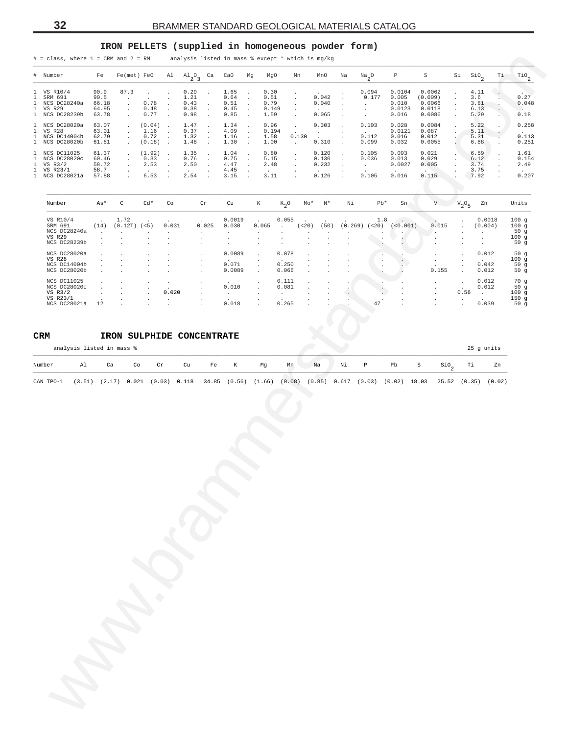## IRON PELLETS (supplied in homogeneous powder form)

# = class, where 1 = CRM and 2 = RM    analysis listed in mass % except * which is mg/kg

| # | Number | Fe | Fe(met) | FeO | Al | $Al_2O_3$ | Ca | CaO | Mg | MgO | Mn | MnO | Na | $Na_2O$ | P | S | Si | $SiO_2$ | Ti | $TiO_2$ |
|---|---|---|---|---|---|---|---|---|---|---|---|---|---|---|---|---|---|---|---|---|
| 1 | VS R10/4 | 90.9 | 87.3 | . | . | 0.29 | . | 1.65 | . | 0.30 | . | . | . | 0.094 | 0.0104 | 0.0062 | . | 4.11 | . | . |
| 1 | SRM 691 | 90.5 | . | . | . | 1.21 | . | 0.64 | . | 0.51 | . | 0.042 | . | 0.177 | 0.005 | (0.009) | . | 3.6 | . | 0.27 |
| 1 | NCS DC28240a | 66.18 | . | 0.78 | . | 0.43 | . | 0.51 | . | 0.79 | . | 0.040 | . | . | 0.010 | 0.0066 | . | 3.81 | . | 0.048 |
| 1 | VS R29 | 64.95 | . | 0.48 | . | 0.38 | . | 0.45 | . | 0.149 | . | . | . | . | 0.0123 | 0.0118 | . | 6.13 | . | . |
| 1 | NCS DC28239b | 63.78 | . | 0.77 | . | 0.98 | . | 0.85 | . | 1.59 | . | 0.065 | . | . | 0.016 | 0.0086 | . | 5.29 | . | 0.18 |
| 1 | NCS DC28020a | 63.07 | . | (0.04) | . | 1.47 | . | 1.34 | . | 0.96 | . | 0.303 | . | 0.103 | 0.028 | 0.0084 | . | 5.22 | . | 0.258 |
| 1 | VS R28 | 63.01 | . | 1.16 | . | 0.37 | . | 4.09 | . | 0.194 | . | . | . | . | 0.0121 | 0.087 | . | 5.11 | . | . |
| 1 | NCS DC14004b | 62.79 | . | 0.72 | . | 1.32 | . | 1.16 | . | 1.58 | 0.130 | . | . | 0.112 | 0.016 | 0.012 | . | 5.31 | . | 0.113 |
| 1 | NCS DC28020b | 61.81 | . | (0.18) | . | 1.48 | . | 1.30 | . | 1.00 | . | 0.310 | . | 0.099 | 0.032 | 0.0055 | . | 6.88 | . | 0.251 |
| 1 | NCS DC11025 | 61.37 | . | (1.92) | . | 1.35 | . | 1.04 | . | 0.80 | . | 0.120 | . | 0.105 | 0.093 | 0.021 | . | 6.59 | . | 1.61 |
| 1 | NCS DC28020c | 60.46 | . | 0.33 | . | 0.76 | . | 0.75 | . | 5.15 | . | 0.130 | . | 0.036 | 0.013 | 0.029 | . | 6.12 | . | 0.154 |
| 1 | VS R3/2 | 58.72 | . | 2.53 | . | 2.50 | . | 4.47 | . | 2.48 | . | 0.232 | . | . | 0.0027 | 0.005 | . | 3.74 | . | 2.49 |
| 1 | VS R23/1 | 58.7 | . | . | . | . | . | 4.45 | . | . | . | . | . | . | . | . | . | 3.75 | . | . |
| 1 | NCS DC28021a | 57.88 | . | 6.53 | . | 2.54 | . | 3.15 | . | 3.11 | . | 0.126 | . | 0.105 | 0.016 | 0.115 | . | 7.92 | . | 0.207 |

| Number | As* | C | Cd* | Co | Cr | Cu | K | $K_2O$ | Mo* | N* | Ni | Pb* | Sn | V | $V_2O_5$ | Zn | Units |
|---|---|---|---|---|---|---|---|---|---|---|---|---|---|---|---|---|---|
| VS R10/4 | . | 1.72 | . | . | . | 0.0019 | . | 0.055 | . | . | . | 1.8 | . | . | . | 0.0018 | 100 g |
| SRM 691 | (14) | (0.12T) | (<5) | 0.031 | 0.025 | 0.030 | 0.065 | . | (<20) | (50) | (0.269) | (<20) | (<0.001) | 0.015 | . | (0.004) | 100 g |
| NCS DC28240a | . | . | . | . | . | . | . | . | . | . | . | . | . | . | . | . | 50 g |
| VS R29 | . | . | . | . | . | . | . | . | . | . | . | . | . | . | . | . | 100 g |
| NCS DC28239b | . | . | . | . | . | . | . | . | . | . | . | . | . | . | . | . | 50 g |
| NCS DC28020a | . | . | . | . | . | 0.0089 | . | 0.078 | . | . | . | . | . | . | . | 0.012 | 50 g |
| VS R28 | . | . | . | . | . | . | . | . | . | . | . | . | . | . | . | . | 100 g |
| NCS DC14004b | . | . | . | . | . | 0.071 | . | 0.250 | . | . | . | . | . | . | . | 0.042 | 50 g |
| NCS DC28020b | . | . | . | . | . | 0.0089 | . | 0.066 | . | . | . | . | . | 0.155 | . | 0.012 | 50 g |
| NCS DC11025 | . | . | . | . | . | . | . | 0.111 | . | . | . | . | . | . | . | 0.012 | 70 g |
| NCS DC28020c | . | . | . | . | . | 0.010 | . | 0.081 | . | . | . | . | . | . | . | 0.012 | 50 g |
| VS R3/2 | . | . | . | 0.020 | . | . | . | . | . | . | . | . | . | . | 0.56 | . | 100 g |
| VS R23/1 | . | . | . | . | . | . | . | . | . | . | . | . | . | . | . | . | 150 g |
| NCS DC28021a | 12 | . | . | . | . | 0.018 | . | 0.265 | . | . | . | 47 | . | . | . | 0.039 | 50 g |

## CRM IRON SULPHIDE CONCENTRATE

analysis listed in mass %    25 g units

| Number | Al | Ca | Co | Cr | Cu | Fe | K | Mg | Mn | Na | Ni | P | Pb | S | $SiO_2$ | Ti | Zn |
|---|---|---|---|---|---|---|---|---|---|---|---|---|---|---|---|---|---|
| CAN TPO-1 | (3.51) | (2.17) | 0.021 | (0.03) | 0.118 | 34.85 | (0.56) | (1.66) | (0.08) | (0.85) | 0.617 | (0.03) | (0.02) | 18.03 | 25.52 | (0.35) | (0.02) |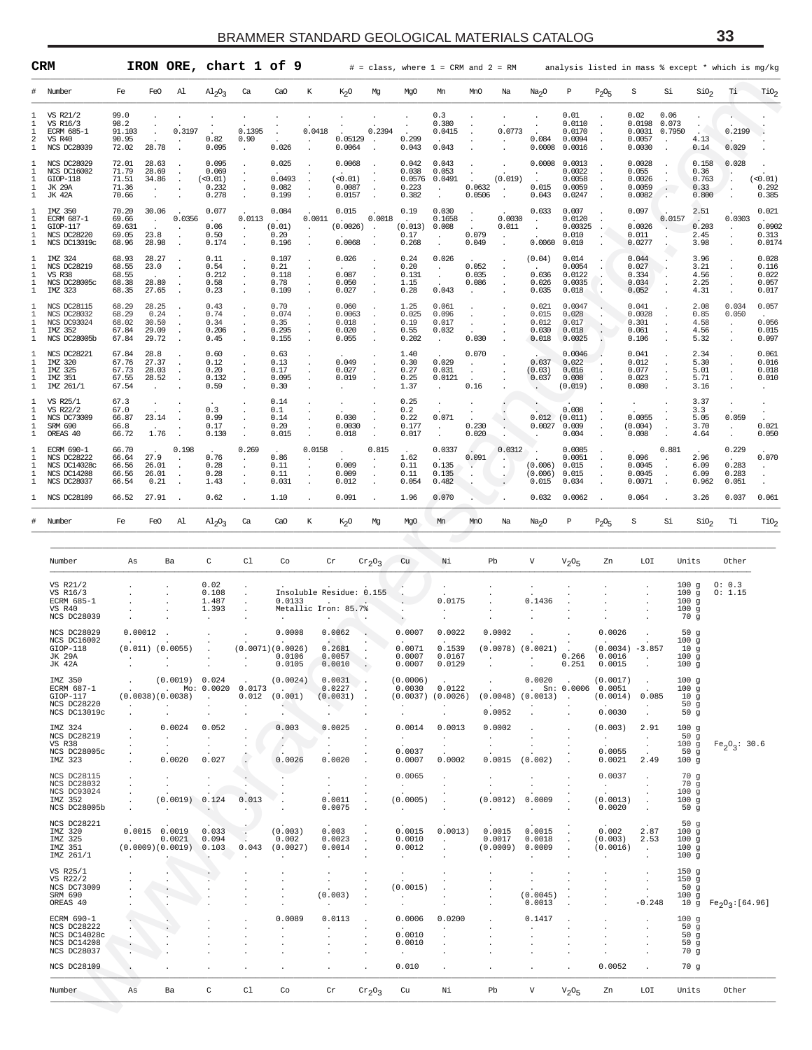**CRM** **IRON ORE, chart 1 of 9** # = class, where 1 = CRM and 2 = RM analysis listed in mass % except * which is mg/kg

| # | Number | Fe | FeO | Al | $Al_2O_3$ | Ca | CaO | K | $K_2O$ | Mg | MgO | Mn | MnO | Na | $Na_2O$ | P | $P_2O_5$ | S | Si | $SiO_2$ | Ti | $TiO_2$ |
|---|---|---|---|---|---|---|---|---|---|---|---|---|---|---|---|---|---|---|---|---|---|---|
| 1 | VS R21/2 | 99.0 | . | . | . | . | . | . | . | . | . | 0.3 | . | . | . | 0.01 | . | 0.02 | 0.06 | . | . | . |
| 1 | VS R16/3 | 98.2 | . | . | . | . | . | . | . | . | . | 0.380 | . | . | . | 0.0110 | . | 0.0198 | 0.073 | . | . | . |
| 1 | ECRM 685-1 | 91.103 | . | 0.3197 | . | 0.1395 | . | 0.0418 | . | 0.2394 | . | 0.0415 | . | 0.0773 | . | 0.0170 | . | 0.0031 | 0.7950 | . | 0.2199 | . |
| 2 | VS R40 | 90.95 | . | . | 0.82 | 0.90 | . | . | 0.05129 | . | 0.299 | . | . | . | 0.084 | 0.0094 | . | 0.0057 | . | 4.13 | . | . |
| 1 | NCS DC28039 | 72.02 | 28.78 | . | 0.095 | . | 0.026 | . | 0.0064 | . | 0.043 | 0.043 | . | . | 0.0008 | 0.0016 | . | 0.0030 | . | 0.14 | 0.029 | . |
| 1 | NCS DC28029 | 72.01 | 28.63 | . | 0.095 | . | 0.025 | . | 0.0068 | . | 0.042 | 0.043 | . | . | 0.0008 | 0.0013 | . | 0.0028 | . | 0.158 | 0.028 | . |
| 1 | NCS DC16002 | 71.79 | 28.69 | . | 0.069 | . | . | . | . | . | 0.038 | 0.053 | . | . | . | 0.0022 | . | 0.055 | . | 0.36 | . | . |
| 1 | GIOP-118 | 71.51 | 34.86 | . | (<0.01) | . | 0.0493 | . | (<0.01) | . | 0.0576 | 0.0491 | . | (0.019) | . | 0.0058 | . | 0.0026 | . | 0.763 | . | (<0.01) |
| 1 | JK 29A | 71.36 | . | . | 0.232 | . | 0.082 | . | 0.0087 | . | 0.223 | . | 0.0632 | . | 0.015 | 0.0059 | . | 0.0059 | . | 0.33 | . | 0.292 |
| 1 | JK 42A | 70.66 | . | . | 0.278 | . | 0.199 | . | 0.0157 | . | 0.382 | . | 0.0506 | . | 0.043 | 0.0247 | . | 0.0082 | . | 0.800 | . | 0.385 |
| 1 | IMZ 350 | 70.20 | 30.06 | . | 0.077 | . | 0.084 | . | 0.015 | . | 0.19 | 0.030 | . | . | 0.033 | 0.007 | . | 0.097 | . | 2.51 | . | 0.021 |
| 1 | ECRM 687-1 | 69.66 | . | 0.0356 | . | 0.0113 | . | 0.0011 | . | 0.0018 | . | 0.1658 | . | 0.0030 | . | 0.0120 | . | . | 0.0157 | . | 0.0303 | . |
| 1 | GIOP-117 | 69.631 | . | . | 0.06 | . | (0.01) | . | (0.0026) | . | (0.013) | 0.008 | . | 0.011 | . | 0.00325 | . | 0.0026 | . | 0.203 | . | 0.0902 |
| 1 | NCS DC28220 | 69.05 | 23.8 | . | 0.50 | . | 0.20 | . | . | . | 0.17 | . | 0.079 | . | . | 0.010 | . | 0.011 | . | 2.45 | . | 0.313 |
| 1 | NCS DC13019c | 68.96 | 28.98 | . | 0.174 | . | 0.196 | . | 0.0068 | . | 0.268 | . | 0.049 | . | 0.0060 | 0.010 | . | 0.0277 | . | 3.98 | . | 0.0174 |
| 1 | IMZ 324 | 68.93 | 28.27 | . | 0.11 | . | 0.107 | . | 0.026 | . | 0.24 | 0.026 | . | . | (0.04) | 0.014 | . | 0.044 | . | 3.96 | . | 0.028 |
| 1 | NCS DC28219 | 68.55 | 23.0 | . | 0.54 | . | 0.21 | . | . | . | 0.20 | . | 0.052 | . | . | 0.0054 | . | 0.027 | . | 3.21 | . | 0.116 |
| 1 | VS R38 | 68.55 | . | . | 0.212 | . | 0.118 | . | 0.087 | . | 0.131 | . | 0.035 | . | 0.036 | 0.0122 | . | 0.334 | . | 4.56 | . | 0.022 |
| 1 | NCS DC28005c | 68.38 | 28.80 | . | 0.58 | . | 0.78 | . | 0.050 | . | 1.15 | . | 0.086 | . | 0.026 | 0.0035 | . | 0.034 | . | 2.25 | . | 0.057 |
| 1 | IMZ 323 | 68.35 | 27.65 | . | 0.23 | . | 0.109 | . | 0.027 | . | 0.28 | 0.043 | . | . | 0.035 | 0.018 | . | 0.052 | . | 4.31 | . | 0.017 |
| 1 | NCS DC28115 | 68.29 | 28.25 | . | 0.43 | . | 0.70 | . | 0.060 | . | 1.25 | 0.061 | . | . | 0.021 | 0.0047 | . | 0.041 | . | 2.08 | 0.034 | 0.057 |
| 1 | NCS DC28032 | 68.29 | 0.24 | . | 0.74 | . | 0.074 | . | 0.0063 | . | 0.025 | 0.096 | . | . | 0.015 | 0.028 | . | 0.0028 | . | 0.85 | 0.050 | . |
| 1 | NCS DC93024 | 68.02 | 30.50 | . | 0.34 | . | 0.35 | . | 0.018 | . | 0.19 | 0.017 | . | . | 0.012 | 0.017 | . | 0.301 | . | 4.58 | . | 0.056 |
| 1 | IMZ 352 | 67.84 | 29.09 | . | 0.206 | . | 0.295 | . | 0.020 | . | 0.55 | 0.032 | . | . | 0.030 | 0.018 | . | 0.061 | . | 4.56 | . | 0.015 |
| 1 | NCS DC28005b | 67.84 | 29.72 | . | 0.45 | . | 0.155 | . | 0.055 | . | 0.202 | . | 0.030 | . | 0.018 | 0.0025 | . | 0.106 | . | 5.32 | . | 0.097 |
| 1 | NCS DC28221 | 67.84 | 28.8 | . | 0.60 | . | 0.63 | . | . | . | 1.40 | . | 0.070 | . | . | 0.0046 | . | 0.041 | . | 2.34 | . | 0.061 |
| 1 | IMZ 320 | 67.76 | 27.37 | . | 0.12 | . | 0.13 | . | 0.049 | . | 0.30 | 0.029 | . | . | 0.037 | 0.022 | . | 0.012 | . | 5.30 | . | 0.016 |
| 1 | IMZ 325 | 67.73 | 28.03 | . | 0.20 | . | 0.17 | . | 0.027 | . | 0.27 | 0.031 | . | . | (0.03) | 0.016 | . | 0.077 | . | 5.01 | . | 0.018 |
| 1 | IMZ 351 | 67.55 | 28.52 | . | 0.132 | . | 0.095 | . | 0.019 | . | 0.25 | 0.0121 | . | . | 0.037 | 0.008 | . | 0.023 | . | 5.71 | . | 0.010 |
| 1 | IMZ 261/1 | 67.54 | . | . | 0.59 | . | 0.30 | . | . | . | 1.37 | . | 0.16 | . | . | (0.019) | . | 0.080 | . | 3.16 | . | . |
| 1 | VS R25/1 | 67.3 | . | . | . | . | 0.14 | . | . | . | 0.25 | . | . | . | . | . | . | . | . | 3.37 | . | . |
| 1 | VS R22/2 | 67.0 | . | . | 0.3 | . | 0.1 | . | . | . | 0.2 | . | . | . | . | 0.008 | . | . | . | 3.3 | . | . |
| 1 | NCS DC73009 | 66.87 | 23.14 | . | 0.99 | . | 0.14 | . | 0.030 | . | 0.22 | 0.071 | . | . | 0.012 | (0.011) | . | 0.0055 | . | 5.05 | 0.059 | . |
| 1 | SRM 690 | 66.8 | . | . | 0.17 | . | 0.20 | . | 0.0030 | . | 0.177 | . | 0.230 | . | 0.0027 | 0.009 | . | (0.004) | . | 3.70 | . | 0.021 |
| 1 | OREAS 40 | 66.72 | 1.76 | . | 0.130 | . | 0.015 | . | 0.018 | . | 0.017 | . | 0.020 | . | . | 0.004 | . | 0.008 | . | 4.64 | . | 0.050 |
| 1 | ECRM 690-1 | 66.70 | . | 0.198 | . | 0.269 | . | 0.0158 | . | 0.815 | . | 0.0337 | . | 0.0312 | . | 0.0085 | . | . | 0.881 | . | 0.229 | . |
| 1 | NCS DC28222 | 66.64 | 27.9 | . | 0.76 | . | 0.86 | . | . | . | 1.62 | . | 0.091 | . | . | 0.0051 | . | 0.096 | . | 2.96 | . | 0.070 |
| 1 | NCS DC14028c | 66.56 | 26.01 | . | 0.28 | . | 0.11 | . | 0.009 | . | 0.11 | 0.135 | . | . | (0.006) | 0.015 | . | 0.0045 | . | 6.09 | 0.283 | . |
| 1 | NCS DC14208 | 66.56 | 26.01 | . | 0.28 | . | 0.11 | . | 0.009 | . | 0.11 | 0.135 | . | . | (0.006) | 0.015 | . | 0.0045 | . | 6.09 | 0.283 | . |
| 1 | NCS DC28037 | 66.54 | 0.21 | . | 1.43 | . | 0.031 | . | 0.012 | . | 0.054 | 0.482 | . | . | 0.015 | 0.034 | . | 0.0071 | . | 0.962 | 0.051 | . |
| 1 | NCS DC28109 | 66.52 | 27.91 | . | 0.62 | . | 1.10 | . | 0.091 | . | 1.96 | 0.070 | . | . | 0.032 | 0.0062 | . | 0.064 | . | 3.26 | 0.037 | 0.061 |

| Number | As | Ba | C | Cl | Co | Cr | $Cr_2O_3$ | Cu | Ni | Pb | V | $V_2O_5$ | Zn | LOI | Units | Other |
|---|---|---|---|---|---|---|---|---|---|---|---|---|---|---|---|---|
| VS R21/2 | . | . | 0.02 | . | . | . | . | . | . | . | . | . | . | . | 100 g | O: 0.3 |
| VS R16/3 | . | . | 0.108 | . | Insoluble Residue: 0.155 | | . | . | . | . | . | . | . | . | 100 g | O: 1.15 |
| ECRM 685-1 | . | . | 1.487 | . | 0.0133 | . | . | . | 0.0175 | . | 0.1436 | . | . | . | 100 g | |
| VS R40 | . | . | 1.393 | . | Metallic Iron: 85.7% | | . | . | . | . | . | . | . | . | 100 g | |
| NCS DC28039 | . | . | . | . | . | . | . | . | . | . | . | . | . | . | 70 g | |
| NCS DC28029 | 0.00012 | . | . | . | 0.0008 | 0.0062 | . | 0.0007 | 0.0022 | 0.0002 | . | . | 0.0026 | . | 50 g | |
| NCS DC16002 | . | . | . | . | . | . | . | . | . | . | . | . | . | . | 100 g | |
| GIOP-118 | (0.011) | (0.0055) | . | . | (0.0071) | (0.0026) | 0.2681 | 0.0071 | 0.1539 | (0.0078) | (0.0021) | . | (0.0034) | -3.857 | 10 g | |
| JK 29A | . | . | . | . | 0.0106 | 0.0057 | . | 0.0007 | 0.0167 | . | . | 0.266 | 0.0016 | . | 100 g | |
| JK 42A | . | . | . | . | 0.0105 | 0.0010 | . | 0.0007 | 0.0129 | . | . | 0.251 | 0.0015 | . | 100 g | |
| IMZ 350 | . | (0.0019) | 0.024 | . | (0.0024) | 0.0031 | . | (0.0006) | . | . | 0.0020 | . | (0.0017) | . | 100 g | |
| ECRM 687-1 | . | . | Mo: 0.0020 | 0.0173 | . | 0.0227 | . | 0.0030 | 0.0122 | . | . Sn: 0.0006 | | 0.0051 | . | 100 g | |
| GIOP-117 | (0.0038) | (0.0038) | . | 0.012 | (0.001) | (0.0031) | . | (0.0037) | (0.0026) | (0.0048) | (0.0013) | . | (0.0014) | 0.085 | 10 g | |
| NCS DC28220 | . | . | . | . | . | . | . | . | . | . | . | . | . | . | 50 g | |
| NCS DC13019c | . | . | . | . | . | . | . | . | . | 0.0052 | . | . | 0.0030 | . | 50 g | |
| IMZ 324 | . | 0.0024 | 0.052 | . | 0.003 | 0.0025 | . | 0.0014 | 0.0013 | 0.0002 | . | . | (0.003) | 2.91 | 100 g | |
| NCS DC28219 | . | . | . | . | . | . | . | . | . | . | . | . | . | . | 50 g | |
| VS R38 | . | . | . | . | . | . | . | . | . | . | . | . | . | . | 100 g | $Fe_2O_3$: 30.6 |
| NCS DC28005c | . | . | . | . | . | . | . | 0.0037 | . | . | . | . | 0.0055 | . | 50 g | |
| IMZ 323 | . | 0.0020 | 0.027 | . | 0.0026 | 0.0020 | . | 0.0007 | 0.0002 | 0.0015 | (0.002) | . | 0.0021 | 2.49 | 100 g | |
| NCS DC28115 | . | . | . | . | . | . | . | 0.0065 | . | . | . | . | 0.0037 | . | 70 g | |
| NCS DC28032 | . | . | . | . | . | . | . | . | . | . | . | . | . | . | 70 g | |
| NCS DC93024 | . | . | . | . | . | . | . | . | . | . | . | . | . | . | 100 g | |
| IMZ 352 | . | (0.0019) | 0.124 | 0.013 | . | 0.0011 | . | (0.0005) | . | (0.0012) | 0.0009 | . | (0.0013) | . | 100 g | |
| NCS DC28005b | . | . | . | . | . | 0.0075 | . | . | . | . | . | . | 0.0020 | . | 50 g | |
| NCS DC28221 | . | . | . | . | . | . | . | . | . | . | . | . | . | . | 50 g | |
| IMZ 320 | 0.0015 | 0.0019 | 0.033 | . | (0.003) | 0.003 | . | 0.0015 | 0.0013) | 0.0015 | 0.0015 | . | 0.002 | 2.87 | 100 g | |
| IMZ 325 | . | 0.0021 | 0.094 | . | 0.002 | 0.0023 | . | 0.0010 | . | 0.0017 | 0.0018 | . | (0.003) | 2.53 | 100 g | |
| IMZ 351 | (0.0009) | (0.0019) | 0.103 | 0.043 | (0.0027) | 0.0014 | . | 0.0012 | . | (0.0009) | 0.0009 | . | (0.0016) | . | 100 g | |
| IMZ 261/1 | . | . | . | . | . | . | . | . | . | . | . | . | . | . | 100 g | |
| VS R25/1 | . | . | . | . | . | . | . | . | . | . | . | . | . | . | 150 g | |
| VS R22/2 | . | . | . | . | . | . | . | . | . | . | . | . | . | . | 150 g | |
| NCS DC73009 | . | . | . | . | . | . | . | (0.0015) | . | . | . | . | . | . | 50 g | |
| SRM 690 | . | . | . | . | . | (0.003) | . | . | . | . | (0.0045) | . | . | . | 100 g | |
| OREAS 40 | . | . | . | . | . | . | . | . | . | . | 0.0013 | . | . | -0.248 | 10 g | $Fe_2O_3$:[64.96] |
| ECRM 690-1 | . | . | . | . | 0.0089 | 0.0113 | . | 0.0006 | 0.0200 | . | 0.1417 | . | . | . | 100 g | |
| NCS DC28222 | . | . | . | . | . | . | . | . | . | . | . | . | . | . | 50 g | |
| NCS DC14028c | . | . | . | . | . | . | . | 0.0010 | . | . | . | . | . | . | 50 g | |
| NCS DC14208 | . | . | . | . | . | . | . | 0.0010 | . | . | . | . | . | . | 50 g | |
| NCS DC28037 | . | . | . | . | . | . | . | . | . | . | . | . | . | . | 70 g | |
| NCS DC28109 | . | . | . | . | . | . | . | 0.010 | . | . | . | . | 0.0052 | . | 70 g | |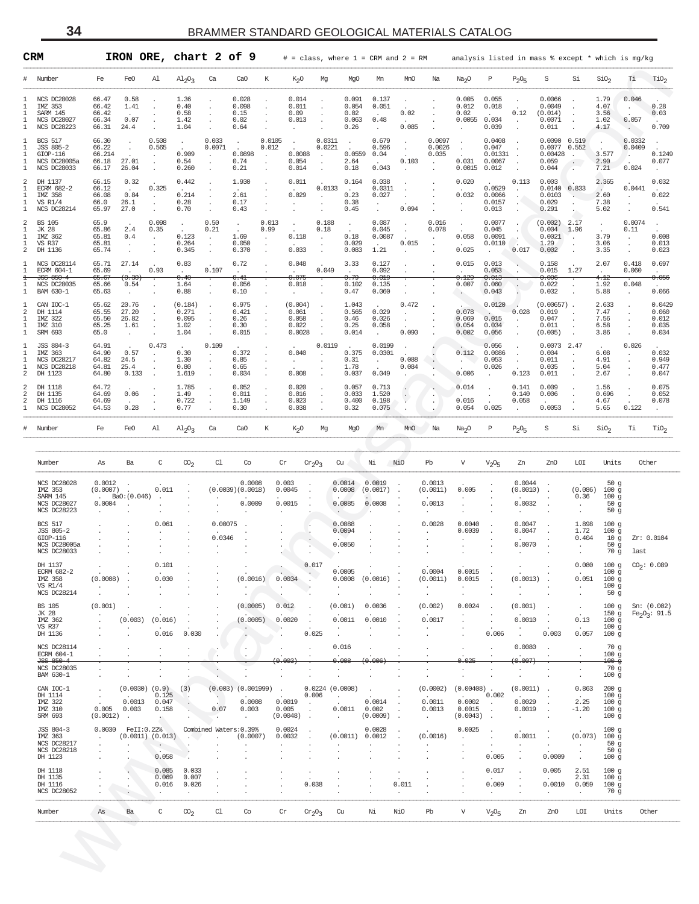## CRM IRON ORE, chart 2 of 9

# = class, where 1 = CRM and 2 = RM — analysis listed in mass % except * which is mg/kg

| # | Number | Fe | FeO | Al | $Al_2O_3$ | Ca | CaO | K | $K_2O$ | Mg | MgO | Mn | MnO | Na | $Na_2O$ | P | $P_2O_5$ | S | Si | $SiO_2$ | Ti | $TiO_2$ |
|---|---|---|---|---|---|---|---|---|---|---|---|---|---|---|---|---|---|---|---|---|---|---|
| 1 | NCS DC28028 | 66.47 | 0.58 | . | 1.36 | . | 0.028 | . | 0.014 | . | 0.091 | 0.137 | . | . | 0.005 | 0.055 | . | 0.0066 | . | 1.79 | 0.046 | . |
| 1 | IMZ 353 | 66.42 | 1.41 | . | 0.40 | . | 0.098 | . | 0.011 | . | 0.054 | 0.051 | . | . | 0.012 | 0.018 | . | 0.0049 | . | 4.07 | . | 0.28 |
| 1 | SARM 145 | 66.42 | . | . | 0.58 | . | 0.15 | . | 0.09 | . | 0.02 | . | 0.02 | . | 0.02 | . | 0.12 | (0.014) | . | 3.56 | . | 0.03 |
| 1 | NCS DC28027 | 66.34 | 0.07 | . | 1.42 | . | 0.02 | . | 0.013 | . | 0.063 | 0.48 | . | . | 0.0055 | 0.034 | . | 0.0071 | . | 1.02 | 0.057 | . |
| 1 | NCS DC28223 | 66.31 | 24.4 | . | 1.04 | . | 0.64 | . | . | . | 0.26 | . | 0.085 | . | . | 0.039 | . | 0.011 | . | 4.17 | . | 0.709 |
| 1 | BCS 517 | 66.30 | . | 0.508 | . | 0.033 | . | 0.0105 | . | 0.0311 | . | 0.679 | . | 0.0097 | . | 0.0408 | . | 0.0090 | 0.519 | . | 0.0332 | . |
| 1 | JSS 805-2 | 66.22 | . | 0.565 | . | 0.0071 | . | 0.012 | . | 0.0221 | . | 0.596 | . | 0.0026 | . | 0.047 | . | 0.0077 | 0.552 | . | 0.0409 | . |
| 1 | GIOP-116 | 66.214 | . | . | 0.909 | . | 0.0898 | . | 0.0088 | . | 0.0559 | 0.04 | . | 0.035 | . | 0.01331 | . | 0.00428 | . | 3.577 | . | 0.1249 |
| 1 | NCS DC28005a | 66.18 | 27.01 | . | 0.54 | . | 0.74 | . | 0.054 | . | 2.64 | . | 0.103 | . | 0.031 | 0.0067 | . | 0.059 | . | 2.90 | . | 0.077 |
| 1 | NCS DC28033 | 66.17 | 26.04 | . | 0.260 | . | 0.21 | . | 0.014 | . | 0.18 | 0.043 | . | . | 0.0015 | 0.012 | . | 0.044 | . | 7.21 | 0.024 | . |
| 2 | DH 1137 | 66.15 | 0.32 | . | 0.442 | . | 1.930 | . | 0.011 | . | 0.164 | 0.038 | . | . | 0.020 | . | 0.113 | 0.003 | . | 2.365 | . | 0.032 |
| 1 | ECRM 682-2 | 66.12 | . | 0.325 | . | . | . | . | . | 0.0133 | . | 0.0311 | . | . | . | 0.0529 | . | 0.0140 | 0.833 | . | 0.0441 | . |
| 1 | IMZ 358 | 66.08 | 0.84 | . | 0.214 | . | 2.61 | . | 0.029 | . | 0.23 | 0.027 | . | . | 0.032 | 0.0066 | . | 0.0103 | . | 2.60 | . | 0.022 |
| 1 | VS R1/4 | 66.0 | 26.1 | . | 0.28 | . | 0.17 | . | . | . | 0.38 | . | . | . | . | 0.0157 | . | 0.029 | . | 7.38 | . | . |
| 1 | NCS DC28214 | 65.97 | 27.0 | . | 0.70 | . | 0.43 | . | . | . | 0.45 | . | 0.094 | . | . | 0.013 | . | 0.291 | . | 5.02 | . | 0.541 |
| 2 | BS 105 | 65.9 | . | 0.098 | . | 0.50 | . | 0.013 | . | 0.188 | . | 0.087 | . | 0.016 | . | 0.0077 | . | (0.002) | 2.17 | . | 0.0074 | . |
| 1 | JK 28 | 65.86 | 2.4 | 0.35 | . | 0.21 | . | 0.99 | . | 0.18 | . | 0.045 | . | 0.078 | . | 0.045 | . | 0.004 | 1.96 | . | 0.11 | . |
| 1 | IMZ 362 | 65.81 | 0.4 | . | 0.123 | . | 1.69 | . | 0.118 | . | 0.18 | 0.0087 | . | . | 0.058 | 0.0091 | . | 0.0021 | . | 3.79 | . | 0.008 |
| 1 | VS R37 | 65.81 | . | . | 0.264 | . | 0.050 | . | . | . | 0.029 | . | 0.015 | . | . | 0.0110 | . | 1.29 | . | 3.06 | . | 0.013 |
| 2 | DH 1136 | 65.74 | . | . | 0.345 | . | 0.370 | . | 0.033 | . | 0.083 | 1.21 | . | . | 0.025 | . | 0.017 | 0.002 | . | 3.35 | . | 0.023 |
| 1 | NCS DC28114 | 65.71 | 27.14 | . | 0.83 | . | 0.72 | . | 0.048 | . | 3.33 | 0.127 | . | . | 0.015 | 0.013 | . | 0.158 | . | 2.07 | 0.418 | 0.697 |
| 1 | ECRM 604-1 | 65.69 | . | 0.93 | . | 0.107 | . | . | . | 0.049 | . | 0.092 | . | . | . | 0.053 | . | 0.015 | 1.27 | . | 0.060 | . |
| ~~1~~ | ~~JSS 850-4~~ | ~~65.67~~ | ~~(0.30)~~ | . | ~~0.40~~ | . | ~~0.41~~ | . | ~~0.075~~ | . | ~~0.79~~ | ~~0.019~~ | . | . | ~~0.129~~ | ~~0.013~~ | . | ~~0.006~~ | . | ~~4.12~~ | . | ~~0.056~~ |
| 1 | NCS DC28035 | 65.66 | 0.54 | . | 1.64 | . | 0.056 | . | 0.018 | . | 0.102 | 0.135 | . | . | 0.007 | 0.060 | . | 0.022 | . | 1.92 | 0.048 | . |
| 1 | BAM 630-1 | 65.63 | . | . | 0.88 | . | 0.10 | . | . | . | 0.47 | 0.060 | . | . | . | 0.043 | . | 0.032 | . | 5.88 | . | 0.066 |
| 1 | CAN IOC-1 | 65.62 | 20.76 | . | (0.184) | . | 0.975 | . | (0.004) | . | 1.043 | . | 0.472 | . | . | 0.0120 | . | (0.00657) | . | 2.633 | . | 0.0429 |
| 2 | DH 1114 | 65.55 | 27.20 | . | 0.271 | . | 0.421 | . | 0.061 | . | 0.565 | 0.029 | . | . | 0.078 | . | 0.028 | 0.019 | . | 7.47 | . | 0.060 |
| 1 | IMZ 322 | 65.50 | 26.82 | . | 0.095 | . | 0.26 | . | 0.058 | . | 0.46 | 0.026 | . | . | 0.069 | 0.015 | . | 0.047 | . | 7.56 | . | 0.012 |
| 1 | IMZ 310 | 65.25 | 1.61 | . | 1.02 | . | 0.30 | . | 0.022 | . | 0.25 | 0.058 | . | . | 0.054 | 0.034 | . | 0.011 | . | 6.58 | . | 0.035 |
| 1 | SRM 693 | 65.0 | . | . | 1.04 | . | 0.015 | . | 0.0028 | . | 0.014 | . | 0.090 | . | 0.002 | 0.056 | . | (0.005) | . | 3.86 | . | 0.034 |
| 1 | JSS 804-3 | 64.91 | . | 0.473 | . | 0.109 | . | . | . | 0.0119 | . | 0.0199 | . | . | . | 0.056 | . | 0.0073 | 2.47 | . | 0.026 | . |
| 1 | IMZ 363 | 64.90 | 0.57 | . | 0.30 | . | 0.372 | . | 0.040 | . | 0.375 | 0.0301 | . | . | 0.112 | 0.0086 | . | 0.004 | . | 6.08 | . | 0.032 |
| 1 | NCS DC28217 | 64.82 | 24.5 | . | 1.30 | . | 0.85 | . | . | . | 0.31 | . | 0.088 | . | . | 0.053 | . | 0.011 | . | 4.91 | . | 0.949 |
| 1 | NCS DC28218 | 64.81 | 25.4 | . | 0.80 | . | 0.65 | . | . | . | 1.78 | . | 0.084 | . | . | 0.026 | . | 0.035 | . | 5.04 | . | 0.477 |
| 2 | DH 1123 | 64.80 | 0.133 | . | 1.619 | . | 0.034 | . | 0.008 | . | 0.037 | 0.049 | . | . | 0.006 | . | 0.123 | 0.011 | . | 2.67 | . | 0.047 |
| 2 | DH 1118 | 64.72 | . | . | 1.785 | . | 0.052 | . | 0.020 | . | 0.057 | 0.713 | . | . | 0.014 | . | 0.141 | 0.009 | . | 1.56 | . | 0.075 |
| 2 | DH 1135 | 64.69 | 0.06 | . | 1.49 | . | 0.011 | . | 0.016 | . | 0.033 | 1.520 | . | . | . | . | 0.140 | 0.006 | . | 0.696 | . | 0.052 |
| 2 | DH 1116 | 64.69 | . | . | 0.722 | . | 1.149 | . | 0.023 | . | 0.400 | 0.198 | . | . | 0.016 | . | 0.058 | . | . | 4.67 | . | 0.078 |
| 1 | NCS DC28052 | 64.53 | 0.28 | . | 0.77 | . | 0.30 | . | 0.038 | . | 0.32 | 0.075 | . | . | 0.054 | 0.025 | . | 0.0053 | . | 5.65 | 0.122 | . |

| Number | As | Ba | C | $CO_2$ | Cl | Co | Cr | $Cr_2O_3$ | Cu | Ni | NiO | Pb | V | $V_2O_5$ | Zn | ZnO | LOI | Units | Other |
|---|---|---|---|---|---|---|---|---|---|---|---|---|---|---|---|---|---|---|---|
| NCS DC28028 | 0.0012 | . | . | . | . | 0.0008 | 0.003 | . | 0.0014 | 0.0019 | . | 0.0013 | . | . | 0.0044 | . | . | 50 g | |
| IMZ 353 | (0.0007) | . | 0.011 | . | (0.0039) | (0.0018) | 0.0045 | . | 0.0008 | (0.0017) | . | (0.0011) | 0.005 | . | (0.0010) | . | (0.086) | 100 g | |
| SARM 145 | . | BaO:(0.046) | . | . | . | . | . | . | . | . | . | . | . | . | . | . | 0.36 | 100 g | |
| NCS DC28027 | 0.0004 | . | . | . | . | 0.0009 | 0.0015 | . | 0.0085 | 0.0008 | . | 0.0013 | . | . | 0.0032 | . | . | 50 g | |
| NCS DC28223 | . | . | . | . | . | . | . | . | . | . | . | . | . | . | . | . | . | 50 g | |
| BCS 517 | . | . | 0.061 | . | 0.00075 | . | . | . | 0.0088 | . | . | 0.0028 | 0.0040 | . | 0.0047 | . | 1.898 | 100 g | |
| JSS 805-2 | . | . | . | . | . | . | . | . | 0.0094 | . | . | . | 0.0039 | . | 0.0047 | . | 1.72 | 100 g | |
| GIOP-116 | . | . | . | . | 0.0346 | . | . | . | . | . | . | . | . | . | . | . | 0.404 | 10 g | Zr: 0.0104 |
| NCS DC28005a | . | . | . | . | . | . | . | . | 0.0050 | . | . | . | . | . | 0.0070 | . | . | 50 g | |
| NCS DC28033 | . | . | . | . | . | . | . | . | . | . | . | . | . | . | . | . | . | 70 g | last |
| DH 1137 | . | . | 0.101 | . | . | . | . | 0.017 | . | . | . | . | . | . | . | . | 0.080 | 100 g | $CO_2$: 0.089 |
| ECRM 682-2 | . | . | . | . | . | . | . | . | 0.0005 | . | . | 0.0004 | 0.0015 | . | . | . | . | 100 g | |
| IMZ 358 | (0.0008) | . | 0.030 | . | . | (0.0016) | 0.0034 | . | 0.0008 | (0.0016) | . | (0.0011) | 0.0015 | . | (0.0013) | . | 0.051 | 100 g | |
| VS R1/4 | . | . | . | . | . | . | . | . | . | . | . | . | . | . | . | . | . | 100 g | |
| NCS DC28214 | . | . | . | . | . | . | . | . | . | . | . | . | . | . | . | . | . | 50 g | |
| BS 105 | (0.001) | . | . | . | . | (0.0005) | 0.012 | . | (0.001) | 0.0036 | . | (0.002) | 0.0024 | . | (0.001) | . | . | 100 g | Sn: (0.002) |
| JK 28 | . | . | . | . | . | . | . | . | . | . | . | . | . | . | . | . | . | 150 g | $Fe_2O_3$: 91.5 |
| IMZ 362 | . | (0.003) | (0.016) | . | . | (0.0005) | 0.0020 | . | 0.0011 | 0.0010 | . | 0.0017 | . | . | 0.0010 | . | 0.13 | 100 g | |
| VS R37 | . | . | . | . | . | . | . | . | . | . | . | . | . | . | . | . | . | 100 g | |
| DH 1136 | . | . | 0.016 | 0.030 | . | . | . | 0.025 | . | . | . | . | . | 0.006 | . | 0.003 | 0.057 | 100 g | |
| NCS DC28114 | . | . | . | . | . | . | . | . | 0.016 | . | . | . | . | . | 0.0080 | . | . | 70 g | |
| ECRM 604-1 | . | . | . | . | . | . | . | . | . | . | . | . | . | . | . | . | . | 100 g | |
| ~~JSS 850-4~~ | . | . | . | . | . | . | ~~(0.003)~~ | . | ~~0.008~~ | ~~(0.006)~~ | . | . | ~~0.025~~ | . | ~~(0.007)~~ | . | . | ~~100 g~~ | |
| NCS DC28035 | . | . | . | . | . | . | . | . | . | . | . | . | . | . | . | . | . | 70 g | |
| BAM 630-1 | . | . | . | . | . | . | . | . | . | . | . | . | . | . | . | . | . | 100 g | |
| CAN IOC-1 | . | (0.0030) | (0.9) | (3) | . | (0.003) | (0.001999) | . | 0.0224 | (0.0008) | . | (0.0002) | (0.00408) | . | (0.0011) | . | 0.863 | 200 g | |
| DH 1114 | . | . | 0.125 | . | . | . | . | 0.006 | . | . | . | . | . | 0.002 | . | . | . | 100 g | |
| IMZ 322 | . | 0.0013 | 0.047 | . | . | 0.0008 | 0.0019 | . | . | 0.0014 | . | 0.0011 | 0.0002 | . | 0.0029 | . | 2.25 | 100 g | |
| IMZ 310 | 0.005 | 0.003 | 0.158 | . | 0.07 | 0.003 | 0.005 | . | 0.0011 | 0.002 | . | 0.0013 | 0.0015 | . | 0.0019 | . | -1.20 | 100 g | |
| SRM 693 | (0.0012) | . | . | . | . | . | (0.0048) | . | . | (0.0009) | . | . | (0.0043) | . | . | . | . | 100 g | |
| JSS 804-3 | 0.0030 | FeII:0.22% | | Combined Waters:0.39% | | | 0.0024 | . | . | 0.0028 | . | . | 0.0025 | . | . | . | . | 100 g | |
| IMZ 363 | . | (0.0011) | (0.013) | . | . | (0.0007) | 0.0032 | . | (0.0011) | 0.0012 | . | (0.0016) | . | . | 0.0011 | . | (0.073) | 100 g | |
| NCS DC28217 | . | . | . | . | . | . | . | . | . | . | . | . | . | . | . | . | . | 50 g | |
| NCS DC28218 | . | . | . | . | . | . | . | . | . | . | . | . | . | . | . | . | . | 50 g | |
| DH 1123 | . | . | 0.058 | . | . | . | . | . | . | . | . | . | . | 0.005 | . | 0.0009 | . | 100 g | |
| DH 1118 | . | . | 0.085 | 0.033 | . | . | . | . | . | . | . | . | . | 0.017 | . | 0.005 | 2.51 | 100 g | |
| DH 1135 | . | . | 0.069 | 0.007 | . | . | . | . | . | . | . | . | . | . | . | . | 2.31 | 100 g | |
| DH 1116 | . | . | 0.016 | 0.026 | . | . | . | 0.038 | . | . | 0.011 | . | . | 0.009 | . | 0.0010 | 0.059 | 100 g | |
| NCS DC28052 | . | . | . | . | . | . | . | . | . | . | . | . | . | . | . | . | . | 70 g | |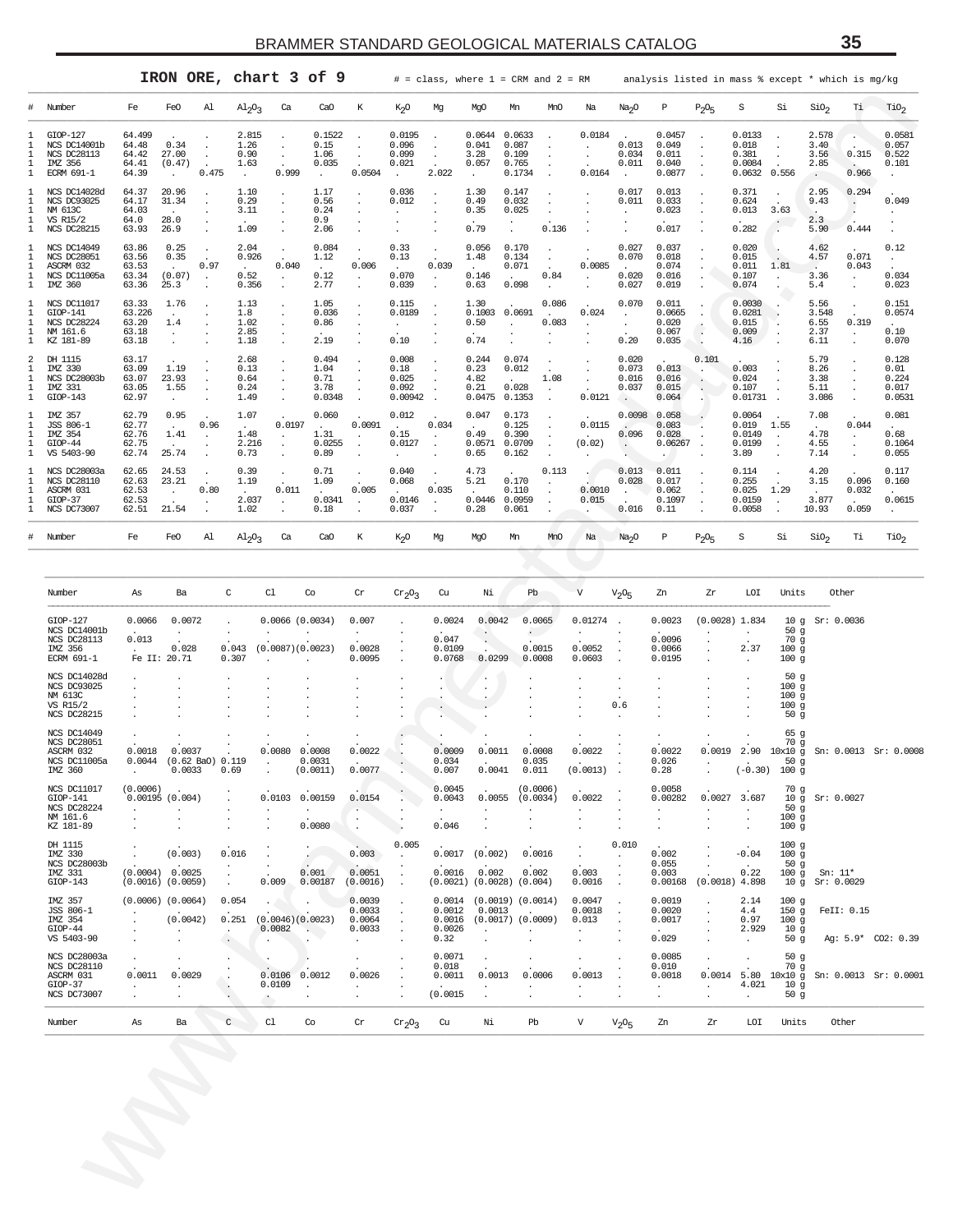## IRON ORE, chart 3 of 9

# = class, where 1 = CRM and 2 = RM — analysis listed in mass % except * which is mg/kg

| # | Number | Fe | FeO | Al | $Al_2O_3$ | Ca | CaO | K | $K_2O$ | Mg | MgO | Mn | MnO | Na | $Na_2O$ | P | $P_2O_5$ | S | Si | $SiO_2$ | Ti | $TiO_2$ |
|---|---|---|---|---|---|---|---|---|---|---|---|---|---|---|---|---|---|---|---|---|---|---|
| 1 | GIOP-127 | 64.499 | . | . | 2.815 | . | 0.1522 | . | 0.0195 | . | 0.0644 | 0.0633 | . | 0.0184 | . | 0.0457 | . | 0.0133 | . | 2.578 | . | 0.0581 |
| 1 | NCS DC14001b | 64.48 | 0.34 | . | 1.26 | . | 0.15 | . | 0.096 | . | 0.041 | 0.087 | . | . | 0.013 | 0.049 | . | 0.018 | . | 3.40 | . | 0.057 |
| 1 | NCS DC28113 | 64.42 | 27.00 | . | 0.90 | . | 1.06 | . | 0.099 | . | 3.28 | 0.109 | . | . | 0.034 | 0.011 | . | 0.381 | . | 3.56 | 0.315 | 0.522 |
| 1 | IMZ 356 | 64.41 | (0.47) | . | 1.63 | . | 0.035 | . | 0.021 | . | 0.057 | 0.765 | . | . | 0.011 | 0.040 | . | 0.0084 | . | 2.85 | . | 0.101 |
| 1 | ECRM 691-1 | 64.39 | . | 0.475 | . | 0.999 | . | 0.0504 | . | 2.022 | . | 0.1734 | . | 0.0164 | . | 0.0877 | . | 0.0632 | 0.556 | . | 0.966 | . |
| 1 | NCS DC14028d | 64.37 | 20.96 | . | 1.10 | . | 1.17 | . | 0.036 | . | 1.30 | 0.147 | . | . | 0.017 | 0.013 | . | 0.371 | . | 2.95 | 0.294 | . |
| 1 | NCS DC93025 | 64.17 | 31.34 | . | 0.29 | . | 0.56 | . | 0.012 | . | 0.49 | 0.032 | . | . | 0.011 | 0.033 | . | 0.624 | . | 9.43 | . | 0.049 |
| 1 | NM 613C | 64.03 | . | . | 3.11 | . | 0.24 | . | . | . | 0.35 | 0.025 | . | . | . | 0.023 | . | 0.013 | 3.63 | . | . | . |
| 1 | VS R15/2 | 64.0 | 28.0 | . | . | . | 0.9 | . | . | . | . | . | . | . | . | . | . | . | . | 2.3 | . | . |
| 1 | NCS DC28215 | 63.93 | 26.9 | . | 1.09 | . | 2.06 | . | . | . | 0.79 | . | 0.136 | . | . | 0.017 | . | 0.282 | . | 5.90 | 0.444 | . |
| 1 | NCS DC14049 | 63.86 | 0.25 | . | 2.04 | . | 0.084 | . | 0.33 | . | 0.056 | 0.170 | . | . | 0.027 | 0.037 | . | 0.020 | . | 4.62 | . | 0.12 |
| 1 | NCS DC28051 | 63.56 | 0.35 | . | 0.926 | . | 1.12 | . | 0.13 | . | 1.48 | 0.134 | . | . | 0.070 | 0.018 | . | 0.015 | . | 4.57 | 0.071 | . |
| 1 | ASCRM 032 | 63.53 | . | 0.97 | . | 0.040 | . | 0.006 | . | 0.039 | . | 0.071 | . | 0.0085 | . | 0.074 | . | 0.011 | 1.81 | . | 0.043 | . |
| 1 | NCS DC11005a | 63.34 | (0.07) | . | 0.52 | . | 0.12 | . | 0.070 | . | 0.146 | . | 0.84 | . | 0.020 | 0.016 | . | 0.107 | . | 3.36 | . | 0.034 |
| 1 | IMZ 360 | 63.36 | 25.3 | . | 0.356 | . | 2.77 | . | 0.039 | . | 0.63 | 0.098 | . | . | 0.027 | 0.019 | . | 0.074 | . | 5.4 | . | 0.023 |
| 1 | NCS DC11017 | 63.33 | 1.76 | . | 1.13 | . | 1.05 | . | 0.115 | . | 1.30 | . | 0.086 | . | 0.070 | 0.011 | . | 0.0030 | . | 5.56 | . | 0.151 |
| 1 | GIOP-141 | 63.226 | . | . | 1.8 | . | 0.036 | . | 0.0189 | . | 0.1003 | 0.0691 | . | 0.024 | . | 0.0665 | . | 0.0281 | . | 3.548 | . | 0.0574 |
| 1 | NCS DC28224 | 63.20 | 1.4 | . | 1.02 | . | 0.86 | . | . | . | 0.50 | . | 0.083 | . | . | 0.020 | . | 0.015 | . | 6.55 | 0.319 | . |
| 1 | NM 161.6 | 63.18 | . | . | 2.85 | . | . | . | . | . | . | . | . | . | . | 0.067 | . | 0.009 | . | 2.37 | . | 0.10 |
| 1 | KZ 181-89 | 63.18 | . | . | 1.18 | . | 2.19 | . | 0.10 | . | 0.74 | . | . | . | 0.20 | 0.035 | . | 4.16 | . | 6.11 | . | 0.070 |
| 2 | DH 1115 | 63.17 | . | . | 2.68 | . | 0.494 | . | 0.008 | . | 0.244 | 0.074 | . | . | 0.020 | . | 0.101 | . | . | 5.79 | . | 0.128 |
| 1 | IMZ 330 | 63.09 | 1.19 | . | 0.13 | . | 1.04 | . | 0.18 | . | 0.23 | 0.012 | . | . | 0.073 | 0.013 | . | 0.003 | . | 8.26 | . | 0.01 |
| 1 | NCS DC28003b | 63.07 | 23.93 | . | 0.64 | . | 0.71 | . | 0.025 | . | 4.82 | . | 1.08 | . | 0.016 | 0.016 | . | 0.024 | . | 3.38 | . | 0.224 |
| 1 | IMZ 331 | 63.05 | 1.55 | . | 0.24 | . | 3.78 | . | 0.092 | . | 0.21 | 0.028 | . | . | 0.037 | 0.015 | . | 0.107 | . | 5.11 | . | 0.017 |
| 1 | GIOP-143 | 62.97 | . | . | 1.49 | . | 0.0348 | . | 0.00942 | . | 0.0475 | 0.1353 | . | 0.0121 | . | 0.064 | . | 0.01731 | . | 3.086 | . | 0.0531 |
| 1 | IMZ 357 | 62.79 | 0.95 | . | 1.07 | . | 0.060 | . | 0.012 | . | 0.047 | 0.173 | . | . | 0.0098 | 0.058 | . | 0.0064 | . | 7.08 | . | 0.081 |
| 1 | JSS 806-1 | 62.77 | . | 0.96 | . | 0.0197 | . | 0.0091 | . | 0.034 | . | 0.125 | . | 0.0115 | . | 0.083 | . | 0.019 | 1.55 | . | 0.044 | . |
| 1 | IMZ 354 | 62.76 | 1.41 | . | 1.48 | . | 1.31 | . | 0.15 | . | 0.49 | 0.390 | . | . | 0.096 | 0.028 | . | 0.0149 | . | 4.78 | . | 0.68 |
| 1 | GIOP-44 | 62.75 | . | . | 2.216 | . | 0.0255 | . | 0.0127 | . | 0.0571 | 0.0709 | . | (0.02) | . | 0.06267 | . | 0.0199 | . | 4.55 | . | 0.1064 |
| 1 | VS 5403-90 | 62.74 | 25.74 | . | 0.73 | . | 0.89 | . | . | . | 0.65 | 0.162 | . | . | . | . | . | 3.89 | . | 7.14 | . | 0.055 |
| 1 | NCS DC28003a | 62.65 | 24.53 | . | 0.39 | . | 0.71 | . | 0.040 | . | 4.73 | . | 0.113 | . | 0.013 | 0.011 | . | 0.114 | . | 4.20 | . | 0.117 |
| 1 | NCS DC28110 | 62.63 | 23.21 | . | 1.19 | . | 1.09 | . | 0.068 | . | 5.21 | 0.170 | . | . | 0.028 | 0.017 | . | 0.255 | . | 3.15 | 0.096 | 0.160 |
| 1 | ASCRM 031 | 62.53 | . | 0.80 | . | 0.011 | . | 0.005 | . | 0.035 | . | 0.110 | . | 0.0010 | . | 0.062 | . | 0.025 | 1.29 | . | 0.032 | . |
| 1 | GIOP-37 | 62.53 | . | . | 2.037 | . | 0.0341 | . | 0.0146 | . | 0.0446 | 0.0959 | . | 0.015 | . | 0.1097 | . | 0.0159 | . | 3.877 | . | 0.0615 |
| 1 | NCS DC73007 | 62.51 | 21.54 | . | 1.02 | . | 0.18 | . | 0.037 | . | 0.28 | 0.061 | . | . | 0.016 | 0.11 | . | 0.0058 | . | 10.93 | 0.059 | . |

| Number | As | Ba | C | Cl | Co | Cr | $Cr_2O_3$ | Cu | Ni | Pb | V | $V_2O_5$ | Zn | Zr | LOI | Units | Other |
|---|---|---|---|---|---|---|---|---|---|---|---|---|---|---|---|---|---|
| GIOP-127 | 0.0066 | 0.0072 | . | 0.0066 | (0.0034) | 0.007 | . | 0.0024 | 0.0042 | 0.0065 | 0.01274 | . | 0.0023 | (0.0028) | 1.834 | 10 g | Sr: 0.0036 |
| NCS DC14001b | . | . | . | . | . | . | . | . | . | . | . | . | . | . | . | 50 g | |
| NCS DC28113 | 0.013 | . | . | . | . | . | . | 0.047 | . | . | . | . | 0.0096 | . | . | 70 g | |
| IMZ 356 | . | 0.028 | 0.043 | (0.0087) | (0.0023) | 0.0028 | . | 0.0109 | . | 0.0015 | 0.0052 | . | 0.0066 | . | 2.37 | 100 g | |
| ECRM 691-1 | Fe II: 20.71 | | 0.307 | . | . | 0.0095 | . | 0.0768 | 0.0299 | 0.0008 | 0.0603 | . | 0.0195 | . | . | 100 g | |
| NCS DC14028d | . | . | . | . | . | . | . | . | . | . | . | . | . | . | . | 50 g | |
| NCS DC93025 | . | . | . | . | . | . | . | . | . | . | . | . | . | . | . | 100 g | |
| NM 613C | . | . | . | . | . | . | . | . | . | . | . | . | . | . | . | 100 g | |
| VS R15/2 | . | . | . | . | . | . | . | . | . | . | . | 0.6 | . | . | . | 100 g | |
| NCS DC28215 | . | . | . | . | . | . | . | . | . | . | . | . | . | . | . | 50 g | |
| NCS DC14049 | . | . | . | . | . | . | . | . | . | . | . | . | . | . | . | 65 g | |
| NCS DC28051 | . | . | . | . | . | . | . | . | . | . | . | . | . | . | . | 70 g | |
| ASCRM 032 | 0.0018 | 0.0037 | . | 0.0080 | 0.0008 | 0.0022 | . | 0.0009 | 0.0011 | 0.0008 | 0.0022 | . | 0.0022 | 0.0019 | 2.90 | 10x10 g | Sn: 0.0013 Sr: 0.0008 |
| NCS DC11005a | 0.0044 | (0.62 BaO) | 0.119 | . | 0.0031 | . | . | 0.034 | . | 0.035 | . | . | 0.026 | . | . | 50 g | |
| IMZ 360 | . | 0.0033 | 0.69 | . | (0.0011) | 0.0077 | . | 0.007 | 0.0041 | 0.011 | (0.0013) | . | 0.28 | . | (-0.30) | 100 g | |
| NCS DC11017 | (0.0006) | . | . | . | . | . | . | 0.0045 | . | (0.0006) | . | . | 0.0058 | . | . | 70 g | |
| GIOP-141 | 0.00195 | (0.004) | . | 0.0103 | 0.00159 | 0.0154 | . | 0.0043 | 0.0055 | (0.0034) | 0.0022 | . | 0.00282 | 0.0027 | 3.687 | 10 g | Sr: 0.0027 |
| NCS DC28224 | . | . | . | . | . | . | . | . | . | . | . | . | . | . | . | 50 g | |
| NM 161.6 | . | . | . | . | . | . | . | . | . | . | . | . | . | . | . | 100 g | |
| KZ 181-89 | . | . | . | . | 0.0080 | . | . | 0.046 | . | . | . | . | . | . | . | 100 g | |
| DH 1115 | . | . | . | . | . | . | 0.005 | . | . | . | . | 0.010 | . | . | . | 100 g | |
| IMZ 330 | . | (0.003) | 0.016 | . | . | 0.003 | . | 0.0017 | (0.002) | 0.0016 | . | . | 0.002 | . | -0.04 | 100 g | |
| NCS DC28003b | . | . | . | . | . | . | . | . | . | . | . | . | 0.055 | . | . | 50 g | |
| IMZ 331 | (0.0004) | 0.0025 | . | . | 0.001 | 0.0051 | . | 0.0016 | 0.002 | 0.002 | 0.003 | . | 0.003 | . | 0.22 | 100 g | Sn: 11* |
| GIOP-143 | (0.0016) | (0.0059) | . | 0.009 | 0.00187 | (0.0016) | . | (0.0021) | (0.0028) | (0.004) | 0.0016 | . | 0.00168 | (0.0018) | 4.898 | 10 g | Sr: 0.0029 |
| IMZ 357 | (0.0006) | (0.0064) | 0.054 | . | . | 0.0039 | . | 0.0014 | (0.0019) | (0.0014) | 0.0047 | . | 0.0019 | . | 2.14 | 100 g | |
| JSS 806-1 | . | . | . | . | . | 0.0033 | . | 0.0012 | 0.0013 | . | 0.0018 | . | 0.0020 | . | 4.4 | 150 g | FeII: 0.15 |
| IMZ 354 | . | (0.0042) | 0.251 | (0.0046) | (0.0023) | 0.0064 | . | 0.0016 | (0.0017) | (0.0009) | 0.013 | . | 0.0017 | . | 0.97 | 100 g | |
| GIOP-44 | . | . | . | 0.0082 | . | 0.0033 | . | 0.0026 | . | . | . | . | . | . | 2.929 | 10 g | |
| VS 5403-90 | . | . | . | . | . | . | . | 0.32 | . | . | . | . | 0.029 | . | . | 50 g | Ag: 5.9* CO2: 0.39 |
| NCS DC28003a | . | . | . | . | . | . | . | 0.0071 | . | . | . | . | 0.0085 | . | . | 50 g | |
| NCS DC28110 | . | . | . | . | . | . | . | 0.018 | . | . | . | . | 0.010 | . | . | 70 g | |
| ASCRM 031 | 0.0011 | 0.0029 | . | 0.0106 | 0.0012 | 0.0026 | . | 0.0011 | 0.0013 | 0.0006 | 0.0013 | . | 0.0018 | 0.0014 | 5.80 | 10x10 g | Sn: 0.0013 Sr: 0.0001 |
| GIOP-37 | . | . | . | 0.0109 | . | . | . | . | . | . | . | . | . | . | 4.021 | 10 g | |
| NCS DC73007 | . | . | . | . | . | . | . | (0.0015 | . | . | . | . | . | . | . | 50 g | |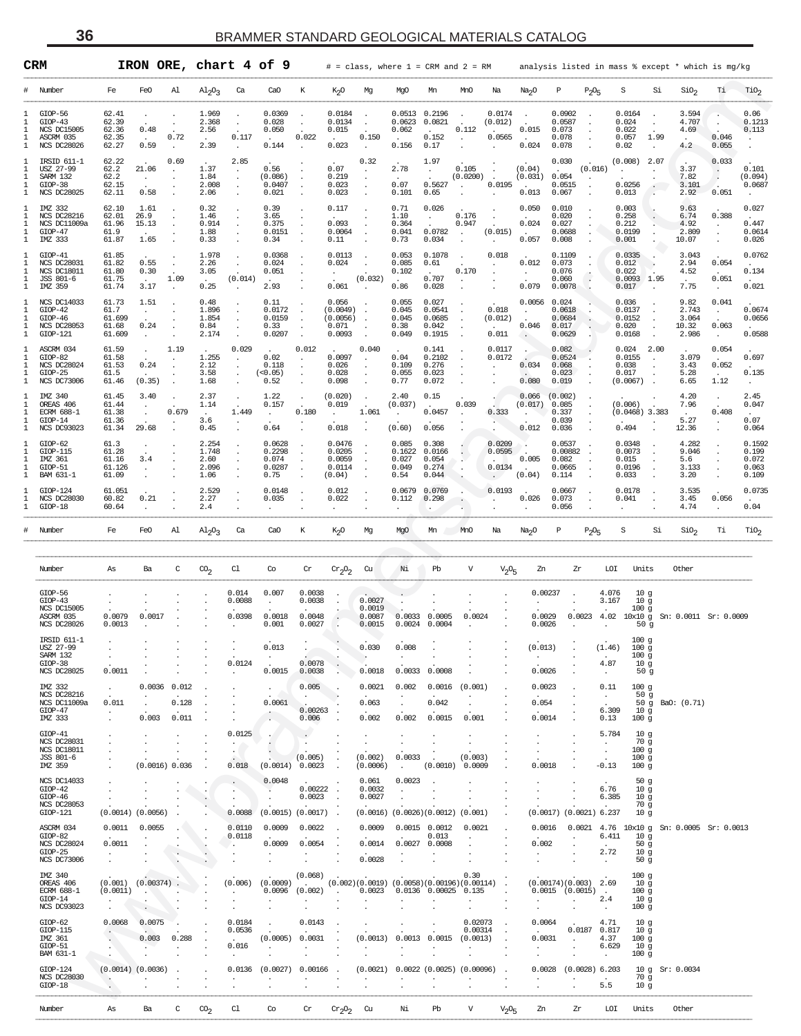## CRM IRON ORE, chart 4 of 9

# = class, where 1 = CRM and 2 = RM — analysis listed in mass % except * which is mg/kg

| # | Number | Fe | FeO | Al | $Al_2O_3$ | Ca | CaO | K | $K_2O$ | Mg | MgO | Mn | MnO | Na | $Na_2O$ | P | $P_2O_5$ | S | Si | $SiO_2$ | Ti | $TiO_2$ |
|---|---|---|---|---|---|---|---|---|---|---|---|---|---|---|---|---|---|---|---|---|---|---|
| 1 | GIOP-56 | 62.41 | . | . | 1.969 | . | 0.0369 | . | 0.0184 | . | 0.0513 | 0.2196 | . | 0.0174 | . | 0.0902 | . | 0.0164 | . | 3.594 | . | 0.06 |
| 1 | GIOP-43 | 62.39 | . | . | 2.368 | . | 0.028 | . | 0.0134 | . | 0.0623 | 0.0821 | . | (0.012) | . | 0.0587 | . | 0.024 | . | 4.707 | . | 0.1213 |
| 1 | NCS DC15005 | 62.36 | 0.48 | . | 2.56 | . | 0.050 | . | 0.015 | . | 0.062 | . | 0.112 | . | 0.015 | 0.073 | . | 0.022 | . | 4.69 | . | 0.113 |
| 1 | ASCRM 035 | 62.35 | . | 0.72 | . | 0.117 | . | 0.022 | . | 0.150 | . | 0.152 | . | 0.0565 | . | 0.078 | . | 0.057 | 1.99 | . | 0.046 | . |
| 1 | NCS DC28026 | 62.27 | 0.59 | . | 2.39 | . | 0.144 | . | 0.023 | . | 0.156 | 0.17 | . | . | 0.024 | 0.078 | . | 0.02 | . | 4.2 | 0.055 | . |
| 1 | IRSID 611-1 | 62.22 | . | 0.69 | . | 2.85 | . | . | . | 0.32 | . | 1.97 | . | . | . | 0.030 | . | (0.008) | 2.07 | . | 0.033 | . |
| 1 | USZ 27-99 | 62.2 | 21.06 | . | 1.37 | . | 0.56 | . | 0.07 | . | 2.78 | . | 0.105 | . | (0.04) | . | (0.016) | . | . | 3.37 | . | 0.101 |
| 1 | SARM 132 | 62.2 | . | . | 1.84 | . | (0.086) | . | 0.219 | . | . | . | (0.0200) | . | (0.031) | 0.054 | . | . | . | 7.82 | . | (0.094) |
| 1 | GIOP-38 | 62.15 | . | . | 2.008 | . | 0.0407 | . | 0.023 | . | 0.07 | 0.5627 | . | 0.0195 | . | 0.0515 | . | 0.0256 | . | 3.101 | . | 0.0687 |
| 1 | NCS DC28025 | 62.11 | 0.58 | . | 2.06 | . | 0.021 | . | 0.023 | . | 0.101 | 0.65 | . | . | 0.013 | 0.067 | . | 0.013 | . | 2.92 | 0.051 | . |
| 1 | IMZ 332 | 62.10 | 1.61 | . | 0.32 | . | 0.39 | . | 0.117 | . | 0.71 | 0.026 | . | . | 0.050 | 0.010 | . | 0.003 | . | 9.63 | . | 0.027 |
| 1 | NCS DC28216 | 62.01 | 26.9 | . | 1.46 | . | 3.65 | . | . | . | 1.10 | . | 0.176 | . | . | 0.020 | . | 0.258 | . | 6.74 | 0.388 | . |
| 1 | NCS DC11009a | 61.96 | 15.13 | . | 0.914 | . | 0.375 | . | 0.093 | . | 0.364 | . | 0.947 | . | 0.024 | 0.027 | . | 0.212 | . | 4.92 | . | 0.447 |
| 1 | GIOP-47 | 61.9 | . | . | 1.88 | . | 0.0151 | . | 0.0064 | . | 0.041 | 0.0782 | . | (0.015) | . | 0.0688 | . | 0.0199 | . | 2.809 | . | 0.0614 |
| 1 | IMZ 333 | 61.87 | 1.65 | . | 0.33 | . | 0.34 | . | 0.11 | . | 0.73 | 0.034 | . | . | 0.057 | 0.008 | . | 0.001 | . | 10.07 | . | 0.026 |
| 1 | GIOP-41 | 61.85 | . | . | 1.978 | . | 0.0368 | . | 0.0113 | . | 0.053 | 0.1078 | . | 0.018 | . | 0.1109 | . | 0.0335 | . | 3.043 | . | 0.0762 |
| 1 | NCS DC28031 | 61.82 | 0.55 | . | 2.26 | . | 0.024 | . | 0.024 | . | 0.085 | 0.61 | . | . | 0.012 | 0.073 | . | 0.012 | . | 2.94 | 0.054 | . |
| 1 | NCS DC18011 | 61.80 | 0.30 | . | 3.05 | . | 0.051 | . | . | . | 0.102 | . | 0.170 | . | . | 0.076 | . | 0.022 | . | 4.52 | . | 0.134 |
| 1 | JSS 801-6 | 61.75 | . | 1.09 | . | (0.014) | . | . | . | (0.032) | . | 0.707 | . | . | . | 0.060 | . | 0.0093 | 1.95 | . | 0.051 | . |
| 1 | IMZ 359 | 61.74 | 3.17 | . | 0.25 | . | 2.93 | . | 0.061 | . | 0.86 | 0.028 | . | . | 0.079 | 0.0078 | . | 0.017 | . | 7.75 | . | 0.021 |
| 1 | NCS DC14033 | 61.73 | 1.51 | . | 0.48 | . | 0.11 | . | 0.056 | . | 0.055 | 0.027 | . | . | 0.0056 | 0.024 | . | 0.036 | . | 9.82 | 0.041 | . |
| 1 | GIOP-42 | 61.7 | . | . | 1.896 | . | 0.0172 | . | (0.0049) | . | 0.045 | 0.0541 | . | 0.018 | . | 0.0618 | . | 0.0137 | . | 2.743 | . | 0.0674 |
| 1 | GIOP-46 | 61.699 | . | . | 1.854 | . | 0.0159 | . | (0.0056) | . | 0.045 | 0.0685 | . | (0.012) | . | 0.0684 | . | 0.0152 | . | 3.064 | . | 0.0656 |
| 1 | NCS DC28053 | 61.68 | 0.24 | . | 0.84 | . | 0.33 | . | 0.071 | . | 0.38 | 0.042 | . | . | 0.046 | 0.017 | . | 0.020 | . | 10.32 | 0.063 | . |
| 1 | GIOP-121 | 61.609 | . | . | 2.174 | . | 0.0207 | . | 0.0093 | . | 0.049 | 0.1915 | . | 0.011 | . | 0.0629 | . | 0.0168 | . | 2.986 | . | 0.0588 |
| 1 | ASCRM 034 | 61.59 | . | 1.19 | . | 0.029 | . | 0.012 | . | 0.040 | . | 0.141 | . | 0.0117 | . | 0.082 | . | 0.024 | 2.00 | . | 0.054 | . |
| 1 | GIOP-82 | 61.58 | . | . | 1.255 | . | 0.02 | . | 0.0097 | . | 0.04 | 0.2102 | . | 0.0172 | . | 0.0524 | . | 0.0155 | . | 3.079 | . | 0.697 |
| 1 | NCS DC28024 | 61.53 | 0.24 | . | 2.12 | . | 0.118 | . | 0.026 | . | 0.109 | 0.276 | . | . | 0.034 | 0.068 | . | 0.038 | . | 3.43 | 0.052 | . |
| 1 | GIOP-25 | 61.5 | . | . | 3.58 | . | (<0.05) | . | 0.028 | . | 0.055 | 0.023 | . | . | . | 0.023 | . | 0.017 | . | 5.28 | . | 0.135 |
| 1 | NCS DC73006 | 61.46 | (0.35) | . | 1.68 | . | 0.52 | . | 0.098 | . | 0.77 | 0.072 | . | . | 0.080 | 0.019 | . | (0.0067) | . | 6.65 | 1.12 | . |
| 1 | IMZ 340 | 61.45 | 3.40 | . | 2.37 | . | 1.22 | . | (0.020) | . | 2.40 | 0.15 | . | . | 0.066 | (0.002) | . | . | . | 4.20 | . | 2.45 |
| 1 | OREAS 406 | 61.44 | . | . | 1.14 | . | 0.157 | . | 0.019 | . | (0.037) | . | 0.039 | . | (0.017) | 0.085 | . | (0.006) | . | 7.96 | . | 0.047 |
| 1 | ECRM 688-1 | 61.38 | . | 0.679 | . | 1.449 | . | 0.180 | . | 1.061 | . | 0.0457 | . | 0.333 | . | 0.337 | . | (0.0468) | 3.383 | . | 0.408 | . |
| 1 | GIOP-14 | 61.36 | . | . | 3.6 | . | . | . | . | . | . | . | . | . | . | 0.039 | . | . | . | 5.27 | . | 0.07 |
| 1 | NCS DC93023 | 61.34 | 29.68 | . | 0.45 | . | 0.64 | . | 0.018 | . | (0.60) | 0.056 | . | . | 0.012 | 0.036 | . | 0.494 | . | 12.36 | . | 0.064 |
| 1 | GIOP-62 | 61.3 | . | . | 2.254 | . | 0.0628 | . | 0.0476 | . | 0.085 | 0.308 | . | 0.0209 | . | 0.0537 | . | 0.0348 | . | 4.282 | . | 0.1592 |
| 1 | GIOP-115 | 61.28 | . | . | 1.748 | . | 0.2298 | . | 0.0205 | . | 0.1622 | 0.0166 | . | 0.0595 | . | 0.00882 | . | 0.0073 | . | 9.046 | . | 0.199 |
| 1 | IMZ 361 | 61.16 | 3.4 | . | 2.60 | . | 0.074 | . | 0.0059 | . | 0.027 | 0.054 | . | . | 0.005 | 0.082 | . | 0.015 | . | 5.6 | . | 0.072 |
| 1 | GIOP-51 | 61.126 | . | . | 2.096 | . | 0.0287 | . | 0.0114 | . | 0.049 | 0.274 | . | 0.0134 | . | 0.0665 | . | 0.0196 | . | 3.133 | . | 0.063 |
| 1 | BAM 631-1 | 61.09 | . | . | 1.06 | . | 0.75 | . | (0.04) | . | 0.54 | 0.044 | . | . | (0.04) | 0.114 | . | 0.033 | . | 3.20 | . | 0.109 |
| 1 | GIOP-124 | 61.051 | . | . | 2.529 | . | 0.0148 | . | 0.012 | . | 0.0679 | 0.0769 | . | 0.0193 | . | 0.0667 | . | 0.0178 | . | 3.535 | . | 0.0735 |
| 1 | NCS DC28030 | 60.82 | 0.21 | . | 2.27 | . | 0.035 | . | 0.022 | . | 0.112 | 0.298 | . | . | 0.026 | 0.073 | . | 0.041 | . | 3.45 | 0.056 | . |
| 1 | GIOP-18 | 60.64 | . | . | 2.4 | . | . | . | . | . | . | . | . | . | . | 0.056 | . | . | . | 4.74 | . | 0.04 |

| Number | As | Ba | C | $CO_2$ | Cl | Co | Cr | $Cr_2O_3$ | Cu | Ni | Pb | V | $V_2O_5$ | Zn | Zr | LOI | Units | Other |
|---|---|---|---|---|---|---|---|---|---|---|---|---|---|---|---|---|---|---|
| GIOP-56 | . | . | . | . | 0.014 | 0.007 | 0.0038 | . | . | . | . | . | . | 0.00237 | . | 4.076 | 10 g | |
| GIOP-43 | . | . | . | . | 0.0088 | . | 0.0038 | . | 0.0027 | . | . | . | . | . | . | 3.167 | 10 g | |
| NCS DC15005 | . | . | . | . | . | . | . | . | 0.0019 | . | . | . | . | . | . | . | 100 g | |
| ASCRM 035 | 0.0079 | 0.0017 | . | . | 0.0398 | 0.0018 | 0.0048 | . | 0.0087 | 0.0033 | 0.0005 | 0.0024 | . | 0.0029 | 0.0023 | 4.02 | 10x10 g | Sn: 0.0011 Sr: 0.0009 |
| NCS DC28026 | 0.0013 | . | . | . | . | 0.001 | 0.0027 | . | 0.0015 | 0.0024 | 0.0004 | . | . | 0.0026 | . | . | 50 g | |
| IRSID 611-1 | . | . | . | . | . | . | . | . | . | . | . | . | . | . | . | . | 100 g | |
| USZ 27-99 | . | . | . | . | . | 0.013 | . | . | 0.030 | 0.008 | . | . | . | (0.013) | . | (1.46) | 100 g | |
| SARM 132 | . | . | . | . | . | . | . | . | . | . | . | . | . | . | . | . | 100 g | |
| GIOP-38 | . | . | . | . | 0.0124 | . | 0.0078 | . | . | . | . | . | . | . | . | 4.87 | 10 g | |
| NCS DC28025 | 0.0011 | . | . | . | . | 0.0015 | 0.0038 | . | 0.0018 | 0.0033 | 0.0008 | . | . | 0.0026 | . | . | 50 g | |
| IMZ 332 | . | 0.0036 | 0.012 | . | . | . | 0.005 | . | 0.0021 | 0.002 | 0.0016 | (0.001) | . | 0.0023 | . | 0.11 | 100 g | |
| NCS DC28216 | . | . | . | . | . | . | . | . | . | . | . | . | . | . | . | . | 50 g | |
| NCS DC11009a | 0.011 | . | 0.128 | . | . | 0.0061 | . | . | 0.063 | . | 0.042 | . | . | 0.054 | . | . | 50 g | BaO: (0.71) |
| GIOP-47 | . | . | . | . | . | . | 0.00263 | . | . | . | . | . | . | . | . | 6.309 | 10 g | |
| IMZ 333 | . | 0.003 | 0.011 | . | . | . | 0.006 | . | 0.002 | 0.002 | 0.0015 | 0.001 | . | 0.0014 | . | 0.13 | 100 g | |
| GIOP-41 | . | . | . | . | 0.0125 | . | . | . | . | . | . | . | . | . | . | 5.784 | 10 g | |
| NCS DC28031 | . | . | . | . | . | . | . | . | . | . | . | . | . | . | . | . | 70 g | |
| NCS DC18011 | . | . | . | . | . | . | . | . | . | . | . | . | . | . | . | . | 100 g | |
| JSS 801-6 | . | . | . | . | . | . | (0.005) | . | (0.002) | 0.0033 | . | (0.003) | . | . | . | . | 100 g | |
| IMZ 359 | . | (0.0016) | 0.036 | . | 0.018 | (0.0014) | 0.0023 | . | (0.0006) | . | (0.0010) | 0.0009 | . | 0.0018 | . | -0.13 | 100 g | |
| NCS DC14033 | . | . | . | . | . | 0.0048 | . | . | 0.061 | 0.0023 | . | . | . | . | . | . | 50 g | |
| GIOP-42 | . | . | . | . | . | . | 0.00222 | . | 0.0032 | . | . | . | . | . | . | 6.76 | 10 g | |
| GIOP-46 | . | . | . | . | . | . | 0.0023 | . | 0.0027 | . | . | . | . | . | . | 6.385 | 10 g | |
| NCS DC28053 | . | . | . | . | . | . | . | . | . | . | . | . | . | . | . | . | 70 g | |
| GIOP-121 | (0.0014) | (0.0056) | . | . | 0.0088 | (0.0015) | (0.0017) | . | (0.0016) | (0.0026) | (0.0012) | (0.001) | . | (0.0017) | (0.0021) | 6.237 | 10 g | |
| ASCRM 034 | 0.0011 | 0.0055 | . | . | 0.0110 | 0.0009 | 0.0022 | . | 0.0009 | 0.0015 | 0.0012 | 0.0021 | . | 0.0016 | 0.0021 | 4.76 | 10x10 g | Sn: 0.0005 Sr: 0.0013 |
| GIOP-82 | . | . | . | . | 0.0118 | . | . | . | . | . | 0.013 | . | . | . | . | 6.411 | 10 g | |
| NCS DC28024 | 0.0011 | . | . | . | . | 0.0009 | 0.0054 | . | 0.0014 | 0.0027 | 0.0008 | . | . | 0.002 | . | . | 50 g | |
| GIOP-25 | . | . | . | . | . | . | . | . | . | . | . | . | . | . | . | 2.72 | 10 g | |
| NCS DC73006 | . | . | . | . | . | . | . | . | 0.0028 | . | . | . | . | . | . | . | 50 g | |
| IMZ 340 | . | . | . | . | . | . | (0.068) | . | . | . | . | 0.30 | . | . | . | . | 100 g | |
| OREAS 406 | (0.001) | (0.00374) | . | . | (0.006) | (0.0009) | . | (0.002) | (0.0019) | (0.0058) | (0.00196) | (0.00114) | . | (0.00174) | (0.003) | 2.69 | 10 g | |
| ECRM 688-1 | (0.0011) | . | . | . | . | 0.0096 | (0.002) | . | 0.0023 | 0.0136 | 0.00025 | 0.135 | . | 0.0015 | (0.0015) | . | 100 g | |
| GIOP-14 | . | . | . | . | . | . | . | . | . | . | . | . | . | . | . | 2.4 | 10 g | |
| NCS DC93023 | . | . | . | . | . | . | . | . | . | . | . | . | . | . | . | . | 100 g | |
| GIOP-62 | 0.0068 | 0.0075 | . | . | 0.0184 | . | 0.0143 | . | . | . | . | 0.02073 | . | 0.0064 | . | 4.71 | 10 g | |
| GIOP-115 | . | . | . | . | 0.0536 | . | . | . | . | . | . | 0.00314 | . | . | 0.0187 | 0.817 | 10 g | |
| IMZ 361 | . | 0.003 | 0.288 | . | . | (0.0005) | 0.0031 | . | (0.0013) | 0.0013 | 0.0015 | (0.0013) | . | 0.0031 | . | 4.37 | 100 g | |
| GIOP-51 | . | . | . | . | 0.016 | . | . | . | . | . | . | . | . | . | . | 6.629 | 10 g | |
| BAM 631-1 | . | . | . | . | . | . | . | . | . | . | . | . | . | . | . | . | 100 g | |
| GIOP-124 | (0.0014) | (0.0036) | . | . | 0.0136 | (0.0027) | 0.00166 | . | (0.0021) | 0.0022 | (0.0025) | (0.00096) | . | 0.0028 | (0.0028) | 6.203 | 10 g | Sr: 0.0034 |
| NCS DC28030 | . | . | . | . | . | . | . | . | . | . | . | . | . | . | . | . | 70 g | |
| GIOP-18 | . | . | . | . | . | . | . | . | . | . | . | . | . | . | . | 5.5 | 10 g | |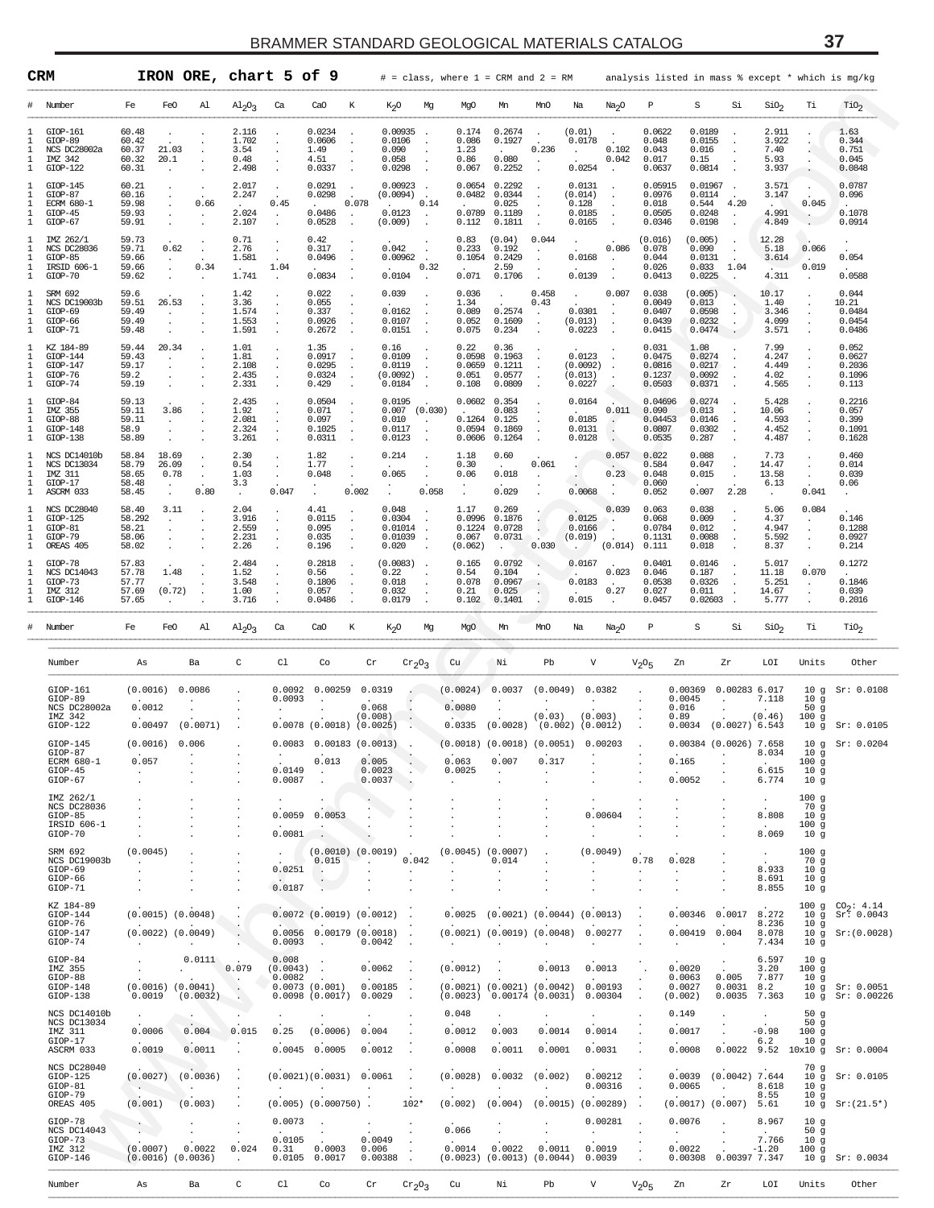**CRM IRON ORE, chart 5 of 9** # = class, where 1 = CRM and 2 = RM analysis listed in mass % except * which is mg/kg

| # | Number | Fe | FeO | Al | $Al_2O_3$ | Ca | CaO | K | $K_2O$ | Mg | MgO | Mn | MnO | Na | $Na_2O$ | P | S | Si | $SiO_2$ | Ti | $TiO_2$ |
|---|---|---|---|---|---|---|---|---|---|---|---|---|---|---|---|---|---|---|---|---|---|
| 1 | GIOP-161 | 60.48 | . | . | 2.116 | . | 0.0234 | . | 0.00935 | . | 0.174 | 0.2674 | . | (0.01) | . | 0.0622 | 0.0189 | . | 2.911 | . | 1.63 |
| 1 | GIOP-89 | 60.42 | . | . | 1.702 | . | 0.0606 | . | 0.0106 | . | 0.086 | 0.1927 | . | 0.0178 | . | 0.048 | 0.0155 | . | 3.922 | . | 0.344 |
| 1 | NCS DC28002a | 60.37 | 21.03 | . | 3.54 | . | 1.49 | . | 0.090 | . | 1.23 | . | 0.236 | . | 0.102 | 0.043 | 0.016 | . | 7.40 | . | 0.751 |
| 1 | IMZ 342 | 60.32 | 20.1 | . | 0.48 | . | 4.51 | . | 0.058 | . | 0.86 | 0.080 | . | . | 0.042 | 0.017 | 0.15 | . | 5.93 | . | 0.045 |
| 1 | GIOP-122 | 60.31 | . | . | 2.498 | . | 0.0337 | . | 0.0298 | . | 0.067 | 0.2252 | . | 0.0254 | . | 0.0637 | 0.0814 | . | 3.937 | . | 0.0848 |
| 1 | GIOP-145 | 60.21 | . | . | 2.017 | . | 0.0291 | . | 0.00923 | . | 0.0654 | 0.2292 | . | 0.0131 | . | 0.05915 | 0.01967 | . | 3.571 | . | 0.0787 |
| 1 | GIOP-87 | 60.16 | . | . | 2.247 | . | 0.0298 | . | (0.0094) | . | 0.0482 | 0.0344 | . | (0.014) | . | 0.0976 | 0.0114 | . | 3.147 | . | 0.096 |
| 1 | ECRM 680-1 | 59.98 | . | 0.66 | . | 0.45 | . | 0.078 | . | 0.14 | . | 0.025 | . | 0.128 | . | 0.018 | 0.544 | 4.20 | . | 0.045 | . |
| 1 | GIOP-45 | 59.93 | . | . | 2.024 | . | 0.0486 | . | 0.0123 | . | 0.0789 | 0.1189 | . | 0.0185 | . | 0.0505 | 0.0248 | . | 4.991 | . | 0.1078 |
| 1 | GIOP-67 | 59.91 | . | . | 2.107 | . | 0.0528 | . | (0.009) | . | 0.112 | 0.1811 | . | 0.0165 | . | 0.0346 | 0.0198 | . | 4.849 | . | 0.0914 |
| 1 | IMZ 262/1 | 59.73 | . | . | 0.71 | . | 0.42 | . | . | . | 0.83 | (0.04) | 0.044 | . | . | (0.016) | (0.005) | . | 12.28 | . | . |
| 1 | NCS DC28036 | 59.71 | 0.62 | . | 2.76 | . | 0.317 | . | 0.042 | . | 0.233 | 0.192 | . | . | 0.086 | 0.078 | 0.090 | . | 5.18 | 0.066 | . |
| 1 | GIOP-85 | 59.66 | . | . | 1.581 | . | 0.0496 | . | 0.00962 | . | 0.1054 | 0.2429 | . | 0.0168 | . | 0.044 | 0.0131 | . | 3.614 | . | 0.054 |
| 1 | IRSID 606-1 | 59.66 | . | 0.34 | . | 1.04 | . | . | . | 0.32 | . | 2.59 | . | . | . | 0.026 | 0.033 | 1.04 | . | 0.019 | . |
| 1 | GIOP-70 | 59.62 | . | . | 1.741 | . | 0.0834 | . | 0.0104 | . | 0.071 | 0.1706 | . | 0.0139 | . | 0.0413 | 0.0225 | . | 4.311 | . | 0.0588 |
| 1 | SRM 692 | 59.6 | . | . | 1.42 | . | 0.022 | . | 0.039 | . | 0.036 | . | 0.458 | . | 0.007 | 0.038 | (0.005) | . | 10.17 | . | 0.044 |
| 1 | NCS DC19003b | 59.51 | 26.53 | . | 3.36 | . | 0.055 | . | . | . | 1.34 | . | 0.43 | . | . | 0.0049 | 0.013 | . | 1.40 | . | 10.21 |
| 1 | GIOP-69 | 59.49 | . | . | 1.574 | . | 0.337 | . | 0.0162 | . | 0.089 | 0.2574 | . | 0.0301 | . | 0.0407 | 0.0598 | . | 3.346 | . | 0.0484 |
| 1 | GIOP-66 | 59.49 | . | . | 1.553 | . | 0.0926 | . | 0.0107 | . | 0.052 | 0.1609 | . | (0.013) | . | 0.0439 | 0.0232 | . | 4.099 | . | 0.0454 |
| 1 | GIOP-71 | 59.48 | . | . | 1.591 | . | 0.2672 | . | 0.0151 | . | 0.075 | 0.234 | . | 0.0223 | . | 0.0415 | 0.0474 | . | 3.571 | . | 0.0486 |
| 1 | KZ 184-89 | 59.44 | 20.34 | . | 1.01 | . | 1.35 | . | 0.16 | . | 0.22 | 0.36 | . | . | . | 0.031 | 1.08 | . | 7.99 | . | 0.052 |
| 1 | GIOP-144 | 59.43 | . | . | 1.81 | . | 0.0917 | . | 0.0109 | . | 0.0598 | 0.1963 | . | 0.0123 | . | 0.0475 | 0.0274 | . | 4.247 | . | 0.0627 |
| 1 | GIOP-147 | 59.17 | . | . | 2.108 | . | 0.0295 | . | 0.0119 | . | 0.0659 | 0.1211 | . | (0.0092) | . | 0.0816 | 0.0217 | . | 4.449 | . | 0.2036 |
| 1 | GIOP-76 | 59.2 | . | . | 2.435 | . | 0.0324 | . | (0.0092) | . | 0.051 | 0.0577 | . | (0.013) | . | 0.1237 | 0.0092 | . | 4.02 | . | 0.1096 |
| 1 | GIOP-74 | 59.19 | . | . | 2.331 | . | 0.429 | . | 0.0184 | . | 0.108 | 0.0809 | . | 0.0227 | . | 0.0503 | 0.0371 | . | 4.565 | . | 0.113 |
| 1 | GIOP-84 | 59.13 | . | . | 2.435 | . | 0.0504 | . | 0.0195 | . | 0.0602 | 0.354 | . | 0.0164 | . | 0.04696 | 0.0274 | . | 5.428 | . | 0.2216 |
| 1 | IMZ 355 | 59.11 | 3.86 | . | 1.92 | . | 0.071 | . | 0.007 | (0.030) | . | 0.083 | . | . | 0.011 | 0.090 | 0.013 | . | 10.06 | . | 0.057 |
| 1 | GIOP-88 | 59.11 | . | . | 2.081 | . | 0.097 | . | 0.010 | . | 0.1264 | 0.125 | . | 0.0185 | . | 0.04453 | 0.0146 | . | 4.593 | . | 0.399 |
| 1 | GIOP-148 | 58.9 | . | . | 2.324 | . | 0.1025 | . | 0.0117 | . | 0.0594 | 0.1869 | . | 0.0131 | . | 0.0807 | 0.0302 | . | 4.452 | . | 0.1091 |
| 1 | GIOP-138 | 58.89 | . | . | 3.261 | . | 0.0311 | . | 0.0123 | . | 0.0606 | 0.1264 | . | 0.0128 | . | 0.0535 | 0.287 | . | 4.487 | . | 0.1628 |
| 1 | NCS DC14010b | 58.84 | 18.69 | . | 2.30 | . | 1.82 | . | 0.214 | . | 1.18 | 0.60 | . | . | 0.057 | 0.022 | 0.088 | . | 7.73 | . | 0.460 |
| 1 | NCS DC13034 | 58.79 | 26.09 | . | 0.54 | . | 1.77 | . | . | . | 0.30 | . | 0.061 | . | . | 0.584 | 0.047 | . | 14.47 | . | 0.014 |
| 1 | IMZ 311 | 58.65 | 0.78 | . | 1.03 | . | 0.048 | . | 0.065 | . | 0.06 | 0.018 | . | . | 0.23 | 0.048 | 0.015 | . | 13.58 | . | 0.039 |
| 1 | GIOP-17 | 58.48 | . | . | 3.3 | . | . | . | . | . | . | . | . | . | . | 0.060 | . | . | 6.13 | . | 0.06 |
| 1 | ASCRM 033 | 58.45 | . | 0.80 | . | 0.047 | . | 0.002 | . | 0.058 | . | 0.029 | . | 0.0068 | . | 0.052 | 0.007 | 2.28 | . | 0.041 | . |
| 1 | NCS DC28040 | 58.40 | 3.11 | . | 2.04 | . | 4.41 | . | 0.048 | . | 1.17 | 0.269 | . | . | 0.039 | 0.063 | 0.038 | . | 5.06 | 0.084 | . |
| 1 | GIOP-125 | 58.292 | . | . | 3.916 | . | 0.0115 | . | 0.0304 | . | 0.0996 | 0.1876 | . | 0.0125 | . | 0.068 | 0.009 | . | 4.37 | . | 0.146 |
| 1 | GIOP-81 | 58.21 | . | . | 2.559 | . | 0.095 | . | 0.01014 | . | 0.1224 | 0.0728 | . | 0.0166 | . | 0.0784 | 0.012 | . | 4.947 | . | 0.1288 |
| 1 | GIOP-79 | 58.06 | . | . | 2.231 | . | 0.035 | . | 0.01039 | . | 0.067 | 0.0731 | . | (0.019) | . | 0.1131 | 0.0088 | . | 5.592 | . | 0.0927 |
| 1 | OREAS 405 | 58.02 | . | . | 2.26 | . | 0.196 | . | 0.020 | . | (0.062) | . | 0.030 | . | (0.014) | 0.111 | 0.018 | . | 8.37 | . | 0.214 |
| 1 | GIOP-78 | 57.83 | . | . | 2.484 | . | 0.2818 | . | (0.0083) | . | 0.165 | 0.0792 | . | 0.0167 | . | 0.0401 | 0.0146 | . | 5.017 | . | 0.1272 |
| 1 | NCS DC14043 | 57.78 | 1.48 | . | 1.52 | . | 0.56 | . | 0.22 | . | 0.54 | 0.104 | . | . | 0.023 | 0.046 | 0.187 | . | 11.18 | 0.070 | . |
| 1 | GIOP-73 | 57.77 | . | . | 3.548 | . | 0.1806 | . | 0.018 | . | 0.078 | 0.0967 | . | 0.0183 | . | 0.0538 | 0.0326 | . | 5.251 | . | 0.1846 |
| 1 | IMZ 312 | 57.69 | (0.72) | . | 1.00 | . | 0.057 | . | 0.032 | . | 0.21 | 0.025 | . | . | 0.27 | 0.027 | 0.011 | . | 14.67 | . | 0.039 |
| 1 | GIOP-146 | 57.65 | . | . | 3.716 | . | 0.0486 | . | 0.0179 | . | 0.102 | 0.1401 | . | 0.015 | . | 0.0457 | 0.02603 | . | 5.777 | . | 0.2016 |

| Number | As | Ba | C | Cl | Co | Cr | $Cr_2O_3$ | Cu | Ni | Pb | V | $V_2O_5$ | Zn | Zr | LOI | Units | Other |
|---|---|---|---|---|---|---|---|---|---|---|---|---|---|---|---|---|---|
| GIOP-161 | (0.0016) | 0.0086 | . | 0.0092 | 0.00259 | 0.0319 | . | (0.0024) | 0.0037 | (0.0049) | 0.0382 | . | 0.00369 | 0.00283 | 6.017 | 10 g | Sr: 0.0108 |
| GIOP-89 | . | . | . | 0.0093 | . | . | . | . | . | . | . | . | 0.0045 | . | 7.118 | 10 g | |
| NCS DC28002a | 0.0012 | . | . | . | . | 0.068 | . | 0.0080 | . | . | . | . | 0.016 | . | . | 50 g | |
| IMZ 342 | . | . | . | . | . | (0.008) | . | . | . | (0.03) | (0.003) | . | 0.89 | . | (0.46) | 100 g | |
| GIOP-122 | 0.00497 | (0.0071) | . | 0.0078 | (0.0018) | (0.0025) | . | 0.0335 | (0.0028) | (0.002) | (0.0012) | . | 0.0034 | (0.0027) | 6.543 | 10 g | Sr: 0.0105 |
| GIOP-145 | (0.0016) | 0.006 | . | 0.0083 | 0.00183 | (0.0013) | . | (0.0018) | (0.0018) | (0.0051) | 0.00203 | . | 0.00384 | (0.0026) | 7.658 | 10 g | Sr: 0.0204 |
| GIOP-87 | . | . | . | . | . | . | . | . | . | . | . | . | . | . | 8.034 | 10 g | |
| ECRM 680-1 | 0.057 | . | . | . | 0.013 | 0.005 | . | 0.063 | 0.007 | 0.317 | . | . | 0.165 | . | . | 100 g | |
| GIOP-45 | . | . | . | 0.0149 | . | 0.0023 | . | 0.0025 | . | . | . | . | . | . | 6.615 | 10 g | |
| GIOP-67 | . | . | . | 0.0087 | . | 0.0037 | . | . | . | . | . | . | 0.0052 | . | 6.774 | 10 g | |
| IMZ 262/1 | . | . | . | . | . | . | . | . | . | . | . | . | . | . | . | 100 g | |
| NCS DC28036 | . | . | . | . | . | . | . | . | . | . | . | . | . | . | . | 70 g | |
| GIOP-85 | . | . | . | 0.0059 | 0.0053 | . | . | . | . | . | 0.00604 | . | . | . | 8.808 | 10 g | |
| IRSID 606-1 | . | . | . | . | . | . | . | . | . | . | . | . | . | . | . | 100 g | |
| GIOP-70 | . | . | . | 0.0081 | . | . | . | . | . | . | . | . | . | . | 8.069 | 10 g | |
| SRM 692 | (0.0045) | . | . | . | (0.0010) | (0.0019) | . | (0.0045) | (0.0007) | . | (0.0049) | . | . | . | . | 100 g | |
| NCS DC19003b | . | . | . | . | 0.015 | . | 0.042 | . | 0.014 | . | . | 0.78 | 0.028 | . | . | 70 g | |
| GIOP-69 | . | . | . | 0.0251 | . | . | . | . | . | . | . | . | . | . | 8.933 | 10 g | |
| GIOP-66 | . | . | . | . | . | . | . | . | . | . | . | . | . | . | 8.691 | 10 g | |
| GIOP-71 | . | . | . | 0.0187 | . | . | . | . | . | . | . | . | . | . | 8.855 | 10 g | |
| KZ 184-89 | . | . | . | . | . | . | . | . | . | . | . | . | . | . | . | 100 g | $CO_2$: 4.14 |
| GIOP-144 | (0.0015) | (0.0048) | . | 0.0072 | (0.0019) | (0.0012) | . | 0.0025 | (0.0021) | (0.0044) | (0.0013) | . | 0.00346 | 0.0017 | 8.272 | 10 g | Sr: 0.0043 |
| GIOP-76 | . | . | . | . | . | . | . | . | . | . | . | . | . | . | 8.236 | 10 g | |
| GIOP-147 | (0.0022) | (0.0049) | . | 0.0056 | 0.00179 | (0.0018) | . | (0.0021) | (0.0019) | (0.0048) | 0.00277 | . | 0.00419 | 0.004 | 8.078 | 10 g | Sr:(0.0028) |
| GIOP-74 | . | . | . | 0.0093 | . | 0.0042 | . | . | . | . | . | . | . | . | 7.434 | 10 g | |
| GIOP-84 | . | 0.0111 | . | 0.008 | . | . | . | . | . | . | . | . | . | . | 6.597 | 10 g | |
| IMZ 355 | . | . | 0.079 | (0.0043) | . | 0.0062 | . | (0.0012) | . | 0.0013 | 0.0013 | . | 0.0020 | . | 3.20 | 100 g | |
| GIOP-88 | . | . | . | 0.0082 | . | . | . | . | . | . | . | . | 0.0063 | 0.005 | 7.877 | 10 g | |
| GIOP-148 | (0.0016) | (0.0041) | . | 0.0073 | (0.001) | 0.00185 | . | (0.0021) | (0.0021) | (0.0042) | 0.00193 | . | 0.0027 | 0.0031 | 8.2 | 10 g | Sr: 0.0051 |
| GIOP-138 | 0.0019 | (0.0032) | . | 0.0098 | (0.0017) | 0.0029 | . | (0.0023) | 0.00174 | (0.0031) | 0.00304 | . | (0.002) | 0.0035 | 7.363 | 10 g | Sr: 0.00226 |
| NCS DC14010b | . | . | . | . | . | . | . | 0.048 | . | . | . | . | 0.149 | . | . | 50 g | |
| NCS DC13034 | . | . | . | . | . | . | . | . | . | . | . | . | . | . | . | 50 g | |
| IMZ 311 | 0.0006 | 0.004 | 0.015 | 0.25 | (0.0006) | 0.004 | . | 0.0012 | 0.003 | 0.0014 | 0.0014 | . | 0.0017 | . | -0.98 | 100 g | |
| GIOP-17 | . | . | . | . | . | . | . | . | . | . | . | . | . | . | 6.2 | 10 g | |
| ASCRM 033 | 0.0019 | 0.0011 | . | 0.0045 | 0.0005 | 0.0012 | . | 0.0008 | 0.0011 | 0.0001 | 0.0031 | . | 0.0008 | 0.0022 | 9.52 | 10x10 g | Sr: 0.0004 |
| NCS DC28040 | . | . | . | . | . | . | . | . | . | . | . | . | . | . | . | 70 g | |
| GIOP-125 | (0.0027) | (0.0036) | . | (0.0021) | (0.0031) | 0.0061 | . | (0.0028) | 0.0032 | (0.002) | 0.00212 | . | 0.0039 | (0.0042) | 7.644 | 10 g | Sr: 0.0105 |
| GIOP-81 | . | . | . | . | . | . | . | . | . | . | 0.00316 | . | 0.0065 | . | 8.618 | 10 g | |
| GIOP-79 | . | . | . | . | . | . | . | . | . | . | . | . | . | . | 8.55 | 10 g | |
| OREAS 405 | (0.001) | (0.003) | . | (0.005) | (0.000750) | . | 102* | (0.002) | (0.004) | (0.0015) | (0.00289) | . | (0.0017) | (0.007) | 5.61 | 10 g | Sr:(21.5*) |
| GIOP-78 | . | . | . | 0.0073 | . | . | . | . | . | . | 0.00281 | . | 0.0076 | . | 8.967 | 10 g | |
| NCS DC14043 | . | . | . | . | . | . | . | 0.066 | . | . | . | . | . | . | . | 50 g | |
| GIOP-73 | . | . | . | 0.0105 | . | 0.0049 | . | . | . | . | . | . | . | . | 7.766 | 10 g | |
| IMZ 312 | (0.0007) | 0.0022 | 0.024 | 0.31 | 0.0003 | 0.006 | . | 0.0014 | 0.0022 | 0.0011 | 0.0019 | . | 0.0022 | . | -1.20 | 100 g | |
| GIOP-146 | (0.0016) | (0.0036) | . | 0.0105 | 0.0017 | 0.00388 | . | (0.0023) | (0.0013) | (0.0044) | 0.0039 | . | 0.00308 | 0.00397 | 7.347 | 10 g | Sr: 0.0034 |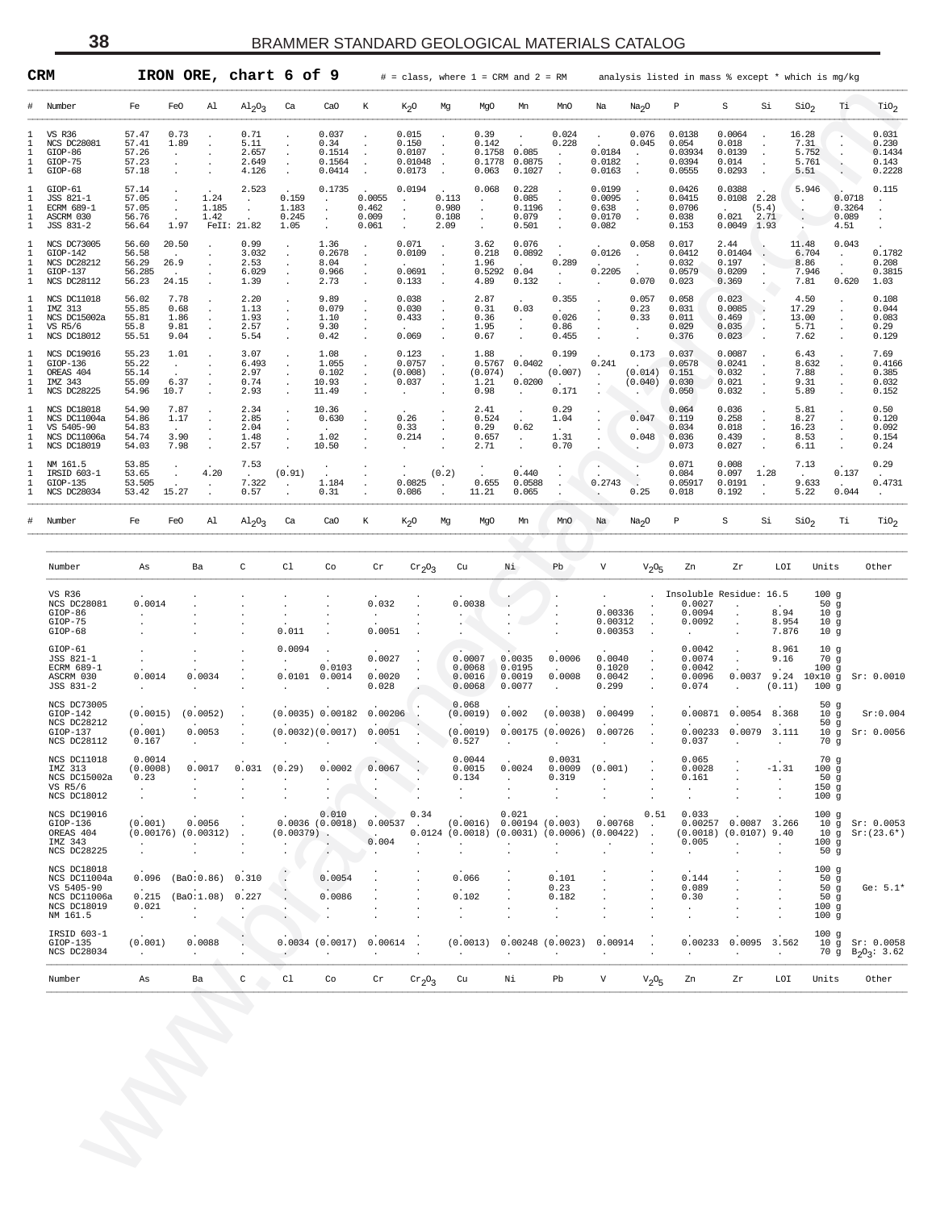## CRM IRON ORE, chart 6 of 9

# = class, where 1 = CRM and 2 = RM — analysis listed in mass % except * which is mg/kg

| # | Number | Fe | FeO | Al | $Al_2O_3$ | Ca | CaO | K | $K_2O$ | Mg | MgO | Mn | MnO | Na | $Na_2O$ | P | S | Si | $SiO_2$ | Ti | $TiO_2$ |
|---|---|---|---|---|---|---|---|---|---|---|---|---|---|---|---|---|---|---|---|---|---|
| 1 | VS R36 | 57.47 | 0.73 | . | 0.71 | . | 0.037 | . | 0.015 | . | 0.39 | . | 0.024 | . | 0.076 | 0.0138 | 0.0064 | . | 16.28 | . | 0.031 |
| 1 | NCS DC28081 | 57.41 | 1.89 | . | 5.11 | . | 0.34 | . | 0.150 | . | 0.142 | . | 0.228 | . | 0.045 | 0.054 | 0.018 | . | 7.31 | . | 0.230 |
| 1 | GIOP-86 | 57.26 | . | . | 2.657 | . | 0.1514 | . | 0.0107 | . | 0.1758 | 0.085 | . | 0.0184 | . | 0.03934 | 0.0139 | . | 5.752 | . | 0.1434 |
| 1 | GIOP-75 | 57.23 | . | . | 2.649 | . | 0.1564 | . | 0.01048 | . | 0.1778 | 0.0875 | . | 0.0182 | . | 0.0394 | 0.014 | . | 5.761 | . | 0.143 |
| 1 | GIOP-68 | 57.18 | . | . | 4.126 | . | 0.0414 | . | 0.0173 | . | 0.063 | 0.1027 | . | 0.0163 | . | 0.0555 | 0.0293 | . | 5.51 | . | 0.2228 |
| 1 | GIOP-61 | 57.14 | . | . | 2.523 | . | 0.1735 | . | 0.0194 | . | 0.068 | 0.228 | . | 0.0199 | . | 0.0426 | 0.0388 | . | 5.946 | . | 0.115 |
| 1 | JSS 821-1 | 57.05 | . | 1.24 | . | 0.159 | . | 0.0055 | . | 0.113 | . | 0.085 | . | 0.0095 | . | 0.0415 | 0.0108 | 2.28 | . | 0.0718 | . |
| 1 | ECRM 689-1 | 57.05 | . | 1.185 | . | 1.183 | . | 0.462 | . | 0.980 | . | 0.1196 | . | 0.638 | . | 0.0706 | . | (5.4) | . | 0.3264 | . |
| 1 | ASCRM 030 | 56.76 | . | 1.42 | . | 0.245 | . | 0.009 | . | 0.108 | . | 0.079 | . | 0.0170 | . | 0.038 | 0.021 | 2.71 | . | 0.089 | . |
| 1 | JSS 831-2 | 56.64 | 1.97 | FeII: 21.82 | | 1.05 | . | 0.061 | . | 2.09 | . | 0.501 | . | 0.082 | . | 0.153 | 0.0049 | 1.93 | . | 4.51 | . |
| 1 | NCS DC73005 | 56.60 | 20.50 | . | 0.99 | . | 1.36 | . | 0.071 | . | 3.62 | 0.076 | . | . | 0.058 | 0.017 | 2.44 | . | 11.48 | 0.043 | . |
| 1 | GIOP-142 | 56.58 | . | . | 3.032 | . | 0.2678 | . | 0.0109 | . | 0.218 | 0.0892 | . | 0.0126 | . | 0.0412 | 0.01404 | . | 6.704 | . | 0.1782 |
| 1 | NCS DC28212 | 56.29 | 26.9 | . | 2.53 | . | 8.04 | . | . | . | 1.96 | . | 0.289 | . | . | 0.032 | 0.197 | . | 8.86 | . | 0.208 |
| 1 | GIOP-137 | 56.285 | . | . | 6.029 | . | 0.966 | . | 0.0691 | . | 0.5292 | 0.04 | . | 0.2205 | . | 0.0579 | 0.0209 | . | 7.946 | . | 0.3815 |
| 1 | NCS DC28112 | 56.23 | 24.15 | . | 1.39 | . | 2.73 | . | 0.133 | . | 4.89 | 0.132 | . | . | 0.070 | 0.023 | 0.369 | . | 7.81 | 0.620 | 1.03 |
| 1 | NCS DC11018 | 56.02 | 7.78 | . | 2.20 | . | 9.89 | . | 0.038 | . | 2.87 | . | 0.355 | . | 0.057 | 0.058 | 0.023 | . | 4.50 | . | 0.108 |
| 1 | IMZ 313 | 55.85 | 0.68 | . | 1.13 | . | 0.079 | . | 0.030 | . | 0.31 | 0.03 | . | . | 0.23 | 0.031 | 0.0085 | . | 17.29 | . | 0.044 |
| 1 | NCS DC15002a | 55.81 | 1.86 | . | 1.93 | . | 1.10 | . | 0.433 | . | 0.36 | . | 0.026 | . | 0.33 | 0.011 | 0.469 | . | 13.00 | . | 0.083 |
| 1 | VS R5/6 | 55.8 | 9.81 | . | 2.57 | . | 9.30 | . | . | . | 1.95 | . | 0.86 | . | . | 0.029 | 0.035 | . | 5.71 | . | 0.29 |
| 1 | NCS DC18012 | 55.51 | 9.04 | . | 5.54 | . | 0.42 | . | 0.069 | . | 0.67 | . | 0.455 | . | . | 0.376 | 0.023 | . | 7.62 | . | 0.129 |
| 1 | NCS DC19016 | 55.23 | 1.01 | . | 3.07 | . | 1.08 | . | 0.123 | . | 1.88 | . | 0.199 | . | 0.173 | 0.037 | 0.0087 | . | 6.43 | . | 7.69 |
| 1 | GIOP-136 | 55.22 | . | . | 6.493 | . | 1.055 | . | 0.0757 | . | 0.5767 | 0.0402 | . | 0.241 | . | 0.0578 | 0.0241 | . | 8.632 | . | 0.4166 |
| 1 | OREAS 404 | 55.14 | . | . | 2.97 | . | 0.102 | . | (0.008) | . | (0.074) | . | (0.007) | . | (0.014) | 0.151 | 0.032 | . | 7.88 | . | 0.385 |
| 1 | IMZ 343 | 55.09 | 6.37 | . | 0.74 | . | 10.93 | . | 0.037 | . | 1.21 | 0.0200 | . | . | (0.040) | 0.030 | 0.021 | . | 9.31 | . | 0.032 |
| 1 | NCS DC28225 | 54.96 | 10.7 | . | 2.93 | . | 11.49 | . | . | . | 0.98 | . | 0.171 | . | . | 0.050 | 0.032 | . | 5.89 | . | 0.152 |
| 1 | NCS DC18018 | 54.90 | 7.87 | . | 2.34 | . | 10.36 | . | . | . | 2.41 | . | 0.29 | . | . | 0.064 | 0.036 | . | 5.81 | . | 0.50 |
| 1 | NCS DC11004a | 54.86 | 1.17 | . | 2.85 | . | 0.630 | . | 0.26 | . | 0.524 | . | 1.04 | . | 0.047 | 0.119 | 0.258 | . | 8.27 | . | 0.120 |
| 1 | VS 5405-90 | 54.83 | . | . | 2.04 | . | . | . | 0.33 | . | 0.29 | 0.62 | . | . | . | 0.034 | 0.018 | . | 16.23 | . | 0.092 |
| 1 | NCS DC11006a | 54.74 | 3.90 | . | 1.48 | . | 1.02 | . | 0.214 | . | 0.657 | . | 1.31 | . | 0.048 | 0.036 | 0.439 | . | 8.53 | . | 0.154 |
| 1 | NCS DC18019 | 54.03 | 7.98 | . | 2.57 | . | 10.50 | . | . | . | 2.71 | . | 0.70 | . | . | 0.073 | 0.027 | . | 6.11 | . | 0.24 |
| 1 | NM 161.5 | 53.85 | . | . | 7.53 | . | . | . | . | . | . | . | . | . | . | 0.071 | 0.008 | . | 7.13 | . | 0.29 |
| 1 | IRSID 603-1 | 53.65 | . | 4.20 | . | (0.91) | . | . | . | (0.2) | . | 0.440 | . | . | . | 0.084 | 0.097 | 1.28 | . | 0.137 | . |
| 1 | GIOP-135 | 53.505 | . | . | 7.322 | . | 1.184 | . | 0.0825 | . | 0.655 | 0.0588 | . | 0.2743 | . | 0.05917 | 0.0191 | . | 9.633 | . | 0.4731 |
| 1 | NCS DC28034 | 53.42 | 15.27 | . | 0.57 | . | 0.31 | . | 0.086 | . | 11.21 | 0.065 | . | . | 0.25 | 0.018 | 0.192 | . | 5.22 | 0.044 | . |

| Number | As | Ba | C | Cl | Co | Cr | $Cr_2O_3$ | Cu | Ni | Pb | V | $V_2O_5$ | Zn | Zr | LOI | Units | Other |
|---|---|---|---|---|---|---|---|---|---|---|---|---|---|---|---|---|---|
| VS R36 | . | . | . | . | . | . | . | . | . | . | . | . | Insoluble Residue: 16.5 | | | 100 g | |
| NCS DC28081 | 0.0014 | . | . | . | . | 0.032 | . | 0.0038 | . | . | . | . | 0.0027 | . | . | 50 g | |
| GIOP-86 | . | . | . | . | . | . | . | . | . | . | 0.00336 | . | 0.0094 | . | 8.94 | 10 g | |
| GIOP-75 | . | . | . | . | . | . | . | . | . | . | 0.00312 | . | 0.0092 | . | 8.954 | 10 g | |
| GIOP-68 | . | . | . | 0.011 | . | 0.0051 | . | . | . | . | 0.00353 | . | . | . | 7.876 | 10 g | |
| GIOP-61 | . | . | . | 0.0094 | . | . | . | . | . | . | . | . | 0.0042 | . | 8.961 | 10 g | |
| JSS 821-1 | . | . | . | . | . | 0.0027 | . | 0.0007 | 0.0035 | 0.0006 | 0.0040 | . | 0.0074 | . | 9.16 | 70 g | |
| ECRM 689-1 | . | . | . | . | 0.0103 | . | . | 0.0068 | 0.0195 | . | 0.1020 | . | 0.0042 | . | . | 100 g | |
| ASCRM 030 | 0.0014 | 0.0034 | . | 0.0101 | 0.0014 | 0.0020 | . | 0.0016 | 0.0019 | 0.0008 | 0.0042 | . | 0.0096 | 0.0037 | 9.24 | 10x10 g | Sr: 0.0010 |
| JSS 831-2 | . | . | . | . | . | 0.028 | . | 0.0068 | 0.0077 | . | 0.299 | . | 0.074 | . | (0.11) | 100 g | |
| NCS DC73005 | . | . | . | . | . | . | . | 0.068 | . | . | . | . | . | . | . | 50 g | |
| GIOP-142 | (0.0015) | (0.0052) | . | (0.0035) | 0.00182 | 0.00206 | . | (0.0019) | 0.002 | (0.0038) | 0.00499 | . | 0.00871 | 0.0054 | 8.368 | 10 g | Sr:0.004 |
| NCS DC28212 | . | . | . | . | . | . | . | . | . | . | . | . | . | . | . | 50 g | |
| GIOP-137 | (0.001) | 0.0053 | . | (0.0032) | (0.0017) | 0.0051 | . | (0.0019) | 0.00175 | (0.0026) | 0.00726 | . | 0.00233 | 0.0079 | 3.111 | 10 g | Sr: 0.0056 |
| NCS DC28112 | 0.167 | . | . | . | . | . | . | 0.527 | . | . | . | . | 0.037 | . | . | 70 g | |
| NCS DC11018 | 0.0014 | . | . | . | . | . | . | 0.0044 | . | 0.0031 | . | . | 0.065 | . | . | 70 g | |
| IMZ 313 | (0.0008) | 0.0017 | 0.031 | (0.29) | 0.0002 | 0.0067 | . | 0.0015 | 0.0024 | 0.0009 | (0.001) | . | 0.0028 | . | -1.31 | 100 g | |
| NCS DC15002a | 0.23 | . | . | . | . | . | . | 0.134 | . | 0.319 | . | . | 0.161 | . | . | 50 g | |
| VS R5/6 | . | . | . | . | . | . | . | . | . | . | . | . | . | . | . | 150 g | |
| NCS DC18012 | . | . | . | . | . | . | . | . | . | . | . | . | . | . | . | 100 g | |
| NCS DC19016 | . | . | . | . | 0.010 | . | 0.34 | . | 0.021 | . | . | 0.51 | 0.033 | . | . | 100 g | |
| GIOP-136 | (0.001) | 0.0056 | . | 0.0036 | (0.0018) | 0.00537 | . | (0.0016) | 0.00194 | (0.003) | 0.00768 | . | 0.00257 | 0.0087 | 3.266 | 10 g | Sr: 0.0053 |
| OREAS 404 | (0.00176) | (0.00312) | . | (0.00379) | . | . | 0.0124 | (0.0018) | (0.0031) | (0.0006) | (0.00422) | . | (0.0018) | (0.0107) | 9.40 | 10 g | Sr:(23.6*) |
| IMZ 343 | . | . | . | . | . | 0.004 | . | . | . | . | . | . | 0.005 | . | . | 100 g | |
| NCS DC28225 | . | . | . | . | . | . | . | . | . | . | . | . | . | . | . | 50 g | |
| NCS DC18018 | . | . | . | . | . | . | . | . | . | . | . | . | . | . | . | 100 g | |
| NCS DC11004a | 0.096 | (BaO:0.86) | 0.310 | . | 0.0054 | . | . | 0.066 | . | 0.101 | . | . | 0.144 | . | . | 50 g | |
| VS 5405-90 | . | . | . | . | . | . | . | . | . | 0.23 | . | . | 0.089 | . | . | 50 g | Ge: 5.1* |
| NCS DC11006a | 0.215 | (BaO:1.08) | 0.227 | . | 0.0086 | . | . | 0.102 | . | 0.182 | . | . | 0.30 | . | . | 50 g | |
| NCS DC18019 | 0.021 | . | . | . | . | . | . | . | . | . | . | . | . | . | . | 100 g | |
| NM 161.5 | . | . | . | . | . | . | . | . | . | . | . | . | . | . | . | 100 g | |
| IRSID 603-1 | . | . | . | . | . | . | . | . | . | . | . | . | . | . | . | 100 g | |
| GIOP-135 | (0.001) | 0.0088 | . | 0.0034 | (0.0017) | 0.00614 | . | (0.0013) | 0.00248 | (0.0023) | 0.00914 | . | 0.00233 | 0.0095 | 3.562 | 10 g | Sr: 0.0058 |
| NCS DC28034 | . | . | . | . | . | . | . | . | . | . | . | . | . | . | . | 70 g | $B_2O_3$: 3.62 |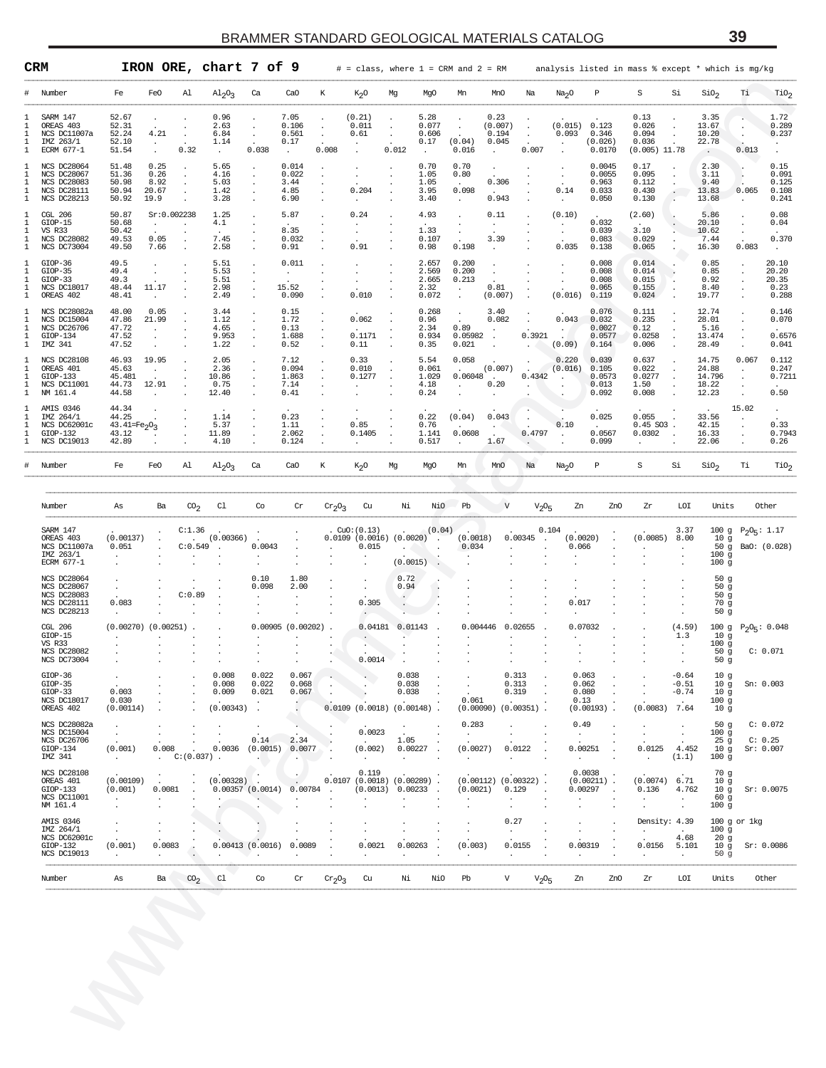## CRM IRON ORE, chart 7 of 9

# = class, where 1 = CRM and 2 = RM — analysis listed in mass % except * which is mg/kg

| # | Number | Fe | FeO | Al | $Al_2O_3$ | Ca | CaO | K | $K_2O$ | Mg | MgO | Mn | MnO | Na | $Na_2O$ | P | S | Si | $SiO_2$ | Ti | $TiO_2$ |
|---|---|---|---|---|---|---|---|---|---|---|---|---|---|---|---|---|---|---|---|---|---|
| 1 | SARM 147 | 52.67 | . | . | 0.96 | . | 7.05 | . | (0.21) | . | 5.28 | . | 0.23 | . | . | . | 0.13 | . | 3.35 | . | 1.72 |
| 1 | OREAS 403 | 52.31 | . | . | 2.63 | . | 0.106 | . | 0.011 | . | 0.077 | . | (0.007) | . | (0.015) | 0.123 | 0.026 | . | 13.67 | . | 0.289 |
| 1 | NCS DC11007a | 52.24 | 4.21 | . | 6.84 | . | 0.561 | . | 0.61 | . | 0.606 | . | 0.194 | . | 0.093 | 0.346 | 0.094 | . | 10.20 | . | 0.237 |
| 1 | IMZ 263/1 | 52.10 | . | . | 1.14 | . | 0.17 | . | . | . | 0.17 | (0.04) | 0.045 | . | . | (0.026) | 0.036 | . | 22.78 | . | . |
| 1 | ECRM 677-1 | 51.54 | . | 0.32 | . | 0.038 | . | 0.008 | . | 0.012 | . | 0.016 | . | 0.007 | . | 0.0170 | (0.005) | 11.78 | . | 0.013 | . |
| 1 | NCS DC28064 | 51.48 | 0.25 | . | 5.65 | . | 0.014 | . | . | . | 0.70 | 0.70 | . | . | . | 0.0045 | 0.17 | . | 2.30 | . | 0.15 |
| 1 | NCS DC28067 | 51.36 | 0.26 | . | 4.16 | . | 0.022 | . | . | . | 1.05 | 0.80 | . | . | . | 0.0055 | 0.095 | . | 3.11 | . | 0.091 |
| 1 | NCS DC28083 | 50.98 | 8.92 | . | 5.03 | . | 3.44 | . | . | . | 1.05 | . | 0.306 | . | . | 0.963 | 0.112 | . | 9.40 | . | 0.125 |
| 1 | NCS DC28111 | 50.94 | 20.67 | . | 1.42 | . | 4.85 | . | 0.204 | . | 3.95 | 0.098 | . | . | 0.14 | 0.033 | 0.430 | . | 13.83 | 0.065 | 0.108 |
| 1 | NCS DC28213 | 50.92 | 19.9 | . | 3.28 | . | 6.90 | . | . | . | 3.40 | . | 0.943 | . | . | 0.050 | 0.130 | . | 13.68 | . | 0.241 |
| 1 | CGL 206 | 50.87 | Sr:0.002238 | | 1.25 | . | 5.87 | . | 0.24 | . | 4.93 | . | 0.11 | . | (0.10) | . | (2.60) | . | 5.86 | . | 0.08 |
| 1 | GIOP-15 | 50.68 | . | . | 4.1 | . | . | . | . | . | . | . | . | . | . | 0.032 | . | . | 20.10 | . | 0.04 |
| 1 | VS R33 | 50.42 | . | . | . | . | 8.35 | . | . | . | 1.33 | . | . | . | . | 0.039 | 3.10 | . | 10.62 | . | . |
| 1 | NCS DC28082 | 49.53 | 0.05 | . | 7.45 | . | 0.032 | . | . | . | 0.107 | . | 3.39 | . | . | 0.083 | 0.029 | . | 7.44 | . | 0.370 |
| 1 | NCS DC73004 | 49.50 | 7.66 | . | 2.58 | . | 0.91 | . | 0.91 | . | 0.98 | 0.198 | . | . | 0.035 | 0.138 | 0.065 | . | 16.30 | 0.083 | . |
| 1 | GIOP-36 | 49.5 | . | . | 5.51 | . | 0.011 | . | . | . | 2.657 | 0.200 | . | . | . | 0.008 | 0.014 | . | 0.85 | . | 20.10 |
| 1 | GIOP-35 | 49.4 | . | . | 5.53 | . | . | . | . | . | 2.569 | 0.200 | . | . | . | 0.008 | 0.014 | . | 0.85 | . | 20.20 |
| 1 | GIOP-33 | 49.3 | . | . | 5.51 | . | . | . | . | . | 2.665 | 0.213 | . | . | . | 0.008 | 0.015 | . | 0.92 | . | 20.35 |
| 1 | NCS DC18017 | 48.44 | 11.17 | . | 2.98 | . | 15.52 | . | . | . | 2.32 | . | 0.81 | . | . | 0.065 | 0.155 | . | 8.40 | . | 0.23 |
| 1 | OREAS 402 | 48.41 | . | . | 2.49 | . | 0.090 | . | 0.010 | . | 0.072 | . | (0.007) | . | (0.016) | 0.119 | 0.024 | . | 19.77 | . | 0.288 |
| 1 | NCS DC28082a | 48.00 | 0.05 | . | 3.44 | . | 0.15 | . | . | . | 0.268 | . | 3.40 | . | . | 0.076 | 0.111 | . | 12.74 | . | 0.146 |
| 1 | NCS DC15004 | 47.86 | 21.99 | . | 1.12 | . | 1.72 | . | 0.062 | . | 0.96 | . | 0.082 | . | 0.043 | 0.032 | 0.235 | . | 28.01 | . | 0.070 |
| 1 | NCS DC26706 | 47.72 | . | . | 4.65 | . | 0.13 | . | . | . | 2.34 | 0.89 | . | . | . | 0.0027 | 0.12 | . | 5.16 | . | . |
| 1 | GIOP-134 | 47.52 | . | . | 9.953 | . | 1.688 | . | 0.1171 | . | 0.934 | 0.05982 | . | 0.3921 | . | 0.0577 | 0.0258 | . | 13.474 | . | 0.6576 |
| 1 | IMZ 341 | 47.52 | . | . | 1.22 | . | 0.52 | . | 0.11 | . | 0.35 | 0.021 | . | . | (0.09) | 0.164 | 0.006 | . | 28.49 | . | 0.041 |
| 1 | NCS DC28108 | 46.93 | 19.95 | . | 2.05 | . | 7.12 | . | 0.33 | . | 5.54 | 0.058 | . | . | 0.220 | 0.039 | 0.637 | . | 14.75 | 0.067 | 0.112 |
| 1 | OREAS 401 | 45.63 | . | . | 2.36 | . | 0.094 | . | 0.010 | . | 0.061 | . | (0.007) | . | (0.016) | 0.105 | 0.022 | . | 24.88 | . | 0.247 |
| 1 | GIOP-133 | 45.481 | . | . | 10.86 | . | 1.863 | . | 0.1277 | . | 1.029 | 0.06048 | . | 0.4342 | . | 0.0573 | 0.0277 | . | 14.796 | . | 0.7211 |
| 1 | NCS DC11001 | 44.73 | 12.91 | . | 0.75 | . | 7.14 | . | . | . | 4.18 | . | 0.20 | . | . | 0.013 | 1.50 | . | 18.22 | . | . |
| 1 | NM 161.4 | 44.58 | . | . | 12.40 | . | 0.41 | . | . | . | 0.24 | . | . | . | . | 0.092 | 0.008 | . | 12.23 | . | 0.50 |
| 1 | AMIS 0346 | 44.34 | . | . | . | . | . | . | . | . | . | . | . | . | . | . | . | . | . | 15.02 | . |
| 1 | IMZ 264/1 | 44.25 | . | . | 1.14 | . | 0.23 | . | . | . | 0.22 | (0.04) | 0.043 | . | . | 0.025 | 0.055 | . | 33.56 | . | . |
| 1 | NCS DC62001c | 43.41=$Fe_2O_3$ | | . | 5.37 | . | 1.11 | . | 0.85 | . | 0.76 | . | . | . | 0.10 | . | 0.45 SO3 | . | 42.15 | . | 0.33 |
| 1 | GIOP-132 | 43.12 | . | . | 11.89 | . | 2.062 | . | 0.1405 | . | 1.141 | 0.0608 | . | 0.4797 | . | 0.0567 | 0.0302 | . | 16.33 | . | 0.7943 |
| 1 | NCS DC19013 | 42.89 | . | . | 4.10 | . | 0.124 | . | . | . | 0.517 | . | 1.67 | . | . | 0.099 | . | . | 22.06 | . | 0.26 |

| Number | As | Ba | $CO_2$ | Cl | Co | Cr | $Cr_2O_3$ | Cu | Ni | NiO | Pb | V | $V_2O_5$ | Zn | ZnO | Zr | LOI | Units | Other |
|---|---|---|---|---|---|---|---|---|---|---|---|---|---|---|---|---|---|---|---|
| SARM 147 | . | . | C:1.36 | . | . | . | . | CuO:(0.13) | . | (0.04) | . | . | 0.104 | . | . | . | 3.37 | 100 g | $P_2O_5$: 1.17 |
| OREAS 403 | (0.00137) | . | . | (0.00366) | . | . | 0.0109 | (0.0016) | (0.0020) | . | (0.0018) | 0.00345 | . | (0.0020) | . | (0.0085) | 8.00 | 10 g | |
| NCS DC11007a | 0.051 | . | C:0.549 | . | 0.0043 | . | . | 0.015 | . | . | 0.034 | . | . | 0.066 | . | . | . | 50 g | BaO: (0.028) |
| IMZ 263/1 | . | . | . | . | . | . | . | . | . | . | . | . | . | . | . | . | . | 100 g | |
| ECRM 677-1 | . | . | . | . | . | . | . | . | (0.0015) | . | . | . | . | . | . | . | . | 100 g | |
| NCS DC28064 | . | . | . | . | 0.10 | 1.80 | . | . | 0.72 | . | . | . | . | . | . | . | . | 50 g | |
| NCS DC28067 | . | . | . | . | 0.098 | 2.00 | . | . | 0.94 | . | . | . | . | . | . | . | . | 50 g | |
| NCS DC28083 | . | . | C:0.89 | . | . | . | . | . | . | . | . | . | . | . | . | . | . | 50 g | |
| NCS DC28111 | 0.083 | . | . | . | . | . | . | 0.305 | . | . | . | . | . | 0.017 | . | . | . | 70 g | |
| NCS DC28213 | . | . | . | . | . | . | . | . | . | . | . | . | . | . | . | . | . | 50 g | |
| CGL 206 | (0.00270) | (0.00251) | . | . | 0.00905 | (0.00202) | . | 0.04181 | 0.01143 | . | 0.004446 | 0.02655 | . | 0.07032 | . | . | (4.59) | 100 g | $P_2O_5$: 0.048 |
| GIOP-15 | . | . | . | . | . | . | . | . | . | . | . | . | . | . | . | . | 1.3 | 10 g | |
| VS R33 | . | . | . | . | . | . | . | . | . | . | . | . | . | . | . | . | . | 100 g | |
| NCS DC28082 | . | . | . | . | . | . | . | . | . | . | . | . | . | . | . | . | . | 50 g | C: 0.071 |
| NCS DC73004 | . | . | . | . | . | . | . | 0.0014 | . | . | . | . | . | . | . | . | . | 50 g | |
| GIOP-36 | . | . | . | 0.008 | 0.022 | 0.067 | . | . | 0.038 | . | . | 0.313 | . | 0.063 | . | . | -0.64 | 10 g | |
| GIOP-35 | . | . | . | 0.008 | 0.022 | 0.068 | . | . | 0.038 | . | . | 0.313 | . | 0.062 | . | . | -0.51 | 10 g | Sn: 0.003 |
| GIOP-33 | 0.003 | . | . | 0.009 | 0.021 | 0.067 | . | . | 0.038 | . | . | 0.319 | . | 0.080 | . | . | -0.74 | 10 g | |
| NCS DC18017 | 0.030 | . | . | . | . | . | . | . | . | . | 0.061 | . | . | 0.13 | . | . | . | 100 g | |
| OREAS 402 | (0.00114) | . | . | (0.00343) | . | . | 0.0109 | (0.0018) | (0.00148) | . | (0.00090) | (0.00351) | . | (0.00193) | . | (0.0083) | 7.64 | 10 g | |
| NCS DC28082a | . | . | . | . | . | . | . | . | . | . | 0.283 | . | . | 0.49 | . | . | . | 50 g | C: 0.072 |
| NCS DC15004 | . | . | . | . | . | . | . | 0.0023 | . | . | . | . | . | . | . | . | . | 100 g | |
| NCS DC26706 | . | . | . | . | 0.14 | 2.34 | . | . | 1.05 | . | . | . | . | . | . | . | . | 25 g | C: 0.25 |
| GIOP-134 | (0.001) | 0.008 | . | 0.0036 | (0.0015) | 0.0077 | . | (0.002) | 0.00227 | . | (0.0027) | 0.0122 | . | 0.00251 | . | 0.0125 | 4.452 | 10 g | Sr: 0.007 |
| IMZ 341 | . | . | C:(0.037) | . | . | . | . | . | . | . | . | . | . | . | . | . | (1.1) | 100 g | |
| NCS DC28108 | . | . | . | . | . | . | . | 0.119 | . | . | . | . | . | 0.0038 | . | . | . | 70 g | |
| OREAS 401 | (0.00109) | . | . | (0.00328) | . | . | 0.0107 | (0.0018) | (0.00289) | . | (0.00112) | (0.00322) | . | (0.00211) | . | (0.0074) | 6.71 | 10 g | |
| GIOP-133 | (0.001) | 0.0081 | . | 0.00357 | (0.0014) | 0.00784 | . | (0.0013) | 0.00233 | . | (0.0021) | 0.129 | . | 0.00297 | . | 0.136 | 4.762 | 10 g | Sr: 0.0075 |
| NCS DC11001 | . | . | . | . | . | . | . | . | . | . | . | . | . | . | . | . | . | 60 g | |
| NM 161.4 | . | . | . | . | . | . | . | . | . | . | . | . | . | . | . | . | . | 100 g | |
| AMIS 0346 | . | . | . | . | . | . | . | . | . | . | . | 0.27 | . | . | . | Density: 4.39 | | 100 g or 1kg | |
| IMZ 264/1 | . | . | . | . | . | . | . | . | . | . | . | . | . | . | . | . | . | 100 g | |
| NCS DC62001c | . | . | . | . | . | . | . | . | . | . | . | . | . | . | . | . | 4.68 | 20 g | |
| GIOP-132 | (0.001) | 0.0083 | . | 0.00413 | (0.0016) | 0.0089 | . | 0.0021 | 0.00263 | . | (0.003) | 0.0155 | . | 0.00319 | . | 0.0156 | 5.101 | 10 g | Sr: 0.0086 |
| NCS DC19013 | . | . | . | . | . | . | . | . | . | . | . | . | . | . | . | . | . | 50 g | |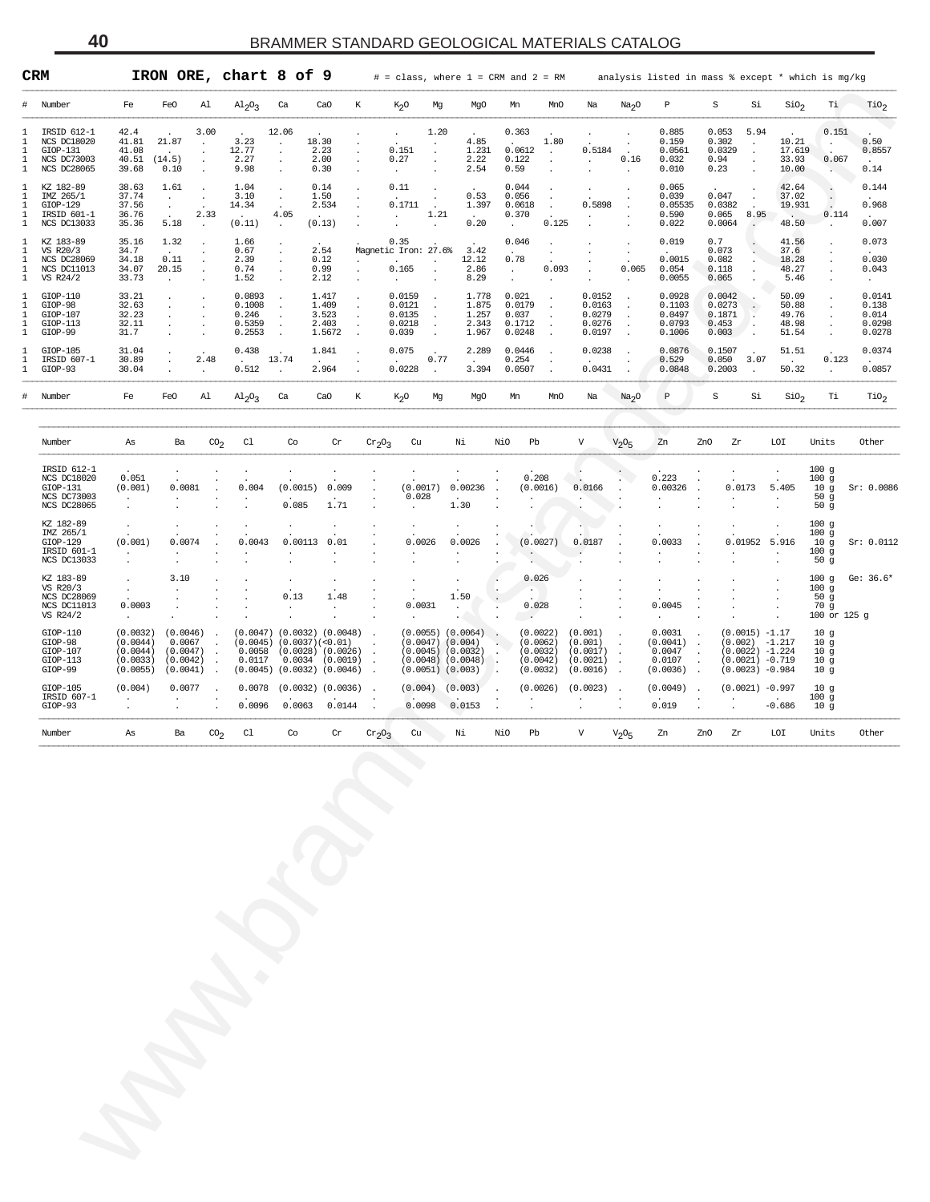## CRM IRON ORE, chart 8 of 9

\# = class, where 1 = CRM and 2 = RM — analysis listed in mass % except * which is mg/kg

| # | Number | Fe | FeO | Al | $Al_2O_3$ | Ca | CaO | K | $K_2O$ | Mg | MgO | Mn | MnO | Na | $Na_2O$ | P | S | Si | $SiO_2$ | Ti | $TiO_2$ |
|---|---|---|---|---|---|---|---|---|---|---|---|---|---|---|---|---|---|---|---|---|---|
| 1 | IRSID 612-1 | 42.4 | . | 3.00 | . | 12.06 | . | . | . | 1.20 | . | 0.363 | . | . | . | 0.885 | 0.053 | 5.94 | . | 0.151 | . |
| 1 | NCS DC18020 | 41.81 | 21.87 | . | 3.23 | . | 18.30 | . | . | . | 4.85 | . | 1.80 | . | . | 0.159 | 0.302 | . | 10.21 | . | 0.50 |
| 1 | GIOP-131 | 41.08 | . | . | 12.77 | . | 2.23 | . | 0.151 | . | 1.231 | 0.0612 | . | 0.5184 | . | 0.0561 | 0.0329 | . | 17.619 | . | 0.8557 |
| 1 | NCS DC73003 | 40.51 | (14.5) | . | 2.27 | . | 2.00 | . | 0.27 | . | 2.22 | 0.122 | . | . | 0.16 | 0.032 | 0.94 | . | 33.93 | 0.067 | . |
| 1 | NCS DC28065 | 39.68 | 0.10 | . | 9.98 | . | 0.30 | . | . | . | 2.54 | 0.59 | . | . | . | 0.010 | 0.23 | . | 10.00 | . | 0.14 |
| 1 | KZ 182-89 | 38.63 | 1.61 | . | 1.04 | . | 0.14 | . | 0.11 | . | . | 0.044 | . | . | . | 0.065 | . | . | 42.64 | . | 0.144 |
| 1 | IMZ 265/1 | 37.74 | . | . | 3.10 | . | 1.50 | . | . | . | 0.53 | 0.056 | . | . | . | 0.039 | 0.047 | . | 37.02 | . | . |
| 1 | GIOP-129 | 37.56 | . | . | 14.34 | . | 2.534 | . | 0.1711 | . | 1.397 | 0.0618 | . | 0.5898 | . | 0.05535 | 0.0382 | . | 19.931 | . | 0.968 |
| 1 | IRSID 601-1 | 36.76 | . | 2.33 | . | 4.05 | . | . | . | 1.21 | . | 0.370 | . | . | . | 0.590 | 0.065 | 8.95 | . | 0.114 | . |
| 1 | NCS DC13033 | 35.36 | 5.18 | . | (0.11) | . | (0.13) | . | . | . | 0.20 | . | 0.125 | . | . | 0.022 | 0.0064 | . | 48.50 | . | 0.007 |
| 1 | KZ 183-89 | 35.16 | 1.32 | . | 1.66 | . | . | . | 0.35 | . | . | 0.046 | . | . | . | 0.019 | 0.7 | . | 41.56 | . | 0.073 |
| 1 | VS R20/3 | 34.7 | . | . | 0.67 | . | 2.54 | Magnetic Iron: 27.6% | | | 3.42 | . | . | . | . | . | 0.073 | . | 37.6 | . | . |
| 1 | NCS DC28069 | 34.18 | 0.11 | . | 2.39 | . | 0.12 | . | . | . | 12.12 | 0.78 | . | . | . | 0.0015 | 0.082 | . | 18.28 | . | 0.030 |
| 1 | NCS DC11013 | 34.07 | 20.15 | . | 0.74 | . | 0.99 | . | 0.165 | . | 2.86 | . | 0.093 | . | 0.065 | 0.054 | 0.118 | . | 48.27 | . | 0.043 |
| 1 | VS R24/2 | 33.73 | . | . | 1.52 | . | 2.12 | . | . | . | 8.29 | . | . | . | . | 0.0055 | 0.065 | . | 5.46 | . | . |
| 1 | GIOP-110 | 33.21 | . | . | 0.0893 | . | 1.417 | . | 0.0159 | . | 1.778 | 0.021 | . | 0.0152 | . | 0.0928 | 0.0042 | . | 50.09 | . | 0.0141 |
| 1 | GIOP-98 | 32.63 | . | . | 0.1008 | . | 1.409 | . | 0.0121 | . | 1.875 | 0.0179 | . | 0.0163 | . | 0.1103 | 0.0273 | . | 50.88 | . | 0.138 |
| 1 | GIOP-107 | 32.23 | . | . | 0.246 | . | 3.523 | . | 0.0135 | . | 1.257 | 0.037 | . | 0.0279 | . | 0.0497 | 0.1871 | . | 49.76 | . | 0.014 |
| 1 | GIOP-113 | 32.11 | . | . | 0.5359 | . | 2.403 | . | 0.0218 | . | 2.343 | 0.1712 | . | 0.0276 | . | 0.0793 | 0.453 | . | 48.98 | . | 0.0298 |
| 1 | GIOP-99 | 31.7 | . | . | 0.2553 | . | 1.5672 | . | 0.039 | . | 1.967 | 0.0248 | . | 0.0197 | . | 0.1006 | 0.003 | . | 51.54 | . | 0.0278 |
| 1 | GIOP-105 | 31.04 | . | . | 0.438 | . | 1.841 | . | 0.075 | . | 2.289 | 0.0446 | . | 0.0238 | . | 0.0876 | 0.1507 | . | 51.51 | . | 0.0374 |
| 1 | IRSID 607-1 | 30.89 | . | 2.48 | . | 13.74 | . | . | . | 0.77 | . | 0.254 | . | . | . | 0.529 | 0.050 | 3.07 | . | 0.123 | . |
| 1 | GIOP-93 | 30.04 | . | . | 0.512 | . | 2.964 | . | 0.0228 | . | 3.394 | 0.0507 | . | 0.0431 | . | 0.0848 | 0.2003 | . | 50.32 | . | 0.0857 |

| Number | As | Ba | $CO_2$ | Cl | Co | Cr | $Cr_2O_3$ | Cu | Ni | NiO | Pb | V | $V_2O_5$ | Zn | ZnO | Zr | LOI | Units | Other |
|---|---|---|---|---|---|---|---|---|---|---|---|---|---|---|---|---|---|---|---|
| IRSID 612-1 | . | . | . | . | . | . | . | . | . | . | . | . | . | . | . | . | . | 100 g | |
| NCS DC18020 | 0.051 | . | . | . | . | . | . | . | . | . | 0.208 | . | . | 0.223 | . | . | . | 100 g | |
| GIOP-131 | (0.001) | 0.0081 | . | 0.004 | (0.0015) | 0.009 | . | (0.0017) | 0.00236 | . | (0.0016) | 0.0166 | . | 0.00326 | . | 0.0173 | 5.405 | 10 g | Sr: 0.0086 |
| NCS DC73003 | . | . | . | . | . | . | . | 0.028 | . | . | . | . | . | . | . | . | . | 50 g | |
| NCS DC28065 | . | . | . | . | 0.085 | 1.71 | . | . | 1.30 | . | . | . | . | . | . | . | . | 50 g | |
| KZ 182-89 | . | . | . | . | . | . | . | . | . | . | . | . | . | . | . | . | . | 100 g | |
| IMZ 265/1 | . | . | . | . | . | . | . | . | . | . | . | . | . | . | . | . | . | 100 g | |
| GIOP-129 | (0.001) | 0.0074 | . | 0.0043 | 0.00113 | 0.01 | . | 0.0026 | 0.0026 | . | (0.0027) | 0.0187 | . | 0.0033 | . | 0.01952 | 5.916 | 10 g | Sr: 0.0112 |
| IRSID 601-1 | . | . | . | . | . | . | . | . | . | . | . | . | . | . | . | . | . | 100 g | |
| NCS DC13033 | . | . | . | . | . | . | . | . | . | . | . | . | . | . | . | . | . | 50 g | |
| KZ 183-89 | . | 3.10 | . | . | . | . | . | . | . | . | 0.026 | . | . | . | . | . | . | 100 g | Ge: 36.6* |
| VS R20/3 | . | . | . | . | . | . | . | . | . | . | . | . | . | . | . | . | . | 100 g | |
| NCS DC28069 | . | . | . | . | 0.13 | 1.48 | . | . | 1.50 | . | . | . | . | . | . | . | . | 50 g | |
| NCS DC11013 | 0.0003 | . | . | . | . | . | . | 0.0031 | . | . | 0.028 | . | . | 0.0045 | . | . | . | 70 g | |
| VS R24/2 | . | . | . | . | . | . | . | . | . | . | . | . | . | . | . | . | . | 100 or 125 g | |
| GIOP-110 | (0.0032) | (0.0046) | . | (0.0047) | (0.0032) | (0.0048) | . | (0.0055) | (0.0064) | . | (0.0022) | (0.001) | . | 0.0031 | . | (0.0015) | -1.17 | 10 g | |
| GIOP-98 | (0.0044) | 0.0067 | . | (0.0045) | (0.0037) | (<0.01) | . | (0.0047) | (0.004) | . | (0.0062) | (0.001) | . | (0.0041) | . | (0.002) | -1.217 | 10 g | |
| GIOP-107 | (0.0044) | (0.0047) | . | 0.0058 | (0.0028) | (0.0026) | . | (0.0045) | (0.0032) | . | (0.0032) | (0.0017) | . | 0.0047 | . | (0.0022) | -1.224 | 10 g | |
| GIOP-113 | (0.0033) | (0.0042) | . | 0.0117 | 0.0034 | (0.0019) | . | (0.0048) | (0.0048) | . | (0.0042) | (0.0021) | . | 0.0107 | . | (0.0021) | -0.719 | 10 g | |
| GIOP-99 | (0.0055) | (0.0041) | . | (0.0045) | (0.0032) | (0.0046) | . | (0.0051) | (0.003) | . | (0.0032) | (0.0016) | . | (0.0036) | . | (0.0023) | -0.984 | 10 g | |
| GIOP-105 | (0.004) | 0.0077 | . | 0.0078 | (0.0032) | (0.0036) | . | (0.004) | (0.003) | . | (0.0026) | (0.0023) | . | (0.0049) | . | (0.0021) | -0.997 | 10 g | |
| IRSID 607-1 | . | . | . | . | . | . | . | . | . | . | . | . | . | . | . | . | . | 100 g | |
| GIOP-93 | . | . | . | 0.0096 | 0.0063 | 0.0144 | . | 0.0098 | 0.0153 | . | . | . | . | 0.019 | . | . | -0.686 | 10 g | |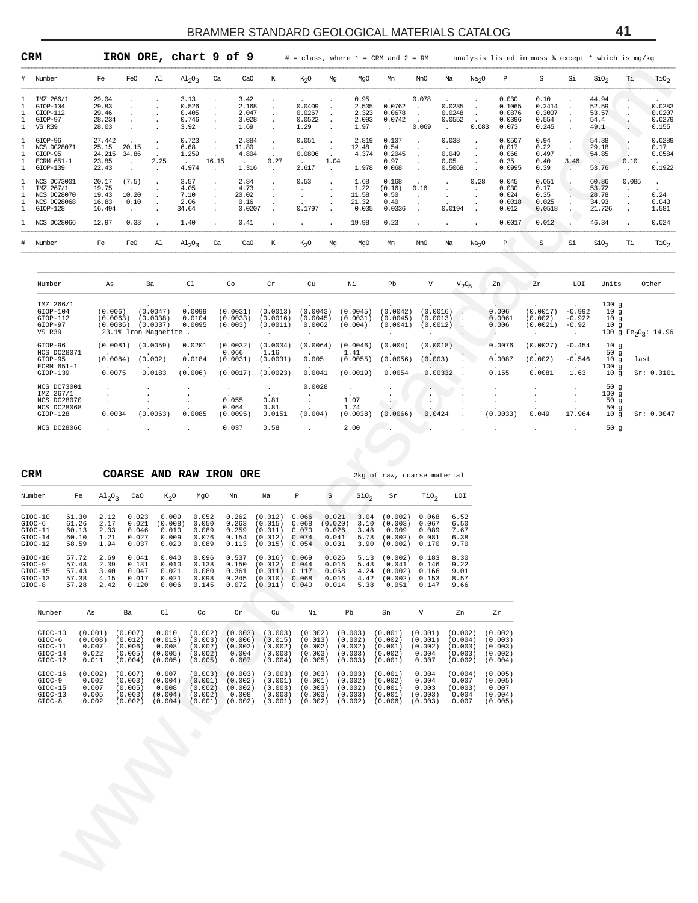## CRM — IRON ORE, chart 9 of 9

# = class, where 1 = CRM and 2 = RM — analysis listed in mass % except * which is mg/kg

| # | Number | Fe | FeO | Al | $Al_2O_3$ | Ca | CaO | K | $K_2O$ | Mg | MgO | Mn | MnO | Na | $Na_2O$ | P | S | Si | $SiO_2$ | Ti | $TiO_2$ |
|---|---|---|---|---|---|---|---|---|---|---|---|---|---|---|---|---|---|---|---|---|---|
| 1 | IMZ 266/1 | 29.04 | . | . | 3.13 | . | 3.42 | . | . | . | 0.95 | . | 0.078 | . | . | 0.030 | 0.10 | . | 44.94 | . | . |
| 1 | GIOP-104 | 29.83 | . | . | 0.526 | . | 2.168 | . | 0.0409 | . | 2.535 | 0.0762 | . | 0.0235 | . | 0.1065 | 0.2414 | . | 52.59 | . | 0.0283 |
| 1 | GIOP-112 | 29.46 | . | . | 0.405 | . | 2.047 | . | 0.0267 | . | 2.323 | 0.0678 | . | 0.0248 | . | 0.0876 | 0.3007 | . | 53.57 | . | 0.0207 |
| 1 | GIOP-97 | 28.234 | . | . | 0.746 | . | 3.028 | . | 0.0522 | . | 2.093 | 0.0742 | . | 0.0552 | . | 0.0396 | 0.554 | . | 54.4 | . | 0.0279 |
| 1 | VS R39 | 28.03 | . | . | 3.92 | . | 1.69 | . | 1.29 | . | 1.97 | . | 0.069 | . | 0.083 | 0.073 | 0.245 | . | 49.1 | . | 0.155 |
| 1 | GIOP-96 | 27.442 | . | . | 0.723 | . | 2.884 | . | 0.051 | . | 2.819 | 0.107 | . | 0.038 | . | 0.0507 | 0.94 | . | 54.38 | . | 0.0289 |
| 1 | NCS DC28071 | 25.15 | 20.15 | . | 6.68 | . | 11.80 | . | . | . | 12.48 | 0.54 | . | . | . | 0.017 | 0.22 | . | 29.18 | . | 0.17 |
| 1 | GIOP-95 | 24.215 | 34.86 | . | 1.259 | . | 4.804 | . | 0.0806 | . | 4.374 | 0.2045 | . | 0.049 | . | 0.066 | 0.497 | . | 54.85 | . | 0.0584 |
| 1 | ECRM 651-1 | 23.85 | . | 2.25 | . | 16.15 | . | 0.27 | . | 1.04 | . | 0.97 | . | 0.05 | . | 0.35 | 0.40 | 3.46 | . | 0.10 | . |
| 1 | GIOP-139 | 22.43 | . | . | 4.974 | . | 1.316 | . | 2.617 | . | 1.978 | 0.068 | . | 0.5068 | . | 0.0995 | 0.39 | . | 53.76 | . | 0.1922 |
| 1 | NCS DC73001 | 20.17 | (7.5) | . | 3.57 | . | 2.84 | . | 0.53 | . | 1.68 | 0.168 | . | . | 0.28 | 0.045 | 0.051 | . | 60.86 | 0.085 | . |
| 1 | IMZ 267/1 | 19.75 | . | . | 4.05 | . | 4.73 | . | . | . | 1.22 | (0.16) | 0.16 | . | . | 0.030 | 0.17 | . | 53.72 | . | . |
| 1 | NCS DC28070 | 19.43 | 10.20 | . | 7.10 | . | 20.02 | . | . | . | 11.58 | 0.50 | . | . | . | 0.024 | 0.35 | . | 28.78 | . | 0.24 |
| 1 | NCS DC28068 | 16.83 | 0.10 | . | 2.06 | . | 0.16 | . | . | . | 21.32 | 0.40 | . | . | . | 0.0018 | 0.025 | . | 34.93 | . | 0.043 |
| 1 | GIOP-128 | 16.494 | . | . | 34.64 | . | 0.0207 | . | 0.1797 | . | 0.035 | 0.0336 | . | 0.0194 | . | 0.012 | 0.0518 | . | 21.726 | . | 1.581 |
| 1 | NCS DC28066 | 12.97 | 0.33 | . | 1.40 | . | 0.41 | . | . | . | 19.98 | 0.23 | . | . | . | 0.0017 | 0.012 | . | 46.34 | . | 0.024 |

| Number | As | Ba | Cl | Co | Cr | Cu | Ni | Pb | V | $V_2O_5$ | Zn | Zr | LOI | Units | Other |
|---|---|---|---|---|---|---|---|---|---|---|---|---|---|---|---|
| IMZ 266/1 | . | . | . | . | . | . | . | . | . | . | . | . | . | 100 g | |
| GIOP-104 | (0.006) | (0.0047) | 0.0099 | (0.0031) | (0.0013) | (0.0043) | (0.0045) | (0.0042) | (0.0016) | . | 0.006 | (0.0017) | -0.992 | 10 g | |
| GIOP-112 | (0.0063) | (0.0038) | 0.0104 | (0.0033) | (0.0016) | (0.0045) | (0.0031) | (0.0045) | (0.0013) | . | 0.0061 | (0.002) | -0.922 | 10 g | |
| GIOP-97 | (0.0085) | (0.0037) | 0.0095 | (0.003) | (0.0011) | 0.0062 | (0.004) | (0.0041) | (0.0012) | . | 0.006 | (0.0021) | -0.92 | 10 g | |
| VS R39 | 23.1% Iron Magnetite | | . | . | . | . | . | . | . | . | . | . | . | 100 g | $Fe_2O_3$: 14.96 |
| GIOP-96 | (0.0081) | (0.0059) | 0.0201 | (0.0032) | (0.0034) | (0.0064) | (0.0046) | (0.004) | (0.0018) | . | 0.0076 | (0.0027) | -0.454 | 10 g | |
| NCS DC28071 | . | . | . | 0.066 | 1.16 | . | 1.41 | . | . | . | . | . | . | 50 g | |
| GIOP-95 | (0.0084) | (0.002) | 0.0184 | (0.0031) | (0.0031) | 0.005 | (0.0055) | (0.0056) | (0.003) | . | 0.0087 | (0.002) | -0.546 | 10 g | last |
| ECRM 651-1 | . | . | . | . | . | . | . | . | . | . | . | . | . | 100 g | |
| GIOP-139 | 0.0075 | 0.0183 | (0.006) | (0.0017) | (0.0023) | 0.0041 | (0.0019) | 0.0054 | 0.00332 | . | 0.155 | 0.0081 | 1.63 | 10 g | Sr: 0.0101 |
| NCS DC73001 | . | . | . | . | . | 0.0028 | . | . | . | . | . | . | . | 50 g | |
| IMZ 267/1 | . | . | . | . | . | . | . | . | . | . | . | . | . | 100 g | |
| NCS DC28070 | . | . | . | 0.055 | 0.81 | . | 1.07 | . | . | . | . | . | . | 50 g | |
| NCS DC28068 | . | . | . | 0.064 | 0.81 | . | 1.74 | . | . | . | . | . | . | 50 g | |
| GIOP-128 | 0.0034 | (0.0063) | 0.0085 | (0.0095) | 0.0151 | (0.004) | (0.0038) | (0.0066) | 0.0424 | . | (0.0033) | 0.049 | 17.964 | 10 g | Sr: 0.0047 |
| NCS DC28066 | . | . | . | 0.037 | 0.58 | . | 2.00 | . | . | . | . | . | . | 50 g | |

## CRM — COARSE AND RAW IRON ORE

2kg of raw, coarse material

| Number | Fe | $Al_2O_3$ | CaO | $K_2O$ | MgO | Mn | Na | P | S | $SiO_2$ | Sr | $TiO_2$ | LOI |
|---|---|---|---|---|---|---|---|---|---|---|---|---|---|
| GIOC-10 | 61.30 | 2.12 | 0.023 | 0.009 | 0.052 | 0.262 | (0.012) | 0.066 | 0.021 | 3.04 | (0.002) | 0.068 | 6.52 |
| GIOC-6 | 61.26 | 2.17 | 0.021 | (0.008) | 0.050 | 0.263 | (0.015) | 0.068 | (0.020) | 3.10 | (0.003) | 0.067 | 6.50 |
| GIOC-11 | 60.13 | 2.03 | 0.046 | 0.010 | 0.089 | 0.259 | (0.011) | 0.070 | 0.026 | 3.48 | 0.009 | 0.089 | 7.67 |
| GIOC-14 | 60.10 | 1.21 | 0.027 | 0.009 | 0.076 | 0.154 | (0.012) | 0.074 | 0.041 | 5.78 | (0.002) | 0.081 | 6.38 |
| GIOC-12 | 58.59 | 1.94 | 0.037 | 0.020 | 0.089 | 0.113 | (0.015) | 0.054 | 0.031 | 3.90 | (0.002) | 0.170 | 9.70 |
| GIOC-16 | 57.72 | 2.69 | 0.041 | 0.040 | 0.096 | 0.537 | (0.016) | 0.069 | 0.026 | 5.13 | (0.002) | 0.183 | 8.30 |
| GIOC-9 | 57.48 | 2.39 | 0.131 | 0.010 | 0.138 | 0.150 | (0.012) | 0.044 | 0.016 | 5.43 | 0.041 | 0.146 | 9.22 |
| GIOC-15 | 57.43 | 3.40 | 0.047 | 0.021 | 0.080 | 0.361 | (0.011) | 0.117 | 0.068 | 4.24 | (0.002) | 0.166 | 9.01 |
| GIOC-13 | 57.38 | 4.15 | 0.017 | 0.021 | 0.098 | 0.245 | (0.010) | 0.068 | 0.016 | 4.42 | (0.002) | 0.153 | 8.57 |
| GIOC-8 | 57.28 | 2.42 | 0.120 | 0.006 | 0.145 | 0.072 | (0.011) | 0.040 | 0.014 | 5.38 | 0.051 | 0.147 | 9.66 |

| Number | As | Ba | Cl | Co | Cr | Cu | Ni | Pb | Sn | V | Zn | Zr |
|---|---|---|---|---|---|---|---|---|---|---|---|---|
| GIOC-10 | (0.001) | (0.007) | 0.010 | (0.002) | (0.003) | (0.003) | (0.002) | (0.003) | (0.001) | (0.001) | (0.002) | (0.002) |
| GIOC-6 | (0.008) | (0.012) | (0.013) | (0.003) | (0.006) | (0.015) | (0.013) | (0.002) | (0.002) | (0.001) | (0.004) | (0.003) |
| GIOC-11 | 0.007 | (0.006) | 0.008 | (0.002) | (0.002) | (0.002) | (0.002) | (0.002) | (0.001) | (0.002) | (0.003) | (0.003) |
| GIOC-14 | 0.022 | (0.005) | (0.005) | (0.002) | 0.004 | (0.003) | (0.003) | (0.003) | (0.002) | 0.004 | (0.003) | (0.002) |
| GIOC-12 | 0.011 | (0.004) | (0.005) | (0.005) | 0.007 | (0.004) | (0.005) | (0.003) | (0.001) | 0.007 | (0.002) | (0.004) |
| GIOC-16 | (0.002) | (0.007) | 0.007 | (0.003) | (0.003) | (0.003) | (0.003) | (0.003) | (0.001) | 0.004 | (0.004) | (0.005) |
| GIOC-9 | 0.002 | (0.003) | (0.004) | (0.001) | (0.002) | (0.001) | (0.002) | (0.002) | (0.002) | 0.004 | 0.007 | (0.005) |
| GIOC-15 | 0.007 | (0.005) | 0.008 | (0.002) | (0.002) | (0.003) | (0.003) | (0.002) | (0.001) | 0.003 | (0.003) | 0.007 |
| GIOC-13 | 0.005 | (0.003) | (0.004) | (0.002) | 0.008 | (0.003) | (0.003) | (0.003) | (0.001) | (0.003) | 0.004 | (0.004) |
| GIOC-8 | 0.002 | (0.002) | (0.004) | (0.001) | (0.002) | (0.001) | (0.002) | (0.002) | (0.006) | (0.003) | 0.007 | (0.005) |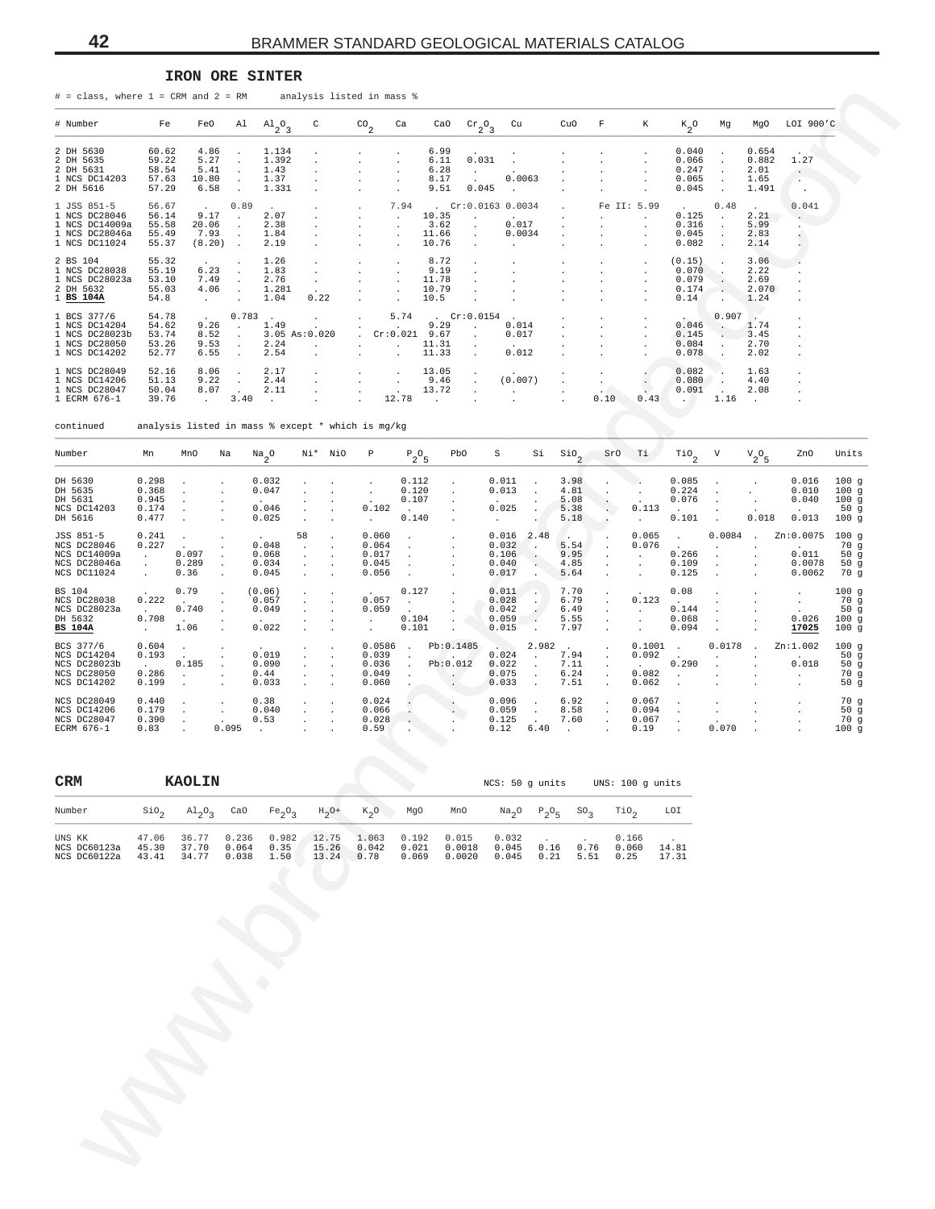## IRON ORE SINTER

# = class, where 1 = CRM and 2 = RM     analysis listed in mass %

| # Number | Fe | FeO | Al | $Al_2O_3$ | C | $CO_2$ | Ca | CaO | $Cr_2O_3$ | Cu | CuO | F | K | $K_2O$ | Mg | MgO | LOI 900'C |
|---|---|---|---|---|---|---|---|---|---|---|---|---|---|---|---|---|---|
| 2 DH 5630 | 60.62 | 4.86 | . | 1.134 | . | . | . | 6.99 | . | . | . | . | . | 0.040 | . | 0.654 | . |
| 2 DH 5635 | 59.22 | 5.27 | . | 1.392 | . | . | . | 6.11 | 0.031 | . | . | . | . | 0.066 | . | 0.882 | 1.27 |
| 2 DH 5631 | 58.54 | 5.41 | . | 1.43 | . | . | . | 6.28 | . | . | . | . | . | 0.247 | . | 2.01 | . |
| 1 NCS DC14203 | 57.63 | 10.80 | . | 1.37 | . | . | . | 8.17 | . | 0.0063 | . | . | . | 0.065 | . | 1.65 | . |
| 2 DH 5616 | 57.29 | 6.58 | . | 1.331 | . | . | . | 9.51 | 0.045 | . | . | . | . | 0.045 | . | 1.491 | . |
| 1 JSS 851-5 | 56.67 | . | 0.89 | . | . | . | 7.94 | . | Cr:0.0163 | 0.0034 | . | Fe II: 5.99 | | . | 0.48 | . | 0.041 |
| 1 NCS DC28046 | 56.14 | 9.17 | . | 2.07 | . | . | . | 10.35 | . | . | . | . | . | 0.125 | . | 2.21 | . |
| 1 NCS DC14009a | 55.58 | 20.06 | . | 2.38 | . | . | . | 3.62 | . | 0.017 | . | . | . | 0.316 | . | 5.99 | . |
| 1 NCS DC28046a | 55.49 | 7.93 | . | 1.84 | . | . | . | 11.66 | . | 0.0034 | . | . | . | 0.045 | . | 2.83 | . |
| 1 NCS DC11024 | 55.37 | (8.20) | . | 2.19 | . | . | . | 10.76 | . | . | . | . | . | 0.082 | . | 2.14 | . |
| 2 BS 104 | 55.32 | . | . | 1.26 | . | . | . | 8.72 | . | . | . | . | . | (0.15) | . | 3.06 | . |
| 1 NCS DC28038 | 55.19 | 6.23 | . | 1.83 | . | . | . | 9.19 | . | . | . | . | . | 0.070 | . | 2.22 | . |
| 1 NCS DC28023a | 53.10 | 7.49 | . | 2.76 | . | . | . | 11.78 | . | . | . | . | . | 0.079 | . | 2.69 | . |
| 2 DH 5632 | 55.03 | 4.06 | . | 1.281 | . | . | . | 10.79 | . | . | . | . | . | 0.174 | . | 2.070 | . |
| 1 **BS 104A** | 54.8 | . | . | 1.04 | 0.22 | . | . | 10.5 | . | . | . | . | . | 0.14 | . | 1.24 | . |
| 1 BCS 377/6 | 54.78 | . | 0.783 | . | . | . | 5.74 | . | Cr:0.0154 | . | . | . | . | . | 0.907 | . | . |
| 1 NCS DC14204 | 54.62 | 9.26 | . | 1.49 | . | . | . | 9.29 | . | 0.014 | . | . | . | 0.046 | . | 1.74 | . |
| 1 NCS DC28023b | 53.74 | 8.52 | . | 3.05 | As:0.020 | . | Cr:0.021 | 9.67 | . | 0.017 | . | . | . | 0.145 | . | 3.45 | . |
| 1 NCS DC28050 | 53.26 | 9.53 | . | 2.24 | . | . | . | 11.31 | . | . | . | . | . | 0.084 | . | 2.70 | . |
| 1 NCS DC14202 | 52.77 | 6.55 | . | 2.54 | . | . | . | 11.33 | . | 0.012 | . | . | . | 0.078 | . | 2.02 | . |
| 1 NCS DC28049 | 52.16 | 8.06 | . | 2.17 | . | . | . | 13.05 | . | . | . | . | . | 0.082 | . | 1.63 | . |
| 1 NCS DC14206 | 51.13 | 9.22 | . | 2.44 | . | . | . | 9.46 | . | (0.007) | . | . | . | 0.080 | . | 4.40 | . |
| 1 NCS DC28047 | 50.04 | 8.07 | . | 2.11 | . | . | . | 13.72 | . | . | . | . | . | 0.091 | . | 2.08 | . |
| 1 ECRM 676-1 | 39.76 | . | 3.40 | . | . | . | 12.78 | . | . | . | . | 0.10 | 0.43 | . | 1.16 | . | . |

continued     analysis listed in mass % except * which is mg/kg

| Number | Mn | MnO | Na | $Na_2O$ | Ni* | NiO | P | $P_2O_5$ | PbO | S | Si | $SiO_2$ | SrO | Ti | $TiO_2$ | V | $V_2O_5$ | ZnO | Units |
|---|---|---|---|---|---|---|---|---|---|---|---|---|---|---|---|---|---|---|---|
| DH 5630 | 0.298 | . | . | 0.032 | . | . | . | 0.112 | . | 0.011 | . | 3.98 | . | . | 0.085 | . | . | 0.016 | 100 g |
| DH 5635 | 0.368 | . | . | 0.047 | . | . | . | 0.120 | . | 0.013 | . | 4.81 | . | . | 0.224 | . | . | 0.010 | 100 g |
| DH 5631 | 0.945 | . | . | . | . | . | . | 0.107 | . | . | . | 5.08 | . | . | 0.076 | . | . | 0.040 | 100 g |
| NCS DC14203 | 0.174 | . | . | 0.046 | . | . | 0.102 | . | . | 0.025 | . | 5.38 | . | 0.113 | . | . | . | . | 50 g |
| DH 5616 | 0.477 | . | . | 0.025 | . | . | . | 0.140 | . | . | . | 5.18 | . | . | 0.101 | . | 0.018 | 0.013 | 100 g |
| JSS 851-5 | 0.241 | . | . | . | 58 | . | 0.060 | . | . | 0.016 | 2.48 | . | . | 0.065 | . | 0.0084 | . | Zn:0.0075 | 100 g |
| NCS DC28046 | 0.227 | . | . | 0.048 | . | . | 0.064 | . | . | 0.032 | . | 5.54 | . | 0.076 | . | . | . | . | 70 g |
| NCS DC14009a | . | 0.097 | . | 0.068 | . | . | 0.017 | . | . | 0.106 | . | 9.95 | . | . | 0.266 | . | . | 0.011 | 50 g |
| NCS DC28046a | . | 0.289 | . | 0.034 | . | . | 0.045 | . | . | 0.040 | . | 4.85 | . | . | 0.109 | . | . | 0.0078 | 50 g |
| NCS DC11024 | . | 0.36 | . | 0.045 | . | . | 0.056 | . | . | 0.017 | . | 5.64 | . | . | 0.125 | . | . | 0.0062 | 70 g |
| BS 104 | . | 0.79 | . | (0.06) | . | . | . | 0.127 | . | 0.011 | . | 7.70 | . | . | 0.08 | . | . | . | 100 g |
| NCS DC28038 | 0.222 | . | . | 0.057 | . | . | 0.057 | . | . | 0.028 | . | 6.79 | . | 0.123 | . | . | . | . | 70 g |
| NCS DC28023a | . | 0.740 | . | 0.049 | . | . | 0.059 | . | . | 0.042 | . | 6.49 | . | . | 0.144 | . | . | . | 50 g |
| DH 5632 | 0.708 | . | . | . | . | . | . | 0.104 | . | 0.059 | . | 5.55 | . | . | 0.068 | . | . | 0.026 | 100 g |
| **BS 104A** | . | 1.06 | . | 0.022 | . | . | . | 0.101 | . | 0.015 | . | 7.97 | . | . | 0.094 | . | . | **17025** | 100 g |
| BCS 377/6 | 0.604 | . | . | . | . | . | 0.0586 | . | Pb:0.1485 | . | 2.982 | . | . | 0.1001 | . | 0.0178 | . | Zn:1.002 | 100 g |
| NCS DC14204 | 0.193 | . | . | 0.019 | . | . | 0.039 | . | . | 0.024 | . | 7.94 | . | 0.092 | . | . | . | . | 50 g |
| NCS DC28023b | . | 0.185 | . | 0.090 | . | . | 0.036 | . | Pb:0.012 | 0.022 | . | 7.11 | . | . | 0.290 | . | . | 0.018 | 50 g |
| NCS DC28050 | 0.286 | . | . | 0.44 | . | . | 0.049 | . | . | 0.075 | . | 6.24 | . | 0.082 | . | . | . | . | 70 g |
| NCS DC14202 | 0.199 | . | . | 0.033 | . | . | 0.060 | . | . | 0.033 | . | 7.51 | . | 0.062 | . | . | . | . | 50 g |
| NCS DC28049 | 0.440 | . | . | 0.38 | . | . | 0.024 | . | . | 0.096 | . | 6.92 | . | 0.067 | . | . | . | . | 70 g |
| NCS DC14206 | 0.179 | . | . | 0.040 | . | . | 0.066 | . | . | 0.059 | . | 8.58 | . | 0.094 | . | . | . | . | 50 g |
| NCS DC28047 | 0.390 | . | . | 0.53 | . | . | 0.028 | . | . | 0.125 | . | 7.60 | . | 0.067 | . | . | . | . | 70 g |
| ECRM 676-1 | 0.83 | . | 0.095 | . | . | . | 0.59 | . | . | 0.12 | 6.40 | . | . | 0.19 | . | 0.070 | . | . | 100 g |

## CRM     KAOLIN

NCS: 50 g units     UNS: 100 g units

| Number | $SiO_2$ | $Al_2O_3$ | CaO | $Fe_2O_3$ | $H_2O+$ | $K_2O$ | MgO | MnO | $Na_2O$ | $P_2O_5$ | $SO_3$ | $TiO_2$ | LOI |
|---|---|---|---|---|---|---|---|---|---|---|---|---|---|
| UNS KK | 47.06 | 36.77 | 0.236 | 0.982 | 12.75 | 1.063 | 0.192 | 0.015 | 0.032 | . | . | 0.166 | . |
| NCS DC60123a | 45.30 | 37.70 | 0.064 | 0.35 | 15.26 | 0.042 | 0.021 | 0.0018 | 0.045 | 0.16 | 0.76 | 0.060 | 14.81 |
| NCS DC60122a | 43.41 | 34.77 | 0.038 | 1.50 | 13.24 | 0.78 | 0.069 | 0.0020 | 0.045 | 0.21 | 5.51 | 0.25 | 17.31 |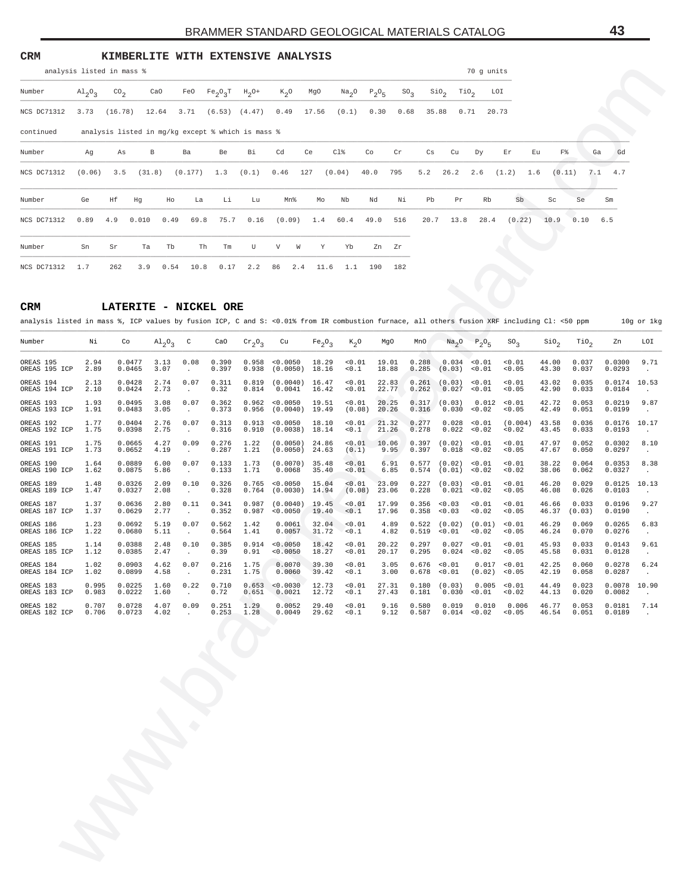## CRM KIMBERLITE WITH EXTENSIVE ANALYSIS

analysis listed in mass % — 70 g units

| Number | $Al_2O_3$ | $CO_2$ | CaO | FeO | $Fe_2O_3T$ | $H_2O+$ | $K_2O$ | MgO | $Na_2O$ | $P_2O_5$ | $SO_3$ | $SiO_2$ | $TiO_2$ | LOI |
|---|---|---|---|---|---|---|---|---|---|---|---|---|---|---|
| NCS DC71312 | 3.73 | (16.78) | 12.64 | 3.71 | (6.53) | (4.47) | 0.49 | 17.56 | (0.1) | 0.30 | 0.68 | 35.88 | 0.71 | 20.73 |

continued — analysis listed in mg/kg except % which is mass %

| Number | Ag | As | B | Ba | Be | Bi | Cd | Ce | Cl% | Co | Cr | Cs | Cu | Dy | Er | Eu | F% | Ga | Gd |
|---|---|---|---|---|---|---|---|---|---|---|---|---|---|---|---|---|---|---|---|
| NCS DC71312 | (0.06) | 3.5 | (31.8) | (0.177) | 1.3 | (0.1) | 0.46 | 127 | (0.04) | 40.0 | 795 | 5.2 | 26.2 | 2.6 | (1.2) | 1.6 | (0.11) | 7.1 | 4.7 |

| Number | Ge | Hf | Hg | Ho | La | Li | Lu | Mn% | Mo | Nb | Nd | Ni | Pb | Pr | Rb | Sb | Sc | Se | Sm |
|---|---|---|---|---|---|---|---|---|---|---|---|---|---|---|---|---|---|---|---|
| NCS DC71312 | 0.89 | 4.9 | 0.010 | 0.49 | 69.8 | 75.7 | 0.16 | (0.09) | 1.4 | 60.4 | 49.0 | 516 | 20.7 | 13.8 | 28.4 | (0.22) | 10.9 | 0.10 | 6.5 |

| Number | Sn | Sr | Ta | Tb | Th | Tm | U | V | W | Y | Yb | Zn | Zr |
|---|---|---|---|---|---|---|---|---|---|---|---|---|---|
| NCS DC71312 | 1.7 | 262 | 3.9 | 0.54 | 10.8 | 0.17 | 2.2 | 86 | 2.4 | 11.6 | 1.1 | 190 | 182 |

## CRM LATERITE - NICKEL ORE

analysis listed in mass %, ICP values by fusion ICP, C and S: <0.01% from IR combustion furnace, all others fusion XRF including Cl: <50 ppm — 10g or 1kg

| Number | Ni | Co | $Al_2O_3$ | C | CaO | $Cr_2O_3$ | Cu | $Fe_2O_3$ | $K_2O$ | MgO | MnO | $Na_2O$ | $P_2O_5$ | $SO_3$ | $SiO_2$ | $TiO_2$ | Zn | LOI |
|---|---|---|---|---|---|---|---|---|---|---|---|---|---|---|---|---|---|---|
| OREAS 195 | 2.94 | 0.0477 | 3.13 | 0.08 | 0.390 | 0.958 | <0.0050 | 18.29 | <0.01 | 19.01 | 0.288 | 0.034 | <0.01 | <0.01 | 44.00 | 0.037 | 0.0300 | 9.71 |
| OREAS 195 ICP | 2.89 | 0.0465 | 3.07 | . | 0.397 | 0.938 | (0.0050) | 18.16 | <0.1 | 18.88 | 0.285 | (0.03) | <0.01 | <0.05 | 43.30 | 0.037 | 0.0293 | . |
| OREAS 194 | 2.13 | 0.0428 | 2.74 | 0.07 | 0.311 | 0.819 | (0.0040) | 16.47 | <0.01 | 22.83 | 0.261 | (0.03) | <0.01 | <0.01 | 43.02 | 0.035 | 0.0174 | 10.53 |
| OREAS 194 ICP | 2.10 | 0.0424 | 2.73 | . | 0.32 | 0.814 | 0.0041 | 16.42 | <0.01 | 22.77 | 0.262 | 0.027 | <0.01 | <0.05 | 42.90 | 0.033 | 0.0184 | . |
| OREAS 193 | 1.93 | 0.0495 | 3.08 | 0.07 | 0.362 | 0.962 | <0.0050 | 19.51 | <0.01 | 20.25 | 0.317 | (0.03) | 0.012 | <0.01 | 42.72 | 0.053 | 0.0219 | 9.87 |
| OREAS 193 ICP | 1.91 | 0.0483 | 3.05 | . | 0.373 | 0.956 | (0.0040) | 19.49 | (0.08) | 20.26 | 0.316 | 0.030 | <0.02 | <0.05 | 42.49 | 0.051 | 0.0199 | . |
| OREAS 192 | 1.77 | 0.0404 | 2.76 | 0.07 | 0.313 | 0.913 | <0.0050 | 18.10 | <0.01 | 21.32 | 0.277 | 0.028 | <0.01 | (0.004) | 43.58 | 0.036 | 0.0176 | 10.17 |
| OREAS 192 ICP | 1.75 | 0.0398 | 2.75 | . | 0.316 | 0.910 | (0.0038) | 18.14 | <0.1 | 21.26 | 0.278 | 0.022 | <0.02 | <0.02 | 43.45 | 0.033 | 0.0193 | . |
| OREAS 191 | 1.75 | 0.0665 | 4.27 | 0.09 | 0.276 | 1.22 | (0.0050) | 24.86 | <0.01 | 10.06 | 0.397 | (0.02) | <0.01 | <0.01 | 47.97 | 0.052 | 0.0302 | 8.10 |
| OREAS 191 ICP | 1.73 | 0.0652 | 4.19 | . | 0.287 | 1.21 | (0.0050) | 24.63 | (0.1) | 9.95 | 0.397 | 0.018 | <0.02 | <0.05 | 47.67 | 0.050 | 0.0297 | . |
| OREAS 190 | 1.64 | 0.0889 | 6.00 | 0.07 | 0.133 | 1.73 | (0.0070) | 35.48 | <0.01 | 6.91 | 0.577 | (0.02) | <0.01 | <0.01 | 38.22 | 0.064 | 0.0353 | 8.38 |
| OREAS 190 ICP | 1.62 | 0.0875 | 5.86 | . | 0.133 | 1.71 | 0.0068 | 35.40 | <0.01 | 6.85 | 0.574 | (0.01) | <0.02 | <0.02 | 38.06 | 0.062 | 0.0327 | . |
| OREAS 189 | 1.48 | 0.0326 | 2.09 | 0.10 | 0.326 | 0.765 | <0.0050 | 15.04 | <0.01 | 23.09 | 0.227 | (0.03) | <0.01 | <0.01 | 46.20 | 0.029 | 0.0125 | 10.13 |
| OREAS 189 ICP | 1.47 | 0.0327 | 2.08 | . | 0.328 | 0.764 | (0.0030) | 14.94 | (0.08) | 23.06 | 0.228 | 0.021 | <0.02 | <0.05 | 46.08 | 0.026 | 0.0103 | . |
| OREAS 187 | 1.37 | 0.0636 | 2.80 | 0.11 | 0.341 | 0.987 | (0.0040) | 19.45 | <0.01 | 17.99 | 0.356 | <0.03 | <0.01 | <0.01 | 46.66 | 0.033 | 0.0196 | 9.27 |
| OREAS 187 ICP | 1.37 | 0.0629 | 2.77 | . | 0.352 | 0.987 | <0.0050 | 19.40 | <0.1 | 17.96 | 0.358 | <0.03 | <0.02 | <0.05 | 46.37 | (0.03) | 0.0190 | . |
| OREAS 186 | 1.23 | 0.0692 | 5.19 | 0.07 | 0.562 | 1.42 | 0.0061 | 32.04 | <0.01 | 4.89 | 0.522 | (0.02) | (0.01) | <0.01 | 46.29 | 0.069 | 0.0265 | 6.83 |
| OREAS 186 ICP | 1.22 | 0.0680 | 5.11 | . | 0.564 | 1.41 | 0.0057 | 31.72 | <0.1 | 4.82 | 0.519 | <0.01 | <0.02 | <0.05 | 46.24 | 0.070 | 0.0276 | . |
| OREAS 185 | 1.14 | 0.0388 | 2.48 | 0.10 | 0.385 | 0.914 | <0.0050 | 18.42 | <0.01 | 20.22 | 0.297 | 0.027 | <0.01 | <0.01 | 45.93 | 0.033 | 0.0143 | 9.61 |
| OREAS 185 ICP | 1.12 | 0.0385 | 2.47 | . | 0.39 | 0.91 | <0.0050 | 18.27 | <0.01 | 20.17 | 0.295 | 0.024 | <0.02 | <0.05 | 45.58 | 0.031 | 0.0128 | . |
| OREAS 184 | 1.02 | 0.0903 | 4.62 | 0.07 | 0.216 | 1.75 | 0.0070 | 39.30 | <0.01 | 3.05 | 0.676 | <0.01 | 0.017 | <0.01 | 42.25 | 0.060 | 0.0278 | 6.24 |
| OREAS 184 ICP | 1.02 | 0.0899 | 4.58 | . | 0.231 | 1.75 | 0.0060 | 39.42 | <0.1 | 3.00 | 0.678 | <0.01 | (0.02) | <0.05 | 42.19 | 0.058 | 0.0287 | . |
| OREAS 183 | 0.995 | 0.0225 | 1.60 | 0.22 | 0.710 | 0.653 | <0.0030 | 12.73 | <0.01 | 27.31 | 0.180 | (0.03) | 0.005 | <0.01 | 44.49 | 0.023 | 0.0078 | 10.90 |
| OREAS 183 ICP | 0.983 | 0.0222 | 1.60 | . | 0.72 | 0.651 | 0.0021 | 12.72 | <0.1 | 27.43 | 0.181 | 0.030 | <0.01 | <0.02 | 44.13 | 0.020 | 0.0082 | . |
| OREAS 182 | 0.707 | 0.0728 | 4.07 | 0.09 | 0.251 | 1.29 | 0.0052 | 29.40 | <0.01 | 9.16 | 0.580 | 0.019 | 0.010 | 0.006 | 46.77 | 0.053 | 0.0181 | 7.14 |
| OREAS 182 ICP | 0.706 | 0.0723 | 4.02 | . | 0.253 | 1.28 | 0.0049 | 29.62 | <0.1 | 9.12 | 0.587 | 0.014 | <0.02 | <0.05 | 46.54 | 0.051 | 0.0189 | . |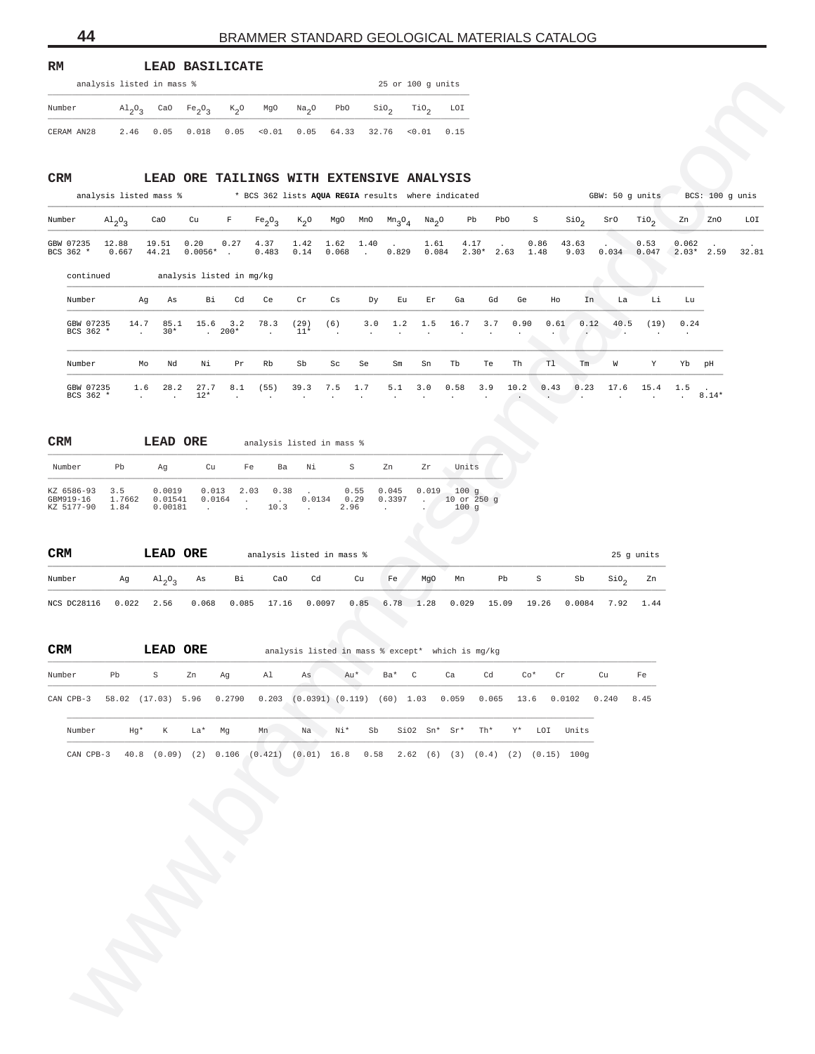## RM — LEAD BASILICATE

analysis listed in mass % — 25 or 100 g units

| Number | $Al_2O_3$ | CaO | $Fe_2O_3$ | $K_2O$ | MgO | $Na_2O$ | PbO | $SiO_2$ | $TiO_2$ | LOI |
|---|---|---|---|---|---|---|---|---|---|---|
| CERAM AN28 | 2.46 | 0.05 | 0.018 | 0.05 | <0.01 | 0.05 | 64.33 | 32.76 | <0.01 | 0.15 |

## CRM — LEAD ORE TAILINGS WITH EXTENSIVE ANALYSIS

analysis listed mass % — * BCS 362 lists **AQUA REGIA** results where indicated — GBW: 50 g units — BCS: 100 g unis

| Number | $Al_2O_3$ | CaO | Cu | F | $Fe_2O_3$ | $K_2O$ | MgO | MnO | $Mn_3O_4$ | $Na_2O$ | Pb | PbO | S | $SiO_2$ | SrO | $TiO_2$ | Zn | ZnO | LOI |
|---|---|---|---|---|---|---|---|---|---|---|---|---|---|---|---|---|---|---|---|
| GBW 07235 | 12.88 | 19.51 | 0.20 | 0.27 | 4.37 | 1.42 | 1.62 | 1.40 | . | 1.61 | 4.17 | . | 0.86 | 43.63 | . | 0.53 | 0.062 | . | . |
| BCS 362 * | 0.667 | 44.21 | 0.0056* | . | 0.483 | 0.14 | 0.068 | . | 0.829 | 0.084 | 2.30* | 2.63 | 1.48 | 9.03 | 0.034 | 0.047 | 2.03* | 2.59 | 32.81 |

continued — analysis listed in mg/kg

| Number | Ag | As | Bi | Cd | Ce | Cr | Cs | Dy | Eu | Er | Ga | Gd | Ge | Ho | In | La | Li | Lu |
|---|---|---|---|---|---|---|---|---|---|---|---|---|---|---|---|---|---|---|
| GBW 07235 | 14.7 | 85.1 | 15.6 | 3.2 | 78.3 | (29) | (6) | 3.0 | 1.2 | 1.5 | 16.7 | 3.7 | 0.90 | 0.61 | 0.12 | 40.5 | (19) | 0.24 |
| BCS 362 * | . | 30* | . | 200* | . | 11* | . | . | . | . | . | . | . | . | . | . | . | . |

| Number | Mo | Nd | Ni | Pr | Rb | Sb | Sc | Se | Sm | Sn | Tb | Te | Th | Tl | Tm | W | Y | Yb | pH |
|---|---|---|---|---|---|---|---|---|---|---|---|---|---|---|---|---|---|---|---|
| GBW 07235 | 1.6 | 28.2 | 27.7 | 8.1 | (55) | 39.3 | 7.5 | 1.7 | 5.1 | 3.0 | 0.58 | 3.9 | 10.2 | 0.43 | 0.23 | 17.6 | 15.4 | 1.5 | . |
| BCS 362 * | . | . | 12* | . | . | . | . | . | . | . | . | . | . | . | . | . | . | . | 8.14* |

## CRM — LEAD ORE

analysis listed in mass %

| Number | Pb | Ag | Cu | Fe | Ba | Ni | S | Zn | Zr | Units |
|---|---|---|---|---|---|---|---|---|---|---|
| KZ 6586-93 | 3.5 | 0.0019 | 0.013 | 2.03 | 0.38 | . | 0.55 | 0.045 | 0.019 | 100 g |
| GBM919-16 | 1.7662 | 0.01541 | 0.0164 | . | . | 0.0134 | 0.29 | 0.3397 | . | 10 or 250 g |
| KZ 5177-90 | 1.84 | 0.00181 | . | . | 10.3 | . | 2.96 | . | . | 100 g |

## CRM — LEAD ORE

analysis listed in mass % — 25 g units

| Number | Ag | $Al_2O_3$ | As | Bi | CaO | Cd | Cu | Fe | MgO | Mn | Pb | S | Sb | $SiO_2$ | Zn |
|---|---|---|---|---|---|---|---|---|---|---|---|---|---|---|---|
| NCS DC28116 | 0.022 | 2.56 | 0.068 | 0.085 | 17.16 | 0.0097 | 0.85 | 6.78 | 1.28 | 0.029 | 15.09 | 19.26 | 0.0084 | 7.92 | 1.44 |

## CRM — LEAD ORE

analysis listed in mass % except* which is mg/kg

| Number | Pb | S | Zn | Ag | Al | As | Au* | Ba* | C | Ca | Cd | Co* | Cr | Cu | Fe |
|---|---|---|---|---|---|---|---|---|---|---|---|---|---|---|---|
| CAN CPB-3 | 58.02 | (17.03) | 5.96 | 0.2790 | 0.203 | (0.0391) | (0.119) | (60) | 1.03 | 0.059 | 0.065 | 13.6 | 0.0102 | 0.240 | 8.45 |

| Number | Hg* | K | La* | Mg | Mn | Na | Ni* | Sb | SiO2 | Sn* | Sr* | Th* | Y* | LOI | Units |
|---|---|---|---|---|---|---|---|---|---|---|---|---|---|---|---|
| CAN CPB-3 | 40.8 | (0.09) | (2) | 0.106 | (0.421) | (0.01) | 16.8 | 0.58 | 2.62 | (6) | (3) | (0.4) | (2) | (0.15) | 100g |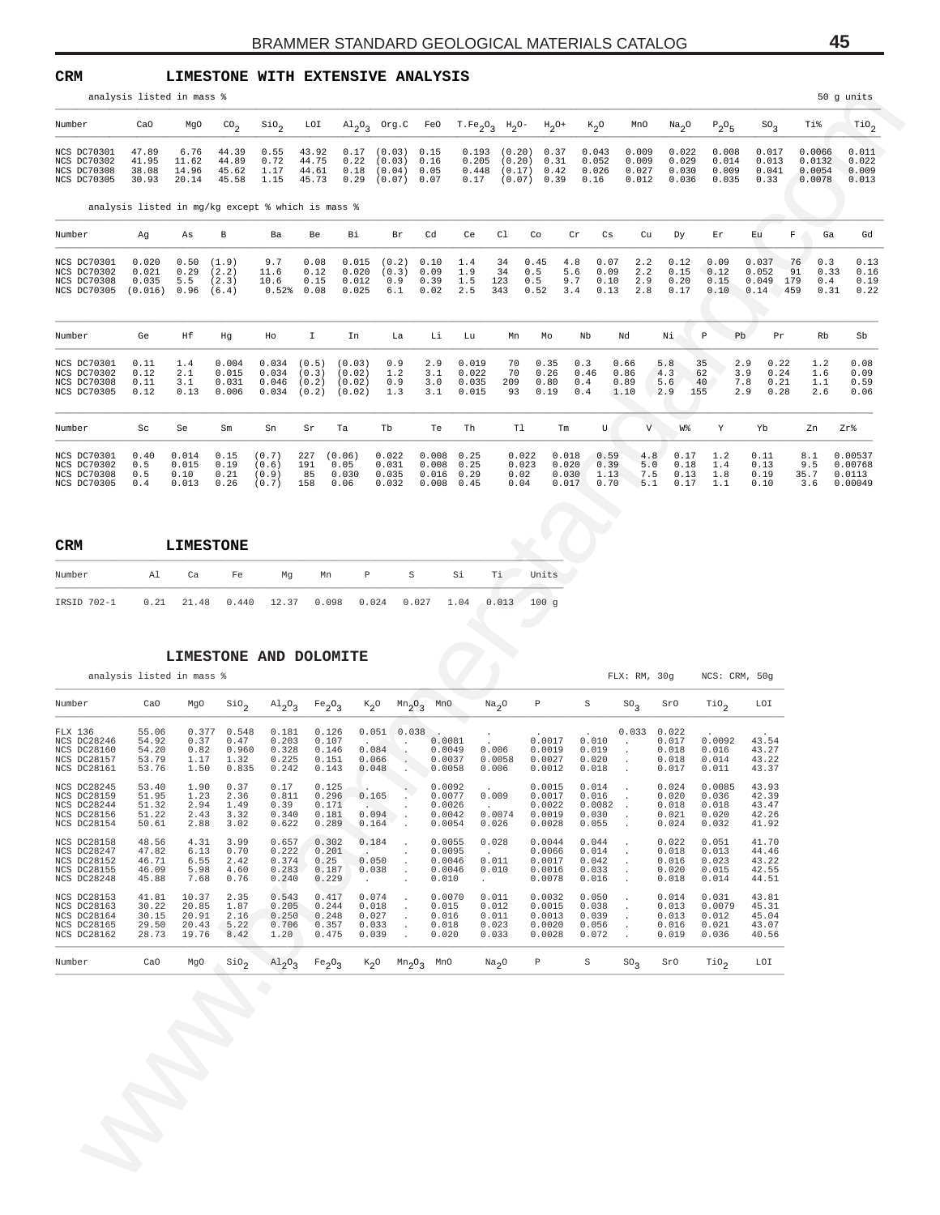## CRM LIMESTONE WITH EXTENSIVE ANALYSIS

analysis listed in mass % — 50 g units

| Number | CaO | MgO | $CO_2$ | $SiO_2$ | LOI | $Al_2O_3$ | Org.C | FeO | $T.Fe_2O_3$ | $H_2O-$ | $H_2O+$ | $K_2O$ | MnO | $Na_2O$ | $P_2O_5$ | $SO_3$ | Ti% | $TiO_2$ |
|---|---|---|---|---|---|---|---|---|---|---|---|---|---|---|---|---|---|---|
| NCS DC70301 | 47.89 | 6.76 | 44.39 | 0.55 | 43.92 | 0.17 | (0.03) | 0.15 | 0.193 | (0.20) | 0.37 | 0.043 | 0.009 | 0.022 | 0.008 | 0.017 | 0.0066 | 0.011 |
| NCS DC70302 | 41.95 | 11.62 | 44.89 | 0.72 | 44.75 | 0.22 | (0.03) | 0.16 | 0.205 | (0.20) | 0.31 | 0.052 | 0.009 | 0.029 | 0.014 | 0.013 | 0.0132 | 0.022 |
| NCS DC70308 | 38.08 | 14.96 | 45.62 | 1.17 | 44.61 | 0.18 | (0.04) | 0.05 | 0.448 | (0.17) | 0.42 | 0.026 | 0.027 | 0.030 | 0.009 | 0.041 | 0.0054 | 0.009 |
| NCS DC70305 | 30.93 | 20.14 | 45.58 | 1.15 | 45.73 | 0.29 | (0.07) | 0.07 | 0.17 | (0.07) | 0.39 | 0.16 | 0.012 | 0.036 | 0.035 | 0.33 | 0.0078 | 0.013 |

analysis listed in mg/kg except % which is mass %

| Number | Ag | As | B | Ba | Be | Bi | Br | Cd | Ce | Cl | Co | Cr | Cs | Cu | Dy | Er | Eu | F | Ga | Gd |
|---|---|---|---|---|---|---|---|---|---|---|---|---|---|---|---|---|---|---|---|---|
| NCS DC70301 | 0.020 | 0.50 | (1.9) | 9.7 | 0.08 | 0.015 | (0.2) | 0.10 | 1.4 | 34 | 0.45 | 4.8 | 0.07 | 2.2 | 0.12 | 0.09 | 0.037 | 76 | 0.3 | 0.13 |
| NCS DC70302 | 0.021 | 0.29 | (2.2) | 11.6 | 0.12 | 0.020 | (0.3) | 0.09 | 1.9 | 34 | 0.5 | 5.6 | 0.09 | 2.2 | 0.15 | 0.12 | 0.052 | 91 | 0.33 | 0.16 |
| NCS DC70308 | 0.035 | 5.5 | (2.3) | 10.6 | 0.15 | 0.012 | 0.9 | 0.39 | 1.5 | 123 | 0.5 | 9.7 | 0.10 | 2.9 | 0.20 | 0.15 | 0.049 | 179 | 0.4 | 0.19 |
| NCS DC70305 | (0.016) | 0.96 | (6.4) | 0.52% | 0.08 | 0.025 | 6.1 | 0.02 | 2.5 | 343 | 0.52 | 3.4 | 0.13 | 2.8 | 0.17 | 0.10 | 0.14 | 459 | 0.31 | 0.22 |

| Number | Ge | Hf | Hg | Ho | I | In | La | Li | Lu | Mn | Mo | Nb | Nd | Ni | P | Pb | Pr | Rb | Sb |
|---|---|---|---|---|---|---|---|---|---|---|---|---|---|---|---|---|---|---|---|
| NCS DC70301 | 0.11 | 1.4 | 0.004 | 0.034 | (0.5) | (0.03) | 0.9 | 2.9 | 0.019 | 70 | 0.35 | 0.3 | 0.66 | 5.8 | 35 | 2.9 | 0.22 | 1.2 | 0.08 |
| NCS DC70302 | 0.12 | 2.1 | 0.015 | 0.034 | (0.3) | (0.02) | 1.2 | 3.1 | 0.022 | 70 | 0.26 | 0.46 | 0.86 | 4.3 | 62 | 3.9 | 0.24 | 1.6 | 0.09 |
| NCS DC70308 | 0.11 | 3.1 | 0.031 | 0.046 | (0.2) | (0.02) | 0.9 | 3.0 | 0.035 | 209 | 0.80 | 0.4 | 0.89 | 5.6 | 40 | 7.8 | 0.21 | 1.1 | 0.59 |
| NCS DC70305 | 0.12 | 0.13 | 0.006 | 0.034 | (0.2) | (0.02) | 1.3 | 3.1 | 0.015 | 93 | 0.19 | 0.4 | 1.10 | 2.9 | 155 | 2.9 | 0.28 | 2.6 | 0.06 |

| Number | Sc | Se | Sm | Sn | Sr | Ta | Tb | Te | Th | Tl | Tm | U | V | W% | Y | Yb | Zn | Zr% |
|---|---|---|---|---|---|---|---|---|---|---|---|---|---|---|---|---|---|---|
| NCS DC70301 | 0.40 | 0.014 | 0.15 | (0.7) | 227 | (0.06) | 0.022 | 0.008 | 0.25 | 0.022 | 0.018 | 0.59 | 4.8 | 0.17 | 1.2 | 0.11 | 8.1 | 0.00537 |
| NCS DC70302 | 0.5 | 0.015 | 0.19 | (0.6) | 191 | 0.05 | 0.031 | 0.008 | 0.25 | 0.023 | 0.020 | 0.39 | 5.0 | 0.18 | 1.4 | 0.13 | 9.5 | 0.00768 |
| NCS DC70308 | 0.5 | 0.10 | 0.21 | (0.9) | 85 | 0.030 | 0.035 | 0.016 | 0.29 | 0.02 | 0.030 | 1.13 | 7.5 | 0.13 | 1.8 | 0.19 | 35.7 | 0.0113 |
| NCS DC70305 | 0.4 | 0.013 | 0.26 | (0.7) | 158 | 0.06 | 0.032 | 0.008 | 0.45 | 0.04 | 0.017 | 0.70 | 5.1 | 0.17 | 1.1 | 0.10 | 3.6 | 0.00049 |

## CRM LIMESTONE

| Number | Al | Ca | Fe | Mg | Mn | P | S | Si | Ti | Units |
|---|---|---|---|---|---|---|---|---|---|---|
| IRSID 702-1 | 0.21 | 21.48 | 0.440 | 12.37 | 0.098 | 0.024 | 0.027 | 1.04 | 0.013 | 100 g |

## LIMESTONE AND DOLOMITE

analysis listed in mass % — FLX: RM, 30g — NCS: CRM, 50g

| Number | CaO | MgO | $SiO_2$ | $Al_2O_3$ | $Fe_2O_3$ | $K_2O$ | $Mn_2O_3$ | MnO | $Na_2O$ | P | S | $SO_3$ | SrO | $TiO_2$ | LOI |
|---|---|---|---|---|---|---|---|---|---|---|---|---|---|---|---|
| FLX 136 | 55.06 | 0.377 | 0.548 | 0.181 | 0.126 | 0.051 | 0.038 | . | . | . | . | 0.033 | 0.022 | . | . |
| NCS DC28246 | 54.92 | 0.37 | 0.47 | 0.203 | 0.107 | . | . | 0.0081 | . | 0.0017 | 0.010 | . | 0.017 | 0.0092 | 43.54 |
| NCS DC28160 | 54.20 | 0.82 | 0.960 | 0.328 | 0.146 | 0.084 | . | 0.0049 | 0.006 | 0.0019 | 0.019 | . | 0.018 | 0.016 | 43.27 |
| NCS DC28157 | 53.79 | 1.17 | 1.32 | 0.225 | 0.151 | 0.066 | . | 0.0037 | 0.0058 | 0.0027 | 0.020 | . | 0.018 | 0.014 | 43.22 |
| NCS DC28161 | 53.76 | 1.50 | 0.835 | 0.242 | 0.143 | 0.048 | . | 0.0058 | 0.006 | 0.0012 | 0.018 | . | 0.017 | 0.011 | 43.37 |
| NCS DC28245 | 53.40 | 1.90 | 0.37 | 0.17 | 0.125 | . | . | 0.0092 | . | 0.0015 | 0.014 | . | 0.024 | 0.0085 | 43.93 |
| NCS DC28159 | 51.95 | 1.23 | 2.36 | 0.811 | 0.296 | 0.165 | . | 0.0077 | 0.009 | 0.0017 | 0.016 | . | 0.020 | 0.036 | 42.39 |
| NCS DC28244 | 51.32 | 2.94 | 1.49 | 0.39 | 0.171 | . | . | 0.0026 | . | 0.0022 | 0.0082 | . | 0.018 | 0.018 | 43.47 |
| NCS DC28156 | 51.22 | 2.43 | 3.32 | 0.340 | 0.181 | 0.094 | . | 0.0042 | 0.0074 | 0.0019 | 0.030 | . | 0.021 | 0.020 | 42.26 |
| NCS DC28154 | 50.61 | 2.88 | 3.02 | 0.622 | 0.289 | 0.164 | . | 0.0054 | 0.026 | 0.0028 | 0.055 | . | 0.024 | 0.032 | 41.92 |
| NCS DC28158 | 48.56 | 4.31 | 3.99 | 0.657 | 0.302 | 0.184 | . | 0.0055 | 0.028 | 0.0044 | 0.044 | . | 0.022 | 0.051 | 41.70 |
| NCS DC28247 | 47.82 | 6.13 | 0.70 | 0.222 | 0.201 | . | . | 0.0095 | . | 0.0066 | 0.014 | . | 0.018 | 0.013 | 44.46 |
| NCS DC28152 | 46.71 | 6.55 | 2.42 | 0.374 | 0.25 | 0.050 | . | 0.0046 | 0.011 | 0.0017 | 0.042 | . | 0.016 | 0.023 | 43.22 |
| NCS DC28155 | 46.09 | 5.98 | 4.60 | 0.283 | 0.187 | 0.038 | . | 0.0046 | 0.010 | 0.0016 | 0.033 | . | 0.020 | 0.015 | 42.55 |
| NCS DC28248 | 45.88 | 7.68 | 0.76 | 0.240 | 0.229 | . | . | 0.010 | . | 0.0078 | 0.016 | . | 0.018 | 0.014 | 44.51 |
| NCS DC28153 | 41.81 | 10.37 | 2.35 | 0.543 | 0.417 | 0.074 | . | 0.0070 | 0.011 | 0.0032 | 0.050 | . | 0.014 | 0.031 | 43.81 |
| NCS DC28163 | 30.22 | 20.85 | 1.87 | 0.205 | 0.244 | 0.018 | . | 0.015 | 0.012 | 0.0015 | 0.038 | . | 0.013 | 0.0079 | 45.31 |
| NCS DC28164 | 30.15 | 20.91 | 2.16 | 0.250 | 0.248 | 0.027 | . | 0.016 | 0.011 | 0.0013 | 0.039 | . | 0.013 | 0.012 | 45.04 |
| NCS DC28165 | 29.50 | 20.43 | 5.22 | 0.706 | 0.357 | 0.033 | . | 0.018 | 0.023 | 0.0020 | 0.056 | . | 0.016 | 0.021 | 43.07 |
| NCS DC28162 | 28.73 | 19.76 | 8.42 | 1.20 | 0.475 | 0.039 | . | 0.020 | 0.033 | 0.0028 | 0.072 | . | 0.019 | 0.036 | 40.56 |
| Number | CaO | MgO | $SiO_2$ | $Al_2O_3$ | $Fe_2O_3$ | $K_2O$ | $Mn_2O_3$ | MnO | $Na_2O$ | P | S | $SO_3$ | SrO | $TiO_2$ | LOI |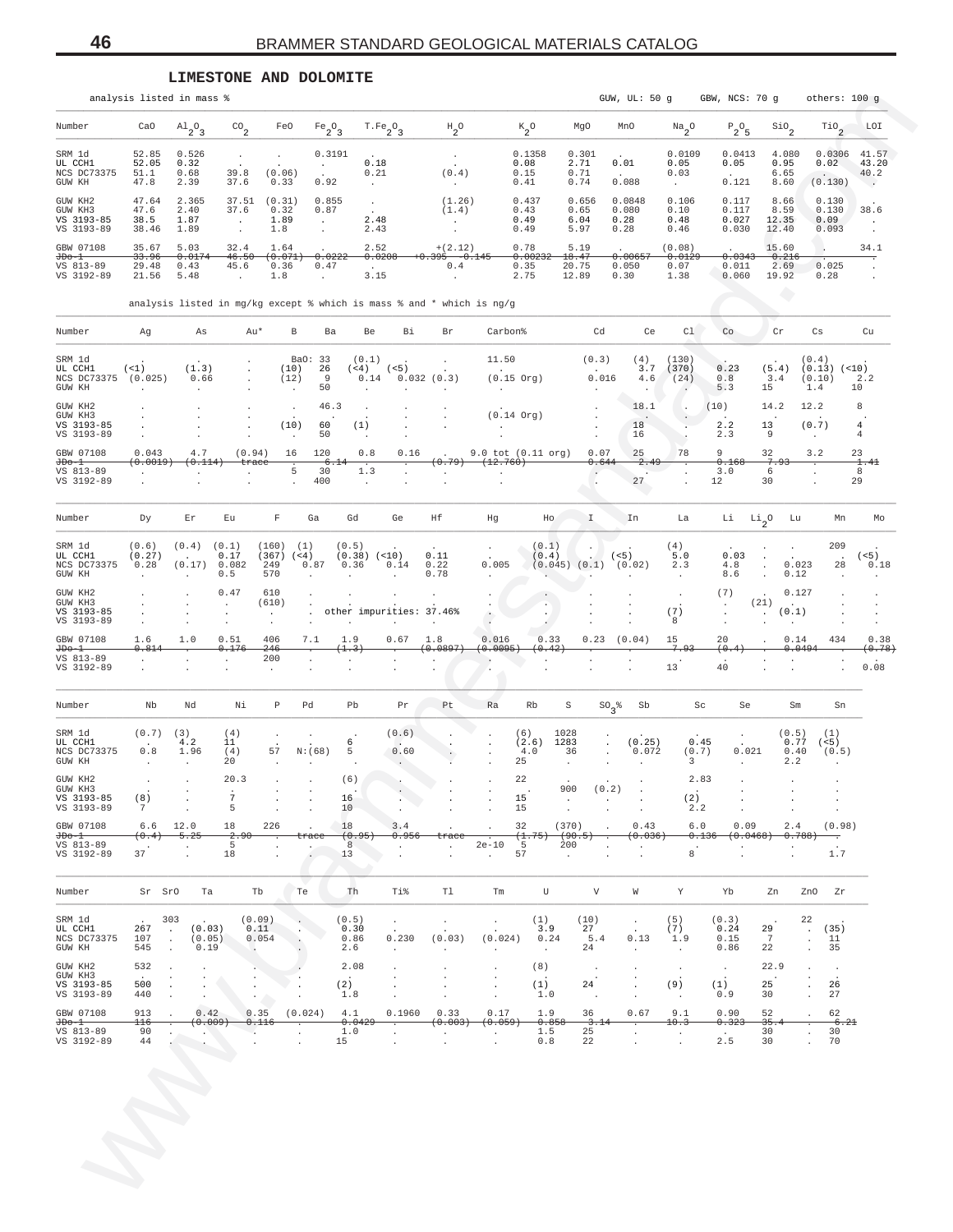## LIMESTONE AND DOLOMITE

analysis listed in mass % — GUW, UL: 50 g — GBW, NCS: 70 g — others: 100 g

| Number | CaO | $Al_2O_3$ | $CO_2$ | FeO | $Fe_2O_3$ | $T.Fe_2O_3$ | $H_2O$ | $K_2O$ | MgO | MnO | $Na_2O$ | $P_2O_5$ | $SiO_2$ | $TiO_2$ | LOI |
|---|---|---|---|---|---|---|---|---|---|---|---|---|---|---|---|
| SRM 1d | 52.85 | 0.526 | . | . | 0.3191 | . | . | 0.1358 | 0.301 | . | 0.0109 | 0.0413 | 4.080 | 0.0306 | 41.57 |
| UL CCH1 | 52.05 | 0.32 | . | . | . | 0.18 | . | 0.08 | 2.71 | 0.01 | 0.05 | 0.05 | 0.95 | 0.02 | 43.20 |
| NCS DC73375 | 51.1 | 0.68 | 39.8 | (0.06) | . | 0.21 | (0.4) | 0.15 | 0.71 | . | 0.03 | . | 6.65 | . | 40.2 |
| GUW KH | 47.8 | 2.39 | 37.6 | 0.33 | 0.92 | . | . | 0.41 | 0.74 | 0.088 | . | 0.121 | 8.60 | (0.130) | . |
| GUW KH2 | 47.64 | 2.365 | 37.51 | (0.31) | 0.855 | . | (1.26) | 0.437 | 0.656 | 0.0848 | 0.106 | 0.117 | 8.66 | 0.130 | . |
| GUW KH3 | 47.6 | 2.40 | 37.6 | 0.32 | 0.87 | . | (1.4) | 0.43 | 0.65 | 0.080 | 0.10 | 0.117 | 8.59 | 0.130 | 38.6 |
| VS 3193-85 | 38.5 | 1.87 | . | 1.89 | . | 2.48 | . | 0.49 | 6.04 | 0.28 | 0.48 | 0.027 | 12.35 | 0.09 | . |
| VS 3193-89 | 38.46 | 1.89 | . | 1.8 | . | 2.43 | . | 0.49 | 5.97 | 0.28 | 0.46 | 0.030 | 12.40 | 0.093 | . |
| GBW 07108 | 35.67 | 5.03 | 32.4 | 1.64 | . | 2.52 | +(2.12) | 0.78 | 5.19 | . | (0.08) | . | 15.60 | . | 34.1 |
| ~~JDo-1~~ | ~~33.96~~ | ~~0.0174~~ | ~~46.50~~ | ~~(0.071)~~ | ~~0.0222~~ | ~~0.0208~~ | ~~+0.395 -0.145~~ | ~~0.00232~~ | ~~18.47~~ | ~~0.00657~~ | ~~0.0129~~ | ~~0.0343~~ | ~~0.216~~ | . | . |
| VS 813-89 | 29.48 | 0.43 | 45.6 | 0.36 | 0.47 | . | 0.4 | 0.35 | 20.75 | 0.050 | 0.07 | 0.011 | 2.69 | 0.025 | . |
| VS 3192-89 | 21.56 | 5.48 | . | 1.8 | . | 3.15 | . | 2.75 | 12.89 | 0.30 | 1.38 | 0.060 | 19.92 | 0.28 | . |

analysis listed in mg/kg except % which is mass % and * which is ng/g

| Number | Ag | As | Au* | B | Ba | Be | Bi | Br | Carbon% | Cd | Ce | Cl | Co | Cr | Cs | Cu |
|---|---|---|---|---|---|---|---|---|---|---|---|---|---|---|---|---|
| SRM 1d | . | . | . | BaO: 33 | | (0.1) | . | . | 11.50 | (0.3) | (4) | (130) | . | . | (0.4) | . |
| UL CCH1 | (<1) | (1.3) | . | (10) | 26 | (<4) | (<5) | . | . | . | 3.7 | (370) | 0.23 | (5.4) | (0.13) | (<10) |
| NCS DC73375 | (0.025) | 0.66 | . | (12) | 9 | 0.14 | 0.032 | (0.3) | (0.15 Org) | 0.016 | 4.6 | (24) | 0.8 | 3.4 | (0.10) | 2.2 |
| GUW KH | . | . | . | . | 50 | . | . | . | . | . | . | . | 5.3 | 15 | 1.4 | 10 |
| GUW KH2 | . | . | . | . | 46.3 | . | . | . | . | . | 18.1 | . | (10) | 14.2 | 12.2 | 8 |
| GUW KH3 | . | . | . | . | . | . | . | . | (0.14 Org) | . | . | . | . | . | . | . |
| VS 3193-85 | . | . | . | (10) | 60 | (1) | . | . | . | . | 18 | . | 2.2 | 13 | (0.7) | 4 |
| VS 3193-89 | . | . | . | . | 50 | . | . | . | . | . | 16 | . | 2.3 | 9 | . | 4 |
| GBW 07108 | 0.043 | 4.7 | (0.94) | 16 | 120 | 0.8 | 0.16 | . | 9.0 tot (0.11 org) | 0.07 | 25 | 78 | 9 | 32 | 3.2 | 23 |
| ~~JDo-1~~ | ~~(0.0019)~~ | ~~(0.114)~~ | ~~trace~~ | . | ~~6.14~~ | . | . | ~~(0.79)~~ | ~~(12.760)~~ | ~~0.644~~ | ~~2.49~~ | . | ~~0.168~~ | ~~7.93~~ | . | ~~1.41~~ |
| VS 813-89 | . | . | . | 5 | 30 | 1.3 | . | . | . | . | . | . | 3.0 | 6 | . | 8 |
| VS 3192-89 | . | . | . | . | 400 | . | . | . | . | . | 27 | . | 12 | 30 | . | 29 |

| Number | Dy | Er | Eu | F | Ga | Gd | Ge | Hf | Hg | Ho | I | In | La | Li | $Li_2O$ | Lu | Mn | Mo |
|---|---|---|---|---|---|---|---|---|---|---|---|---|---|---|---|---|---|---|
| SRM 1d | (0.6) | (0.4) | (0.1) | (160) | (1) | (0.5) | . | . | . | (0.1) | . | . | (4) | . | . | . | 209 | . |
| UL CCH1 | (0.27) | . | 0.17 | (367) | (<4) | (0.38) | (<10) | 0.11 | . | (0.4) | . | (<5) | 5.0 | 0.03 | . | . | . | (<5) |
| NCS DC73375 | 0.28 | (0.17) | 0.082 | 249 | 0.87 | 0.36 | 0.14 | 0.22 | 0.005 | (0.045) | (0.1) | (0.02) | 2.3 | 4.8 | . | 0.023 | 28 | 0.18 |
| GUW KH | . | . | 0.5 | 570 | . | . | . | 0.78 | . | . | . | . | . | 8.6 | . | 0.12 | . | . |
| GUW KH2 | . | . | 0.47 | 610 | . | . | . | . | . | . | . | . | . | (7) | . | 0.127 | . | . |
| GUW KH3 | . | . | . | (610) | . | . | . | . | . | . | . | . | . | . | (21) | . | . | . |
| VS 3193-85 | . | . | . | . | . | other impurities: 37.46% | | | . | . | . | . | (7) | . | . | (0.1) | . | . |
| VS 3193-89 | . | . | . | . | . | . | . | . | . | . | . | . | 8 | . | . | . | . | . |
| GBW 07108 | 1.6 | 1.0 | 0.51 | 406 | 7.1 | 1.9 | 0.67 | 1.8 | 0.016 | 0.33 | 0.23 | (0.04) | 15 | 20 | . | 0.14 | 434 | 0.38 |
| ~~JDo-1~~ | ~~0.814~~ | . | ~~0.176~~ | ~~246~~ | . | ~~(1.3)~~ | . | ~~(0.0897)~~ | ~~(0.0095)~~ | ~~(0.42)~~ | . | . | ~~7.93~~ | ~~(0.4)~~ | . | ~~0.0494~~ | . | ~~(0.78)~~ |
| VS 813-89 | . | . | . | 200 | . | . | . | . | . | . | . | . | . | . | . | . | . | . |
| VS 3192-89 | . | . | . | . | . | . | . | . | . | . | . | . | 13 | 40 | . | . | . | 0.08 |

| Number | Nb | Nd | Ni | P | Pd | Pb | Pr | Pt | Ra | Rb | S | $SO_3$% | Sb | Sc | Se | Sm | Sn |
|---|---|---|---|---|---|---|---|---|---|---|---|---|---|---|---|---|---|
| SRM 1d | (0.7) | (3) | (4) | . | . | . | (0.6) | . | . | (6) | 1028 | . | . | . | . | (0.5) | (1) |
| UL CCH1 | . | 4.2 | 11 | . | . | 6 | . | . | . | (2.6) | 1283 | . | (0.25) | 0.45 | . | 0.77 | (<5) |
| NCS DC73375 | 0.8 | 1.96 | (4) | 57 | N:(68) | 5 | 0.60 | . | . | 4.0 | 36 | . | 0.072 | (0.7) | 0.021 | 0.40 | (0.5) |
| GUW KH | . | . | 20 | . | . | . | . | . | . | 25 | . | . | . | 3 | . | 2.2 | . |
| GUW KH2 | . | . | 20.3 | . | . | (6) | . | . | . | 22 | . | . | . | 2.83 | . | . | . |
| GUW KH3 | . | . | . | . | . | . | . | . | . | . | 900 | (0.2) | . | . | . | . | . |
| VS 3193-85 | (8) | . | 7 | . | . | 16 | . | . | . | 15 | . | . | . | (2) | . | . | . |
| VS 3193-89 | 7 | . | 5 | . | . | 10 | . | . | . | 15 | . | . | . | 2.2 | . | . | . |
| GBW 07108 | 6.6 | 12.0 | 18 | 226 | . | 18 | 3.4 | . | . | 32 | (370) | . | 0.43 | 6.0 | 0.09 | 2.4 | (0.98) |
| ~~JDo-1~~ | ~~(0.4)~~ | ~~5.25~~ | ~~2.90~~ | . | ~~trace~~ | ~~(0.95)~~ | ~~0.956~~ | ~~trace~~ | . | ~~(1.75)~~ | ~~(90.5)~~ | . | ~~(0.036)~~ | ~~0.136~~ | ~~(0.0468)~~ | ~~0.788)~~ | . |
| VS 813-89 | . | . | 5 | . | . | 8 | . | . | 2e-10 | 5 | 200 | . | . | . | . | . | . |
| VS 3192-89 | 37 | . | 18 | . | . | 13 | . | . | . | 57 | . | . | . | 8 | . | . | 1.7 |

| Number | Sr | SrO | Ta | Tb | Te | Th | Ti% | Tl | Tm | U | V | W | Y | Yb | Zn | ZnO | Zr |
|---|---|---|---|---|---|---|---|---|---|---|---|---|---|---|---|---|---|
| SRM 1d | . | 303 | . | (0.09) | . | (0.5) | . | . | . | (1) | (10) | . | (5) | (0.3) | . | 22 | . |
| UL CCH1 | 267 | . | (0.03) | 0.11 | . | 0.30 | . | . | . | 3.9 | 27 | . | (7) | 0.24 | 29 | . | (35) |
| NCS DC73375 | 107 | . | (0.05) | 0.054 | . | 0.86 | 0.230 | (0.03) | (0.024) | 0.24 | 5.4 | 0.13 | 1.9 | 0.15 | 7 | . | 11 |
| GUW KH | 545 | . | 0.19 | . | . | 2.6 | . | . | . | . | 24 | . | . | 0.86 | 22 | . | 35 |
| GUW KH2 | 532 | . | . | . | . | 2.08 | . | . | . | (8) | . | . | . | . | 22.9 | . | . |
| GUW KH3 | . | . | . | . | . | . | . | . | . | . | . | . | . | . | . | . | . |
| VS 3193-85 | 500 | . | . | . | . | (2) | . | . | . | (1) | 24 | . | (9) | (1) | 25 | . | 26 |
| VS 3193-89 | 440 | . | . | . | . | 1.8 | . | . | . | 1.0 | . | . | . | 0.9 | 30 | . | 27 |
| GBW 07108 | 913 | . | 0.42 | 0.35 | (0.024) | 4.1 | 0.1960 | 0.33 | 0.17 | 1.9 | 36 | 0.67 | 9.1 | 0.90 | 52 | . | 62 |
| ~~JDo-1~~ | ~~116~~ | . | ~~(0.009)~~ | ~~0.116~~ | . | ~~0.0429~~ | . | ~~(0.003)~~ | ~~(0.059)~~ | ~~0.858~~ | ~~3.14~~ | . | ~~10.3~~ | ~~0.323~~ | ~~35.4~~ | . | ~~6.21~~ |
| VS 813-89 | 90 | . | . | . | . | 1.0 | . | . | . | 1.5 | 25 | . | . | . | 30 | . | 30 |
| VS 3192-89 | 44 | . | . | . | . | 15 | . | . | . | 0.8 | 22 | . | . | 2.5 | 30 | . | 70 |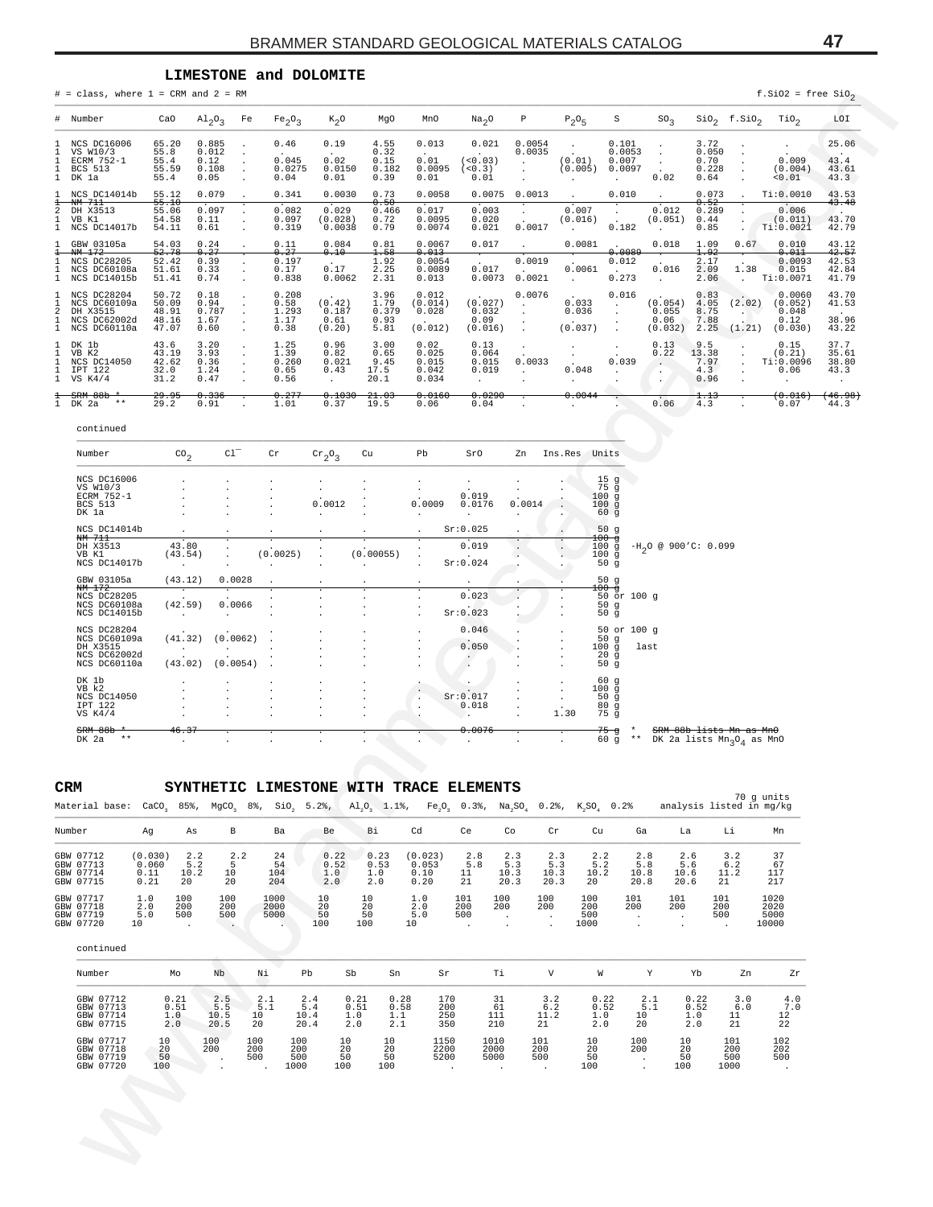## LIMESTONE and DOLOMITE

# = class, where 1 = CRM and 2 = RM

f.SiO2 = free $SiO_2$

| # | Number | CaO | $Al_2O_3$ | Fe | $Fe_2O_3$ | $K_2O$ | MgO | MnO | $Na_2O$ | P | $P_2O_5$ | S | $SO_3$ | $SiO_2$ | f.$SiO_2$ | $TiO_2$ | LOI |
|---|---|---|---|---|---|---|---|---|---|---|---|---|---|---|---|---|---|
| 1 | NCS DC16006 | 65.20 | 0.885 | . | 0.46 | 0.19 | 4.55 | 0.013 | 0.021 | 0.0054 | . | 0.101 | . | 3.72 | . | . | 25.06 |
| 1 | VS W10/3 | 55.8 | 0.012 | . | . | . | 0.32 | . | . | 0.0035 | . | 0.0053 | . | 0.050 | . | . | . |
| 1 | ECRM 752-1 | 55.4 | 0.12 | . | 0.045 | 0.02 | 0.15 | 0.01 | (<0.03) | . | (0.01) | 0.007 | . | 0.70 | . | 0.009 | 43.4 |
| 1 | BCS 513 | 55.59 | 0.108 | . | 0.0275 | 0.0150 | 0.182 | 0.0095 | (<0.3) | . | (0.005) | 0.0097 | . | 0.228 | . | (0.004) | 43.61 |
| 1 | DK 1a | 55.4 | 0.05 | . | 0.04 | 0.01 | 0.39 | 0.01 | 0.01 | . | . | . | 0.02 | 0.64 | . | <0.01 | 43.3 |
| 1 | NCS DC14014b | 55.12 | 0.079 | . | 0.341 | 0.0030 | 0.73 | 0.0058 | 0.0075 | 0.0013 | . | 0.010 | . | 0.073 | . | Ti:0.0010 | 43.53 |
| ~~1~~ | ~~NM 711~~ | ~~55.10~~ | . | . | . | . | ~~0.50~~ | . | . | . | . | . | . | ~~0.52~~ | . | . | ~~43.48~~ |
| 2 | DH X3513 | 55.06 | 0.097 | . | 0.082 | 0.029 | 0.466 | 0.017 | 0.003 | . | 0.007 | . | 0.012 | 0.289 | . | 0.006 | . |
| 1 | VB K1 | 54.58 | 0.11 | . | 0.097 | (0.028) | 0.72 | 0.0095 | 0.020 | . | (0.016) | . | (0.051) | 0.44 | . | (0.011) | 43.70 |
| 1 | NCS DC14017b | 54.11 | 0.61 | . | 0.319 | 0.0038 | 0.79 | 0.0074 | 0.021 | 0.0017 | . | 0.182 | . | 0.85 | . | Ti:0.0021 | 42.79 |
| 1 | GBW 03105a | 54.03 | 0.24 | . | 0.11 | 0.084 | 0.81 | 0.0067 | 0.017 | . | 0.0081 | . | 0.018 | 1.09 | 0.67 | 0.010 | 43.12 |
| ~~1~~ | ~~NM 172~~ | ~~52.78~~ | ~~0.27~~ | . | ~~0.27~~ | ~~0.10~~ | ~~1.58~~ | ~~0.013~~ | . | . | . | ~~0.0089~~ | . | ~~1.92~~ | . | ~~0.011~~ | ~~42.57~~ |
| 1 | NCS DC28205 | 52.42 | 0.39 | . | 0.197 | . | 1.92 | 0.0054 | . | 0.0019 | . | 0.012 | . | 2.17 | . | 0.0093 | 42.53 |
| 1 | NCS DC60108a | 51.61 | 0.33 | . | 0.17 | 0.17 | 2.25 | 0.0089 | 0.017 | . | 0.0061 | . | 0.016 | 2.09 | 1.38 | 0.015 | 42.84 |
| 1 | NCS DC14015b | 51.41 | 0.74 | . | 0.838 | 0.0062 | 2.31 | 0.013 | 0.0073 | 0.0021 | . | 0.273 | . | 2.06 | . | Ti:0.0071 | 41.79 |
| 1 | NCS DC28204 | 50.72 | 0.18 | . | 0.208 | . | 3.96 | 0.012 | . | 0.0076 | . | 0.016 | . | 0.83 | . | 0.0060 | 43.70 |
| 1 | NCS DC60109a | 50.09 | 0.94 | . | 0.58 | (0.42) | 1.79 | (0.014) | (0.027) | . | 0.033 | . | (0.054) | 4.05 | (2.02) | (0.052) | 41.53 |
| 2 | DH X3515 | 48.91 | 0.787 | . | 1.293 | 0.187 | 0.379 | 0.028 | 0.032 | . | 0.036 | . | 0.055 | 8.75 | . | 0.048 | . |
| 1 | NCS DC62002d | 48.16 | 1.67 | . | 1.17 | 0.61 | 0.93 | . | 0.09 | . | . | . | 0.06 | 7.88 | . | 0.12 | 38.96 |
| 1 | NCS DC60110a | 47.07 | 0.60 | . | 0.38 | (0.20) | 5.81 | (0.012) | (0.016) | . | (0.037) | . | (0.032) | 2.25 | (1.21) | (0.030) | 43.22 |
| 1 | DK 1b | 43.6 | 3.20 | . | 1.25 | 0.96 | 3.00 | 0.02 | 0.13 | . | . | . | 0.13 | 9.5 | . | 0.15 | 37.7 |
| 1 | VB K2 | 43.19 | 3.93 | . | 1.39 | 0.82 | 0.65 | 0.025 | 0.064 | . | . | . | 0.22 | 13.38 | . | (0.21) | 35.61 |
| 1 | NCS DC14050 | 42.62 | 0.36 | . | 0.260 | 0.021 | 9.45 | 0.015 | 0.015 | 0.0033 | . | 0.039 | . | 7.97 | . | Ti:0.0096 | 38.80 |
| 1 | IPT 122 | 32.0 | 1.24 | . | 0.65 | 0.43 | 17.5 | 0.042 | 0.019 | . | 0.048 | . | . | 4.3 | . | 0.06 | 43.3 |
| 1 | VS K4/4 | 31.2 | 0.47 | . | 0.56 | . | 20.1 | 0.034 | . | . | . | . | . | 0.96 | . | . | . |
| ~~1~~ | ~~SRM 88b *~~ | ~~29.95~~ | ~~0.336~~ | . | ~~0.277~~ | ~~0.1030~~ | ~~21.03~~ | ~~0.0160~~ | ~~0.0290~~ | . | ~~0.0044~~ | . | . | ~~1.13~~ | . | ~~(0.016)~~ | ~~(46.98)~~ |
| 1 | DK 2a ** | 29.2 | 0.91 | . | 1.01 | 0.37 | 19.5 | 0.06 | 0.04 | . | . | . | 0.06 | 4.3 | . | 0.07 | 44.3 |

continued

| Number | $CO_2$ | $Cl^-$ | Cr | $Cr_2O_3$ | Cu | Pb | SrO | Zn | Ins.Res | Units | |
|---|---|---|---|---|---|---|---|---|---|---|---|
| NCS DC16006 | . | . | . | . | . | . | . | . | . | 15 g | |
| VS W10/3 | . | . | . | . | . | . | . | . | . | 75 g | |
| ECRM 752-1 | . | . | . | . | . | . | 0.019 | . | . | 100 g | |
| BCS 513 | . | . | . | 0.0012 | . | 0.0009 | 0.0176 | 0.0014 | . | 100 g | |
| DK 1a | . | . | . | . | . | . | . | . | . | 60 g | |
| NCS DC14014b | . | . | . | . | . | . | Sr:0.025 | . | . | 50 g | |
| ~~NM 711~~ | . | . | . | . | . | . | . | . | . | ~~100 g~~ | |
| DH X3513 | 43.80 | . | . | . | . | . | 0.019 | . | . | 100 g | $-H_2O$ @ 900'C: 0.099 |
| VB K1 | (43.54) | . | (0.0025) | . | (0.00055) | . | . | . | . | 100 g | |
| NCS DC14017b | . | . | . | . | . | . | Sr:0.024 | . | . | 50 g | |
| GBW 03105a | (43.12) | 0.0028 | . | . | . | . | . | . | . | 50 g | |
| ~~NM 172~~ | . | . | . | . | . | . | . | . | . | ~~100 g~~ | |
| NCS DC28205 | . | . | . | . | . | . | 0.023 | . | . | 50 or 100 g | |
| NCS DC60108a | (42.59) | 0.0066 | . | . | . | . | . | . | . | 50 g | |
| NCS DC14015b | . | . | . | . | . | . | Sr:0.023 | . | . | 50 g | |
| NCS DC28204 | . | . | . | . | . | . | 0.046 | . | . | 50 or 100 g | |
| NCS DC60109a | (41.32) | (0.0062) | . | . | . | . | . | . | . | 50 g | |
| DH X3515 | . | . | . | . | . | . | 0.050 | . | . | 100 g | last |
| NCS DC62002d | . | . | . | . | . | . | . | . | . | 20 g | |
| NCS DC60110a | (43.02) | (0.0054) | . | . | . | . | . | . | . | 50 g | |
| DK 1b | . | . | . | . | . | . | . | . | . | 60 g | |
| VB K2 | . | . | . | . | . | . | . | . | . | 100 g | |
| NCS DC14050 | . | . | . | . | . | . | Sr:0.017 | . | . | 50 g | |
| IPT 122 | . | . | . | . | . | . | 0.018 | . | . | 80 g | |
| VS K4/4 | . | . | . | . | . | . | . | . | 1.30 | 75 g | |
| ~~SRM 88b *~~ | ~~46.37~~ | . | . | . | . | . | ~~0.0076~~ | . | . | ~~75 g~~ | * ~~SRM 88b lists Mn as MnO~~ |
| DK 2a ** | . | . | . | . | . | . | . | . | . | 60 g | ** DK 2a lists $Mn_3O_4$ as MnO |

## CRM SYNTHETIC LIMESTONE WITH TRACE ELEMENTS

Material base: $CaCO_3$ 85%, $MgCO_3$ 8%, $SiO_2$ 5.2%, $Al_2O_3$ 1.1%, $Fe_2O_3$ 0.3%, $Na_2SO_4$ 0.2%, $K_2SO_4$ 0.2%

70 g units, analysis listed in mg/kg

| Number | Ag | As | B | Ba | Be | Bi | Cd | Ce | Co | Cr | Cu | Ga | La | Li | Mn |
|---|---|---|---|---|---|---|---|---|---|---|---|---|---|---|---|
| GBW 07712 | (0.030) | 2.2 | 2.2 | 24 | 0.22 | 0.23 | (0.023) | 2.8 | 2.3 | 2.3 | 2.2 | 2.8 | 2.6 | 3.2 | 37 |
| GBW 07713 | 0.060 | 5.2 | 5 | 54 | 0.52 | 0.53 | 0.053 | 5.8 | 5.3 | 5.3 | 5.2 | 5.8 | 5.6 | 6.2 | 67 |
| GBW 07714 | 0.11 | 10.2 | 10 | 104 | 1.0 | 1.0 | 0.10 | 11 | 10.3 | 10.3 | 10.2 | 10.8 | 10.6 | 11.2 | 117 |
| GBW 07715 | 0.21 | 20 | 20 | 204 | 2.0 | 2.0 | 0.20 | 21 | 20.3 | 20.3 | 20 | 20.8 | 20.6 | 21 | 217 |
| GBW 07717 | 1.0 | 100 | 100 | 1000 | 10 | 10 | 1.0 | 101 | 100 | 100 | 100 | 101 | 101 | 101 | 1020 |
| GBW 07718 | 2.0 | 200 | 200 | 2000 | 20 | 20 | 2.0 | 200 | 200 | 200 | 200 | 200 | 200 | 200 | 2020 |
| GBW 07719 | 5.0 | 500 | 500 | 5000 | 50 | 50 | 5.0 | 500 | . | . | 500 | . | . | 500 | 5000 |
| GBW 07720 | 10 | . | . | . | 100 | 100 | 10 | . | . | . | 1000 | . | . | . | 10000 |

continued

| Number | Mo | Nb | Ni | Pb | Sb | Sn | Sr | Ti | V | W | Y | Yb | Zn | Zr |
|---|---|---|---|---|---|---|---|---|---|---|---|---|---|---|
| GBW 07712 | 0.21 | 2.5 | 2.1 | 2.4 | 0.21 | 0.28 | 170 | 31 | 3.2 | 0.22 | 2.1 | 0.22 | 3.0 | 4.0 |
| GBW 07713 | 0.51 | 5.5 | 5.1 | 5.4 | 0.51 | 0.58 | 200 | 61 | 6.2 | 0.52 | 5.1 | 0.52 | 6.0 | 7.0 |
| GBW 07714 | 1.0 | 10.5 | 10 | 10.4 | 1.0 | 1.1 | 250 | 111 | 11.2 | 1.0 | 10 | 1.0 | 11 | 12 |
| GBW 07715 | 2.0 | 20.5 | 20 | 20.4 | 2.0 | 2.1 | 350 | 210 | 21 | 2.0 | 20 | 2.0 | 21 | 22 |
| GBW 07717 | 10 | 100 | 100 | 100 | 10 | 10 | 1150 | 1010 | 101 | 10 | 100 | 10 | 101 | 102 |
| GBW 07718 | 20 | 200 | 200 | 200 | 20 | 20 | 2200 | 2000 | 200 | 20 | 200 | 20 | 200 | 202 |
| GBW 07719 | 50 | . | 500 | 500 | 50 | 50 | 5200 | 5000 | 500 | 50 | . | 50 | 500 | 500 |
| GBW 07720 | 100 | . | . | 1000 | 100 | 100 | . | . | . | 100 | . | 100 | 1000 | . |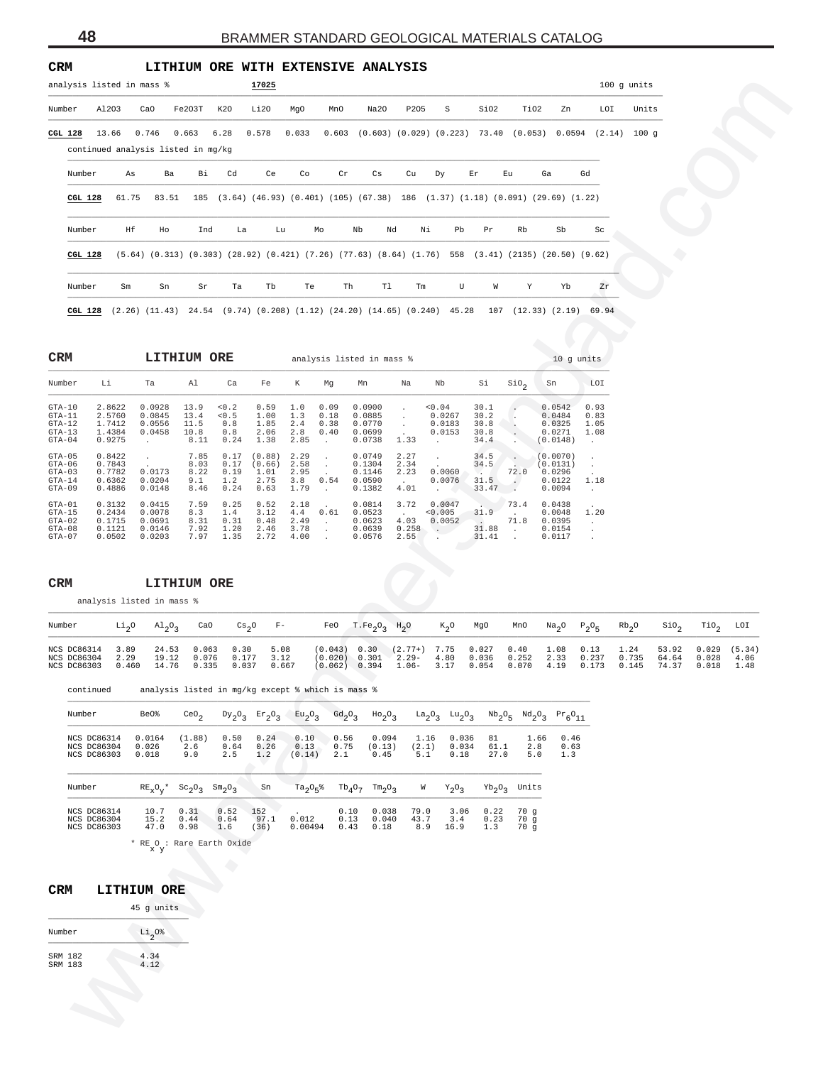## CRM LITHIUM ORE WITH EXTENSIVE ANALYSIS

analysis listed in mass % **17025** 100 g units

| Number | Al2O3 | CaO | Fe2O3T | K2O | Li2O | MgO | MnO | Na2O | P2O5 | S | SiO2 | TiO2 | Zn | LOI | Units |
|---|---|---|---|---|---|---|---|---|---|---|---|---|---|---|---|
| **CGL 128** | 13.66 | 0.746 | 0.663 | 6.28 | 0.578 | 0.033 | 0.603 | (0.603) | (0.029) | (0.223) | 73.40 | (0.053) | 0.0594 | (2.14) | 100 g |

continued analysis listed in mg/kg

| Number | As | Ba | Bi | Cd | Ce | Co | Cr | Cs | Cu | Dy | Er | Eu | Ga | Gd |
|---|---|---|---|---|---|---|---|---|---|---|---|---|---|---|
| **CGL 128** | 61.75 | 83.51 | 185 | (3.64) | (46.93) | (0.401) | (105) | (67.38) | 186 | (1.37) | (1.18) | (0.091) | (29.69) | (1.22) |

| Number | Hf | Ho | Ind | La | Lu | Mo | Nb | Nd | Ni | Pb | Pr | Rb | Sb | Sc |
|---|---|---|---|---|---|---|---|---|---|---|---|---|---|---|
| **CGL 128** | (5.64) | (0.313) | (0.303) | (28.92) | (0.421) | (7.26) | (77.63) | (8.64) | (1.76) | 558 | (3.41) | (2135) | (20.50) | (9.62) |

| Number | Sm | Sn | Sr | Ta | Tb | Te | Th | Tl | Tm | U | W | Y | Yb | Zr |
|---|---|---|---|---|---|---|---|---|---|---|---|---|---|---|
| **CGL 128** | (2.26) | (11.43) | 24.54 | (9.74) | (0.208) | (1.12) | (24.20) | (14.65) | (0.240) | 45.28 | 107 | (12.33) | (2.19) | 69.94 |

## CRM LITHIUM ORE

analysis listed in mass % 10 g units

| Number | Li | Ta | Al | Ca | Fe | K | Mg | Mn | Na | Nb | Si | $SiO_2$ | Sn | LOI |
|---|---|---|---|---|---|---|---|---|---|---|---|---|---|---|
| GTA-10 | 2.8622 | 0.0928 | 13.9 | <0.2 | 0.59 | 1.0 | 0.09 | 0.0900 | . | <0.04 | 30.1 | . | 0.0542 | 0.93 |
| GTA-11 | 2.5760 | 0.0845 | 13.4 | <0.5 | 1.00 | 1.3 | 0.18 | 0.0885 | . | 0.0267 | 30.2 | . | 0.0484 | 0.83 |
| GTA-12 | 1.7412 | 0.0556 | 11.5 | 0.8 | 1.85 | 2.4 | 0.38 | 0.0770 | . | 0.0183 | 30.8 | . | 0.0325 | 1.05 |
| GTA-13 | 1.4384 | 0.0458 | 10.8 | 0.8 | 2.06 | 2.8 | 0.40 | 0.0699 | . | 0.0153 | 30.8 | . | 0.0271 | 1.08 |
| GTA-04 | 0.9275 | . | 8.11 | 0.24 | 1.38 | 2.85 | . | 0.0738 | 1.33 | . | 34.4 | . | (0.0148) | . |
| GTA-05 | 0.8422 | . | 7.85 | 0.17 | (0.88) | 2.29 | . | 0.0749 | 2.27 | . | 34.5 | . | (0.0070) | . |
| GTA-06 | 0.7843 | . | 8.03 | 0.17 | (0.66) | 2.58 | . | 0.1304 | 2.34 | . | 34.5 | . | (0.0131) | . |
| GTA-03 | 0.7782 | 0.0173 | 8.22 | 0.19 | 1.01 | 2.95 | . | 0.1146 | 2.23 | 0.0060 | . | 72.0 | 0.0296 | . |
| GTA-14 | 0.6362 | 0.0204 | 9.1 | 1.2 | 2.75 | 3.8 | 0.54 | 0.0590 | . | 0.0076 | 31.5 | . | 0.0122 | 1.18 |
| GTA-09 | 0.4886 | 0.0148 | 8.46 | 0.24 | 0.63 | 1.79 | . | 0.1382 | 4.01 | . | 33.47 | . | 0.0094 | . |
| GTA-01 | 0.3132 | 0.0415 | 7.59 | 0.25 | 0.52 | 2.18 | . | 0.0814 | 3.72 | 0.0047 | . | 73.4 | 0.0438 | . |
| GTA-15 | 0.2434 | 0.0078 | 8.3 | 1.4 | 3.12 | 4.4 | 0.61 | 0.0523 | . | <0.005 | 31.9 | . | 0.0048 | 1.20 |
| GTA-02 | 0.1715 | 0.0691 | 8.31 | 0.31 | 0.48 | 2.49 | . | 0.0623 | 4.03 | 0.0052 | . | 71.8 | 0.0395 | . |
| GTA-08 | 0.1121 | 0.0146 | 7.92 | 1.20 | 2.46 | 3.78 | . | 0.0639 | 0.258 | . | 31.88 | . | 0.0154 | . |
| GTA-07 | 0.0502 | 0.0203 | 7.97 | 1.35 | 2.72 | 4.00 | . | 0.0576 | 2.55 | . | 31.41 | . | 0.0117 | . |

## CRM LITHIUM ORE

analysis listed in mass %

| Number | $Li_2O$ | $Al_2O_3$ | CaO | $Cs_2O$ | F- | FeO | $T.Fe_2O_3$ | $H_2O$ | $K_2O$ | MgO | MnO | $Na_2O$ | $P_2O_5$ | $Rb_2O$ | $SiO_2$ | $TiO_2$ | LOI |
|---|---|---|---|---|---|---|---|---|---|---|---|---|---|---|---|---|---|
| NCS DC86314 | 3.89 | 24.53 | 0.063 | 0.30 | 5.08 | (0.043) | 0.30 | (2.77+) | 7.75 | 0.027 | 0.40 | 1.08 | 0.13 | 1.24 | 53.92 | 0.029 | (5.34) |
| NCS DC86304 | 2.29 | 19.12 | 0.076 | 0.177 | 3.12 | (0.020) | 0.301 | 2.29- | 4.80 | 0.036 | 0.252 | 2.33 | 0.237 | 0.735 | 64.64 | 0.028 | 4.06 |
| NCS DC86303 | 0.460 | 14.76 | 0.335 | 0.037 | 0.667 | (0.062) | 0.394 | 1.06- | 3.17 | 0.054 | 0.070 | 4.19 | 0.173 | 0.145 | 74.37 | 0.018 | 1.48 |

continued analysis listed in mg/kg except % which is mass %

| Number | BeO% | $CeO_2$ | $Dy_2O_3$ | $Er_2O_3$ | $Eu_2O_3$ | $Gd_2O_3$ | $Ho_2O_3$ | $La_2O_3$ | $Lu_2O_3$ | $Nb_2O_5$ | $Nd_2O_3$ | $Pr_6O_{11}$ |
|---|---|---|---|---|---|---|---|---|---|---|---|---|
| NCS DC86314 | 0.0164 | (1.88) | 0.50 | 0.24 | 0.10 | 0.56 | 0.094 | 1.16 | 0.036 | 81 | 1.66 | 0.46 |
| NCS DC86304 | 0.026 | 2.6 | 0.64 | 0.26 | 0.13 | 0.75 | (0.13) | (2.1) | 0.034 | 61.1 | 2.8 | 0.63 |
| NCS DC86303 | 0.018 | 9.0 | 2.5 | 1.2 | (0.14) | 2.1 | 0.45 | 5.1 | 0.18 | 27.0 | 5.0 | 1.3 |

| Number | $RE_xO_y$* | $Sc_2O_3$ | $Sm_2O_3$ | Sn | $Ta_2O_5$% | $Tb_4O_7$ | $Tm_2O_3$ | W | $Y_2O_3$ | $Yb_2O_3$ | Units |
|---|---|---|---|---|---|---|---|---|---|---|---|
| NCS DC86314 | 10.7 | 0.31 | 0.52 | 152 | . | 0.10 | 0.038 | 79.0 | 3.06 | 0.22 | 70 g |
| NCS DC86304 | 15.2 | 0.44 | 0.64 | 97.1 | 0.012 | 0.13 | 0.040 | 43.7 | 3.4 | 0.23 | 70 g |
| NCS DC86303 | 47.0 | 0.98 | 1.6 | (36) | 0.00494 | 0.43 | 0.18 | 8.9 | 16.9 | 1.3 | 70 g |

* $RE_xO_y$ : Rare Earth Oxide

## CRM LITHIUM ORE

45 g units

| Number | $Li_2O$% |
|---|---|
| SRM 182 | 4.34 |
| SRM 183 | 4.12 |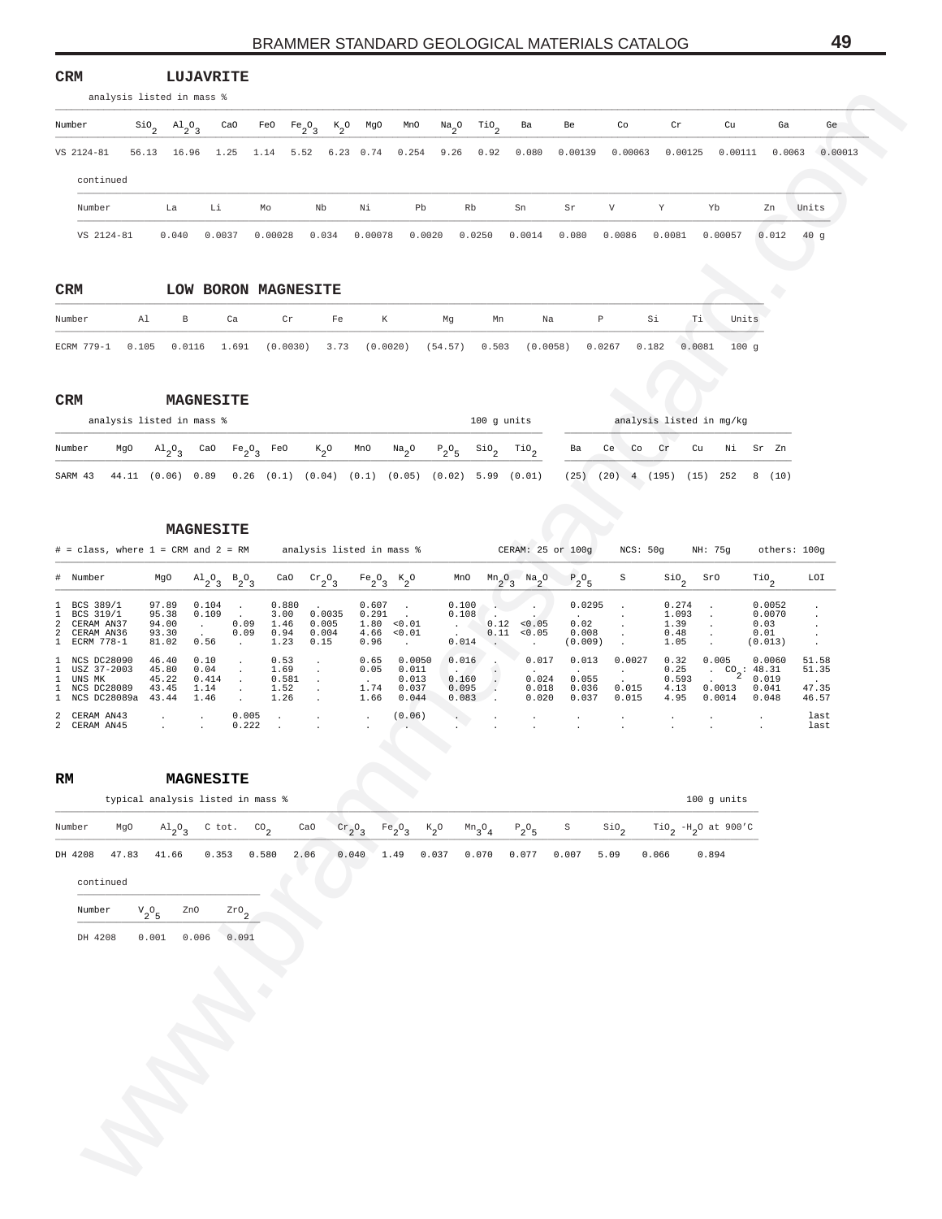**CRM** **LUJAVRITE**

analysis listed in mass %

| Number | $SiO_2$ | $Al_2O_3$ | CaO | FeO | $Fe_2O_3$ | $K_2O$ | MgO | MnO | $Na_2O$ | $TiO_2$ | Ba | Be | Co | Cr | Cu | Ga | Ge |
|---|---|---|---|---|---|---|---|---|---|---|---|---|---|---|---|---|---|
| VS 2124-81 | 56.13 | 16.96 | 1.25 | 1.14 | 5.52 | 6.23 | 0.74 | 0.254 | 9.26 | 0.92 | 0.080 | 0.00139 | 0.00063 | 0.00125 | 0.00111 | 0.0063 | 0.00013 |

continued

| Number | La | Li | Mo | Nb | Ni | Pb | Rb | Sn | Sr | V | Y | Yb | Zn | Units |
|---|---|---|---|---|---|---|---|---|---|---|---|---|---|---|
| VS 2124-81 | 0.040 | 0.0037 | 0.00028 | 0.034 | 0.00078 | 0.0020 | 0.0250 | 0.0014 | 0.080 | 0.0086 | 0.0081 | 0.00057 | 0.012 | 40 g |

**CRM** **LOW BORON MAGNESITE**

| Number | Al | B | Ca | Cr | Fe | K | Mg | Mn | Na | P | Si | Ti | Units |
|---|---|---|---|---|---|---|---|---|---|---|---|---|---|
| ECRM 779-1 | 0.105 | 0.0116 | 1.691 | (0.0030) | 3.73 | (0.0020) | (54.57) | 0.503 | (0.0058) | 0.0267 | 0.182 | 0.0081 | 100 g |

**CRM** **MAGNESITE**

| | analysis listed in mass % | | | | | | | | | 100 g units | | analysis listed in mg/kg | | | | | | | |
|---|---|---|---|---|---|---|---|---|---|---|---|---|---|---|---|---|---|---|---|
| Number | MgO | $Al_2O_3$ | CaO | $Fe_2O_3$ | FeO | $K_2O$ | MnO | $Na_2O$ | $P_2O_5$ | $SiO_2$ | $TiO_2$ | Ba | Ce | Co | Cr | Cu | Ni | Sr | Zn |
| SARM 43 | 44.11 | (0.06) | 0.89 | 0.26 | (0.1) | (0.04) | (0.1) | (0.05) | (0.02) | 5.99 | (0.01) | (25) | (20) | 4 | (195) | (15) | 252 | 8 | (10) |

**MAGNESITE**

# = class, where 1 = CRM and 2 = RM — analysis listed in mass % — CERAM: 25 or 100g — NCS: 50g — NH: 75g — others: 100g

| # | Number | MgO | $Al_2O_3$ | $B_2O_3$ | CaO | $Cr_2O_3$ | $Fe_2O_3$ | $K_2O$ | MnO | $Mn_2O_3$ | $Na_2O$ | $P_2O_5$ | S | $SiO_2$ | SrO | $TiO_2$ | LOI |
|---|---|---|---|---|---|---|---|---|---|---|---|---|---|---|---|---|---|
| 1 | BCS 389/1 | 97.89 | 0.104 | . | 0.880 | . | 0.607 | . | 0.100 | . | . | 0.0295 | . | 0.274 | . | 0.0052 | . |
| 1 | BCS 319/1 | 95.38 | 0.109 | . | 3.00 | 0.0035 | 0.291 | . | 0.108 | . | . | . | . | 1.093 | . | 0.0070 | . |
| 2 | CERAM AN37 | 94.00 | . | 0.09 | 1.46 | 0.005 | 1.80 | <0.01 | . | 0.12 | <0.05 | 0.02 | . | 1.39 | . | 0.03 | . |
| 2 | CERAM AN36 | 93.30 | . | 0.09 | 0.94 | 0.004 | 4.66 | <0.01 | . | 0.11 | <0.05 | 0.008 | . | 0.48 | . | 0.01 | . |
| 1 | ECRM 778-1 | 81.02 | 0.56 | . | 1.23 | 0.15 | 0.96 | . | 0.014 | . | . | (0.009) | . | 1.05 | . | (0.013) | . |
| 1 | NCS DC28090 | 46.40 | 0.10 | . | 0.53 | . | 0.65 | 0.0050 | 0.016 | . | 0.017 | 0.013 | 0.0027 | 0.32 | 0.005 | 0.0060 | 51.58 |
| 1 | USZ 37-2003 | 45.80 | 0.04 | . | 1.69 | . | 0.05 | 0.011 | . | . | . | . | . | 0.25 | . | $CO_2$: 48.31 | 51.35 |
| 1 | UNS MK | 45.22 | 0.414 | . | 0.581 | . | . | 0.013 | 0.160 | . | 0.024 | 0.055 | . | 0.593 | . | 0.019 | . |
| 1 | NCS DC28089 | 43.45 | 1.14 | . | 1.52 | . | 1.74 | 0.037 | 0.095 | . | 0.018 | 0.036 | 0.015 | 4.13 | 0.0013 | 0.041 | 47.35 |
| 1 | NCS DC28089a | 43.44 | 1.46 | . | 1.26 | . | 1.66 | 0.044 | 0.083 | . | 0.020 | 0.037 | 0.015 | 4.95 | 0.0014 | 0.048 | 46.57 |
| 2 | CERAM AN43 | . | . | 0.005 | . | . | . | (0.06) | . | . | . | . | . | . | . | . | last |
| 2 | CERAM AN45 | . | . | 0.222 | . | . | . | . | . | . | . | . | . | . | . | . | last |

**RM** **MAGNESITE**

typical analysis listed in mass % — 100 g units

| Number | MgO | $Al_2O_3$ | C tot. | $CO_2$ | CaO | $Cr_2O_3$ | $Fe_2O_3$ | $K_2O$ | $Mn_3O_4$ | $P_2O_5$ | S | $SiO_2$ | $TiO_2$ | $-H_2O$ at 900'C |
|---|---|---|---|---|---|---|---|---|---|---|---|---|---|---|
| DH 4208 | 47.83 | 41.66 | 0.353 | 0.580 | 2.06 | 0.040 | 1.49 | 0.037 | 0.070 | 0.077 | 0.007 | 5.09 | 0.066 | 0.894 |

continued

| Number | $V_2O_5$ | ZnO | $ZrO_2$ |
|---|---|---|---|
| DH 4208 | 0.001 | 0.006 | 0.091 |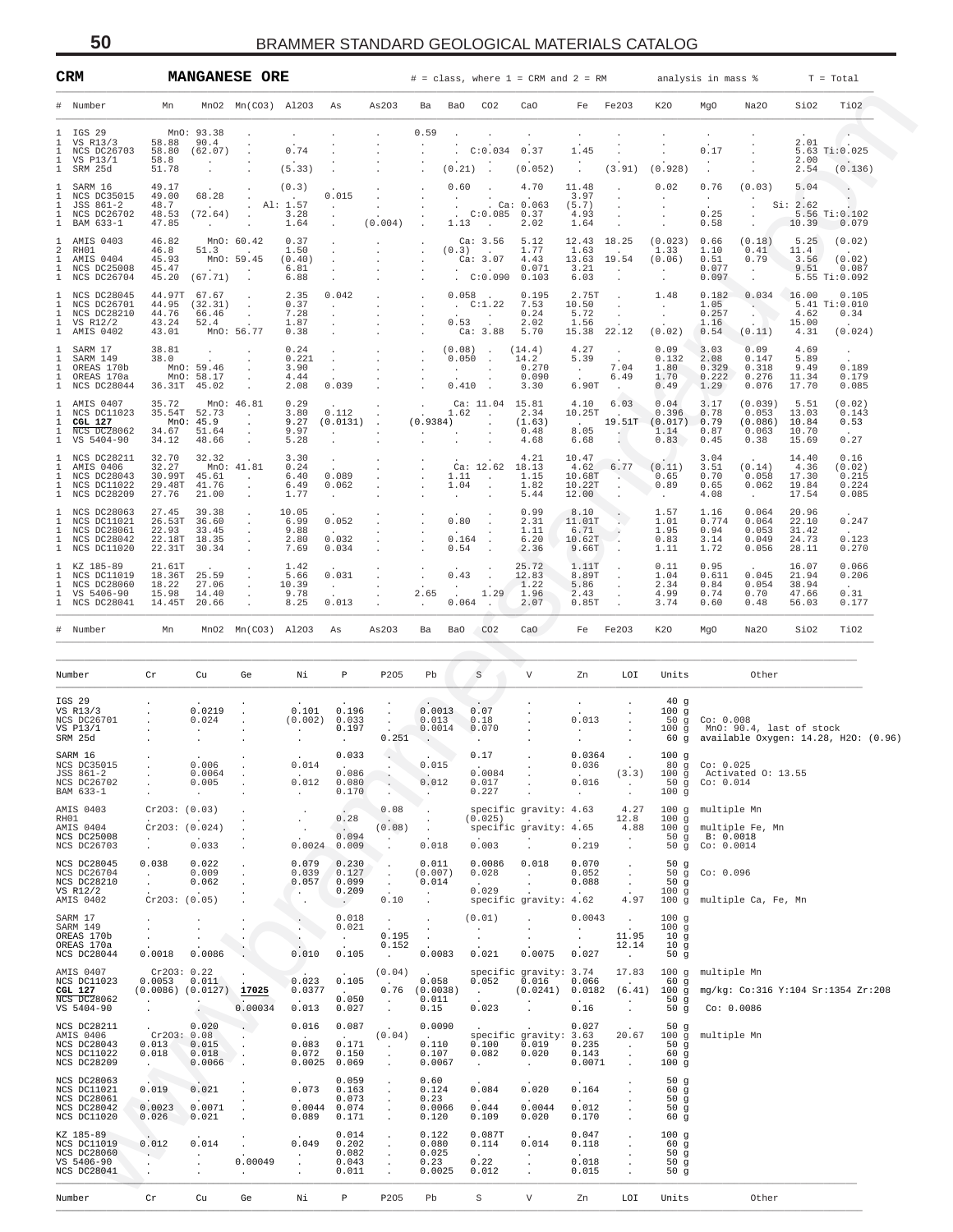## CRM MANGANESE ORE

# = class, where 1 = CRM and 2 = RM — analysis in mass % — T = Total

| # | Number | Mn | MnO2 | Mn(CO3) | Al2O3 | As | As2O3 | Ba | BaO | CO2 | CaO | Fe | Fe2O3 | K2O | MgO | Na2O | SiO2 | TiO2 |
|---|---|---|---|---|---|---|---|---|---|---|---|---|---|---|---|---|---|---|
| 1 | IGS 29 | MnO: 93.38 | | . | . | . | . | 0.59 | . | . | . | . | . | . | . | . | . | . |
| 1 | VS R13/3 | 58.88 | 90.4 | . | . | . | . | . | . | . | . | . | . | . | . | . | 2.01 | . |
| 1 | NCS DC26703 | 58.80 | (62.07) | . | 0.74 | . | . | . | . | C:0.034 | 0.37 | 1.45 | . | . | 0.17 | . | 5.63 | Ti:0.025 |
| 1 | VS P13/1 | 58.8 | . | . | . | . | . | . | . | . | . | . | . | . | . | . | 2.00 | . |
| 1 | SRM 25d | 51.78 | . | . | (5.33) | . | . | . | (0.21) | . | (0.052) | . | (3.91) | (0.928) | . | . | 2.54 | (0.136) |
| 1 | SARM 16 | 49.17 | . | . | (0.3) | . | . | . | 0.60 | . | 4.70 | 11.48 | . | 0.02 | 0.76 | (0.03) | 5.04 | . |
| 1 | NCS DC35015 | 49.00 | 68.28 | . | . | 0.015 | . | . | . | . | . | 3.97 | . | . | . | . | . | . |
| 1 | JSS 861-2 | 48.7 | . | . | Al: 1.57 | . | . | . | . | . | Ca: 0.063 | (5.7) | . | . | . | . | Si: 2.62 | . |
| 1 | NCS DC26702 | 48.53 | (72.64) | . | 3.28 | . | . | . | . | C:0.085 | 0.37 | 4.93 | . | . | 0.25 | . | 5.56 | Ti:0.102 |
| 1 | BAM 633-1 | 47.85 | . | . | 1.64 | . | (0.004) | . | 1.13 | . | 2.02 | 1.64 | . | . | 0.58 | . | 10.39 | 0.079 |
| 1 | AMIS 0403 | 46.82 | MnO: 60.42 | | 0.37 | . | . | . | Ca: 3.56 | | 5.12 | 12.43 | 18.25 | (0.023) | 0.66 | (0.18) | 5.25 | (0.02) |
| 2 | RH01 | 46.8 | 51.3 | . | 1.50 | . | . | . | (0.3) | . | 1.77 | 1.63 | . | 1.33 | 1.10 | 0.41 | 11.4 | . |
| 1 | AMIS 0404 | 45.93 | MnO: 59.45 | | (0.40) | . | . | . | Ca: 3.07 | | 4.43 | 13.63 | 19.54 | (0.06) | 0.51 | 0.79 | 3.56 | (0.02) |
| 1 | NCS DC25008 | 45.47 | . | . | 6.81 | . | . | . | . | . | 0.071 | 3.21 | . | . | 0.077 | . | 9.51 | 0.087 |
| 1 | NCS DC26704 | 45.20 | (67.71) | . | 6.88 | . | . | . | . | C:0.090 | 0.103 | 6.03 | . | . | 0.097 | . | 5.55 | Ti:0.092 |
| 1 | NCS DC28045 | 44.97T | 67.67 | . | 2.35 | 0.042 | . | . | 0.058 | . | 0.195 | 2.75T | . | 1.48 | 0.182 | 0.034 | 16.00 | 0.105 |
| 1 | NCS DC26701 | 44.95 | (32.31) | . | 0.37 | . | . | . | . | C:1.22 | 7.53 | 10.50 | . | . | 1.05 | . | 5.41 | Ti:0.010 |
| 1 | NCS DC28210 | 44.76 | 66.46 | . | 7.28 | . | . | . | . | . | 0.24 | 5.72 | . | . | 0.257 | . | 4.62 | 0.34 |
| 1 | VS R12/2 | 43.24 | 52.4 | . | 1.87 | . | . | . | 0.53 | . | 2.02 | 1.56 | . | . | 1.16 | . | 15.00 | . |
| 1 | AMIS 0402 | 43.01 | MnO: 56.77 | | 0.38 | . | . | . | Ca: 3.88 | | 5.70 | 15.38 | 22.12 | (0.02) | 0.54 | (0.11) | 4.31 | (0.024) |
| 1 | SARM 17 | 38.81 | . | . | 0.24 | . | . | . | (0.08) | . | (14.4) | 4.27 | . | 0.09 | 3.03 | 0.09 | 4.69 | . |
| 1 | SARM 149 | 38.0 | . | . | 0.221 | . | . | . | 0.050 | . | 14.2 | 5.39 | . | 0.132 | 2.08 | 0.147 | 5.89 | . |
| 1 | OREAS 170b | MnO: 59.46 | | . | 3.90 | . | . | . | . | . | 0.270 | . | 7.04 | 1.80 | 0.329 | 0.318 | 9.49 | 0.189 |
| 1 | OREAS 170a | MnO: 58.17 | | . | 4.44 | . | . | . | . | . | 0.090 | . | 6.49 | 1.70 | 0.222 | 0.276 | 11.34 | 0.179 |
| 1 | NCS DC28044 | 36.31T | 45.02 | . | 2.08 | 0.039 | . | . | 0.410 | . | 3.30 | 6.90T | . | 0.49 | 1.29 | 0.076 | 17.70 | 0.085 |
| 1 | AMIS 0407 | 35.72 | MnO: 46.81 | | 0.29 | . | . | . | Ca: 11.04 | | 15.81 | 4.10 | 6.03 | 0.04 | 3.17 | (0.039) | 5.51 | (0.02) |
| 1 | NCS DC11023 | 35.54T | 52.73 | . | 3.80 | 0.112 | . | . | 1.62 | . | 2.34 | 10.25T | . | 0.396 | 0.78 | 0.053 | 13.03 | 0.143 |
| 1 | **CGL 127** | MnO: 45.9 | | . | 9.27 | (0.0131) | . | (0.9384) | . | . | (1.63) | . | 19.51T | (0.017) | 0.79 | (0.086) | 10.84 | 0.53 |
| 1 | ~~NCS DC28062~~ | 34.67 | 51.64 | . | 9.97 | . | . | . | . | . | 0.48 | 8.05 | . | 1.14 | 0.87 | 0.063 | 10.70 | . |
| 1 | VS 5404-90 | 34.12 | 48.66 | . | 5.28 | . | . | . | . | . | 4.68 | 6.68 | . | 0.83 | 0.45 | 0.38 | 15.69 | 0.27 |
| 1 | NCS DC28211 | 32.70 | 32.32 | . | 3.30 | . | . | . | . | . | 4.21 | 10.47 | . | . | 3.04 | . | 14.40 | 0.16 |
| 1 | AMIS 0406 | 32.27 | MnO: 41.81 | | 0.24 | . | . | . | Ca: 12.62 | | 18.13 | 4.62 | 6.77 | (0.11) | 3.51 | (0.14) | 4.36 | (0.02) |
| 1 | NCS DC28043 | 30.99T | 45.61 | . | 6.40 | 0.089 | . | . | 1.11 | . | 1.15 | 10.68T | . | 0.65 | 0.70 | 0.058 | 17.30 | 0.215 |
| 1 | NCS DC11022 | 29.48T | 41.76 | . | 6.49 | 0.062 | . | . | 1.04 | . | 1.82 | 10.22T | . | 0.89 | 0.65 | 0.062 | 19.84 | 0.224 |
| 1 | NCS DC28209 | 27.76 | 21.00 | . | 1.77 | . | . | . | . | . | 5.44 | 12.00 | . | . | 4.08 | . | 17.54 | 0.085 |
| 1 | NCS DC28063 | 27.45 | 39.38 | . | 10.05 | . | . | . | . | . | 0.99 | 8.10 | . | 1.57 | 1.16 | 0.064 | 20.96 | . |
| 1 | NCS DC11021 | 26.53T | 36.60 | . | 6.99 | 0.052 | . | . | 0.80 | . | 2.31 | 11.01T | . | 1.01 | 0.774 | 0.064 | 22.10 | 0.247 |
| 1 | NCS DC28061 | 22.93 | 33.45 | . | 9.88 | . | . | . | . | . | 1.11 | 6.71 | . | 1.95 | 0.94 | 0.053 | 31.42 | . |
| 1 | NCS DC28042 | 22.18T | 18.35 | . | 2.80 | 0.032 | . | . | 0.164 | . | 6.20 | 10.62T | . | 0.83 | 3.14 | 0.049 | 24.73 | 0.123 |
| 1 | NCS DC11020 | 22.31T | 30.34 | . | 7.69 | 0.034 | . | . | 0.54 | . | 2.36 | 9.66T | . | 1.11 | 1.72 | 0.056 | 28.11 | 0.270 |
| 1 | KZ 185-89 | 21.61T | . | . | 1.42 | . | . | . | . | . | 25.72 | 1.11T | . | 0.11 | 0.95 | . | 16.07 | 0.066 |
| 1 | NCS DC11019 | 18.36T | 25.59 | . | 5.66 | 0.031 | . | . | 0.43 | . | 12.83 | 8.89T | . | 1.04 | 0.611 | 0.045 | 21.94 | 0.206 |
| 1 | NCS DC28060 | 18.22 | 27.06 | . | 10.39 | . | . | . | . | . | 1.22 | 5.86 | . | 2.34 | 0.84 | 0.054 | 38.94 | . |
| 1 | VS 5406-90 | 15.98 | 14.40 | . | 9.78 | . | . | 2.65 | . | 1.29 | 1.96 | 2.43 | . | 4.99 | 0.74 | 0.70 | 47.66 | 0.31 |
| 1 | NCS DC28041 | 14.45T | 20.66 | . | 8.25 | 0.013 | . | . | 0.064 | . | 2.07 | 0.85T | . | 3.74 | 0.60 | 0.48 | 56.03 | 0.177 |

| Number | Cr | Cu | Ge | Ni | P | P2O5 | Pb | S | V | Zn | LOI | Units | Other |
|---|---|---|---|---|---|---|---|---|---|---|---|---|---|
| IGS 29 | . | . | . | . | . | . | . | . | . | . | . | 40 g | |
| VS R13/3 | . | 0.0219 | . | 0.101 | 0.196 | . | 0.0013 | 0.07 | . | . | . | 100 g | |
| NCS DC26701 | . | 0.024 | . | (0.002) | 0.033 | . | 0.013 | 0.18 | . | 0.013 | . | 50 g | Co: 0.008 |
| VS P13/1 | . | . | . | . | 0.197 | . | 0.0014 | 0.070 | . | . | . | 100 g | MnO: 90.4, last of stock |
| SRM 25d | . | . | . | . | . | 0.251 | . | . | . | . | . | 60 g | available Oxygen: 14.28, H2O: (0.96) |
| SARM 16 | . | . | . | . | 0.033 | . | . | 0.17 | . | 0.0364 | . | 100 g | |
| NCS DC35015 | . | 0.006 | . | 0.014 | . | . | 0.015 | . | . | 0.036 | . | 80 g | Co: 0.025 |
| JSS 861-2 | . | 0.0064 | . | . | 0.086 | . | . | 0.0084 | . | . | (3.3) | 100 g | Activated O: 13.55 |
| NCS DC26702 | . | 0.005 | . | 0.012 | 0.080 | . | 0.012 | 0.017 | . | 0.016 | . | 50 g | Co: 0.014 |
| BAM 633-1 | . | . | . | . | 0.170 | . | . | 0.227 | . | . | . | 100 g | |
| AMIS 0403 | Cr2O3: (0.03) | | . | . | . | 0.08 | . | specific gravity: 4.63 | | | 4.27 | 100 g | multiple Mn |
| RH01 | . | . | . | . | 0.28 | . | . | (0.025) | . | . | 12.8 | 100 g | |
| AMIS 0404 | Cr2O3: (0.024) | | . | . | . | (0.08) | . | specific gravity: 4.65 | | | 4.88 | 100 g | multiple Fe, Mn |
| NCS DC25008 | . | . | . | . | 0.094 | . | . | . | . | . | . | 50 g | B: 0.0018 |
| NCS DC26703 | . | 0.033 | . | 0.0024 | 0.009 | . | 0.018 | 0.003 | . | 0.219 | . | 50 g | Co: 0.0014 |
| NCS DC28045 | 0.038 | 0.022 | . | 0.079 | 0.230 | . | 0.011 | 0.0086 | 0.018 | 0.070 | . | 50 g | |
| NCS DC26704 | . | 0.009 | . | 0.039 | 0.127 | . | (0.007) | 0.028 | . | 0.052 | . | 50 g | Co: 0.096 |
| NCS DC28210 | . | 0.062 | . | 0.057 | 0.099 | . | 0.014 | . | . | 0.088 | . | 50 g | |
| VS R12/2 | . | . | . | . | 0.209 | . | . | 0.029 | . | . | . | 100 g | |
| AMIS 0402 | Cr2O3: (0.05) | | . | . | . | 0.10 | . | specific gravity: 4.62 | | | 4.97 | 100 g | multiple Ca, Fe, Mn |
| SARM 17 | . | . | . | . | 0.018 | . | . | (0.01) | . | 0.0043 | . | 100 g | |
| SARM 149 | . | . | . | . | 0.021 | . | . | . | . | . | . | 100 g | |
| OREAS 170b | . | . | . | . | . | 0.195 | . | . | . | . | 11.95 | 10 g | |
| OREAS 170a | . | . | . | . | . | 0.152 | . | . | . | . | 12.14 | 10 g | |
| NCS DC28044 | 0.0018 | 0.0086 | . | 0.010 | 0.105 | . | 0.0083 | 0.021 | 0.0075 | 0.027 | . | 50 g | |
| AMIS 0407 | Cr2O3: 0.22 | | . | . | . | (0.04) | . | specific gravity: 3.74 | | | 17.83 | 100 g | multiple Mn |
| NCS DC11023 | 0.0053 | 0.011 | . | 0.023 | 0.105 | . | 0.058 | 0.052 | 0.016 | 0.066 | . | 60 g | |
| **CGL 127** | (0.0086) | (0.0127) | 17025 | 0.0377 | . | 0.76 | (0.0038) | . | (0.0241) | 0.0182 | (6.41) | 100 g | mg/kg: Co:316 Y:104 Sr:1354 Zr:208 |
| ~~NCS DC28062~~ | . | . | . | . | 0.050 | . | 0.011 | . | . | . | . | 50 g | |
| VS 5404-90 | . | . | 0.00034 | 0.013 | 0.027 | . | 0.15 | 0.023 | . | 0.16 | . | 50 g | Co: 0.0086 |
| NCS DC28211 | . | 0.020 | . | 0.016 | 0.087 | . | 0.0090 | . | . | 0.027 | . | 50 g | |
| AMIS 0406 | Cr2O3: 0.08 | | . | . | . | (0.04) | . | specific gravity: 3.63 | | | 20.67 | 100 g | multiple Mn |
| NCS DC28043 | 0.013 | 0.015 | . | 0.083 | 0.171 | . | 0.110 | 0.100 | 0.019 | 0.235 | . | 50 g | |
| NCS DC11022 | 0.018 | 0.018 | . | 0.072 | 0.150 | . | 0.107 | 0.082 | 0.020 | 0.143 | . | 60 g | |
| NCS DC28209 | . | 0.0066 | . | 0.0025 | 0.069 | . | 0.0067 | . | . | 0.0071 | . | 100 g | |
| NCS DC28063 | . | . | . | . | 0.059 | . | 0.60 | . | . | . | . | 50 g | |
| NCS DC11021 | 0.019 | 0.021 | . | 0.073 | 0.163 | . | 0.124 | 0.084 | 0.020 | 0.164 | . | 60 g | |
| NCS DC28061 | . | . | . | . | 0.073 | . | 0.23 | . | . | . | . | 50 g | |
| NCS DC28042 | 0.0023 | 0.0071 | . | 0.0044 | 0.074 | . | 0.0066 | 0.044 | 0.0044 | 0.012 | . | 50 g | |
| NCS DC11020 | 0.026 | 0.021 | . | 0.089 | 0.171 | . | 0.120 | 0.109 | 0.020 | 0.170 | . | 60 g | |
| KZ 185-89 | . | . | . | . | 0.014 | . | 0.122 | 0.087T | . | 0.047 | . | 100 g | |
| NCS DC11019 | 0.012 | 0.014 | . | 0.049 | 0.202 | . | 0.080 | 0.114 | 0.014 | 0.118 | . | 60 g | |
| NCS DC28060 | . | . | . | . | 0.082 | . | 0.025 | . | . | . | . | 50 g | |
| VS 5406-90 | . | . | 0.00049 | . | 0.043 | . | 0.23 | 0.22 | . | 0.018 | . | 50 g | |
| NCS DC28041 | . | . | . | . | 0.011 | . | 0.0025 | 0.012 | . | 0.015 | . | 50 g | |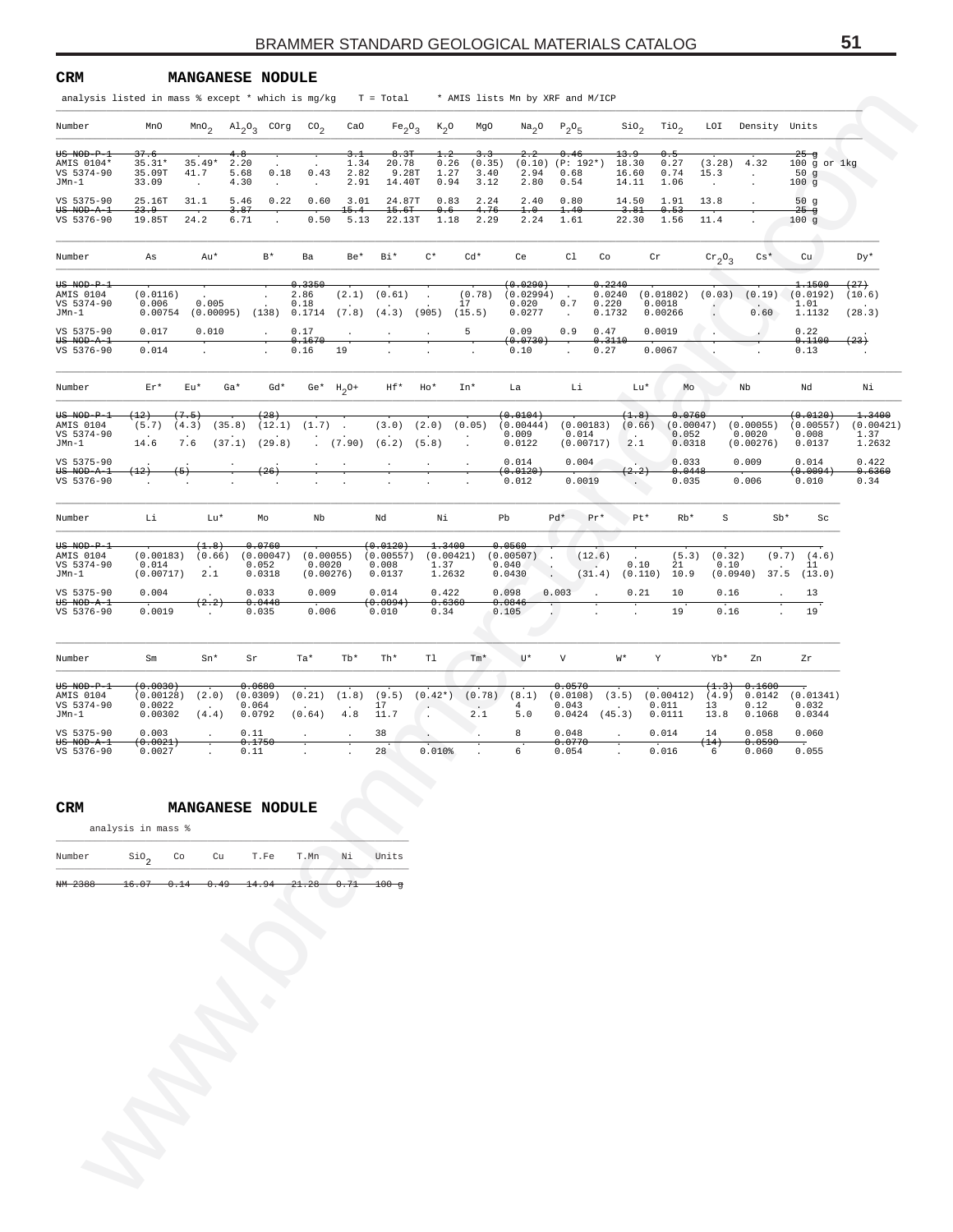## CRM MANGANESE NODULE

analysis listed in mass % except * which is mg/kg T = Total * AMIS lists Mn by XRF and M/ICP

| Number | MnO | $MnO_2$ | $Al_2O_3$ | COrg | $CO_2$ | CaO | $Fe_2O_3$ | $K_2O$ | MgO | $Na_2O$ | $P_2O_5$ | $SiO_2$ | $TiO_2$ | LOI | Density | Units |
|---|---|---|---|---|---|---|---|---|---|---|---|---|---|---|---|---|
| ~~US NOD-P-1~~ | ~~37.6~~ | ~~.~~ | ~~4.8~~ | ~~.~~ | ~~.~~ | ~~3.1~~ | ~~8.3T~~ | ~~1.2~~ | ~~3.3~~ | ~~2.2~~ | ~~0.46~~ | ~~13.9~~ | ~~0.5~~ | ~~.~~ | ~~.~~ | ~~25 g~~ |
| AMIS 0104* | 35.31* | 35.49* | 2.20 | . | . | 1.34 | 20.78 | 0.26 | (0.35) | (0.10) | (P: 192*) | 18.30 | 0.27 | (3.28) | 4.32 | 100 g or 1kg |
| VS 5374-90 | 35.09T | 41.7 | 5.68 | 0.18 | 0.43 | 2.82 | 9.28T | 1.27 | 3.40 | 2.94 | 0.68 | 16.60 | 0.74 | 15.3 | . | 50 g |
| JMn-1 | 33.09 | . | 4.30 | . | . | 2.91 | 14.40T | 0.94 | 3.12 | 2.80 | 0.54 | 14.11 | 1.06 | . | . | 100 g |
| VS 5375-90 | 25.16T | 31.1 | 5.46 | 0.22 | 0.60 | 3.01 | 24.87T | 0.83 | 2.24 | 2.40 | 0.80 | 14.50 | 1.91 | 13.8 | . | 50 g |
| ~~US NOD-A-1~~ | ~~23.9~~ | ~~.~~ | ~~3.87~~ | ~~.~~ | ~~.~~ | ~~15.4~~ | ~~15.6T~~ | ~~0.6~~ | ~~4.76~~ | ~~1.0~~ | ~~1.40~~ | ~~3.81~~ | ~~0.53~~ | ~~.~~ | ~~.~~ | ~~25 g~~ |
| VS 5376-90 | 19.85T | 24.2 | 6.71 | . | 0.50 | 5.13 | 22.13T | 1.18 | 2.29 | 2.24 | 1.61 | 22.30 | 1.56 | 11.4 | . | 100 g |

| Number | As | Au* | B* | Ba | Be* | Bi* | C* | Cd* | Ce | Cl | Co | Cr | $Cr_2O_3$ | Cs* | Cu | Dy* |
|---|---|---|---|---|---|---|---|---|---|---|---|---|---|---|---|---|
| ~~US NOD-P-1~~ | ~~.~~ | ~~.~~ | ~~.~~ | ~~0.3350~~ | ~~.~~ | ~~.~~ | ~~.~~ | ~~.~~ | ~~(0.0290)~~ | ~~.~~ | ~~0.2240~~ | ~~.~~ | ~~.~~ | ~~.~~ | ~~1.1500~~ | ~~(27)~~ |
| AMIS 0104 | (0.0116) | . | . | 2.86 | (2.1) | (0.61) | . | (0.78) | (0.02994) | . | 0.0240 | (0.01802) | (0.03) | (0.19) | (0.0192) | (10.6) |
| VS 5374-90 | 0.006 | 0.005 | . | 0.18 | . | . | . | 17 | 0.020 | 0.7 | 0.220 | 0.0018 | . | . | 1.01 | . |
| JMn-1 | 0.00754 | (0.00095) | (138) | 0.1714 | (7.8) | (4.3) | (905) | (15.5) | 0.0277 | . | 0.1732 | 0.00266 | . | 0.60 | 1.1132 | (28.3) |
| VS 5375-90 | 0.017 | 0.010 | . | 0.17 | . | . | . | 5 | 0.09 | 0.9 | 0.47 | 0.0019 | . | . | 0.22 | . |
| ~~US NOD-A-1~~ | ~~.~~ | ~~.~~ | ~~.~~ | ~~0.1670~~ | ~~.~~ | ~~.~~ | ~~.~~ | ~~.~~ | ~~(0.0730)~~ | ~~.~~ | ~~0.3110~~ | ~~.~~ | ~~.~~ | ~~.~~ | ~~0.1100~~ | ~~(23)~~ |
| VS 5376-90 | 0.014 | . | . | 0.16 | 19 | . | . | . | 0.10 | . | 0.27 | 0.0067 | . | . | 0.13 | . |

| Number | Er* | Eu* | Ga* | Gd* | Ge* | $H_2O+$ | Hf* | Ho* | In* | La | Li | Lu* | Mo | Nb | Nd | Ni |
|---|---|---|---|---|---|---|---|---|---|---|---|---|---|---|---|---|
| ~~US NOD-P-1~~ | ~~(12)~~ | ~~(7.5)~~ | ~~.~~ | ~~(28)~~ | ~~.~~ | ~~.~~ | ~~.~~ | ~~.~~ | ~~.~~ | ~~(0.0104)~~ | ~~.~~ | ~~(1.8)~~ | ~~0.0760~~ | ~~.~~ | ~~(0.0120)~~ | ~~1.3400~~ |
| AMIS 0104 | (5.7) | (4.3) | (35.8) | (12.1) | (1.7) | . | (3.0) | (2.0) | (0.05) | (0.00444) | (0.00183) | (0.66) | (0.00047) | (0.00055) | (0.00557) | (0.00421) |
| VS 5374-90 | . | . | . | . | . | . | . | . | . | 0.009 | 0.014 | . | 0.052 | 0.0020 | 0.008 | 1.37 |
| JMn-1 | 14.6 | 7.6 | (37.1) | (29.8) | . | (7.90) | (6.2) | (5.8) | . | 0.0122 | (0.00717) | 2.1 | 0.0318 | (0.00276) | 0.0137 | 1.2632 |
| VS 5375-90 | . | . | . | . | . | . | . | . | . | 0.014 | 0.004 | . | 0.033 | 0.009 | 0.014 | 0.422 |
| ~~US NOD-A-1~~ | ~~(12)~~ | ~~(5)~~ | ~~.~~ | ~~(26)~~ | ~~.~~ | ~~.~~ | ~~.~~ | ~~.~~ | ~~.~~ | ~~(0.0120)~~ | ~~.~~ | ~~(2.2)~~ | ~~0.0448~~ | ~~.~~ | ~~(0.0094)~~ | ~~0.6360~~ |
| VS 5376-90 | . | . | . | . | . | . | . | . | . | 0.012 | 0.0019 | . | 0.035 | 0.006 | 0.010 | 0.34 |

| Number | Li | Lu* | Mo | Nb | Nd | Ni | Pb | Pd* | Pr* | Pt* | Rb* | S | Sb* | Sc |
|---|---|---|---|---|---|---|---|---|---|---|---|---|---|---|
| ~~US NOD-P-1~~ | ~~.~~ | ~~(1.8)~~ | ~~0.0760~~ | ~~.~~ | ~~(0.0120)~~ | ~~1.3400~~ | ~~0.0560~~ | ~~.~~ | ~~.~~ | ~~.~~ | ~~.~~ | ~~.~~ | ~~.~~ | ~~.~~ |
| AMIS 0104 | (0.00183) | (0.66) | (0.00047) | (0.00055) | (0.00557) | (0.00421) | (0.00507) | . | (12.6) | . | (5.3) | (0.32) | (9.7) | (4.6) |
| VS 5374-90 | 0.014 | . | 0.052 | 0.0020 | 0.008 | 1.37 | 0.040 | . | . | 0.10 | 21 | 0.10 | . | 11 |
| JMn-1 | (0.00717) | 2.1 | 0.0318 | (0.00276) | 0.0137 | 1.2632 | 0.0430 | . | (31.4) | (0.110) | 10.9 | (0.0940) | 37.5 | (13.0) |
| VS 5375-90 | 0.004 | . | 0.033 | 0.009 | 0.014 | 0.422 | 0.098 | 0.003 | . | 0.21 | 10 | 0.16 | . | 13 |
| ~~US NOD-A-1~~ | ~~.~~ | ~~(2.2)~~ | ~~0.0448~~ | ~~.~~ | ~~(0.0094)~~ | ~~0.6360~~ | ~~0.0846~~ | ~~.~~ | ~~.~~ | ~~.~~ | ~~.~~ | ~~.~~ | ~~.~~ | ~~.~~ |
| VS 5376-90 | 0.0019 | . | 0.035 | 0.006 | 0.010 | 0.34 | 0.105 | . | . | . | 19 | 0.16 | . | 19 |

| Number | Sm | Sn* | Sr | Ta* | Tb* | Th* | Tl | Tm* | U* | V | W* | Y | Yb* | Zn | Zr |
|---|---|---|---|---|---|---|---|---|---|---|---|---|---|---|---|
| ~~US NOD-P-1~~ | ~~(0.0030)~~ | ~~.~~ | ~~0.0680~~ | ~~.~~ | ~~.~~ | ~~.~~ | ~~.~~ | ~~.~~ | ~~.~~ | ~~0.0570~~ | ~~.~~ | ~~.~~ | ~~(1.3)~~ | ~~0.1600~~ | ~~.~~ |
| AMIS 0104 | (0.00128) | (2.0) | (0.0309) | (0.21) | (1.8) | (9.5) | (0.42*) | (0.78) | (8.1) | (0.0108) | (3.5) | (0.00412) | (4.9) | 0.0142 | (0.01341) |
| VS 5374-90 | 0.0022 | . | 0.064 | . | . | 17 | . | . | 4 | 0.043 | . | 0.011 | 13 | 0.12 | 0.032 |
| JMn-1 | 0.00302 | (4.4) | 0.0792 | (0.64) | 4.8 | 11.7 | . | 2.1 | 5.0 | 0.0424 | (45.3) | 0.0111 | 13.8 | 0.1068 | 0.0344 |
| VS 5375-90 | 0.003 | . | 0.11 | . | . | 38 | . | . | 8 | 0.048 | . | 0.014 | 14 | 0.058 | 0.060 |
| ~~US NOD-A-1~~ | ~~(0.0021)~~ | ~~.~~ | ~~0.1750~~ | ~~.~~ | ~~.~~ | ~~.~~ | ~~.~~ | ~~.~~ | ~~.~~ | ~~0.0770~~ | ~~.~~ | ~~.~~ | ~~(14)~~ | ~~0.0590~~ | ~~.~~ |
| VS 5376-90 | 0.0027 | . | 0.11 | . | . | 28 | 0.010% | . | 6 | 0.054 | . | 0.016 | 6 | 0.060 | 0.055 |

## CRM MANGANESE NODULE

analysis in mass %

| Number | $SiO_2$ | Co | Cu | T.Fe | T.Mn | Ni | Units |
|---|---|---|---|---|---|---|---|
| ~~NM 2388~~ | ~~16.07~~ | ~~0.14~~ | ~~0.49~~ | ~~14.94~~ | ~~21.28~~ | ~~0.71~~ | ~~100 g~~ |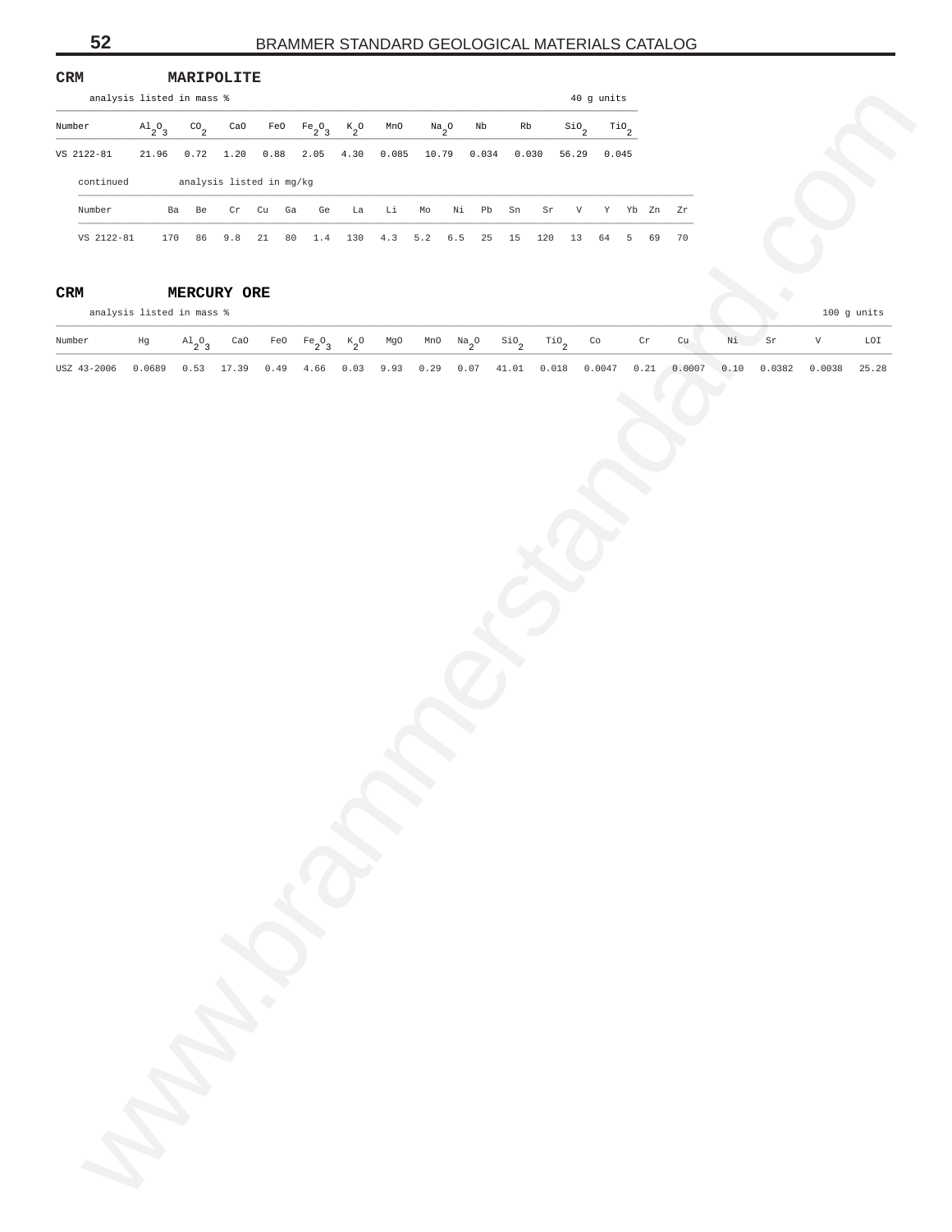## CRM MARIPOLITE

analysis listed in mass % — 40 g units

| Number | $Al_2O_3$ | $CO_2$ | CaO | FeO | $Fe_2O_3$ | $K_2O$ | MnO | $Na_2O$ | Nb | Rb | $SiO_2$ | $TiO_2$ |
|---|---|---|---|---|---|---|---|---|---|---|---|---|
| VS 2122-81 | 21.96 | 0.72 | 1.20 | 0.88 | 2.05 | 4.30 | 0.085 | 10.79 | 0.034 | 0.030 | 56.29 | 0.045 |

continued — analysis listed in mg/kg

| Number | Ba | Be | Cr | Cu | Ga | Ge | La | Li | Mo | Ni | Pb | Sn | Sr | V | Y | Yb | Zn | Zr |
|---|---|---|---|---|---|---|---|---|---|---|---|---|---|---|---|---|---|---|
| VS 2122-81 | 170 | 86 | 9.8 | 21 | 80 | 1.4 | 130 | 4.3 | 5.2 | 6.5 | 25 | 15 | 120 | 13 | 64 | 5 | 69 | 70 |

## CRM MERCURY ORE

analysis listed in mass % — 100 g units

| Number | Hg | $Al_2O_3$ | CaO | FeO | $Fe_2O_3$ | $K_2O$ | MgO | MnO | $Na_2O$ | $SiO_2$ | $TiO_2$ | Co | Cr | Cu | Ni | Sr | V | LOI |
|---|---|---|---|---|---|---|---|---|---|---|---|---|---|---|---|---|---|---|
| USZ 43-2006 | 0.0689 | 0.53 | 17.39 | 0.49 | 4.66 | 0.03 | 9.93 | 0.29 | 0.07 | 41.01 | 0.018 | 0.0047 | 0.21 | 0.0007 | 0.10 | 0.0382 | 0.0038 | 25.28 |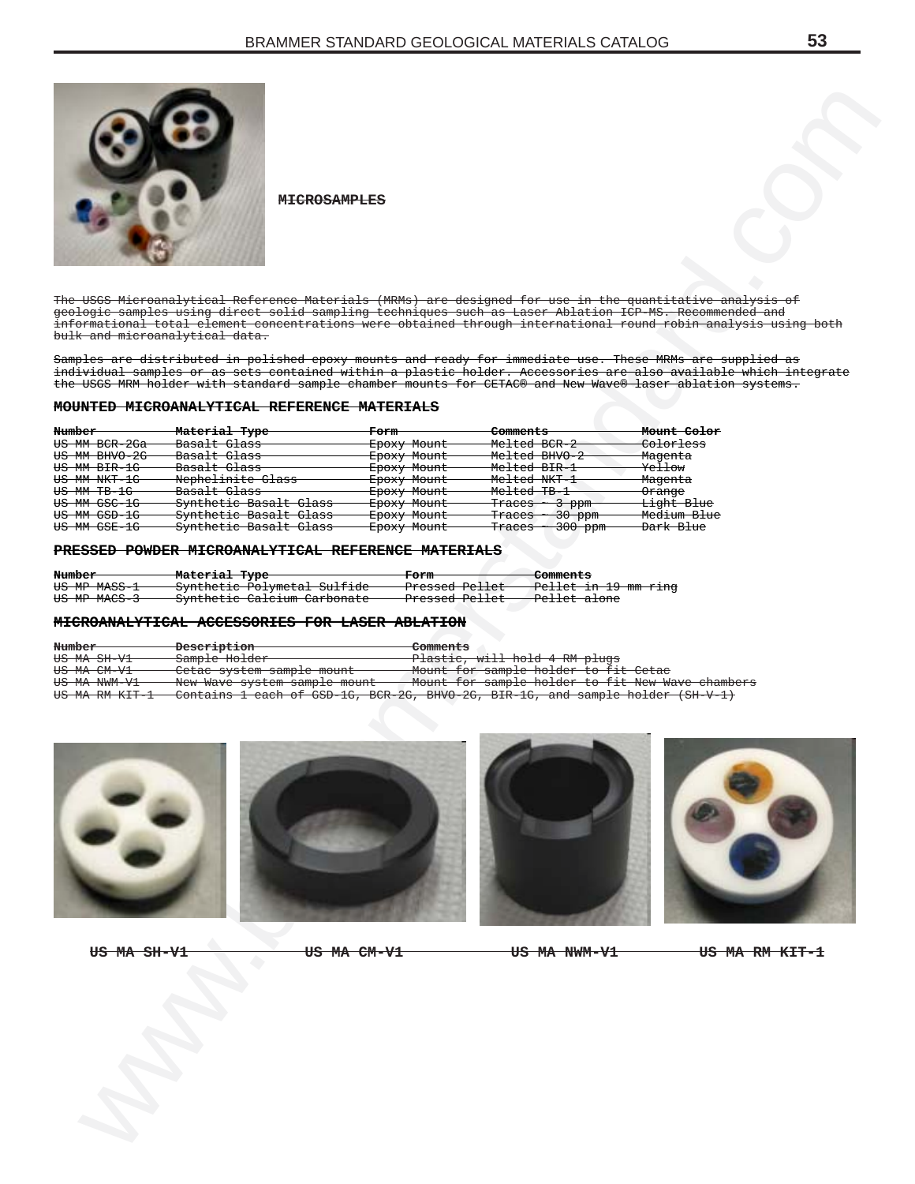**MICROSAMPLES**

The USGS Microanalytical Reference Materials (MRMs) are designed for use in the quantitative analysis of geologic samples using direct solid sampling techniques such as Laser Ablation ICP-MS. Recommended and informational total element concentrations were obtained through international round robin analysis using both bulk and microanalytical data.

Samples are distributed in polished epoxy mounts and ready for immediate use. These MRMs are supplied as individual samples or as sets contained within a plastic holder. Accessories are also available which integrate the USGS MRM holder with standard sample chamber mounts for CETAC® and New Wave® laser ablation systems.

## MOUNTED MICROANALYTICAL REFERENCE MATERIALS

| Number | Material Type | Form | Comments | Mount Color |
|---|---|---|---|---|
| US MM BCR-2Ga | Basalt Glass | Epoxy Mount | Melted BCR-2 | Colorless |
| US MM BHVO-2G | Basalt Glass | Epoxy Mount | Melted BHVO-2 | Magenta |
| US MM BIR-1G | Basalt Glass | Epoxy Mount | Melted BIR-1 | Yellow |
| US MM NKT-1G | Nephelinite Glass | Epoxy Mount | Melted NKT-1 | Magenta |
| US MM TB-1G | Basalt Glass | Epoxy Mount | Melted TB-1 | Orange |
| US MM GSC-1G | Synthetic Basalt Glass | Epoxy Mount | Traces - 3 ppm | Light Blue |
| US MM GSD-1G | Synthetic Basalt Glass | Epoxy Mount | Traces - 30 ppm | Medium Blue |
| US MM GSE-1G | Synthetic Basalt Glass | Epoxy Mount | Traces - 300 ppm | Dark Blue |

## PRESSED POWDER MICROANALYTICAL REFERENCE MATERIALS

| Number | Material Type | Form | Comments |
|---|---|---|---|
| US MP MASS-1 | Synthetic Polymetal Sulfide | Pressed Pellet | Pellet in 19 mm ring |
| US MP MACS-3 | Synthetic Calcium Carbonate | Pressed Pellet | Pellet alone |

## MICROANALYTICAL ACCESSORIES FOR LASER ABLATION

| Number | Description | Comments |
|---|---|---|
| US MA SH-V1 | Sample Holder | Plastic, will hold 4 RM plugs |
| US MA CM-V1 | Cetac system sample mount | Mount for sample holder to fit Cetac |
| US MA NWM-V1 | New Wave system sample mount | Mount for sample holder to fit New Wave chambers |
| US MA RM KIT-1 | Contains 1 each of GSD-1G, BCR-2G, BHVO-2G, BIR-1G, and sample holder (SH-V-1) | |

**US MA SH-V1** **US MA CM-V1** **US MA NWM-V1** **US MA RM KIT-1**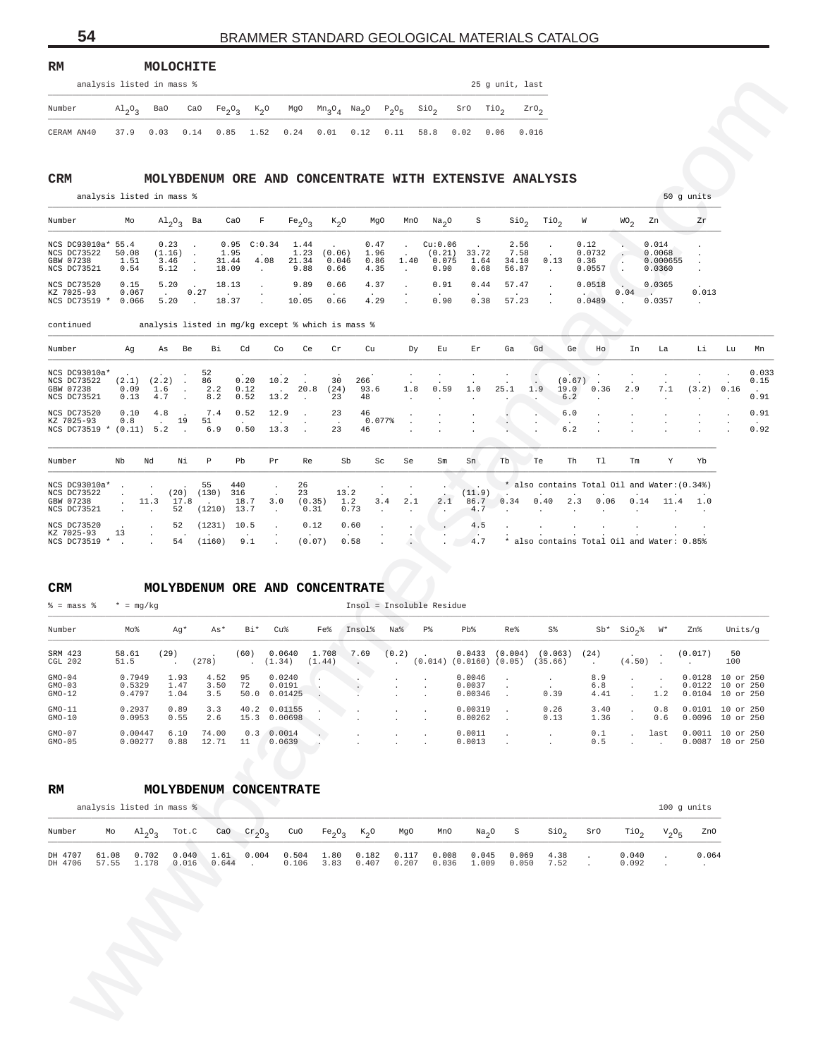## RM MOLOCHITE

analysis listed in mass % — 25 g unit, last

| Number | $Al_2O_3$ | BaO | CaO | $Fe_2O_3$ | $K_2O$ | MgO | $Mn_3O_4$ | $Na_2O$ | $P_2O_5$ | $SiO_2$ | SrO | $TiO_2$ | $ZrO_2$ |
|---|---|---|---|---|---|---|---|---|---|---|---|---|---|
| CERAM AN40 | 37.9 | 0.03 | 0.14 | 0.85 | 1.52 | 0.24 | 0.01 | 0.12 | 0.11 | 58.8 | 0.02 | 0.06 | 0.016 |

## CRM MOLYBDENUM ORE AND CONCENTRATE WITH EXTENSIVE ANALYSIS

analysis listed in mass % — 50 g units

| Number | Mo | $Al_2O_3$ | Ba | CaO | F | $Fe_2O_3$ | $K_2O$ | MgO | MnO | $Na_2O$ | S | $SiO_2$ | $TiO_2$ | W | $WO_2$ | Zn | Zr |
|---|---|---|---|---|---|---|---|---|---|---|---|---|---|---|---|---|---|
| NCS DC93010a* | 55.4 | 0.23 | . | 0.95 | C:0.34 | 1.44 | . | 0.47 | . | Cu:0.06 | . | 2.56 | . | 0.12 | . | 0.014 | . |
| NCS DC73522 | 50.08 | (1.16) | . | 1.95 | . | 1.23 | (0.06) | 1.96 | . | (0.21) | 33.72 | 7.58 | . | 0.0732 | . | 0.0068 | . |
| GBW 07238 | 1.51 | 3.46 | . | 31.44 | 4.08 | 21.34 | 0.046 | 0.86 | 1.40 | 0.075 | 1.64 | 34.10 | 0.13 | 0.36 | . | 0.000655 | . |
| NCS DC73521 | 0.54 | 5.12 | . | 18.09 | . | 9.88 | 0.66 | 4.35 | . | 0.90 | 0.68 | 56.87 | . | 0.0557 | . | 0.0360 | . |
| NCS DC73520 | 0.15 | 5.20 | . | 18.13 | . | 9.89 | 0.66 | 4.37 | . | 0.91 | 0.44 | 57.47 | . | 0.0518 | . | 0.0365 | . |
| KZ 7025-93 | 0.067 | . | 0.27 | . | . | . | . | . | . | . | . | . | . | . | 0.04 | . | 0.013 |
| NCS DC73519 * | 0.066 | 5.20 | . | 18.37 | . | 10.05 | 0.66 | 4.29 | . | 0.90 | 0.38 | 57.23 | . | 0.0489 | . | 0.0357 | . |

continued — analysis listed in mg/kg except % which is mass %

| Number | Ag | As | Be | Bi | Cd | Co | Ce | Cr | Cu | Dy | Eu | Er | Ga | Gd | Ge | Ho | In | La | Li | Lu | Mn |
|---|---|---|---|---|---|---|---|---|---|---|---|---|---|---|---|---|---|---|---|---|---|
| NCS DC93010a* | . | . | . | 52 | . | . | . | . | . | . | . | . | . | . | . | . | . | . | . | . | 0.033 |
| NCS DC73522 | (2.1) | (2.2) | . | 86 | 0.20 | 10.2 | . | 30 | 266 | . | . | . | . | . | (0.67) | . | . | . | . | . | 0.15 |
| GBW 07238 | 0.09 | 1.6 | . | 2.2 | 0.12 | . | 20.8 | (24) | 93.6 | 1.8 | 0.59 | 1.0 | 25.1 | 1.9 | 19.0 | 0.36 | 2.9 | 7.1 | (3.2) | 0.16 | . |
| NCS DC73521 | 0.13 | 4.7 | . | 8.2 | 0.52 | 13.2 | . | 23 | 48 | . | . | . | . | . | 6.2 | . | . | . | . | . | 0.91 |
| NCS DC73520 | 0.10 | 4.8 | . | 7.4 | 0.52 | 12.9 | . | 23 | 46 | . | . | . | . | . | 6.0 | . | . | . | . | . | 0.91 |
| KZ 7025-93 | 0.8 | . | 19 | 51 | . | . | . | . | 0.077% | . | . | . | . | . | . | . | . | . | . | . | . |
| NCS DC73519 * | (0.11) | 5.2 | . | 6.9 | 0.50 | 13.3 | . | 23 | 46 | . | . | . | . | . | 6.2 | . | . | . | . | . | 0.92 |

| Number | Nb | Nd | Ni | P | Pb | Pr | Re | Sb | Sc | Se | Sm | Sn | Tb | Te | Th | Tl | Tm | Y | Yb |
|---|---|---|---|---|---|---|---|---|---|---|---|---|---|---|---|---|---|---|---|
| NCS DC93010a* | . | . | . | 55 | 440 | . | 26 | . | . | . | . | . | | | | | | | |
| NCS DC73522 | . | . | (20) | (130) | 316 | . | 23 | 13.2 | . | . | . | (11.9) | . | . | . | . | . | . | . |
| GBW 07238 | . | 11.3 | 17.8 | . | 18.7 | 3.0 | (0.35) | 1.2 | 3.4 | 2.1 | 2.1 | 86.7 | 0.34 | 0.40 | 2.3 | 0.06 | 0.14 | 11.4 | 1.0 |
| NCS DC73521 | . | . | 52 | (1210) | 13.7 | . | 0.31 | 0.73 | . | . | . | 4.7 | . | . | . | . | . | . | . |
| NCS DC73520 | . | . | 52 | (1231) | 10.5 | . | 0.12 | 0.60 | . | . | . | 4.5 | . | . | . | . | . | . | . |
| KZ 7025-93 | 13 | . | . | . | . | . | . | . | . | . | . | . | . | . | . | . | . | . | . |
| NCS DC73519 * | . | . | 54 | (1160) | 9.1 | . | (0.07) | 0.58 | . | . | . | 4.7 | | | | | | | |

\* NCS DC93010a also contains Total Oil and Water: (0.34%)

\* NCS DC73519 also contains Total Oil and Water: 0.85%

## CRM MOLYBDENUM ORE AND CONCENTRATE

% = mass % — * = mg/kg — Insol = Insoluble Residue

| Number | Mo% | Ag* | As* | Bi* | Cu% | Fe% | Insol% | Na% | P% | Pb% | Re% | S% | Sb* | $SiO_2$% | W* | Zn% | Units/g |
|---|---|---|---|---|---|---|---|---|---|---|---|---|---|---|---|---|---|
| SRM 423 | 58.61 | (29) | . | (60) | 0.0640 | 1.708 | 7.69 | (0.2) | . | 0.0433 | (0.004) | (0.063) | (24) | . | . | (0.017) | 50 |
| CGL 202 | 51.5 | . | (278) | . | (1.34) | (1.44) | . | . | (0.014) | (0.0160) | (0.05) | (35.66) | . | (4.50) | . | . | 100 |
| GMO-04 | 0.7949 | 1.93 | 4.52 | 95 | 0.0240 | . | . | . | . | 0.0046 | . | . | 8.9 | . | . | 0.0128 | 10 or 250 |
| GMO-03 | 0.5329 | 1.47 | 3.50 | 72 | 0.0191 | . | . | . | . | 0.0037 | . | . | 6.8 | . | . | 0.0122 | 10 or 250 |
| GMO-12 | 0.4797 | 1.04 | 3.5 | 50.0 | 0.01425 | . | . | . | . | 0.00346 | . | 0.39 | 4.41 | . | 1.2 | 0.0104 | 10 or 250 |
| GMO-11 | 0.2937 | 0.89 | 3.3 | 40.2 | 0.01155 | . | . | . | . | 0.00319 | . | 0.26 | 3.40 | . | 0.8 | 0.0101 | 10 or 250 |
| GMO-10 | 0.0953 | 0.55 | 2.6 | 15.3 | 0.00698 | . | . | . | . | 0.00262 | . | 0.13 | 1.36 | . | 0.6 | 0.0096 | 10 or 250 |
| GMO-07 | 0.00447 | 6.10 | 74.00 | 0.3 | 0.0014 | . | . | . | . | 0.0011 | . | . | 0.1 | . | last | 0.0011 | 10 or 250 |
| GMO-05 | 0.00277 | 0.88 | 12.71 | 11 | 0.0639 | . | . | . | . | 0.0013 | . | . | 0.5 | . | . | 0.0087 | 10 or 250 |

## RM MOLYBDENUM CONCENTRATE

analysis listed in mass % — 100 g units

| Number | Mo | $Al_2O_3$ | Tot.C | CaO | $Cr_2O_3$ | CuO | $Fe_2O_3$ | $K_2O$ | MgO | MnO | $Na_2O$ | S | $SiO_2$ | SrO | $TiO_2$ | $V_2O_5$ | ZnO |
|---|---|---|---|---|---|---|---|---|---|---|---|---|---|---|---|---|---|
| DH 4707 | 61.08 | 0.702 | 0.040 | 1.61 | 0.004 | 0.504 | 1.80 | 0.182 | 0.117 | 0.008 | 0.045 | 0.069 | 4.38 | . | 0.040 | . | 0.064 |
| DH 4706 | 57.55 | 1.178 | 0.016 | 0.644 | . | 0.106 | 3.83 | 0.407 | 0.207 | 0.036 | 1.009 | 0.050 | 7.52 | . | 0.092 | . | . |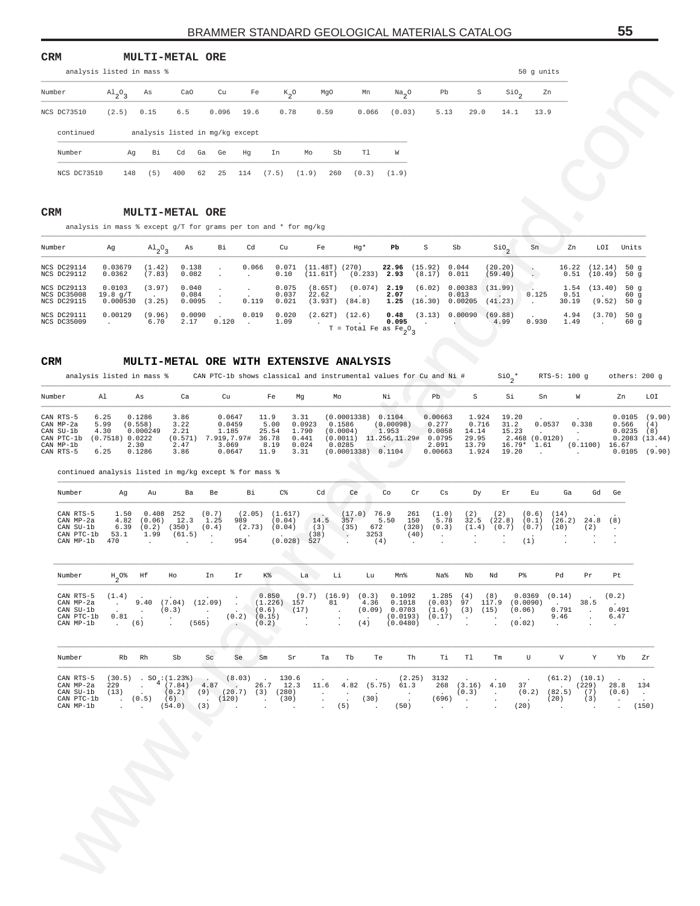## CRM MULTI-METAL ORE

analysis listed in mass % — 50 g units

| Number | $Al_2O_3$ | As | CaO | Cu | Fe | $K_2O$ | MgO | Mn | $Na_2O$ | Pb | S | $SiO_2$ | Zn |
|---|---|---|---|---|---|---|---|---|---|---|---|---|---|
| NCS DC73510 | (2.5) | 0.15 | 6.5 | 0.096 | 19.6 | 0.78 | 0.59 | 0.066 | (0.03) | 5.13 | 29.0 | 14.1 | 13.9 |

continued — analysis listed in mg/kg except

| Number | Ag | Bi | Cd | Ga | Ge | Hg | In | Mo | Sb | Tl | W |
|---|---|---|---|---|---|---|---|---|---|---|---|
| NCS DC73510 | 148 | (5) | 400 | 62 | 25 | 114 | (7.5) | (1.9) | 260 | (0.3) | (1.9) |

## CRM MULTI-METAL ORE

analysis in mass % except g/T for grams per ton and * for mg/kg

| Number | Ag | $Al_2O_3$ | As | Bi | Cd | Cu | Fe | Hg* | Pb | S | Sb | $SiO_2$ | Sn | Zn | LOI | Units |
|---|---|---|---|---|---|---|---|---|---|---|---|---|---|---|---|---|
| NCS DC29114 | 0.03679 | (1.42) | 0.138 | . | 0.066 | 0.071 | (11.48T) | (270) | **22.96** | (15.92) | 0.044 | (20.20) | . | 16.22 | (12.14) | 50 g |
| NCS DC29112 | 0.0362 | (7.83) | 0.082 | . | . | 0.10 | (11.61T) | (0.233) | **2.93** | (8.17) | 0.011 | (59.40) | . | 0.51 | (10.49) | 50 g |
| NCS DC29113 | 0.0103 | (3.97) | 0.040 | . | . | 0.075 | (8.65T) | (0.074) | **2.19** | (6.02) | 0.00383 | (31.99) | . | 1.54 | (13.40) | 50 g |
| NCS DC35008 | 19.8 g/T | . | 0.084 | . | . | 0.037 | 22.62 | . | **2.07** | . | 0.013 | . | 0.125 | 0.51 | . | 60 g |
| NCS DC29115 | 0.000530 | (3.25) | 0.0095 | . | 0.119 | 0.021 | (3.93T) | (84.8) | **1.25** | (16.30) | 0.00205 | (41.23) | . | 30.19 | (9.52) | 50 g |
| NCS DC29111 | 0.00129 | (9.96) | 0.0090 | . | 0.019 | 0.020 | (2.62T) | (12.6) | **0.48** | (3.13) | 0.00090 | (69.88) | . | 4.94 | (3.70) | 50 g |
| NCS DC35009 | . | 6.70 | 2.17 | 0.120 | . | 1.09 | . | . | **0.095** | . | . | 4.99 | 0.930 | 1.49 | . | 60 g |

T = Total Fe as $Fe_2O_3$

## CRM MULTI-METAL ORE WITH EXTENSIVE ANALYSIS

analysis listed in mass % — CAN PTC-1b shows classical and instrumental values for Cu and Ni # — $SiO_2$* — RTS-5: 100 g — others: 200 g

| Number | Al | As | Ca | Cu | Fe | Mg | Mo | Ni | Pb | S | Si | Sn | W | Zn | LOI |
|---|---|---|---|---|---|---|---|---|---|---|---|---|---|---|---|
| CAN RTS-5 | 6.25 | 0.1286 | 3.86 | 0.0647 | 11.9 | 3.31 | (0.0001338) | 0.1104 | 0.00663 | 1.924 | 19.20 | . | . | 0.0105 | (9.90) |
| CAN MP-2a | 5.99 | (0.558) | 3.22 | 0.0459 | 5.00 | 0.0923 | 0.1586 | (0.00098) | 0.277 | 0.716 | 31.2 | 0.0537 | 0.338 | 0.566 | (4) |
| CAN SU-1b | 4.30 | 0.000249 | 2.21 | 1.185 | 25.54 | 1.790 | (0.0004) | 1.953 | 0.0058 | 14.14 | 15.23 | . | . | 0.0235 | (8) |
| CAN PTC-1b | (0.7518) | 0.0222 | (0.571) | 7.919,7.97# | 36.78 | 0.441 | (0.0011) | 11.256,11.29# | 0.0795 | 29.95 | 2.468 | (0.0120) | . | 0.2083 | (13.44) |
| CAN MP-1b | . | 2.30 | 2.47 | 3.069 | 8.19 | 0.024 | 0.0285 | . | 2.091 | 13.79 | 16.79* | 1.61 | (0.1100) | 16.67 | . |
| CAN RTS-5 | 6.25 | 0.1286 | 3.86 | 0.0647 | 11.9 | 3.31 | (0.0001338) | 0.1104 | 0.00663 | 1.924 | 19.20 | . | . | 0.0105 | (9.90) |

continued analysis listed in mg/kg except % for mass %

| Number | Ag | Au | Ba | Be | Bi | C% | Cd | Ce | Co | Cr | Cs | Dy | Er | Eu | Ga | Gd | Ge |
|---|---|---|---|---|---|---|---|---|---|---|---|---|---|---|---|---|---|
| CAN RTS-5 | 1.50 | 0.408 | 252 | (0.7) | (2.05) | (1.617) | . | (17.0) | 76.9 | 261 | (1.0) | (2) | (2) | (0.6) | (14) | . | . |
| CAN MP-2a | 4.82 | (0.06) | 12.3 | 1.25 | 989 | (0.04) | 14.5 | 357 | 5.50 | 150 | 5.78 | 32.5 | (22.8) | (0.1) | (26.2) | 24.8 | (8) |
| CAN SU-1b | 6.39 | (0.2) | (350) | (0.4) | (2.73) | (0.04) | (3) | (35) | 672 | (320) | (0.3) | (1.4) | (0.7) | (0.7) | (10) | (2) | . |
| CAN PTC-1b | 53.1 | 1.99 | (61.5) | . | . | . | (38) | . | 3253 | (40) | . | . | . | . | . | . | . |
| CAN MP-1b | 470 | . | . | . | 954 | (0.028) | 527 | . | (4) | . | . | . | . | (1) | . | . | . |

| Number | $H_2O$% | Hf | Ho | In | Ir | K% | La | Li | Lu | Mn% | Na% | Nb | Nd | P% | Pd | Pr | Pt |
|---|---|---|---|---|---|---|---|---|---|---|---|---|---|---|---|---|---|
| CAN RTS-5 | (1.4) | . | . | . | . | 0.850 | (9.7) | (16.9) | (0.3) | 0.1092 | 1.285 | (4) | (8) | 0.0369 | (0.14) | . | (0.2) |
| CAN MP-2a | . | 9.40 | (7.04) | (12.09) | . | (1.226) | 157 | 81 | 4.36 | 0.1018 | (0.03) | 97 | 117.9 | (0.0090) | . | 38.5 | . |
| CAN SU-1b | . | . | (0.3) | . | . | (0.6) | (17) | . | (0.09) | 0.0703 | (1.6) | (3) | (15) | (0.06) | 0.791 | . | 0.491 |
| CAN PTC-1b | 0.81 | . | . | . | (0.2) | (0.15) | . | . | . | (0.0193) | (0.17) | . | . | . | 9.46 | . | 6.47 |
| CAN MP-1b | . | (6) | . | (565) | . | (0.2) | . | . | (4) | (0.0480) | . | . | . | (0.02) | . | . | . |

| Number | Rb | Rh | Sb | Sc | Se | Sm | Sr | Ta | Tb | Te | Th | Ti | Tl | Tm | U | V | Y | Yb | Zr |
|---|---|---|---|---|---|---|---|---|---|---|---|---|---|---|---|---|---|---|---|
| CAN RTS-5 | (30.5) | . | $SO_4$:(1.23%) | . | (8.03) | . | 130.6 | . | . | . | (2.25) | 3132 | . | . | . | (61.2) | (10.1) | . | . |
| CAN MP-2a | 229 | . | (7.84) | 4.87 | . | 26.7 | 12.3 | 11.6 | 4.82 | (5.75) | 61.3 | 268 | (3.16) | 4.10 | 37 | . | (229) | 28.8 | 134 |
| CAN SU-1b | (13) | . | (0.2) | (9) | (20.7) | (3) | (280) | . | . | . | . | . | (0.3) | . | (0.2) | (82.5) | (7) | (0.6) | . |
| CAN PTC-1b | . | (0.5) | (6) | . | (120) | . | (30) | . | . | (30) | . | (696) | . | . | . | (20) | (3) | . | . |
| CAN MP-1b | . | . | (54.0) | (3) | . | . | . | . | (5) | . | (50) | . | . | . | (20) | . | . | . | (150) |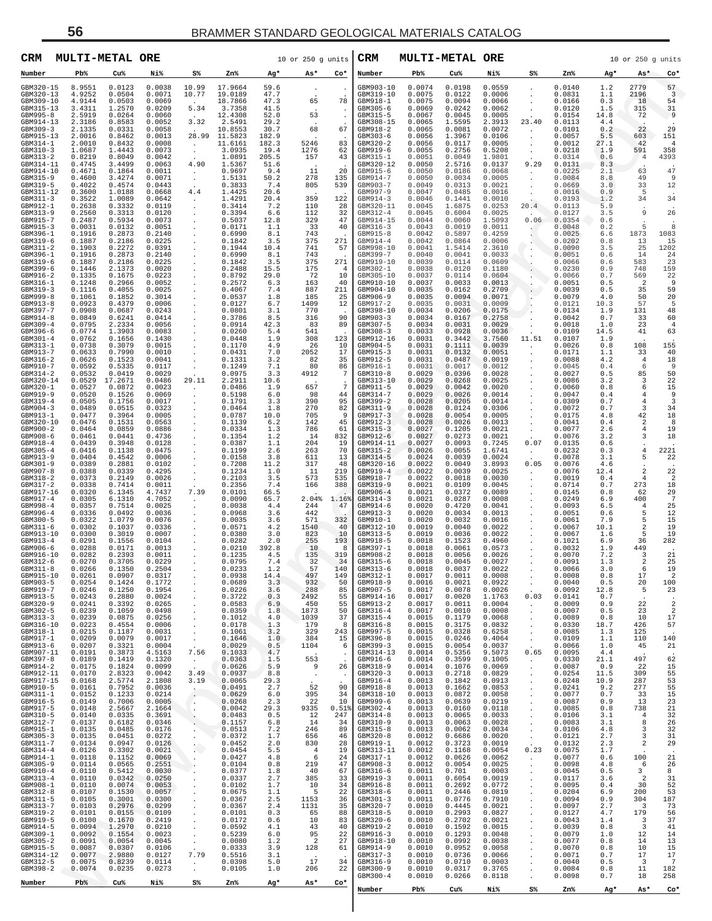## CRM MULTI-METAL ORE

10 or 250 g units

| Number | Pb% | Cu% | Ni% | S% | Zn% | Ag* | As* | Co* |
|---|---|---|---|---|---|---|---|---|
| GBM320-15 | 8.9551 | 0.0123 | 0.0038 | 10.99 | 17.9664 | 59.6 | . | . |
| GBM320-13 | 4.9252 | 0.0504 | 0.0071 | 10.77 | 19.0189 | 47.7 | . | . |
| GBM309-10 | 4.9144 | 0.0503 | 0.0069 | . | 18.7866 | 47.3 | 65 | 78 |
| GBM315-13 | 3.4311 | 1.2570 | 0.0209 | 5.34 | 3.7358 | 41.5 | . | . |
| GBM995-8 | 2.5919 | 0.0264 | 0.0060 | . | 12.4308 | 52.0 | 53 | . |
| GBM914-13 | 2.3186 | 0.8583 | 0.0052 | 3.32 | 2.5491 | 29.2 | . | . |
| GBM309-3 | 2.1335 | 0.0331 | 0.0058 | . | 10.8553 | 30.7 | 68 | 67 |
| GBM915-13 | 2.0016 | 0.8462 | 0.0013 | 28.99 | 11.5823 | 182.9 | . | . |
| GBM314-1 | 2.0010 | 0.8432 | 0.0008 | . | 11.6161 | 182.3 | 5246 | 83 |
| GBM310-3 | 1.0687 | 1.4443 | 0.0073 | . | 3.0935 | 19.4 | 1276 | 62 |
| GBM313-2 | 0.8219 | 0.8049 | 0.0042 | . | 1.0891 | 205.5 | 157 | 43 |
| GBM314-11 | 0.4745 | 3.4499 | 0.0063 | 4.90 | 1.5367 | 51.6 | . | . |
| GBM914-10 | 0.4671 | 0.1864 | 0.0011 | . | 0.9697 | 9.4 | 11 | 20 |
| GBM315-9 | 0.4600 | 3.4274 | 0.0071 | . | 1.5131 | 50.2 | 278 | 135 |
| GBM319-5 | 0.4022 | 0.4574 | 0.0443 | . | 0.3833 | 7.4 | 805 | 539 |
| GBM311-12 | 0.3600 | 1.0188 | 0.0668 | 4.4 | 1.4425 | 20.6 | . | . |
| GBM311-3 | 0.3522 | 1.0089 | 0.0642 | . | 1.4291 | 20.4 | 359 | 122 |
| GBM912-1 | 0.2638 | 0.3332 | 0.0119 | . | 0.3414 | 7.2 | 110 | 28 |
| GBM313-9 | 0.2560 | 0.3313 | 0.0120 | . | 0.3394 | 6.6 | 112 | 32 |
| GBM915-7 | 0.2487 | 0.5934 | 0.0073 | . | 0.5037 | 12.8 | 329 | 47 |
| GBM915-3 | 0.0031 | 0.0132 | 0.0051 | . | 0.0171 | 1.1 | 33 | 40 |
| GBM396-1 | 0.1916 | 0.2873 | 0.2140 | . | 0.6990 | 8.1 | 743 | . |
| GBM319-6 | 0.1887 | 0.2186 | 0.0225 | . | 0.1842 | 3.5 | 375 | 271 |
| GBM311-2 | 0.1903 | 0.2272 | 0.0391 | . | 0.1944 | 10.4 | 741 | 57 |
| GBM396-1 | 0.1916 | 0.2873 | 0.2140 | . | 0.6990 | 8.1 | 743 | . |
| GBM319-6 | 0.1887 | 0.2186 | 0.0225 | . | 0.1842 | 3.5 | 375 | 271 |
| GBM399-6 | 0.1446 | 2.1373 | 0.0020 | . | 0.2488 | 15.5 | 175 | 4 |
| GBM916-2 | 0.1335 | 0.1675 | 0.0223 | . | 0.8792 | 29.0 | 72 | 10 |
| GBM316-1 | 0.1248 | 0.2966 | 0.0052 | . | 0.2572 | 6.3 | 163 | 40 |
| GBM319-3 | 0.1116 | 0.4055 | 0.0025 | . | 0.4067 | 7.4 | 887 | 211 |
| GBM999-8 | 0.1061 | 0.1852 | 0.3014 | . | 0.0537 | 1.8 | 185 | 25 |
| GBM913-8 | 0.0923 | 0.4379 | 0.0006 | . | 0.0127 | 6.7 | 1409 | 12 |
| GBM397-7 | 0.0908 | 0.0687 | 0.0243 | . | 0.0801 | 3.1 | 770 | . |
| GBM914-8 | 0.0849 | 0.6241 | 0.0414 | . | 0.3786 | 8.5 | 316 | 90 |
| GBM309-4 | 0.0795 | 2.2334 | 0.0056 | . | 0.0914 | 42.3 | 83 | 89 |
| GBM396-6 | 0.0774 | 1.3903 | 0.0083 | . | 0.0260 | 5.4 | 541 | . |
| GBM301-4 | 0.0762 | 0.1656 | 0.1430 | . | 0.0448 | 1.9 | 308 | 123 |
| GBM313-1 | 0.0738 | 0.3079 | 0.0015 | . | 0.1170 | 4.9 | 26 | 10 |
| GBM913-7 | 0.0633 | 0.7990 | 0.0010 | . | 0.0431 | 7.0 | 2052 | 17 |
| GBM316-2 | 0.0626 | 0.1523 | 0.0041 | . | 0.1331 | 3.2 | 82 | 35 |
| GBM910-7 | 0.0592 | 0.5335 | 0.0117 | . | 0.1249 | 7.1 | 80 | 86 |
| GBM314-2 | 0.0532 | 0.0419 | 0.0029 | . | 0.0975 | 3.3 | 4912 | 7 |
| GBM320-14 | 0.0529 | 17.2671 | 0.0486 | 29.11 | 2.2911 | 10.6 | . | . |
| GBM320-1 | 0.0527 | 0.0872 | 0.0023 | . | 0.0486 | 1.9 | 657 | 7 |
| GBM919-9 | 0.0520 | 0.1526 | 0.0069 | . | 0.5198 | 6.0 | 98 | 44 |
| GBM319-4 | 0.0505 | 0.1756 | 0.0017 | . | 0.1791 | 3.3 | 390 | 95 |
| GBM904-3 | 0.0489 | 0.0515 | 0.0323 | . | 0.0464 | 1.8 | 270 | 82 |
| GBM913-1 | 0.0477 | 0.3964 | 0.0005 | . | 0.0787 | 10.0 | 705 | 9 |
| GBM320-10 | 0.0476 | 0.1531 | 0.0563 | . | 0.1139 | 6.2 | 142 | 45 |
| GBM900-2 | 0.0464 | 0.0859 | 0.0886 | . | 0.0334 | 1.3 | 786 | 61 |
| GBM908-6 | 0.0461 | 0.0441 | 0.4736 | . | 0.1354 | 1.2 | 14 | 832 |
| GBM918-4 | 0.0439 | 0.3948 | 0.0128 | . | 0.0387 | 1.1 | 204 | 19 |
| GBM305-4 | 0.0416 | 0.1138 | 0.0475 | . | 0.1199 | 2.6 | 263 | 70 |
| GBM913-9 | 0.0404 | 0.4542 | 0.0006 | . | 0.0158 | 3.8 | 611 | 13 |
| GBM301-9 | 0.0389 | 0.2881 | 0.0102 | . | 0.7208 | 11.2 | 317 | 48 |
| GBM907-8 | 0.0388 | 0.0339 | 0.4295 | . | 0.1234 | 1.0 | 11 | 219 |
| GBM318-2 | 0.0373 | 0.2149 | 0.0026 | . | 0.2103 | 3.5 | 573 | 535 |
| GBM317-2 | 0.0338 | 0.7414 | 0.0011 | . | 0.2356 | 7.4 | 166 | 388 |
| GBM917-16 | 0.0320 | 6.1345 | 4.7437 | 7.39 | 0.0101 | 66.5 | . | . |
| GBM917-4 | 0.0305 | 6.1310 | 4.7052 | . | 0.0090 | 65.7 | 2.04% | 1.16% |
| GBM998-4 | 0.0357 | 0.7514 | 0.0025 | . | 0.0038 | 4.4 | 244 | 47 |
| GBM996-4 | 0.0336 | 0.0492 | 0.0036 | . | 0.0968 | 3.6 | 442 | . |
| GBM300-5 | 0.0322 | 1.0779 | 0.0076 | . | 0.0035 | 3.6 | 571 | 332 |
| GBM311-6 | 0.0302 | 0.1037 | 0.0336 | . | 0.0571 | 4.2 | 1540 | 40 |
| GBM913-10 | 0.0300 | 0.3019 | 0.0007 | . | 0.0380 | 3.0 | 823 | 10 |
| GBM913-4 | 0.0291 | 0.1556 | 0.0104 | . | 0.0282 | 2.0 | 255 | 193 |
| GBM906-6 | 0.0288 | 0.0171 | 0.0013 | . | 0.0210 | 392.8 | 10 | 8 |
| GBM916-10 | 0.0282 | 0.2393 | 0.0011 | . | 0.1235 | 4.5 | 135 | 319 |
| GBM312-6 | 0.0270 | 0.3705 | 0.0229 | . | 0.0795 | 7.4 | 32 | 34 |
| GBM311-8 | 0.0266 | 0.1350 | 0.2504 | . | 0.0233 | 1.2 | 57 | 140 |
| GBM915-10 | 0.0261 | 0.0907 | 0.0317 | . | 0.0938 | 14.4 | 497 | 149 |
| GBM903-5 | 0.0254 | 0.1424 | 0.1772 | . | 0.0689 | 3.3 | 932 | 50 |
| GBM919-7 | 0.0246 | 0.1250 | 0.1954 | . | 0.0226 | 3.6 | 288 | 85 |
| GBM913-5 | 0.0243 | 0.2880 | 0.0024 | . | 0.3722 | 0.3 | 2492 | 55 |
| GBM320-9 | 0.0241 | 0.3392 | 0.0265 | . | 0.0583 | 6.9 | 450 | 55 |
| GBM302-5 | 0.0239 | 0.1059 | 0.0498 | . | 0.0359 | 1.8 | 1873 | 50 |
| GBM313-3 | 0.0239 | 0.0875 | 0.0256 | . | 0.1012 | 4.0 | 1039 | 37 |
| GBM316-10 | 0.0223 | 0.4554 | 0.0006 | . | 0.0178 | 1.3 | 179 | 8 |
| GBM318-1 | 0.0215 | 0.1187 | 0.0031 | . | 0.1061 | 3.2 | 329 | 243 |
| GBM917-1 | 0.0209 | 0.0079 | 0.0017 | . | 0.1646 | 1.0 | 384 | 15 |
| GBM913-6 | 0.0207 | 0.3321 | 0.0004 | . | 0.0029 | 0.5 | 1104 | 6 |
| GBM907-11 | 0.0191 | 0.3873 | 4.5163 | 7.56 | 0.1033 | 4.7 | . | . |
| GBM397-8 | 0.0189 | 0.1419 | 0.1320 | . | 0.0363 | 1.5 | 553 | . |
| GBM914-2 | 0.0175 | 0.1824 | 0.0099 | . | 0.0626 | 5.9 | 9 | 26 |
| GBM912-11 | 0.0170 | 2.8323 | 0.0042 | 3.49 | 0.0937 | 8.8 | . | . |
| GBM917-15 | 0.0168 | 2.5774 | 2.1808 | 3.19 | 0.0065 | 29.3 | . | . |
| GBM910-5 | 0.0161 | 0.7952 | 0.0036 | . | 0.0491 | 2.7 | 52 | 90 |
| GBM311-1 | 0.0152 | 0.1233 | 0.0214 | . | 0.0629 | 6.0 | 395 | 34 |
| GBM916-5 | 0.0149 | 0.7006 | 0.0005 | . | 0.0268 | 2.3 | 22 | 10 |
| GBM917-5 | 0.0148 | 2.5667 | 2.1664 | . | 0.0042 | 29.3 | 9335 | 0.51% |
| GBM310-5 | 0.0140 | 0.0335 | 0.3691 | . | 0.0483 | 0.5 | 12 | 247 |
| GBM312-7 | 0.0137 | 0.6182 | 0.0346 | . | 0.1157 | 6.8 | 14 | 34 |
| GBM915-1 | 0.0135 | 0.0485 | 0.0176 | . | 0.0513 | 7.2 | 246 | 89 |
| GBM305-3 | 0.0135 | 0.0451 | 0.0272 | . | 0.0372 | 1.7 | 656 | 46 |
| GBM311-7 | 0.0134 | 0.0947 | 0.0126 | . | 0.0452 | 2.0 | 830 | 28 |
| GBM314-4 | 0.0126 | 0.3302 | 0.0021 | . | 0.0454 | 5.5 | 4 | 19 |
| GBM914-1 | 0.0118 | 0.1152 | 0.0069 | . | 0.0427 | 4.8 | 6 | 24 |
| GBM305-9 | 0.0114 | 0.0565 | 0.2551 | . | 0.0104 | 0.8 | 219 | 47 |
| GBM910-4 | 0.0110 | 0.5412 | 0.0030 | . | 0.0377 | 1.8 | 40 | 67 |
| GBM313-4 | 0.0110 | 0.0342 | 0.0250 | . | 0.0337 | 2.7 | 385 | 33 |
| GBM908-1 | 0.0110 | 0.0074 | 0.0053 | . | 0.0102 | 1.7 | 10 | 34 |
| GBM312-8 | 0.0107 | 0.1530 | 0.0057 | . | 0.0675 | 1.1 | 5 | 22 |
| GBM311-5 | 0.0105 | 0.3001 | 0.0300 | . | 0.0367 | 2.5 | 1153 | 36 |
| GBM313-7 | 0.0103 | 0.2976 | 0.0299 | . | 0.0367 | 2.4 | 1131 | 35 |
| GBM319-2 | 0.0101 | 0.0155 | 0.0109 | . | 0.0101 | 0.3 | 65 | 88 |
| GBM919-5 | 0.0100 | 0.1670 | 0.2419 | . | 0.0172 | 0.6 | 10 | 83 |
| GBM914-5 | 0.0094 | 1.2970 | 0.0210 | . | 0.0592 | 4.1 | 43 | 40 |
| GBM309-1 | 0.0092 | 0.1554 | 0.0023 | . | 0.5239 | 6.0 | 95 | 22 |
| GBM305-2 | 0.0091 | 0.0054 | 0.0045 | . | 0.0080 | 1.2 | 2 | 27 |
| GBM915-5 | 0.0087 | 0.0307 | 0.0106 | . | 0.0333 | 3.9 | 128 | 61 |
| GBM314-12 | 0.0077 | 2.9880 | 0.0127 | 7.79 | 0.5516 | 3.1 | . | . |
| GBM312-5 | 0.0075 | 0.8239 | 0.0114 | . | 0.0398 | 5.0 | 17 | 34 |
| GBM398-2 | 0.0074 | 0.0235 | 0.0273 | . | 0.0105 | 1.0 | 206 | 22 |
| GBM903-10 | 0.0074 | 0.0198 | 0.0559 | . | 0.0140 | 1.2 | 2779 | 57 |
| GBM319-10 | 0.0075 | 0.0122 | 0.0006 | . | 0.0831 | 1.1 | 2196 | 3 |
| GBM918-1 | 0.0075 | 0.0094 | 0.0066 | . | 0.0166 | 0.3 | 18 | 54 |
| GBM305-6 | 0.0069 | 0.0242 | 0.0062 | . | 0.0120 | 1.5 | 315 | 31 |
| GBM315-5 | 0.0067 | 0.0045 | 0.0005 | . | 0.0154 | 14.8 | 72 | 9 |
| GBM308-15 | 0.0065 | 1.5595 | 2.3913 | 23.40 | 0.0113 | 4.8 | . | . |
| GBM918-2 | 0.0065 | 0.0081 | 0.0072 | . | 0.0101 | 0.2 | 22 | 29 |
| GBM303-6 | 0.0056 | 1.3967 | 0.0106 | . | 0.0057 | 5.5 | 603 | 151 |
| GBM320-2 | 0.0056 | 0.0117 | 0.0005 | . | 0.0012 | 27.1 | 42 | 4 |
| GBM919-6 | 0.0055 | 0.2756 | 0.5208 | . | 0.0218 | 1.9 | 591 | 358 |
| GBM315-1 | 0.0051 | 0.0049 | 1.9801 | . | 0.0314 | 0.6 | 4 | 4393 |
| GBM320-12 | 0.0050 | 2.5716 | 0.0137 | 9.29 | 0.0131 | 8.3 | . | . |
| GBM915-6 | 0.0050 | 0.0186 | 0.0068 | . | 0.0225 | 2.1 | 63 | 47 |
| GBM914-7 | 0.0050 | 0.0034 | 0.0005 | . | 0.0084 | 8.8 | 49 | 9 |
| GBM903-7 | 0.0049 | 0.0313 | 0.0021 | . | 0.0669 | 3.0 | 33 | 12 |
| GBM997-9 | 0.0047 | 0.0485 | 0.0016 | . | 0.0016 | 0.9 | 5 | . |
| GBM914-3 | 0.0046 | 0.1441 | 0.0010 | . | 0.0193 | 1.2 | 34 | 34 |
| GBM320-11 | 0.0045 | 1.6875 | 0.0253 | 20.4 | 0.0113 | 5.9 | . | . |
| GBM312-4 | 0.0045 | 0.6004 | 0.0025 | . | 0.0127 | 3.5 | 9 | 26 |
| GBM914-15 | 0.0044 | 0.0060 | 1.5093 | 0.06 | 0.0354 | 0.6 | . | . |
| GBM316-3 | 0.0043 | 0.0019 | 0.0011 | . | 0.0048 | 0.2 | 5 | 8 |
| GBM915-8 | 0.0042 | 0.5897 | 0.4259 | . | 0.0025 | 6.6 | 1873 | 1083 |
| GBM914-4 | 0.0042 | 0.0864 | 0.0006 | . | 0.0202 | 0.8 | 13 | 15 |
| GBM998-10 | 0.0041 | 1.5414 | 2.3610 | . | 0.0090 | 3.5 | 25 | 1202 |
| GBM399-7 | 0.0040 | 0.0041 | 0.0033 | . | 0.0051 | 0.6 | 14 | 24 |
| GBM919-10 | 0.0039 | 0.0114 | 0.0609 | . | 0.0066 | 0.6 | 583 | 23 |
| GBM302-1 | 0.0038 | 0.0120 | 0.1180 | . | 0.0230 | 0.9 | 748 | 159 |
| GBM305-10 | 0.0037 | 0.0114 | 0.0604 | . | 0.0066 | 0.7 | 569 | 22 |
| GBM910-10 | 0.0037 | 0.0033 | 0.0013 | . | 0.0051 | 0.5 | 2 | 9 |
| GBM904-10 | 0.0035 | 0.0162 | 0.2709 | . | 0.0039 | 0.5 | 35 | 59 |
| GBM906-9 | 0.0035 | 0.0094 | 0.0071 | . | 0.0079 | 4.0 | 50 | 20 |
| GBM917-2 | 0.0035 | 0.0031 | 0.0009 | . | 0.0121 | 10.3 | 57 | 5 |
| GBM398-10 | 0.0034 | 0.0206 | 0.0175 | . | 0.0134 | 1.9 | 131 | 48 |
| GBM903-3 | 0.0034 | 0.0167 | 0.2758 | . | 0.0042 | 0.7 | 33 | 60 |
| GBM307-5 | 0.0034 | 0.0031 | 0.0029 | . | 0.0018 | 1.0 | 23 | 4 |
| GBM308-3 | 0.0033 | 0.0928 | 0.0036 | . | 0.0109 | 14.5 | 41 | 63 |
| GBM912-16 | 0.0031 | 0.3442 | 3.7560 | 11.51 | 0.0107 | 1.9 | . | . |
| GBM904-5 | 0.0031 | 0.1111 | 0.0039 | . | 0.0026 | 0.8 | 108 | 155 |
| GBM915-3 | 0.0031 | 0.0132 | 0.0051 | . | 0.0171 | 1.1 | 33 | 40 |
| GBM912-5 | 0.0031 | 0.0487 | 0.0019 | . | 0.0088 | 4.2 | 4 | 18 |
| GBM916-1 | 0.0031 | 0.0017 | 0.0012 | . | 0.0045 | 0.4 | 6 | 9 |
| GBM310-8 | 0.0029 | 0.0396 | 0.0028 | . | 0.0027 | 0.5 | 85 | 50 |
| GBM313-10 | 0.0029 | 0.0268 | 0.0025 | . | 0.0086 | 3.2 | 3 | 22 |
| GBM911-5 | 0.0029 | 0.0042 | 0.0020 | . | 0.0060 | 0.8 | 6 | 15 |
| GBM314-7 | 0.0029 | 0.0026 | 0.0014 | . | 0.0047 | 0.4 | 4 | 9 |
| GBM399-2 | 0.0028 | 0.0205 | 0.0014 | . | 0.0309 | 0.7 | 4 | 3 |
| GBM311-9 | 0.0028 | 0.0124 | 0.0306 | . | 0.0072 | 0.7 | 3 | 34 |
| GBM917-3 | 0.0028 | 0.0054 | 0.0005 | . | 0.0175 | 4.8 | 42 | 18 |
| GBM912-3 | 0.0028 | 0.0026 | 0.0013 | . | 0.0041 | 0.4 | 2 | 8 |
| GBM315-3 | 0.0027 | 0.1205 | 0.0021 | . | 0.0077 | 2.6 | 4 | 19 |
| GBM912-6 | 0.0027 | 0.0273 | 0.0021 | . | 0.0076 | 3.2 | 3 | 18 |
| GBM914-11 | 0.0027 | 0.0093 | 0.7245 | 0.07 | 0.0135 | 0.6 | . | . |
| GBM315-2 | 0.0026 | 0.0055 | 1.6741 | . | 0.0232 | 0.3 | 4 | 2221 |
| GBM314-5 | 0.0024 | 0.0039 | 0.0024 | . | 0.0078 | 3.1 | 5 | 22 |
| GBM320-16 | 0.0022 | 0.0049 | 3.8993 | 0.05 | 0.0076 | 4.6 | . | . |
| GBM919-4 | 0.0022 | 0.0039 | 0.0025 | . | 0.0076 | 12.4 | 2 | 22 |
| GBM918-7 | 0.0022 | 0.0018 | 0.0030 | . | 0.0019 | 0.4 | 4 | 2 |
| GBM319-9 | 0.0021 | 0.0109 | 0.0045 | . | 0.0714 | 0.7 | 273 | 18 |
| GBM906-4 | 0.0021 | 0.0372 | 0.0089 | . | 0.0145 | 0.8 | 62 | 29 |
| GBM314-3 | 0.0021 | 0.0287 | 0.0008 | . | 0.0249 | 6.9 | 400 | 7 |
| GBM914-6 | 0.0020 | 0.4720 | 0.0041 | . | 0.0093 | 6.5 | 4 | 25 |
| GBM913-3 | 0.0020 | 0.0034 | 0.0013 | . | 0.0051 | 0.6 | 5 | 12 |
| GBM910-1 | 0.0020 | 0.0032 | 0.0016 | . | 0.0061 | 7.9 | 5 | 15 |
| GBM312-10 | 0.0019 | 0.0040 | 0.0022 | . | 0.0067 | 10.1 | 2 | 19 |
| GBM313-5 | 0.0019 | 0.0036 | 0.0022 | . | 0.0067 | 1.6 | 5 | 19 |
| GBM918-5 | 0.0018 | 0.1523 | 0.4960 | . | 0.1021 | 6.9 | 36 | 282 |
| GBM397-1 | 0.0018 | 0.0061 | 0.0573 | . | 0.0032 | 1.9 | 449 | . |
| GBM908-2 | 0.0018 | 0.0056 | 0.0026 | . | 0.0070 | 7.2 | 3 | 21 |
| GBM315-6 | 0.0018 | 0.0045 | 0.0027 | . | 0.0091 | 1.3 | 2 | 25 |
| GBM313-6 | 0.0018 | 0.0037 | 0.0022 | . | 0.0066 | 3.0 | 6 | 19 |
| GBM312-1 | 0.0017 | 0.0011 | 0.0008 | . | 0.0008 | 0.8 | 17 | 2 |
| GBM918-9 | 0.0016 | 0.0021 | 0.0922 | . | 0.0040 | 0.5 | 20 | 100 |
| GBM907-5 | 0.0017 | 0.0078 | 0.0026 | . | 0.0092 | 12.8 | 5 | 23 |
| GBM914-16 | 0.0017 | 0.0020 | 1.1763 | 0.03 | 0.0141 | 0.7 | . | . |
| GBM913-2 | 0.0017 | 0.0011 | 0.0004 | . | 0.0009 | 0.9 | 22 | 2 |
| GBM316-4 | 0.0017 | 0.0010 | 0.0008 | . | 0.0007 | 0.5 | 23 | 2 |
| GBM315-4 | 0.0015 | 0.1179 | 0.0068 | . | 0.0089 | 0.8 | 10 | 17 |
| GBM316-8 | 0.0015 | 0.3175 | 0.0832 | . | 0.0330 | 18.7 | 426 | 57 |
| GBM997-5 | 0.0015 | 0.0328 | 0.6258 | . | 0.0085 | 1.3 | 125 | . |
| GBM396-8 | 0.0015 | 0.0246 | 0.4064 | . | 0.0109 | 1.1 | 110 | 140 |
| GBM399-3 | 0.0015 | 0.0054 | 0.0037 | . | 0.0066 | 1.0 | 45 | 21 |
| GBM314-13 | 0.0014 | 0.5356 | 9.5073 | 0.65 | 0.0095 | 4.4 | . | . |
| GBM916-6 | 0.0014 | 0.3599 | 0.1005 | . | 0.0330 | 21.1 | 497 | 62 |
| GBM318-9 | 0.0014 | 0.1076 | 0.0069 | . | 0.0087 | 0.9 | 22 | 15 |
| GBM320-3 | 0.0013 | 0.2718 | 0.0829 | . | 0.0254 | 11.5 | 309 | 55 |
| GBM916-4 | 0.0013 | 0.1842 | 0.0913 | . | 0.0248 | 10.9 | 287 | 53 |
| GBM918-8 | 0.0013 | 0.1662 | 0.0853 | . | 0.0241 | 9.2 | 277 | 55 |
| GBM318-10 | 0.0013 | 0.0872 | 0.0058 | . | 0.0077 | 0.7 | 13 | 15 |
| GBM999-6 | 0.0013 | 0.0639 | 0.0219 | . | 0.0087 | 0.9 | 13 | 23 |
| GBM302-4 | 0.0013 | 0.0160 | 0.0118 | . | 0.0085 | 0.8 | 738 | 21 |
| GBM314-8 | 0.0013 | 0.0065 | 0.0033 | . | 0.0106 | 3.1 | 4 | 32 |
| GBM310-9 | 0.0013 | 0.0063 | 0.0028 | . | 0.0083 | 3.1 | 8 | 26 |
| GBM315-8 | 0.0013 | 0.0062 | 0.0034 | . | 0.0106 | 3.1 | 6 | 32 |
| GBM320-8 | 0.0012 | 0.6686 | 0.0020 | . | 0.0121 | 2.7 | 3 | 31 |
| GBM919-1 | 0.0012 | 0.3723 | 0.0019 | . | 0.0132 | 2.3 | 2 | 29 |
| GBM313-11 | 0.0012 | 0.1168 | 0.0054 | 0.23 | 0.0075 | 1.7 | . | . |
| GBM317-1 | 0.0012 | 0.0626 | 0.0062 | . | 0.0077 | 0.6 | 100 | 21 |
| GBM908-3 | 0.0012 | 0.0054 | 0.0025 | . | 0.0098 | 4.8 | 6 | 26 |
| GBM316-6 | 0.0011 | 0.701 | 0.0003 | . | 0.0045 | 0.5 | 3 | 8 |
| GBM919-3 | 0.0011 | 0.6054 | 0.0019 | . | 0.0117 | 3.6 | 2 | 31 |
| GBM916-8 | 0.0011 | 0.2692 | 0.0772 | . | 0.0095 | 0.4 | 30 | 52 |
| GBM318-6 | 0.0011 | 0.2446 | 0.0819 | . | 0.0204 | 6.9 | 200 | 53 |
| GBM301-3 | 0.0011 | 0.0776 | 0.7910 | . | 0.0094 | 0.9 | 304 | 187 |
| GBM320-7 | 0.0010 | 0.4445 | 0.0021 | . | 0.0097 | 2.7 | 3 | 73 |
| GBM318-5 | 0.0010 | 0.2993 | 0.0827 | . | 0.0127 | 4.7 | 179 | 56 |
| GBM320-6 | 0.0010 | 0.2702 | 0.0021 | . | 0.0043 | 1.4 | 3 | 37 |
| GBM919-2 | 0.0010 | 0.1592 | 0.0015 | . | 0.0039 | 0.8 | 3 | 41 |
| GBM916-3 | 0.0010 | 0.1293 | 0.0048 | . | 0.0079 | 1.0 | 12 | 14 |
| GBM918-10 | 0.0010 | 0.0992 | 0.0038 | . | 0.0077 | 0.8 | 14 | 13 |
| GBM914-9 | 0.0010 | 0.0952 | 0.0058 | . | 0.0070 | 0.8 | 10 | 15 |
| GBM317-3 | 0.0010 | 0.0736 | 0.0066 | . | 0.0071 | 0.7 | 17 | 17 |
| GBM316-9 | 0.0010 | 0.0710 | 0.0003 | . | 0.0040 | 0.5 | 3 | 7 |
| GBM300-9 | 0.0010 | 0.0317 | 0.3765 | . | 0.0084 | 0.8 | 11 | 182 |
| GBM300-4 | 0.0010 | 0.0266 | 0.8118 | . | 0.0098 | 0.7 | 18 | 258 |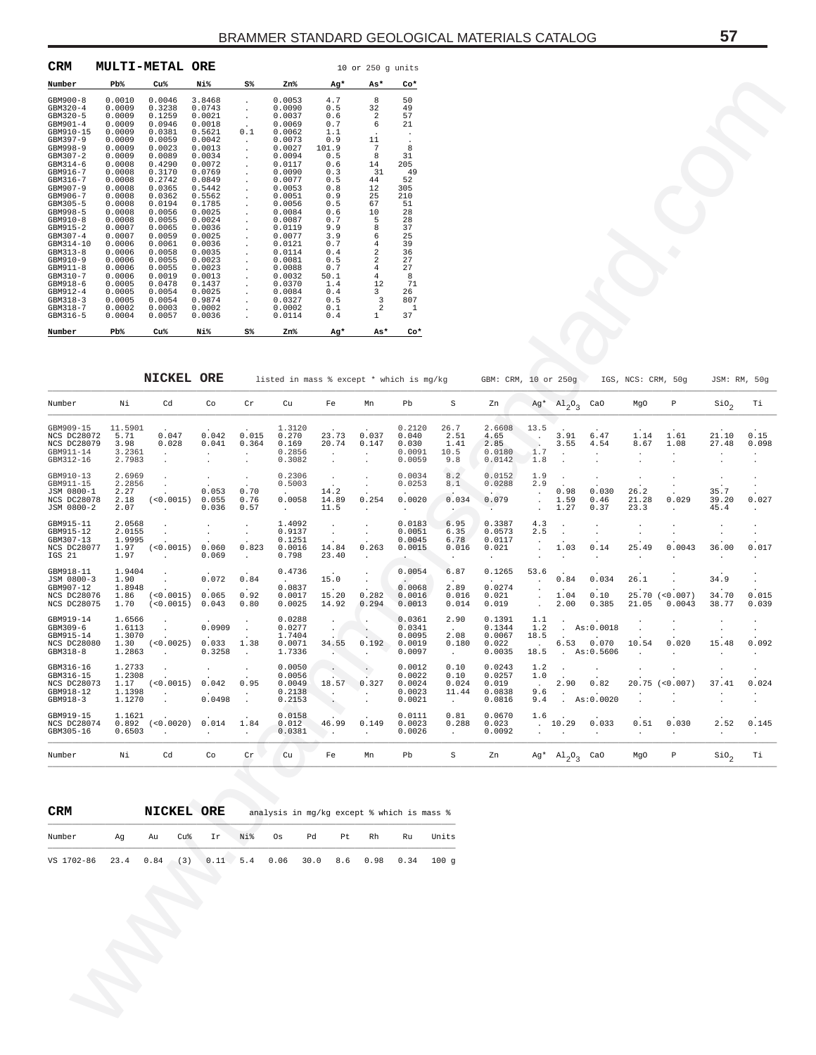## CRM MULTI-METAL ORE

10 or 250 g units

| Number | Pb% | Cu% | Ni% | S% | Zn% | Ag* | As* | Co* |
|---|---|---|---|---|---|---|---|---|
| GBM900-8 | 0.0010 | 0.0046 | 3.8468 | . | 0.0053 | 4.7 | 8 | 50 |
| GBM320-4 | 0.0009 | 0.3238 | 0.0743 | . | 0.0090 | 0.5 | 32 | 49 |
| GBM320-5 | 0.0009 | 0.1259 | 0.0021 | . | 0.0037 | 0.6 | 2 | 57 |
| GBM901-4 | 0.0009 | 0.0946 | 0.0018 | . | 0.0069 | 0.7 | 6 | 21 |
| GBM910-15 | 0.0009 | 0.0381 | 0.5621 | 0.1 | 0.0062 | 1.1 | . | . |
| GBM397-9 | 0.0009 | 0.0059 | 0.0042 | . | 0.0073 | 0.9 | 11 | . |
| GBM998-9 | 0.0009 | 0.0023 | 0.0013 | . | 0.0027 | 101.9 | 7 | 8 |
| GBM307-2 | 0.0009 | 0.0089 | 0.0034 | . | 0.0094 | 0.5 | 8 | 31 |
| GBM314-6 | 0.0008 | 0.4290 | 0.0072 | . | 0.0117 | 0.6 | 14 | 205 |
| GBM916-7 | 0.0008 | 0.3170 | 0.0769 | . | 0.0090 | 0.3 | 31 | 49 |
| GBM316-7 | 0.0008 | 0.2742 | 0.0849 | . | 0.0077 | 0.5 | 44 | 52 |
| GBM907-9 | 0.0008 | 0.0365 | 0.5442 | . | 0.0053 | 0.8 | 12 | 305 |
| GBM906-7 | 0.0008 | 0.0362 | 0.5562 | . | 0.0051 | 0.9 | 25 | 210 |
| GBM305-5 | 0.0008 | 0.0194 | 0.1785 | . | 0.0056 | 0.5 | 67 | 51 |
| GBM998-5 | 0.0008 | 0.0056 | 0.0025 | . | 0.0084 | 0.6 | 10 | 28 |
| GBM910-8 | 0.0008 | 0.0055 | 0.0024 | . | 0.0087 | 0.7 | 5 | 28 |
| GBM915-2 | 0.0007 | 0.0065 | 0.0036 | . | 0.0119 | 9.9 | 8 | 37 |
| GBM307-4 | 0.0007 | 0.0059 | 0.0025 | . | 0.0077 | 3.9 | 6 | 25 |
| GBM314-10 | 0.0006 | 0.0061 | 0.0036 | . | 0.0121 | 0.7 | 4 | 39 |
| GBM313-8 | 0.0006 | 0.0058 | 0.0035 | . | 0.0114 | 0.4 | 2 | 36 |
| GBM910-9 | 0.0006 | 0.0055 | 0.0023 | . | 0.0081 | 0.5 | 2 | 27 |
| GBM911-8 | 0.0006 | 0.0055 | 0.0023 | . | 0.0088 | 0.7 | 4 | 27 |
| GBM310-7 | 0.0006 | 0.0019 | 0.0013 | . | 0.0032 | 50.1 | 4 | 8 |
| GBM918-6 | 0.0005 | 0.0478 | 0.1437 | . | 0.0370 | 1.4 | 12 | 71 |
| GBM912-4 | 0.0005 | 0.0054 | 0.0025 | . | 0.0084 | 0.4 | 3 | 26 |
| GBM318-3 | 0.0005 | 0.0054 | 0.9874 | . | 0.0327 | 0.5 | 3 | 807 |
| GBM318-7 | 0.0002 | 0.0003 | 0.0002 | . | 0.0002 | 0.1 | 2 | 1 |
| GBM316-5 | 0.0004 | 0.0057 | 0.0036 | . | 0.0114 | 0.4 | 1 | 37 |
| Number | Pb% | Cu% | Ni% | S% | Zn% | Ag* | As* | Co* |

## NICKEL ORE

listed in mass % except * which is mg/kg — GBM: CRM, 10 or 250g — IGS, NCS: CRM, 50g — JSM: RM, 50g

| Number | Ni | Cd | Co | Cr | Cu | Fe | Mn | Pb | S | Zn | Ag* | $Al_2O_3$ | CaO | MgO | P | $SiO_2$ | Ti |
|---|---|---|---|---|---|---|---|---|---|---|---|---|---|---|---|---|---|
| GBM909-15 | 11.5901 | . | . | . | 1.3120 | . | . | 0.2120 | 26.7 | 2.6608 | 13.5 | . | . | . | . | . | . |
| NCS DC28072 | 5.71 | 0.047 | 0.042 | 0.015 | 0.270 | 23.73 | 0.037 | 0.040 | 2.51 | 4.65 | . | 3.91 | 6.47 | 1.14 | 1.61 | 21.10 | 0.15 |
| NCS DC28079 | 3.98 | 0.028 | 0.041 | 0.364 | 0.169 | 20.74 | 0.147 | 0.030 | 1.41 | 2.85 | . | 3.55 | 4.54 | 8.67 | 1.08 | 27.48 | 0.098 |
| GBM911-14 | 3.2361 | . | . | . | 0.2856 | . | . | 0.0091 | 10.5 | 0.0180 | 1.7 | . | . | . | . | . | . |
| GBM312-16 | 2.7983 | . | . | . | 0.3082 | . | . | 0.0059 | 9.8 | 0.0142 | 1.8 | . | . | . | . | . | . |
| GBM909-13 | 2.6969 | . | . | . | 0.2306 | . | . | 0.0034 | 8.2 | 0.0152 | 1.9 | . | . | . | . | . | . |
| GBM911-15 | 2.2856 | . | . | . | 0.5003 | . | . | 0.0253 | 8.1 | 0.0288 | 2.9 | . | . | . | . | . | . |
| JSM 0800-1 | 2.27 | . | 0.053 | 0.70 | . | 14.2 | . | . | . | . | . | 0.98 | 0.030 | 26.2 | . | 35.7 | . |
| NCS DC28078 | 2.18 | (<0.0015) | 0.055 | 0.76 | 0.0058 | 14.89 | 0.254 | 0.0020 | 0.034 | 0.079 | . | 1.59 | 0.46 | 21.28 | 0.029 | 39.20 | 0.027 |
| JSM 0800-2 | 2.07 | . | 0.036 | 0.57 | . | 11.5 | . | . | . | . | . | 1.27 | 0.37 | 23.3 | . | 45.4 | . |
| GBM915-11 | 2.0568 | . | . | . | 1.4092 | . | . | 0.0183 | 6.95 | 0.3387 | 4.3 | . | . | . | . | . | . |
| GBM915-12 | 2.0155 | . | . | . | 0.9137 | . | . | 0.0051 | 6.35 | 0.0573 | 2.5 | . | . | . | . | . | . |
| GBM307-13 | 1.9995 | . | . | . | 0.1251 | . | . | 0.0045 | 6.78 | 0.0117 | . | . | . | . | . | . | . |
| NCS DC28077 | 1.97 | (<0.0015) | 0.060 | 0.823 | 0.0016 | 14.84 | 0.263 | 0.0015 | 0.016 | 0.021 | . | 1.03 | 0.14 | 25.49 | 0.0043 | 36.00 | 0.017 |
| IGS 21 | 1.97 | . | 0.069 | . | 0.798 | 23.40 | . | . | . | . | . | . | . | . | . | . | . |
| GBM918-11 | 1.9404 | . | . | . | 0.4736 | . | . | 0.0054 | 6.87 | 0.1265 | 53.6 | . | . | . | . | . | . |
| JSM 0800-3 | 1.90 | . | 0.072 | 0.84 | . | 15.0 | . | . | . | . | . | 0.84 | 0.034 | 26.1 | . | 34.9 | . |
| GBM907-12 | 1.8948 | . | . | . | 0.0837 | . | . | 0.0068 | 2.89 | 0.0274 | . | . | . | . | . | . | . |
| NCS DC28076 | 1.86 | (<0.0015) | 0.065 | 0.92 | 0.0017 | 15.20 | 0.282 | 0.0016 | 0.016 | 0.021 | . | 1.04 | 0.10 | 25.70 | (<0.007) | 34.70 | 0.015 |
| NCS DC28075 | 1.70 | (<0.0015) | 0.043 | 0.80 | 0.0025 | 14.92 | 0.294 | 0.0013 | 0.014 | 0.019 | . | 2.00 | 0.385 | 21.05 | 0.0043 | 38.77 | 0.039 |
| GBM919-14 | 1.6566 | . | . | . | 0.0288 | . | . | 0.0361 | 2.90 | 0.1391 | 1.1 | . | . | . | . | . | . |
| GBM309-6 | 1.6113 | . | 0.0909 | . | 0.0277 | . | . | 0.0341 | . | 0.1344 | 1.2 | . | As:0.0018 | . | . | . | . |
| GBM915-15 | 1.3070 | . | . | . | 1.7404 | . | . | 0.0095 | 2.08 | 0.0067 | 18.5 | . | . | . | . | . | . |
| NCS DC28080 | 1.30 | (<0.0025) | 0.033 | 1.38 | 0.0071 | 34.55 | 0.192 | 0.0019 | 0.180 | 0.022 | . | 6.53 | 0.070 | 10.54 | 0.020 | 15.48 | 0.092 |
| GBM318-8 | 1.2863 | . | 0.3258 | . | 1.7336 | . | . | 0.0097 | . | 0.0035 | 18.5 | . | As:0.5606 | . | . | . | . |
| GBM316-16 | 1.2733 | . | . | . | 0.0050 | . | . | 0.0012 | 0.10 | 0.0243 | 1.2 | . | . | . | . | . | . |
| GBM316-15 | 1.2308 | . | . | . | 0.0056 | . | . | 0.0022 | 0.10 | 0.0257 | 1.0 | . | . | . | . | . | . |
| NCS DC28073 | 1.17 | (<0.0015) | 0.042 | 0.95 | 0.0049 | 18.57 | 0.327 | 0.0024 | 0.024 | 0.019 | . | 2.90 | 0.82 | 20.75 | (<0.007) | 37.41 | 0.024 |
| GBM918-12 | 1.1398 | . | . | . | 0.2138 | . | . | 0.0023 | 11.44 | 0.0838 | 9.6 | . | . | . | . | . | . |
| GBM918-3 | 1.1270 | . | 0.0498 | . | 0.2153 | . | . | 0.0021 | . | 0.0816 | 9.4 | . | As:0.0020 | . | . | . | . |
| GBM919-15 | 1.1621 | . | . | . | 0.0158 | . | . | 0.0111 | 0.81 | 0.0670 | 1.6 | . | . | . | . | . | . |
| NCS DC28074 | 0.892 | (<0.0020) | 0.014 | 1.84 | 0.012 | 46.99 | 0.149 | 0.0023 | 0.288 | 0.023 | . | 10.29 | 0.033 | 0.51 | 0.030 | 2.52 | 0.145 |
| GBM305-16 | 0.6503 | . | . | . | 0.0381 | . | . | 0.0026 | . | 0.0092 | . | . | . | . | . | . | . |
| Number | Ni | Cd | Co | Cr | Cu | Fe | Mn | Pb | S | Zn | Ag* | $Al_2O_3$ | CaO | MgO | P | $SiO_2$ | Ti |

## CRM NICKEL ORE

analysis in mg/kg except % which is mass %

| Number | Ag | Au | Cu% | Ir | Ni% | Os | Pd | Pt | Rh | Ru | Units |
|---|---|---|---|---|---|---|---|---|---|---|---|
| VS 1702-86 | 23.4 | 0.84 | (3) | 0.11 | 5.4 | 0.06 | 30.0 | 8.6 | 0.98 | 0.34 | 100 g |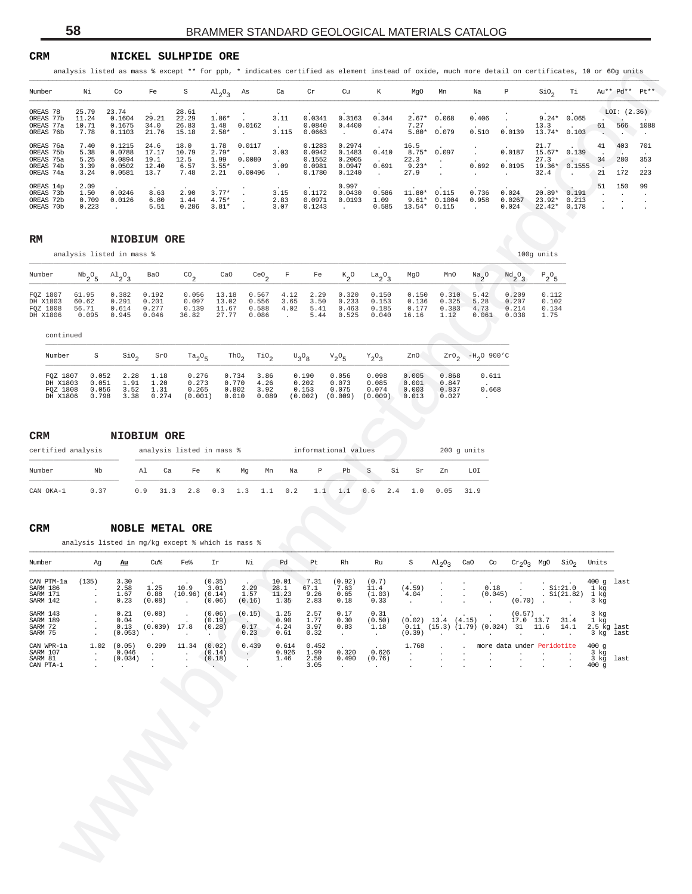## CRM NICKEL SULHPIDE ORE

analysis listed as mass % except ** for ppb, * indicates certified as element instead of oxide, much more detail on certificates, 10 or 60g units

| Number | Ni | Co | Fe | S | $Al_2O_3$ | As | Ca | Cr | Cu | K | MgO | Mn | Na | P | $SiO_2$ | Ti | Au** | Pd** | Pt** |
|---|---|---|---|---|---|---|---|---|---|---|---|---|---|---|---|---|---|---|---|
| OREAS 78 | 25.79 | 23.74 | . | 28.61 | . | . | . | . | . | . | . | . | . | . | . | . | LOI: (2.36) | | |
| OREAS 77b | 11.24 | 0.1604 | 29.21 | 22.29 | 1.86* | . | 3.11 | 0.0341 | 0.3163 | 0.344 | 2.67* | 0.068 | 0.406 | . | 9.24* | 0.065 | . | . | . |
| OREAS 77a | 10.71 | 0.1675 | 34.0 | 26.83 | 1.48 | 0.0162 | . | 0.0840 | 0.4400 | . | 7.27 | . | . | . | 13.3 | . | 61 | 566 | 1088 |
| OREAS 76b | 7.78 | 0.1103 | 21.76 | 15.18 | 2.58* | . | 3.115 | 0.0663 | . | 0.474 | 5.80* | 0.079 | 0.510 | 0.0139 | 13.74* | 0.103 | . | . | . |
| OREAS 76a | 7.40 | 0.1215 | 24.6 | 18.0 | 1.78 | 0.0117 | . | 0.1283 | 0.2974 | . | 16.5 | . | . | . | 21.7 | . | 41 | 403 | 701 |
| OREAS 75b | 5.38 | 0.0788 | 17.17 | 10.79 | 2.79* | . | 3.03 | 0.0942 | 0.1483 | 0.410 | 8.75* | 0.097 | . | 0.0187 | 15.67* | 0.139 | . | . | . |
| OREAS 75a | 5.25 | 0.0894 | 19.1 | 12.5 | 1.99 | 0.0080 | . | 0.1552 | 0.2005 | . | 22.3 | . | . | . | 27.3 | . | 34 | 280 | 353 |
| OREAS 74b | 3.39 | 0.0502 | 12.40 | 6.57 | 3.55* | . | 3.09 | 0.0981 | 0.0947 | 0.691 | 9.23* | . | 0.692 | 0.0195 | 19.36* | 0.1555 | . | . | . |
| OREAS 74a | 3.24 | 0.0581 | 13.7 | 7.48 | 2.21 | 0.00496 | . | 0.1780 | 0.1240 | . | 27.9 | . | . | . | 32.4 | . | 21 | 172 | 223 |
| OREAS 14p | 2.09 | . | . | . | . | . | . | . | 0.997 | . | . | . | . | . | . | . | 51 | 150 | 99 |
| OREAS 73b | 1.50 | 0.0246 | 8.63 | 2.90 | 3.77* | . | 3.15 | 0.1172 | 0.0430 | 0.586 | 11.80* | 0.115 | 0.736 | 0.024 | 20.89* | 0.191 | . | . | . |
| OREAS 72b | 0.709 | 0.0126 | 6.80 | 1.44 | 4.75* | . | 2.83 | 0.0971 | 0.0193 | 1.09 | 9.61* | 0.1004 | 0.958 | 0.0267 | 23.92* | 0.213 | . | . | . |
| OREAS 70b | 0.223 | . | 5.51 | 0.286 | 3.81* | . | 3.07 | 0.1243 | . | 0.585 | 13.54* | 0.115 | . | 0.024 | 22.42* | 0.178 | . | . | . |

## RM NIOBIUM ORE

analysis listed in mass % — 100g units

| Number | $Nb_2O_5$ | $Al_2O_3$ | BaO | $CO_2$ | CaO | $CeO_2$ | F | Fe | $K_2O$ | $La_2O_3$ | MgO | MnO | $Na_2O$ | $Nd_2O_3$ | $P_2O_5$ |
|---|---|---|---|---|---|---|---|---|---|---|---|---|---|---|---|
| FQZ 1807 | 61.95 | 0.382 | 0.192 | 0.056 | 13.18 | 0.567 | 4.12 | 2.29 | 0.320 | 0.150 | 0.150 | 0.310 | 5.42 | 0.209 | 0.112 |
| DH X1803 | 60.62 | 0.291 | 0.201 | 0.097 | 13.02 | 0.556 | 3.65 | 3.50 | 0.233 | 0.153 | 0.136 | 0.325 | 5.28 | 0.207 | 0.102 |
| FQZ 1808 | 56.71 | 0.614 | 0.277 | 0.139 | 11.67 | 0.588 | 4.02 | 5.41 | 0.463 | 0.185 | 0.177 | 0.383 | 4.73 | 0.214 | 0.134 |
| DH X1806 | 0.095 | 0.945 | 0.046 | 36.82 | 27.77 | 0.086 | . | 5.44 | 0.525 | 0.040 | 16.16 | 1.12 | 0.061 | 0.038 | 1.75 |

continued

| Number | S | $SiO_2$ | SrO | $Ta_2O_5$ | $ThO_2$ | $TiO_2$ | $U_3O_8$ | $V_2O_5$ | $Y_2O_3$ | ZnO | $ZrO_2$ | $-H_2O$ 900'C |
|---|---|---|---|---|---|---|---|---|---|---|---|---|
| FQZ 1807 | 0.052 | 2.28 | 1.18 | 0.276 | 0.734 | 3.86 | 0.190 | 0.056 | 0.098 | 0.005 | 0.868 | 0.611 |
| DH X1803 | 0.051 | 1.91 | 1.20 | 0.273 | 0.770 | 4.26 | 0.202 | 0.073 | 0.085 | 0.001 | 0.847 | . |
| FQZ 1808 | 0.056 | 3.52 | 1.31 | 0.265 | 0.802 | 3.92 | 0.153 | 0.075 | 0.074 | 0.003 | 0.837 | 0.668 |
| DH X1806 | 0.798 | 3.38 | 0.274 | (0.001) | 0.010 | 0.089 | (0.002) | (0.009) | (0.009) | 0.013 | 0.027 | . |

## CRM NIOBIUM ORE

| certified analysis | | analysis listed in mass % | | | | | | informational values | | | | | 200 g units | | |
|---|---|---|---|---|---|---|---|---|---|---|---|---|---|---|---|
| Number | Nb | Al | Ca | Fe | K | Mg | Mn | Na | P | Pb | S | Si | Sr | Zn | LOI |
| CAN OKA-1 | 0.37 | 0.9 | 31.3 | 2.8 | 0.3 | 1.3 | 1.1 | 0.2 | 1.1 | 1.1 | 0.6 | 2.4 | 1.0 | 0.05 | 31.9 |

## CRM NOBLE METAL ORE

analysis listed in mg/kg except % which is mass %

| Number | Ag | Au | Cu% | Fe% | Ir | Ni | Pd | Pt | Rh | Ru | S | $Al_2O_3$ | CaO | Co | $Cr_2O_3$ | MgO | $SiO_2$ | Units | |
|---|---|---|---|---|---|---|---|---|---|---|---|---|---|---|---|---|---|---|---|
| CAN PTM-1a | (135) | 3.30 | . | . | (0.35) | . | 10.01 | 7.31 | (0.92) | (0.7) | . | . | . | . | . | . | . | 400 g | last |
| SARM 186 | . | 2.58 | 1.25 | 10.9 | 3.01 | 2.29 | 28.1 | 67.1 | 7.63 | 11.4 | (4.59) | . | . | 0.18 | . | . | Si:21.0 | 1 kg | |
| SARM 171 | . | 1.67 | 0.88 | (10.96) | (0.14) | 1.57 | 11.23 | 9.26 | 0.65 | (1.03) | 4.04 | . | . | (0.045) | . | . | Si(21.82) | 1 kg | |
| SARM 142 | . | 0.23 | (0.08) | . | (0.06) | (0.16) | 1.35 | 2.83 | 0.18 | 0.33 | . | . | . | . | (0.70) | . | . | 3 kg | |
| SARM 143 | . | 0.21 | (0.08) | . | (0.06) | (0.15) | 1.25 | 2.57 | 0.17 | 0.31 | . | . | . | . | (0.57) | . | . | 3 kg | |
| SARM 189 | . | 0.04 | . | . | (0.19) | . | 0.90 | 1.77 | 0.30 | (0.50) | (0.02) | 13.4 | (4.15) | . | 17.0 | 13.7 | 31.4 | 1 kg | |
| SARM 72 | . | 0.13 | (0.039) | 17.8 | (0.28) | 0.17 | 4.24 | 3.97 | 0.83 | 1.18 | 0.11 | (15.3) | (1.79) | (0.024) | 31 | 11.6 | 14.1 | 2.5 kg | last |
| SARM 75 | . | (0.053) | . | . | . | 0.23 | 0.61 | 0.32 | . | . | (0.39) | . | . | . | . | . | . | 3 kg | last |
| CAN WPR-1a | 1.02 | (0.05) | 0.299 | 11.34 | (0.02) | 0.439 | 0.614 | 0.452 | . | . | 1.768 | . | . | more data under Peridotite | | | | 400 g | |
| SARM 107 | . | 0.046 | . | . | (0.14) | . | 0.926 | 1.99 | 0.320 | 0.626 | . | . | . | . | . | . | . | 3 kg | |
| SARM 81 | . | (0.034) | . | . | (0.18) | . | 1.46 | 2.50 | 0.490 | (0.76) | . | . | . | . | . | . | . | 3 kg | last |
| CAN PTA-1 | . | . | . | . | . | . | . | 3.05 | . | . | . | . | . | . | . | . | . | 400 g | |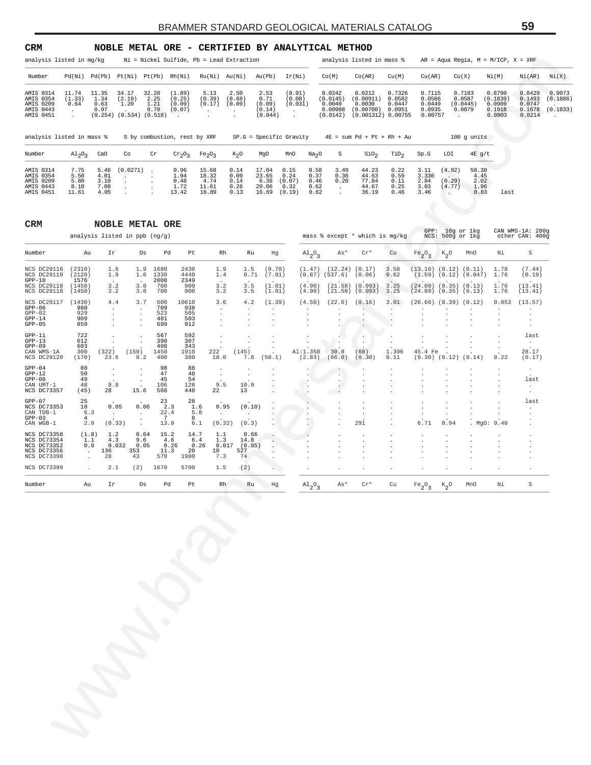## CRM NOBLE METAL ORE - CERTIFIED BY ANALYTICAL METHOD

analysis listed in mg/kg Ni = Nickel Sulfide, Pb = Lead Extraction

analysis listed in mass % AR = Aqua Regia, M = M/ICP, X = XRF

| Number | Pd(Ni) | Pd(Pb) | Pt(Ni) | Pt(Pb) | Rh(Ni) | Ru(Ni) | Au(Ni) | Au(Pb) | Ir(Ni) | Co(M) | Co(AR) | Cu(M) | Cu(AR) | Cu(X) | Ni(M) | Ni(AR) | Ni(X) |
|---|---|---|---|---|---|---|---|---|---|---|---|---|---|---|---|---|---|
| AMIS 0314 | 11.74 | 11.35 | 34.17 | 32.20 | (1.89) | 5.13 | 2.50 | 2.53 | (0.91) | 0.0242 | 0.0212 | 0.7326 | 0.7115 | 0.7183 | 0.8790 | 0.8429 | 0.9073 |
| AMIS 0354 | (1.33) | 1.34 | (2.19) | 2.25 | (0.25) | (0.39) | (0.68) | 0.71 | (0.08) | (0.0145) | (0.00911) | 0.0582 | 0.0586 | 0.0587 | (0.1839) | 0.1493 | (0.1886) |
| AMIS 0209 | 0.64 | 0.63 | 1.20 | 1.21 | (0.09) | (0.17) | (0.09) | (0.09) | (0.031) | 0.0049 | 0.0030 | 0.0447 | 0.0449 | (0.0445) | 0.0909 | 0.0747 | . |
| AMIS 0443 | . | 0.97 | . | 0.78 | (0.07) | . | . | (0.14) | . | 0.00988 | (0.00700) | 0.0951 | 0.0935 | 0.0879 | 0.1918 | 0.1678 | (0.1833) |
| AMIS 0451 | . | (0.254) | (0.534) | (0.518) | . | . | . | (0.044) | . | (0.0142) | (0.001312) | 0.00755 | 0.00757 | . | 0.0903 | 0.0214 | . |

analysis listed in mass % S by combustion, rest by XRF SP.G = Specific Gravity 4E = sum Pd + Pt + Rh + Au 100 g units

| Number | $Al_2O_3$ | CaO | Co | Cr | $Cr_2O_3$ | $Fe_2O_3$ | $K_2O$ | MgO | MnO | $Na_2O$ | S | $SiO_2$ | $TiO_2$ | Sp.G | LOI | 4E g/t |
|---|---|---|---|---|---|---|---|---|---|---|---|---|---|---|---|---|
| AMIS 0314 | 7.75 | 5.46 | (0.0271) | . | 0.96 | 15.68 | 0.14 | 17.04 | 0.15 | 0.58 | 3.49 | 44.23 | 0.22 | 3.11 | (4.92) | 50.30 |
| AMIS 0354 | 5.50 | 4.01 | . | . | 1.94 | 18.32 | 0.09 | 23.65 | 0.24 | 0.37 | 0.36 | 44.63 | 0.59 | 3.330 | . | 4.45 |
| AMIS 0209 | 5.80 | 3.10 | . | . | 0.48 | 4.74 | 0.14 | 6.38 | (0.07) | 0.46 | 0.20 | 77.84 | 0.11 | 2.84 | (0.29) | 2.02 |
| AMIS 0443 | 8.10 | 7.08 | . | . | 1.72 | 11.61 | 0.26 | 20.06 | 0.32 | 0.62 | . | 44.67 | 0.25 | 3.03 | (4.77) | 1.96 |
| AMIS 0451 | 11.61 | 4.05 | . | . | 13.42 | 16.89 | 0.13 | 16.69 | (0.19) | 0.62 | . | 36.19 | 0.46 | 3.46 | . | 0.83 last |

## CRM NOBLE METAL ORE

analysis listed in ppb (ng/g) — mass % except * which is mg/kg — GPP: 10g or 1kg; NCS: 500g or 1kg — CAN WMS-1A: 200g; other CAN: 400g

| Number | Au | Ir | Os | Pd | Pt | Rh | Ru | Hg | $Al_2O_3$ | As* | Cr* | Cu | $Fe_2O_3$ | $K_2O$ | MnO | Ni | S |
|---|---|---|---|---|---|---|---|---|---|---|---|---|---|---|---|---|---|
| NCS DC29116 | (2310) | 1.6 | 1.9 | 1680 | 2430 | 1.9 | 1.5 | (0.70) | (1.47) | (12.24) | (0.17) | 3.58 | (13.10) | (0.12) | (0.11) | 1.78 | (7.44) |
| NCS DC29119 | (2120) | 1.9 | 1.6 | 1330 | 4440 | 1.4 | 0.71 | (7.01) | (0.87) | (537.6) | (0.06) | 0.62 | (1.59) | (0.12) | (0.047) | 1.76 | (0.19) |
| GPP-10 | 1576 | . | . | 2008 | 2349 | . | . | . | . | . | . | . | . | . | . | . | . |
| NCS DC29118 | (1450) | 3.2 | 3.0 | 700 | 900 | 3.2 | 3.5 | (1.01) | (4.90) | (21.58) | (0.093) | 3.25 | (24.09) | (0.35) | (0.13) | 1.76 | (13.41) |
| NCS DC29118 | (1450) | 3.2 | 3.0 | 700 | 900 | 3.2 | 3.5 | (1.01) | (4.90) | (21.58) | (0.093) | 3.25 | (24.09) | (0.35) | (0.13) | 1.76 | (13.41) |
| NCS DC29117 | (1430) | 4.4 | 3.7 | 600 | 10610 | 3.6 | 4.2 | (1.39) | (4.50) | (22.6) | (0.16) | 3.01 | (26.66) | (0.39) | (0.12) | 0.053 | (13.57) |
| GPP-06 | 980 | . | . | 709 | 938 | . | . | . | . | . | . | . | . | . | . | . | . |
| GPP-02 | 929 | . | . | 523 | 505 | . | . | . | . | . | . | . | . | . | . | . | . |
| GPP-14 | 909 | . | . | 481 | 503 | . | . | . | . | . | . | . | . | . | . | . | . |
| GPP-05 | 859 | . | . | 699 | 912 | . | . | . | . | . | . | . | . | . | . | . | . |
| GPP-11 | 722 | . | . | 567 | 592 | . | . | . | . | . | . | . | . | . | . | . | last |
| GPP-13 | 612 | . | . | 390 | 307 | . | . | . | . | . | . | . | . | . | . | . | . |
| GPP-09 | 603 | . | . | 408 | 343 | . | . | . | . | . | . | . | . | . | . | . | . |
| CAN WMS-1A | 300 | (322) | (150) | 1450 | 1910 | 222 | (145) | . | Al:1.350 | 30.9 | (68) | 1.396 | 45.4 Fe | . | . | . | 28.17 |
| NCS DC29120 | (170) | 23.6 | 8.2 | 400 | 380 | 18.0 | 7.8 | (58.1) | (2.83) | (66.0) | (0.30) | 0.11 | (9.30) | (0.12) | (0.14) | 0.22 | (0.17) |
| GPP-04 | 80 | . | . | 98 | 88 | . | . | . | . | . | . | . | . | . | . | . | . |
| GPP-12 | 50 | . | . | 47 | 48 | . | . | . | . | . | . | . | . | . | . | . | . |
| GPP-08 | 49 | . | . | 45 | 54 | . | . | . | . | . | . | . | . | . | . | . | last |
| CAN UMT-1 | 48 | 8.8 | . | 106 | 128 | 9.5 | 10.9 | . | . | . | . | . | . | . | . | . | . |
| NCS DC73357 | (45) | 28 | 15.6 | 568 | 440 | 22 | 13 | . | . | . | . | . | . | . | . | . | . |
| GPP-07 | 25 | . | . | 23 | 28 | . | . | . | . | . | . | . | . | . | . | . | last |
| NCS DC73353 | 10 | 0.05 | 0.06 | 2.3 | 1.6 | 0.95 | (0.10) | . | . | . | . | . | . | . | . | . | . |
| CAN TDB-1 | 6.3 | . | . | 22.4 | 5.8 | . | . | . | . | . | . | . | . | . | . | . | . |
| GPP-03 | 4 | . | . | 7 | 8 | . | . | . | . | . | . | . | . | . | . | . | . |
| CAN WGB-1 | 2.9 | (0.33) | . | 13.9 | 6.1 | (0.32) | (0.3) | . | . | . | 291 | . | 6.71 | 0.94 | . MgO: 9.40 | | . |
| NCS DC73358 | (1.8) | 1.2 | 0.64 | 15.2 | 14.7 | 1.1 | 0.66 | . | . | . | . | . | . | . | . | . | . |
| NCS DC73354 | 1.1 | 4.3 | 9.6 | 4.6 | 6.4 | 1.3 | 14.8 | . | . | . | . | . | . | . | . | . | . |
| NCS DC73352 | 0.9 | 0.032 | 0.05 | 0.26 | 0.26 | 0.017 | (0.05) | . | . | . | . | . | . | . | . | . | . |
| NCS DC73356 | . | 136 | 353 | 11.3 | 20 | 10 | 527 | . | . | . | . | . | . | . | . | . | . |
| NCS DC73398 | . | 28 | 43 | 570 | 1900 | 7.3 | 74 | . | . | . | . | . | . | . | . | . | . |
| NCS DC73399 | . | 2.1 | (2) | 1670 | 5700 | 1.5 | (2) | . | . | . | . | . | . | . | . | . | . |
| Number | Au | Ir | Os | Pd | Pt | Rh | Ru | Hg | $Al_2O_3$ | As* | Cr* | Cu | $Fe_2O_3$ | $K_2O$ | MnO | Ni | S |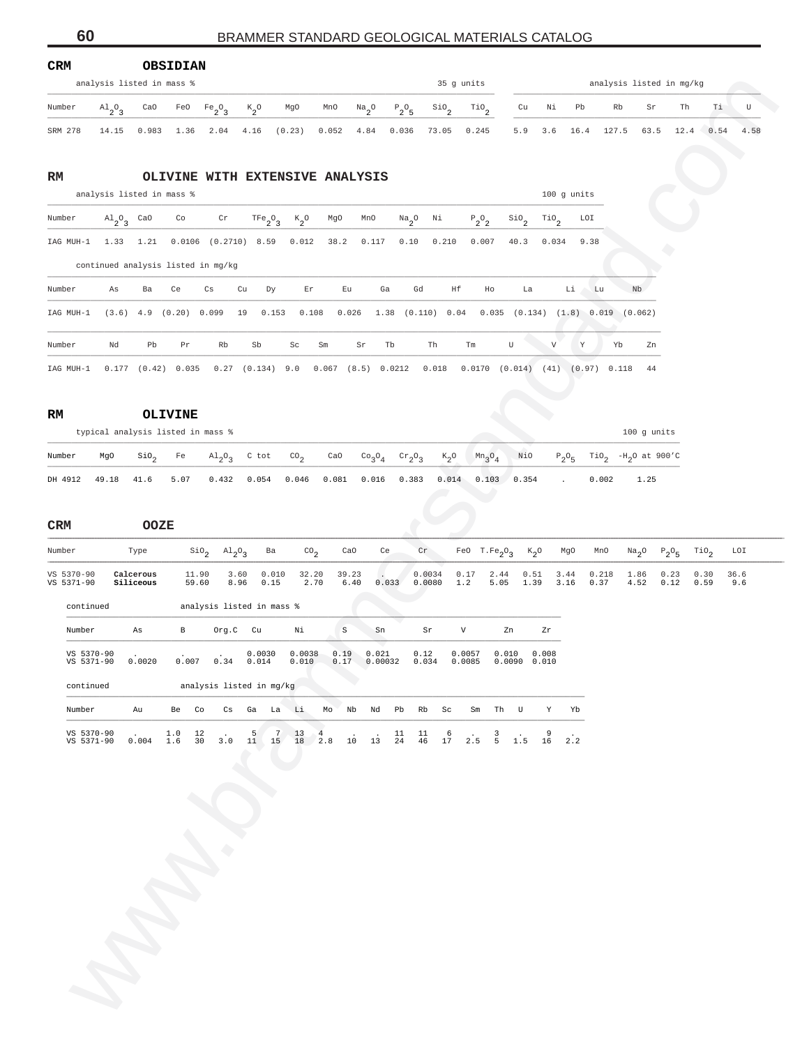**CRM OBSIDIAN**

| | analysis listed in mass % | | | | | | | | | | 35 g units | analysis listed in mg/kg | | | | | | | |
|---|---|---|---|---|---|---|---|---|---|---|---|---|---|---|---|---|---|---|---|
| Number | $Al_2O_3$ | CaO | FeO | $Fe_2O_3$ | $K_2O$ | MgO | MnO | $Na_2O$ | $P_2O_5$ | $SiO_2$ | $TiO_2$ | Cu | Ni | Pb | Rb | Sr | Th | Ti | U |
| SRM 278 | 14.15 | 0.983 | 1.36 | 2.04 | 4.16 | (0.23) | 0.052 | 4.84 | 0.036 | 73.05 | 0.245 | 5.9 | 3.6 | 16.4 | 127.5 | 63.5 | 12.4 | 0.54 | 4.58 |

**RM OLIVINE WITH EXTENSIVE ANALYSIS**

analysis listed in mass % — 100 g units

| Number | $Al_2O_3$ | CaO | Co | Cr | $TFe_2O_3$ | $K_2O$ | MgO | MnO | $Na_2O$ | Ni | $P_2O_2$ | $SiO_2$ | $TiO_2$ | LOI |
|---|---|---|---|---|---|---|---|---|---|---|---|---|---|---|
| IAG MUH-1 | 1.33 | 1.21 | 0.0106 | (0.2710) | 8.59 | 0.012 | 38.2 | 0.117 | 0.10 | 0.210 | 0.007 | 40.3 | 0.034 | 9.38 |

continued analysis listed in mg/kg

| Number | As | Ba | Ce | Cs | Cu | Dy | Er | Eu | Ga | Gd | Hf | Ho | La | Li | Lu | Nb |
|---|---|---|---|---|---|---|---|---|---|---|---|---|---|---|---|---|
| IAG MUH-1 | (3.6) | 4.9 | (0.20) | 0.099 | 19 | 0.153 | 0.108 | 0.026 | 1.38 | (0.110) | 0.04 | 0.035 | (0.134) | (1.8) | 0.019 | (0.062) |

| Number | Nd | Pb | Pr | Rb | Sb | Sc | Sm | Sr | Tb | Th | Tm | U | V | Y | Yb | Zn |
|---|---|---|---|---|---|---|---|---|---|---|---|---|---|---|---|---|
| IAG MUH-1 | 0.177 | (0.42) | 0.035 | 0.27 | (0.134) | 9.0 | 0.067 | (8.5) | 0.0212 | 0.018 | 0.0170 | (0.014) | (41) | (0.97) | 0.118 | 44 |

**RM OLIVINE**

typical analysis listed in mass % — 100 g units

| Number | MgO | $SiO_2$ | Fe | $Al_2O_3$ | C tot | $CO_2$ | CaO | $Co_3O_4$ | $Cr_2O_3$ | $K_2O$ | $Mn_3O_4$ | NiO | $P_2O_5$ | $TiO_2$ | $-H_2O$ at 900'C |
|---|---|---|---|---|---|---|---|---|---|---|---|---|---|---|---|
| DH 4912 | 49.18 | 41.6 | 5.07 | 0.432 | 0.054 | 0.046 | 0.081 | 0.016 | 0.383 | 0.014 | 0.103 | 0.354 | . | 0.002 | 1.25 |

**CRM OOZE**

| Number | Type | $SiO_2$ | $Al_2O_3$ | Ba | $CO_2$ | CaO | Ce | Cr | FeO | $T.Fe_2O_3$ | $K_2O$ | MgO | MnO | $Na_2O$ | $P_2O_5$ | $TiO_2$ | LOI |
|---|---|---|---|---|---|---|---|---|---|---|---|---|---|---|---|---|---|
| VS 5370-90 | **Calcerous** | 11.90 | 3.60 | 0.010 | 32.20 | 39.23 | . | 0.0034 | 0.17 | 2.44 | 0.51 | 3.44 | 0.218 | 1.86 | 0.23 | 0.30 | 36.6 |
| VS 5371-90 | **Siliceous** | 59.60 | 8.96 | 0.15 | 2.70 | 6.40 | 0.033 | 0.0080 | 1.2 | 5.05 | 1.39 | 3.16 | 0.37 | 4.52 | 0.12 | 0.59 | 9.6 |

continued — analysis listed in mass %

| Number | As | B | Org.C | Cu | Ni | S | Sn | Sr | V | Zn | Zr |
|---|---|---|---|---|---|---|---|---|---|---|---|
| VS 5370-90 | . | . | . | 0.0030 | 0.0038 | 0.19 | 0.021 | 0.12 | 0.0057 | 0.010 | 0.008 |
| VS 5371-90 | 0.0020 | 0.007 | 0.34 | 0.014 | 0.010 | 0.17 | 0.00032 | 0.034 | 0.0085 | 0.0090 | 0.010 |

continued — analysis listed in mg/kg

| Number | Au | Be | Co | Cs | Ga | La | Li | Mo | Nb | Nd | Pb | Rb | Sc | Sm | Th | U | Y | Yb |
|---|---|---|---|---|---|---|---|---|---|---|---|---|---|---|---|---|---|---|
| VS 5370-90 | . | 1.0 | 12 | . | 5 | 7 | 13 | 4 | . | . | 11 | 11 | 6 | . | 3 | . | 9 | . |
| VS 5371-90 | 0.004 | 1.6 | 30 | 3.0 | 11 | 15 | 18 | 2.8 | 10 | 13 | 24 | 46 | 17 | 2.5 | 5 | 1.5 | 16 | 2.2 |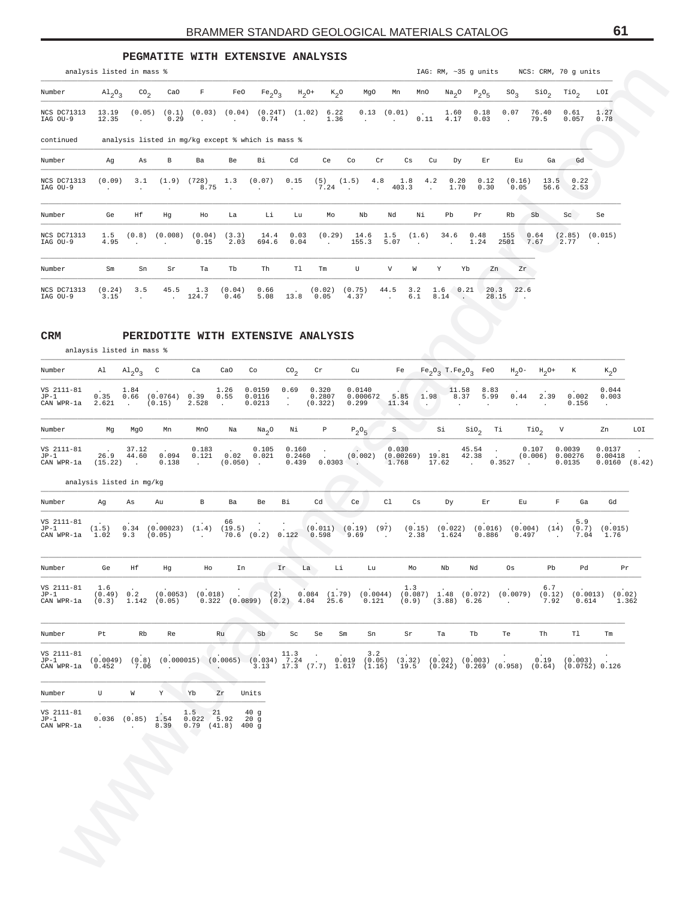## PEGMATITE WITH EXTENSIVE ANALYSIS

analysis listed in mass %

IAG: RM, ~35 g units    NCS: CRM, 70 g units

| Number | $Al_2O_3$ | $CO_2$ | CaO | F | FeO | $Fe_2O_3$ | $H_2O+$ | $K_2O$ | MgO | Mn | MnO | $Na_2O$ | $P_2O_5$ | $SO_3$ | $SiO_2$ | $TiO_2$ | LOI |
|---|---|---|---|---|---|---|---|---|---|---|---|---|---|---|---|---|---|
| NCS DC71313 | 13.19 | (0.05) | (0.1) | (0.03) | (0.04) | (0.24T) | (1.02) | 6.22 | 0.13 | (0.01) | . | 1.60 | 0.18 | 0.07 | 76.40 | 0.61 | 1.27 |
| IAG OU-9 | 12.35 | . | 0.29 | . | . | 0.74 | . | 1.36 | . | . | 0.11 | 4.17 | 0.03 | . | 79.5 | 0.057 | 0.78 |

continued    analysis listed in mg/kg except % which is mass %

| Number | Ag | As | B | Ba | Be | Bi | Cd | Ce | Co | Cr | Cs | Cu | Dy | Er | Eu | Ga | Gd |
|---|---|---|---|---|---|---|---|---|---|---|---|---|---|---|---|---|---|
| NCS DC71313 | (0.09) | 3.1 | (1.9) | (728) | 1.3 | (0.07) | 0.15 | (5) | (1.5) | 4.8 | 1.8 | 4.2 | 0.20 | 0.12 | (0.16) | 13.5 | 0.22 |
| IAG OU-9 | . | . | . | 8.75 | . | . | . | 7.24 | . | . | 403.3 | . | 1.70 | 0.30 | 0.05 | 56.6 | 2.53 |

| Number | Ge | Hf | Hg | Ho | La | Li | Lu | Mo | Nb | Nd | Ni | Pb | Pr | Rb | Sb | Sc | Se |
|---|---|---|---|---|---|---|---|---|---|---|---|---|---|---|---|---|---|
| NCS DC71313 | 1.5 | (0.8) | (0.008) | (0.04) | (3.3) | 14.4 | 0.03 | (0.29) | 14.6 | 1.5 | (1.6) | 34.6 | 0.48 | 155 | 0.64 | (2.85) | (0.015) |
| IAG OU-9 | 4.95 | . | . | 0.15 | 2.03 | 694.6 | 0.04 | . | 155.3 | 5.07 | . | . | 1.24 | 2501 | 7.67 | 2.77 | . |

| Number | Sm | Sn | Sr | Ta | Tb | Th | Tl | Tm | U | V | W | Y | Yb | Zn | Zr |
|---|---|---|---|---|---|---|---|---|---|---|---|---|---|---|---|
| NCS DC71313 | (0.24) | 3.5 | 45.5 | 1.3 | (0.04) | 0.66 | . | (0.02) | (0.75) | 44.5 | 3.2 | 1.6 | 0.21 | 20.3 | 22.6 |
| IAG OU-9 | 3.15 | . | . | 124.7 | 0.46 | 5.08 | 13.8 | 0.05 | 4.37 | . | 6.1 | 8.14 | . | 28.15 | . |

## CRM    PERIDOTITE WITH EXTENSIVE ANALYSIS

anlaysis listed in mass %

| Number | Al | $Al_2O_3$ | C | Ca | CaO | Co | $CO_2$ | Cr | Cu | Fe | $Fe_2O_3$ | $T.Fe_2O_3$ | FeO | $H_2O-$ | $H_2O+$ | K | $K_2O$ |
|---|---|---|---|---|---|---|---|---|---|---|---|---|---|---|---|---|---|
| VS 2111-81 | . | 1.84 | . | . | 1.26 | 0.0159 | 0.69 | 0.320 | 0.0140 | . | . | 11.58 | 8.83 | . | . | . | 0.044 |
| JP-1 | 0.35 | 0.66 | (0.0764) | 0.39 | 0.55 | 0.0116 | . | 0.2807 | 0.000672 | 5.85 | 1.98 | 8.37 | 5.99 | 0.44 | 2.39 | 0.002 | 0.003 |
| CAN WPR-1a | 2.621 | . | (0.15) | 2.528 | . | 0.0213 | . | (0.322) | 0.299 | 11.34 | . | . | . | . | . | 0.156 | . |

| Number | Mg | MgO | Mn | MnO | Na | $Na_2O$ | Ni | P | $P_2O_5$ | S | Si | $SiO_2$ | Ti | $TiO_2$ | V | Zn | LOI |
|---|---|---|---|---|---|---|---|---|---|---|---|---|---|---|---|---|---|
| VS 2111-81 | . | 37.12 | . | 0.183 | . | 0.105 | 0.160 | . | . | 0.030 | . | 45.54 | . | 0.107 | 0.0039 | 0.0137 | . |
| JP-1 | 26.9 | 44.60 | 0.094 | 0.121 | 0.02 | 0.021 | 0.2460 | . | (0.002) | (0.00269) | 19.81 | 42.38 | . | (0.006) | 0.00276 | 0.00418 | . |
| CAN WPR-1a | (15.22) | . | 0.138 | . | (0.050) | . | 0.439 | 0.0303 | . | 1.768 | 17.62 | . | 0.3527 | . | 0.0135 | 0.0160 | (8.42) |

analysis listed in mg/kg

| Number | Ag | As | Au | B | Ba | Be | Bi | Cd | Ce | Cl | Cs | Dy | Er | Eu | F | Ga | Gd |
|---|---|---|---|---|---|---|---|---|---|---|---|---|---|---|---|---|---|
| VS 2111-81 | . | . | . | . | 66 | . | . | . | . | . | . | . | . | . | . | 5.9 | . |
| JP-1 | (1.5) | 0.34 | (0.00023) | (1.4) | (19.5) | . | . | (0.011) | (0.19) | (97) | (0.15) | (0.022) | (0.016) | (0.004) | (14) | (0.7) | (0.015) |
| CAN WPR-1a | 1.02 | 9.3 | (0.05) | . | 70.6 | (0.2) | 0.122 | 0.598 | 9.69 | . | 2.38 | 1.624 | 0.886 | 0.497 | . | 7.04 | 1.76 |

| Number | Ge | Hf | Hg | Ho | In | Ir | La | Li | Lu | Mo | Nb | Nd | Os | Pb | Pd | Pr |
|---|---|---|---|---|---|---|---|---|---|---|---|---|---|---|---|---|
| VS 2111-81 | 1.6 | . | . | . | . | . | . | . | . | 1.3 | . | . | . | 6.7 | . | . |
| JP-1 | (0.49) | 0.2 | (0.0053) | (0.018) | . | (2) | 0.084 | (1.79) | (0.0044) | (0.087) | 1.48 | (0.072) | (0.0079) | (0.12) | (0.0013) | (0.02) |
| CAN WPR-1a | (0.3) | 1.142 | (0.05) | 0.322 | (0.0899) | (0.2) | 4.04 | 25.6 | 0.121 | (0.9) | (3.88) | 6.26 | . | 7.92 | 0.614 | 1.362 |

| Number | Pt | Rb | Re | Ru | Sb | Sc | Se | Sm | Sn | Sr | Ta | Tb | Te | Th | Tl | Tm |
|---|---|---|---|---|---|---|---|---|---|---|---|---|---|---|---|---|
| VS 2111-81 | . | . | . | . | . | 11.3 | . | . | 3.2 | . | . | . | . | . | . | . |
| JP-1 | (0.0049) | (0.8) | (0.000015) | (0.0065) | (0.034) | 7.24 | . | 0.019 | (0.05) | (3.32) | (0.02) | (0.003) | . | 0.19 | (0.003) | . |
| CAN WPR-1a | 0.452 | 7.06 | . | . | 3.13 | 17.3 | (7.7) | 1.617 | (1.16) | 19.5 | (0.242) | 0.269 | (0.958) | (0.64) | (0.0752) | 0.126 |

| Number | U | W | Y | Yb | Zr | Units |
|---|---|---|---|---|---|---|
| VS 2111-81 | . | . | . | 1.5 | 21 | 40 g |
| JP-1 | 0.036 | (0.85) | 1.54 | 0.022 | 5.92 | 20 g |
| CAN WPR-1a | . | . | 8.39 | 0.79 | (41.8) | 400 g |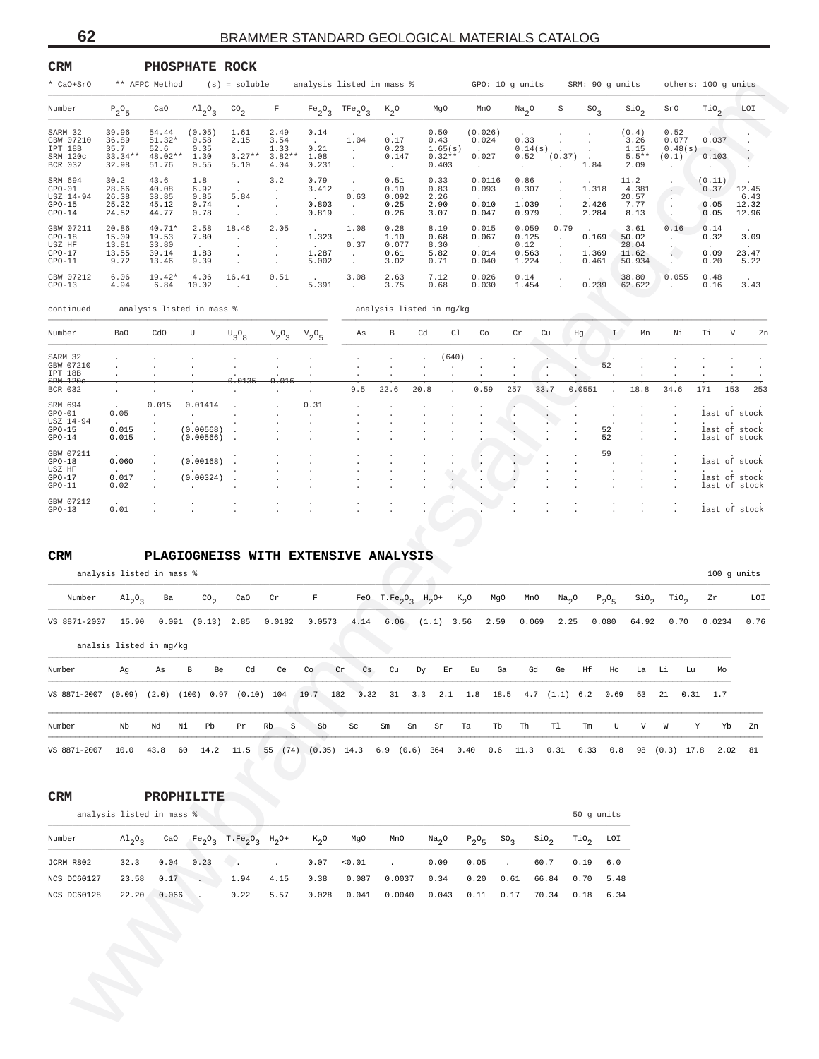## CRM PHOSPHATE ROCK

\* CaO+SrO ** AFPC Method (s) = soluble analysis listed in mass % GPO: 10 g units SRM: 90 g units others: 100 g units

| Number | $P_2O_5$ | CaO | $Al_2O_3$ | $CO_2$ | F | $Fe_2O_3$ | $TFe_2O_3$ | $K_2O$ | MgO | MnO | $Na_2O$ | S | $SO_3$ | $SiO_2$ | SrO | $TiO_2$ | LOI |
|---|---|---|---|---|---|---|---|---|---|---|---|---|---|---|---|---|---|
| SARM 32 | 39.96 | 54.44 | (0.05) | 1.61 | 2.49 | 0.14 | . | . | 0.50 | (0.026) | . | . | . | (0.4) | 0.52 | . | . |
| GBW 07210 | 36.89 | 51.32* | 0.58 | 2.15 | 3.54 | . | 1.04 | 0.17 | 0.43 | 0.024 | 0.33 | . | . | 3.26 | 0.077 | 0.037 | . |
| IPT 18B | 35.7 | 52.6 | 0.35 | . | 1.33 | 0.21 | . | 0.23 | 1.65(s) | . | 0.14(s) | . | . | 1.15 | 0.48(s) | . | . |
| ~~SRM 120c~~ | ~~33.34**~~ | ~~48.02**~~ | ~~1.30~~ | ~~3.27**~~ | ~~3.82**~~ | ~~1.08~~ | . | ~~0.147~~ | ~~0.32**~~ | ~~0.027~~ | ~~0.52~~ | ~~(0.37)~~ | . | ~~5.5**~~ | ~~(0.1)~~ | ~~0.103~~ | . |
| BCR 032 | 32.98 | 51.76 | 0.55 | 5.10 | 4.04 | 0.231 | . | . | 0.403 | . | . | . | 1.84 | 2.09 | . | . | . |
| SRM 694 | 30.2 | 43.6 | 1.8 | . | 3.2 | 0.79 | . | 0.51 | 0.33 | 0.0116 | 0.86 | . | . | 11.2 | . | (0.11) | . |
| GPO-01 | 28.66 | 40.08 | 6.92 | . | . | 3.412 | . | 0.10 | 0.83 | 0.093 | 0.307 | . | 1.318 | 4.381 | . | 0.37 | 12.45 |
| USZ 14-94 | 26.38 | 38.85 | 0.85 | 5.84 | . | . | 0.63 | 0.092 | 2.26 | . | . | . | . | 20.57 | . | . | 6.43 |
| GPO-15 | 25.22 | 45.12 | 0.74 | . | . | 0.803 | . | 0.25 | 2.90 | 0.010 | 1.039 | . | 2.426 | 7.77 | . | 0.05 | 12.32 |
| GPO-14 | 24.52 | 44.77 | 0.78 | . | . | 0.819 | . | 0.26 | 3.07 | 0.047 | 0.979 | . | 2.284 | 8.13 | . | 0.05 | 12.96 |
| GBW 07211 | 20.86 | 40.71* | 2.58 | 18.46 | 2.05 | . | 1.08 | 0.28 | 8.19 | 0.015 | 0.059 | 0.79 | . | 3.61 | 0.16 | 0.14 | . |
| GPO-18 | 15.09 | 19.53 | 7.80 | . | . | 1.323 | . | 1.10 | 0.68 | 0.067 | 0.125 | . | 0.169 | 50.02 | . | 0.32 | 3.09 |
| USZ HF | 13.81 | 33.80 | . | . | . | . | 0.37 | 0.077 | 8.30 | . | 0.12 | . | . | 28.04 | . | . | . |
| GPO-17 | 13.55 | 39.14 | 1.83 | . | . | 1.287 | . | 0.61 | 5.82 | 0.014 | 0.563 | . | 1.369 | 11.62 | . | 0.09 | 23.47 |
| GPO-11 | 9.72 | 13.46 | 9.39 | . | . | 5.002 | . | 3.02 | 0.71 | 0.040 | 1.224 | . | 0.461 | 50.934 | . | 0.20 | 5.22 |
| GBW 07212 | 6.06 | 19.42* | 4.06 | 16.41 | 0.51 | . | 3.08 | 2.63 | 7.12 | 0.026 | 0.14 | . | . | 38.80 | 0.055 | 0.48 | . |
| GPO-13 | 4.94 | 6.84 | 10.02 | . | . | 5.391 | . | 3.75 | 0.68 | 0.030 | 1.454 | . | 0.239 | 62.622 | . | 0.16 | 3.43 |

continued — analysis listed in mass % / analysis listed in mg/kg

| Number | BaO | CdO | U | $U_3O_8$ | $V_2O_3$ | $V_2O_5$ | As | B | Cd | Cl | Co | Cr | Cu | Hg | I | Mn | Ni | Ti | V | Zn |
|---|---|---|---|---|---|---|---|---|---|---|---|---|---|---|---|---|---|---|---|---|
| SARM 32 | . | . | . | . | . | . | . | . | . | (640) | . | . | . | . | . | . | . | . | . | . |
| GBW 07210 | . | . | . | . | . | . | . | . | . | . | . | . | . | . | 52 | . | . | . | . | . |
| IPT 18B | . | . | . | . | . | . | . | . | . | . | . | . | . | . | . | . | . | . | . | . |
| ~~SRM 120c~~ | . | . | . | ~~0.0135~~ | ~~0.016~~ | . | . | . | . | . | . | . | . | . | . | . | . | . | . | . |
| BCR 032 | . | . | . | . | . | . | 9.5 | 22.6 | 20.8 | . | 0.59 | 257 | 33.7 | 0.0551 | . | 18.8 | 34.6 | 171 | 153 | 253 |
| SRM 694 | . | 0.015 | 0.01414 | . | . | 0.31 | . | . | . | . | . | . | . | . | . | . | . | . | . | . |
| GPO-01 | 0.05 | . | . | . | . | . | . | . | . | . | . | . | . | . | . | . | . | last of stock | | |
| USZ 14-94 | . | . | . | . | . | . | . | . | . | . | . | . | . | . | . | . | . | . | . | . |
| GPO-15 | 0.015 | . | (0.00568) | . | . | . | . | . | . | . | . | . | . | . | 52 | . | . | last of stock | | |
| GPO-14 | 0.015 | . | (0.00566) | . | . | . | . | . | . | . | . | . | . | . | 52 | . | . | last of stock | | |
| GBW 07211 | . | . | . | . | . | . | . | . | . | . | . | . | . | . | 59 | . | . | . | . | . |
| GPO-18 | 0.060 | . | (0.00168) | . | . | . | . | . | . | . | . | . | . | . | . | . | . | last of stock | | |
| USZ HF | . | . | . | . | . | . | . | . | . | . | . | . | . | . | . | . | . | . | . | . |
| GPO-17 | 0.017 | . | (0.00324) | . | . | . | . | . | . | . | . | . | . | . | . | . | . | last of stock | | |
| GPO-11 | 0.02 | . | . | . | . | . | . | . | . | . | . | . | . | . | . | . | . | last of stock | | |
| GBW 07212 | . | . | . | . | . | . | . | . | . | . | . | . | . | . | . | . | . | . | . | . |
| GPO-13 | 0.01 | . | . | . | . | . | . | . | . | . | . | . | . | . | . | . | . | last of stock | | |

## CRM PLAGIOGNEISS WITH EXTENSIVE ANALYSIS

analysis listed in mass % — 100 g units

| Number | $Al_2O_3$ | Ba | $CO_2$ | CaO | Cr | F | FeO | $T.Fe_2O_3$ | $H_2O+$ | $K_2O$ | MgO | MnO | $Na_2O$ | $P_2O_5$ | $SiO_2$ | $TiO_2$ | Zr | LOI |
|---|---|---|---|---|---|---|---|---|---|---|---|---|---|---|---|---|---|---|
| VS 8871-2007 | 15.90 | 0.091 | (0.13) | 2.85 | 0.0182 | 0.0573 | 4.14 | 6.06 | (1.1) | 3.56 | 2.59 | 0.069 | 2.25 | 0.080 | 64.92 | 0.70 | 0.0234 | 0.76 |

analsis listed in mg/kg

| Number | Ag | As | B | Be | Cd | Ce | Co | Cr | Cs | Cu | Dy | Er | Eu | Ga | Gd | Ge | Hf | Ho | La | Li | Lu | Mo |
|---|---|---|---|---|---|---|---|---|---|---|---|---|---|---|---|---|---|---|---|---|---|---|
| VS 8871-2007 | (0.09) | (2.0) | (100) | 0.97 | (0.10) | 104 | 19.7 | 182 | 0.32 | 31 | 3.3 | 2.1 | 1.8 | 18.5 | 4.7 | (1.1) | 6.2 | 0.69 | 53 | 21 | 0.31 | 1.7 |

| Number | Nb | Nd | Ni | Pb | Pr | Rb | S | Sb | Sc | Sm | Sn | Sr | Ta | Tb | Th | Tl | Tm | U | V | W | Y | Yb | Zn |
|---|---|---|---|---|---|---|---|---|---|---|---|---|---|---|---|---|---|---|---|---|---|---|---|
| VS 8871-2007 | 10.0 | 43.8 | 60 | 14.2 | 11.5 | 55 | (74) | (0.05) | 14.3 | 6.9 | (0.6) | 364 | 0.40 | 0.6 | 11.3 | 0.31 | 0.33 | 0.8 | 98 | (0.3) | 17.8 | 2.02 | 81 |

## CRM PROPHILITE

analysis listed in mass % — 50 g units

| Number | $Al_2O_3$ | CaO | $Fe_2O_3$ | $T.Fe_2O_3$ | $H_2O+$ | $K_2O$ | MgO | MnO | $Na_2O$ | $P_2O_5$ | $SO_3$ | $SiO_2$ | $TiO_2$ | LOI |
|---|---|---|---|---|---|---|---|---|---|---|---|---|---|---|
| JCRM R802 | 32.3 | 0.04 | 0.23 | . | . | 0.07 | <0.01 | . | 0.09 | 0.05 | . | 60.7 | 0.19 | 6.0 |
| NCS DC60127 | 23.58 | 0.17 | . | 1.94 | 4.15 | 0.38 | 0.087 | 0.0037 | 0.34 | 0.20 | 0.61 | 66.84 | 0.70 | 5.48 |
| NCS DC60128 | 22.20 | 0.066 | . | 0.22 | 5.57 | 0.028 | 0.041 | 0.0040 | 0.043 | 0.11 | 0.17 | 70.34 | 0.18 | 6.34 |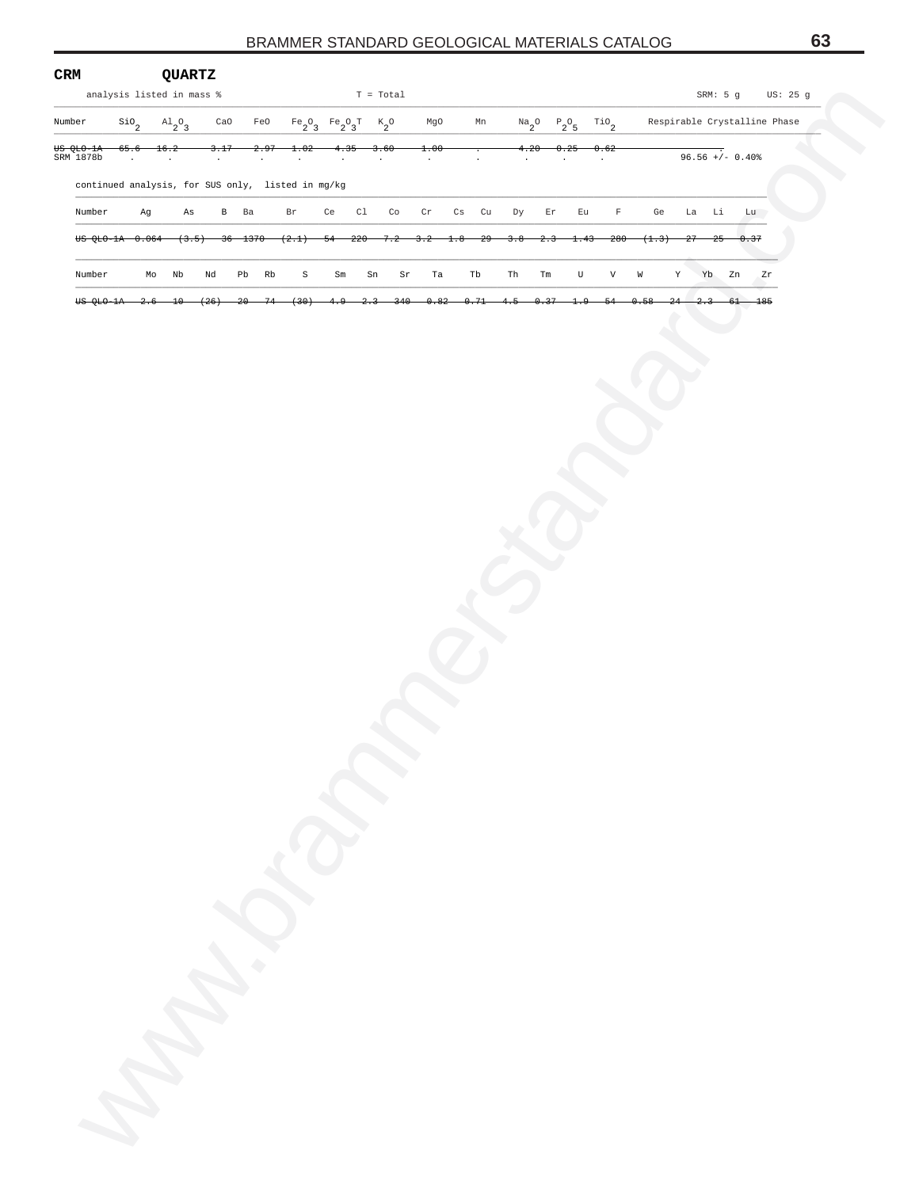**CRM** **QUARTZ**

analysis listed in mass % T = Total SRM: 5 g US: 25 g

| Number | $SiO_2$ | $Al_2O_3$ | CaO | FeO | $Fe_2O_3$ | $Fe_2O_3T$ | $K_2O$ | MgO | Mn | $Na_2O$ | $P_2O_5$ | $TiO_2$ | Respirable Crystalline Phase |
|---|---|---|---|---|---|---|---|---|---|---|---|---|---|
| ~~US QLO-1A~~ | ~~65.6~~ | ~~16.2~~ | ~~3.17~~ | ~~2.97~~ | ~~1.02~~ | ~~4.35~~ | ~~3.60~~ | ~~1.00~~ | ~~.~~ | ~~4.20~~ | ~~0.25~~ | ~~0.62~~ | ~~.~~ |
| SRM 1878b | . | . | . | . | . | . | . | . | . | . | . | . | 96.56 +/- 0.40% |

continued analysis, for SUS only, listed in mg/kg

| Number | Ag | As | B | Ba | Br | Ce | Cl | Co | Cr | Cs | Cu | Dy | Er | Eu | F | Ge | La | Li | Lu |
|---|---|---|---|---|---|---|---|---|---|---|---|---|---|---|---|---|---|---|---|
| ~~US QLO-1A~~ | ~~0.064~~ | ~~(3.5)~~ | ~~36~~ | ~~1370~~ | ~~(2.1)~~ | ~~54~~ | ~~220~~ | ~~7.2~~ | ~~3.2~~ | ~~1.8~~ | ~~29~~ | ~~3.8~~ | ~~2.3~~ | ~~1.43~~ | ~~280~~ | ~~(1.3)~~ | ~~27~~ | ~~25~~ | ~~0.37~~ |

| Number | Mo | Nb | Nd | Pb | Rb | S | Sm | Sn | Sr | Ta | Tb | Th | Tm | U | V | W | Y | Yb | Zn | Zr |
|---|---|---|---|---|---|---|---|---|---|---|---|---|---|---|---|---|---|---|---|---|
| ~~US QLO-1A~~ | ~~2.6~~ | ~~10~~ | ~~(26)~~ | ~~20~~ | ~~74~~ | ~~(30)~~ | ~~4.9~~ | ~~2.3~~ | ~~340~~ | ~~0.82~~ | ~~0.71~~ | ~~4.5~~ | ~~0.37~~ | ~~1.9~~ | ~~54~~ | ~~0.58~~ | ~~24~~ | ~~2.3~~ | ~~61~~ | ~~185~~ |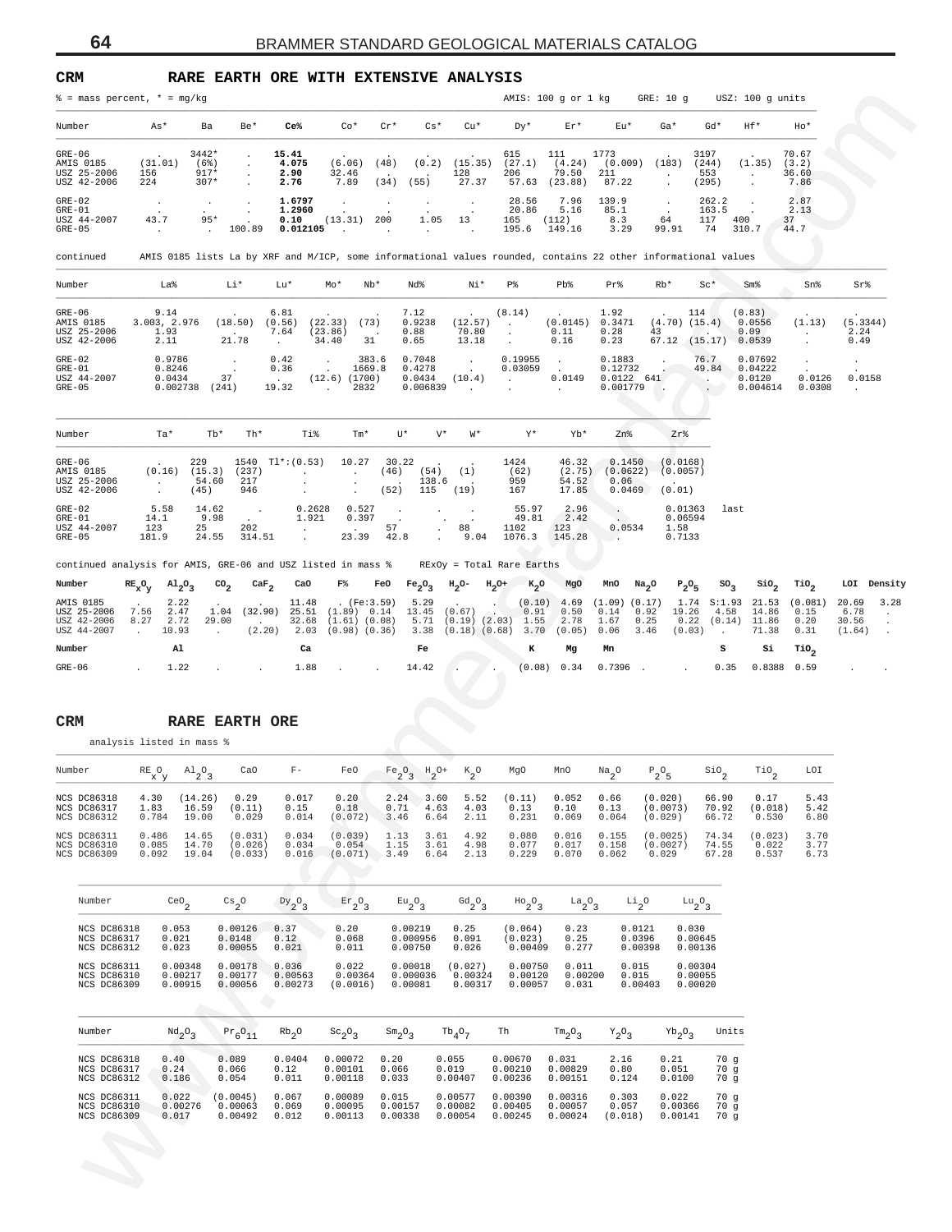## CRM RARE EARTH ORE WITH EXTENSIVE ANALYSIS

% = mass percent, * = mg/kg

AMIS: 100 g or 1 kg GRE: 10 g USZ: 100 g units

| Number | As* | Ba | Be* | Ce% | Co* | Cr* | Cs* | Cu* | Dy* | Er* | Eu* | Ga* | Gd* | Hf* | Ho* |
|---|---|---|---|---|---|---|---|---|---|---|---|---|---|---|---|
| GRE-06 | . | 3442* | . | **15.41** | . | . | . | . | 615 | 111 | 1773 | . | 3197 | . | 70.67 |
| AMIS 0185 | (31.01) | (6%) | . | **4.075** | (6.06) | (48) | (0.2) | (15.35) | (27.1) | (4.24) | (0.009) | (183) | (244) | (1.35) | (3.2) |
| USZ 25-2006 | 156 | 917* | . | **2.90** | 32.46 | . | . | 128 | 206 | 79.50 | 211 | . | 553 | . | 36.60 |
| USZ 42-2006 | 224 | 307* | . | **2.76** | 7.89 | (34) | (55) | 27.37 | 57.63 | (23.88) | 87.22 | . | (295) | . | 7.86 |
| GRE-02 | . | . | . | **1.6797** | . | . | . | . | 28.56 | 7.96 | 139.9 | . | 262.2 | . | 2.87 |
| GRE-01 | . | . | . | **1.2960** | . | . | . | . | 20.86 | 5.16 | 85.1 | . | 163.5 | . | 2.13 |
| USZ 44-2007 | 43.7 | 95* | . | **0.10** | (13.31) | 200 | 1.05 | 13 | 165 | (112) | 8.3 | 64 | 117 | 400 | 37 |
| GRE-05 | . | . | 100.89 | **0.012105** | . | . | . | . | 195.6 | 149.16 | 3.29 | 99.91 | 74 | 310.7 | 44.7 |

continued AMIS 0185 lists La by XRF and M/ICP, some informational values rounded, contains 22 other informational values

| Number | La% | Li* | Lu* | Mo* | Nb* | Nd% | Ni* | P% | Pb% | Pr% | Rb* | Sc* | Sm% | Sn% | Sr% |
|---|---|---|---|---|---|---|---|---|---|---|---|---|---|---|---|
| GRE-06 | 9.14 | . | 6.81 | . | . | 7.12 | . | (8.14) | . | 1.92 | . | 114 | (0.83) | . | . |
| AMIS 0185 | 3.003, 2.976 | (18.50) | (0.56) | (22.33) | (73) | 0.9238 | (12.57) | . | (0.0145) | 0.3471 | (4.70) | (15.4) | 0.0556 | (1.13) | (5.3344) |
| USZ 25-2006 | 1.93 | . | 7.64 | (23.86) | . | 0.88 | 70.80 | . | 0.11 | 0.28 | 43 | . | 0.09 | . | 2.24 |
| USZ 42-2006 | 2.11 | 21.78 | . | 34.40 | 31 | 0.65 | 13.18 | . | 0.16 | 0.23 | 67.12 | (15.17) | 0.0539 | . | 0.49 |
| GRE-02 | 0.9786 | . | 0.42 | . | 383.6 | 0.7048 | . | 0.19955 | . | 0.1883 | . | 76.7 | 0.07692 | . | . |
| GRE-01 | 0.8246 | . | 0.36 | . | 1669.8 | 0.4278 | . | 0.03059 | . | 0.12732 | . | 49.84 | 0.04222 | . | . |
| USZ 44-2007 | 0.0434 | 37 | . | (12.6) | (1700) | 0.0434 | (10.4) | . | 0.0149 | 0.0122 | 641 | . | 0.0120 | 0.0126 | 0.0158 |
| GRE-05 | 0.002738 | (241) | 19.32 | . | 2832 | 0.006839 | . | . | . | 0.001779 | . | . | 0.004614 | 0.0308 | . |

| Number | Ta* | Tb* | Th* | Ti% | Tm* | U* | V* | W* | Y* | Yb* | Zn% | Zr% |
|---|---|---|---|---|---|---|---|---|---|---|---|---|
| GRE-06 | . | 229 | 1540 | Tl*:(0.53) | 10.27 | 30.22 | . | . | 1424 | 46.32 | 0.1450 | (0.0168) |
| AMIS 0185 | (0.16) | (15.3) | (237) | . | . | (46) | (54) | (1) | (62) | (2.75) | (0.0622) | (0.0057) |
| USZ 25-2006 | . | 54.60 | 217 | . | . | . | 138.6 | . | 959 | 54.52 | 0.06 | . |
| USZ 42-2006 | . | (45) | 946 | . | . | (52) | 115 | (19) | 167 | 17.85 | 0.0469 | (0.01) |
| GRE-02 | 5.58 | 14.62 | . | 0.2628 | 0.527 | . | . | . | 55.97 | 2.96 | . | 0.01363 last |
| GRE-01 | 14.1 | 9.98 | . | 1.921 | 0.397 | . | . | . | 49.81 | 2.42 | . | 0.06594 |
| USZ 44-2007 | 123 | 25 | 202 | . | . | 57 | . | 88 | 1102 | 123 | 0.0534 | 1.58 |
| GRE-05 | 181.9 | 24.55 | 314.51 | . | 23.39 | 42.8 | . | 9.04 | 1076.3 | 145.28 | . | 0.7133 |

continued analysis for AMIS, GRE-06 and USZ listed in mass % REx0y = Total Rare Earths

| Number | $RE_xO_y$ | $Al_2O_3$ | $CO_2$ | $CaF_2$ | CaO | F% | FeO | $Fe_2O_3$ | $H_2O-$ | $H_2O+$ | $K_2O$ | MgO | MnO | $Na_2O$ | $P_2O_5$ | $SO_3$ | $SiO_2$ | $TiO_2$ | LOI | Density |
|---|---|---|---|---|---|---|---|---|---|---|---|---|---|---|---|---|---|---|---|---|
| AMIS 0185 | . | 2.22 | . | . | 11.48 | . | (Fe:3.59) | 5.29 | . | . | (0.10) | 4.69 | (1.09) | (0.17) | 1.74 | S:1.93 | 21.53 | (0.081) | 20.69 | 3.28 |
| USZ 25-2006 | 7.56 | 2.47 | 1.04 | (32.90) | 25.51 | (1.89) | 0.14 | 13.45 | (0.67) | . | 0.91 | 0.50 | 0.14 | 0.92 | 19.26 | 4.58 | 14.86 | 0.15 | 6.78 | . |
| USZ 42-2006 | 8.27 | 2.72 | 29.00 | . | 32.68 | (1.61) | (0.08) | 5.71 | (0.19) | (2.03) | 1.55 | 2.78 | 1.67 | 0.25 | 0.22 | (0.14) | 11.86 | 0.20 | 30.56 | . |
| USZ 44-2007 | . | 10.93 | . | (2.20) | 2.03 | (0.98) | (0.36) | 3.38 | (0.18) | (0.68) | 3.70 | (0.05) | 0.06 | 3.46 | (0.03) | . | 71.38 | 0.31 | (1.64) | . |

| Number | | Al | | | Ca | | | Fe | | | K | Mg | Mn | | | S | Si | $TiO_2$ | | |
|---|---|---|---|---|---|---|---|---|---|---|---|---|---|---|---|---|---|---|---|---|
| GRE-06 | . | 1.22 | . | . | 1.88 | . | . | 14.42 | . | . | (0.08) | 0.34 | 0.7396 | . | . | 0.35 | 0.8388 | 0.59 | . | . |

## CRM RARE EARTH ORE

analysis listed in mass %

| Number | $RE_xO_y$ | $Al_2O_3$ | CaO | F- | FeO | $Fe_2O_3$ | $H_2O+$ | $K_2O$ | MgO | MnO | $Na_2O$ | $P_2O_5$ | $SiO_2$ | $TiO_2$ | LOI |
|---|---|---|---|---|---|---|---|---|---|---|---|---|---|---|---|
| NCS DC86318 | 4.30 | (14.26) | 0.29 | 0.017 | 0.20 | 2.24 | 3.60 | 5.52 | (0.11) | 0.052 | 0.66 | (0.020) | 66.90 | 0.17 | 5.43 |
| NCS DC86317 | 1.83 | 16.59 | (0.11) | 0.15 | 0.18 | 0.71 | 4.63 | 4.03 | 0.13 | 0.10 | 0.13 | (0.0073) | 70.92 | (0.018) | 5.42 |
| NCS DC86312 | 0.784 | 19.00 | 0.029 | 0.014 | (0.072) | 3.46 | 6.64 | 2.11 | 0.231 | 0.069 | 0.064 | (0.029) | 66.72 | 0.530 | 6.80 |
| NCS DC86311 | 0.486 | 14.65 | (0.031) | 0.034 | (0.039) | 1.13 | 3.61 | 4.92 | 0.080 | 0.016 | 0.155 | (0.0025) | 74.34 | (0.023) | 3.70 |
| NCS DC86310 | 0.085 | 14.70 | (0.026) | 0.034 | 0.054 | 1.15 | 3.61 | 4.98 | 0.077 | 0.017 | 0.158 | (0.0027) | 74.55 | 0.022 | 3.77 |
| NCS DC86309 | 0.092 | 19.04 | (0.033) | 0.016 | (0.071) | 3.49 | 6.64 | 2.13 | 0.229 | 0.070 | 0.062 | 0.029 | 67.28 | 0.537 | 6.73 |

| Number | $CeO_2$ | $Cs_2O$ | $Dy_2O_3$ | $Er_2O_3$ | $Eu_2O_3$ | $Gd_2O_3$ | $Ho_2O_3$ | $La_2O_3$ | $Li_2O$ | $Lu_2O_3$ |
|---|---|---|---|---|---|---|---|---|---|---|
| NCS DC86318 | 0.053 | 0.00126 | 0.37 | 0.20 | 0.00219 | 0.25 | (0.064) | 0.23 | 0.0121 | 0.030 |
| NCS DC86317 | 0.021 | 0.0148 | 0.12 | 0.068 | 0.000956 | 0.091 | (0.023) | 0.25 | 0.0396 | 0.00645 |
| NCS DC86312 | 0.023 | 0.00055 | 0.021 | 0.011 | 0.00750 | 0.026 | 0.00409 | 0.277 | 0.00398 | 0.00136 |
| NCS DC86311 | 0.00348 | 0.00178 | 0.036 | 0.022 | 0.00018 | (0.027) | 0.00750 | 0.011 | 0.015 | 0.00304 |
| NCS DC86310 | 0.00217 | 0.00177 | 0.00563 | 0.00364 | 0.000036 | 0.00324 | 0.00120 | 0.00200 | 0.015 | 0.00055 |
| NCS DC86309 | 0.00915 | 0.00056 | 0.00273 | (0.0016) | 0.00081 | 0.00317 | 0.00057 | 0.031 | 0.00403 | 0.00020 |

| Number | $Nd_2O_3$ | $Pr_6O_{11}$ | $Rb_2O$ | $Sc_2O_3$ | $Sm_2O_3$ | $Tb_4O_7$ | Th | $Tm_2O_3$ | $Y_2O_3$ | $Yb_2O_3$ | Units |
|---|---|---|---|---|---|---|---|---|---|---|---|
| NCS DC86318 | 0.40 | 0.089 | 0.0404 | 0.00072 | 0.20 | 0.055 | 0.00670 | 0.031 | 2.16 | 0.21 | 70 g |
| NCS DC86317 | 0.24 | 0.066 | 0.12 | 0.00101 | 0.066 | 0.019 | 0.00210 | 0.00829 | 0.80 | 0.051 | 70 g |
| NCS DC86312 | 0.186 | 0.054 | 0.011 | 0.00118 | 0.033 | 0.00407 | 0.00236 | 0.00151 | 0.124 | 0.0100 | 70 g |
| NCS DC86311 | 0.022 | (0.0045) | 0.067 | 0.00089 | 0.015 | 0.00577 | 0.00390 | 0.00316 | 0.303 | 0.022 | 70 g |
| NCS DC86310 | 0.00276 | 0.00063 | 0.069 | 0.00095 | 0.00157 | 0.00082 | 0.00405 | 0.00057 | 0.057 | 0.00366 | 70 g |
| NCS DC86309 | 0.017 | 0.00492 | 0.012 | 0.00113 | 0.00338 | 0.00054 | 0.00245 | 0.00024 | (0.018) | 0.00141 | 70 g |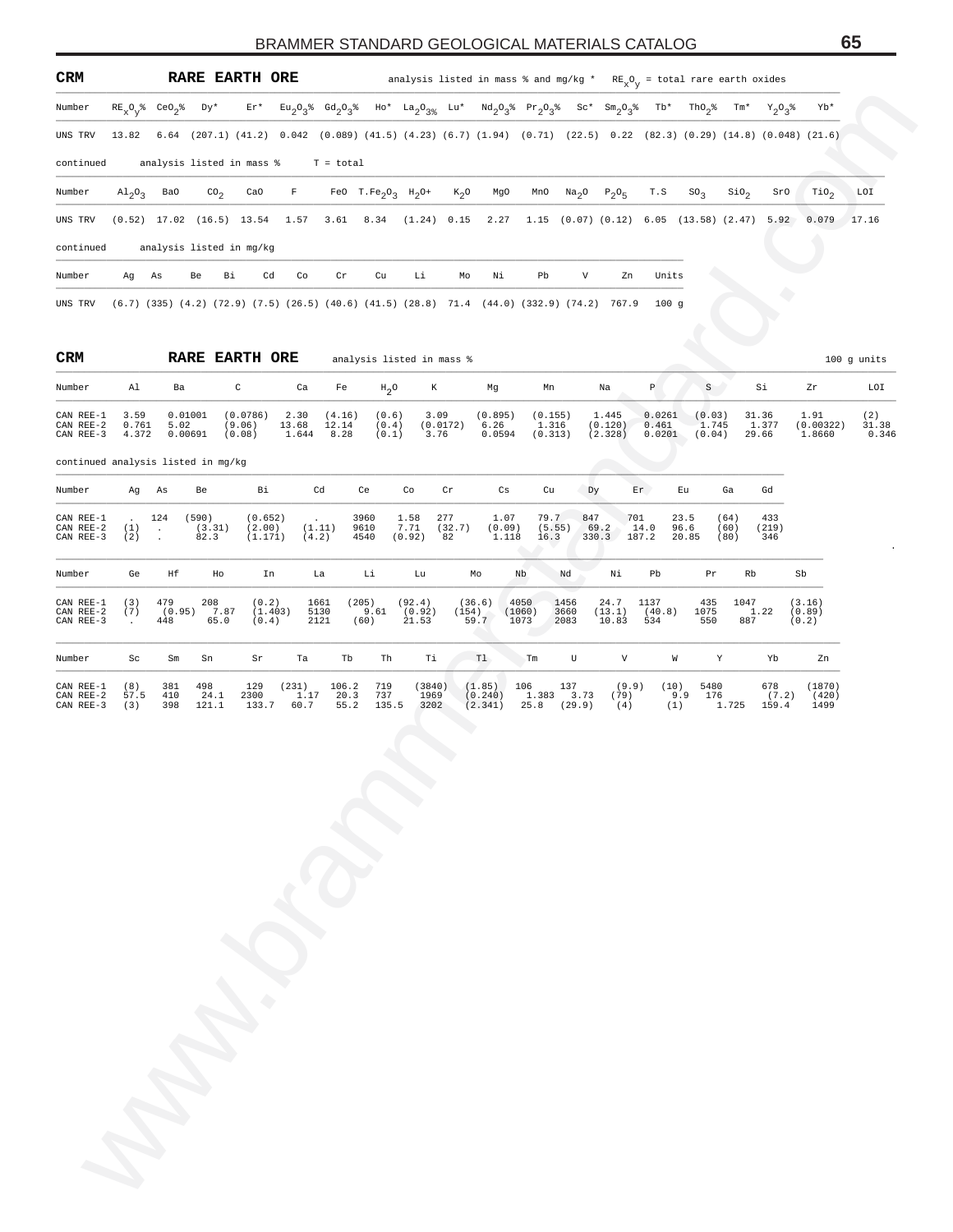## CRM RARE EARTH ORE

analysis listed in mass % and mg/kg * $RE_xO_y$ = total rare earth oxides

| Number | $RE_xO_y$% | $CeO_2$% | Dy* | Er* | $Eu_2O_3$% | $Gd_2O_3$% | Ho* | $La_2O_3$% | Lu* | $Nd_2O_3$% | $Pr_2O_3$% | Sc* | $Sm_2O_3$% | Tb* | $ThO_2$% | Tm* | $Y_2O_3$% | Yb* |
|---|---|---|---|---|---|---|---|---|---|---|---|---|---|---|---|---|---|---|
| UNS TRV | 13.82 | 6.64 | (207.1) | (41.2) | 0.042 | (0.089) | (41.5) | (4.23) | (6.7) | (1.94) | (0.71) | (22.5) | 0.22 | (82.3) | (0.29) | (14.8) | (0.048) | (21.6) |

continued analysis listed in mass % T = total

| Number | $Al_2O_3$ | BaO | $CO_2$ | CaO | F | FeO | $T.Fe_2O_3$ | $H_2O+$ | $K_2O$ | MgO | MnO | $Na_2O$ | $P_2O_5$ | T.S | $SO_3$ | $SiO_2$ | SrO | $TiO_2$ | LOI |
|---|---|---|---|---|---|---|---|---|---|---|---|---|---|---|---|---|---|---|---|
| UNS TRV | (0.52) | 17.02 | (16.5) | 13.54 | 1.57 | 3.61 | 8.34 | (1.24) | 0.15 | 2.27 | 1.15 | (0.07) | (0.12) | 6.05 | (13.58) | (2.47) | 5.92 | 0.079 | 17.16 |

continued analysis listed in mg/kg

| Number | Ag | As | Be | Bi | Cd | Co | Cr | Cu | Li | Mo | Ni | Pb | V | Zn | Units |
|---|---|---|---|---|---|---|---|---|---|---|---|---|---|---|---|
| UNS TRV | (6.7) | (335) | (4.2) | (72.9) | (7.5) | (26.5) | (40.6) | (41.5) | (28.8) | 71.4 | (44.0) | (332.9) | (74.2) | 767.9 | 100 g |

## CRM RARE EARTH ORE

analysis listed in mass % — 100 g units

| Number | Al | Ba | C | Ca | Fe | $H_2O$ | K | Mg | Mn | Na | P | S | Si | Zr | LOI |
|---|---|---|---|---|---|---|---|---|---|---|---|---|---|---|---|
| CAN REE-1 | 3.59 | 0.01001 | (0.0786) | 2.30 | (4.16) | (0.6) | 3.09 | (0.895) | (0.155) | 1.445 | 0.0261 | (0.03) | 31.36 | 1.91 | (2) |
| CAN REE-2 | 0.761 | 5.02 | (9.06) | 13.68 | 12.14 | (0.4) | (0.0172) | 6.26 | 1.316 | (0.120) | 0.461 | 1.745 | 1.377 | (0.00322) | 31.38 |
| CAN REE-3 | 4.372 | 0.00691 | (0.08) | 1.644 | 8.28 | (0.1) | 3.76 | 0.0594 | (0.313) | (2.328) | 0.0201 | (0.04) | 29.66 | 1.8660 | 0.346 |

continued analysis listed in mg/kg

| Number | Ag | As | Be | Bi | Cd | Ce | Co | Cr | Cs | Cu | Dy | Er | Eu | Ga | Gd |
|---|---|---|---|---|---|---|---|---|---|---|---|---|---|---|---|
| CAN REE-1 | . | 124 | (590) | (0.652) | . | 3960 | 1.58 | 277 | 1.07 | 79.7 | 847 | 701 | 23.5 | (64) | 433 |
| CAN REE-2 | (1) | . | (3.31) | (2.00) | (1.11) | 9610 | 7.71 | (32.7) | (0.09) | (5.55) | 69.2 | 14.0 | 96.6 | (60) | (219) |
| CAN REE-3 | (2) | . | 82.3 | (1.171) | (4.2) | 4540 | (0.92) | 82 | 1.118 | 16.3 | 330.3 | 187.2 | 20.85 | (80) | 346 |

| Number | Ge | Hf | Ho | In | La | Li | Lu | Mo | Nb | Nd | Ni | Pb | Pr | Rb | Sb |
|---|---|---|---|---|---|---|---|---|---|---|---|---|---|---|---|
| CAN REE-1 | (3) | 479 | 208 | (0.2) | 1661 | (205) | (92.4) | (36.6) | 4050 | 1456 | 24.7 | 1137 | 435 | 1047 | (3.16) |
| CAN REE-2 | (7) | (0.95) | 7.87 | (1.403) | 5130 | 9.61 | (0.92) | (154) | (1060) | 3660 | (13.1) | (40.8) | 1075 | 1.22 | (0.89) |
| CAN REE-3 | . | 448 | 65.0 | (0.4) | 2121 | (60) | 21.53 | 59.7 | 1073 | 2083 | 10.83 | 534 | 550 | 887 | (0.2) |

| Number | Sc | Sm | Sn | Sr | Ta | Tb | Th | Ti | Tl | Tm | U | V | W | Y | Yb | Zn |
|---|---|---|---|---|---|---|---|---|---|---|---|---|---|---|---|---|
| CAN REE-1 | (8) | 381 | 498 | 129 | (231) | 106.2 | 719 | (3840) | (1.85) | 106 | 137 | (9.9) | (10) | 5480 | 678 | (1870) |
| CAN REE-2 | 57.5 | 410 | 24.1 | 2300 | 1.17 | 20.3 | 737 | 1969 | (0.240) | 1.383 | 3.73 | (79) | 9.9 | 176 | (7.2) | (420) |
| CAN REE-3 | (3) | 398 | 121.1 | 133.7 | 60.7 | 55.2 | 135.5 | 3202 | (2.341) | 25.8 | (29.9) | (4) | (1) | 1.725 | 159.4 | 1499 |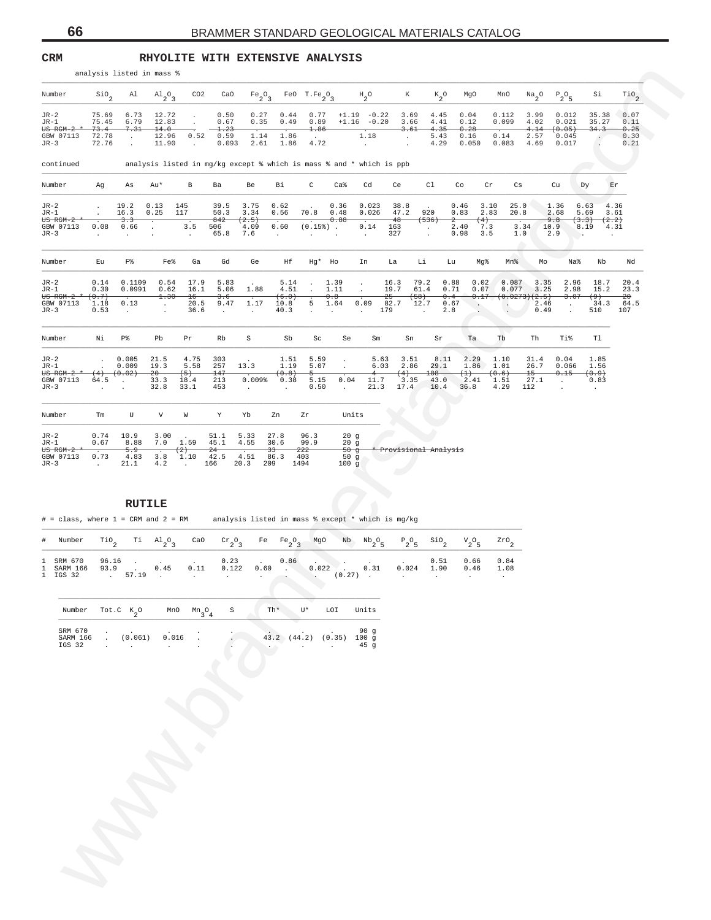CRM

## RHYOLITE WITH EXTENSIVE ANALYSIS

analysis listed in mass %

| Number | $SiO_2$ | Al | $Al_2O_3$ | CO2 | CaO | $Fe_2O_3$ | FeO | $T.Fe_2O_3$ | $H_2O$ | | K | $K_2O$ | MgO | MnO | $Na_2O$ | $P_2O_5$ | Si | $TiO_2$ |
|---|---|---|---|---|---|---|---|---|---|---|---|---|---|---|---|---|---|---|
| JR-2 | 75.69 | 6.73 | 12.72 | . | 0.50 | 0.27 | 0.44 | 0.77 | +1.19 | -0.22 | 3.69 | 4.45 | 0.04 | 0.112 | 3.99 | 0.012 | 35.38 | 0.07 |
| JR-1 | 75.45 | 6.79 | 12.83 | . | 0.67 | 0.35 | 0.49 | 0.89 | +1.16 | -0.20 | 3.66 | 4.41 | 0.12 | 0.099 | 4.02 | 0.021 | 35.27 | 0.11 |
| ~~US RGM-2 *~~ | ~~73.4~~ | ~~7.31~~ | ~~14.0~~ | ~~.~~ | ~~1.23~~ | ~~.~~ | ~~.~~ | ~~1.86~~ | ~~.~~ | ~~.~~ | ~~3.61~~ | ~~4.35~~ | ~~0.28~~ | ~~.~~ | ~~4.14~~ | ~~(0.05)~~ | ~~34.3~~ | ~~0.25~~ |
| GBW 07113 | 72.78 | . | 12.96 | 0.52 | 0.59 | 1.14 | 1.86 | . | | 1.18 | . | 5.43 | 0.16 | 0.14 | 2.57 | 0.045 | . | 0.30 |
| JR-3 | 72.76 | . | 11.90 | . | 0.093 | 2.61 | 1.86 | 4.72 | | . | . | 4.29 | 0.050 | 0.083 | 4.69 | 0.017 | . | 0.21 |

continued analysis listed in mg/kg except % which is mass % and * which is ppb

| Number | Ag | As | Au* | B | Ba | Be | Bi | C | Ca% | Cd | Ce | Cl | Co | Cr | Cs | Cu | Dy | Er |
|---|---|---|---|---|---|---|---|---|---|---|---|---|---|---|---|---|---|---|
| JR-2 | . | 19.2 | 0.13 | 145 | 39.5 | 3.75 | 0.62 | . | 0.36 | 0.023 | 38.8 | . | 0.46 | 3.10 | 25.0 | 1.36 | 6.63 | 4.36 |
| JR-1 | . | 16.3 | 0.25 | 117 | 50.3 | 3.34 | 0.56 | 70.8 | 0.48 | 0.026 | 47.2 | 920 | 0.83 | 2.83 | 20.8 | 2.68 | 5.69 | 3.61 |
| ~~US RGM-2 *~~ | ~~.~~ | ~~3.3~~ | ~~.~~ | ~~.~~ | ~~842~~ | ~~(2.5)~~ | ~~.~~ | ~~.~~ | ~~0.88~~ | ~~.~~ | ~~48~~ | ~~(536)~~ | ~~2~~ | ~~(4)~~ | ~~.~~ | ~~9.8~~ | ~~(3.3)~~ | ~~(2.2)~~ |
| GBW 07113 | 0.08 | 0.66 | . | 3.5 | 506 | 4.09 | 0.60 | (0.15%) | . | 0.14 | 163 | . | 2.40 | 7.3 | 3.34 | 10.9 | 8.19 | 4.31 |
| JR-3 | . | . | . | . | 65.8 | 7.6 | . | . | . | . | 327 | . | 0.98 | 3.5 | 1.0 | 2.9 | . | . |

| Number | Eu | F% | Fe% | Ga | Gd | Ge | Hf | Hg* | Ho | In | La | Li | Lu | Mg% | Mn% | Mo | Na% | Nb | Nd |
|---|---|---|---|---|---|---|---|---|---|---|---|---|---|---|---|---|---|---|---|
| JR-2 | 0.14 | 0.1109 | 0.54 | 17.9 | 5.83 | . | 5.14 | . | 1.39 | . | 16.3 | 79.2 | 0.88 | 0.02 | 0.087 | 3.35 | 2.96 | 18.7 | 20.4 |
| JR-1 | 0.30 | 0.0991 | 0.62 | 16.1 | 5.06 | 1.88 | 4.51 | . | 1.11 | . | 19.7 | 61.4 | 0.71 | 0.07 | 0.077 | 3.25 | 2.98 | 15.2 | 23.3 |
| ~~US RGM-2 *~~ | ~~(0.7)~~ | ~~.~~ | ~~1.30~~ | ~~16~~ | ~~3.6~~ | ~~.~~ | ~~(6.0)~~ | ~~.~~ | ~~0.8~~ | ~~.~~ | ~~25~~ | ~~(58)~~ | ~~0.4~~ | ~~0.17~~ | ~~(0.0273)~~ | ~~(2.5)~~ | ~~3.07~~ | ~~(9)~~ | ~~20~~ |
| GBW 07113 | 1.18 | 0.13 | . | 20.5 | 9.47 | 1.17 | 10.8 | 5 | 1.64 | 0.09 | 82.7 | 12.7 | 0.67 | . | . | 2.46 | . | 34.3 | 64.5 |
| JR-3 | 0.53 | . | . | 36.6 | . | . | 40.3 | . | . | . | 179 | . | 2.8 | . | . | 0.49 | . | 510 | 107 |

| Number | Ni | P% | Pb | Pr | Rb | S | Sb | Sc | Se | Sm | Sn | Sr | Ta | Tb | Th | Ti% | Tl |
|---|---|---|---|---|---|---|---|---|---|---|---|---|---|---|---|---|---|
| JR-2 | . | 0.005 | 21.5 | 4.75 | 303 | . | 1.51 | 5.59 | . | 5.63 | 3.51 | 8.11 | 2.29 | 1.10 | 31.4 | 0.04 | 1.85 |
| JR-1 | . | 0.009 | 19.3 | 5.58 | 257 | 13.3 | 1.19 | 5.07 | . | 6.03 | 2.86 | 29.1 | 1.86 | 1.01 | 26.7 | 0.066 | 1.56 |
| ~~US RGM-2 *~~ | ~~(4)~~ | ~~(0.02)~~ | ~~20~~ | ~~(5)~~ | ~~147~~ | ~~.~~ | ~~(0.8)~~ | ~~5~~ | ~~.~~ | ~~4~~ | ~~(4)~~ | ~~108~~ | ~~(1)~~ | ~~(0.6)~~ | ~~15~~ | ~~0.15~~ | ~~(0.9)~~ |
| GBW 07113 | 64.5 | . | 33.3 | 18.4 | 213 | 0.009% | 0.38 | 5.15 | 0.04 | 11.7 | 3.35 | 43.0 | 2.41 | 1.51 | 27.1 | . | 0.83 |
| JR-3 | . | . | 32.8 | 33.1 | 453 | . | . | 0.50 | . | 21.3 | 17.4 | 10.4 | 36.8 | 4.29 | 112 | . | . |

| Number | Tm | U | V | W | Y | Yb | Zn | Zr | Units |
|---|---|---|---|---|---|---|---|---|---|
| JR-2 | 0.74 | 10.9 | 3.00 | . | 51.1 | 5.33 | 27.8 | 96.3 | 20 g |
| JR-1 | 0.67 | 8.88 | 7.0 | 1.59 | 45.1 | 4.55 | 30.6 | 99.9 | 20 g |
| ~~US RGM-2 *~~ | ~~.~~ | ~~5.9~~ | ~~.~~ | ~~(2)~~ | ~~24~~ | ~~.~~ | ~~33~~ | ~~222~~ | ~~50 g~~ |
| GBW 07113 | 0.73 | 4.83 | 3.8 | 1.10 | 42.5 | 4.51 | 86.3 | 403 | 50 g |
| JR-3 | . | 21.1 | 4.2 | . | 166 | 20.3 | 209 | 1494 | 100 g |

~~* Provisional Analysis~~

## RUTILE

# = class, where 1 = CRM and 2 = RM analysis listed in mass % except * which is mg/kg

| # | Number | $TiO_2$ | Ti | $Al_2O_3$ | CaO | $Cr_2O_3$ | Fe | $Fe_2O_3$ | MgO | Nb | $Nb_2O_5$ | $P_2O_5$ | $SiO_2$ | $V_2O_5$ | $ZrO_2$ |
|---|---|---|---|---|---|---|---|---|---|---|---|---|---|---|---|
| 1 | SRM 670 | 96.16 | . | . | . | 0.23 | . | 0.86 | . | . | . | . | 0.51 | 0.66 | 0.84 |
| 1 | SARM 166 | 93.9 | . | 0.45 | 0.11 | 0.122 | 0.60 | . | 0.022 | . | 0.31 | 0.024 | 1.90 | 0.46 | 1.08 |
| 1 | IGS 32 | . | 57.19 | . | . | . | . | . | . | (0.27) | . | . | . | . | . |

| Number | Tot.C | $K_2O$ | MnO | $Mn_3O_4$ | S | Th* | U* | LOI | Units |
|---|---|---|---|---|---|---|---|---|---|
| SRM 670 | . | . | . | . | . | . | . | . | 90 g |
| SARM 166 | . | (0.061) | 0.016 | . | . | 43.2 | (44.2) | (0.35) | 100 g |
| IGS 32 | . | . | . | . | . | . | . | . | 45 g |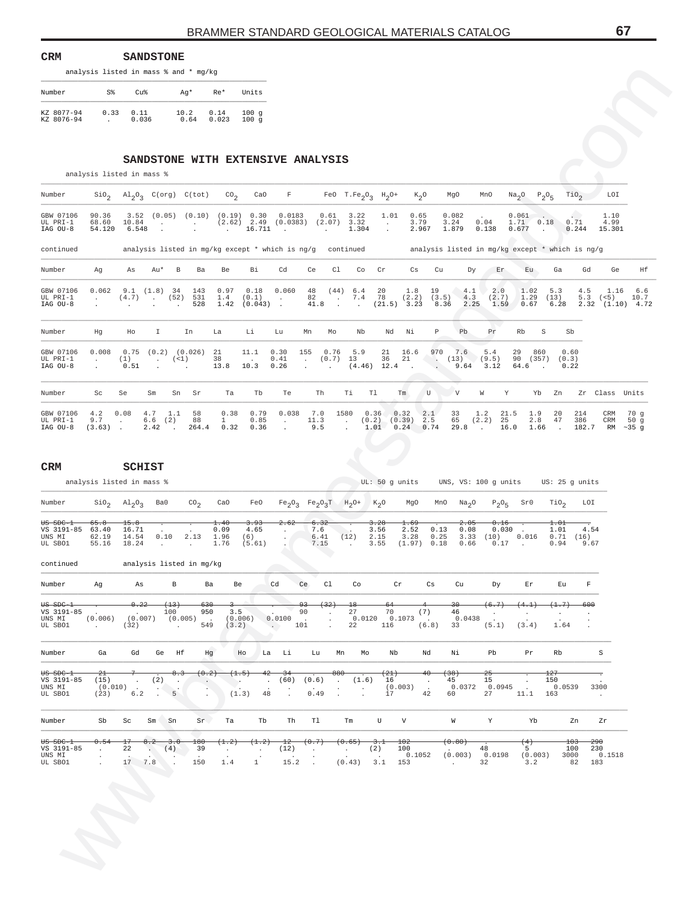## CRM SANDSTONE

analysis listed in mass % and * mg/kg

| Number | S% | Cu% | Ag* | Re* | Units |
|---|---|---|---|---|---|
| KZ 8077-94 | 0.33 | 0.11 | 10.2 | 0.14 | 100 g |
| KZ 8076-94 | . | 0.036 | 0.64 | 0.023 | 100 g |

## SANDSTONE WITH EXTENSIVE ANALYSIS

analysis listed in mass %

| Number | $SiO_2$ | $Al_2O_3$ | C(org) | C(tot) | $CO_2$ | CaO | F | FeO | $T.Fe_2O_3$ | $H_2O+$ | $K_2O$ | MgO | MnO | $Na_2O$ | $P_2O_5$ | $TiO_2$ | LOI |
|---|---|---|---|---|---|---|---|---|---|---|---|---|---|---|---|---|---|
| GBW 07106 | 90.36 | 3.52 | (0.05) | (0.10) | (0.19) | 0.30 | 0.0183 | 0.61 | 3.22 | 1.01 | 0.65 | 0.082 | . | 0.061 | . | . | 1.10 |
| UL PRI-1 | 68.60 | 10.84 | . | . | (2.62) | 2.49 | (0.0383) | (2.07) | 3.32 | . | 3.79 | 3.24 | 0.04 | 1.71 | 0.18 | 0.71 | 4.99 |
| IAG OU-8 | 54.120 | 6.548 | . | . | . | 16.711 | . | . | 1.304 | . | 2.967 | 1.879 | 0.138 | 0.677 | . | 0.244 | 15.301 |

continued — analysis listed in mg/kg except * which is ng/g

| Number | Ag | As | Au* | B | Ba | Be | Bi | Cd | Ce | Cl | Co | Cr | Cs | Cu | Dy | Er | Eu | Ga | Gd | Ge | Hf |
|---|---|---|---|---|---|---|---|---|---|---|---|---|---|---|---|---|---|---|---|---|---|
| GBW 07106 | 0.062 | 9.1 | (1.8) | 34 | 143 | 0.97 | 0.18 | 0.060 | 48 | (44) | 6.4 | 20 | 1.8 | 19 | 4.1 | 2.0 | 1.02 | 5.3 | 4.5 | 1.16 | 6.6 |
| UL PRI-1 | . | (4.7) | . | (52) | 531 | 1.4 | (0.1) | . | 82 | . | 7.4 | 78 | (2.2) | (3.5) | 4.3 | (2.7) | 1.29 | (13) | 5.3 | (<5) | 10.7 |
| IAG OU-8 | . | . | . | . | 528 | 1.42 | (0.043) | . | 41.8 | . | . | (21.5) | 3.23 | 8.36 | 2.25 | 1.59 | 0.67 | 6.28 | 2.32 | (1.10) | 4.72 |

| Number | Hg | Ho | I | In | La | Li | Lu | Mn | Mo | Nb | Nd | Ni | P | Pb | Pr | Rb | S | Sb |
|---|---|---|---|---|---|---|---|---|---|---|---|---|---|---|---|---|---|---|
| GBW 07106 | 0.008 | 0.75 | (0.2) | (0.026) | 21 | 11.1 | 0.30 | 155 | 0.76 | 5.9 | 21 | 16.6 | 970 | 7.6 | 5.4 | 29 | 860 | 0.60 |
| UL PRI-1 | . | (1) | . | (<1) | 38 | . | 0.41 | . | (0.7) | 13 | 36 | 21 | . | (13) | (9.5) | 90 | (357) | (0.3) |
| IAG OU-8 | . | 0.51 | . | . | 13.8 | 10.3 | 0.26 | . | . | (4.46) | 12.4 | . | . | 9.64 | 3.12 | 64.6 | . | 0.22 |

| Number | Sc | Se | Sm | Sn | Sr | Ta | Tb | Te | Th | Ti | Tl | Tm | U | V | W | Y | Yb | Zn | Zr | Class | Units |
|---|---|---|---|---|---|---|---|---|---|---|---|---|---|---|---|---|---|---|---|---|---|
| GBW 07106 | 4.2 | 0.08 | 4.7 | 1.1 | 58 | 0.38 | 0.79 | 0.038 | 7.0 | 1580 | 0.36 | 0.32 | 2.1 | 33 | 1.2 | 21.5 | 1.9 | 20 | 214 | CRM | 70 g |
| UL PRI-1 | 9.7 | . | 6.6 | (2) | 88 | 1 | 0.85 | . | 11.3 | . | (0.2) | (0.39) | 2.5 | 65 | (2.2) | 25 | 2.8 | 47 | 386 | CRM | 50 g |
| IAG OU-8 | (3.63) | . | 2.42 | . | 264.4 | 0.32 | 0.36 | . | 9.5 | . | 1.01 | 0.24 | 0.74 | 29.8 | . | 16.0 | 1.66 | . | 182.7 | RM | ~35 g |

## CRM SCHIST

analysis listed in mass % — UL: 50 g units — UNS, VS: 100 g units — US: 25 g units

| Number | $SiO_2$ | $Al_2O_3$ | BaO | $CO_2$ | CaO | FeO | $Fe_2O_3$ | $Fe_2O_3T$ | $H_2O+$ | $K_2O$ | MgO | MnO | $Na_2O$ | $P_2O_5$ | SrO | $TiO_2$ | LOI |
|---|---|---|---|---|---|---|---|---|---|---|---|---|---|---|---|---|---|
| ~~US SDC-1~~ | ~~65.8~~ | ~~15.8~~ | ~~.~~ | ~~.~~ | ~~1.40~~ | ~~3.93~~ | ~~2.62~~ | ~~6.32~~ | ~~.~~ | ~~3.28~~ | ~~1.69~~ | ~~.~~ | ~~2.05~~ | ~~0.16~~ | ~~.~~ | ~~1.01~~ | ~~.~~ |
| VS 3191-85 | 63.40 | 16.71 | . | . | 0.09 | 4.65 | . | 7.6 | . | 3.56 | 2.52 | 0.13 | 0.08 | 0.030 | . | 1.01 | 4.54 |
| UNS MI | 62.19 | 14.54 | 0.10 | 2.13 | 1.96 | (6) | . | 6.41 | (12) | 2.15 | 3.28 | 0.25 | 3.33 | (10) | 0.016 | 0.71 | (16) |
| UL SBO1 | 55.16 | 18.24 | . | . | 1.76 | (5.61) | . | 7.15 | . | 3.55 | (1.97) | 0.18 | 0.66 | 0.17 | . | 0.94 | 9.67 |

continued — analysis listed in mg/kg

| Number | Ag | As | B | Ba | Be | Cd | Ce | Cl | Co | Cr | Cs | Cu | Dy | Er | Eu | F |
|---|---|---|---|---|---|---|---|---|---|---|---|---|---|---|---|---|
| ~~US SDC-1~~ | ~~.~~ | ~~0.22~~ | ~~(13)~~ | ~~630~~ | ~~3~~ | ~~.~~ | ~~93~~ | ~~(32)~~ | ~~18~~ | ~~64~~ | ~~4~~ | ~~30~~ | ~~(6.7)~~ | ~~(4.1)~~ | ~~(1.7)~~ | ~~600~~ |
| VS 3191-85 | . | . | 100 | 950 | 3.5 | . | 90 | . | 27 | 70 | (7) | 46 | . | . | . | . |
| UNS MI | (0.006) | (0.007) | (0.005) | . | (0.006) | 0.0100 | . | . | 0.0120 | 0.1073 | . | 0.0438 | . | . | . | . |
| UL SBO1 | . | (32) | . | 549 | (3.2) | . | 101 | . | 22 | 116 | (6.8) | 33 | (5.1) | (3.4) | 1.64 | . |

| Number | Ga | Gd | Ge | Hf | Hg | Ho | La | Li | Lu | Mn | Mo | Nb | Nd | Ni | Pb | Pr | Rb | S |
|---|---|---|---|---|---|---|---|---|---|---|---|---|---|---|---|---|---|---|
| ~~US SDC-1~~ | ~~21~~ | ~~7~~ | ~~.~~ | ~~8.3~~ | ~~(0.2)~~ | ~~(1.5)~~ | ~~42~~ | ~~34~~ | ~~.~~ | ~~880~~ | ~~.~~ | ~~(21)~~ | ~~40~~ | ~~(38)~~ | ~~25~~ | ~~.~~ | ~~127~~ | ~~.~~ |
| VS 3191-85 | (15) | . | (2) | . | . | . | . | (60) | (0.6) | . | (1.6) | 16 | . | 45 | 15 | . | 150 | . |
| UNS MI | (0.010) | . | . | . | . | . | . | . | . | . | . | (0.003) | . | 0.0372 | 0.0945 | . | 0.0539 | 3300 |
| UL SBO1 | (23) | 6.2 | . | 5 | . | (1.3) | 48 | . | 0.49 | . | . | 17 | 42 | 60 | 27 | 11.1 | 163 | . |

| Number | Sb | Sc | Sm | Sn | Sr | Ta | Tb | Th | Tl | Tm | U | V | W | Y | Yb | Zn | Zr |
|---|---|---|---|---|---|---|---|---|---|---|---|---|---|---|---|---|---|
| ~~US SDC-1~~ | ~~0.54~~ | ~~17~~ | ~~8.2~~ | ~~3.0~~ | ~~180~~ | ~~(1.2)~~ | ~~(1.2)~~ | ~~12~~ | ~~(0.7)~~ | ~~(0.65)~~ | ~~3.1~~ | ~~102~~ | ~~(0.80)~~ | ~~.~~ | ~~(4)~~ | ~~103~~ | ~~290~~ |
| VS 3191-85 | . | 22 | . | (4) | 39 | . | . | (12) | . | . | (2) | 100 | . | 48 | 5 | 100 | 230 |
| UNS MI | . | . | . | . | . | . | . | . | . | . | . | 0.1052 | (0.003) | 0.0198 | (0.003) | 3000 | 0.1518 |
| UL SBO1 | . | 17 | 7.8 | . | 150 | 1.4 | 1 | 15.2 | . | (0.43) | 3.1 | 153 | . | 32 | 3.2 | 82 | 183 |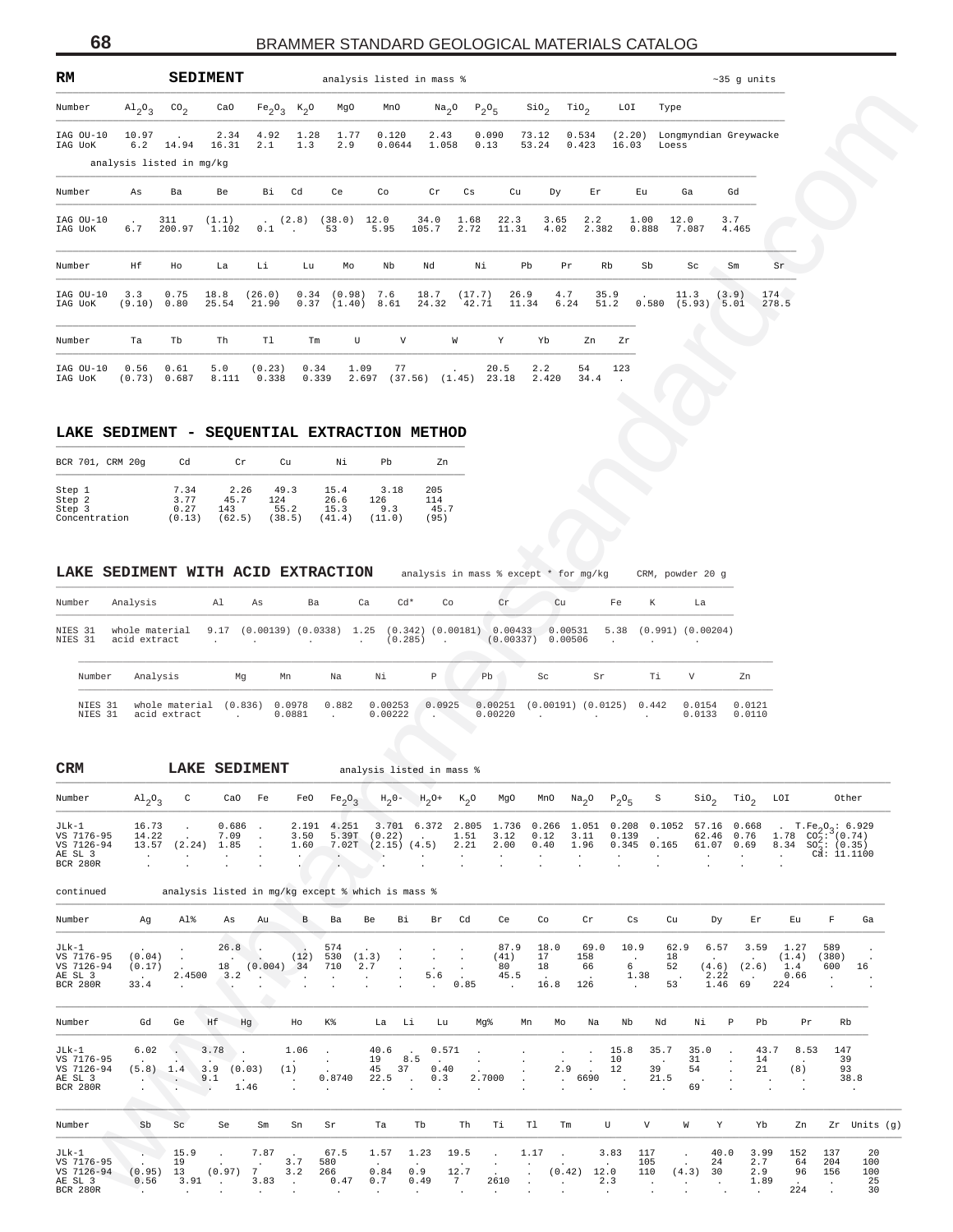## RM SEDIMENT

analysis listed in mass % ~35 g units

| Number | $Al_2O_3$ | $CO_2$ | CaO | $Fe_2O_3$ | $K_2O$ | MgO | MnO | $Na_2O$ | $P_2O_5$ | $SiO_2$ | $TiO_2$ | LOI | Type |
|---|---|---|---|---|---|---|---|---|---|---|---|---|---|
| IAG OU-10 | 10.97 | . | 2.34 | 4.92 | 1.28 | 1.77 | 0.120 | 2.43 | 0.090 | 73.12 | 0.534 | (2.20) | Longmyndian Greywacke |
| IAG UoK | 6.2 | 14.94 | 16.31 | 2.1 | 1.3 | 2.9 | 0.0644 | 1.058 | 0.13 | 53.24 | 0.423 | 16.03 | Loess |

analysis listed in mg/kg

| Number | As | Ba | Be | Bi | Cd | Ce | Co | Cr | Cs | Cu | Dy | Er | Eu | Ga | Gd |
|---|---|---|---|---|---|---|---|---|---|---|---|---|---|---|---|
| IAG OU-10 | . | 311 | (1.1) | . | (2.8) | (38.0) | 12.0 | 34.0 | 1.68 | 22.3 | 3.65 | 2.2 | 1.00 | 12.0 | 3.7 |
| IAG UoK | 6.7 | 200.97 | 1.102 | 0.1 | . | 53 | 5.95 | 105.7 | 2.72 | 11.31 | 4.02 | 2.382 | 0.888 | 7.087 | 4.465 |

| Number | Hf | Ho | La | Li | Lu | Mo | Nb | Nd | Ni | Pb | Pr | Rb | Sb | Sc | Sm | Sr |
|---|---|---|---|---|---|---|---|---|---|---|---|---|---|---|---|---|
| IAG OU-10 | 3.3 | 0.75 | 18.8 | (26.0) | 0.34 | (0.98) | 7.6 | 18.7 | (17.7) | 26.9 | 4.7 | 35.9 | . | 11.3 | (3.9) | 174 |
| IAG UoK | (9.10) | 0.80 | 25.54 | 21.90 | 0.37 | (1.40) | 8.61 | 24.32 | 42.71 | 11.34 | 6.24 | 51.2 | 0.580 | (5.93) | 5.01 | 278.5 |

| Number | Ta | Tb | Th | Tl | Tm | U | V | W | Y | Yb | Zn | Zr |
|---|---|---|---|---|---|---|---|---|---|---|---|---|
| IAG OU-10 | 0.56 | 0.61 | 5.0 | (0.23) | 0.34 | 1.09 | 77 | . | 20.5 | 2.2 | 54 | 123 |
| IAG UoK | (0.73) | 0.687 | 8.111 | 0.338 | 0.339 | 2.697 | (37.56) | (1.45) | 23.18 | 2.420 | 34.4 | . |

## LAKE SEDIMENT - SEQUENTIAL EXTRACTION METHOD

| BCR 701, CRM 20g | Cd | Cr | Cu | Ni | Pb | Zn |
|---|---|---|---|---|---|---|
| Step 1 | 7.34 | 2.26 | 49.3 | 15.4 | 3.18 | 205 |
| Step 2 | 3.77 | 45.7 | 124 | 26.6 | 126 | 114 |
| Step 3 | 0.27 | 143 | 55.2 | 15.3 | 9.3 | 45.7 |
| Concentration | (0.13) | (62.5) | (38.5) | (41.4) | (11.0) | (95) |

## LAKE SEDIMENT WITH ACID EXTRACTION

analysis in mass % except * for mg/kg CRM, powder 20 g

| Number | Analysis | Al | As | Ba | Ca | Cd* | Co | Cr | Cu | Fe | K | La |
|---|---|---|---|---|---|---|---|---|---|---|---|---|
| NIES 31 | whole material | 9.17 | (0.00139) | (0.0338) | 1.25 | (0.342) | (0.00181) | 0.00433 | 0.00531 | 5.38 | (0.991) | (0.00204) |
| NIES 31 | acid extract | . | . | . | . | (0.285) | . | (0.00337) | 0.00506 | . | . | . |

| Number | Analysis | Mg | Mn | Na | Ni | P | Pb | Sc | Sr | Ti | V | Zn |
|---|---|---|---|---|---|---|---|---|---|---|---|---|
| NIES 31 | whole material | (0.836) | 0.0978 | 0.882 | 0.00253 | 0.0925 | 0.00251 | (0.00191) | (0.0125) | 0.442 | 0.0154 | 0.0121 |
| NIES 31 | acid extract | . | 0.0881 | . | 0.00222 | . | 0.00220 | . | . | . | 0.0133 | 0.0110 |

## CRM LAKE SEDIMENT

analysis listed in mass %

| Number | $Al_2O_3$ | C | CaO | Fe | FeO | $Fe_2O_3$ | $H_2O-$ | $H_2O+$ | $K_2O$ | MgO | MnO | $Na_2O$ | $P_2O_5$ | S | $SiO_2$ | $TiO_2$ | LOI | Other |
|---|---|---|---|---|---|---|---|---|---|---|---|---|---|---|---|---|---|---|
| JLk-1 | 16.73 | . | 0.686 | . | 2.191 | 4.251 | 3.701 | 6.372 | 2.805 | 1.736 | 0.266 | 1.051 | 0.208 | 0.1052 | 57.16 | 0.668 | . | $T.Fe_2O_3$: 6.929 |
| VS 7176-95 | 14.22 | . | 7.09 | . | 3.50 | 5.39T | (0.22) | . | 1.51 | 3.12 | 0.12 | 3.11 | 0.139 | . | 62.46 | 0.76 | 1.78 | $CO_2^-$: (0.74) |
| VS 7126-94 | 13.57 | (2.24) | 1.85 | . | 1.60 | 7.02T | (2.15) | (4.5) | 2.21 | 2.00 | 0.40 | 1.96 | 0.345 | 0.165 | 61.07 | 0.69 | 8.34 | $SO_3^{2-}$: (0.35) |
| AE SL 3 | . | . | . | . | . | . | . | . | . | . | . | . | . | . | . | . | . | Ca: 11.1100 |
| BCR 280R | . | . | . | . | . | . | . | . | . | . | . | . | . | . | . | . | . | |

continued analysis listed in mg/kg except % which is mass %

| Number | Ag | Al% | As | Au | B | Ba | Be | Bi | Br | Cd | Ce | Co | Cr | Cs | Cu | Dy | Er | Eu | F | Ga |
|---|---|---|---|---|---|---|---|---|---|---|---|---|---|---|---|---|---|---|---|---|
| JLk-1 | . | . | 26.8 | . | . | 574 | . | . | . | . | 87.9 | 18.0 | 69.0 | 10.9 | 62.9 | 6.57 | 3.59 | 1.27 | 589 | . |
| VS 7176-95 | (0.04) | . | . | . | (12) | 530 | (1.3) | . | . | . | (41) | 17 | 158 | . | 18 | . | . | (1.4) | (380) | . |
| VS 7126-94 | (0.17) | . | 18 | (0.004) | 34 | 710 | 2.7 | . | . | . | 80 | 18 | 66 | 6 | 52 | (4.6) | (2.6) | 1.4 | 600 | 16 |
| AE SL 3 | . | 2.4500 | 3.2 | . | . | . | . | . | 5.6 | . | 45.5 | . | . | 1.38 | . | 2.22 | . | 0.66 | . | . |
| BCR 280R | 33.4 | . | . | . | . | . | . | . | . | 0.85 | . | 16.8 | 126 | . | 53 | 1.46 | 69 | 224 | . | . |

| Number | Gd | Ge | Hf | Hg | Ho | K% | La | Li | Lu | Mg% | Mn | Mo | Na | Nb | Nd | Ni | P | Pb | Pr | Rb |
|---|---|---|---|---|---|---|---|---|---|---|---|---|---|---|---|---|---|---|---|---|
| JLk-1 | 6.02 | . | 3.78 | . | 1.06 | . | 40.6 | . | 0.571 | . | . | . | . | 15.8 | 35.7 | 35.0 | . | 43.7 | 8.53 | 147 |
| VS 7176-95 | . | . | . | . | . | . | 19 | 8.5 | . | . | . | . | . | 10 | . | 31 | . | 14 | . | 39 |
| VS 7126-94 | (5.8) | 1.4 | 3.9 | (0.03) | (1) | . | 45 | 37 | 0.40 | . | . | 2.9 | . | 12 | 39 | 54 | . | 21 | (8) | 93 |
| AE SL 3 | . | . | 9.1 | . | . | 0.8740 | 22.5 | . | 0.3 | 2.7000 | . | . | 6690 | . | 21.5 | . | . | . | . | 38.8 |
| BCR 280R | . | . | . | 1.46 | . | . | . | . | . | . | . | . | . | . | . | 69 | . | . | . | . |

| Number | Sb | Sc | Se | Sm | Sn | Sr | Ta | Tb | Th | Ti | Tl | Tm | U | V | W | Y | Yb | Zn | Zr | Units (g) |
|---|---|---|---|---|---|---|---|---|---|---|---|---|---|---|---|---|---|---|---|---|
| JLk-1 | . | 15.9 | . | 7.87 | . | 67.5 | 1.57 | 1.23 | 19.5 | . | 1.17 | . | 3.83 | 117 | . | 40.0 | 3.99 | 152 | 137 | 20 |
| VS 7176-95 | . | 19 | . | . | 3.7 | 580 | . | . | . | . | . | . | . | 105 | . | 24 | 2.7 | 64 | 204 | 100 |
| VS 7126-94 | (0.95) | 13 | (0.97) | 7 | 3.2 | 266 | 0.84 | 0.9 | 12.7 | . | . | (0.42) | 12.0 | 110 | (4.3) | 30 | 2.9 | 96 | 156 | 100 |
| AE SL 3 | 0.56 | 3.91 | . | 3.83 | . | 0.47 | 0.7 | 0.49 | 7 | 2610 | . | . | 2.3 | . | . | . | 1.89 | . | . | 25 |
| BCR 280R | . | . | . | . | . | . | . | . | . | . | . | . | . | . | . | . | . | 224 | . | 30 |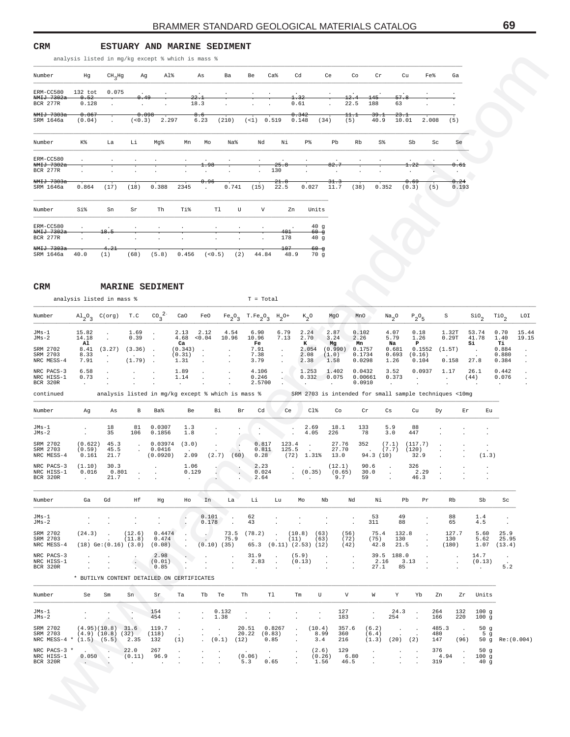## CRM ESTUARY AND MARINE SEDIMENT

analysis listed in mg/kg except % which is mass %

| Number | Hg | $CH_3Hg$ | Ag | Al% | As | Ba | Be | Ca% | Cd | Ce | Co | Cr | Cu | Fe% | Ga |
|---|---|---|---|---|---|---|---|---|---|---|---|---|---|---|---|
| ERM-CC580 | 132 tot | 0.075 | . | . | . | . | . | . | . | . | . | . | . | . | . |
| ~~NMIJ 7302a~~ | ~~0.52~~ | . | ~~0.49~~ | . | ~~22.1~~ | . | . | . | ~~1.32~~ | . | ~~12.4~~ | ~~145~~ | ~~57.8~~ | . | . |
| BCR 277R | 0.128 | . | . | . | 18.3 | . | . | . | 0.61 | . | 22.5 | 188 | 63 | . | . |
| ~~NMIJ 7303a~~ | ~~0.067~~ | . | ~~0.098~~ | . | ~~8.6~~ | . | . | . | ~~0.342~~ | . | ~~11.1~~ | ~~39.1~~ | ~~23.1~~ | . | . |
| SRM 1646a | (0.04) | . | (<0.3) | 2.297 | 6.23 | (210) | (<1) | 0.519 | 0.148 | (34) | (5) | 40.9 | 10.01 | 2.008 | (5) |

| Number | K% | La | Li | Mg% | Mn | Mo | Na% | Nd | Ni | P% | Pb | Rb | S% | Sb | Sc | Se |
|---|---|---|---|---|---|---|---|---|---|---|---|---|---|---|---|---|
| ERM-CC580 | . | . | . | . | . | . | . | . | . | . | . | . | . | . | . | . |
| ~~NMIJ 7302a~~ | . | . | . | . | . | ~~1.98~~ | . | . | ~~25.8~~ | . | ~~82.7~~ | . | . | ~~1.22~~ | . | ~~0.61~~ |
| BCR 277R | . | . | . | . | . | . | . | . | 130 | . | . | . | . | . | . | . |
| ~~NMIJ 7303a~~ | . | . | . | . | . | ~~0.96~~ | . | . | ~~21.8~~ | . | ~~31.3~~ | . | . | ~~0.69~~ | . | ~~0.24~~ |
| SRM 1646a | 0.864 | (17) | (18) | 0.388 | 2345 | . | 0.741 | (15) | 22.5 | 0.027 | 11.7 | (38) | 0.352 | (0.3) | (5) | 0.193 |

| Number | Si% | Sn | Sr | Th | Ti% | Tl | U | V | Zn | Units |
|---|---|---|---|---|---|---|---|---|---|---|
| ERM-CC580 | . | . | . | . | . | . | . | . | . | 40 g |
| ~~NMIJ 7302a~~ | . | ~~18.5~~ | . | . | . | . | . | . | ~~401~~ | ~~60 g~~ |
| BCR 277R | . | . | . | . | . | . | . | . | 178 | 40 g |
| ~~NMIJ 7303a~~ | . | ~~4.21~~ | . | . | . | . | . | . | ~~107~~ | ~~60 g~~ |
| SRM 1646a | 40.0 | (1) | (68) | (5.8) | 0.456 | (<0.5) | (2) | 44.84 | 48.9 | 70 g |

## CRM MARINE SEDIMENT

analysis listed in mass % T = Total

| Number | $Al_2O_3$ | C(org) | T.C | $CO_3^{2-}$ | CaO | FeO | $Fe_2O_3$ | $T.Fe_2O_3$ | $H_2O+$ | $K_2O$ | MgO | MnO | $Na_2O$ | $P_2O_5$ | S | $SiO_2$ | $TiO_2$ | LOI |
|---|---|---|---|---|---|---|---|---|---|---|---|---|---|---|---|---|---|---|
| JMs-1 | 15.82 | . | 1.69 | . | 2.13 | 2.12 | 4.54 | 6.90 | 6.79 | 2.24 | 2.87 | 0.102 | 4.07 | 0.18 | 1.32T | 53.74 | 0.70 | 15.44 |
| JMs-2 | 14.18 | . | 0.39 | . | 4.68 | <0.04 | 10.96 | 10.96 | 7.13 | 2.70 | 3.24 | 2.26 | 5.79 | 1.26 | 0.29T | 41.78 | 1.40 | 19.15 |
| | **Al** | | | | **Ca** | | | **Fe** | | **K** | **Mg** | **Mn** | **Na** | **P** | | **Si** | **Ti** | |
| SRM 2702 | 8.41 | (3.27) | (3.36) | . | (0.343) | . | . | 7.91 | . | 2.054 | (0.990) | 0.1757 | 0.681 | 0.1552 | (1.5T) | . | 0.884 | . |
| SRM 2703 | 8.33 | . | . | . | (0.31) | . | . | 7.38 | . | 2.08 | (1.0) | 0.1734 | 0.693 | (0.16) | . | . | 0.880 | . |
| NRC MESS-4 | 7.91 | . | (1.79) | . | 1.31 | . | . | 3.79 | . | 2.38 | 1.58 | 0.0298 | 1.26 | 0.104 | 0.158 | 27.8 | 0.384 | . |
| NRC PACS-3 | 6.58 | . | . | . | 1.89 | . | . | 4.106 | . | 1.253 | 1.402 | 0.0432 | 3.52 | 0.0937 | 1.17 | 26.1 | 0.442 | . |
| NRC HISS-1 | 0.73 | . | . | . | 1.14 | . | . | 0.246 | . | 0.332 | 0.075 | 0.00661 | 0.373 | . | . | (44) | 0.076 | . |
| BCR 320R | . | . | . | . | . | . | . | 2.5700 | . | . | . | 0.0910 | . | . | . | . | . | . |

continued — analysis listed in mg/kg except % which is mass % — SRM 2703 is intended for small sample techniques <10mg

| Number | Ag | As | B | Ba% | Be | Bi | Br | Cd | Ce | Cl% | Co | Cr | Cs | Cu | Dy | Er | Eu |
|---|---|---|---|---|---|---|---|---|---|---|---|---|---|---|---|---|---|
| JMs-1 | . | 18 | 81 | 0.0307 | 1.3 | . | . | . | . | 2.69 | 18.1 | 133 | 5.9 | 88 | . | . | . |
| JMs-2 | . | 35 | 106 | 0.1856 | 1.8 | . | . | . | . | 4.05 | 226 | 78 | 3.0 | 447 | . | . | . |
| SRM 2702 | (0.622) | 45.3 | . | 0.03974 | (3.0) | . | . | 0.817 | 123.4 | . | 27.76 | 352 | (7.1) | (117.7) | . | . | . |
| SRM 2703 | (0.59) | 45.5 | . | 0.0416 | . | . | . | 0.811 | 125.5 | . | 27.70 | . | (7.7) | (120) | . | . | . |
| NRC MESS-4 | 0.161 | 21.7 | . | (0.0920) | 2.09 | (2.7) | (60) | 0.28 | (72) | 1.31% | 13.0 | 94.3 | (10) | 32.9 | . | . | (1.3) |
| NRC PACS-3 | (1.10) | 30.3 | . | . | 1.06 | . | . | 2.23 | . | . | (12.1) | 90.6 | . | 326 | . | . | . |
| NRC HISS-1 | 0.016 | 0.801 | . | . | 0.129 | . | . | 0.024 | . | (0.35) | (0.65) | 30.0 | . | 2.29 | . | . | . |
| BCR 320R | . | 21.7 | . | . | . | . | . | 2.64 | . | . | 9.7 | 59 | . | 46.3 | . | . | . |

| Number | Ga | Gd | Hf | Hg | Ho | In | La | Li | Lu | Mo | Nb | Nd | Ni | Pb | Pr | Rb | Sb | Sc |
|---|---|---|---|---|---|---|---|---|---|---|---|---|---|---|---|---|---|---|
| JMs-1 | . | . | . | . | . | 0.101 | . | 62 | . | . | . | . | 53 | 49 | . | 88 | 1.4 | . |
| JMs-2 | . | . | . | . | . | 0.178 | . | 43 | . | . | . | . | 311 | 88 | . | 65 | 4.5 | . |
| SRM 2702 | (24.3) | . | (12.6) | 0.4474 | . | . | 73.5 | (78.2) | . | (10.8) | (63) | (56) | 75.4 | 132.8 | . | 127.7 | 5.60 | 25.9 |
| SRM 2703 | . | . | (11.8) | 0.474 | . | . | 75.9 | . | . | (11) | (63) | (72) | (75) | 130 | . | 130 | 5.62 | 25.95 |
| NRC MESS-4 | (18) | Ge:(0.16) | (3.0) | (0.08) | . | (0.10) | (35) | 65.3 | (0.11) | (2.53) | (12) | (42) | 42.8 | 21.5 | . | (180) | 1.07 | (13.4) |
| NRC PACS-3 | . | . | . | 2.98 | . | . | . | 31.9 | . | (5.9) | . | . | 39.5 | 188.0 | . | . | 14.7 | . |
| NRC HISS-1 | . | . | . | (0.01) | . | . | . | 2.83 | . | (0.13) | . | . | 2.16 | 3.13 | . | . | (0.13) | . |
| BCR 320R | . | . | . | 0.85 | . | . | . | . | . | . | . | . | 27.1 | 85 | . | . | . | 5.2 |

\* BUTILYN CONTENT DETAILED ON CERTIFICATES

| Number | Se | Sm | Sn | Sr | Ta | Tb | Te | Th | Tl | Tm | U | V | W | Y | Yb | Zn | Zr | Units |
|---|---|---|---|---|---|---|---|---|---|---|---|---|---|---|---|---|---|---|
| JMs-1 | . | . | . | 154 | . | . | 0.132 | . | . | . | . | 127 | . | 24.3 | . | 264 | 132 | 100 g |
| JMs-2 | . | . | . | 454 | . | . | 1.38 | . | . | . | . | 183 | . | 254 | . | 166 | 220 | 100 g |
| SRM 2702 | (4.95) | (10.8) | 31.6 | 119.7 | . | . | . | 20.51 | 0.8267 | . | (10.4) | 357.6 | (6.2) | . | . | 485.3 | . | 50 g |
| SRM 2703 | (4.9) | (10.8) | (32) | (118) | . | . | . | 20.22 | (0.83) | . | 8.99 | 360 | (6.4) | . | . | 480 | . | 5 g |
| NRC MESS-4 * | (1.5) | (5.5) | 2.35 | 132 | (1) | . | (0.1) | (12) | 0.85 | . | 3.4 | 216 | (1.3) | (20) | (2) | 147 | (96) | 50 g Re:(0.004) |
| NRC PACS-3 * | . | . | 22.0 | 267 | . | . | . | . | . | . | (2.6) | 129 | . | . | . | 376 | . | 50 g |
| NRC HISS-1 | 0.050 | . | (0.11) | 96.9 | . | . | . | (0.06) | . | . | (0.26) | 6.80 | . | . | . | 4.94 | . | 100 g |
| BCR 320R | . | . | . | . | . | . | . | 5.3 | 0.65 | . | 1.56 | 46.5 | . | . | . | 319 | . | 40 g |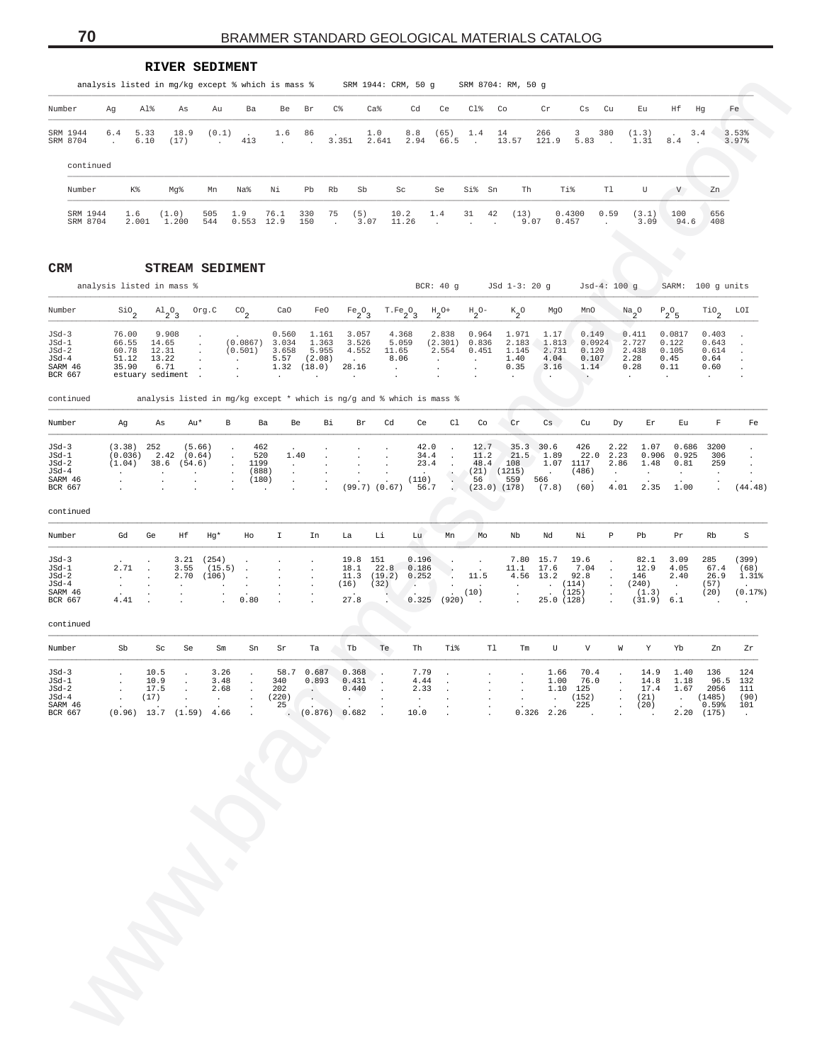## RIVER SEDIMENT

analysis listed in mg/kg except % which is mass % SRM 1944: CRM, 50 g SRM 8704: RM, 50 g

| Number | Ag | Al% | As | Au | Ba | Be | Br | C% | Ca% | Cd | Ce | Cl% | Co | Cr | Cs | Cu | Eu | Hf | Hg | Fe |
|---|---|---|---|---|---|---|---|---|---|---|---|---|---|---|---|---|---|---|---|---|
| SRM 1944 | 6.4 | 5.33 | 18.9 | (0.1) | . | 1.6 | 86 | . | 1.0 | 8.8 | (65) | 1.4 | 14 | 266 | 3 | 380 | (1.3) | . | 3.4 | 3.53% |
| SRM 8704 | . | 6.10 | (17) | . | 413 | . | . | 3.351 | 2.641 | 2.94 | 66.5 | . | 13.57 | 121.9 | 5.83 | . | 1.31 | 8.4 | . | 3.97% |

continued

| Number | K% | Mg% | Mn | Na% | Ni | Pb | Rb | Sb | Sc | Se | Si% | Sn | Th | Ti% | Tl | U | V | Zn |
|---|---|---|---|---|---|---|---|---|---|---|---|---|---|---|---|---|---|---|
| SRM 1944 | 1.6 | (1.0) | 505 | 1.9 | 76.1 | 330 | 75 | (5) | 10.2 | 1.4 | 31 | 42 | (13) | 0.4300 | 0.59 | (3.1) | 100 | 656 |
| SRM 8704 | 2.001 | 1.200 | 544 | 0.553 | 12.9 | 150 | . | 3.07 | 11.26 | . | . | . | 9.07 | 0.457 | . | 3.09 | 94.6 | 408 |

## CRM STREAM SEDIMENT

analysis listed in mass % BCR: 40 g JSd 1-3: 20 g Jsd-4: 100 g SARM: 100 g units

| Number | $SiO_2$ | $Al_2O_3$ | Org.C | $CO_2$ | CaO | FeO | $Fe_2O_3$ | $T.Fe_2O_3$ | $H_2O+$ | $H_2O-$ | $K_2O$ | MgO | MnO | $Na_2O$ | $P_2O_5$ | $TiO_2$ | LOI |
|---|---|---|---|---|---|---|---|---|---|---|---|---|---|---|---|---|---|
| JSd-3 | 76.00 | 9.908 | . | . | 0.560 | 1.161 | 3.057 | 4.368 | 2.838 | 0.964 | 1.971 | 1.17 | 0.149 | 0.411 | 0.0817 | 0.403 | . |
| JSd-1 | 66.55 | 14.65 | . | (0.0867) | 3.034 | 1.363 | 3.526 | 5.059 | (2.301) | 0.836 | 2.183 | 1.813 | 0.0924 | 2.727 | 0.122 | 0.643 | . |
| JSd-2 | 60.78 | 12.31 | . | (0.501) | 3.658 | 5.955 | 4.552 | 11.65 | 2.554 | 0.451 | 1.145 | 2.731 | 0.120 | 2.438 | 0.105 | 0.614 | . |
| JSd-4 | 51.12 | 13.22 | . | . | 5.57 | (2.08) | . | 8.06 | . | . | 1.40 | 4.04 | 0.107 | 2.28 | 0.45 | 0.64 | . |
| SARM 46 | 35.90 | 6.71 | . | . | 1.32 | (18.0) | 28.16 | . | . | . | 0.35 | 3.16 | 1.14 | 0.28 | 0.11 | 0.60 | . |
| BCR 667 | estuary sediment | | . | . | . | . | . | . | . | . | . | . | . | . | . | . | . |

continued analysis listed in mg/kg except * which is ng/g and % which is mass %

| Number | Ag | As | Au* | B | Ba | Be | Bi | Br | Cd | Ce | Cl | Co | Cr | Cs | Cu | Dy | Er | Eu | F | Fe |
|---|---|---|---|---|---|---|---|---|---|---|---|---|---|---|---|---|---|---|---|---|
| JSd-3 | (3.38) | 252 | (5.66) | . | 462 | . | . | . | . | 42.0 | . | 12.7 | 35.3 | 30.6 | 426 | 2.22 | 1.07 | 0.686 | 3200 | . |
| JSd-1 | (0.036) | 2.42 | (0.64) | . | 520 | 1.40 | . | . | . | 34.4 | . | 11.2 | 21.5 | 1.89 | 22.0 | 2.23 | 0.906 | 0.925 | 306 | . |
| JSd-2 | (1.04) | 38.6 | (54.6) | . | 1199 | . | . | . | . | 23.4 | . | 48.4 | 108 | 1.07 | 1117 | 2.86 | 1.48 | 0.81 | 259 | . |
| JSd-4 | . | . | . | . | (888) | . | . | . | . | . | . | (21) | (1215) | . | (486) | . | . | . | . | . |
| SARM 46 | . | . | . | . | (180) | . | . | . | . | (110) | . | 56 | 559 | 566 | . | . | . | . | . | . |
| BCR 667 | . | . | . | . | . | . | . | (99.7) | (0.67) | 56.7 | . | (23.0) | (178) | (7.8) | (60) | 4.01 | 2.35 | 1.00 | . | (44.48) |

continued

| Number | Gd | Ge | Hf | Hg* | Ho | I | In | La | Li | Lu | Mn | Mo | Nb | Nd | Ni | P | Pb | Pr | Rb | S |
|---|---|---|---|---|---|---|---|---|---|---|---|---|---|---|---|---|---|---|---|---|
| JSd-3 | . | . | 3.21 | (254) | . | . | . | 19.8 | 151 | 0.196 | . | . | 7.80 | 15.7 | 19.6 | . | 82.1 | 3.09 | 285 | (399) |
| JSd-1 | 2.71 | . | 3.55 | (15.5) | . | . | . | 18.1 | 22.8 | 0.186 | . | . | 11.1 | 17.6 | 7.04 | . | 12.9 | 4.05 | 67.4 | (68) |
| JSd-2 | . | . | 2.70 | (106) | . | . | . | 11.3 | (19.2) | 0.252 | . | 11.5 | 4.56 | 13.2 | 92.8 | . | 146 | 2.40 | 26.9 | 1.31% |
| JSd-4 | . | . | . | . | . | . | . | (16) | (32) | . | . | . | . | . | (114) | . | (240) | . | (57) | . |
| SARM 46 | . | . | . | . | . | . | . | . | . | . | . | (10) | . | . | (125) | . | (1.3) | . | (20) | (0.17%) |
| BCR 667 | 4.41 | . | . | . | 0.80 | . | . | 27.8 | . | 0.325 | (920) | . | . | 25.0 | (128) | . | (31.9) | 6.1 | . | . |

continued

| Number | Sb | Sc | Se | Sm | Sn | Sr | Ta | Tb | Te | Th | Ti% | Tl | Tm | U | V | W | Y | Yb | Zn | Zr |
|---|---|---|---|---|---|---|---|---|---|---|---|---|---|---|---|---|---|---|---|---|
| JSd-3 | . | 10.5 | . | 3.26 | . | 58.7 | 0.687 | 0.368 | . | 7.79 | . | . | . | 1.66 | 70.4 | . | 14.9 | 1.40 | 136 | 124 |
| JSd-1 | . | 10.9 | . | 3.48 | . | 340 | 0.893 | 0.431 | . | 4.44 | . | . | . | 1.00 | 76.0 | . | 14.8 | 1.18 | 96.5 | 132 |
| JSd-2 | . | 17.5 | . | 2.68 | . | 202 | . | 0.440 | . | 2.33 | . | . | . | 1.10 | 125 | . | 17.4 | 1.67 | 2056 | 111 |
| JSd-4 | . | (17) | . | . | . | (220) | . | . | . | . | . | . | . | . | (152) | . | (21) | . | (1485) | (90) |
| SARM 46 | . | . | . | . | . | 25 | . | . | . | . | . | . | . | . | 225 | . | (20) | . | 0.59% | 101 |
| BCR 667 | (0.96) | 13.7 | (1.59) | 4.66 | . | . | (0.876) | 0.682 | . | 10.0 | . | . | 0.326 | 2.26 | . | . | . | 2.20 | (175) | . |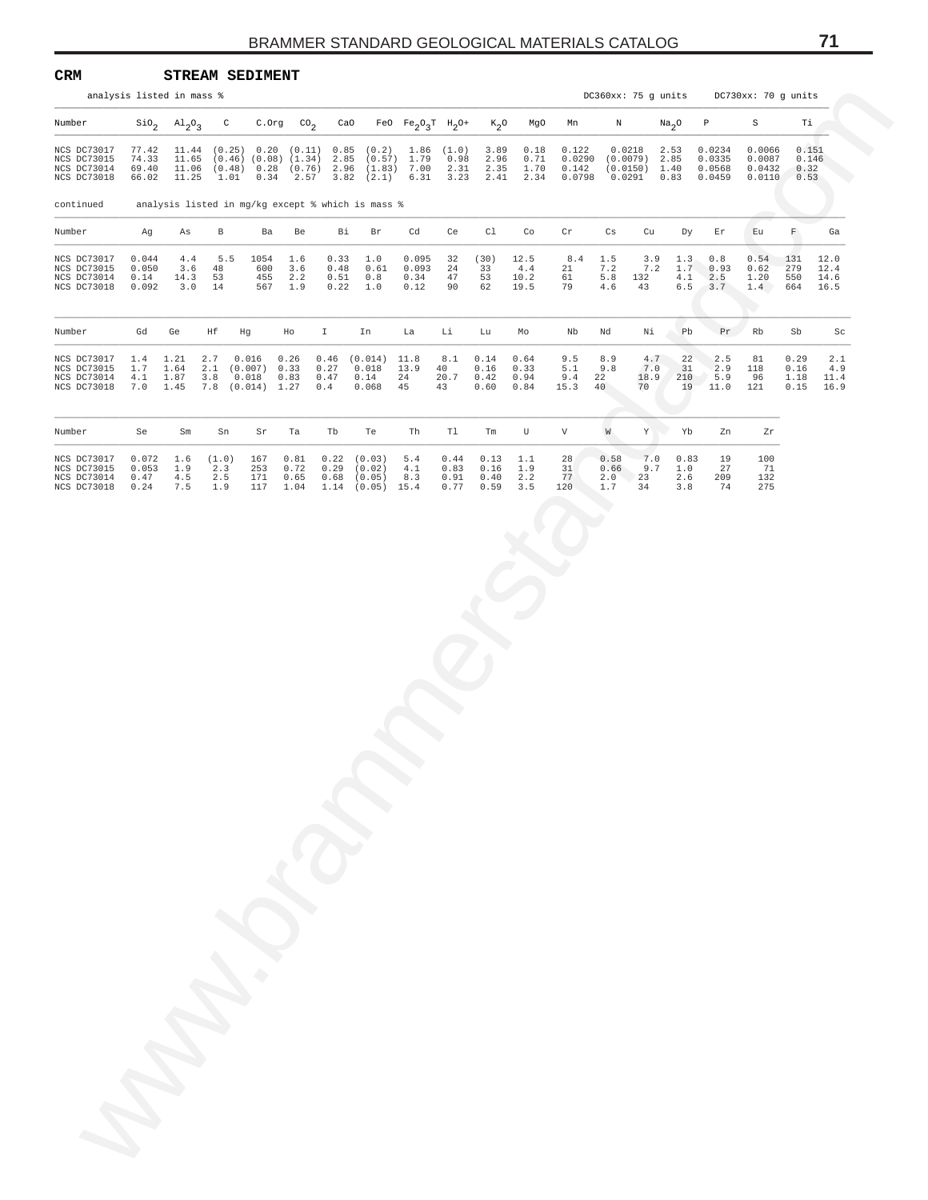**CRM STREAM SEDIMENT**

analysis listed in mass % DC360xx: 75 g units DC730xx: 70 g units

| Number | $SiO_2$ | $Al_2O_3$ | C | C.Org | $CO_2$ | CaO | FeO | $Fe_2O_3T$ | $H_2O+$ | $K_2O$ | MgO | Mn | N | $Na_2O$ | P | S | Ti |
|---|---|---|---|---|---|---|---|---|---|---|---|---|---|---|---|---|---|
| NCS DC73017 | 77.42 | 11.44 | (0.25) | 0.20 | (0.11) | 0.85 | (0.2) | 1.86 | (1.0) | 3.89 | 0.18 | 0.122 | 0.0218 | 2.53 | 0.0234 | 0.0066 | 0.151 |
| NCS DC73015 | 74.33 | 11.65 | (0.46) | (0.08) | (1.34) | 2.85 | (0.57) | 1.79 | 0.98 | 2.96 | 0.71 | 0.0290 | (0.0079) | 2.85 | 0.0335 | 0.0087 | 0.146 |
| NCS DC73014 | 69.40 | 11.06 | (0.48) | 0.28 | (0.76) | 2.96 | (1.83) | 7.00 | 2.31 | 2.35 | 1.70 | 0.142 | (0.0150) | 1.40 | 0.0568 | 0.0432 | 0.32 |
| NCS DC73018 | 66.02 | 11.25 | 1.01 | 0.34 | 2.57 | 3.82 | (2.1) | 6.31 | 3.23 | 2.41 | 2.34 | 0.0798 | 0.0291 | 0.83 | 0.0459 | 0.0110 | 0.53 |

continued analysis listed in mg/kg except % which is mass %

| Number | Ag | As | B | Ba | Be | Bi | Br | Cd | Ce | Cl | Co | Cr | Cs | Cu | Dy | Er | Eu | F | Ga |
|---|---|---|---|---|---|---|---|---|---|---|---|---|---|---|---|---|---|---|---|
| NCS DC73017 | 0.044 | 4.4 | 5.5 | 1054 | 1.6 | 0.33 | 1.0 | 0.095 | 32 | (30) | 12.5 | 8.4 | 1.5 | 3.9 | 1.3 | 0.8 | 0.54 | 131 | 12.0 |
| NCS DC73015 | 0.050 | 3.6 | 48 | 600 | 3.6 | 0.48 | 0.61 | 0.093 | 24 | 33 | 4.4 | 21 | 7.2 | 7.2 | 1.7 | 0.93 | 0.62 | 279 | 12.4 |
| NCS DC73014 | 0.14 | 14.3 | 53 | 455 | 2.2 | 0.51 | 0.8 | 0.34 | 47 | 53 | 10.2 | 61 | 5.8 | 132 | 4.1 | 2.5 | 1.20 | 550 | 14.6 |
| NCS DC73018 | 0.092 | 3.0 | 14 | 567 | 1.9 | 0.22 | 1.0 | 0.12 | 90 | 62 | 19.5 | 79 | 4.6 | 43 | 6.5 | 3.7 | 1.4 | 664 | 16.5 |

| Number | Gd | Ge | Hf | Hg | Ho | I | In | La | Li | Lu | Mo | Nb | Nd | Ni | Pb | Pr | Rb | Sb | Sc |
|---|---|---|---|---|---|---|---|---|---|---|---|---|---|---|---|---|---|---|---|
| NCS DC73017 | 1.4 | 1.21 | 2.7 | 0.016 | 0.26 | 0.46 | (0.014) | 11.8 | 8.1 | 0.14 | 0.64 | 9.5 | 8.9 | 4.7 | 22 | 2.5 | 81 | 0.29 | 2.1 |
| NCS DC73015 | 1.7 | 1.64 | 2.1 | (0.007) | 0.33 | 0.27 | 0.018 | 13.9 | 40 | 0.16 | 0.33 | 5.1 | 9.8 | 7.0 | 31 | 2.9 | 118 | 0.16 | 4.9 |
| NCS DC73014 | 4.1 | 1.87 | 3.8 | 0.018 | 0.83 | 0.47 | 0.14 | 24 | 20.7 | 0.42 | 0.94 | 9.4 | 22 | 18.9 | 210 | 5.9 | 96 | 1.18 | 11.4 |
| NCS DC73018 | 7.0 | 1.45 | 7.8 | (0.014) | 1.27 | 0.4 | 0.068 | 45 | 43 | 0.60 | 0.84 | 15.3 | 40 | 70 | 19 | 11.0 | 121 | 0.15 | 16.9 |

| Number | Se | Sm | Sn | Sr | Ta | Tb | Te | Th | Tl | Tm | U | V | W | Y | Yb | Zn | Zr |
|---|---|---|---|---|---|---|---|---|---|---|---|---|---|---|---|---|---|
| NCS DC73017 | 0.072 | 1.6 | (1.0) | 167 | 0.81 | 0.22 | (0.03) | 5.4 | 0.44 | 0.13 | 1.1 | 28 | 0.58 | 7.0 | 0.83 | 19 | 100 |
| NCS DC73015 | 0.053 | 1.9 | 2.3 | 253 | 0.72 | 0.29 | (0.02) | 4.1 | 0.83 | 0.16 | 1.9 | 31 | 0.66 | 9.7 | 1.0 | 27 | 71 |
| NCS DC73014 | 0.47 | 4.5 | 2.5 | 171 | 0.65 | 0.68 | (0.05) | 8.3 | 0.91 | 0.40 | 2.2 | 77 | 2.0 | 23 | 2.6 | 209 | 132 |
| NCS DC73018 | 0.24 | 7.5 | 1.9 | 117 | 1.04 | 1.14 | (0.05) | 15.4 | 0.77 | 0.59 | 3.5 | 120 | 1.7 | 34 | 3.8 | 74 | 275 |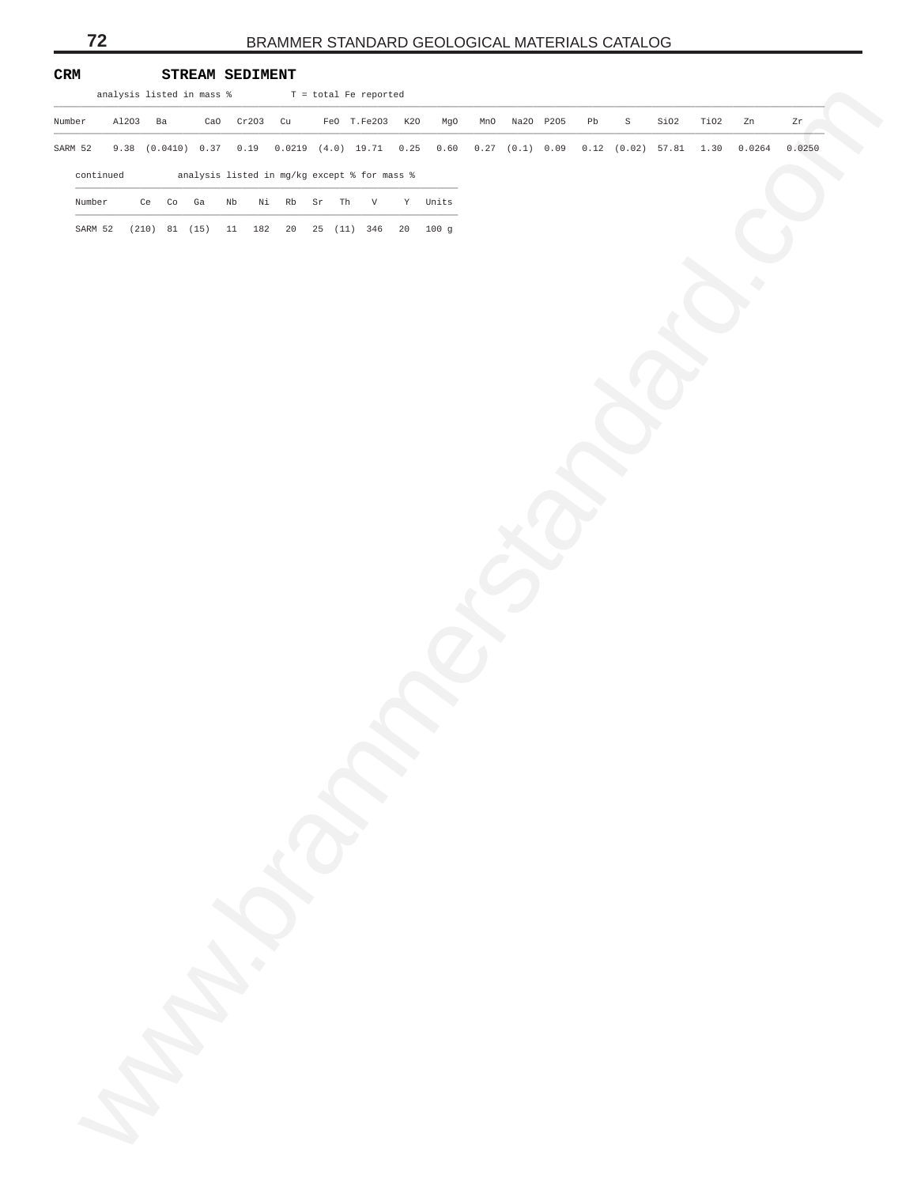**CRM** **STREAM SEDIMENT**

analysis listed in mass % T = total Fe reported

| Number | Al2O3 | Ba | CaO | Cr2O3 | Cu | FeO | T.Fe2O3 | K2O | MgO | MnO | Na2O | P2O5 | Pb | S | SiO2 | TiO2 | Zn | Zr |
|---|---|---|---|---|---|---|---|---|---|---|---|---|---|---|---|---|---|---|
| SARM 52 | 9.38 | (0.0410) | 0.37 | 0.19 | 0.0219 | (4.0) | 19.71 | 0.25 | 0.60 | 0.27 | (0.1) | 0.09 | 0.12 | (0.02) | 57.81 | 1.30 | 0.0264 | 0.0250 |

continued analysis listed in mg/kg except % for mass %

| Number | Ce | Co | Ga | Nb | Ni | Rb | Sr | Th | V | Y | Units |
|---|---|---|---|---|---|---|---|---|---|---|---|
| SARM 52 | (210) | 81 | (15) | 11 | 182 | 20 | 25 | (11) | 346 | 20 | 100 g |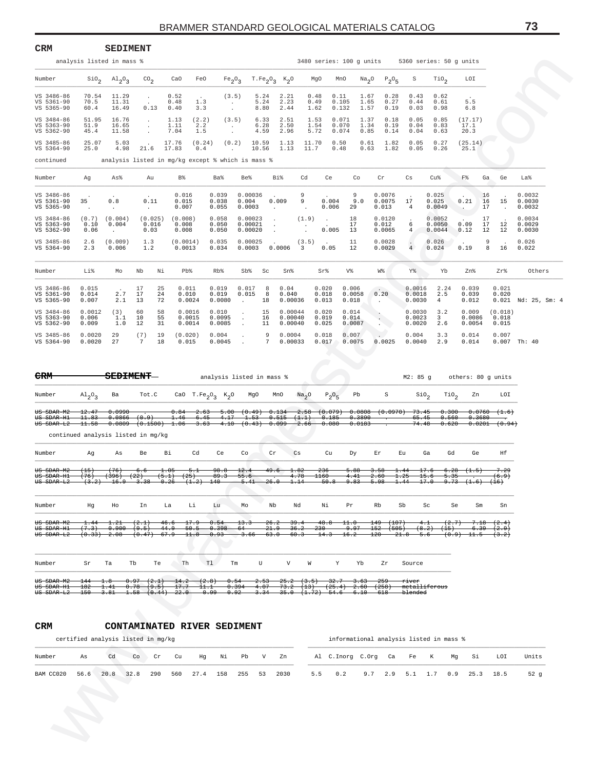## CRM SEDIMENT

analysis listed in mass % — 3480 series: 100 g units — 5360 series: 50 g units

| Number | $SiO_2$ | $Al_2O_3$ | $CO_2$ | CaO | FeO | $Fe_2O_3$ | $T.Fe_2O_3$ | $K_2O$ | MgO | MnO | $Na_2O$ | $P_2O_5$ | S | $TiO_2$ | LOI |
|---|---|---|---|---|---|---|---|---|---|---|---|---|---|---|---|
| VS 3486-86 | 70.54 | 11.29 | . | 0.52 | . | (3.5) | 5.24 | 2.21 | 0.48 | 0.11 | 1.67 | 0.28 | 0.43 | 0.62 | . |
| VS 5361-90 | 70.5 | 11.31 | . | 0.48 | 1.3 | . | 5.24 | 2.23 | 0.49 | 0.105 | 1.65 | 0.27 | 0.44 | 0.61 | 5.5 |
| VS 5365-90 | 60.4 | 16.49 | 0.13 | 0.40 | 3.3 | . | 8.80 | 2.44 | 1.62 | 0.132 | 1.57 | 0.19 | 0.03 | 0.98 | 6.8 |
| VS 3484-86 | 51.95 | 16.76 | . | 1.13 | (2.2) | (3.5) | 6.33 | 2.51 | 1.53 | 0.071 | 1.37 | 0.18 | 0.05 | 0.85 | (17.17) |
| VS 5363-90 | 51.9 | 16.65 | . | 1.11 | 2.2 | . | 6.28 | 2.50 | 1.54 | 0.070 | 1.34 | 0.19 | 0.04 | 0.83 | 17.1 |
| VS 5362-90 | 45.4 | 11.58 | . | 7.04 | 1.5 | . | 4.59 | 2.96 | 5.72 | 0.074 | 0.85 | 0.14 | 0.04 | 0.63 | 20.3 |
| VS 3485-86 | 25.07 | 5.03 | . | 17.76 | (0.24) | (0.2) | 10.59 | 1.13 | 11.70 | 0.50 | 0.61 | 1.82 | 0.05 | 0.27 | (25.14) |
| VS 5364-90 | 25.0 | 4.98 | 21.6 | 17.83 | 0.4 | . | 10.56 | 1.13 | 11.7 | 0.48 | 0.63 | 1.82 | 0.05 | 0.26 | 25.1 |

continued — analysis listed in mg/kg except % which is mass %

| Number | Ag | As% | Au | B% | Ba% | Be% | Bi% | Cd | Ce | Co | Cr | Cs | Cu% | F% | Ga | Ge | La% |
|---|---|---|---|---|---|---|---|---|---|---|---|---|---|---|---|---|---|
| VS 3486-86 | . | . | . | 0.016 | 0.039 | 0.00036 | . | 9 | . | 9 | 0.0076 | . | 0.025 | . | 16 | . | 0.0032 |
| VS 5361-90 | 35 | 0.8 | 0.11 | 0.015 | 0.038 | 0.004 | 0.009 | 9 | 0.004 | 9.0 | 0.0075 | 17 | 0.025 | 0.21 | 16 | 15 | 0.0030 |
| VS 5365-90 | . | . | . | 0.007 | 0.055 | 0.0003 | . | . | 0.006 | 29 | 0.013 | 4 | 0.0049 | . | 17 | . | 0.0032 |
| VS 3484-86 | (0.7) | (0.004) | (0.025) | (0.008) | 0.058 | 0.00023 | . | (1.9) | . | 18 | 0.0120 | . | 0.0052 | . | 17 | . | 0.0034 |
| VS 5363-90 | 0.10 | 0.004 | 0.016 | 0.008 | 0.050 | 0.00021 | . | . | . | 17 | 0.012 | 6 | 0.0050 | 0.09 | 17 | 12 | 0.0029 |
| VS 5362-90 | 0.06 | . | 0.03 | 0.008 | 0.050 | 0.00020 | . | . | 0.005 | 13 | 0.0065 | 4 | 0.0044 | 0.12 | 12 | 12 | 0.0030 |
| VS 3485-86 | 2.6 | (0.009) | 1.3 | (0.0014) | 0.035 | 0.00025 | . | (3.5) | . | 11 | 0.0028 | . | 0.026 | . | 9 | . | 0.026 |
| VS 5364-90 | 2.3 | 0.006 | 1.2 | 0.0013 | 0.034 | 0.0003 | 0.0006 | 3 | 0.05 | 12 | 0.0029 | 4 | 0.024 | 0.19 | 8 | 16 | 0.022 |

| Number | Li% | Mo | Nb | Ni | Pb% | Rb% | Sb% | Sc | Sn% | Sr% | V% | W% | Y% | Yb | Zn% | Zr% | Others |
|---|---|---|---|---|---|---|---|---|---|---|---|---|---|---|---|---|---|
| VS 3486-86 | 0.015 | . | 17 | 25 | 0.011 | 0.019 | 0.017 | 8 | 0.04 | 0.020 | 0.006 | . | 0.0016 | 2.24 | 0.039 | 0.021 | |
| VS 5361-90 | 0.014 | 2.7 | 17 | 24 | 0.010 | 0.019 | 0.015 | 8 | 0.040 | 0.018 | 0.0058 | 0.20 | 0.0018 | 2.5 | 0.039 | 0.020 | |
| VS 5365-90 | 0.007 | 2.1 | 13 | 72 | 0.0024 | 0.0080 | . | 18 | 0.00036 | 0.013 | 0.018 | . | 0.0030 | 4 | 0.012 | 0.021 | Nd: 25, Sm: 4 |
| VS 3484-86 | 0.0012 | (3) | 60 | 58 | 0.0016 | 0.010 | . | 15 | 0.00044 | 0.020 | 0.014 | . | 0.0030 | 3.2 | 0.009 | (0.018) | |
| VS 5363-90 | 0.006 | 1.1 | 10 | 55 | 0.0015 | 0.0095 | . | 16 | 0.00040 | 0.019 | 0.014 | . | 0.0023 | 3 | 0.0086 | 0.018 | |
| VS 5362-90 | 0.009 | 1.0 | 12 | 31 | 0.0014 | 0.0085 | . | 11 | 0.00040 | 0.025 | 0.0087 | . | 0.0020 | 2.6 | 0.0054 | 0.015 | |
| VS 3485-86 | 0.0020 | 29 | (7) | 19 | (0.020) | 0.004 | . | 9 | 0.0004 | 0.018 | 0.007 | . | 0.004 | 3.3 | 0.014 | 0.007 | |
| VS 5364-90 | 0.0020 | 27 | 7 | 18 | 0.015 | 0.0045 | . | 7 | 0.00033 | 0.017 | 0.0075 | 0.0025 | 0.0040 | 2.9 | 0.014 | 0.007 | Th: 40 |

## ~~CRM SEDIMENT~~

analysis listed in mass % — M2: 85 g — others: 80 g units

| Number | $Al_2O_3$ | Ba | Tot.C | CaO | $T.Fe_2O_3$ | $K_2O$ | MgO | MnO | $Na_2O$ | $P_2O_5$ | Pb | S | $SiO_2$ | $TiO_2$ | Zn | LOI |
|---|---|---|---|---|---|---|---|---|---|---|---|---|---|---|---|---|
| ~~US SDAR-M2~~ | ~~12.47~~ | ~~0.0990~~ | ~~.~~ | ~~0.84~~ | ~~2.63~~ | ~~5.00~~ | ~~(0.49)~~ | ~~0.134~~ | ~~2.58~~ | ~~(0.079)~~ | ~~0.0808~~ | ~~(0.0970)~~ | ~~73.45~~ | ~~0.300~~ | ~~0.0760~~ | ~~(1.6)~~ |
| ~~US SDAR-H1~~ | ~~11.83~~ | ~~0.0866~~ | ~~(0.9)~~ | ~~1.46~~ | ~~6.45~~ | ~~4.17~~ | ~~1.53~~ | ~~0.515~~ | ~~(1.1)~~ | ~~0.185~~ | ~~0.3890~~ | ~~.~~ | ~~65.45~~ | ~~0.560~~ | ~~0.3680~~ | ~~.~~ |
| ~~US SDAR-L2~~ | ~~11.58~~ | ~~0.0809~~ | ~~(0.1500)~~ | ~~1.06~~ | ~~3.63~~ | ~~4.10~~ | ~~(0.43)~~ | ~~0.099~~ | ~~2.66~~ | ~~0.080~~ | ~~0.0183~~ | ~~.~~ | ~~74.48~~ | ~~0.620~~ | ~~0.0201~~ | ~~(0.94)~~ |

continued analysis listed in mg/kg

| Number | Ag | As | Be | Bi | Cd | Ce | Co | Cr | Cs | Cu | Dy | Er | Eu | Ga | Gd | Ge | Hf |
|---|---|---|---|---|---|---|---|---|---|---|---|---|---|---|---|---|---|
| ~~US SDAR-M2~~ | ~~(15)~~ | ~~(76)~~ | ~~6.6~~ | ~~1.05~~ | ~~5.1~~ | ~~98.8~~ | ~~12.4~~ | ~~49.6~~ | ~~1.82~~ | ~~236~~ | ~~5.88~~ | ~~3.58~~ | ~~1.44~~ | ~~17.6~~ | ~~6.28~~ | ~~(1.5)~~ | ~~7.29~~ |
| ~~US SDAR-H1~~ | ~~(76)~~ | ~~(396)~~ | ~~(22)~~ | ~~(5.1)~~ | ~~(25)~~ | ~~89.3~~ | ~~55.6~~ | ~~.~~ | ~~4.78~~ | ~~1160~~ | ~~4.41~~ | ~~2.60~~ | ~~1.25~~ | ~~15.6~~ | ~~5.35~~ | ~~.~~ | ~~(6.9)~~ |
| ~~US SDAR-L2~~ | ~~(3.2)~~ | ~~16.9~~ | ~~3.38~~ | ~~0.26~~ | ~~(1.2)~~ | ~~140~~ | ~~5.41~~ | ~~26.0~~ | ~~1.14~~ | ~~50.8~~ | ~~9.83~~ | ~~5.98~~ | ~~1.44~~ | ~~17.0~~ | ~~9.73~~ | ~~(1.6)~~ | ~~(16)~~ |

| Number | Hg | Ho | In | La | Li | Lu | Mo | Nb | Nd | Ni | Pr | Rb | Sb | Sc | Se | Sm | Sn |
|---|---|---|---|---|---|---|---|---|---|---|---|---|---|---|---|---|---|
| ~~US SDAR-M2~~ | ~~1.44~~ | ~~1.21~~ | ~~(2.1)~~ | ~~46.6~~ | ~~17.9~~ | ~~0.54~~ | ~~13.3~~ | ~~26.2~~ | ~~39.4~~ | ~~48.8~~ | ~~11.0~~ | ~~149~~ | ~~(107)~~ | ~~4.1~~ | ~~(2.7)~~ | ~~7.18~~ | ~~(2.4)~~ |
| ~~US SDAR-H1~~ | ~~(7.3)~~ | ~~0.900~~ | ~~(9.5)~~ | ~~44.9~~ | ~~50.5~~ | ~~0.398~~ | ~~64~~ | ~~21.9~~ | ~~36.2~~ | ~~230~~ | ~~9.97~~ | ~~152~~ | ~~(505)~~ | ~~(8.2)~~ | ~~(15)~~ | ~~6.39~~ | ~~(2.9)~~ |
| ~~US SDAR-L2~~ | ~~(0.33)~~ | ~~2.08~~ | ~~(0.47)~~ | ~~67.9~~ | ~~11.8~~ | ~~0.93~~ | ~~3.66~~ | ~~63.0~~ | ~~60.3~~ | ~~14.3~~ | ~~16.2~~ | ~~120~~ | ~~21.8~~ | ~~5.6~~ | ~~(0.9)~~ | ~~11.5~~ | ~~(3.2)~~ |

| Number | Sr | Ta | Tb | Te | Th | Tl | Tm | U | V | W | Y | Yb | Zr | Source |
|---|---|---|---|---|---|---|---|---|---|---|---|---|---|---|
| ~~US SDAR-M2~~ | ~~144~~ | ~~1.8~~ | ~~0.97~~ | ~~(2.1)~~ | ~~14.2~~ | ~~(2.8)~~ | ~~0.54~~ | ~~2.53~~ | ~~25.2~~ | ~~(3.5)~~ | ~~32.7~~ | ~~3.63~~ | ~~259~~ | ~~river~~ |
| ~~US SDAR-H1~~ | ~~182~~ | ~~1.41~~ | ~~0.78~~ | ~~(9.5)~~ | ~~17.7~~ | ~~11.1~~ | ~~0.394~~ | ~~4.07~~ | ~~73.2~~ | ~~(13)~~ | ~~(25.4)~~ | ~~2.60~~ | ~~(258)~~ | ~~metalliferous~~ |
| ~~US SDAR-L2~~ | ~~150~~ | ~~3.81~~ | ~~1.58~~ | ~~(0.44)~~ | ~~22.0~~ | ~~0.99~~ | ~~0.92~~ | ~~3.34~~ | ~~35.0~~ | ~~(1.72)~~ | ~~54.6~~ | ~~6.10~~ | ~~618~~ | ~~blended~~ |

## CRM CONTAMINATED RIVER SEDIMENT

certified analysis listed in mg/kg — informational analysis listed in mass %

| Number | As | Cd | Co | Cr | Cu | Hg | Ni | Pb | V | Zn | Al | C.Inorg | C.Org | Ca | Fe | K | Mg | Si | LOI | Units |
|---|---|---|---|---|---|---|---|---|---|---|---|---|---|---|---|---|---|---|---|---|
| BAM CC020 | 56.6 | 20.8 | 32.8 | 290 | 560 | 27.4 | 158 | 255 | 53 | 2030 | 5.5 | 0.2 | 9.7 | 2.9 | 5.1 | 1.7 | 0.9 | 25.3 | 18.5 | 52 g |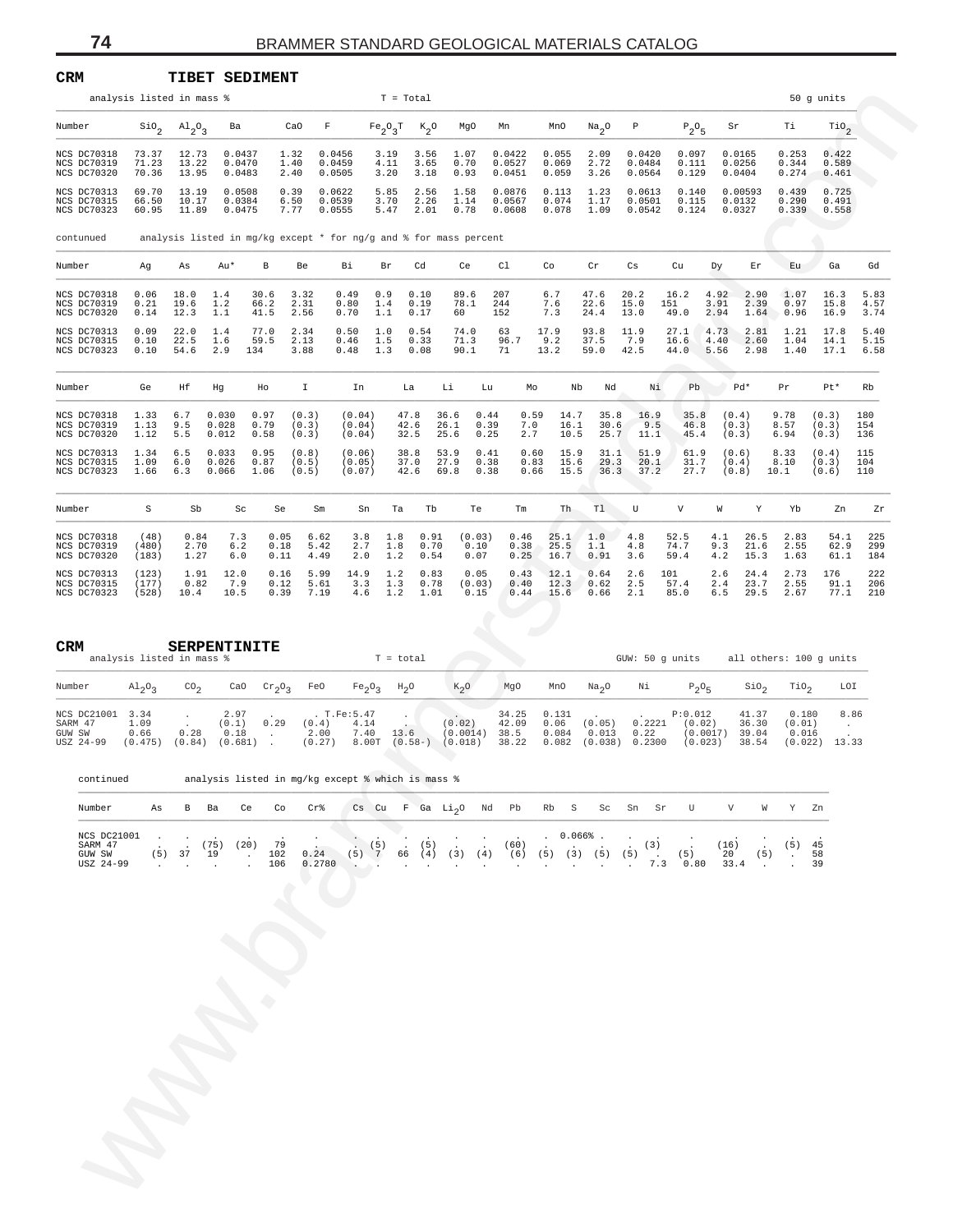## CRM TIBET SEDIMENT

analysis listed in mass % T = Total 50 g units

| Number | $SiO_2$ | $Al_2O_3$ | Ba | CaO | F | $Fe_2O_3T$ | $K_2O$ | MgO | Mn | MnO | $Na_2O$ | P | $P_2O_5$ | Sr | Ti | $TiO_2$ |
|---|---|---|---|---|---|---|---|---|---|---|---|---|---|---|---|---|
| NCS DC70318 | 73.37 | 12.73 | 0.0437 | 1.32 | 0.0456 | 3.19 | 3.56 | 1.07 | 0.0422 | 0.055 | 2.09 | 0.0420 | 0.097 | 0.0165 | 0.253 | 0.422 |
| NCS DC70319 | 71.23 | 13.22 | 0.0470 | 1.40 | 0.0459 | 4.11 | 3.65 | 0.70 | 0.0527 | 0.069 | 2.72 | 0.0484 | 0.111 | 0.0256 | 0.344 | 0.589 |
| NCS DC70320 | 70.36 | 13.95 | 0.0483 | 2.40 | 0.0505 | 3.20 | 3.18 | 0.93 | 0.0451 | 0.059 | 3.26 | 0.0564 | 0.129 | 0.0404 | 0.274 | 0.461 |
| NCS DC70313 | 69.70 | 13.19 | 0.0508 | 0.39 | 0.0622 | 5.85 | 2.56 | 1.58 | 0.0876 | 0.113 | 1.23 | 0.0613 | 0.140 | 0.00593 | 0.439 | 0.725 |
| NCS DC70315 | 66.50 | 10.17 | 0.0384 | 6.50 | 0.0539 | 3.70 | 2.26 | 1.14 | 0.0567 | 0.074 | 1.17 | 0.0501 | 0.115 | 0.0132 | 0.290 | 0.491 |
| NCS DC70323 | 60.95 | 11.89 | 0.0475 | 7.77 | 0.0555 | 5.47 | 2.01 | 0.78 | 0.0608 | 0.078 | 1.09 | 0.0542 | 0.124 | 0.0327 | 0.339 | 0.558 |

contunued analysis listed in mg/kg except * for ng/g and % for mass percent

| Number | Ag | As | Au* | B | Be | Bi | Br | Cd | Ce | Cl | Co | Cr | Cs | Cu | Dy | Er | Eu | Ga | Gd |
|---|---|---|---|---|---|---|---|---|---|---|---|---|---|---|---|---|---|---|---|
| NCS DC70318 | 0.06 | 18.0 | 1.4 | 30.6 | 3.32 | 0.49 | 0.9 | 0.10 | 89.6 | 207 | 6.7 | 47.6 | 20.2 | 16.2 | 4.92 | 2.90 | 1.07 | 16.3 | 5.83 |
| NCS DC70319 | 0.21 | 19.6 | 1.2 | 66.2 | 2.31 | 0.80 | 1.4 | 0.19 | 78.1 | 244 | 7.6 | 22.6 | 15.0 | 151 | 3.91 | 2.39 | 0.97 | 15.8 | 4.57 |
| NCS DC70320 | 0.14 | 12.3 | 1.1 | 41.5 | 2.56 | 0.70 | 1.1 | 0.17 | 60 | 152 | 7.3 | 24.4 | 13.0 | 49.0 | 2.94 | 1.64 | 0.96 | 16.9 | 3.74 |
| NCS DC70313 | 0.09 | 22.0 | 1.4 | 77.0 | 2.34 | 0.50 | 1.0 | 0.54 | 74.0 | 63 | 17.9 | 93.8 | 11.9 | 27.1 | 4.73 | 2.81 | 1.21 | 17.8 | 5.40 |
| NCS DC70315 | 0.10 | 22.5 | 1.6 | 59.5 | 2.13 | 0.46 | 1.5 | 0.33 | 71.3 | 96.7 | 9.2 | 37.5 | 7.9 | 16.6 | 4.40 | 2.60 | 1.04 | 14.1 | 5.15 |
| NCS DC70323 | 0.10 | 54.6 | 2.9 | 134 | 3.88 | 0.48 | 1.3 | 0.08 | 90.1 | 71 | 13.2 | 59.0 | 42.5 | 44.0 | 5.56 | 2.98 | 1.40 | 17.1 | 6.58 |

| Number | Ge | Hf | Hg | Ho | I | In | La | Li | Lu | Mo | Nb | Nd | Ni | Pb | Pd* | Pr | Pt* | Rb |
|---|---|---|---|---|---|---|---|---|---|---|---|---|---|---|---|---|---|---|
| NCS DC70318 | 1.33 | 6.7 | 0.030 | 0.97 | (0.3) | (0.04) | 47.8 | 36.6 | 0.44 | 0.59 | 14.7 | 35.8 | 16.9 | 35.8 | (0.4) | 9.78 | (0.3) | 180 |
| NCS DC70319 | 1.13 | 9.5 | 0.028 | 0.79 | (0.3) | (0.04) | 42.6 | 26.1 | 0.39 | 7.0 | 16.1 | 30.6 | 9.5 | 46.8 | (0.3) | 8.57 | (0.3) | 154 |
| NCS DC70320 | 1.12 | 5.5 | 0.012 | 0.58 | (0.3) | (0.04) | 32.5 | 25.6 | 0.25 | 2.7 | 10.5 | 25.7 | 11.1 | 45.4 | (0.3) | 6.94 | (0.3) | 136 |
| NCS DC70313 | 1.34 | 6.5 | 0.033 | 0.95 | (0.8) | (0.06) | 38.8 | 53.9 | 0.41 | 0.60 | 15.9 | 31.1 | 51.9 | 61.9 | (0.6) | 8.33 | (0.4) | 115 |
| NCS DC70315 | 1.09 | 6.0 | 0.026 | 0.87 | (0.5) | (0.05) | 37.0 | 27.9 | 0.38 | 0.83 | 15.6 | 29.3 | 20.1 | 31.7 | (0.4) | 8.10 | (0.3) | 104 |
| NCS DC70323 | 1.66 | 6.3 | 0.066 | 1.06 | (0.5) | (0.07) | 42.6 | 69.8 | 0.38 | 0.66 | 15.5 | 36.3 | 37.2 | 27.7 | (0.8) | 10.1 | (0.6) | 110 |

| Number | S | Sb | Sc | Se | Sm | Sn | Ta | Tb | Te | Tm | Th | Tl | U | V | W | Y | Yb | Zn | Zr |
|---|---|---|---|---|---|---|---|---|---|---|---|---|---|---|---|---|---|---|---|
| NCS DC70318 | (48) | 0.84 | 7.3 | 0.05 | 6.62 | 3.8 | 1.8 | 0.91 | (0.03) | 0.46 | 25.1 | 1.0 | 4.8 | 52.5 | 4.1 | 26.5 | 2.83 | 54.1 | 225 |
| NCS DC70319 | (480) | 2.70 | 6.2 | 0.18 | 5.42 | 2.7 | 1.8 | 0.70 | 0.10 | 0.38 | 25.5 | 1.1 | 4.8 | 74.7 | 9.3 | 21.6 | 2.55 | 62.9 | 299 |
| NCS DC70320 | (183) | 1.27 | 6.0 | 0.11 | 4.49 | 2.0 | 1.2 | 0.54 | 0.07 | 0.25 | 16.7 | 0.91 | 3.6 | 59.4 | 4.2 | 15.3 | 1.63 | 61.1 | 184 |
| NCS DC70313 | (123) | 1.91 | 12.0 | 0.16 | 5.99 | 14.9 | 1.2 | 0.83 | 0.05 | 0.43 | 12.1 | 0.64 | 2.6 | 101 | 2.6 | 24.4 | 2.73 | 176 | 222 |
| NCS DC70315 | (177) | 0.82 | 7.9 | 0.12 | 5.61 | 3.3 | 1.3 | 0.78 | (0.03) | 0.40 | 12.3 | 0.62 | 2.5 | 57.4 | 2.4 | 23.7 | 2.55 | 91.1 | 206 |
| NCS DC70323 | (528) | 10.4 | 10.5 | 0.39 | 7.19 | 4.6 | 1.2 | 1.01 | 0.15 | 0.44 | 15.6 | 0.66 | 2.1 | 85.0 | 6.5 | 29.5 | 2.67 | 77.1 | 210 |

## CRM SERPENTINITE

analysis listed in mass % T = total GUW: 50 g units all others: 100 g units

| Number | $Al_2O_3$ | $CO_2$ | CaO | $Cr_2O_3$ | FeO | $Fe_2O_3$ | $H_2O$ | $K_2O$ | MgO | MnO | $Na_2O$ | Ni | $P_2O_5$ | $SiO_2$ | $TiO_2$ | LOI |
|---|---|---|---|---|---|---|---|---|---|---|---|---|---|---|---|---|
| NCS DC21001 | 3.34 | . | 2.97 | . | . | T.Fe:5.47 | . | . | 34.25 | 0.131 | . | . | P:0.012 | 41.37 | 0.180 | 8.86 |
| SARM 47 | 1.09 | . | (0.1) | 0.29 | (0.4) | 4.14 | . | (0.02) | 42.09 | 0.06 | (0.05) | 0.2221 | (0.02) | 36.30 | (0.01) | . |
| GUW SW | 0.66 | 0.28 | 0.18 | . | 2.00 | 7.40 | 13.6 | (0.0014) | 38.5 | 0.084 | 0.013 | 0.22 | (0.0017) | 39.04 | 0.016 | . |
| USZ 24-99 | (0.475) | (0.84) | (0.681) | . | (0.27) | 8.00T | (0.58-) | (0.018) | 38.22 | 0.082 | (0.038) | 0.2300 | (0.023) | 38.54 | (0.022) | 13.33 |

continued analysis listed in mg/kg except % which is mass %

| Number | As | B | Ba | Ce | Co | Cr% | Cs | Cu | F | Ga | $Li_2O$ | Nd | Pb | Rb | S | Sc | Sn | Sr | U | V | W | Y | Zn |
|---|---|---|---|---|---|---|---|---|---|---|---|---|---|---|---|---|---|---|---|---|---|---|---|
| NCS DC21001 | . | . | . | . | . | . | . | . | . | . | . | . | . | . | 0.066% | . | . | . | . | . | . | . | . |
| SARM 47 | . | . | (75) | (20) | 79 | . | . | (5) | . | (5) | . | . | (60) | . | . | . | . | (3) | . | (16) | . | (5) | 45 |
| GUW SW | (5) | 37 | 19 | . | 102 | 0.24 | (5) | 7 | 66 | (4) | (3) | (4) | (6) | (5) | (3) | (5) | (5) | . | (5) | 20 | (5) | . | 58 |
| USZ 24-99 | . | . | . | . | 106 | 0.2780 | . | . | . | . | . | . | . | . | . | . | . | 7.3 | 0.80 | 33.4 | . | . | 39 |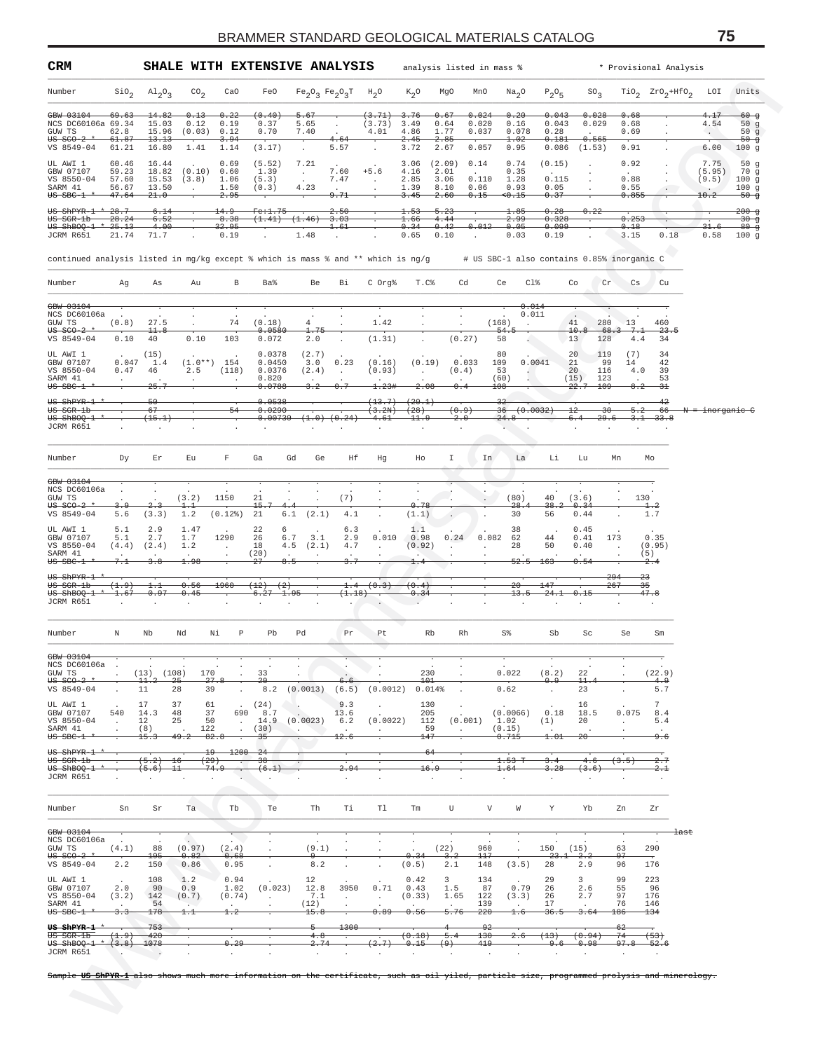**CRM** **SHALE WITH EXTENSIVE ANALYSIS** analysis listed in mass % * Provisional Analysis

| Number | $SiO_2$ | $Al_2O_3$ | $CO_2$ | CaO | FeO | $Fe_2O_3$ | $Fe_2O_3T$ | $H_2O$ | $K_2O$ | MgO | MnO | $Na_2O$ | $P_2O_5$ | $SO_3$ | $TiO_2$ | $ZrO_2+HfO_2$ | LOI | Units |
|---|---|---|---|---|---|---|---|---|---|---|---|---|---|---|---|---|---|---|
| ~~GBW 03104~~ | ~~69.63~~ | ~~14.82~~ | ~~0.13~~ | ~~0.22~~ | ~~(0.40)~~ | ~~5.67~~ | ~~.~~ | ~~(3.71)~~ | ~~3.76~~ | ~~0.67~~ | ~~0.024~~ | ~~0.20~~ | ~~0.043~~ | ~~0.028~~ | ~~0.68~~ | ~~.~~ | ~~4.17~~ | ~~60 g~~ |
| NCS DC60106a | 69.34 | 15.03 | 0.12 | 0.19 | 0.37 | 5.65 | . | (3.73) | 3.49 | 0.64 | 0.020 | 0.16 | 0.043 | 0.029 | 0.68 | . | 4.54 | 50 g |
| GUW TS | 62.8 | 15.96 | (0.03) | 0.12 | 0.70 | 7.40 | . | 4.01 | 4.86 | 1.77 | 0.037 | 0.078 | 0.28 | . | 0.69 | . | . | 50 g |
| ~~US SCO-2 *~~ | ~~61.87~~ | ~~13.13~~ | ~~.~~ | ~~3.94~~ | ~~.~~ | ~~.~~ | ~~4.64~~ | ~~.~~ | ~~2.45~~ | ~~2.85~~ | ~~.~~ | ~~1.02~~ | ~~0.181~~ | ~~0.565~~ | ~~.~~ | ~~.~~ | ~~.~~ | ~~50 g~~ |
| VS 8549-04 | 61.21 | 16.80 | 1.41 | 1.14 | (3.17) | . | 5.57 | . | 3.72 | 2.67 | 0.057 | 0.95 | 0.086 | (1.53) | 0.91 | . | 6.00 | 100 g |
| UL AWI 1 | 60.46 | 16.44 | . | 0.69 | (5.52) | 7.21 | . | . | 3.06 | (2.09) | 0.14 | 0.74 | (0.15) | . | 0.92 | . | 7.75 | 50 g |
| GBW 07107 | 59.23 | 18.82 | (0.10) | 0.60 | 1.39 | . | 7.60 | +5.6 | 4.16 | 2.01 | . | 0.35 | . | . | . | . | (5.95) | 70 g |
| VS 8550-04 | 57.60 | 15.53 | (3.8) | 1.06 | (5.3) | . | 7.47 | . | 2.85 | 3.06 | 0.110 | 1.28 | 0.115 | . | 0.88 | . | (9.5) | 100 g |
| SARM 41 | 56.67 | 13.50 | . | 1.50 | (0.3) | 4.23 | . | . | 1.39 | 8.10 | 0.06 | 0.93 | 0.05 | . | 0.55 | . | . | 100 g |
| ~~US SBC-1 *~~ | ~~47.64~~ | ~~21.0~~ | ~~.~~ | ~~2.95~~ | ~~.~~ | ~~.~~ | ~~9.71~~ | ~~.~~ | ~~3.45~~ | ~~2.60~~ | ~~0.15~~ | ~~<0.15~~ | ~~0.37~~ | ~~.~~ | ~~0.855~~ | ~~.~~ | ~~10.2~~ | ~~50 g~~ |
| ~~US ShPYR-1 *~~ | ~~28.7~~ | ~~6.14~~ | ~~.~~ | ~~14.9~~ | ~~Fe:1.75~~ | ~~.~~ | ~~2.50~~ | ~~.~~ | ~~1.53~~ | ~~5.23~~ | ~~.~~ | ~~1.85~~ | ~~0.28~~ | ~~0.22~~ | ~~.~~ | ~~.~~ | ~~.~~ | ~~200 g~~ |
| ~~US SGR-1b~~ | ~~28.24~~ | ~~6.52~~ | ~~.~~ | ~~8.38~~ | ~~(1.41)~~ | ~~(1.46)~~ | ~~3.03~~ | ~~.~~ | ~~1.66~~ | ~~4.44~~ | ~~.~~ | ~~2.99~~ | ~~0.328~~ | ~~.~~ | ~~0.253~~ | ~~.~~ | ~~.~~ | ~~30 g~~ |
| ~~US ShBOQ-1 *~~ | ~~25.13~~ | ~~4.00~~ | ~~.~~ | ~~32.95~~ | ~~.~~ | ~~.~~ | ~~1.61~~ | ~~.~~ | ~~0.34~~ | ~~0.42~~ | ~~0.012~~ | ~~0.05~~ | ~~0.099~~ | ~~.~~ | ~~0.18~~ | ~~.~~ | ~~31.6~~ | ~~80 g~~ |
| JCRM R651 | 21.74 | 71.7 | . | 0.19 | . | 1.48 | . | . | 0.65 | 0.10 | . | 0.03 | 0.19 | . | 3.15 | 0.18 | 0.58 | 100 g |

continued analysis listed in mg/kg except % which is mass % and ** which is ng/g # US SBC-1 also contains 0.85% inorganic C

| Number | Ag | As | Au | B | Ba% | Be | Bi | C Org% | T.C% | Cd | Ce | Cl% | Co | Cr | Cs | Cu |
|---|---|---|---|---|---|---|---|---|---|---|---|---|---|---|---|---|
| ~~GBW 03104~~ | ~~.~~ | ~~.~~ | ~~.~~ | ~~.~~ | ~~.~~ | ~~.~~ | ~~.~~ | ~~.~~ | ~~.~~ | ~~.~~ | ~~.~~ | ~~0.014~~ | ~~.~~ | ~~.~~ | ~~.~~ | ~~.~~ |
| NCS DC60106a | . | . | . | . | . | . | . | . | . | . | . | 0.011 | . | . | . | . |
| GUW TS | (0.8) | 27.5 | . | 74 | (0.18) | 4 | . | 1.42 | . | . | (168) | . | 41 | 280 | 13 | 460 |
| ~~US SCO-2 *~~ | ~~.~~ | ~~11.8~~ | ~~.~~ | ~~.~~ | ~~0.0580~~ | ~~1.75~~ | ~~.~~ | ~~.~~ | ~~.~~ | ~~.~~ | ~~54.5~~ | ~~.~~ | ~~10.8~~ | ~~68.3~~ | ~~7.1~~ | ~~23.5~~ |
| VS 8549-04 | 0.10 | 40 | 0.10 | 103 | 0.072 | 2.0 | . | (1.31) | . | (0.27) | 58 | . | 13 | 128 | 4.4 | 34 |
| UL AWI 1 | . | (15) | . | . | 0.0378 | (2.7) | . | . | . | . | 80 | . | 20 | 119 | (7) | 34 |
| GBW 07107 | 0.047 | 1.4 | (1.0**) | 154 | 0.0450 | 3.0 | 0.23 | (0.16) | (0.19) | 0.033 | 109 | 0.0041 | 21 | 99 | 14 | 42 |
| VS 8550-04 | 0.47 | 46 | 2.5 | (118) | 0.0376 | (2.4) | . | (0.93) | . | (0.4) | 53 | . | 20 | 116 | 4.0 | 39 |
| SARM 41 | . | . | . | . | 0.820 | . | . | . | . | . | (60) | . | (15) | 123 | . | 53 |
| ~~US SBC-1 *~~ | ~~.~~ | ~~25.7~~ | ~~.~~ | ~~.~~ | ~~0.0788~~ | ~~3.2~~ | ~~0.7~~ | ~~1.23#~~ | ~~2.08~~ | ~~0.4~~ | ~~108~~ | ~~.~~ | ~~22.7~~ | ~~109~~ | ~~8.2~~ | ~~31~~ |
| ~~US ShPYR-1 *~~ | ~~.~~ | ~~50~~ | ~~.~~ | ~~.~~ | ~~0.0538~~ | ~~.~~ | ~~.~~ | ~~(13.7)~~ | ~~(20.1)~~ | ~~.~~ | ~~32~~ | ~~.~~ | ~~.~~ | ~~.~~ | ~~.~~ | ~~42~~ |
| ~~US SGR-1b~~ | ~~.~~ | ~~67~~ | ~~.~~ | ~~54~~ | ~~0.0290~~ | ~~.~~ | ~~.~~ | ~~(3.2N)~~ | ~~(28)~~ | ~~(0.9)~~ | ~~36~~ | ~~(0.0032)~~ | ~~12~~ | ~~30~~ | ~~5.2~~ | ~~66~~ ~~N = inorganic C~~ |
| ~~US ShBOQ-1 *~~ | ~~.~~ | ~~(15.1)~~ | ~~.~~ | ~~.~~ | ~~0.00730~~ | ~~(1.0)~~ | ~~(0.24)~~ | ~~4.61~~ | ~~11.9~~ | ~~2.0~~ | ~~24.8~~ | ~~.~~ | ~~6.4~~ | ~~29.6~~ | ~~3.1~~ | ~~33.8~~ |
| JCRM R651 | . | . | . | . | . | . | . | . | . | . | . | . | . | . | . | . |

| Number | Dy | Er | Eu | F | Ga | Gd | Ge | Hf | Hg | Ho | I | In | La | Li | Lu | Mn | Mo |
|---|---|---|---|---|---|---|---|---|---|---|---|---|---|---|---|---|---|
| ~~GBW 03104~~ | ~~.~~ | ~~.~~ | ~~.~~ | ~~.~~ | ~~.~~ | ~~.~~ | ~~.~~ | ~~.~~ | ~~.~~ | ~~.~~ | ~~.~~ | ~~.~~ | ~~.~~ | ~~.~~ | ~~.~~ | ~~.~~ | ~~.~~ |
| NCS DC60106a | . | . | . | . | . | . | . | . | . | . | . | . | . | . | . | . | . |
| GUW TS | . | . | (3.2) | 1150 | 21 | . | . | (7) | . | . | . | . | (80) | 40 | (3.6) | . | 130 |
| ~~US SCO-2 *~~ | ~~3.9~~ | ~~2.3~~ | ~~1.1~~ | ~~.~~ | ~~15.7~~ | ~~4.4~~ | ~~.~~ | ~~.~~ | ~~.~~ | ~~0.78~~ | ~~.~~ | ~~.~~ | ~~28.4~~ | ~~38.2~~ | ~~0.34~~ | ~~.~~ | ~~1.2~~ |
| VS 8549-04 | 5.6 | (3.3) | 1.2 | (0.12%) | 21 | 6.1 | (2.1) | 4.1 | . | (1.1) | . | . | 30 | 56 | 0.44 | . | 1.7 |
| UL AWI 1 | 5.1 | 2.9 | 1.47 | . | 22 | 6 | . | 6.3 | . | 1.1 | . | . | 38 | . | 0.45 | . | . |
| GBW 07107 | 5.1 | 2.7 | 1.7 | 1290 | 26 | 6.7 | 3.1 | 2.9 | 0.010 | 0.98 | 0.24 | 0.082 | 62 | 44 | 0.41 | 173 | 0.35 |
| VS 8550-04 | (4.4) | (2.4) | 1.2 | . | 18 | 4.5 | (2.1) | 4.7 | . | (0.92) | . | . | 28 | 50 | 0.40 | . | (0.95) |
| SARM 41 | . | . | . | . | (20) | . | . | . | . | . | . | . | . | . | . | . | (5) |
| ~~US SBC-1 *~~ | ~~7.1~~ | ~~3.8~~ | ~~1.98~~ | ~~.~~ | ~~27~~ | ~~8.5~~ | ~~.~~ | ~~3.7~~ | ~~.~~ | ~~1.4~~ | ~~.~~ | ~~.~~ | ~~52.5~~ | ~~163~~ | ~~0.54~~ | ~~.~~ | ~~2.4~~ |
| ~~US ShPYR-1 *~~ | ~~.~~ | ~~.~~ | ~~.~~ | ~~.~~ | ~~.~~ | ~~.~~ | ~~.~~ | ~~.~~ | ~~.~~ | ~~.~~ | ~~.~~ | ~~.~~ | ~~.~~ | ~~.~~ | ~~.~~ | ~~294~~ | ~~23~~ |
| ~~US SGR-1b~~ | ~~(1.9)~~ | ~~1.1~~ | ~~0.56~~ | ~~1960~~ | ~~(12)~~ | ~~(2)~~ | ~~.~~ | ~~1.4~~ | ~~(0.3)~~ | ~~(0.4)~~ | ~~.~~ | ~~.~~ | ~~20~~ | ~~147~~ | ~~.~~ | ~~267~~ | ~~35~~ |
| ~~US ShBOQ-1 *~~ | ~~1.67~~ | ~~0.97~~ | ~~0.45~~ | ~~.~~ | ~~6.27~~ | ~~1.95~~ | ~~.~~ | ~~(1.18)~~ | ~~.~~ | ~~0.34~~ | ~~.~~ | ~~.~~ | ~~13.5~~ | ~~24.1~~ | ~~0.15~~ | ~~.~~ | ~~47.8~~ |
| JCRM R651 | . | . | . | . | . | . | . | . | . | . | . | . | . | . | . | . | . |

| Number | N | Nb | Nd | Ni | P | Pb | Pd | Pr | Pt | Rb | Rh | S% | Sb | Sc | Se | Sm |
|---|---|---|---|---|---|---|---|---|---|---|---|---|---|---|---|---|
| ~~GBW 03104~~ | ~~.~~ | ~~.~~ | ~~.~~ | ~~.~~ | ~~.~~ | ~~.~~ | ~~.~~ | ~~.~~ | ~~.~~ | ~~.~~ | ~~.~~ | ~~.~~ | ~~.~~ | ~~.~~ | ~~.~~ | ~~.~~ |
| NCS DC60106a | . | . | . | . | . | . | . | . | . | . | . | . | . | . | . | . |
| GUW TS | . | (13) | (108) | 170 | . | 33 | . | . | . | 230 | . | 0.022 | (8.2) | 22 | . | (22.9) |
| ~~US SCO-2 *~~ | ~~.~~ | ~~11.2~~ | ~~25~~ | ~~27.8~~ | ~~.~~ | ~~20~~ | ~~.~~ | ~~6.6~~ | ~~.~~ | ~~101~~ | ~~.~~ | ~~.~~ | ~~0.9~~ | ~~11.4~~ | ~~.~~ | ~~4.9~~ |
| VS 8549-04 | . | 11 | 28 | 39 | . | 8.2 | (0.0013) | (6.5) | (0.0012) | 0.014% | . | 0.62 | . | 23 | . | 5.7 |
| UL AWI 1 | . | 17 | 37 | 61 | . | (24) | . | 9.3 | . | 130 | . | . | . | 16 | . | 7 |
| GBW 07107 | 540 | 14.3 | 48 | 37 | 690 | 8.7 | . | 13.6 | . | 205 | . | (0.0066) | 0.18 | 18.5 | 0.075 | 8.4 |
| VS 8550-04 | . | 12 | 25 | 50 | . | 14.9 | (0.0023) | 6.2 | (0.0022) | 112 | (0.001) | 1.02 | (1) | 20 | . | 5.4 |
| SARM 41 | . | (8) | . | 122 | . | (30) | . | . | . | 59 | . | (0.15) | . | . | . | . |
| ~~US SBC-1 *~~ | ~~.~~ | ~~15.3~~ | ~~49.2~~ | ~~82.8~~ | ~~.~~ | ~~35~~ | ~~.~~ | ~~12.6~~ | ~~.~~ | ~~147~~ | ~~.~~ | ~~0.715~~ | ~~1.01~~ | ~~20~~ | ~~.~~ | ~~9.6~~ |
| ~~US ShPYR-1 *~~ | ~~.~~ | ~~.~~ | ~~.~~ | ~~19~~ | ~~1200~~ | ~~24~~ | ~~.~~ | ~~.~~ | ~~.~~ | ~~64~~ | ~~.~~ | ~~.~~ | ~~.~~ | ~~.~~ | ~~.~~ | ~~.~~ |
| ~~US SGR-1b~~ | ~~.~~ | ~~(5.2)~~ | ~~16~~ | ~~(29)~~ | ~~.~~ | ~~38~~ | ~~.~~ | ~~.~~ | ~~.~~ | ~~.~~ | ~~.~~ | ~~1.53 T~~ | ~~3.4~~ | ~~4.6~~ | ~~(3.5)~~ | ~~2.7~~ |
| ~~US ShBOQ-1 *~~ | ~~.~~ | ~~(5.6)~~ | ~~11~~ | ~~74.9~~ | ~~.~~ | ~~(6.1)~~ | ~~.~~ | ~~2.94~~ | ~~.~~ | ~~16.9~~ | ~~.~~ | ~~1.64~~ | ~~3.28~~ | ~~(3.6)~~ | ~~.~~ | ~~2.1~~ |
| JCRM R651 | . | . | . | . | . | . | . | . | . | . | . | . | . | . | . | . |

| Number | Sn | Sr | Ta | Tb | Te | Th | Ti | Tl | Tm | U | V | W | Y | Yb | Zn | Zr |
|---|---|---|---|---|---|---|---|---|---|---|---|---|---|---|---|---|
| ~~GBW 03104~~ | ~~.~~ | ~~.~~ | ~~.~~ | ~~.~~ | ~~.~~ | ~~.~~ | ~~.~~ | ~~.~~ | ~~.~~ | ~~.~~ | ~~.~~ | ~~.~~ | ~~.~~ | ~~.~~ | ~~.~~ | ~~.~~ ~~last~~ |
| NCS DC60106a | . | . | . | . | . | . | . | . | . | . | . | . | . | . | . | . |
| GUW TS | (4.1) | 88 | (0.97) | (2.4) | . | (9.1) | . | . | . | (22) | 960 | . | 150 | (15) | 63 | 290 |
| ~~US SCO-2 *~~ | ~~.~~ | ~~195~~ | ~~0.82~~ | ~~0.68~~ | ~~.~~ | ~~9~~ | ~~.~~ | ~~.~~ | ~~0.34~~ | ~~3.2~~ | ~~117~~ | ~~.~~ | ~~23.1~~ | ~~2.2~~ | ~~97~~ | ~~.~~ |
| VS 8549-04 | 2.2 | 150 | 0.86 | 0.95 | . | 8.2 | . | . | (0.5) | 2.1 | 148 | (3.5) | 28 | 2.9 | 96 | 176 |
| UL AWI 1 | . | 108 | 1.2 | 0.94 | . | 12 | . | . | 0.42 | 3 | 134 | . | 29 | 3 | 99 | 223 |
| GBW 07107 | 2.0 | 90 | 0.9 | 1.02 | (0.023) | 12.8 | 3950 | 0.71 | 0.43 | 1.5 | 87 | 0.79 | 26 | 2.6 | 55 | 96 |
| VS 8550-04 | (3.2) | 142 | (0.7) | (0.74) | . | 7.1 | . | . | (0.33) | 1.65 | 122 | (3.3) | 26 | 2.7 | 97 | 176 |
| SARM 41 | . | 54 | . | . | . | (12) | . | . | . | . | 139 | . | 17 | . | 76 | 146 |
| ~~US SBC-1 *~~ | ~~3.3~~ | ~~178~~ | ~~1.1~~ | ~~1.2~~ | ~~.~~ | ~~15.8~~ | ~~.~~ | ~~0.89~~ | ~~0.56~~ | ~~5.76~~ | ~~220~~ | ~~1.6~~ | ~~36.5~~ | ~~3.64~~ | ~~186~~ | ~~134~~ |
| ~~US ShPYR-1 *~~ | ~~.~~ | ~~753~~ | ~~.~~ | ~~.~~ | ~~.~~ | ~~5~~ | ~~1300~~ | ~~.~~ | ~~.~~ | ~~4~~ | ~~92~~ | ~~.~~ | ~~.~~ | ~~.~~ | ~~62~~ | ~~.~~ |
| ~~US SGR-1b~~ | ~~(1.9)~~ | ~~420~~ | ~~.~~ | ~~.~~ | ~~.~~ | ~~4.8~~ | ~~.~~ | ~~.~~ | ~~(0.18)~~ | ~~5.4~~ | ~~130~~ | ~~2.6~~ | ~~(13)~~ | ~~(0.94)~~ | ~~74~~ | ~~(53)~~ |
| ~~US ShBOQ-1 *~~ | ~~(3.8)~~ | ~~1078~~ | ~~.~~ | ~~0.29~~ | ~~.~~ | ~~2.74~~ | ~~.~~ | ~~(2.7)~~ | ~~0.15~~ | ~~(9)~~ | ~~419~~ | ~~.~~ | ~~9.6~~ | ~~0.98~~ | ~~97.8~~ | ~~52.6~~ |
| JCRM R651 | . | . | . | . | . | . | . | . | . | . | . | . | . | . | . | . |

~~Sample **US ShPYR-1** also shows much more information on the certificate, such as oil yiled, particle size, programmed prolysis and minerology.~~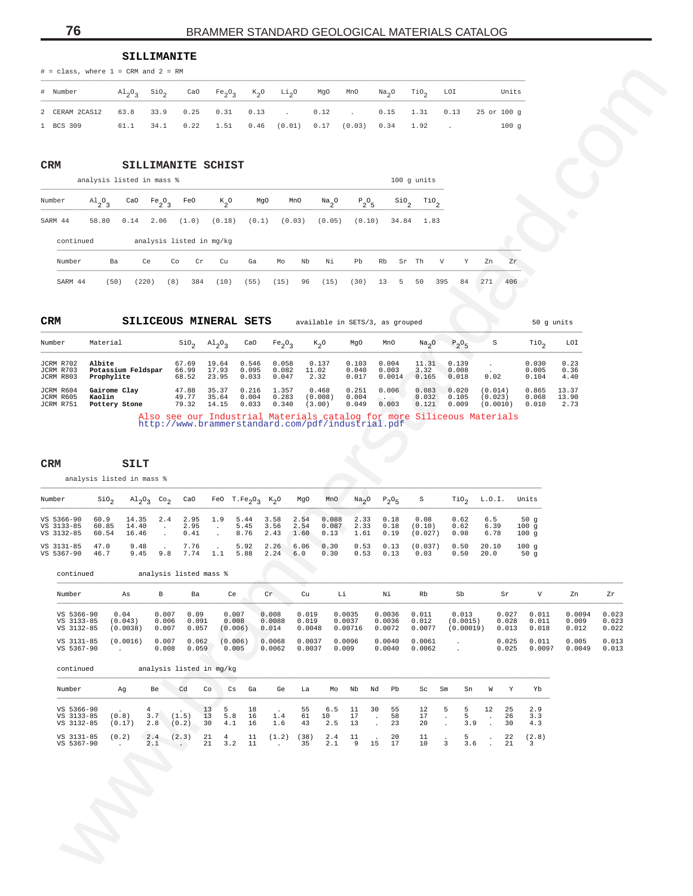## SILLIMANITE

# = class, where 1 = CRM and 2 = RM

| # | Number | $Al_2O_3$ | $SiO_2$ | CaO | $Fe_2O_3$ | $K_2O$ | $Li_2O$ | MgO | MnO | $Na_2O$ | $TiO_2$ | LOI | Units |
|---|---|---|---|---|---|---|---|---|---|---|---|---|---|
| 2 | CERAM 2CAS12 | 63.8 | 33.9 | 0.25 | 0.31 | 0.13 | . | 0.12 | . | 0.15 | 1.31 | 0.13 | 25 or 100 g |
| 1 | BCS 309 | 61.1 | 34.1 | 0.22 | 1.51 | 0.46 | (0.01) | 0.17 | (0.03) | 0.34 | 1.92 | . | 100 g |

## CRM SILLIMANITE SCHIST

analysis listed in mass % — 100 g units

| Number | $Al_2O_3$ | CaO | $Fe_2O_3$ | FeO | $K_2O$ | MgO | MnO | $Na_2O$ | $P_2O_5$ | $SiO_2$ | $TiO_2$ |
|---|---|---|---|---|---|---|---|---|---|---|---|
| SARM 44 | 58.80 | 0.14 | 2.06 | (1.0) | (0.18) | (0.1) | (0.03) | (0.05) | (0.10) | 34.84 | 1.83 |

continued — analysis listed in mg/kg

| Number | Ba | Ce | Co | Cr | Cu | Ga | Mo | Nb | Ni | Pb | Rb | Sr | Th | V | Y | Zn | Zr |
|---|---|---|---|---|---|---|---|---|---|---|---|---|---|---|---|---|---|
| SARM 44 | (50) | (220) | (8) | 384 | (10) | (55) | (15) | 96 | (15) | (30) | 13 | 5 | 50 | 395 | 84 | 271 | 406 |

## CRM SILICEOUS MINERAL SETS

available in SETS/3, as grouped — 50 g units

| Number | Material | $SiO_2$ | $Al_2O_3$ | CaO | $Fe_2O_3$ | $K_2O$ | MgO | MnO | $Na_2O$ | $P_2O_5$ | S | $TiO_2$ | LOI |
|---|---|---|---|---|---|---|---|---|---|---|---|---|---|
| JCRM R702 | **Albite** | 67.69 | 19.64 | 0.546 | 0.058 | 0.137 | 0.103 | 0.004 | 11.31 | 0.139 | . | 0.030 | 0.23 |
| JCRM R703 | **Potassium Feldspar** | 66.99 | 17.93 | 0.095 | 0.082 | 11.02 | 0.040 | 0.003 | 3.32 | 0.008 | . | 0.005 | 0.36 |
| JCRM R803 | **Prophylite** | 68.52 | 23.95 | 0.033 | 0.047 | 2.32 | 0.017 | 0.0014 | 0.165 | 0.018 | 0.02 | 0.104 | 4.40 |
| JCRM R604 | **Gairome Clay** | 47.88 | 35.37 | 0.216 | 1.357 | 0.468 | 0.251 | 0.006 | 0.083 | 0.020 | (0.014) | 0.865 | 13.37 |
| JCRM R605 | **Kaolin** | 49.77 | 35.64 | 0.004 | 0.283 | (0.008) | 0.004 | . | 0.032 | 0.105 | (0.023) | 0.068 | 13.90 |
| JCRM R751 | **Pottery Stone** | 79.32 | 14.15 | 0.033 | 0.340 | (3.00) | 0.049 | 0.003 | 0.121 | 0.009 | (0.0010) | 0.010 | 2.73 |

Also see our Industrial Materials catalog for more Siliceous Materials
http://www.brammerstandard.com/pdf/industrial.pdf

## CRM SILT

analysis listed in mass %

| Number | $SiO_2$ | $Al_2O_3$ | $CO_2$ | CaO | FeO | $T.Fe_2O_3$ | $K_2O$ | MgO | MnO | $Na_2O$ | $P_2O_5$ | S | $TiO_2$ | L.O.I. | Units |
|---|---|---|---|---|---|---|---|---|---|---|---|---|---|---|---|
| VS 5366-90 | 60.9 | 14.35 | 2.4 | 2.95 | 1.9 | 5.44 | 3.58 | 2.54 | 0.088 | 2.33 | 0.18 | 0.08 | 0.62 | 6.5 | 50 g |
| VS 3133-85 | 60.85 | 14.40 | . | 2.95 | . | 5.45 | 3.56 | 2.54 | 0.087 | 2.33 | 0.18 | (0.10) | 0.62 | 6.39 | 100 g |
| VS 3132-85 | 60.54 | 16.46 | . | 0.41 | . | 8.76 | 2.43 | 1.60 | 0.13 | 1.61 | 0.19 | (0.027) | 0.98 | 6.78 | 100 g |
| VS 3131-85 | 47.0 | 9.48 | . | 7.76 | . | 5.92 | 2.26 | 6.06 | 0.30 | 0.53 | 0.13 | (0.037) | 0.50 | 20.10 | 100 g |
| VS 5367-90 | 46.7 | 9.45 | 9.8 | 7.74 | 1.1 | 5.88 | 2.24 | 6.0 | 0.30 | 0.53 | 0.13 | 0.03 | 0.50 | 20.0 | 50 g |

continued — analysis listed mass %

| Number | As | B | Ba | Ce | Cr | Cu | Li | Ni | Rb | Sb | Sr | V | Zn | Zr |
|---|---|---|---|---|---|---|---|---|---|---|---|---|---|---|
| VS 5366-90 | 0.04 | 0.007 | 0.09 | 0.007 | 0.008 | 0.019 | 0.0035 | 0.0036 | 0.011 | 0.013 | 0.027 | 0.011 | 0.0094 | 0.023 |
| VS 3133-85 | (0.043) | 0.006 | 0.091 | 0.008 | 0.0088 | 0.019 | 0.0037 | 0.0036 | 0.012 | (0.0015) | 0.028 | 0.011 | 0.009 | 0.023 |
| VS 3132-85 | (0.0038) | 0.007 | 0.057 | (0.006) | 0.014 | 0.0048 | 0.00716 | 0.0072 | 0.0077 | (0.00019) | 0.013 | 0.018 | 0.012 | 0.022 |
| VS 3131-85 | (0.0016) | 0.007 | 0.062 | (0.006) | 0.0068 | 0.0037 | 0.0096 | 0.0040 | 0.0061 | . | 0.025 | 0.011 | 0.005 | 0.013 |
| VS 5367-90 | . | 0.008 | 0.059 | 0.005 | 0.0062 | 0.0037 | 0.009 | 0.0040 | 0.0062 | . | 0.025 | 0.0097 | 0.0049 | 0.013 |

continued — analysis listed in mg/kg

| Number | Ag | Be | Cd | Co | Cs | Ga | Ge | La | Mo | Nb | Nd | Pb | Sc | Sm | Sn | W | Y | Yb |
|---|---|---|---|---|---|---|---|---|---|---|---|---|---|---|---|---|---|---|
| VS 5366-90 | . | 4 | . | 13 | 5 | 18 | . | 55 | 6.5 | 11 | 30 | 55 | 12 | 5 | 5 | 12 | 25 | 2.9 |
| VS 3133-85 | (0.8) | 3.7 | (1.5) | 13 | 5.8 | 16 | 1.4 | 61 | 10 | 17 | . | 58 | 17 | . | 5 | . | 26 | 3.3 |
| VS 3132-85 | (0.17) | 2.8 | (0.2) | 30 | 4.1 | 16 | 1.6 | 43 | 2.5 | 13 | . | 23 | 20 | . | 3.9 | . | 30 | 4.3 |
| VS 3131-85 | (0.2) | 2.4 | (2.3) | 21 | 4 | 11 | (1.2) | (38) | 2.4 | 11 | . | 20 | 11 | . | 5 | . | 22 | (2.8) |
| VS 5367-90 | . | 2.1 | . | 21 | 3.2 | 11 | . | 35 | 2.1 | 9 | 15 | 17 | 10 | 3 | 3.6 | . | 21 | 3 |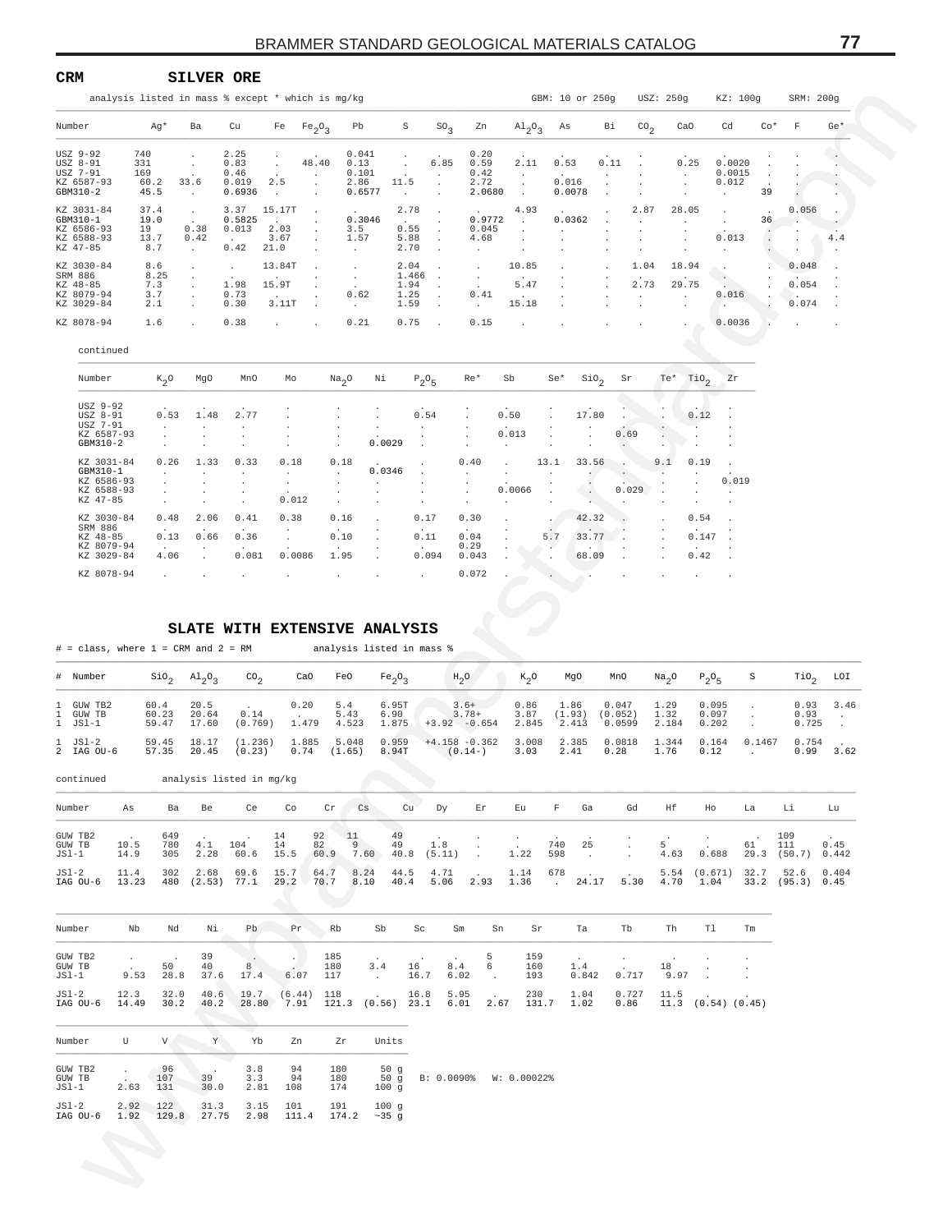**CRM** **SILVER ORE**

analysis listed in mass % except * which is mg/kg — GBM: 10 or 250g  USZ: 250g  KZ: 100g  SRM: 200g

| Number | Ag* | Ba | Cu | Fe | $Fe_2O_3$ | Pb | S | $SO_3$ | Zn | $Al_2O_3$ | As | Bi | $CO_2$ | CaO | Cd | Co* | F | Ge* |
|---|---|---|---|---|---|---|---|---|---|---|---|---|---|---|---|---|---|---|
| USZ 9-92 | 740 | . | 2.25 | . | . | 0.041 | . | . | 0.20 | . | . | . | . | . | . | . | . | . |
| USZ 8-91 | 331 | . | 0.83 | . | 48.40 | 0.13 | . | 6.85 | 0.59 | 2.11 | 0.53 | 0.11 | . | 0.25 | 0.0020 | . | . | . |
| USZ 7-91 | 169 | . | 0.46 | . | . | 0.101 | . | . | 0.42 | . | . | . | . | . | 0.0015 | . | . | . |
| KZ 6587-93 | 60.2 | 33.6 | 0.019 | 2.5 | . | 2.86 | 11.5 | . | 2.72 | . | 0.016 | . | . | . | 0.012 | . | . | . |
| GBM310-2 | 45.5 | . | 0.6936 | . | . | 0.6577 | . | . | 2.0680 | . | 0.0078 | . | . | . | . | 39 | . | . |
| KZ 3031-84 | 37.4 | . | 3.37 | 15.17T | . | . | 2.78 | . | . | 4.93 | . | . | 2.87 | 28.05 | . | . | 0.056 | . |
| GBM310-1 | 19.0 | . | 0.5825 | . | . | 0.3046 | . | . | 0.9772 | . | 0.0362 | . | . | . | . | 36 | . | . |
| KZ 6586-93 | 19 | 0.38 | 0.013 | 2.03 | . | 3.5 | 0.55 | . | 0.045 | . | . | . | . | . | . | . | . | . |
| KZ 6588-93 | 13.7 | 0.42 | . | 3.67 | . | 1.57 | 5.88 | . | 4.68 | . | . | . | . | . | 0.013 | . | . | 4.4 |
| KZ 47-85 | 8.7 | . | 0.42 | 21.0 | . | . | 2.70 | . | . | . | . | . | . | . | . | . | . | . |
| KZ 3030-84 | 8.6 | . | . | 13.84T | . | . | 2.04 | . | . | 10.85 | . | . | 1.04 | 18.94 | . | . | 0.048 | . |
| SRM 886 | 8.25 | . | . | . | . | . | 1.466 | . | . | . | . | . | . | . | . | . | . | . |
| KZ 48-85 | 7.3 | . | 1.98 | 15.9T | . | . | 1.94 | . | . | 5.47 | . | . | 2.73 | 29.75 | . | . | 0.054 | . |
| KZ 8079-94 | 3.7 | . | 0.73 | . | . | 0.62 | 1.25 | . | 0.41 | . | . | . | . | . | 0.016 | . | . | . |
| KZ 3029-84 | 2.1 | . | 0.30 | 3.11T | . | . | 1.59 | . | . | 15.18 | . | . | . | . | . | . | 0.074 | . |
| KZ 8078-94 | 1.6 | . | 0.38 | . | . | 0.21 | 0.75 | . | 0.15 | . | . | . | . | . | 0.0036 | . | . | . |

continued

| Number | $K_2O$ | MgO | MnO | Mo | $Na_2O$ | Ni | $P_2O_5$ | Re* | Sb | Se* | $SiO_2$ | Sr | Te* | $TiO_2$ | Zr |
|---|---|---|---|---|---|---|---|---|---|---|---|---|---|---|---|
| USZ 9-92 | . | . | . | . | . | . | . | . | . | . | . | . | . | . | . |
| USZ 8-91 | 0.53 | 1.48 | 2.77 | . | . | . | 0.54 | . | 0.50 | . | 17.80 | . | . | 0.12 | . |
| USZ 7-91 | . | . | . | . | . | . | . | . | . | . | . | . | . | . | . |
| KZ 6587-93 | . | . | . | . | . | . | . | . | 0.013 | . | . | 0.69 | . | . | . |
| GBM310-2 | . | . | . | . | . | 0.0029 | . | . | . | . | . | . | . | . | . |
| KZ 3031-84 | 0.26 | 1.33 | 0.33 | 0.18 | 0.18 | . | . | 0.40 | . | 13.1 | 33.56 | . | 9.1 | 0.19 | . |
| GBM310-1 | . | . | . | . | . | 0.0346 | . | . | . | . | . | . | . | . | . |
| KZ 6586-93 | . | . | . | . | . | . | . | . | . | . | . | . | . | . | 0.019 |
| KZ 6588-93 | . | . | . | . | . | . | . | . | 0.0066 | . | . | 0.029 | . | . | . |
| KZ 47-85 | . | . | . | 0.012 | . | . | . | . | . | . | . | . | . | . | . |
| KZ 3030-84 | 0.48 | 2.06 | 0.41 | 0.38 | 0.16 | . | 0.17 | 0.30 | . | . | 42.32 | . | . | 0.54 | . |
| SRM 886 | . | . | . | . | . | . | . | . | . | . | . | . | . | . | . |
| KZ 48-85 | 0.13 | 0.66 | 0.36 | . | 0.10 | . | 0.11 | 0.04 | . | 5.7 | 33.77 | . | . | 0.147 | . |
| KZ 8079-94 | . | . | . | . | . | . | . | 0.29 | . | . | . | . | . | . | . |
| KZ 3029-84 | 4.06 | . | 0.081 | 0.0086 | 1.95 | . | 0.094 | 0.043 | . | . | 68.09 | . | . | 0.42 | . |
| KZ 8078-94 | . | . | . | . | . | . | . | 0.072 | . | . | . | . | . | . | . |

## SLATE WITH EXTENSIVE ANALYSIS

# = class, where 1 = CRM and 2 = RM — analysis listed in mass %

| # | Number | $SiO_2$ | $Al_2O_3$ | $CO_2$ | CaO | FeO | $Fe_2O_3$ | $H_2O$ | $K_2O$ | MgO | MnO | $Na_2O$ | $P_2O_5$ | S | $TiO_2$ | LOI |
|---|---|---|---|---|---|---|---|---|---|---|---|---|---|---|---|---|
| 1 | GUW TB2 | 60.4 | 20.5 | . | 0.20 | 5.4 | 6.95T | 3.6+ | 0.86 | 1.86 | 0.047 | 1.29 | 0.095 | . | 0.93 | 3.46 |
| 1 | GUW TB | 60.23 | 20.64 | 0.14 | . | 5.43 | 6.90 | 3.78+ | 3.87 | (1.93) | (0.052) | 1.32 | 0.097 | . | 0.93 | . |
| 1 | JSl-1 | 59.47 | 17.60 | (0.769) | 1.479 | 4.523 | 1.875 | +3.92 -0.654 | 2.845 | 2.413 | 0.0599 | 2.184 | 0.202 | . | 0.725 | . |
| 1 | JSl-2 | 59.45 | 18.17 | (1.236) | 1.885 | 5.048 | 0.959 | +4.158 -0.362 | 3.008 | 2.385 | 0.0818 | 1.344 | 0.164 | 0.1467 | 0.754 | . |
| 2 | IAG OU-6 | 57.35 | 20.45 | (0.23) | 0.74 | (1.65) | 8.94T | (0.14-) | 3.03 | 2.41 | 0.28 | 1.76 | 0.12 | . | 0.99 | 3.62 |

continued — analysis listed in mg/kg

| Number | As | Ba | Be | Ce | Co | Cr | Cs | Cu | Dy | Er | Eu | F | Ga | Gd | Hf | Ho | La | Li | Lu |
|---|---|---|---|---|---|---|---|---|---|---|---|---|---|---|---|---|---|---|---|
| GUW TB2 | . | 649 | . | . | 14 | 92 | 11 | 49 | . | . | . | . | . | . | . | . | . | 109 | . |
| GUW TB | 10.5 | 780 | 4.1 | 104 | 14 | 82 | 9 | 49 | 1.8 | . | . | 740 | 25 | . | 5 | . | 61 | 111 | 0.45 |
| JSl-1 | 14.9 | 305 | 2.28 | 60.6 | 15.5 | 60.9 | 7.60 | 40.8 | (5.11) | . | 1.22 | 598 | . | . | 4.63 | 0.688 | 29.3 | (50.7) | 0.442 |
| JSl-2 | 11.4 | 302 | 2.68 | 69.6 | 15.7 | 64.7 | 8.24 | 44.5 | 4.71 | . | 1.14 | 678 | . | . | 5.54 | (0.671) | 32.7 | 52.6 | 0.404 |
| IAG OU-6 | 13.23 | 480 | (2.53) | 77.1 | 29.2 | 70.7 | 8.10 | 40.4 | 5.06 | 2.93 | 1.36 | . | 24.17 | 5.30 | 4.70 | 1.04 | 33.2 | (95.3) | 0.45 |

| Number | Nb | Nd | Ni | Pb | Pr | Rb | Sb | Sc | Sm | Sn | Sr | Ta | Tb | Th | Tl | Tm |
|---|---|---|---|---|---|---|---|---|---|---|---|---|---|---|---|---|
| GUW TB2 | . | . | 39 | . | . | 185 | . | . | . | 5 | 159 | . | . | . | . | . |
| GUW TB | . | 50 | 40 | 8 | . | 180 | 3.4 | 16 | 8.4 | 6 | 160 | 1.4 | . | 18 | . | . |
| JSl-1 | 9.53 | 28.8 | 37.6 | 17.4 | 6.07 | 117 | . | 16.7 | 6.02 | . | 193 | 0.842 | 0.717 | 9.97 | . | . |
| JSl-2 | 12.3 | 32.0 | 40.6 | 19.7 | (6.44) | 118 | . | 16.8 | 5.95 | . | 230 | 1.04 | 0.727 | 11.5 | . | . |
| IAG OU-6 | 14.49 | 30.2 | 40.2 | 28.80 | 7.91 | 121.3 | (0.56) | 23.1 | 6.01 | 2.67 | 131.7 | 1.02 | 0.86 | 11.3 | (0.54) | (0.45) |

| Number | U | V | Y | Yb | Zn | Zr | Units |
|---|---|---|---|---|---|---|---|
| GUW TB2 | . | 96 | . | 3.8 | 94 | 180 | 50 g |
| GUW TB | . | 107 | 39 | 3.3 | 94 | 180 | 50 g |
| JSl-1 | 2.63 | 131 | 30.0 | 2.81 | 108 | 174 | 100 g |
| JSl-2 | 2.92 | 122 | 31.3 | 3.15 | 101 | 191 | 100 g |
| IAG OU-6 | 1.92 | 129.8 | 27.75 | 2.98 | 111.4 | 174.2 | ~35 g |

GUW TB: B: 0.0090%  W: 0.00022%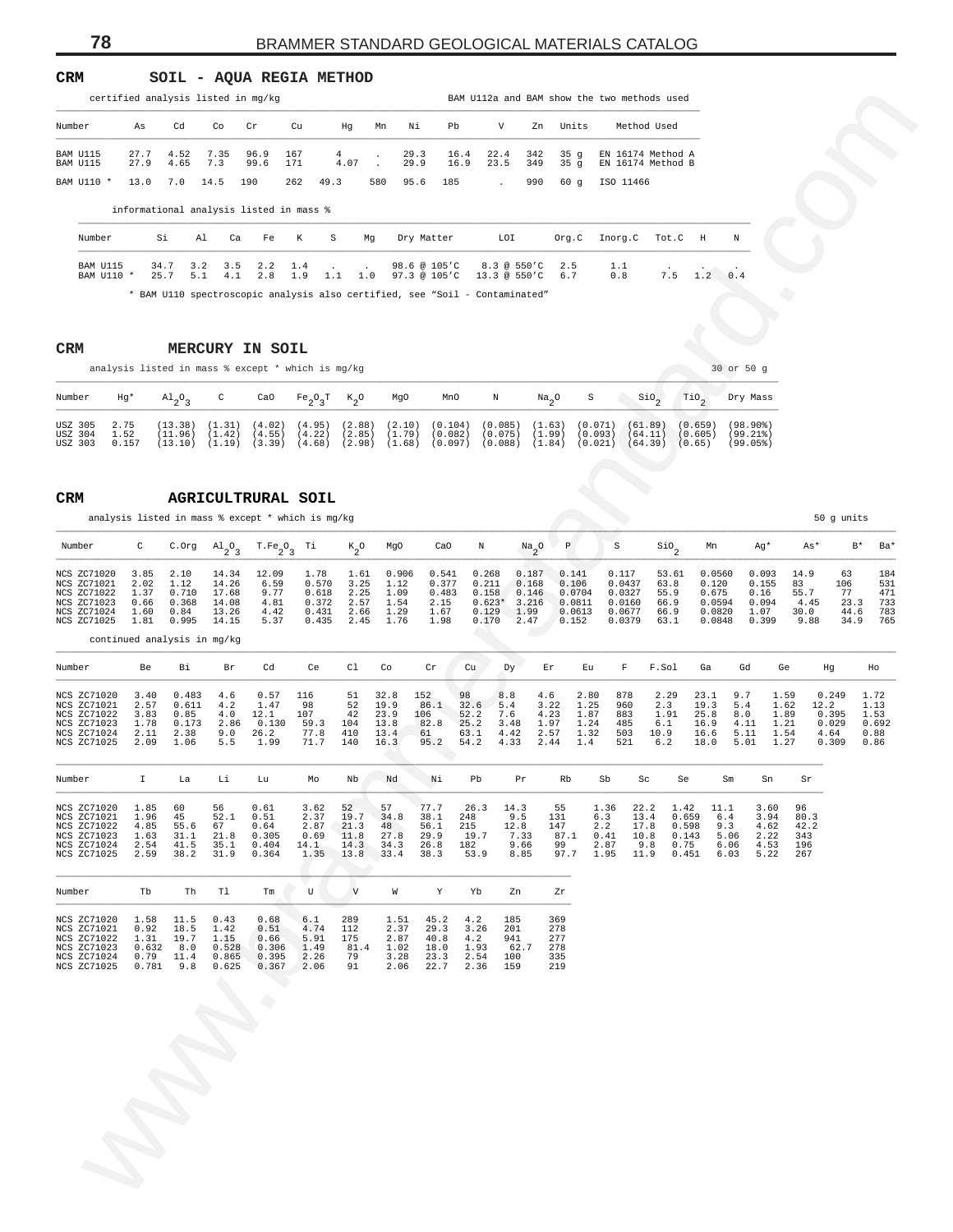## CRM SOIL - AQUA REGIA METHOD

certified analysis listed in mg/kg

BAM U112a and BAM show the two methods used

| Number | As | Cd | Co | Cr | Cu | Hg | Mn | Ni | Pb | V | Zn | Units | Method Used |
|---|---|---|---|---|---|---|---|---|---|---|---|---|---|
| BAM U115 | 27.7 | 4.52 | 7.35 | 96.9 | 167 | 4 | . | 29.3 | 16.4 | 22.4 | 342 | 35 g | EN 16174 Method A |
| BAM U115 | 27.9 | 4.65 | 7.3 | 99.6 | 171 | 4.07 | . | 29.9 | 16.9 | 23.5 | 349 | 35 g | EN 16174 Method B |
| BAM U110 * | 13.0 | 7.0 | 14.5 | 190 | 262 | 49.3 | 580 | 95.6 | 185 | . | 990 | 60 g | ISO 11466 |

informational analysis listed in mass %

| Number | Si | Al | Ca | Fe | K | S | Mg | Dry Matter | LOI | Org.C | Inorg.C | Tot.C | H | N |
|---|---|---|---|---|---|---|---|---|---|---|---|---|---|---|
| BAM U115 | 34.7 | 3.2 | 3.5 | 2.2 | 1.4 | . | . | 98.6 @ 105'C | 8.3 @ 550'C | 2.5 | 1.1 | . | . | . |
| BAM U110 * | 25.7 | 5.1 | 4.1 | 2.8 | 1.9 | 1.1 | 1.0 | 97.3 @ 105'C | 13.3 @ 550'C | 6.7 | 0.8 | 7.5 | 1.2 | 0.4 |

* BAM U110 spectroscopic analysis also certified, see "Soil - Contaminated"

## CRM MERCURY IN SOIL

analysis listed in mass % except * which is mg/kg

30 or 50 g

| Number | Hg* | $Al_2O_3$ | C | CaO | $Fe_2O_3T$ | $K_2O$ | MgO | MnO | N | $Na_2O$ | S | $SiO_2$ | $TiO_2$ | Dry Mass |
|---|---|---|---|---|---|---|---|---|---|---|---|---|---|---|
| USZ 305 | 2.75 | (13.38) | (1.31) | (4.02) | (4.95) | (2.88) | (2.10) | (0.104) | (0.085) | (1.63) | (0.071) | (61.89) | (0.659) | (98.90%) |
| USZ 304 | 1.52 | (11.96) | (1.42) | (4.55) | (4.22) | (2.85) | (1.79) | (0.082) | (0.075) | (1.99) | (0.093) | (64.11) | (0.605) | (99.21%) |
| USZ 303 | 0.157 | (13.10) | (1.19) | (3.39) | (4.68) | (2.98) | (1.68) | (0.097) | (0.088) | (1.84) | (0.021) | (64.39) | (0.65) | (99.05%) |

## CRM AGRICULTRURAL SOIL

analysis listed in mass % except * which is mg/kg

50 g units

| Number | C | C.Org | $Al_2O_3$ | $T.Fe_2O_3$ | Ti | $K_2O$ | MgO | CaO | N | $Na_2O$ | P | S | $SiO_2$ | Mn | Ag* | As* | B* | Ba* |
|---|---|---|---|---|---|---|---|---|---|---|---|---|---|---|---|---|---|---|
| NCS ZC71020 | 3.85 | 2.10 | 14.34 | 12.09 | 1.78 | 1.61 | 0.906 | 0.541 | 0.268 | 0.187 | 0.141 | 0.117 | 53.61 | 0.0560 | 0.093 | 14.9 | 63 | 184 |
| NCS ZC71021 | 2.02 | 1.12 | 14.26 | 6.59 | 0.570 | 3.25 | 1.12 | 0.377 | 0.211 | 0.168 | 0.106 | 0.0437 | 63.8 | 0.120 | 0.155 | 83 | 106 | 531 |
| NCS ZC71022 | 1.37 | 0.710 | 17.68 | 9.77 | 0.618 | 2.25 | 1.09 | 0.483 | 0.158 | 0.146 | 0.0704 | 0.0327 | 55.9 | 0.675 | 0.16 | 55.7 | 77 | 471 |
| NCS ZC71023 | 0.66 | 0.368 | 14.08 | 4.81 | 0.372 | 2.57 | 1.54 | 2.15 | 0.623* | 3.216 | 0.0811 | 0.0160 | 66.9 | 0.0594 | 0.094 | 4.45 | 23.3 | 733 |
| NCS ZC71024 | 1.60 | 0.84 | 13.26 | 4.42 | 0.431 | 2.66 | 1.29 | 1.67 | 0.129 | 1.99 | 0.0613 | 0.0677 | 66.9 | 0.0820 | 1.07 | 30.0 | 44.6 | 783 |
| NCS ZC71025 | 1.81 | 0.995 | 14.15 | 5.37 | 0.435 | 2.45 | 1.76 | 1.98 | 0.170 | 2.47 | 0.152 | 0.0379 | 63.1 | 0.0848 | 0.399 | 9.88 | 34.9 | 765 |

continued analysis in mg/kg

| Number | Be | Bi | Br | Cd | Ce | Cl | Co | Cr | Cu | Dy | Er | Eu | F | F.Sol | Ga | Gd | Ge | Hg | Ho |
|---|---|---|---|---|---|---|---|---|---|---|---|---|---|---|---|---|---|---|---|
| NCS ZC71020 | 3.40 | 0.483 | 4.6 | 0.57 | 116 | 51 | 32.8 | 152 | 98 | 8.8 | 4.6 | 2.80 | 878 | 2.29 | 23.1 | 9.7 | 1.59 | 0.249 | 1.72 |
| NCS ZC71021 | 2.57 | 0.611 | 4.2 | 1.47 | 98 | 52 | 19.9 | 86.1 | 32.6 | 5.4 | 3.22 | 1.25 | 960 | 2.3 | 19.3 | 5.4 | 1.62 | 12.2 | 1.13 |
| NCS ZC71022 | 3.83 | 0.85 | 4.0 | 12.1 | 107 | 42 | 23.9 | 106 | 52.2 | 7.6 | 4.23 | 1.87 | 883 | 1.91 | 25.8 | 8.0 | 1.89 | 0.395 | 1.53 |
| NCS ZC71023 | 1.78 | 0.173 | 2.86 | 0.130 | 59.3 | 104 | 13.8 | 82.8 | 25.2 | 3.48 | 1.97 | 1.24 | 485 | 6.1 | 16.9 | 4.11 | 1.21 | 0.029 | 0.692 |
| NCS ZC71024 | 2.11 | 2.38 | 9.0 | 26.2 | 77.8 | 410 | 13.4 | 61 | 63.1 | 4.42 | 2.57 | 1.32 | 503 | 10.9 | 16.6 | 5.11 | 1.54 | 4.64 | 0.88 |
| NCS ZC71025 | 2.09 | 1.06 | 5.5 | 1.99 | 71.7 | 140 | 16.3 | 95.2 | 54.2 | 4.33 | 2.44 | 1.4 | 521 | 6.2 | 18.0 | 5.01 | 1.27 | 0.309 | 0.86 |

| Number | I | La | Li | Lu | Mo | Nb | Nd | Ni | Pb | Pr | Rb | Sb | Sc | Se | Sm | Sn | Sr |
|---|---|---|---|---|---|---|---|---|---|---|---|---|---|---|---|---|---|
| NCS ZC71020 | 1.85 | 60 | 56 | 0.61 | 3.62 | 52 | 57 | 77.7 | 26.3 | 14.3 | 55 | 1.36 | 22.2 | 1.42 | 11.1 | 3.60 | 96 |
| NCS ZC71021 | 1.96 | 45 | 52.1 | 0.51 | 2.37 | 19.7 | 34.8 | 38.1 | 248 | 9.5 | 131 | 6.3 | 13.4 | 0.659 | 6.4 | 3.94 | 80.3 |
| NCS ZC71022 | 4.85 | 55.6 | 67 | 0.64 | 2.87 | 21.3 | 48 | 56.1 | 215 | 12.8 | 147 | 2.2 | 17.8 | 0.598 | 9.3 | 4.62 | 42.2 |
| NCS ZC71023 | 1.63 | 31.1 | 21.8 | 0.305 | 0.69 | 11.8 | 27.8 | 29.9 | 19.7 | 7.33 | 87.1 | 0.41 | 10.8 | 0.143 | 5.06 | 2.22 | 343 |
| NCS ZC71024 | 2.54 | 41.5 | 35.1 | 0.404 | 14.1 | 14.3 | 34.3 | 26.8 | 182 | 9.66 | 99 | 2.87 | 9.8 | 0.75 | 6.06 | 4.53 | 196 |
| NCS ZC71025 | 2.59 | 38.2 | 31.9 | 0.364 | 1.35 | 13.8 | 33.4 | 38.3 | 53.9 | 8.85 | 97.7 | 1.95 | 11.9 | 0.451 | 6.03 | 5.22 | 267 |

| Number | Tb | Th | Tl | Tm | U | V | W | Y | Yb | Zn | Zr |
|---|---|---|---|---|---|---|---|---|---|---|---|
| NCS ZC71020 | 1.58 | 11.5 | 0.43 | 0.68 | 6.1 | 289 | 1.51 | 45.2 | 4.2 | 185 | 369 |
| NCS ZC71021 | 0.92 | 18.5 | 1.42 | 0.51 | 4.74 | 112 | 2.37 | 29.3 | 3.26 | 201 | 278 |
| NCS ZC71022 | 1.31 | 19.7 | 1.15 | 0.66 | 5.91 | 175 | 2.87 | 40.8 | 4.2 | 941 | 277 |
| NCS ZC71023 | 0.632 | 8.0 | 0.528 | 0.306 | 1.49 | 81.4 | 1.02 | 18.0 | 1.93 | 62.7 | 278 |
| NCS ZC71024 | 0.79 | 11.4 | 0.865 | 0.395 | 2.26 | 79 | 3.28 | 23.3 | 2.54 | 100 | 335 |
| NCS ZC71025 | 0.781 | 9.8 | 0.625 | 0.367 | 2.06 | 91 | 2.06 | 22.7 | 2.36 | 159 | 219 |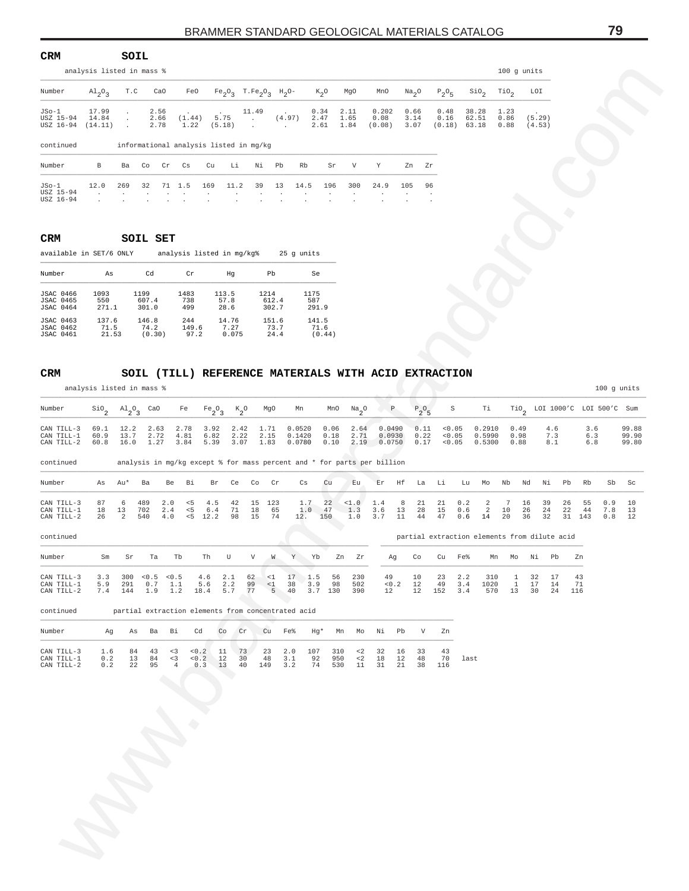## CRM SOIL

analysis listed in mass % — 100 g units

| Number | $Al_2O_3$ | T.C | CaO | FeO | $Fe_2O_3$ | $T.Fe_2O_3$ | $H_2O$- | $K_2O$ | MgO | MnO | $Na_2O$ | $P_2O_5$ | $SiO_2$ | $TiO_2$ | LOI |
|---|---|---|---|---|---|---|---|---|---|---|---|---|---|---|---|
| JSo-1 | 17.99 | . | 2.56 | . | . | 11.49 | . | 0.34 | 2.11 | 0.202 | 0.66 | 0.48 | 38.28 | 1.23 | . |
| USZ 15-94 | 14.84 | . | 2.66 | (1.44) | 5.75 | . | (4.97) | 2.47 | 1.65 | 0.08 | 3.14 | 0.16 | 62.51 | 0.86 | (5.29) |
| USZ 16-94 | (14.11) | . | 2.78 | 1.22 | (5.18) | . | . | 2.61 | 1.84 | (0.08) | 3.07 | (0.18) | 63.18 | 0.88 | (4.53) |

continued — informational analysis listed in mg/kg

| Number | B | Ba | Co | Cr | Cs | Cu | Li | Ni | Pb | Rb | Sr | V | Y | Zn | Zr |
|---|---|---|---|---|---|---|---|---|---|---|---|---|---|---|---|
| JSo-1 | 12.0 | 269 | 32 | 71 | 1.5 | 169 | 11.2 | 39 | 13 | 14.5 | 196 | 300 | 24.9 | 105 | 96 |
| USZ 15-94 | . | . | . | . | . | . | . | . | . | . | . | . | . | . | . |
| USZ 16-94 | . | . | . | . | . | . | . | . | . | . | . | . | . | . | . |

## CRM SOIL SET

available in SET/6 ONLY — analysis listed in mg/kg% — 25 g units

| Number | As | Cd | Cr | Hg | Pb | Se |
|---|---|---|---|---|---|---|
| JSAC 0466 | 1093 | 1199 | 1483 | 113.5 | 1214 | 1175 |
| JSAC 0465 | 550 | 607.4 | 738 | 57.8 | 612.4 | 587 |
| JSAC 0464 | 271.1 | 301.0 | 499 | 28.6 | 302.7 | 291.9 |
| JSAC 0463 | 137.6 | 146.8 | 244 | 14.76 | 151.6 | 141.5 |
| JSAC 0462 | 71.5 | 74.2 | 149.6 | 7.27 | 73.7 | 71.6 |
| JSAC 0461 | 21.53 | (0.30) | 97.2 | 0.075 | 24.4 | (0.44) |

## CRM SOIL (TILL) REFERENCE MATERIALS WITH ACID EXTRACTION

analysis listed in mass % — 100 g units

| Number | $SiO_2$ | $Al_2O_3$ | CaO | Fe | $Fe_2O_3$ | $K_2O$ | MgO | Mn | MnO | $Na_2O$ | P | $P_2O_5$ | S | Ti | $TiO_2$ | LOI 1000'C | LOI 500'C | Sum |
|---|---|---|---|---|---|---|---|---|---|---|---|---|---|---|---|---|---|---|
| CAN TILL-3 | 69.1 | 12.2 | 2.63 | 2.78 | 3.92 | 2.42 | 1.71 | 0.0520 | 0.06 | 2.64 | 0.0490 | 0.11 | <0.05 | 0.2910 | 0.49 | 4.6 | 3.6 | 99.88 |
| CAN TILL-1 | 60.9 | 13.7 | 2.72 | 4.81 | 6.82 | 2.22 | 2.15 | 0.1420 | 0.18 | 2.71 | 0.0930 | 0.22 | <0.05 | 0.5990 | 0.98 | 7.3 | 6.3 | 99.90 |
| CAN TILL-2 | 60.8 | 16.0 | 1.27 | 3.84 | 5.39 | 3.07 | 1.83 | 0.0780 | 0.10 | 2.19 | 0.0750 | 0.17 | <0.05 | 0.5300 | 0.88 | 8.1 | 6.8 | 99.80 |

continued — analysis in mg/kg except % for mass percent and * for parts per billion

| Number | As | Au* | Ba | Be | Bi | Br | Ce | Co | Cr | Cs | Cu | Eu | Er | Hf | La | Li | Lu | Mo | Nb | Nd | Ni | Pb | Rb | Sb | Sc |
|---|---|---|---|---|---|---|---|---|---|---|---|---|---|---|---|---|---|---|---|---|---|---|---|---|---|
| CAN TILL-3 | 87 | 6 | 489 | 2.0 | <5 | 4.5 | 42 | 15 | 123 | 1.7 | 22 | <1.0 | 1.4 | 8 | 21 | 21 | 0.2 | 2 | 7 | 16 | 39 | 26 | 55 | 0.9 | 10 |
| CAN TILL-1 | 18 | 13 | 702 | 2.4 | <5 | 6.4 | 71 | 18 | 65 | 1.0 | 47 | 1.3 | 3.6 | 13 | 28 | 15 | 0.6 | 2 | 10 | 26 | 24 | 22 | 44 | 7.8 | 13 |
| CAN TILL-2 | 26 | 2 | 540 | 4.0 | <5 | 12.2 | 98 | 15 | 74 | 12. | 150 | 1.0 | 3.7 | 11 | 44 | 47 | 0.6 | 14 | 20 | 36 | 32 | 31 | 143 | 0.8 | 12 |

continued — partial extraction elements from dilute acid (Ag through Zn at right)

| Number | Sm | Sr | Ta | Tb | Th | U | V | W | Y | Yb | Zn | Zr | Ag | Co | Cu | Fe% | Mn | Mo | Ni | Pb | Zn |
|---|---|---|---|---|---|---|---|---|---|---|---|---|---|---|---|---|---|---|---|---|---|
| CAN TILL-3 | 3.3 | 300 | <0.5 | <0.5 | 4.6 | 2.1 | 62 | <1 | 17 | 1.5 | 56 | 230 | 49 | 10 | 23 | 2.2 | 310 | 1 | 32 | 17 | 43 |
| CAN TILL-1 | 5.9 | 291 | 0.7 | 1.1 | 5.6 | 2.2 | 99 | <1 | 38 | 3.9 | 98 | 502 | <0.2 | 12 | 49 | 3.4 | 1020 | 1 | 17 | 14 | 71 |
| CAN TILL-2 | 7.4 | 144 | 1.9 | 1.2 | 18.4 | 5.7 | 77 | 5 | 40 | 3.7 | 130 | 390 | 12 | 12 | 152 | 3.4 | 570 | 13 | 30 | 24 | 116 |

continued — partial extraction elements from concentrated acid

| Number | Ag | As | Ba | Bi | Cd | Co | Cr | Cu | Fe% | Hg* | Mn | Mo | Ni | Pb | V | Zn |
|---|---|---|---|---|---|---|---|---|---|---|---|---|---|---|---|---|
| CAN TILL-3 | 1.6 | 84 | 43 | <3 | <0.2 | 11 | 73 | 23 | 2.0 | 107 | 310 | <2 | 32 | 16 | 33 | 43 |
| CAN TILL-1 | 0.2 | 13 | 84 | <3 | <0.2 | 12 | 30 | 48 | 3.1 | 92 | 950 | <2 | 18 | 12 | 48 | 70 |
| CAN TILL-2 | 0.2 | 22 | 95 | 4 | 0.3 | 13 | 40 | 149 | 3.2 | 74 | 530 | 11 | 31 | 21 | 38 | 116 |

last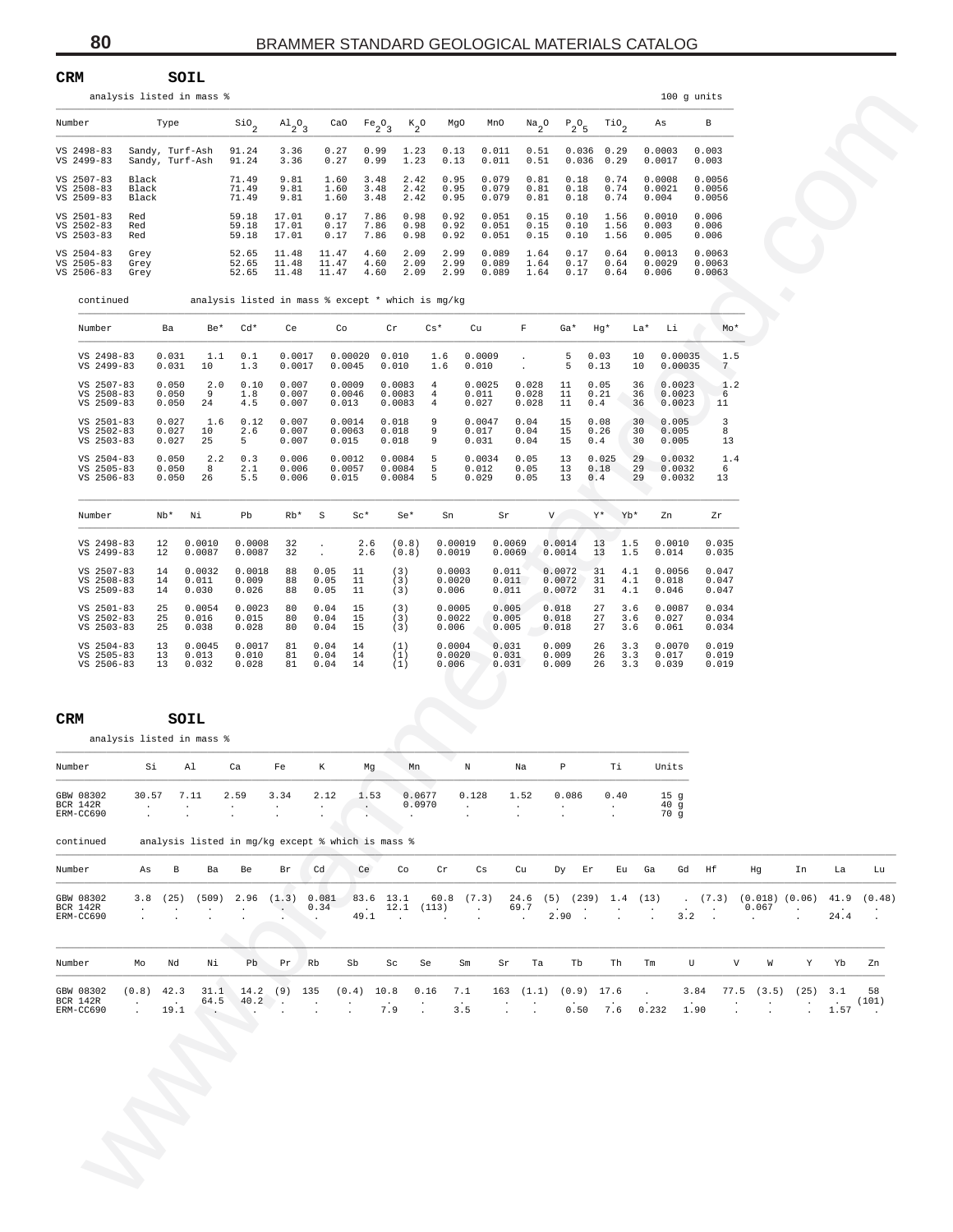**CRM SOIL**

analysis listed in mass % — 100 g units

| Number | Type | $SiO_2$ | $Al_2O_3$ | CaO | $Fe_2O_3$ | $K_2O$ | MgO | MnO | $Na_2O$ | $P_2O_5$ | $TiO_2$ | As | B |
|---|---|---|---|---|---|---|---|---|---|---|---|---|---|
| VS 2498-83 | Sandy, Turf-Ash | 91.24 | 3.36 | 0.27 | 0.99 | 1.23 | 0.13 | 0.011 | 0.51 | 0.036 | 0.29 | 0.0003 | 0.003 |
| VS 2499-83 | Sandy, Turf-Ash | 91.24 | 3.36 | 0.27 | 0.99 | 1.23 | 0.13 | 0.011 | 0.51 | 0.036 | 0.29 | 0.0017 | 0.003 |
| VS 2507-83 | Black | 71.49 | 9.81 | 1.60 | 3.48 | 2.42 | 0.95 | 0.079 | 0.81 | 0.18 | 0.74 | 0.0008 | 0.0056 |
| VS 2508-83 | Black | 71.49 | 9.81 | 1.60 | 3.48 | 2.42 | 0.95 | 0.079 | 0.81 | 0.18 | 0.74 | 0.0021 | 0.0056 |
| VS 2509-83 | Black | 71.49 | 9.81 | 1.60 | 3.48 | 2.42 | 0.95 | 0.079 | 0.81 | 0.18 | 0.74 | 0.004 | 0.0056 |
| VS 2501-83 | Red | 59.18 | 17.01 | 0.17 | 7.86 | 0.98 | 0.92 | 0.051 | 0.15 | 0.10 | 1.56 | 0.0010 | 0.006 |
| VS 2502-83 | Red | 59.18 | 17.01 | 0.17 | 7.86 | 0.98 | 0.92 | 0.051 | 0.15 | 0.10 | 1.56 | 0.003 | 0.006 |
| VS 2503-83 | Red | 59.18 | 17.01 | 0.17 | 7.86 | 0.98 | 0.92 | 0.051 | 0.15 | 0.10 | 1.56 | 0.005 | 0.006 |
| VS 2504-83 | Grey | 52.65 | 11.48 | 11.47 | 4.60 | 2.09 | 2.99 | 0.089 | 1.64 | 0.17 | 0.64 | 0.0013 | 0.0063 |
| VS 2505-83 | Grey | 52.65 | 11.48 | 11.47 | 4.60 | 2.09 | 2.99 | 0.089 | 1.64 | 0.17 | 0.64 | 0.0029 | 0.0063 |
| VS 2506-83 | Grey | 52.65 | 11.48 | 11.47 | 4.60 | 2.09 | 2.99 | 0.089 | 1.64 | 0.17 | 0.64 | 0.006 | 0.0063 |

continued — analysis listed in mass % except * which is mg/kg

| Number | Ba | Be* | Cd* | Ce | Co | Cr | Cs* | Cu | F | Ga* | Hg* | La* | Li | Mo* |
|---|---|---|---|---|---|---|---|---|---|---|---|---|---|---|
| VS 2498-83 | 0.031 | 1.1 | 0.1 | 0.0017 | 0.00020 | 0.010 | 1.6 | 0.0009 | . | 5 | 0.03 | 10 | 0.00035 | 1.5 |
| VS 2499-83 | 0.031 | 10 | 1.3 | 0.0017 | 0.0045 | 0.010 | 1.6 | 0.010 | . | 5 | 0.13 | 10 | 0.00035 | 7 |
| VS 2507-83 | 0.050 | 2.0 | 0.10 | 0.007 | 0.0009 | 0.0083 | 4 | 0.0025 | 0.028 | 11 | 0.05 | 36 | 0.0023 | 1.2 |
| VS 2508-83 | 0.050 | 9 | 1.8 | 0.007 | 0.0046 | 0.0083 | 4 | 0.011 | 0.028 | 11 | 0.21 | 36 | 0.0023 | 6 |
| VS 2509-83 | 0.050 | 24 | 4.5 | 0.007 | 0.013 | 0.0083 | 4 | 0.027 | 0.028 | 11 | 0.4 | 36 | 0.0023 | 11 |
| VS 2501-83 | 0.027 | 1.6 | 0.12 | 0.007 | 0.0014 | 0.018 | 9 | 0.0047 | 0.04 | 15 | 0.08 | 30 | 0.005 | 3 |
| VS 2502-83 | 0.027 | 10 | 2.6 | 0.007 | 0.0063 | 0.018 | 9 | 0.017 | 0.04 | 15 | 0.26 | 30 | 0.005 | 8 |
| VS 2503-83 | 0.027 | 25 | 5 | 0.007 | 0.015 | 0.018 | 9 | 0.031 | 0.04 | 15 | 0.4 | 30 | 0.005 | 13 |
| VS 2504-83 | 0.050 | 2.2 | 0.3 | 0.006 | 0.0012 | 0.0084 | 5 | 0.0034 | 0.05 | 13 | 0.025 | 29 | 0.0032 | 1.4 |
| VS 2505-83 | 0.050 | 8 | 2.1 | 0.006 | 0.0057 | 0.0084 | 5 | 0.012 | 0.05 | 13 | 0.18 | 29 | 0.0032 | 6 |
| VS 2506-83 | 0.050 | 26 | 5.5 | 0.006 | 0.015 | 0.0084 | 5 | 0.029 | 0.05 | 13 | 0.4 | 29 | 0.0032 | 13 |

| Number | Nb* | Ni | Pb | Rb* | S | Sc* | Se* | Sn | Sr | V | Y* | Yb* | Zn | Zr |
|---|---|---|---|---|---|---|---|---|---|---|---|---|---|---|
| VS 2498-83 | 12 | 0.0010 | 0.0008 | 32 | . | 2.6 | (0.8) | 0.00019 | 0.0069 | 0.0014 | 13 | 1.5 | 0.0010 | 0.035 |
| VS 2499-83 | 12 | 0.0087 | 0.0087 | 32 | . | 2.6 | (0.8) | 0.0019 | 0.0069 | 0.0014 | 13 | 1.5 | 0.014 | 0.035 |
| VS 2507-83 | 14 | 0.0032 | 0.0018 | 88 | 0.05 | 11 | (3) | 0.0003 | 0.011 | 0.0072 | 31 | 4.1 | 0.0056 | 0.047 |
| VS 2508-83 | 14 | 0.011 | 0.009 | 88 | 0.05 | 11 | (3) | 0.0020 | 0.011 | 0.0072 | 31 | 4.1 | 0.018 | 0.047 |
| VS 2509-83 | 14 | 0.030 | 0.026 | 88 | 0.05 | 11 | (3) | 0.006 | 0.011 | 0.0072 | 31 | 4.1 | 0.046 | 0.047 |
| VS 2501-83 | 25 | 0.0054 | 0.0023 | 80 | 0.04 | 15 | (3) | 0.0005 | 0.005 | 0.018 | 27 | 3.6 | 0.0087 | 0.034 |
| VS 2502-83 | 25 | 0.016 | 0.015 | 80 | 0.04 | 15 | (3) | 0.0022 | 0.005 | 0.018 | 27 | 3.6 | 0.027 | 0.034 |
| VS 2503-83 | 25 | 0.038 | 0.028 | 80 | 0.04 | 15 | (3) | 0.006 | 0.005 | 0.018 | 27 | 3.6 | 0.061 | 0.034 |
| VS 2504-83 | 13 | 0.0045 | 0.0017 | 81 | 0.04 | 14 | (1) | 0.0004 | 0.031 | 0.009 | 26 | 3.3 | 0.0070 | 0.019 |
| VS 2505-83 | 13 | 0.013 | 0.010 | 81 | 0.04 | 14 | (1) | 0.0020 | 0.031 | 0.009 | 26 | 3.3 | 0.017 | 0.019 |
| VS 2506-83 | 13 | 0.032 | 0.028 | 81 | 0.04 | 14 | (1) | 0.006 | 0.031 | 0.009 | 26 | 3.3 | 0.039 | 0.019 |

**CRM SOIL**

analysis listed in mass %

| Number | Si | Al | Ca | Fe | K | Mg | Mn | N | Na | P | Ti | Units |
|---|---|---|---|---|---|---|---|---|---|---|---|---|
| GBW 08302 | 30.57 | 7.11 | 2.59 | 3.34 | 2.12 | 1.53 | 0.0677 | 0.128 | 1.52 | 0.086 | 0.40 | 15 g |
| BCR 142R | . | . | . | . | . | . | 0.0970 | . | . | . | . | 40 g |
| ERM-CC690 | . | . | . | . | . | . | . | . | . | . | . | 70 g |

continued — analysis listed in mg/kg except % which is mass %

| Number | As | B | Ba | Be | Br | Cd | Ce | Co | Cr | Cs | Cu | Dy | Er | Eu | Ga | Gd | Hf | Hg | In | La | Lu |
|---|---|---|---|---|---|---|---|---|---|---|---|---|---|---|---|---|---|---|---|---|---|
| GBW 08302 | 3.8 | (25) | (509) | 2.96 | (1.3) | 0.081 | 83.6 | 13.1 | 60.8 | (7.3) | 24.6 | (5) | (239) | 1.4 | (13) | . | (7.3) | (0.018) | (0.06) | 41.9 | (0.48) |
| BCR 142R | . | . | . | . | . | 0.34 | . | 12.1 | (113) | . | 69.7 | . | . | . | . | . | . | 0.067 | . | . | . |
| ERM-CC690 | . | . | . | . | . | . | 49.1 | . | . | . | . | 2.90 | . | . | . | 3.2 | . | . | . | 24.4 | . |

| Number | Mo | Nd | Ni | Pb | Pr | Rb | Sb | Sc | Se | Sm | Sr | Ta | Tb | Th | Tm | U | V | W | Y | Yb | Zn |
|---|---|---|---|---|---|---|---|---|---|---|---|---|---|---|---|---|---|---|---|---|---|
| GBW 08302 | (0.8) | 42.3 | 31.1 | 14.2 | (9) | 135 | (0.4) | 10.8 | 0.16 | 7.1 | 163 | (1.1) | (0.9) | 17.6 | . | 3.84 | 77.5 | (3.5) | (25) | 3.1 | 58 |
| BCR 142R | . | . | 64.5 | 40.2 | . | . | . | . | . | . | . | . | . | . | . | . | . | . | . | . | (101) |
| ERM-CC690 | . | 19.1 | . | . | . | . | . | 7.9 | . | 3.5 | . | . | 0.50 | 7.6 | 0.232 | 1.90 | . | . | . | 1.57 | . |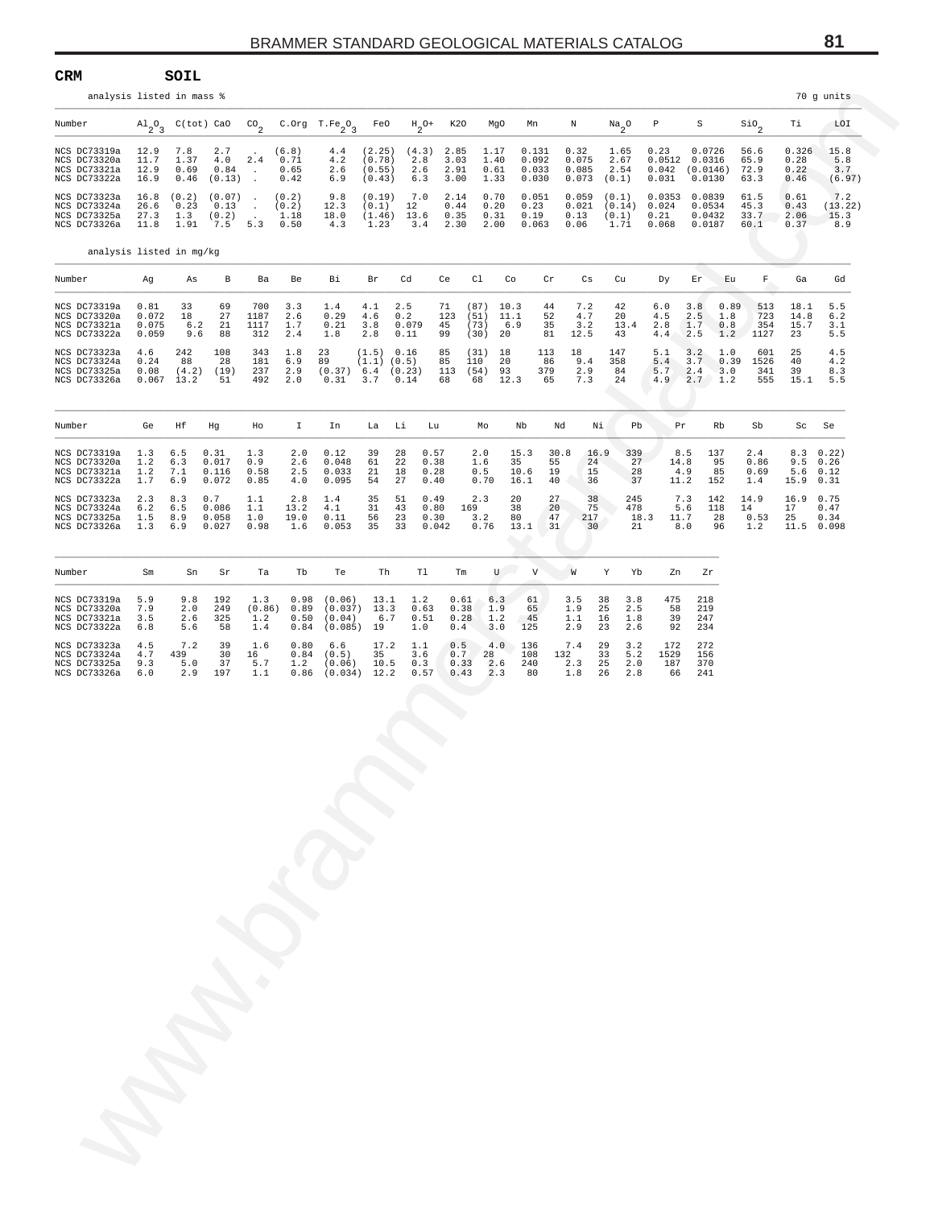**CRM** **SOIL**

analysis listed in mass %

70 g units

| Number | $Al_2O_3$ | C(tot) | CaO | $CO_2$ | C.Org | $T.Fe_2O_3$ | FeO | $H_2O+$ | K2O | MgO | Mn | N | $Na_2O$ | P | S | $SiO_2$ | Ti | LOI |
|---|---|---|---|---|---|---|---|---|---|---|---|---|---|---|---|---|---|---|
| NCS DC73319a | 12.9 | 7.8 | 2.7 | . | (6.8) | 4.4 | (2.25) | (4.3) | 2.85 | 1.17 | 0.131 | 0.32 | 1.65 | 0.23 | 0.0726 | 56.6 | 0.326 | 15.8 |
| NCS DC73320a | 11.7 | 1.37 | 4.0 | 2.4 | 0.71 | 4.2 | (0.78) | 2.8 | 3.03 | 1.40 | 0.092 | 0.075 | 2.67 | 0.0512 | 0.0316 | 65.9 | 0.28 | 5.8 |
| NCS DC73321a | 12.9 | 0.69 | 0.84 | . | 0.65 | 2.6 | (0.55) | 2.6 | 2.91 | 0.61 | 0.033 | 0.085 | 2.54 | 0.042 | (0.0146) | 72.9 | 0.22 | 3.7 |
| NCS DC73322a | 16.9 | 0.46 | (0.13) | . | 0.42 | 6.9 | (0.43) | 6.3 | 3.00 | 1.33 | 0.030 | 0.073 | (0.1) | 0.031 | 0.0130 | 63.3 | 0.46 | (6.97) |
| NCS DC73323a | 16.8 | (0.2) | (0.07) | . | (0.2) | 9.8 | (0.19) | 7.0 | 2.14 | 0.70 | 0.051 | 0.059 | (0.1) | 0.0353 | 0.0839 | 61.5 | 0.61 | 7.2 |
| NCS DC73324a | 26.6 | 0.23 | 0.13 | . | (0.2) | 12.3 | (0.1) | 12 | 0.44 | 0.20 | 0.23 | 0.021 | (0.14) | 0.024 | 0.0534 | 45.3 | 0.43 | (13.22) |
| NCS DC73325a | 27.3 | 1.3 | (0.2) | . | 1.18 | 18.0 | (1.46) | 13.6 | 0.35 | 0.31 | 0.19 | 0.13 | (0.1) | 0.21 | 0.0432 | 33.7 | 2.06 | 15.3 |
| NCS DC73326a | 11.8 | 1.91 | 7.5 | 5.3 | 0.50 | 4.3 | 1.23 | 3.4 | 2.30 | 2.00 | 0.063 | 0.06 | 1.71 | 0.068 | 0.0187 | 60.1 | 0.37 | 8.9 |

analysis listed in mg/kg

| Number | Ag | As | B | Ba | Be | Bi | Br | Cd | Ce | Cl | Co | Cr | Cs | Cu | Dy | Er | Eu | F | Ga | Gd |
|---|---|---|---|---|---|---|---|---|---|---|---|---|---|---|---|---|---|---|---|---|
| NCS DC73319a | 0.81 | 33 | 69 | 700 | 3.3 | 1.4 | 4.1 | 2.5 | 71 | (87) | 10.3 | 44 | 7.2 | 42 | 6.0 | 3.8 | 0.89 | 513 | 18.1 | 5.5 |
| NCS DC73320a | 0.072 | 18 | 27 | 1187 | 2.6 | 0.29 | 4.6 | 0.2 | 123 | (51) | 11.1 | 52 | 4.7 | 20 | 4.5 | 2.5 | 1.8 | 723 | 14.8 | 6.2 |
| NCS DC73321a | 0.075 | 6.2 | 21 | 1117 | 1.7 | 0.21 | 3.8 | 0.079 | 45 | (73) | 6.9 | 35 | 3.2 | 13.4 | 2.8 | 1.7 | 0.8 | 354 | 15.7 | 3.1 |
| NCS DC73322a | 0.059 | 9.6 | 88 | 312 | 2.4 | 1.8 | 2.8 | 0.11 | 99 | (30) | 20 | 81 | 12.5 | 43 | 4.4 | 2.5 | 1.2 | 1127 | 23 | 5.5 |
| NCS DC73323a | 4.6 | 242 | 108 | 343 | 1.8 | 23 | (1.5) | 0.16 | 85 | (31) | 18 | 113 | 18 | 147 | 5.1 | 3.2 | 1.0 | 601 | 25 | 4.5 |
| NCS DC73324a | 0.24 | 88 | 28 | 181 | 6.9 | 89 | (1.1) | (0.5) | 85 | 110 | 20 | 86 | 9.4 | 358 | 5.4 | 3.7 | 0.39 | 1526 | 40 | 4.2 |
| NCS DC73325a | 0.08 | (4.2) | (19) | 237 | 2.9 | (0.37) | 6.4 | (0.23) | 113 | (54) | 93 | 379 | 2.9 | 84 | 5.7 | 2.4 | 3.0 | 341 | 39 | 8.3 |
| NCS DC73326a | 0.067 | 13.2 | 51 | 492 | 2.0 | 0.31 | 3.7 | 0.14 | 68 | 68 | 12.3 | 65 | 7.3 | 24 | 4.9 | 2.7 | 1.2 | 555 | 15.1 | 5.5 |

| Number | Ge | Hf | Hg | Ho | I | In | La | Li | Lu | Mo | Nb | Nd | Ni | Pb | Pr | Rb | Sb | Sc | Se |
|---|---|---|---|---|---|---|---|---|---|---|---|---|---|---|---|---|---|---|---|
| NCS DC73319a | 1.3 | 6.5 | 0.31 | 1.3 | 2.0 | 0.12 | 39 | 28 | 0.57 | 2.0 | 15.3 | 30.8 | 16.9 | 339 | 8.5 | 137 | 2.4 | 8.3 | 0.22) |
| NCS DC73320a | 1.2 | 6.3 | 0.017 | 0.9 | 2.6 | 0.048 | 61 | 22 | 0.38 | 1.6 | 35 | 55 | 24 | 27 | 14.8 | 95 | 0.86 | 9.5 | 0.26 |
| NCS DC73321a | 1.2 | 7.1 | 0.116 | 0.58 | 2.5 | 0.033 | 21 | 18 | 0.28 | 0.5 | 10.6 | 19 | 15 | 28 | 4.9 | 85 | 0.69 | 5.6 | 0.12 |
| NCS DC73322a | 1.7 | 6.9 | 0.072 | 0.85 | 4.0 | 0.095 | 54 | 27 | 0.40 | 0.70 | 16.1 | 40 | 36 | 37 | 11.2 | 152 | 1.4 | 15.9 | 0.31 |
| NCS DC73323a | 2.3 | 8.3 | 0.7 | 1.1 | 2.8 | 1.4 | 35 | 51 | 0.49 | 2.3 | 20 | 27 | 38 | 245 | 7.3 | 142 | 14.9 | 16.9 | 0.75 |
| NCS DC73324a | 6.2 | 6.5 | 0.086 | 1.1 | 13.2 | 4.1 | 31 | 43 | 0.80 | 169 | 38 | 20 | 75 | 478 | 5.6 | 118 | 14 | 17 | 0.47 |
| NCS DC73325a | 1.5 | 8.9 | 0.058 | 1.0 | 19.0 | 0.11 | 56 | 23 | 0.30 | 3.2 | 80 | 47 | 217 | 18.3 | 11.7 | 28 | 0.53 | 25 | 0.34 |
| NCS DC73326a | 1.3 | 6.9 | 0.027 | 0.98 | 1.6 | 0.053 | 35 | 33 | 0.042 | 0.76 | 13.1 | 31 | 30 | 21 | 8.0 | 96 | 1.2 | 11.5 | 0.098 |

| Number | Sm | Sn | Sr | Ta | Tb | Te | Th | Tl | Tm | U | V | W | Y | Yb | Zn | Zr |
|---|---|---|---|---|---|---|---|---|---|---|---|---|---|---|---|---|
| NCS DC73319a | 5.9 | 9.8 | 192 | 1.3 | 0.98 | (0.06) | 13.1 | 1.2 | 0.61 | 6.3 | 61 | 3.5 | 38 | 3.8 | 475 | 218 |
| NCS DC73320a | 7.9 | 2.0 | 249 | (0.86) | 0.89 | (0.037) | 13.3 | 0.63 | 0.38 | 1.9 | 65 | 1.9 | 25 | 2.5 | 58 | 219 |
| NCS DC73321a | 3.5 | 2.6 | 325 | 1.2 | 0.50 | (0.04) | 6.7 | 0.51 | 0.28 | 1.2 | 45 | 1.1 | 16 | 1.8 | 39 | 247 |
| NCS DC73322a | 6.8 | 5.6 | 58 | 1.4 | 0.84 | (0.085) | 19 | 1.0 | 0.4 | 3.0 | 125 | 2.9 | 23 | 2.6 | 92 | 234 |
| NCS DC73323a | 4.5 | 7.2 | 39 | 1.6 | 0.80 | 6.6 | 17.2 | 1.1 | 0.5 | 4.0 | 136 | 7.4 | 29 | 3.2 | 172 | 272 |
| NCS DC73324a | 4.7 | 439 | 30 | 16 | 0.84 | (0.5) | 35 | 3.6 | 0.7 | 28 | 108 | 132 | 33 | 5.2 | 1529 | 156 |
| NCS DC73325a | 9.3 | 5.0 | 37 | 5.7 | 1.2 | (0.06) | 10.5 | 0.3 | 0.33 | 2.6 | 240 | 2.3 | 25 | 2.0 | 187 | 370 |
| NCS DC73326a | 6.0 | 2.9 | 197 | 1.1 | 0.86 | (0.034) | 12.2 | 0.57 | 0.43 | 2.3 | 80 | 1.8 | 26 | 2.8 | 66 | 241 |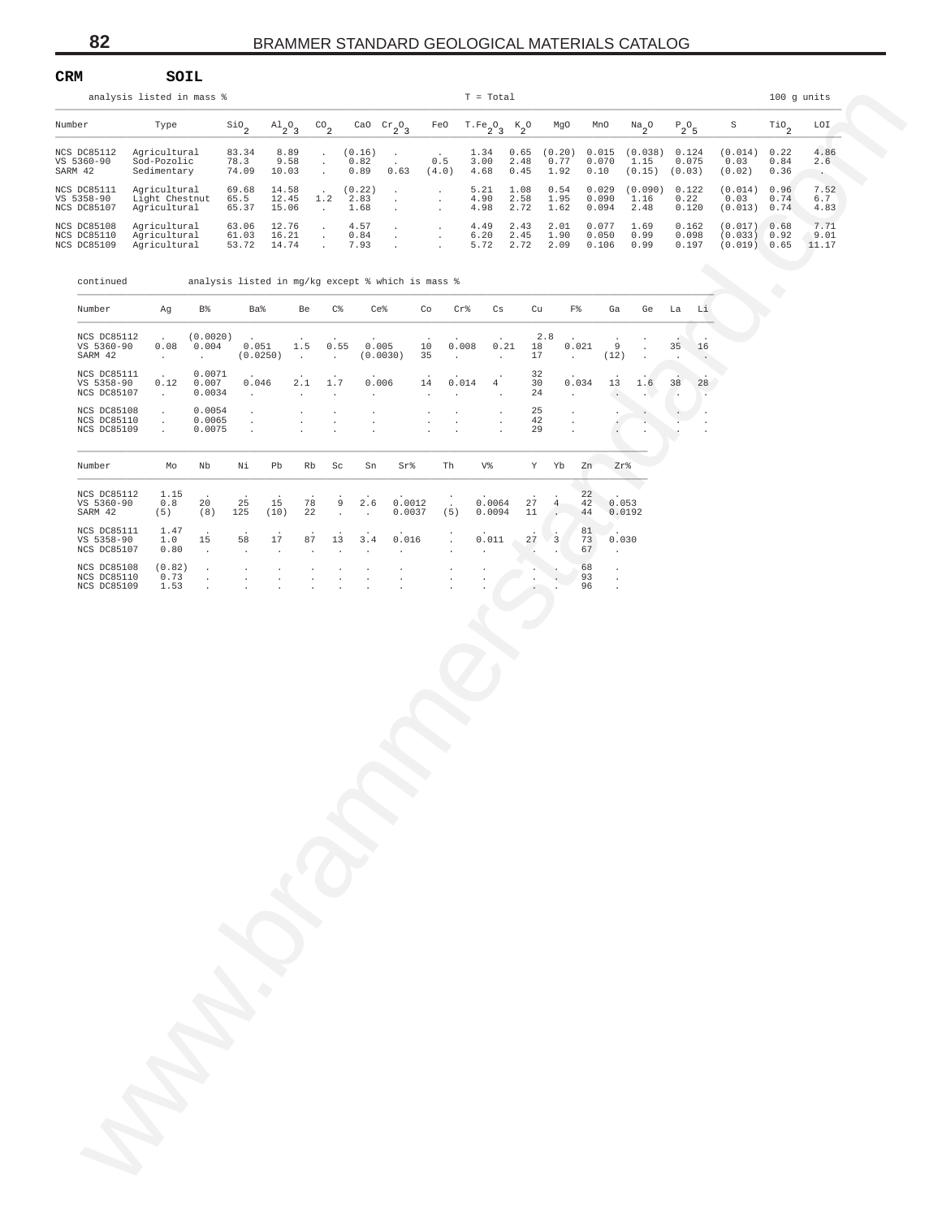**CRM** **SOIL**

analysis listed in mass % — T = Total — 100 g units

| Number | Type | $SiO_2$ | $Al_2O_3$ | $CO_2$ | CaO | $Cr_2O_3$ | FeO | $T.Fe_2O_3$ | $K_2O$ | MgO | MnO | $Na_2O$ | $P_2O_5$ | S | $TiO_2$ | LOI |
|---|---|---|---|---|---|---|---|---|---|---|---|---|---|---|---|---|
| NCS DC85112 | Agricultural | 83.34 | 8.89 | . | (0.16) | . | . | 1.34 | 0.65 | (0.20) | 0.015 | (0.038) | 0.124 | (0.014) | 0.22 | 4.86 |
| VS 5360-90 | Sod-Pozolic | 78.3 | 9.58 | . | 0.82 | . | 0.5 | 3.00 | 2.48 | 0.77 | 0.070 | 1.15 | 0.075 | 0.03 | 0.84 | 2.6 |
| SARM 42 | Sedimentary | 74.09 | 10.03 | . | 0.89 | 0.63 | (4.0) | 4.68 | 0.45 | 1.92 | 0.10 | (0.15) | (0.03) | (0.02) | 0.36 | . |
| NCS DC85111 | Agricultural | 69.68 | 14.58 | . | (0.22) | . | . | 5.21 | 1.08 | 0.54 | 0.029 | (0.090) | 0.122 | (0.014) | 0.96 | 7.52 |
| VS 5358-90 | Light Chestnut | 65.5 | 12.45 | 1.2 | 2.83 | . | . | 4.90 | 2.58 | 1.95 | 0.090 | 1.16 | 0.22 | 0.03 | 0.74 | 6.7 |
| NCS DC85107 | Agricultural | 65.37 | 15.06 | . | 1.68 | . | . | 4.98 | 2.72 | 1.62 | 0.094 | 2.48 | 0.120 | (0.013) | 0.74 | 4.83 |
| NCS DC85108 | Agricultural | 63.06 | 12.76 | . | 4.57 | . | . | 4.49 | 2.43 | 2.01 | 0.077 | 1.69 | 0.162 | (0.017) | 0.68 | 7.71 |
| NCS DC85110 | Agricultural | 61.03 | 16.21 | . | 0.84 | . | . | 6.20 | 2.45 | 1.90 | 0.050 | 0.99 | 0.098 | (0.033) | 0.92 | 9.01 |
| NCS DC85109 | Agricultural | 53.72 | 14.74 | . | 7.93 | . | . | 5.72 | 2.72 | 2.09 | 0.106 | 0.99 | 0.197 | (0.019) | 0.65 | 11.17 |

continued — analysis listed in mg/kg except % which is mass %

| Number | Ag | B% | Ba% | Be | C% | Ce% | Co | Cr% | Cs | Cu | F% | Ga | Ge | La | Li |
|---|---|---|---|---|---|---|---|---|---|---|---|---|---|---|---|
| NCS DC85112 | . | (0.0020) | . | . | . | . | . | . | . | 2.8 | . | . | . | . | . |
| VS 5360-90 | 0.08 | 0.004 | 0.051 | 1.5 | 0.55 | 0.005 | 10 | 0.008 | 0.21 | 18 | 0.021 | 9 | . | 35 | 16 |
| SARM 42 | . | . | (0.0250) | . | . | (0.0030) | 35 | . | . | 17 | . | (12) | . | . | . |
| NCS DC85111 | . | 0.0071 | . | . | . | . | . | . | . | 32 | . | . | . | . | . |
| VS 5358-90 | 0.12 | 0.007 | 0.046 | 2.1 | 1.7 | 0.006 | 14 | 0.014 | 4 | 30 | 0.034 | 13 | 1.6 | 38 | 28 |
| NCS DC85107 | . | 0.0034 | . | . | . | . | . | . | . | 24 | . | . | . | . | . |
| NCS DC85108 | . | 0.0054 | . | . | . | . | . | . | . | 25 | . | . | . | . | . |
| NCS DC85110 | . | 0.0065 | . | . | . | . | . | . | . | 42 | . | . | . | . | . |
| NCS DC85109 | . | 0.0075 | . | . | . | . | . | . | . | 29 | . | . | . | . | . |

| Number | Mo | Nb | Ni | Pb | Rb | Sc | Sn | Sr% | Th | V% | Y | Yb | Zn | Zr% |
|---|---|---|---|---|---|---|---|---|---|---|---|---|---|---|
| NCS DC85112 | 1.15 | . | . | . | . | . | . | . | . | . | . | . | 22 | . |
| VS 5360-90 | 0.8 | 20 | 25 | 15 | 78 | 9 | 2.6 | 0.0012 | . | 0.0064 | 27 | 4 | 42 | 0.053 |
| SARM 42 | (5) | (8) | 125 | (10) | 22 | . | . | 0.0037 | (5) | 0.0094 | 11 | . | 44 | 0.0192 |
| NCS DC85111 | 1.47 | . | . | . | . | . | . | . | . | . | . | . | 81 | . |
| VS 5358-90 | 1.0 | 15 | 58 | 17 | 87 | 13 | 3.4 | 0.016 | . | 0.011 | 27 | 3 | 73 | 0.030 |
| NCS DC85107 | 0.80 | . | . | . | . | . | . | . | . | . | . | . | 67 | . |
| NCS DC85108 | (0.82) | . | . | . | . | . | . | . | . | . | . | . | 68 | . |
| NCS DC85110 | 0.73 | . | . | . | . | . | . | . | . | . | . | . | 93 | . |
| NCS DC85109 | 1.53 | . | . | . | . | . | . | . | . | . | . | . | 96 | . |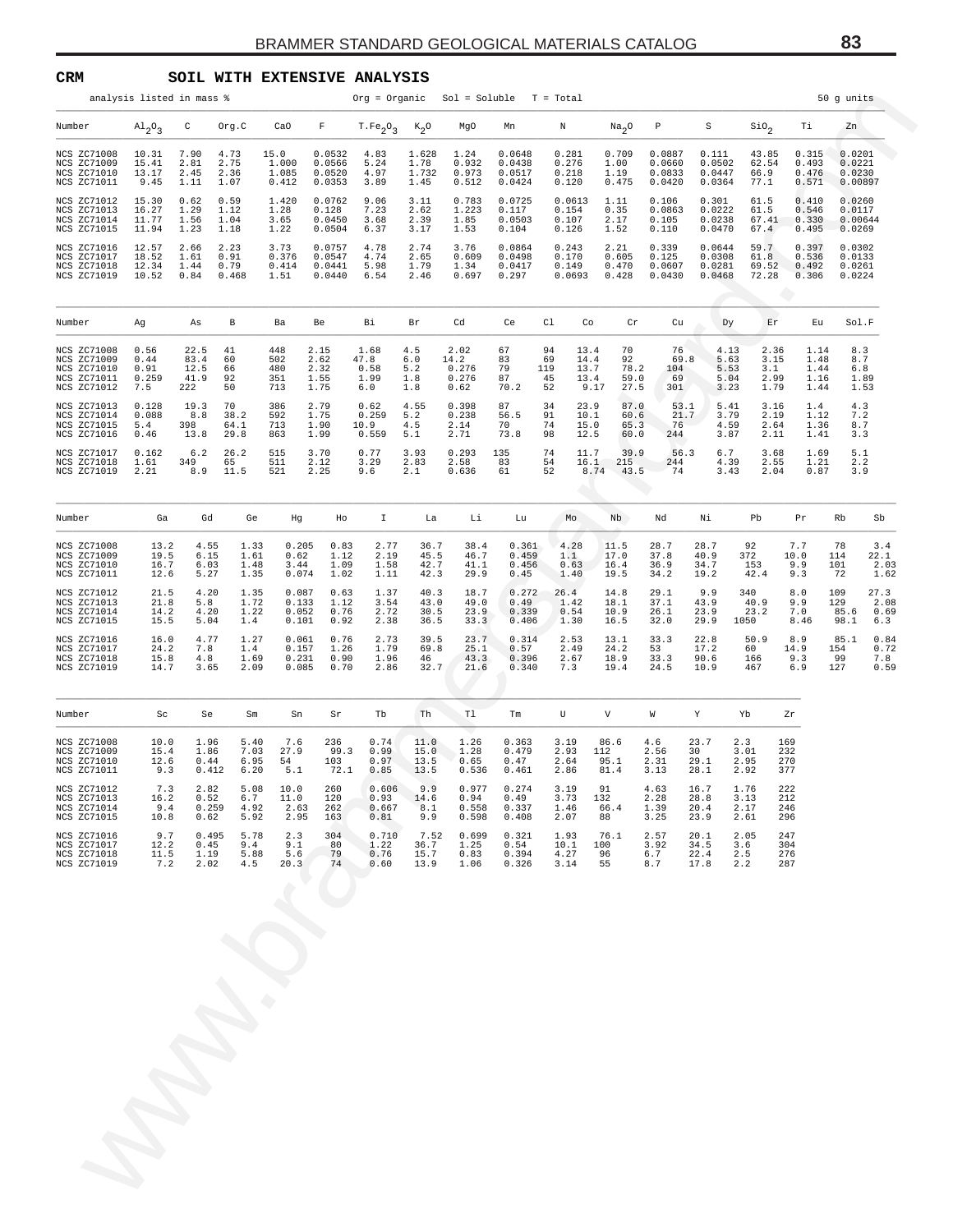**CRM** **SOIL WITH EXTENSIVE ANALYSIS**

analysis listed in mass % Org = Organic Sol = Soluble T = Total 50 g units

| Number | $Al_2O_3$ | C | Org.C | CaO | F | $T.Fe_2O_3$ | $K_2O$ | MgO | Mn | N | $Na_2O$ | P | S | $SiO_2$ | Ti | Zn |
|---|---|---|---|---|---|---|---|---|---|---|---|---|---|---|---|---|
| NCS ZC71008 | 10.31 | 7.90 | 4.73 | 15.0 | 0.0532 | 4.83 | 1.628 | 1.24 | 0.0648 | 0.281 | 0.709 | 0.0887 | 0.111 | 43.85 | 0.315 | 0.0201 |
| NCS ZC71009 | 15.41 | 2.81 | 2.75 | 1.000 | 0.0566 | 5.24 | 1.78 | 0.932 | 0.0438 | 0.276 | 1.00 | 0.0660 | 0.0502 | 62.54 | 0.493 | 0.0221 |
| NCS ZC71010 | 13.17 | 2.45 | 2.36 | 1.085 | 0.0520 | 4.97 | 1.732 | 0.973 | 0.0517 | 0.218 | 1.19 | 0.0833 | 0.0447 | 66.9 | 0.476 | 0.0230 |
| NCS ZC71011 | 9.45 | 1.11 | 1.07 | 0.412 | 0.0353 | 3.89 | 1.45 | 0.512 | 0.0424 | 0.120 | 0.475 | 0.0420 | 0.0364 | 77.1 | 0.571 | 0.00897 |
| NCS ZC71012 | 15.30 | 0.62 | 0.59 | 1.420 | 0.0762 | 9.06 | 3.11 | 0.783 | 0.0725 | 0.0613 | 1.11 | 0.106 | 0.301 | 61.5 | 0.410 | 0.0260 |
| NCS ZC71013 | 16.27 | 1.29 | 1.12 | 1.28 | 0.128 | 7.23 | 2.62 | 1.223 | 0.117 | 0.154 | 0.35 | 0.0863 | 0.0222 | 61.5 | 0.546 | 0.0117 |
| NCS ZC71014 | 11.77 | 1.56 | 1.04 | 3.65 | 0.0450 | 3.68 | 2.39 | 1.85 | 0.0503 | 0.107 | 2.17 | 0.105 | 0.0238 | 67.41 | 0.330 | 0.00644 |
| NCS ZC71015 | 11.94 | 1.23 | 1.18 | 1.22 | 0.0504 | 6.37 | 3.17 | 1.53 | 0.104 | 0.126 | 1.52 | 0.110 | 0.0470 | 67.4 | 0.495 | 0.0269 |
| NCS ZC71016 | 12.57 | 2.66 | 2.23 | 3.73 | 0.0757 | 4.78 | 2.74 | 3.76 | 0.0864 | 0.243 | 2.21 | 0.339 | 0.0644 | 59.7 | 0.397 | 0.0302 |
| NCS ZC71017 | 18.52 | 1.61 | 0.91 | 0.376 | 0.0547 | 4.74 | 2.65 | 0.609 | 0.0498 | 0.170 | 0.605 | 0.125 | 0.0308 | 61.8 | 0.536 | 0.0133 |
| NCS ZC71018 | 12.34 | 1.44 | 0.79 | 0.414 | 0.0441 | 5.98 | 1.79 | 1.34 | 0.0417 | 0.149 | 0.470 | 0.0607 | 0.0281 | 69.52 | 0.492 | 0.0261 |
| NCS ZC71019 | 10.52 | 0.84 | 0.468 | 1.51 | 0.0440 | 6.54 | 2.46 | 0.697 | 0.297 | 0.0693 | 0.428 | 0.0430 | 0.0468 | 72.28 | 0.306 | 0.0224 |

| Number | Ag | As | B | Ba | Be | Bi | Br | Cd | Ce | Cl | Co | Cr | Cu | Dy | Er | Eu | Sol.F |
|---|---|---|---|---|---|---|---|---|---|---|---|---|---|---|---|---|---|
| NCS ZC71008 | 0.56 | 22.5 | 41 | 448 | 2.15 | 1.68 | 4.5 | 2.02 | 67 | 94 | 13.4 | 70 | 76 | 4.13 | 2.36 | 1.14 | 8.3 |
| NCS ZC71009 | 0.44 | 83.4 | 60 | 502 | 2.62 | 47.8 | 6.0 | 14.2 | 83 | 69 | 14.4 | 92 | 69.8 | 5.63 | 3.15 | 1.48 | 8.7 |
| NCS ZC71010 | 0.91 | 12.5 | 66 | 480 | 2.32 | 0.58 | 5.2 | 0.276 | 79 | 119 | 13.7 | 78.2 | 104 | 5.53 | 3.1 | 1.44 | 6.8 |
| NCS ZC71011 | 0.259 | 41.9 | 92 | 351 | 1.55 | 1.99 | 1.8 | 0.276 | 87 | 45 | 13.4 | 59.0 | 69 | 5.04 | 2.99 | 1.16 | 1.89 |
| NCS ZC71012 | 7.5 | 222 | 50 | 713 | 1.75 | 6.0 | 1.8 | 0.62 | 70.2 | 52 | 9.17 | 27.5 | 301 | 3.23 | 1.79 | 1.44 | 1.53 |
| NCS ZC71013 | 0.128 | 19.3 | 70 | 386 | 2.79 | 0.62 | 4.55 | 0.398 | 87 | 34 | 23.9 | 87.0 | 53.1 | 5.41 | 3.16 | 1.4 | 4.3 |
| NCS ZC71014 | 0.088 | 8.8 | 38.2 | 592 | 1.75 | 0.259 | 5.2 | 0.238 | 56.5 | 91 | 10.1 | 60.6 | 21.7 | 3.79 | 2.19 | 1.12 | 7.2 |
| NCS ZC71015 | 5.4 | 398 | 64.1 | 713 | 1.90 | 10.9 | 4.5 | 2.14 | 70 | 74 | 15.0 | 65.3 | 76 | 4.59 | 2.64 | 1.36 | 8.7 |
| NCS ZC71016 | 0.46 | 13.8 | 29.8 | 863 | 1.99 | 0.559 | 5.1 | 2.71 | 73.8 | 98 | 12.5 | 60.0 | 244 | 3.87 | 2.11 | 1.41 | 3.3 |
| NCS ZC71017 | 0.162 | 6.2 | 26.2 | 515 | 3.70 | 0.77 | 3.93 | 0.293 | 135 | 74 | 11.7 | 39.9 | 56.3 | 6.7 | 3.68 | 1.69 | 5.1 |
| NCS ZC71018 | 1.61 | 349 | 65 | 511 | 2.12 | 3.29 | 2.83 | 2.58 | 83 | 54 | 16.1 | 215 | 244 | 4.39 | 2.55 | 1.21 | 2.2 |
| NCS ZC71019 | 2.21 | 8.9 | 11.5 | 521 | 2.25 | 9.6 | 2.1 | 0.636 | 61 | 52 | 8.74 | 43.5 | 74 | 3.43 | 2.04 | 0.87 | 3.9 |

| Number | Ga | Gd | Ge | Hg | Ho | I | La | Li | Lu | Mo | Nb | Nd | Ni | Pb | Pr | Rb | Sb |
|---|---|---|---|---|---|---|---|---|---|---|---|---|---|---|---|---|---|
| NCS ZC71008 | 13.2 | 4.55 | 1.33 | 0.205 | 0.83 | 2.77 | 36.7 | 38.4 | 0.361 | 4.28 | 11.5 | 28.7 | 28.7 | 92 | 7.7 | 78 | 3.4 |
| NCS ZC71009 | 19.5 | 6.15 | 1.61 | 0.62 | 1.12 | 2.19 | 45.5 | 46.7 | 0.459 | 1.1 | 17.0 | 37.8 | 40.9 | 372 | 10.0 | 114 | 22.1 |
| NCS ZC71010 | 16.7 | 6.03 | 1.48 | 3.44 | 1.09 | 1.58 | 42.7 | 41.1 | 0.456 | 0.63 | 16.4 | 36.9 | 34.7 | 153 | 9.9 | 101 | 2.03 |
| NCS ZC71011 | 12.6 | 5.27 | 1.35 | 0.074 | 1.02 | 1.11 | 42.3 | 29.9 | 0.45 | 1.40 | 19.5 | 34.2 | 19.2 | 42.4 | 9.3 | 72 | 1.62 |
| NCS ZC71012 | 21.5 | 4.20 | 1.35 | 0.087 | 0.63 | 1.37 | 40.3 | 18.7 | 0.272 | 26.4 | 14.8 | 29.1 | 9.9 | 340 | 8.0 | 109 | 27.3 |
| NCS ZC71013 | 21.8 | 5.8 | 1.72 | 0.133 | 1.12 | 3.54 | 43.0 | 49.0 | 0.49 | 1.42 | 18.1 | 37.1 | 43.9 | 40.9 | 9.9 | 129 | 2.08 |
| NCS ZC71014 | 14.2 | 4.20 | 1.22 | 0.052 | 0.76 | 2.72 | 30.5 | 23.9 | 0.339 | 0.54 | 10.9 | 26.1 | 23.9 | 23.2 | 7.0 | 85.6 | 0.69 |
| NCS ZC71015 | 15.5 | 5.04 | 1.4 | 0.101 | 0.92 | 2.38 | 36.5 | 33.3 | 0.406 | 1.30 | 16.5 | 32.0 | 29.9 | 1050 | 8.46 | 98.1 | 6.3 |
| NCS ZC71016 | 16.0 | 4.77 | 1.27 | 0.061 | 0.76 | 2.73 | 39.5 | 23.7 | 0.314 | 2.53 | 13.1 | 33.3 | 22.8 | 50.9 | 8.9 | 85.1 | 0.84 |
| NCS ZC71017 | 24.2 | 7.8 | 1.4 | 0.157 | 1.26 | 1.79 | 69.8 | 25.1 | 0.57 | 2.49 | 24.2 | 53 | 17.2 | 60 | 14.9 | 154 | 0.72 |
| NCS ZC71018 | 15.8 | 4.8 | 1.69 | 0.231 | 0.90 | 1.96 | 46 | 43.3 | 0.396 | 2.67 | 18.9 | 33.3 | 90.6 | 166 | 9.3 | 99 | 7.8 |
| NCS ZC71019 | 14.7 | 3.65 | 2.09 | 0.085 | 0.70 | 2.86 | 32.7 | 21.6 | 0.340 | 7.3 | 19.4 | 24.5 | 10.9 | 467 | 6.9 | 127 | 0.59 |

| Number | Sc | Se | Sm | Sn | Sr | Tb | Th | Tl | Tm | U | V | W | Y | Yb | Zr |
|---|---|---|---|---|---|---|---|---|---|---|---|---|---|---|---|
| NCS ZC71008 | 10.0 | 1.96 | 5.40 | 7.6 | 236 | 0.74 | 11.0 | 1.26 | 0.363 | 3.19 | 86.6 | 4.6 | 23.7 | 2.3 | 169 |
| NCS ZC71009 | 15.4 | 1.86 | 7.03 | 27.9 | 99.3 | 0.99 | 15.0 | 1.28 | 0.479 | 2.93 | 112 | 2.56 | 30 | 3.01 | 232 |
| NCS ZC71010 | 12.6 | 0.44 | 6.95 | 54 | 103 | 0.97 | 13.5 | 0.65 | 0.47 | 2.64 | 95.1 | 2.31 | 29.1 | 2.95 | 270 |
| NCS ZC71011 | 9.3 | 0.412 | 6.20 | 5.1 | 72.1 | 0.85 | 13.5 | 0.536 | 0.461 | 2.86 | 81.4 | 3.13 | 28.1 | 2.92 | 377 |
| NCS ZC71012 | 7.3 | 2.82 | 5.08 | 10.0 | 260 | 0.606 | 9.9 | 0.977 | 0.274 | 3.19 | 91 | 4.63 | 16.7 | 1.76 | 222 |
| NCS ZC71013 | 16.2 | 0.52 | 6.7 | 11.0 | 120 | 0.93 | 14.6 | 0.94 | 0.49 | 3.73 | 132 | 2.28 | 28.8 | 3.13 | 212 |
| NCS ZC71014 | 9.4 | 0.259 | 4.92 | 2.63 | 262 | 0.667 | 8.1 | 0.558 | 0.337 | 1.46 | 66.4 | 1.39 | 20.4 | 2.17 | 246 |
| NCS ZC71015 | 10.8 | 0.62 | 5.92 | 2.95 | 163 | 0.81 | 9.9 | 0.598 | 0.408 | 2.07 | 88 | 3.25 | 23.9 | 2.61 | 296 |
| NCS ZC71016 | 9.7 | 0.495 | 5.78 | 2.3 | 304 | 0.710 | 7.52 | 0.699 | 0.321 | 1.93 | 76.1 | 2.57 | 20.1 | 2.05 | 247 |
| NCS ZC71017 | 12.2 | 0.45 | 9.4 | 9.1 | 80 | 1.22 | 36.7 | 1.25 | 0.54 | 10.1 | 100 | 3.92 | 34.5 | 3.6 | 304 |
| NCS ZC71018 | 11.5 | 1.19 | 5.88 | 5.6 | 79 | 0.76 | 15.7 | 0.83 | 0.394 | 4.27 | 96 | 6.7 | 22.4 | 2.5 | 276 |
| NCS ZC71019 | 7.2 | 2.02 | 4.5 | 20.3 | 74 | 0.60 | 13.9 | 1.06 | 0.326 | 3.14 | 55 | 8.7 | 17.8 | 2.2 | 287 |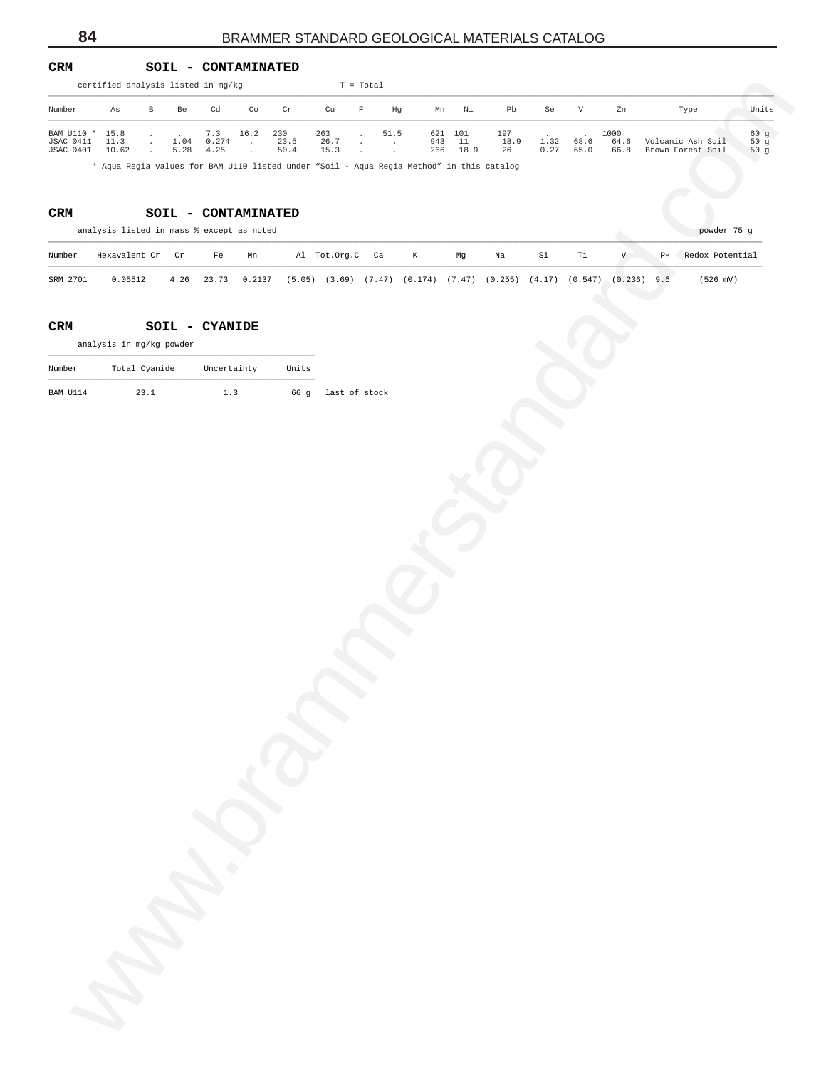## CRM SOIL - CONTAMINATED

certified analysis listed in mg/kg T = Total

| Number | As | B | Be | Cd | Co | Cr | Cu | F | Hg | Mn | Ni | Pb | Se | V | Zn | Type | Units |
|---|---|---|---|---|---|---|---|---|---|---|---|---|---|---|---|---|---|
| BAM U110 * | 15.8 | . | . | 7.3 | 16.2 | 230 | 263 | . | 51.5 | 621 | 101 | 197 | . | . | 1000 | | 60 g |
| JSAC 0411 | 11.3 | . | 1.04 | 0.274 | . | 23.5 | 26.7 | . | . | 943 | 11 | 18.9 | 1.32 | 68.6 | 64.6 | Volcanic Ash Soil | 50 g |
| JSAC 0401 | 10.62 | . | 5.28 | 4.25 | . | 50.4 | 15.3 | . | . | 266 | 18.9 | 26 | 0.27 | 65.0 | 66.8 | Brown Forest Soil | 50 g |

\* Aqua Regia values for BAM U110 listed under "Soil - Aqua Regia Method" in this catalog

## CRM SOIL - CONTAMINATED

analysis listed in mass % except as noted — powder 75 g

| Number | Hexavalent Cr | Cr | Fe | Mn | Al | Tot.Org.C | Ca | K | Mg | Na | Si | Ti | V | PH | Redox Potential |
|---|---|---|---|---|---|---|---|---|---|---|---|---|---|---|---|
| SRM 2701 | 0.05512 | 4.26 | 23.73 | 0.2137 | (5.05) | (3.69) | (7.47) | (0.174) | (7.47) | (0.255) | (4.17) | (0.547) | (0.236) | 9.6 | (526 mV) |

## CRM SOIL - CYANIDE

analysis in mg/kg powder

| Number | Total Cyanide | Uncertainty | Units | |
|---|---|---|---|---|
| BAM U114 | 23.1 | 1.3 | 66 g | last of stock |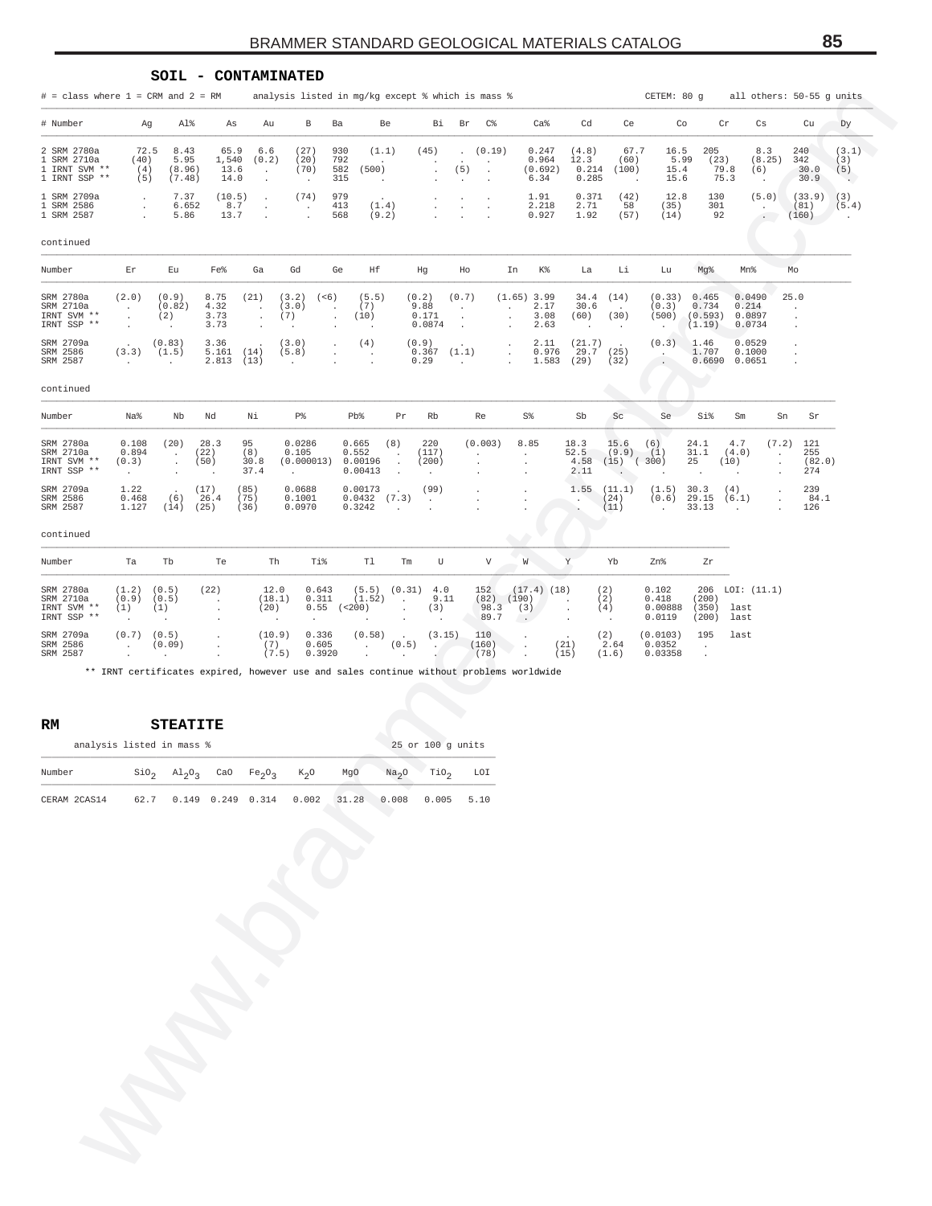## SOIL - CONTAMINATED

# = class where 1 = CRM and 2 = RM    analysis listed in mg/kg except % which is mass %    CETEM: 80 g    all others: 50-55 g units

| # | Number | Ag | Al% | As | Au | B | Ba | Be | Bi | Br | C% | Ca% | Cd | Ce | Co | Cr | Cs | Cu | Dy |
|---|---|---|---|---|---|---|---|---|---|---|---|---|---|---|---|---|---|---|---|
| 2 | SRM 2780a | 72.5 | 8.43 | 65.9 | 6.6 | (27) | 930 | (1.1) | (45) | . | (0.19) | 0.247 | (4.8) | 67.7 | 16.5 | 205 | 8.3 | 240 | (3.1) |
| 1 | SRM 2710a | (40) | 5.95 | 1,540 | (0.2) | (20) | 792 | . | . | . | . | 0.964 | 12.3 | (60) | 5.99 | (23) | (8.25) | 342 | (3) |
| 1 | IRNT SVM ** | (4) | (8.96) | 13.6 | . | (70) | 582 | (500) | . | (5) | . | (0.692) | 0.214 | (100) | 15.4 | 79.8 | (6) | 30.0 | (5) |
| 1 | IRNT SSP ** | (5) | (7.48) | 14.0 | . | . | 315 | . | . | . | . | 6.34 | 0.285 | . | 15.6 | 75.3 | . | 30.9 | . |
| 1 | SRM 2709a | . | 7.37 | (10.5) | . | (74) | 979 | . | . | . | . | 1.91 | 0.371 | (42) | 12.8 | 130 | (5.0) | (33.9) | (3) |
| 1 | SRM 2586 | . | 6.652 | 8.7 | . | . | 413 | (1.4) | . | . | . | 2.218 | 2.71 | 58 | (35) | 301 | . | (81) | (5.4) |
| 1 | SRM 2587 | . | 5.86 | 13.7 | . | . | 568 | (9.2) | . | . | . | 0.927 | 1.92 | (57) | (14) | 92 | . | (160) | . |

continued

| Number | Er | Eu | Fe% | Ga | Gd | Ge | Hf | Hg | Ho | In | K% | La | Li | Lu | Mg% | Mn% | Mo |
|---|---|---|---|---|---|---|---|---|---|---|---|---|---|---|---|---|---|
| SRM 2780a | (2.0) | (0.9) | 8.75 | (21) | (3.2) | (<6) | (5.5) | (0.2) | (0.7) | (1.65) | 3.99 | 34.4 | (14) | (0.33) | 0.465 | 0.0490 | 25.0 |
| SRM 2710a | . | (0.82) | 4.32 | . | (3.0) | . | (7) | 9.88 | . | . | 2.17 | 30.6 | . | (0.3) | 0.734 | 0.214 | . |
| IRNT SVM ** | . | (2) | 3.73 | . | (7) | . | (10) | 0.171 | . | . | 3.08 | (60) | (30) | (500) | (0.593) | 0.0897 | . |
| IRNT SSP ** | . | . | 3.73 | . | . | . | . | 0.0874 | . | . | 2.63 | . | . | . | (1.19) | 0.0734 | . |
| SRM 2709a | . | (0.83) | 3.36 | . | (3.0) | . | (4) | (0.9) | . | . | 2.11 | (21.7) | . | (0.3) | 1.46 | 0.0529 | . |
| SRM 2586 | (3.3) | (1.5) | 5.161 | (14) | (5.8) | . | . | 0.367 | (1.1) | . | 0.976 | 29.7 | (25) | . | 1.707 | 0.1000 | . |
| SRM 2587 | . | . | 2.813 | (13) | . | . | . | 0.29 | . | . | 1.583 | (29) | (32) | . | 0.6690 | 0.0651 | . |

continued

| Number | Na% | Nb | Nd | Ni | P% | Pb% | Pr | Rb | Re | S% | Sb | Sc | Se | Si% | Sm | Sn | Sr |
|---|---|---|---|---|---|---|---|---|---|---|---|---|---|---|---|---|---|
| SRM 2780a | 0.108 | (20) | 28.3 | 95 | 0.0286 | 0.665 | (8) | 220 | (0.003) | 8.85 | 18.3 | 15.6 | (6) | 24.1 | 4.7 | (7.2) | 121 |
| SRM 2710a | 0.894 | . | (22) | (8) | 0.105 | 0.552 | . | (117) | . | . | 52.5 | (9.9) | (1) | 31.1 | (4.0) | . | 255 |
| IRNT SVM ** | (0.3) | . | (50) | 30.8 | (0.000013) | 0.00196 | . | (200) | . | . | 4.58 | (15) | (300) | 25 | (10) | . | (82.0) |
| IRNT SSP ** | . | . | . | 37.4 | . | 0.00413 | . | . | . | . | 2.11 | . | . | . | . | . | 274 |
| SRM 2709a | 1.22 | . | (17) | (85) | 0.0688 | 0.00173 | . | (99) | . | . | 1.55 | (11.1) | (1.5) | 30.3 | (4) | . | 239 |
| SRM 2586 | 0.468 | (6) | 26.4 | (75) | 0.1001 | 0.0432 | (7.3) | . | . | . | . | (24) | (0.6) | 29.15 | (6.1) | . | 84.1 |
| SRM 2587 | 1.127 | (14) | (25) | (36) | 0.0970 | 0.3242 | . | . | . | . | . | (11) | . | 33.13 | . | . | 126 |

continued

| Number | Ta | Tb | Te | Th | Ti% | Tl | Tm | U | V | W | Y | Yb | Zn% | Zr | |
|---|---|---|---|---|---|---|---|---|---|---|---|---|---|---|---|
| SRM 2780a | (1.2) | (0.5) | (22) | 12.0 | 0.643 | (5.5) | (0.31) | 4.0 | 152 | (17.4) | (18) | (2) | 0.102 | 206 | LOI: (11.1) |
| SRM 2710a | (0.9) | (0.5) | . | (18.1) | 0.311 | (1.52) | . | 9.11 | (82) | (190) | . | (2) | 0.418 | (200) | |
| IRNT SVM ** | (1) | (1) | . | (20) | 0.55 | (<200) | . | (3) | 98.3 | (3) | . | (4) | 0.00888 | (350) | last |
| IRNT SSP ** | . | . | . | . | . | . | . | . | 89.7 | . | . | . | 0.0119 | (200) | last |
| SRM 2709a | (0.7) | (0.5) | . | (10.9) | 0.336 | (0.58) | . | (3.15) | 110 | . | . | (2) | (0.0103) | 195 | last |
| SRM 2586 | . | (0.09) | . | (7) | 0.605 | . | (0.5) | . | (160) | . | (21) | 2.64 | 0.0352 | . | |
| SRM 2587 | . | . | . | (7.5) | 0.3920 | . | . | . | (78) | . | (15) | (1.6) | 0.03358 | . | |

** IRNT certificates expired, however use and sales continue without problems worldwide

## RM STEATITE

analysis listed in mass %    25 or 100 g units

| Number | $SiO_2$ | $Al_2O_3$ | CaO | $Fe_2O_3$ | $K_2O$ | MgO | $Na_2O$ | $TiO_2$ | LOI |
|---|---|---|---|---|---|---|---|---|---|
| CERAM 2CAS14 | 62.7 | 0.149 | 0.249 | 0.314 | 0.002 | 31.28 | 0.008 | 0.005 | 5.10 |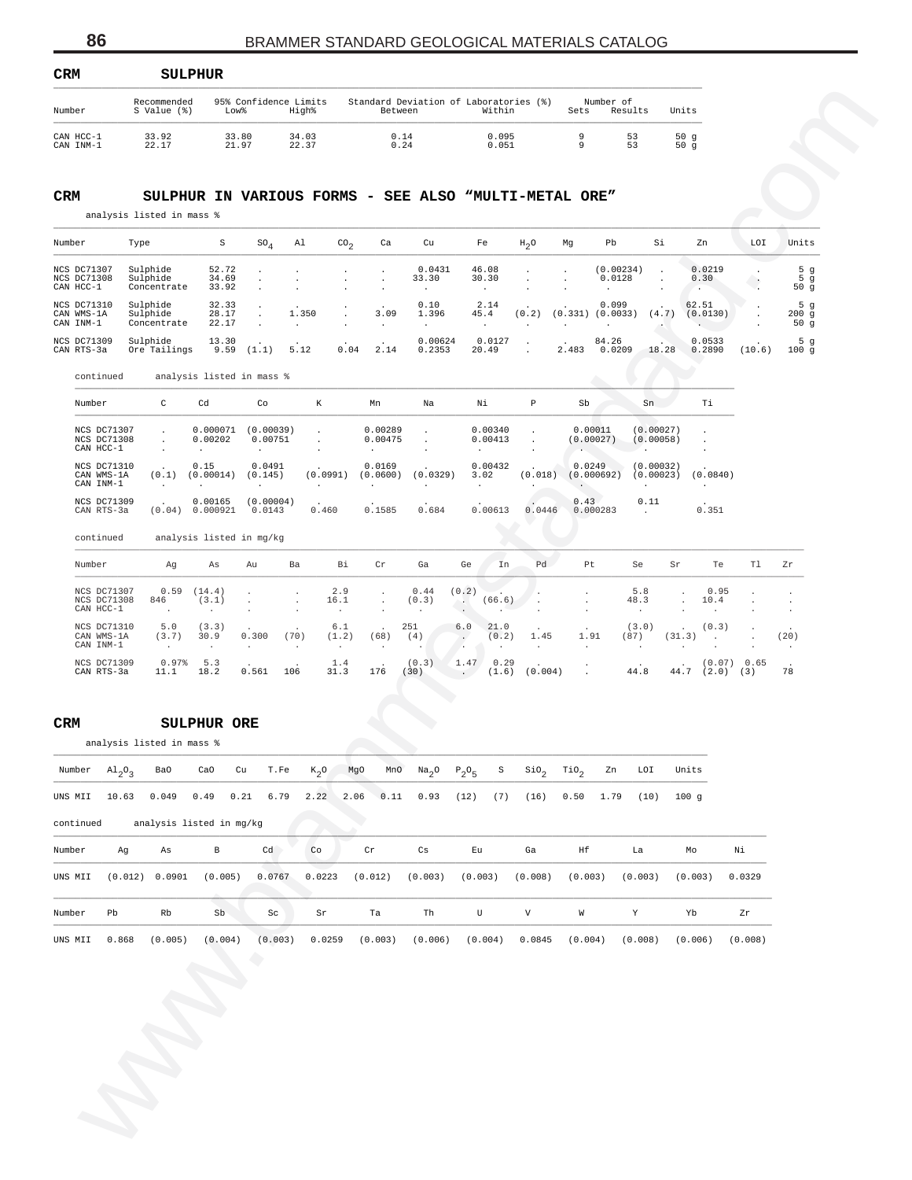## CRM SULPHUR

| Number | Recommended S Value (%) | 95% Confidence Limits Low% | High% | Standard Deviation of Laboratories (%) Between | Within | Number of Sets | Results | Units |
|---|---|---|---|---|---|---|---|---|
| CAN HCC-1 | 33.92 | 33.80 | 34.03 | 0.14 | 0.095 | 9 | 53 | 50 g |
| CAN INM-1 | 22.17 | 21.97 | 22.37 | 0.24 | 0.051 | 9 | 53 | 50 g |

## CRM SULPHUR IN VARIOUS FORMS - SEE ALSO "MULTI-METAL ORE"

analysis listed in mass %

| Number | Type | S | $SO_4$ | Al | $CO_2$ | Ca | Cu | Fe | $H_2O$ | Mg | Pb | Si | Zn | LOI | Units |
|---|---|---|---|---|---|---|---|---|---|---|---|---|---|---|---|
| NCS DC71307 | Sulphide | 52.72 | . | . | . | . | 0.0431 | 46.08 | . | . | (0.00234) | . | 0.0219 | . | 5 g |
| NCS DC71308 | Sulphide | 34.69 | . | . | . | . | 33.30 | 30.30 | . | . | 0.0128 | . | 0.30 | . | 5 g |
| CAN HCC-1 | Concentrate | 33.92 | . | . | . | . | . | . | . | . | . | . | . | . | 50 g |
| NCS DC71310 | Sulphide | 32.33 | . | . | . | . | 0.10 | 2.14 | . | . | 0.099 | . | 62.51 | . | 5 g |
| CAN WMS-1A | Sulphide | 28.17 | . | 1.350 | . | 3.09 | 1.396 | 45.4 | (0.2) | (0.331) | (0.0033) | (4.7) | (0.0130) | . | 200 g |
| CAN INM-1 | Concentrate | 22.17 | . | . | . | . | . | . | . | . | . | . | . | . | 50 g |
| NCS DC71309 | Sulphide | 13.30 | . | . | . | . | 0.00624 | 0.0127 | . | . | 84.26 | . | 0.0533 | . | 5 g |
| CAN RTS-3a | Ore Tailings | 9.59 | (1.1) | 5.12 | 0.04 | 2.14 | 0.2353 | 20.49 | . | 2.483 | 0.0209 | 18.28 | 0.2890 | (10.6) | 100 g |

continued analysis listed in mass %

| Number | C | Cd | Co | K | Mn | Na | Ni | P | Sb | Sn | Ti |
|---|---|---|---|---|---|---|---|---|---|---|---|
| NCS DC71307 | . | 0.000071 | (0.00039) | . | 0.00289 | . | 0.00340 | . | 0.00011 | (0.00027) | . |
| NCS DC71308 | . | 0.00202 | 0.00751 | . | 0.00475 | . | 0.00413 | . | (0.00027) | (0.00058) | . |
| CAN HCC-1 | . | . | . | . | . | . | . | . | . | . | . |
| NCS DC71310 | . | 0.15 | 0.0491 | . | 0.0169 | . | 0.00432 | . | 0.0249 | (0.00032) | . |
| CAN WMS-1A | (0.1) | (0.00014) | (0.145) | (0.0991) | (0.0600) | (0.0329) | 3.02 | (0.018) | (0.000692) | (0.00023) | (0.0840) |
| CAN INM-1 | . | . | . | . | . | . | . | . | . | . | . |
| NCS DC71309 | . | 0.00165 | (0.00004) | . | . | . | . | . | 0.43 | 0.11 | . |
| CAN RTS-3a | (0.04) | 0.000921 | 0.0143 | 0.460 | 0.1585 | 0.684 | 0.00613 | 0.0446 | 0.000283 | . | 0.351 |

continued analysis listed in mg/kg

| Number | Ag | As | Au | Ba | Bi | Cr | Ga | Ge | In | Pd | Pt | Se | Sr | Te | Tl | Zr |
|---|---|---|---|---|---|---|---|---|---|---|---|---|---|---|---|---|
| NCS DC71307 | 0.59 | (14.4) | . | . | 2.9 | . | 0.44 | (0.2) | . | . | . | 5.8 | . | 0.95 | . | . |
| NCS DC71308 | 846 | (3.1) | . | . | 16.1 | . | (0.3) | . | (66.6) | . | . | 48.3 | . | 10.4 | . | . |
| CAN HCC-1 | . | . | . | . | . | . | . | . | . | . | . | . | . | . | . | . |
| NCS DC71310 | 5.0 | (3.3) | . | . | 6.1 | . | 251 | 6.0 | 21.0 | . | . | (3.0) | . | (0.3) | . | . |
| CAN WMS-1A | (3.7) | 30.9 | 0.300 | (70) | (1.2) | (68) | (4) | . | (0.2) | 1.45 | 1.91 | (87) | (31.3) | . | . | (20) |
| CAN INM-1 | . | . | . | . | . | . | . | . | . | . | . | . | . | . | . | . |
| NCS DC71309 | 0.97% | 5.3 | . | . | 1.4 | . | (0.3) | 1.47 | 0.29 | . | . | . | . | (0.07) | 0.65 | . |
| CAN RTS-3a | 11.1 | 18.2 | 0.561 | 106 | 31.3 | 176 | (30) | . | (1.6) | (0.004) | . | 44.8 | 44.7 | (2.0) | (3) | 78 |

## CRM SULPHUR ORE

analysis listed in mass %

| Number | $Al_2O_3$ | BaO | CaO | Cu | T.Fe | $K_2O$ | MgO | MnO | $Na_2O$ | $P_2O_5$ | S | $SiO_2$ | $TiO_2$ | Zn | LOI | Units |
|---|---|---|---|---|---|---|---|---|---|---|---|---|---|---|---|---|
| UNS MII | 10.63 | 0.049 | 0.49 | 0.21 | 6.79 | 2.22 | 2.06 | 0.11 | 0.93 | (12) | (7) | (16) | 0.50 | 1.79 | (10) | 100 g |

continued analysis listed in mg/kg

| Number | Ag | As | B | Cd | Co | Cr | Cs | Eu | Ga | Hf | La | Mo | Ni |
|---|---|---|---|---|---|---|---|---|---|---|---|---|---|
| UNS MII | (0.012) | 0.0901 | (0.005) | 0.0767 | 0.0223 | (0.012) | (0.003) | (0.003) | (0.008) | (0.003) | (0.003) | (0.003) | 0.0329 |

| Number | Pb | Rb | Sb | Sc | Sr | Ta | Th | U | V | W | Y | Yb | Zr |
|---|---|---|---|---|---|---|---|---|---|---|---|---|---|
| UNS MII | 0.868 | (0.005) | (0.004) | (0.003) | 0.0259 | (0.003) | (0.006) | (0.004) | 0.0845 | (0.004) | (0.008) | (0.006) | (0.008) |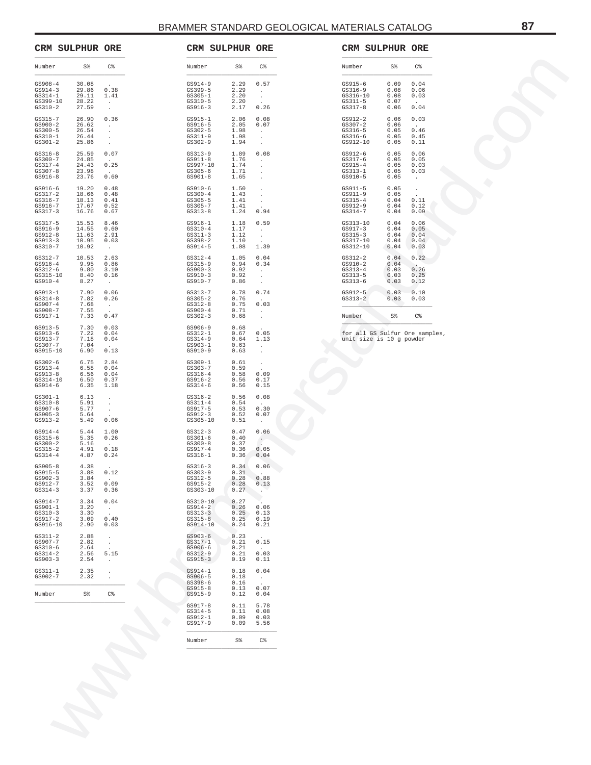## CRM SULPHUR ORE

| Number | S% | C% |
|---|---|---|
| GS908-4 | 30.08 | . |
| GS914-3 | 29.86 | 0.38 |
| GS314-1 | 29.11 | 1.41 |
| GS399-10 | 28.22 | . |
| GS310-2 | 27.59 | . |
| GS315-7 | 26.90 | 0.36 |
| GS900-2 | 26.62 | . |
| GS300-5 | 26.54 | . |
| GS310-1 | 26.44 | . |
| GS301-2 | 25.86 | . |
| GS316-8 | 25.59 | 0.07 |
| GS300-7 | 24.85 | . |
| GS317-4 | 24.43 | 0.25 |
| GS307-8 | 23.98 | . |
| GS916-8 | 23.76 | 0.60 |
| GS916-6 | 19.20 | 0.48 |
| GS317-2 | 18.66 | 0.48 |
| GS316-7 | 18.13 | 0.41 |
| GS916-7 | 17.67 | 0.52 |
| GS317-3 | 16.76 | 0.67 |
| GS317-5 | 15.53 | 8.46 |
| GS916-9 | 14.55 | 0.60 |
| GS912-8 | 11.63 | 2.91 |
| GS913-3 | 10.95 | 0.03 |
| GS310-7 | 10.92 | . |
| GS312-7 | 10.53 | 2.63 |
| GS916-4 | 9.95 | 0.86 |
| GS312-6 | 9.80 | 3.10 |
| GS315-10 | 8.40 | 0.16 |
| GS910-4 | 8.27 | . |
| GS913-1 | 7.90 | 0.06 |
| GS314-8 | 7.82 | 0.26 |
| GS907-4 | 7.68 | . |
| GS908-7 | 7.55 | . |
| GS917-1 | 7.33 | 0.47 |
| GS913-5 | 7.30 | 0.03 |
| GS913-6 | 7.22 | 0.04 |
| GS913-7 | 7.18 | 0.04 |
| GS307-7 | 7.04 | . |
| GS915-10 | 6.90 | 0.13 |
| GS302-6 | 6.75 | 2.84 |
| GS913-4 | 6.58 | 0.04 |
| GS913-8 | 6.56 | 0.04 |
| GS314-10 | 6.50 | 0.37 |
| GS914-6 | 6.35 | 1.18 |
| GS301-1 | 6.13 | . |
| GS310-8 | 5.91 | . |
| GS907-6 | 5.77 | . |
| GS905-3 | 5.64 | . |
| GS913-2 | 5.49 | 0.06 |
| GS914-4 | 5.44 | 1.00 |
| GS315-6 | 5.35 | 0.26 |
| GS300-2 | 5.16 | . |
| GS315-2 | 4.91 | 0.18 |
| GS314-4 | 4.87 | 0.24 |
| GS905-8 | 4.38 | . |
| GS915-5 | 3.88 | 0.12 |
| GS902-3 | 3.84 | . |
| GS912-7 | 3.52 | 0.09 |
| GS314-3 | 3.37 | 0.36 |
| GS914-7 | 3.34 | 0.04 |
| GS901-1 | 3.20 | . |
| GS310-3 | 3.30 | . |
| GS917-2 | 3.09 | 0.40 |
| GS916-10 | 2.90 | 0.03 |
| GS311-2 | 2.88 | . |
| GS907-7 | 2.82 | . |
| GS310-6 | 2.64 | . |
| GS314-2 | 2.56 | 5.15 |
| GS903-3 | 2.54 | . |
| GS311-1 | 2.35 | . |
| GS902-7 | 2.32 | . |
| GS914-9 | 2.29 | 0.57 |
| GS399-5 | 2.29 | . |
| GS305-1 | 2.20 | . |
| GS310-5 | 2.20 | . |
| GS916-3 | 2.17 | 0.26 |
| GS915-1 | 2.06 | 0.08 |
| GS916-5 | 2.05 | 0.07 |
| GS302-5 | 1.98 | . |
| GS311-9 | 1.98 | . |
| GS302-9 | 1.94 | . |
| GS313-9 | 1.89 | 0.08 |
| GS911-8 | 1.76 | . |
| GS997-10 | 1.74 | . |
| GS305-6 | 1.71 | . |
| GS901-8 | 1.65 | . |
| GS910-6 | 1.50 | . |
| GS300-4 | 1.43 | . |
| GS305-5 | 1.41 | . |
| GS305-7 | 1.41 | . |
| GS313-8 | 1.24 | 0.94 |
| GS916-1 | 1.18 | 0.59 |
| GS310-4 | 1.17 | . |
| GS311-3 | 1.12 | . |
| GS398-2 | 1.10 | . |
| GS914-5 | 1.08 | 1.39 |
| GS312-4 | 1.05 | 0.04 |
| GS315-9 | 0.94 | 0.34 |
| GS900-3 | 0.92 | . |
| GS910-3 | 0.92 | . |
| GS910-7 | 0.86 | . |
| GS313-7 | 0.78 | 0.74 |
| GS305-2 | 0.76 | . |
| GS312-8 | 0.75 | 0.03 |
| GS900-4 | 0.71 | . |
| GS302-3 | 0.68 | . |
| GS906-9 | 0.68 | . |
| GS312-1 | 0.67 | 0.05 |
| GS314-9 | 0.64 | 1.13 |
| GS903-1 | 0.63 | . |
| GS910-9 | 0.63 | . |
| GS309-1 | 0.61 | . |
| GS303-7 | 0.59 | . |
| GS316-4 | 0.58 | 0.09 |
| GS916-2 | 0.56 | 0.17 |
| GS314-6 | 0.56 | 0.15 |
| GS316-2 | 0.56 | 0.08 |
| GS311-4 | 0.54 | . |
| GS917-5 | 0.53 | 0.30 |
| GS912-3 | 0.52 | 0.07 |
| GS305-10 | 0.51 | . |
| GS312-3 | 0.47 | 0.06 |
| GS301-6 | 0.40 | . |
| GS300-8 | 0.37 | . |
| GS917-4 | 0.36 | 0.05 |
| GS316-1 | 0.36 | 0.04 |
| GS316-3 | 0.34 | 0.06 |
| GS303-9 | 0.31 | . |
| GS312-5 | 0.28 | 0.88 |
| GS915-2 | 0.28 | 0.13 |
| GS303-10 | 0.27 | . |
| GS310-10 | 0.27 | . |
| GS914-2 | 0.26 | 0.06 |
| GS313-3 | 0.25 | 0.13 |
| GS315-8 | 0.25 | 0.19 |
| GS914-10 | 0.24 | 0.21 |
| GS903-6 | 0.23 | . |
| GS317-1 | 0.21 | 0.15 |
| GS906-6 | 0.21 | . |
| GS312-9 | 0.21 | 0.03 |
| GS915-3 | 0.19 | 0.11 |
| GS914-1 | 0.18 | 0.04 |
| GS906-5 | 0.18 | . |
| GS398-6 | 0.16 | . |
| GS915-8 | 0.13 | 0.07 |
| GS915-9 | 0.12 | 0.04 |
| GS917-8 | 0.11 | 5.78 |
| GS314-5 | 0.11 | 0.08 |
| GS912-1 | 0.09 | 0.03 |
| GS917-9 | 0.09 | 5.56 |
| GS915-6 | 0.09 | 0.04 |
| GS316-9 | 0.08 | 0.06 |
| GS316-10 | 0.08 | 0.03 |
| GS311-5 | 0.07 | . |
| GS317-8 | 0.06 | 0.04 |
| GS912-2 | 0.06 | 0.03 |
| GS307-2 | 0.06 | . |
| GS316-5 | 0.05 | 0.46 |
| GS316-6 | 0.05 | 0.45 |
| GS912-10 | 0.05 | 0.11 |
| GS912-6 | 0.05 | 0.06 |
| GS317-6 | 0.05 | 0.05 |
| GS915-4 | 0.05 | 0.03 |
| GS313-1 | 0.05 | 0.03 |
| GS910-5 | 0.05 | . |
| GS911-5 | 0.05 | . |
| GS911-9 | 0.05 | . |
| GS315-4 | 0.04 | 0.11 |
| GS912-9 | 0.04 | 0.12 |
| GS314-7 | 0.04 | 0.09 |
| GS313-10 | 0.04 | 0.06 |
| GS917-3 | 0.04 | 0.05 |
| GS315-3 | 0.04 | 0.04 |
| GS317-10 | 0.04 | 0.04 |
| GS312-10 | 0.04 | 0.03 |
| GS312-2 | 0.04 | 0.22 |
| GS910-2 | 0.04 | . |
| GS313-4 | 0.03 | 0.26 |
| GS313-5 | 0.03 | 0.25 |
| GS313-6 | 0.03 | 0.12 |
| GS912-5 | 0.03 | 0.10 |
| GS313-2 | 0.03 | 0.03 |

for all GS Sulfur Ore samples, unit size is 10 g powder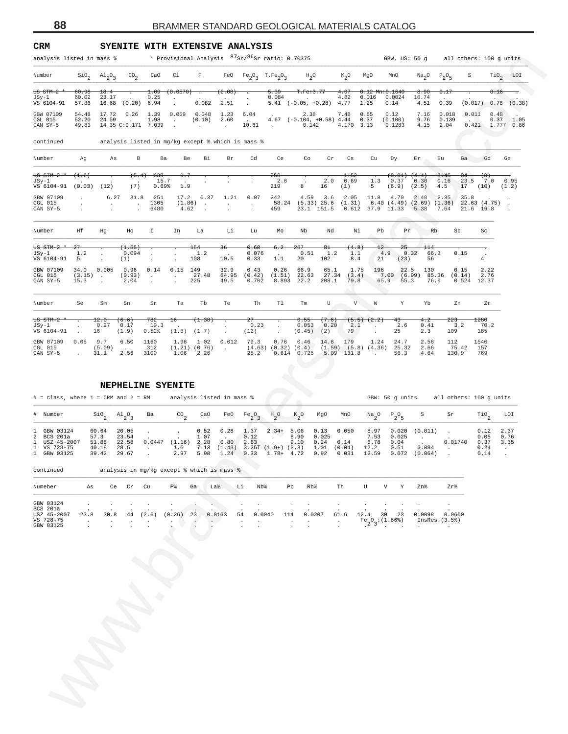## CRM SYENITE WITH EXTENSIVE ANALYSIS

analysis listed in mass % * Provisional Analysis $^{87}Sr/^{86}Sr$ ratio: 0.70375 GBW, US: 50 g all others: 100 g units

| Number | $SiO_2$ | $Al_2O_3$ | $CO_2$ | CaO | Cl | F | FeO | $Fe_2O_3$ | $T.Fe_2O_3$ | $H_2O$ | $K_2O$ | MgO | MnO | $Na_2O$ | $P_2O_5$ | S | $TiO_2$ | LOI |
|---|---|---|---|---|---|---|---|---|---|---|---|---|---|---|---|---|---|---|
| ~~US STM-2 *~~ | ~~60.98~~ | ~~18.4~~ | ~~.~~ | ~~1.09~~ | ~~(0.0570)~~ | ~~.~~ | ~~(2.08)~~ | ~~.~~ | ~~5.39~~ | ~~T.Fe:3.77~~ | ~~4.07~~ | ~~0.12~~ | ~~Mn:0.1640~~ | ~~8.90~~ | ~~0.17~~ | ~~.~~ | ~~0.16~~ | ~~.~~ |
| JSy-1 | 60.02 | 23.17 | . | 0.25 | . | . | . | . | 0.084 | . | 4.82 | 0.016 | 0.0024 | 10.74 | . | . | . | . |
| VS 6104-91 | 57.86 | 16.68 | (0.20) | 6.94 | . | 0.082 | 2.51 | . | 5.41 | (-0.05, +0.28) | 4.77 | 1.25 | 0.14 | 4.51 | 0.39 | (0.017) | 0.78 | (0.38) |
| GBW 07109 | 54.48 | 17.72 | 0.26 | 1.39 | 0.059 | 0.048 | 1.23 | 6.04 | . | 2.38 | 7.48 | 0.65 | 0.12 | 7.16 | 0.018 | 0.011 | 0.48 | . |
| CGL 015 | 52.20 | 24.59 | . | 1.98 | . | (0.10) | 2.60 | . | 4.67 | (-0.104, +0.58) | 4.44 | 0.37 | (0.100) | 9.76 | 0.139 | . | 0.37 | 1.05 |
| CAN SY-5 | 49.83 | 14.35 | C:0.171 | 7.039 | . | . | . | 10.61 | . | 0.142 | 4.170 | 3.13 | 0.1283 | 4.15 | 2.04 | 0.421 | 1.777 | 0.86 |

continued analysis listed in mg/kg except % which is mass %

| Number | Ag | As | B | Ba | Be | Bi | Br | Cd | Ce | Co | Cr | Cs | Cu | Dy | Er | Eu | Ga | Gd | Ge |
|---|---|---|---|---|---|---|---|---|---|---|---|---|---|---|---|---|---|---|---|
| ~~US STM-2 *~~ | ~~(1.2)~~ | ~~.~~ | ~~(5.4)~~ | ~~639~~ | ~~9.7~~ | ~~.~~ | ~~.~~ | ~~.~~ | ~~256~~ | ~~.~~ | ~~.~~ | ~~1.52~~ | ~~.~~ | ~~(8.01)~~ | ~~(4.4)~~ | ~~3.45~~ | ~~34~~ | ~~(8)~~ | ~~.~~ |
| JSy-1 | . | . | . | 15.7 | . | . | . | . | 2.6 | . | 2.0 | 0.69 | 1.3 | 0.37 | 0.30 | 0.16 | 23.5 | 7.0 | 0.95 |
| VS 6104-91 | (0.03) | (12) | (7) | 0.69% | 1.9 | | | | 219 | 8 | 16 | (1) | 5 | (6.9) | (2.5) | 4.5 | 17 | (10) | (1.2) |
| GBW 07109 | . | 6.27 | 31.8 | 251 | 17.2 | 0.37 | 1.21 | 0.07 | 242 | 4.59 | 3.6 | 2.05 | 11.8 | 4.70 | 2.48 | 2.35 | 35.8 | . | . |
| CGL 015 | . | . | . | 1305 | (1.86) | . | . | . | 58.24 | (5.33) | 25.6 | (1.31) | 6.40 | (4.49) | (2.69) | (1.36) | 22.63 | (4.75) | . |
| CAN SY-5 | . | . | . | 6480 | 4.62 | . | . | . | 459 | 23.1 | 151.5 | 0.612 | 37.9 | 11.33 | 5.38 | 7.64 | 21.6 | 19.8 | . |

| Number | Hf | Hg | Ho | I | In | La | Li | Lu | Mo | Nb | Nd | Ni | Pb | Pr | Rb | Sb | Sc |
|---|---|---|---|---|---|---|---|---|---|---|---|---|---|---|---|---|---|
| ~~US STM-2 *~~ | ~~27~~ | ~~.~~ | ~~(1.55)~~ | ~~.~~ | ~~.~~ | ~~154~~ | ~~36~~ | ~~0.60~~ | ~~6.2~~ | ~~267~~ | ~~81~~ | ~~(4.8)~~ | ~~12~~ | ~~25~~ | ~~114~~ | ~~.~~ | ~~.~~ |
| JSy-1 | 1.2 | . | 0.094 | . | . | 1.2 | . | 0.076 | . | 0.51 | 1.2 | 1.1 | 4.9 | 0.32 | 66.3 | 0.15 | . |
| VS 6104-91 | 5 | . | (1) | . | . | 108 | 10.5 | 0.33 | 1.1 | 20 | 102 | 8.4 | 21 | (23) | 56 | . | 4 |
| GBW 07109 | 34.0 | 0.005 | 0.96 | 0.14 | 0.15 | 149 | 32.9 | 0.43 | 0.26 | 66.9 | 65.1 | 1.75 | 196 | 22.5 | 130 | 0.15 | 2.22 |
| CGL 015 | (3.15) | . | (0.93) | . | . | 27.48 | 64.95 | (0.42) | (1.51) | 22.63 | 27.34 | (3.4) | 7.00 | (6.99) | 85.36 | (0.14) | 2.76 |
| CAN SY-5 | 15.3 | . | 2.04 | . | . | 225 | 49.5 | 0.702 | 8.893 | 22.2 | 208.1 | 79.8 | 65.9 | 55.3 | 76.9 | 0.524 | 12.37 |

| Number | Se | Sm | Sn | Sr | Ta | Tb | Te | Th | Tl | Tm | U | V | W | Y | Yb | Zn | Zr |
|---|---|---|---|---|---|---|---|---|---|---|---|---|---|---|---|---|---|
| ~~US STM-2 *~~ | ~~.~~ | ~~12.0~~ | ~~(6.6)~~ | ~~782~~ | ~~16~~ | ~~(1.38)~~ | ~~.~~ | ~~27~~ | ~~.~~ | ~~0.55~~ | ~~(7.6)~~ | ~~(5.5)~~ | ~~(2.2)~~ | ~~43~~ | ~~4.2~~ | ~~223~~ | ~~1280~~ |
| JSy-1 | . | 0.27 | 0.17 | 19.3 | . | . | . | 0.23 | . | 0.053 | 0.20 | 2.1 | . | 2.6 | 0.41 | 3.2 | 70.2 |
| VS 6104-91 | . | 16 | (1.9) | 0.52% | (1.8) | (1.7) | . | (12) | . | (0.45) | (2) | 79 | . | 25 | 2.3 | 109 | 185 |
| GBW 07109 | 0.05 | 9.7 | 6.50 | 1160 | 1.96 | 1.02 | 0.012 | 79.3 | 0.76 | 0.46 | 14.6 | 179 | 1.24 | 24.7 | 2.56 | 112 | 1540 |
| CGL 015 | | (5.09) | . | 312 | (1.21) | (0.76) | . | (4.63) | (0.32) | (0.4) | (1.59) | (5.8) | (4.36) | 25.32 | 2.66 | 75.42 | 157 |
| CAN SY-5 | . | 31.1 | 2.56 | 3100 | 1.06 | 2.26 | | 25.2 | 0.614 | 0.725 | 5.09 | 131.8 | . | 56.3 | 4.64 | 130.9 | 769 |

## NEPHELINE SYENITE

# = class, where 1 = CRM and 2 = RM analysis listed in mass % GBW: 50 g units all others: 100 g units

| # | Number | $SiO_2$ | $Al_2O_3$ | Ba | $CO_2$ | CaO | FeO | $Fe_2O_3$ | $H_2O$ | $K_2O$ | MgO | MnO | $Na_2O$ | $P_2O_5$ | S | Sr | $TiO_2$ | LOI |
|---|---|---|---|---|---|---|---|---|---|---|---|---|---|---|---|---|---|---|
| 1 | GBW 03124 | 60.64 | 20.05 | . | . | 0.52 | 0.28 | 1.37 | 2.34+ | 5.06 | 0.13 | 0.050 | 8.97 | 0.020 | (0.011) | . | 0.12 | 2.37 |
| 2 | BCS 201a | 57.3 | 23.54 | . | . | 1.07 | . | 0.12 | . | 8.90 | 0.025 | . | 7.53 | 0.025 | . | . | 0.05 | 0.76 |
| 1 | USZ 45-2007 | 51.88 | 22.58 | 0.0447 | (1.16) | 2.28 | 0.80 | 2.63 | . | 9.10 | 0.24 | 0.14 | 6.78 | 0.04 | . | 0.01740 | 0.37 | 3.35 |
| 1 | VS 728-75 | 40.18 | 28.5 | . | 1.6 | 7.13 | (1.43) | 3.25T | (1.9+) | (3.3) | 1.01 | (0.04) | 12.2 | 0.51 | 0.084 | . | 0.24 | . |
| 1 | GBW 03125 | 39.42 | 29.67 | . | 2.97 | 5.98 | 1.24 | 0.33 | 1.78+ | 4.72 | 0.92 | 0.031 | 12.59 | 0.072 | (0.064) | . | 0.14 | . |

continued analysis in mg/kg except % which is mass %

| Numeber | As | Ce | Cr | Cu | F% | Ga | La% | Li | Nb% | Pb | Rb% | Th | U | V | Y | Zn% | Zr% |
|---|---|---|---|---|---|---|---|---|---|---|---|---|---|---|---|---|---|
| GBW 03124 | . | . | . | . | . | . | . | . | . | . | . | . | . | . | . | . | . |
| BCS 201a | . | . | . | . | . | . | . | . | . | . | . | . | . | . | . | . | . |
| USZ 45-2007 | 23.8 | 30.8 | 44 | (2.6) | (0.26) | 23 | 0.0163 | 54 | 0.0040 | 114 | 0.0207 | 61.6 | 12.4 | 30 | 23 | 0.0098 | 0.0600 |
| VS 728-75 | . | . | . | . | . | . | . | . | . | . | . | . | $Fe_2O_3$:(1.66%) | | | InsRes:(3.5%) | |
| GBW 03125 | . | . | . | . | . | . | . | . | . | . | . | . | . | . | . | . | . |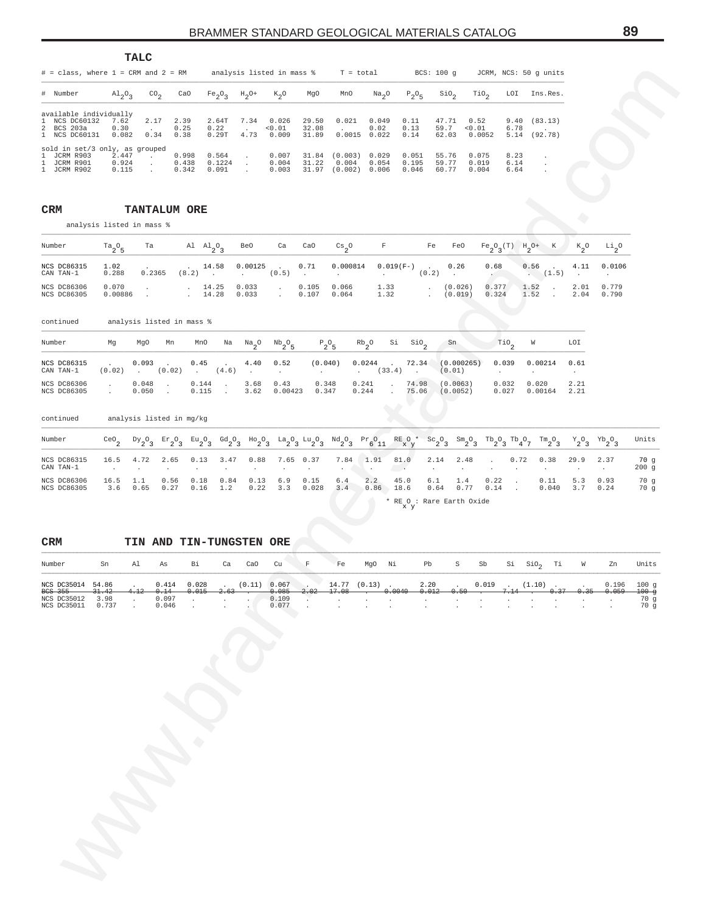### TALC

# = class, where 1 = CRM and 2 = RM    analysis listed in mass %    T = total    BCS: 100 g    JCRM, NCS: 50 g units

| # | Number | $Al_2O_3$ | $CO_2$ | CaO | $Fe_2O_3$ | $H_2O+$ | $K_2O$ | MgO | MnO | $Na_2O$ | $P_2O_5$ | $SiO_2$ | $TiO_2$ | LOI | Ins.Res. |
|---|---|---|---|---|---|---|---|---|---|---|---|---|---|---|---|
| available individually | | | | | | | | | | | | | | | |
| 1 | NCS DC60132 | 7.62 | 2.17 | 2.39 | 2.64T | 7.34 | 0.026 | 29.50 | 0.021 | 0.049 | 0.11 | 47.71 | 0.52 | 9.40 | (83.13) |
| 2 | BCS 203a | 0.30 | . | 0.25 | 0.22 | . | <0.01 | 32.08 | . | 0.02 | 0.13 | 59.7 | <0.01 | 6.78 | . |
| 1 | NCS DC60131 | 0.082 | 0.34 | 0.38 | 0.29T | 4.73 | 0.009 | 31.89 | 0.0015 | 0.022 | 0.14 | 62.03 | 0.0052 | 5.14 | (92.78) |
| sold in set/3 only, as grouped | | | | | | | | | | | | | | | |
| 1 | JCRM R903 | 2.447 | . | 0.998 | 0.564 | . | 0.007 | 31.84 | (0.003) | 0.029 | 0.051 | 55.76 | 0.075 | 8.23 | . |
| 1 | JCRM R901 | 0.924 | . | 0.438 | 0.1224 | . | 0.004 | 31.22 | 0.004 | 0.054 | 0.195 | 59.77 | 0.019 | 6.14 | . |
| 1 | JCRM R902 | 0.115 | . | 0.342 | 0.091 | . | 0.003 | 31.97 | (0.002) | 0.006 | 0.046 | 60.77 | 0.004 | 6.64 | . |

## CRM TANTALUM ORE

analysis listed in mass %

| Number | $Ta_2O_5$ | Ta | Al | $Al_2O_3$ | BeO | Ca | CaO | $Cs_2O$ | F | Fe | FeO | $Fe_2O_3$(T) | $H_2O+$ | K | $K_2O$ | $Li_2O$ |
|---|---|---|---|---|---|---|---|---|---|---|---|---|---|---|---|---|
| NCS DC86315 | 1.02 | . | . | 14.58 | 0.00125 | . | 0.71 | 0.000814 | 0.019(F-) | . | 0.26 | 0.68 | 0.56 | . | 4.11 | 0.0106 |
| CAN TAN-1 | 0.288 | 0.2365 | (8.2) | . | . | (0.5) | . | . | . | (0.2) | . | . | . | (1.5) | . | . |
| NCS DC86306 | 0.070 | . | . | 14.25 | 0.033 | . | 0.105 | 0.066 | 1.33 | . | (0.026) | 0.377 | 1.52 | . | 2.01 | 0.779 |
| NCS DC86305 | 0.00886 | . | . | 14.28 | 0.033 | . | 0.107 | 0.064 | 1.32 | . | (0.019) | 0.324 | 1.52 | . | 2.04 | 0.790 |

continued    analysis listed in mass %

| Number | Mg | MgO | Mn | MnO | Na | $Na_2O$ | $Nb_2O_5$ | $P_2O_5$ | $Rb_2O$ | Si | $SiO_2$ | Sn | $TiO_2$ | W | LOI |
|---|---|---|---|---|---|---|---|---|---|---|---|---|---|---|---|
| NCS DC86315 | . | 0.093 | . | 0.45 | . | 4.40 | 0.52 | (0.040) | 0.0244 | . | 72.34 | (0.000265) | 0.039 | 0.00214 | 0.61 |
| CAN TAN-1 | (0.02) | . | (0.02) | . | (4.6) | . | . | . | . | (33.4) | . | (0.01) | . | . | . |
| NCS DC86306 | . | 0.048 | . | 0.144 | . | 3.68 | 0.43 | 0.348 | 0.241 | . | 74.98 | (0.0063) | 0.032 | 0.020 | 2.21 |
| NCS DC86305 | . | 0.050 | . | 0.115 | . | 3.62 | 0.00423 | 0.347 | 0.244 | . | 75.06 | (0.0052) | 0.027 | 0.00164 | 2.21 |

continued    analysis listed in mg/kg

| Number | $CeO_2$ | $Dy_2O_3$ | $Er_2O_3$ | $Eu_2O_3$ | $Gd_2O_3$ | $Ho_2O_3$ | $La_2O_3$ | $Lu_2O_3$ | $Nd_2O_3$ | $Pr_6O_{11}$ | $RE_xO_y$ * | $Sc_2O_3$ | $Sm_2O_3$ | $Tb_2O_3$ | $Tb_4O_7$ | $Tm_2O_3$ | $Y_2O_3$ | $Yb_2O_3$ | Units |
|---|---|---|---|---|---|---|---|---|---|---|---|---|---|---|---|---|---|---|---|
| NCS DC86315 | 16.5 | 4.72 | 2.65 | 0.13 | 3.47 | 0.88 | 7.65 | 0.37 | 7.84 | 1.91 | 81.0 | 2.14 | 2.48 | . | 0.72 | 0.38 | 29.9 | 2.37 | 70 g |
| CAN TAN-1 | . | . | . | . | . | . | . | . | . | . | . | . | . | . | . | . | . | . | 200 g |
| NCS DC86306 | 16.5 | 1.1 | 0.56 | 0.18 | 0.84 | 0.13 | 6.9 | 0.15 | 6.4 | 2.2 | 45.0 | 6.1 | 1.4 | 0.22 | . | 0.11 | 5.3 | 0.93 | 70 g |
| NCS DC86305 | 3.6 | 0.65 | 0.27 | 0.16 | 1.2 | 0.22 | 3.3 | 0.028 | 3.4 | 0.86 | 18.6 | 0.64 | 0.77 | 0.14 | . | 0.040 | 3.7 | 0.24 | 70 g |

* $RE_xO_y$ : Rare Earth Oxide

## CRM TIN AND TIN-TUNGSTEN ORE

| Number | Sn | Al | As | Bi | Ca | CaO | Cu | F | Fe | MgO | Ni | Pb | S | Sb | Si | $SiO_2$ | Ti | W | Zn | Units |
|---|---|---|---|---|---|---|---|---|---|---|---|---|---|---|---|---|---|---|---|---|
| NCS DC35014 | 54.86 | . | 0.414 | 0.028 | . | (0.11) | 0.067 | . | 14.77 | (0.13) | . | 2.20 | . | 0.019 | . | (1.10) | . | . | 0.196 | 100 g |
| ~~BCS 355~~ | ~~31.42~~ | ~~4.12~~ | ~~0.14~~ | ~~0.015~~ | ~~2.63~~ | ~~.~~ | ~~0.085~~ | ~~2.02~~ | ~~17.08~~ | ~~.~~ | ~~0.0040~~ | ~~0.012~~ | ~~0.50~~ | ~~.~~ | ~~7.14~~ | ~~.~~ | ~~0.37~~ | ~~0.35~~ | ~~0.059~~ | ~~100 g~~ |
| NCS DC35012 | 3.98 | . | 0.097 | . | . | . | 0.109 | . | . | . | . | . | . | . | . | . | . | . | . | 70 g |
| NCS DC35011 | 0.737 | . | 0.046 | . | . | . | 0.077 | . | . | . | . | . | . | . | . | . | . | . | . | 70 g |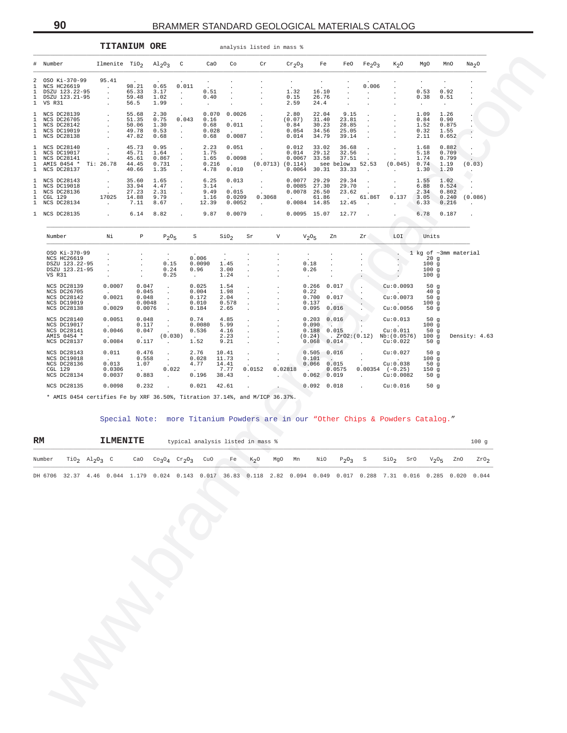## TITANIUM ORE

analysis listed in mass %

| # | Number | Ilmenite | $TiO_2$ | $Al_2O_3$ | C | CaO | Co | Cr | $Cr_2O_3$ | Fe | FeO | $Fe_2O_3$ | $K_2O$ | MgO | MnO | $Na_2O$ |
|---|---|---|---|---|---|---|---|---|---|---|---|---|---|---|---|---|
| 2 | OSO Ki-370-99 | 95.41 | . | . | . | . | . | . | . | . | . | . | . | . | . | . |
| 1 | NCS HC26619 | . | 98.21 | 0.65 | 0.011 | . | . | . | . | . | . | 0.006 | . | . | . | . |
| 1 | DSZU 123.22-95 | . | 65.33 | 3.17 | . | 0.51 | . | . | 1.32 | 16.10 | . | . | . | 0.53 | 0.92 | . |
| 1 | DSZU 123.21-95 | . | 59.48 | 1.02 | . | 0.40 | . | . | 0.15 | 26.76 | . | . | . | 0.38 | 0.51 | . |
| 1 | VS R31 | . | 56.5 | 1.99 | . | . | . | . | 2.59 | 24.4 | . | . | . | . | . | . |
| 1 | NCS DC28139 | . | 55.68 | 2.30 | . | 0.070 | 0.0026 | . | 2.80 | 22.04 | 9.15 | . | . | 1.09 | 1.26 | . |
| 1 | NCS DC26705 | . | 51.35 | 0.75 | 0.043 | 0.16 | . | . | (0.07) | 31.40 | 23.81 | . | . | 0.84 | 0.90 | . |
| 1 | NCS DC28142 | . | 50.06 | 1.30 | . | 0.68 | 0.011 | . | 0.84 | 30.23 | 28.85 | . | . | 1.52 | 0.875 | . |
| 1 | NCS DC19019 | . | 49.78 | 0.53 | . | 0.028 | . | . | 0.054 | 34.56 | 25.05 | . | . | 0.32 | 1.55 | . |
| 1 | NCS DC28138 | . | 47.82 | 0.68 | . | 0.68 | 0.0087 | . | 0.014 | 34.79 | 39.14 | . | . | 2.11 | 0.652 | . |
| 1 | NCS DC28140 | . | 45.73 | 0.95 | . | 2.23 | 0.051 | . | 0.012 | 33.02 | 36.68 | . | . | 1.68 | 0.882 | . |
| 1 | NCS DC19017 | . | 45.71 | 1.64 | . | 1.75 | . | . | 0.014 | 29.12 | 32.56 | . | . | 5.18 | 0.709 | . |
| 1 | NCS DC28141 | . | 45.61 | 0.867 | . | 1.65 | 0.0098 | . | 0.0067 | 33.58 | 37.51 | . | . | 1.74 | 0.799 | . |
| 1 | AMIS 0454 * | Ti: 26.78 | 44.45 | 0.731 | . | 0.216 | . | (0.0713) | (0.114) | see below | | 52.53 | (0.045) | 0.74 | 1.19 | (0.03) |
| 1 | NCS DC28137 | . | 40.66 | 1.35 | . | 4.78 | 0.010 | . | 0.0064 | 30.31 | 33.33 | . | . | 1.30 | 1.20 | . |
| 1 | NCS DC28143 | . | 35.60 | 1.65 | . | 6.25 | 0.013 | . | 0.0077 | 29.29 | 29.34 | . | . | 1.55 | 1.02 | . |
| 1 | NCS DC19018 | . | 33.94 | 4.47 | . | 3.14 | . | . | 0.0085 | 27.30 | 29.70 | . | . | 6.88 | 0.524 | . |
| 1 | NCS DC28136 | . | 27.23 | 2.31 | . | 9.49 | 0.015 | . | 0.0078 | 26.50 | 23.62 | . | . | 2.34 | 0.802 | . |
| 1 | CGL 129 | 17025 | 14.88 | 9.79 | . | 1.16 | 0.0209 | 0.3068 | . | 61.86 | . | 61.86T | 0.137 | 3.05 | 0.240 | (0.086) |
| 1 | NCS DC28134 | . | 7.11 | 8.67 | . | 12.39 | 0.0052 | . | 0.0084 | 14.85 | 12.45 | . | . | 6.33 | 0.216 | . |
| 1 | NCS DC28135 | . | 6.14 | 8.82 | . | 9.87 | 0.0079 | . | 0.0095 | 15.07 | 12.77 | . | . | 6.78 | 0.187 | . |

| Number | Ni | P | $P_2O_5$ | S | $SiO_2$ | Sr | V | $V_2O_5$ | Zn | Zr | LOI | Units | |
|---|---|---|---|---|---|---|---|---|---|---|---|---|---|
| OSO Ki-370-99 | . | . | . | . | . | . | . | . | . | . | . | 1 kg of ~3mm material | |
| NCS HC26619 | . | . | . | 0.006 | . | . | . | . | . | . | . | 20 g | |
| DSZU 123.22-95 | . | . | 0.15 | 0.0090 | 1.45 | . | . | 0.18 | . | . | . | 100 g | |
| DSZU 123.21-95 | . | . | 0.24 | 0.96 | 3.00 | . | . | 0.26 | . | . | . | 100 g | |
| VS R31 | . | . | 0.25 | . | 1.24 | . | . | . | . | . | . | 100 g | |
| NCS DC28139 | 0.0007 | 0.047 | . | 0.025 | 1.54 | . | . | 0.266 | 0.017 | . | Cu:0.0093 | 50 g | |
| NCS DC26705 | . | 0.045 | . | 0.004 | 1.98 | . | . | 0.22 | . | . | . | 40 g | |
| NCS DC28142 | 0.0021 | 0.048 | . | 0.172 | 2.04 | . | . | 0.700 | 0.017 | . | Cu:0.0073 | 50 g | |
| NCS DC19019 | . | 0.0048 | . | 0.010 | 0.578 | . | . | 0.137 | . | . | . | 100 g | |
| NCS DC28138 | 0.0029 | 0.0076 | . | 0.184 | 2.65 | . | . | 0.095 | 0.016 | . | Cu:0.0056 | 50 g | |
| NCS DC28140 | 0.0051 | 0.048 | . | 0.74 | 4.85 | . | . | 0.203 | 0.016 | . | Cu:0.013 | 50 g | |
| NCS DC19017 | . | 0.117 | . | 0.0080 | 5.99 | . | . | 0.090 | . | . | . | 100 g | |
| NCS DC28141 | 0.0046 | 0.047 | . | 0.536 | 4.16 | . | . | 0.188 | 0.015 | . | Cu:0.011 | 50 g | |
| AMIS 0454 * | . | . | (0.030) | . | 2.23 | . | . | (0.24) | . | ZrO2:(0.12) | Nb:(0.0576) | 100 g | Density: 4.63 |
| NCS DC28137 | 0.0084 | 0.117 | . | 1.52 | 9.21 | . | . | 0.068 | 0.014 | . | Cu:0.022 | 50 g | |
| NCS DC28143 | 0.011 | 0.476 | . | 2.76 | 10.41 | . | . | 0.505 | 0.016 | . | Cu:0.027 | 50 g | |
| NCS DC19018 | . | 0.558 | . | 0.028 | 11.73 | . | . | 0.101 | . | . | . | 100 g | |
| NCS DC28136 | 0.013 | 1.07 | . | 4.77 | 14.41 | . | . | 0.066 | 0.015 | . | Cu:0.038 | 50 g | |
| CGL 129 | 0.0306 | . | 0.022 | . | 7.77 | 0.0152 | 0.02818 | . | 0.0575 | 0.00354 | (-0.25) | 150 g | |
| NCS DC28134 | 0.0037 | 0.883 | . | 0.196 | 38.43 | . | . | 0.062 | 0.019 | . | Cu:0.0082 | 50 g | |
| NCS DC28135 | 0.0098 | 0.232 | . | 0.021 | 42.61 | . | . | 0.092 | 0.018 | . | Cu:0.016 | 50 g | |

\* AMIS 0454 certifies Fe by XRF 36.50%, Titration 37.14%, and M/ICP 36.37%.

Special Note: more Titanium Powders are in our "Other Chips & Powders Catalog."

## RM ILMENITE

typical analysis listed in mass % — 100 g

| Number | $TiO_2$ | $Al_2O_3$ | C | CaO | $Co_3O_4$ | $Cr_2O_3$ | CuO | Fe | $K_2O$ | MgO | Mn | NiO | $P_2O_3$ | S | $SiO_2$ | SrO | $V_2O_5$ | ZnO | $ZrO_2$ |
|---|---|---|---|---|---|---|---|---|---|---|---|---|---|---|---|---|---|---|---|
| DH 6706 | 32.37 | 4.46 | 0.044 | 1.179 | 0.024 | 0.143 | 0.017 | 36.83 | 0.118 | 2.82 | 0.094 | 0.049 | 0.017 | 0.288 | 7.31 | 0.016 | 0.285 | 0.020 | 0.044 |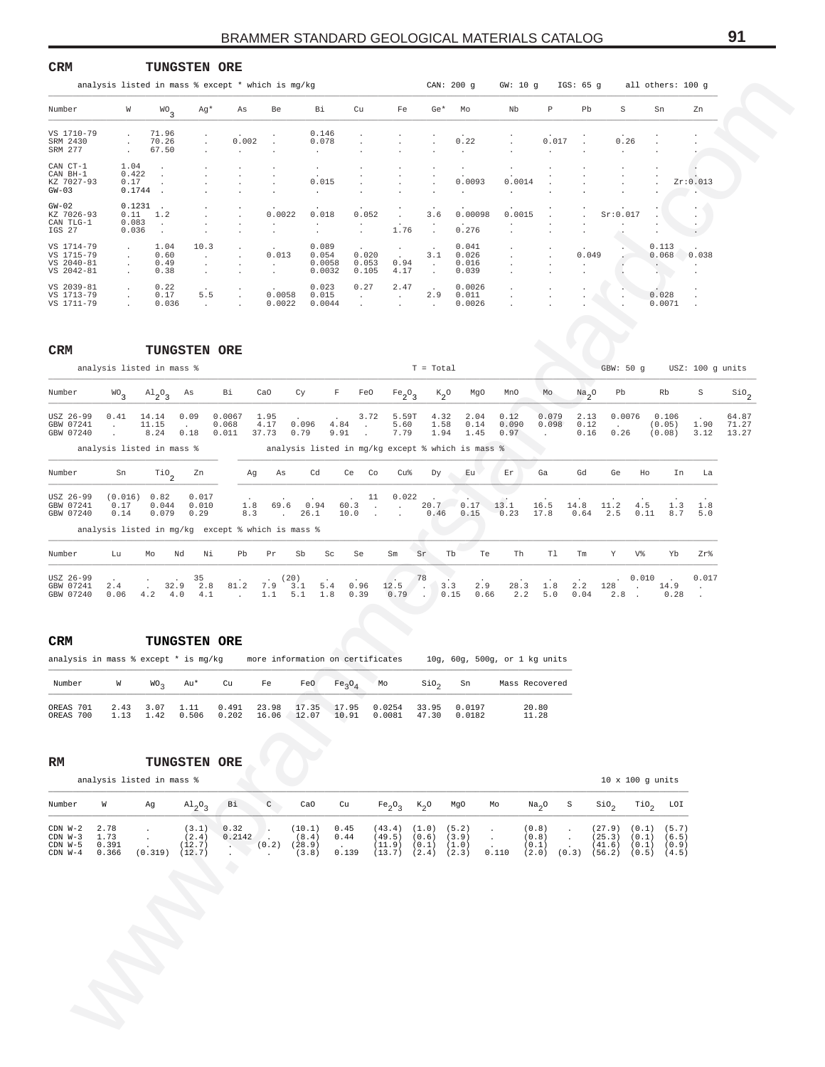## CRM TUNGSTEN ORE

analysis listed in mass % except * which is mg/kg — CAN: 200 g GW: 10 g IGS: 65 g all others: 100 g

| Number | W | $WO_3$ | Ag* | As | Be | Bi | Cu | Fe | Ge* | Mo | Nb | P | Pb | S | Sn | Zn |
|---|---|---|---|---|---|---|---|---|---|---|---|---|---|---|---|---|
| VS 1710-79 | . | 71.96 | . | . | . | 0.146 | . | . | . | . | . | . | . | . | . | . |
| SRM 2430 | . | 70.26 | . | 0.002 | . | 0.078 | . | . | . | 0.22 | . | 0.017 | . | 0.26 | . | . |
| SRM 277 | . | 67.50 | . | . | . | . | . | . | . | . | . | . | . | . | . | . |
| CAN CT-1 | 1.04 | . | . | . | . | . | . | . | . | . | . | . | . | . | . | . |
| CAN BH-1 | 0.422 | . | . | . | . | . | . | . | . | . | . | . | . | . | . | . |
| KZ 7027-93 | 0.17 | . | . | . | . | 0.015 | . | . | . | 0.0093 | 0.0014 | . | . | . | . | Zr:0.013 |
| GW-03 | 0.1744 | . | . | . | . | . | . | . | . | . | . | . | . | . | . | . |
| GW-02 | 0.1231 | . | . | . | . | . | . | . | . | . | . | . | . | . | . | . |
| KZ 7026-93 | 0.11 | 1.2 | . | . | 0.0022 | 0.018 | 0.052 | . | 3.6 | 0.00098 | 0.0015 | . | . | Sr:0.017 | . | . |
| CAN TLG-1 | 0.083 | . | . | . | . | . | . | . | . | . | . | . | . | . | . | . |
| IGS 27 | 0.036 | . | . | . | . | . | . | 1.76 | . | 0.276 | . | . | . | . | . | . |
| VS 1714-79 | . | 1.04 | 10.3 | . | . | 0.089 | . | . | . | 0.041 | . | . | . | . | 0.113 | . |
| VS 1715-79 | . | 0.60 | . | . | 0.013 | 0.054 | 0.020 | . | 3.1 | 0.026 | . | . | 0.049 | . | 0.068 | 0.038 |
| VS 2040-81 | . | 0.49 | . | . | . | 0.0058 | 0.053 | 0.94 | . | 0.016 | . | . | . | . | . | . |
| VS 2042-81 | . | 0.38 | . | . | . | 0.0032 | 0.105 | 4.17 | . | 0.039 | . | . | . | . | . | . |
| VS 2039-81 | . | 0.22 | . | . | . | 0.023 | 0.27 | 2.47 | . | 0.0026 | . | . | . | . | . | . |
| VS 1713-79 | . | 0.17 | 5.5 | . | 0.0058 | 0.015 | . | . | 2.9 | 0.011 | . | . | . | . | 0.028 | . |
| VS 1711-79 | . | 0.036 | . | . | 0.0022 | 0.0044 | . | . | . | 0.0026 | . | . | . | . | 0.0071 | . |

## CRM TUNGSTEN ORE

analysis listed in mass % — T = Total — GBW: 50 g USZ: 100 g units

| Number | $WO_3$ | $Al_2O_3$ | As | Bi | CaO | Cy | F | FeO | $Fe_2O_3$ | $K_2O$ | MgO | MnO | Mo | $Na_2O$ | Pb | Rb | S | $SiO_2$ |
|---|---|---|---|---|---|---|---|---|---|---|---|---|---|---|---|---|---|---|
| USZ 26-99 | 0.41 | 14.14 | 0.09 | 0.0067 | 1.95 | . | . | 3.72 | 5.59T | 4.32 | 2.04 | 0.12 | 0.079 | 2.13 | 0.0076 | 0.106 | . | 64.87 |
| GBW 07241 | . | 11.15 | . | 0.068 | 4.17 | 0.096 | 4.84 | . | 5.60 | 1.58 | 0.14 | 0.090 | 0.098 | 0.12 | . | (0.05) | 1.90 | 71.27 |
| GBW 07240 | . | 8.24 | 0.18 | 0.011 | 37.73 | 0.79 | 9.91 | . | 7.79 | 1.94 | 1.45 | 0.97 | . | 0.16 | 0.26 | (0.08) | 3.12 | 13.27 |

analysis listed in mass % (Sn, $TiO_2$, Zn); analysis listed in mg/kg except % which is mass %

| Number | Sn | $TiO_2$ | Zn | Ag | As | Cd | Ce | Co | Cu% | Dy | Eu | Er | Ga | Gd | Ge | Ho | In | La |
|---|---|---|---|---|---|---|---|---|---|---|---|---|---|---|---|---|---|---|
| USZ 26-99 | (0.016) | 0.82 | 0.017 | . | . | . | . | 11 | 0.022 | . | . | . | . | . | . | . | . | . |
| GBW 07241 | 0.17 | 0.044 | 0.010 | 1.8 | 69.6 | 0.94 | 60.3 | . | . | 20.7 | 0.17 | 13.1 | 16.5 | 14.8 | 11.2 | 4.5 | 1.3 | 1.8 |
| GBW 07240 | 0.14 | 0.079 | 0.29 | 8.3 | . | 26.1 | 10.0 | . | . | 0.46 | 0.15 | 0.23 | 17.8 | 0.64 | 2.5 | 0.11 | 8.7 | 5.0 |

analysis listed in mg/kg except % which is mass %

| Number | Lu | Mo | Nd | Ni | Pb | Pr | Sb | Sc | Se | Sm | Sr | Tb | Te | Th | Tl | Tm | Y | V% | Yb | Zr% |
|---|---|---|---|---|---|---|---|---|---|---|---|---|---|---|---|---|---|---|---|---|
| USZ 26-99 | . | . | . | 35 | . | . | (20) | . | . | . | 78 | . | . | . | . | . | . | 0.010 | . | 0.017 |
| GBW 07241 | 2.4 | . | 32.9 | 2.8 | 81.2 | 7.9 | 3.1 | 5.4 | 0.96 | 12.5 | . | 3.3 | 2.9 | 28.3 | 1.8 | 2.2 | 128 | . | 14.9 | . |
| GBW 07240 | 0.06 | 4.2 | 4.0 | 4.1 | . | 1.1 | 5.1 | 1.8 | 0.39 | 0.79 | . | 0.15 | 0.66 | 2.2 | 5.0 | 0.04 | 2.8 | . | 0.28 | . |

## CRM TUNGSTEN ORE

analysis in mass % except * is mg/kg — more information on certificates — 10g, 60g, 500g, or 1 kg units

| Number | W | $WO_3$ | Au* | Cu | Fe | FeO | $Fe_3O_4$ | Mo | $SiO_2$ | Sn | Mass Recovered |
|---|---|---|---|---|---|---|---|---|---|---|---|
| OREAS 701 | 2.43 | 3.07 | 1.11 | 0.491 | 23.98 | 17.35 | 17.95 | 0.0254 | 33.95 | 0.0197 | 20.80 |
| OREAS 700 | 1.13 | 1.42 | 0.506 | 0.202 | 16.06 | 12.07 | 10.91 | 0.0081 | 47.30 | 0.0182 | 11.28 |

## RM TUNGSTEN ORE

analysis listed in mass % — 10 x 100 g units

| Number | W | Ag | $Al_2O_3$ | Bi | C | CaO | Cu | $Fe_2O_3$ | $K_2O$ | MgO | Mo | $Na_2O$ | S | $SiO_2$ | $TiO_2$ | LOI |
|---|---|---|---|---|---|---|---|---|---|---|---|---|---|---|---|---|
| CDN W-2 | 2.78 | . | (3.1) | 0.32 | . | (10.1) | 0.45 | (43.4) | (1.0) | (5.2) | . | (0.8) | . | (27.9) | (0.1) | (5.7) |
| CDN W-3 | 1.73 | . | (2.4) | 0.2142 | . | (8.4) | 0.44 | (49.5) | (0.6) | (3.9) | . | (0.8) | . | (25.3) | (0.1) | (6.5) |
| CDN W-5 | 0.391 | . | (12.7) | . | (0.2) | (28.9) | . | (11.9) | (0.1) | (1.0) | . | (0.1) | . | (41.6) | (0.1) | (0.9) |
| CDN W-4 | 0.366 | (0.319) | (12.7) | . | . | (3.8) | 0.139 | (13.7) | (2.4) | (2.3) | 0.110 | (2.0) | (0.3) | (56.2) | (0.5) | (4.5) |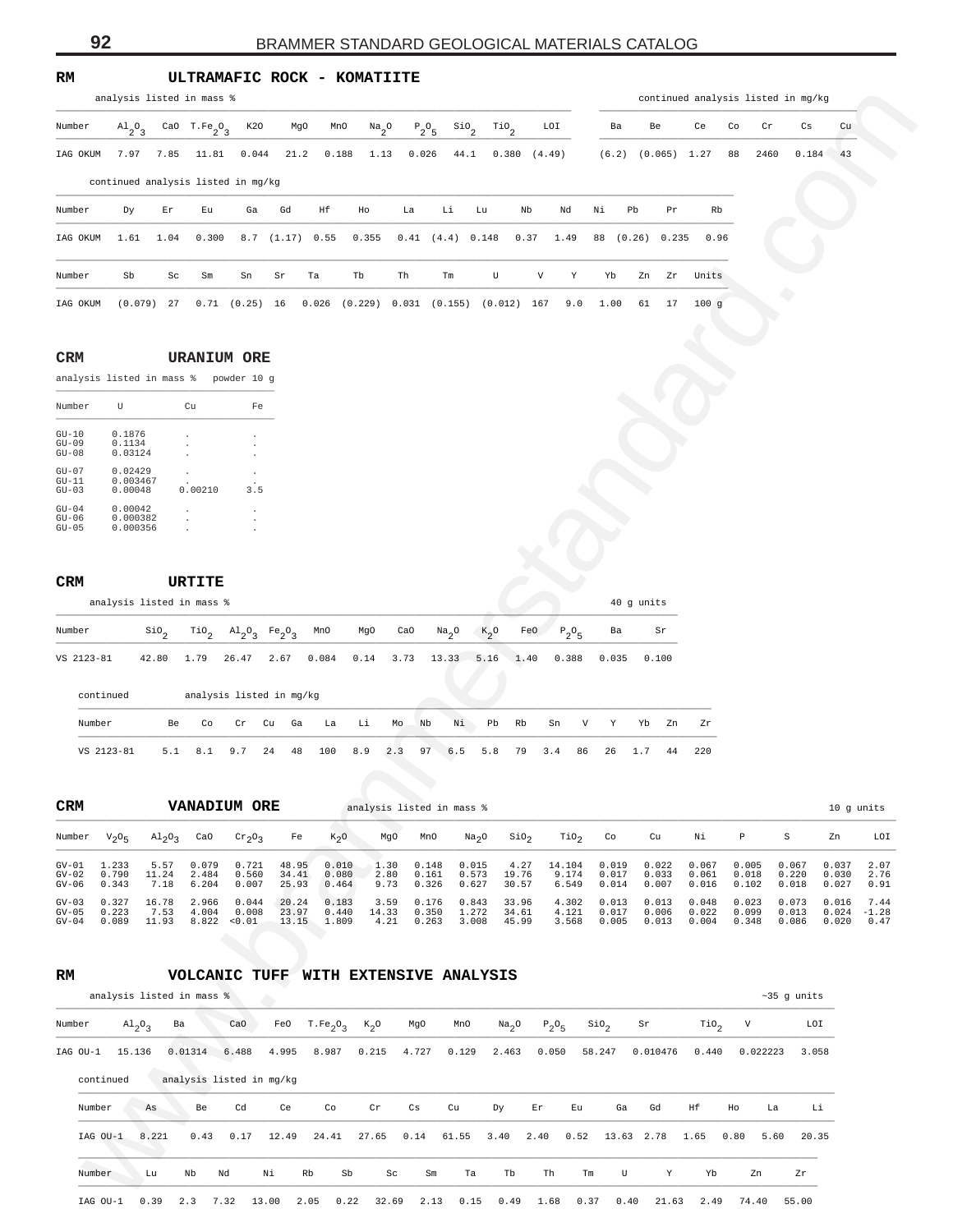## RM ULTRAMAFIC ROCK - KOMATIITE

analysis listed in mass %

| Number | $Al_2O_3$ | CaO | $T.Fe_2O_3$ | K2O | MgO | MnO | $Na_2O$ | $P_2O_5$ | $SiO_2$ | $TiO_2$ | LOI |
|---|---|---|---|---|---|---|---|---|---|---|---|
| IAG OKUM | 7.97 | 7.85 | 11.81 | 0.044 | 21.2 | 0.188 | 1.13 | 0.026 | 44.1 | 0.380 | (4.49) |

continued analysis listed in mg/kg

| Number | Ba | Be | Ce | Co | Cr | Cs | Cu |
|---|---|---|---|---|---|---|---|
| IAG OKUM | (6.2) | (0.065) | 1.27 | 88 | 2460 | 0.184 | 43 |

continued analysis listed in mg/kg

| Number | Dy | Er | Eu | Ga | Gd | Hf | Ho | La | Li | Lu | Nb | Nd | Ni | Pb | Pr | Rb |
|---|---|---|---|---|---|---|---|---|---|---|---|---|---|---|---|---|
| IAG OKUM | 1.61 | 1.04 | 0.300 | 8.7 | (1.17) | 0.55 | 0.355 | 0.41 | (4.4) | 0.148 | 0.37 | 1.49 | 88 | (0.26) | 0.235 | 0.96 |

| Number | Sb | Sc | Sm | Sn | Sr | Ta | Tb | Th | Tm | U | V | Y | Yb | Zn | Zr | Units |
|---|---|---|---|---|---|---|---|---|---|---|---|---|---|---|---|---|
| IAG OKUM | (0.079) | 27 | 0.71 | (0.25) | 16 | 0.026 | (0.229) | 0.031 | (0.155) | (0.012) | 167 | 9.0 | 1.00 | 61 | 17 | 100 g |

## CRM URANIUM ORE

analysis listed in mass % powder 10 g

| Number | U | Cu | Fe |
|---|---|---|---|
| GU-10 | 0.1876 | . | . |
| GU-09 | 0.1134 | . | . |
| GU-08 | 0.03124 | . | . |
| GU-07 | 0.02429 | . | . |
| GU-11 | 0.003467 | . | . |
| GU-03 | 0.00048 | 0.00210 | 3.5 |
| GU-04 | 0.00042 | . | . |
| GU-06 | 0.000382 | . | . |
| GU-05 | 0.000356 | . | . |

## CRM URTITE

analysis listed in mass % 40 g units

| Number | $SiO_2$ | $TiO_2$ | $Al_2O_3$ | $Fe_2O_3$ | MnO | MgO | CaO | $Na_2O$ | $K_2O$ | FeO | $P_2O_5$ | Ba | Sr |
|---|---|---|---|---|---|---|---|---|---|---|---|---|---|
| VS 2123-81 | 42.80 | 1.79 | 26.47 | 2.67 | 0.084 | 0.14 | 3.73 | 13.33 | 5.16 | 1.40 | 0.388 | 0.035 | 0.100 |

continued analysis listed in mg/kg

| Number | Be | Co | Cr | Cu | Ga | La | Li | Mo | Nb | Ni | Pb | Rb | Sn | V | Y | Yb | Zn | Zr |
|---|---|---|---|---|---|---|---|---|---|---|---|---|---|---|---|---|---|---|
| VS 2123-81 | 5.1 | 8.1 | 9.7 | 24 | 48 | 100 | 8.9 | 2.3 | 97 | 6.5 | 5.8 | 79 | 3.4 | 86 | 26 | 1.7 | 44 | 220 |

## CRM VANADIUM ORE

analysis listed in mass % 10 g units

| Number | $V_2O_5$ | $Al_2O_3$ | CaO | $Cr_2O_3$ | Fe | $K_2O$ | MgO | MnO | $Na_2O$ | $SiO_2$ | $TiO_2$ | Co | Cu | Ni | P | S | Zn | LOI |
|---|---|---|---|---|---|---|---|---|---|---|---|---|---|---|---|---|---|---|
| GV-01 | 1.233 | 5.57 | 0.079 | 0.721 | 48.95 | 0.010 | 1.30 | 0.148 | 0.015 | 4.27 | 14.104 | 0.019 | 0.022 | 0.067 | 0.005 | 0.067 | 0.037 | 2.07 |
| GV-02 | 0.790 | 11.24 | 2.484 | 0.560 | 34.41 | 0.080 | 2.80 | 0.161 | 0.573 | 19.76 | 9.174 | 0.017 | 0.033 | 0.061 | 0.018 | 0.220 | 0.030 | 2.76 |
| GV-06 | 0.343 | 7.18 | 6.204 | 0.007 | 25.93 | 0.464 | 9.73 | 0.326 | 0.627 | 30.57 | 6.549 | 0.014 | 0.007 | 0.016 | 0.102 | 0.018 | 0.027 | 0.91 |
| GV-03 | 0.327 | 16.78 | 2.966 | 0.044 | 20.24 | 0.183 | 3.59 | 0.176 | 0.843 | 33.96 | 4.302 | 0.013 | 0.013 | 0.048 | 0.023 | 0.073 | 0.016 | 7.44 |
| GV-05 | 0.223 | 7.53 | 4.004 | 0.008 | 23.97 | 0.440 | 14.33 | 0.350 | 1.272 | 34.61 | 4.121 | 0.017 | 0.006 | 0.022 | 0.099 | 0.013 | 0.024 | -1.28 |
| GV-04 | 0.089 | 11.93 | 8.822 | <0.01 | 13.15 | 1.809 | 4.21 | 0.263 | 3.008 | 45.99 | 3.568 | 0.005 | 0.013 | 0.004 | 0.348 | 0.086 | 0.020 | 0.47 |

## RM VOLCANIC TUFF WITH EXTENSIVE ANALYSIS

analysis listed in mass % ~35 g units

| Number | $Al_2O_3$ | Ba | CaO | FeO | $T.Fe_2O_3$ | $K_2O$ | MgO | MnO | $Na_2O$ | $P_2O_5$ | $SiO_2$ | Sr | $TiO_2$ | V | LOI |
|---|---|---|---|---|---|---|---|---|---|---|---|---|---|---|---|
| IAG OU-1 | 15.136 | 0.01314 | 6.488 | 4.995 | 8.987 | 0.215 | 4.727 | 0.129 | 2.463 | 0.050 | 58.247 | 0.010476 | 0.440 | 0.022223 | 3.058 |

continued analysis listed in mg/kg

| Number | As | Be | Cd | Ce | Co | Cr | Cs | Cu | Dy | Er | Eu | Ga | Gd | Hf | Ho | La | Li |
|---|---|---|---|---|---|---|---|---|---|---|---|---|---|---|---|---|---|
| IAG OU-1 | 8.221 | 0.43 | 0.17 | 12.49 | 24.41 | 27.65 | 0.14 | 61.55 | 3.40 | 2.40 | 0.52 | 13.63 | 2.78 | 1.65 | 0.80 | 5.60 | 20.35 |

| Number | Lu | Nb | Nd | Ni | Rb | Sb | Sc | Sm | Ta | Tb | Th | Tm | U | Y | Yb | Zn | Zr |
|---|---|---|---|---|---|---|---|---|---|---|---|---|---|---|---|---|---|
| IAG OU-1 | 0.39 | 2.3 | 7.32 | 13.00 | 2.05 | 0.22 | 32.69 | 2.13 | 0.15 | 0.49 | 1.68 | 0.37 | 0.40 | 21.63 | 2.49 | 74.40 | 55.00 |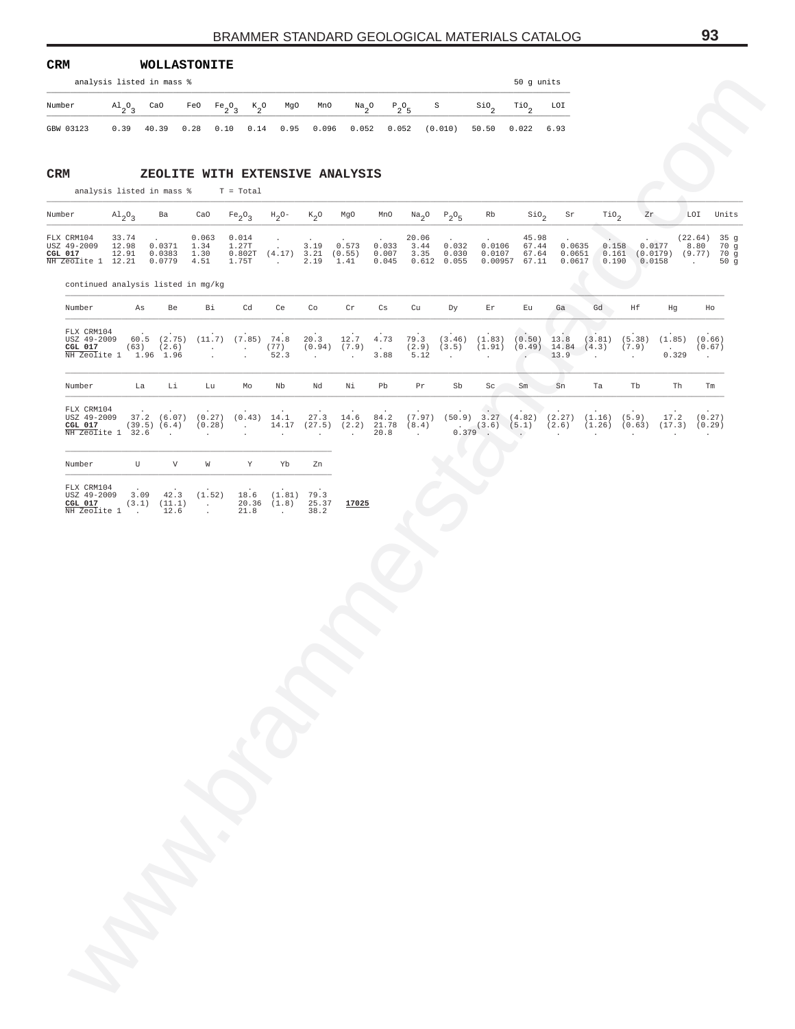## CRM WOLLASTONITE

analysis listed in mass % — 50 g units

| Number | $Al_2O_3$ | CaO | FeO | $Fe_2O_3$ | $K_2O$ | MgO | MnO | $Na_2O$ | $P_2O_5$ | S | $SiO_2$ | $TiO_2$ | LOI |
|---|---|---|---|---|---|---|---|---|---|---|---|---|---|
| GBW 03123 | 0.39 | 40.39 | 0.28 | 0.10 | 0.14 | 0.95 | 0.096 | 0.052 | 0.052 | (0.010) | 50.50 | 0.022 | 6.93 |

## CRM ZEOLITE WITH EXTENSIVE ANALYSIS

analysis listed in mass % T = Total

| Number | $Al_2O_3$ | Ba | CaO | $Fe_2O_3$ | $H_2O-$ | $K_2O$ | MgO | MnO | $Na_2O$ | $P_2O_5$ | Rb | $SiO_2$ | Sr | $TiO_2$ | Zr | LOI | Units |
|---|---|---|---|---|---|---|---|---|---|---|---|---|---|---|---|---|---|
| FLX CRM104 | 33.74 | . | 0.063 | 0.014 | . | . | . | . | 20.06 | . | . | 45.98 | . | . | . | (22.64) | 35 g |
| USZ 49-2009 | 12.98 | 0.0371 | 1.34 | 1.27T | . | 3.19 | 0.573 | 0.033 | 3.44 | 0.032 | 0.0106 | 67.44 | 0.0635 | 0.158 | 0.0177 | 8.80 | 70 g |
| **CGL 017** | 12.91 | 0.0383 | 1.30 | 0.802T | (4.17) | 3.21 | (0.55) | 0.007 | 3.35 | 0.030 | 0.0107 | 67.64 | 0.0651 | 0.161 | (0.0179) | (9.77) | 70 g |
| NH Zeolite 1 | 12.21 | 0.0779 | 4.51 | 1.75T | . | 2.19 | 1.41 | 0.045 | 0.612 | 0.055 | 0.00957 | 67.11 | 0.0617 | 0.190 | 0.0158 | . | 50 g |

continued analysis listed in mg/kg

| Number | As | Be | Bi | Cd | Ce | Co | Cr | Cs | Cu | Dy | Er | Eu | Ga | Gd | Hf | Hg | Ho |
|---|---|---|---|---|---|---|---|---|---|---|---|---|---|---|---|---|---|
| FLX CRM104 | . | . | . | . | . | . | . | . | . | . | . | . | . | . | . | . | . |
| USZ 49-2009 | 60.5 | (2.75) | (11.7) | (7.85) | 74.8 | 20.3 | 12.7 | 4.73 | 79.3 | (3.46) | (1.83) | (0.50) | 13.8 | (3.81) | (5.38) | (1.85) | (0.66) |
| **CGL 017** | (63) | (2.6) | . | . | (77) | (0.94) | (7.9) | . | (2.9) | (3.5) | (1.91) | (0.49) | 14.84 | (4.3) | (7.9) | . | (0.67) |
| NH Zeolite 1 | 1.96 | 1.96 | . | . | 52.3 | . | . | 3.88 | 5.12 | . | . | . | 13.9 | . | . | 0.329 | . |

| Number | La | Li | Lu | Mo | Nb | Nd | Ni | Pb | Pr | Sb | Sc | Sm | Sn | Ta | Tb | Th | Tm |
|---|---|---|---|---|---|---|---|---|---|---|---|---|---|---|---|---|---|
| FLX CRM104 | . | . | . | . | . | . | . | . | . | . | . | . | . | . | . | . | . |
| USZ 49-2009 | 37.2 | (6.07) | (0.27) | (0.43) | 14.1 | 27.3 | 14.6 | 84.2 | (7.97) | (50.9) | 3.27 | (4.82) | (2.27) | (1.16) | (5.9) | 17.2 | (0.27) |
| **CGL 017** | (39.5) | (6.4) | (0.28) | . | 14.17 | (27.5) | (2.2) | 21.78 | (8.4) | . | (3.6) | (5.1) | (2.6) | (1.26) | (0.63) | (17.3) | (0.29) |
| NH Zeolite 1 | 32.6 | . | . | . | . | . | . | 20.8 | . | 0.379 | . | . | . | . | . | . | . |

| Number | U | V | W | Y | Yb | Zn |
|---|---|---|---|---|---|---|
| FLX CRM104 | . | . | . | . | . | . |
| USZ 49-2009 | 3.09 | 42.3 | (1.52) | 18.6 | (1.81) | 79.3 |
| **CGL 017** | (3.1) | (11.1) | . | 20.36 | (1.8) | 25.37 |
| NH Zeolite 1 | . | 12.6 | . | 21.8 | . | 38.2 |

**17025**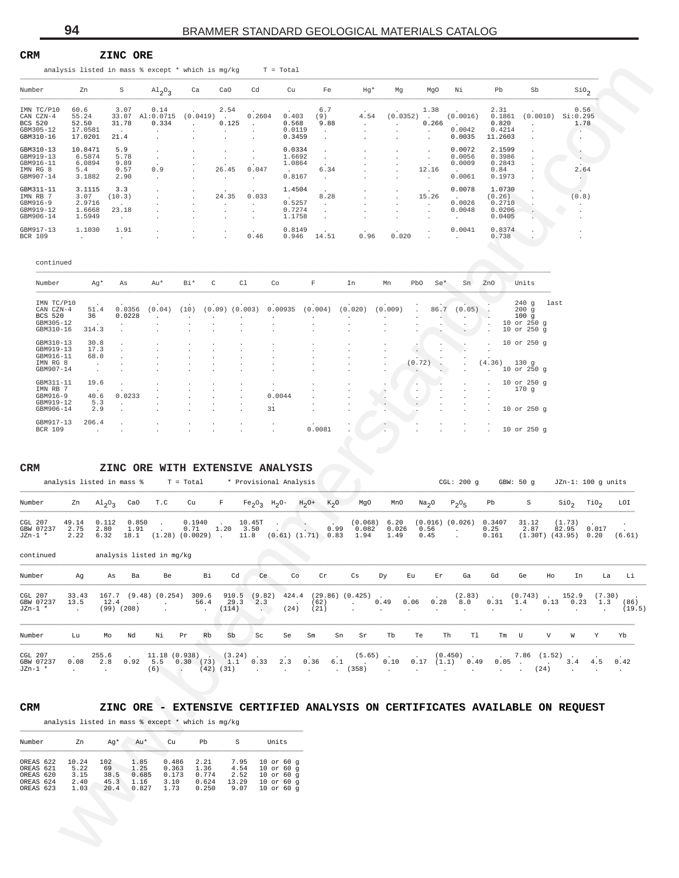## CRM ZINC ORE

analysis listed in mass % except * which is mg/kg   T = Total

| Number | Zn | S | $Al_2O_3$ | Ca | CaO | Cd | Cu | Fe | Hg* | Mg | MgO | Ni | Pb | Sb | $SiO_2$ |
|---|---|---|---|---|---|---|---|---|---|---|---|---|---|---|---|
| IMN TC/P10 | 60.6 | 3.07 | 0.14 | . | 2.54 | . | 0.403 | 6.7 | . | . | 1.38 | . | 2.31 | . | 0.56 |
| CAN CZN-4 | 55.24 | 33.07 | Al:0.0715 | (0.0419) | . | 0.2604 | 0.403 | (9) | 4.54 | (0.0352) | . | (0.0016) | 0.1861 | (0.0010) | Si:0.295 |
| BCS 520 | 52.50 | 31.78 | 0.334 | . | 0.125 | . | 0.568 | 9.88 | . | . | 0.266 | . | 0.820 | . | 1.78 |
| GBM305-12 | 17.0581 | . | . | . | . | . | 0.0119 | . | . | . | . | 0.0042 | 0.4214 | . | . |
| GBM310-16 | 17.0201 | 21.4 | . | . | . | . | 0.3459 | . | . | . | . | 0.0035 | 11.2603 | . | . |
| GBM310-13 | 10.8471 | 5.9 | . | . | . | . | 0.0334 | . | . | . | . | 0.0072 | 2.1599 | . | . |
| GBM919-13 | 6.5874 | 5.78 | . | . | . | . | 1.6692 | . | . | . | . | 0.0056 | 0.3986 | . | . |
| GBM916-11 | 6.0894 | 9.89 | . | . | . | . | 1.0864 | . | . | . | . | 0.0009 | 0.2843 | . | . |
| IMN RG 8 | 5.4 | 0.57 | 0.9 | . | 26.45 | 0.047 | . | 6.34 | . | . | 12.16 | . | 0.84 | . | 2.64 |
| GBM907-14 | 3.1882 | 2.90 | . | . | . | . | 0.8167 | . | . | . | . | 0.0061 | 0.1973 | . | . |
| GBM311-11 | 3.1115 | 3.3 | . | . | . | . | 1.4504 | . | . | . | . | 0.0078 | 1.0730 | . | . |
| IMN RB 7 | 3.07 | (10.3) | . | . | 24.35 | 0.033 | . | 8.28 | . | . | 15.26 | . | (0.26) | . | (0.8) |
| GBM916-9 | 2.9716 | . | . | . | . | . | 0.5257 | . | . | . | . | 0.0026 | 0.2710 | . | . |
| GBM919-12 | 1.6668 | 23.18 | . | . | . | . | 0.7274 | . | . | . | . | 0.0048 | 0.0206 | . | . |
| GBM906-14 | 1.5949 | . | . | . | . | . | 1.1758 | . | . | . | . | . | 0.0405 | . | . |
| GBM917-13 | 1.1030 | 1.91 | . | . | . | . | 0.8149 | . | . | . | . | 0.0041 | 0.8374 | . | . |
| BCR 109 | . | . | . | . | . | 0.46 | 0.946 | 14.51 | 0.96 | 0.020 | . | . | 0.738 | . | . |

continued

| Number | Ag* | As | Au* | Bi* | C | Cl | Co | F | In | Mn | PbO | Se* | Sn | ZnO | Units |
|---|---|---|---|---|---|---|---|---|---|---|---|---|---|---|---|
| IMN TC/P10 | . | . | . | . | . | . | . | . | . | . | . | . | . | . | 240 g last |
| CAN CZN-4 | 51.4 | 0.0356 | (0.04) | (10) | (0.09) | (0.003) | 0.00935 | (0.004) | (0.020) | (0.009) | . | 86.7 | (0.05) | . | 200 g |
| BCS 520 | 36 | 0.0228 | . | . | . | . | . | . | . | . | . | . | . | . | 100 g |
| GBM305-12 | . | . | . | . | . | . | . | . | . | . | . | . | . | . | 10 or 250 g |
| GBM310-16 | 314.3 | . | . | . | . | . | . | . | . | . | . | . | . | . | 10 or 250 g |
| GBM310-13 | 30.8 | . | . | . | . | . | . | . | . | . | . | . | . | . | 10 or 250 g |
| GBM919-13 | 17.3 | . | . | . | . | . | . | . | . | . | . | . | . | . | |
| GBM916-11 | 68.0 | . | . | . | . | . | . | . | . | . | . | . | . | . | |
| IMN RG 8 | . | . | . | . | . | . | . | . | . | . | (0.72) | . | . | (4.36) | 130 g |
| GBM907-14 | . | . | . | . | . | . | . | . | . | . | . | . | . | . | 10 or 250 g |
| GBM311-11 | 19.6 | . | . | . | . | . | . | . | . | . | . | . | . | . | 10 or 250 g |
| IMN RB 7 | . | . | . | . | . | . | . | . | . | . | . | . | . | . | 170 g |
| GBM916-9 | 40.6 | 0.0233 | . | . | . | . | 0.0044 | . | . | . | . | . | . | . | |
| GBM919-12 | 5.3 | . | . | . | . | . | . | . | . | . | . | . | . | . | |
| GBM906-14 | 2.9 | . | . | . | . | . | 31 | . | . | . | . | . | . | . | 10 or 250 g |
| GBM917-13 | 206.4 | . | . | . | . | . | . | . | . | . | . | . | . | . | |
| BCR 109 | . | . | . | . | . | . | . | 0.0081 | . | . | . | . | . | . | 10 or 250 g |

## CRM ZINC ORE WITH EXTENSIVE ANALYSIS

analysis listed in mass %   T = Total   * Provisional Analysis   CGL: 200 g   GBW: 50 g   JZn-1: 100 g units

| Number | Zn | $Al_2O_3$ | CaO | T.C | Cu | F | $Fe_2O_3$ | $H_2O-$ | $H_2O+$ | $K_2O$ | MgO | MnO | $Na_2O$ | $P_2O_5$ | Pb | S | $SiO_2$ | $TiO_2$ | LOI |
|---|---|---|---|---|---|---|---|---|---|---|---|---|---|---|---|---|---|---|---|
| CGL 207 | 49.14 | 0.112 | 0.850 | . | 0.1940 | . | 10.45T | . | . | . | (0.068) | 6.20 | (0.016) | (0.026) | 0.3407 | 31.12 | (1.73) | . | . |
| GBW 07237 | 2.75 | 2.80 | 1.91 | . | 0.71 | 1.20 | 3.50 | . | . | 0.99 | 0.082 | 0.026 | 0.56 | . | 0.25 | 2.87 | 82.95 | 0.017 | . |
| JZn-1 * | 2.22 | 6.32 | 18.1 | (1.28) | (0.0029) | . | 11.8 | (0.61) | (1.71) | 0.83 | 1.94 | 1.49 | 0.45 | . | 0.161 | (1.30T) | (43.95) | 0.20 | (6.61) |

continued   analysis listed in mg/kg

| Number | Ag | As | Ba | Be | Bi | Cd | Ce | Co | Cr | Cs | Dy | Eu | Er | Ga | Gd | Ge | Ho | In | La | Li |
|---|---|---|---|---|---|---|---|---|---|---|---|---|---|---|---|---|---|---|---|---|
| CGL 207 | 33.43 | 167.7 | (9.48) | (0.254) | 309.6 | 910.5 | (9.82) | 424.4 | (29.86) | (0.425) | . | . | . | (2.83) | . | (0.743) | . | 152.9 | (7.30) | . |
| GBW 07237 | 13.5 | 12.4 | . | . | 56.4 | 29.3 | 2.3 | . | (62) | . | 0.49 | 0.06 | 0.28 | 8.0 | 0.31 | 1.4 | 0.13 | 0.23 | 1.3 | (86) |
| JZn-1 * | . | (99) | (208) | . | . | (114) | . | (24) | (21) | . | . | . | . | . | . | . | . | . | . | (19.5) |

| Number | Lu | Mo | Nd | Ni | Pr | Rb | Sb | Sc | Se | Sm | Sn | Sr | Tb | Te | Th | Tl | Tm | U | V | W | Y | Yb |
|---|---|---|---|---|---|---|---|---|---|---|---|---|---|---|---|---|---|---|---|---|---|---|
| CGL 207 | . | 255.6 | . | 11.18 | (0.938) | . | (3.24) | . | . | . | . | (5.65) | . | . | (0.450) | . | . | 7.86 | (1.52) | . | . | . |
| GBW 07237 | 0.08 | 2.8 | 0.92 | 5.5 | 0.30 | (73) | 1.1 | 0.33 | 2.3 | 0.36 | 6.1 | . | 0.10 | 0.17 | (1.1) | 0.49 | 0.05 | . | . | 3.4 | 4.5 | 0.42 |
| JZn-1 * | . | . | . | (6) | . | (42) | (31) | . | . | . | . | (358) | . | . | . | . | . | . | (24) | . | . | . |

## CRM ZINC ORE - EXTENSIVE CERTIFIED ANALYSIS ON CERTIFICATES AVAILABLE ON REQUEST

analysis listed in mass % except * which is mg/kg

| Number | Zn | Ag* | Au* | Cu | Pb | S | Units |
|---|---|---|---|---|---|---|---|
| OREAS 622 | 10.24 | 102 | 1.85 | 0.486 | 2.21 | 7.95 | 10 or 60 g |
| OREAS 621 | 5.22 | 69 | 1.25 | 0.363 | 1.36 | 4.54 | 10 or 60 g |
| OREAS 620 | 3.15 | 38.5 | 0.685 | 0.173 | 0.774 | 2.52 | 10 or 60 g |
| OREAS 624 | 2.40 | 45.3 | 1.16 | 3.10 | 0.624 | 13.29 | 10 or 60 g |
| OREAS 623 | 1.03 | 20.4 | 0.827 | 1.73 | 0.250 | 9.07 | 10 or 60 g |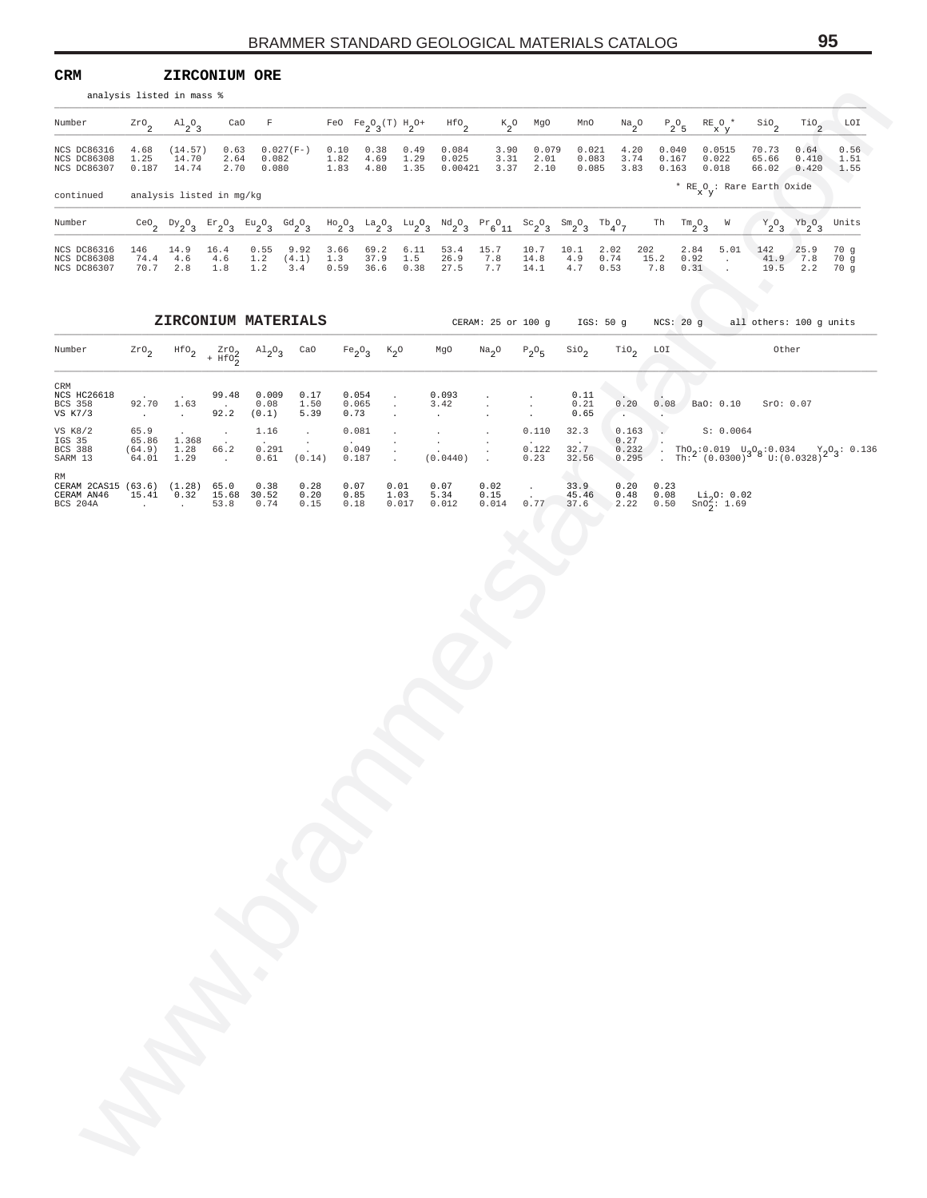**CRM** **ZIRCONIUM ORE**

analysis listed in mass %

| Number | $ZrO_2$ | $Al_2O_3$ | CaO | F | FeO | $Fe_2O_3$(T) | $H_2O$+ | $HfO_2$ | $K_2O$ | MgO | MnO | $Na_2O$ | $P_2O_5$ | $RE_xO_y$ * | $SiO_2$ | $TiO_2$ | LOI |
|---|---|---|---|---|---|---|---|---|---|---|---|---|---|---|---|---|---|
| NCS DC86316 | 4.68 | (14.57) | 0.63 | 0.027(F-) | 0.10 | 0.38 | 0.49 | 0.084 | 3.90 | 0.079 | 0.021 | 4.20 | 0.040 | 0.0515 | 70.73 | 0.64 | 0.56 |
| NCS DC86308 | 1.25 | 14.70 | 2.64 | 0.082 | 1.82 | 4.69 | 1.29 | 0.025 | 3.31 | 2.01 | 0.083 | 3.74 | 0.167 | 0.022 | 65.66 | 0.410 | 1.51 |
| NCS DC86307 | 0.187 | 14.74 | 2.70 | 0.080 | 1.83 | 4.80 | 1.35 | 0.00421 | 3.37 | 2.10 | 0.085 | 3.83 | 0.163 | 0.018 | 66.02 | 0.420 | 1.55 |

\* $RE_xO_y$: Rare Earth Oxide

continued analysis listed in mg/kg

| Number | $CeO_2$ | $Dy_2O_3$ | $Er_2O_3$ | $Eu_2O_3$ | $Gd_2O_3$ | $Ho_2O_3$ | $La_2O_3$ | $Lu_2O_3$ | $Nd_2O_3$ | $Pr_6O_{11}$ | $Sc_2O_3$ | $Sm_2O_3$ | $Tb_4O_7$ | Th | $Tm_2O_3$ | W | $Y_2O_3$ | $Yb_2O_3$ | Units |
|---|---|---|---|---|---|---|---|---|---|---|---|---|---|---|---|---|---|---|---|
| NCS DC86316 | 146 | 14.9 | 16.4 | 0.55 | 9.92 | 3.66 | 69.2 | 6.11 | 53.4 | 15.7 | 10.7 | 10.1 | 2.02 | 202 | 2.84 | 5.01 | 142 | 25.9 | 70 g |
| NCS DC86308 | 74.4 | 4.6 | 4.6 | 1.2 | (4.1) | 1.3 | 37.9 | 1.5 | 26.9 | 7.8 | 14.8 | 4.9 | 0.74 | 15.2 | 0.92 | . | 41.9 | 7.8 | 70 g |
| NCS DC86307 | 70.7 | 2.8 | 1.8 | 1.2 | 3.4 | 0.59 | 36.6 | 0.38 | 27.5 | 7.7 | 14.1 | 4.7 | 0.53 | 7.8 | 0.31 | . | 19.5 | 2.2 | 70 g |

**ZIRCONIUM MATERIALS**

CERAM: 25 or 100 g IGS: 50 g NCS: 20 g all others: 100 g units

| Number | $ZrO_2$ | $HfO_2$ | $ZrO_2$ + $HfO_2$ | $Al_2O_3$ | CaO | $Fe_2O_3$ | $K_2O$ | MgO | $Na_2O$ | $P_2O_5$ | $SiO_2$ | $TiO_2$ | LOI | Other |
|---|---|---|---|---|---|---|---|---|---|---|---|---|---|---|
| CRM | | | | | | | | | | | | | | |
| NCS HC26618 | . | . | 99.48 | 0.009 | 0.17 | 0.054 | . | 0.093 | . | . | 0.11 | . | . | |
| BCS 358 | 92.70 | 1.63 | . | 0.08 | 1.50 | 0.065 | . | 3.42 | . | . | 0.21 | 0.20 | 0.08 | BaO: 0.10 SrO: 0.07 |
| VS K7/3 | . | . | 92.2 | (0.1) | 5.39 | 0.73 | . | . | . | . | 0.65 | . | . | |
| VS K8/2 | 65.9 | . | . | 1.16 | . | 0.081 | . | . | . | 0.110 | 32.3 | 0.163 | . | S: 0.0064 |
| IGS 35 | 65.86 | 1.368 | . | . | . | . | . | . | . | . | . | 0.27 | . | |
| BCS 388 | (64.9) | 1.28 | 66.2 | 0.291 | . | 0.049 | . | . | . | 0.122 | 32.7 | 0.232 | . | $ThO_2$:0.019 $U_3O_8$:0.034 $Y_2O_3$: 0.136 |
| SARM 13 | 64.01 | 1.29 | . | 0.61 | (0.14) | 0.187 | . | (0.0440) | . | 0.23 | 32.56 | 0.295 | . | Th: (0.0300) U:(0.0328) |
| RM | | | | | | | | | | | | | | |
| CERAM 2CAS15 | (63.6) | (1.28) | 65.0 | 0.38 | 0.28 | 0.07 | 0.01 | 0.07 | 0.02 | . | 33.9 | 0.20 | 0.23 | |
| CERAM AN46 | 15.41 | 0.32 | 15.68 | 30.52 | 0.20 | 0.85 | 1.03 | 5.34 | 0.15 | . | 45.46 | 0.48 | 0.08 | $Li_2O$: 0.02 |
| BCS 204A | . | . | 53.8 | 0.74 | 0.15 | 0.18 | 0.017 | 0.012 | 0.014 | 0.77 | 37.6 | 2.22 | 0.50 | $SnO_2$: 1.69 |